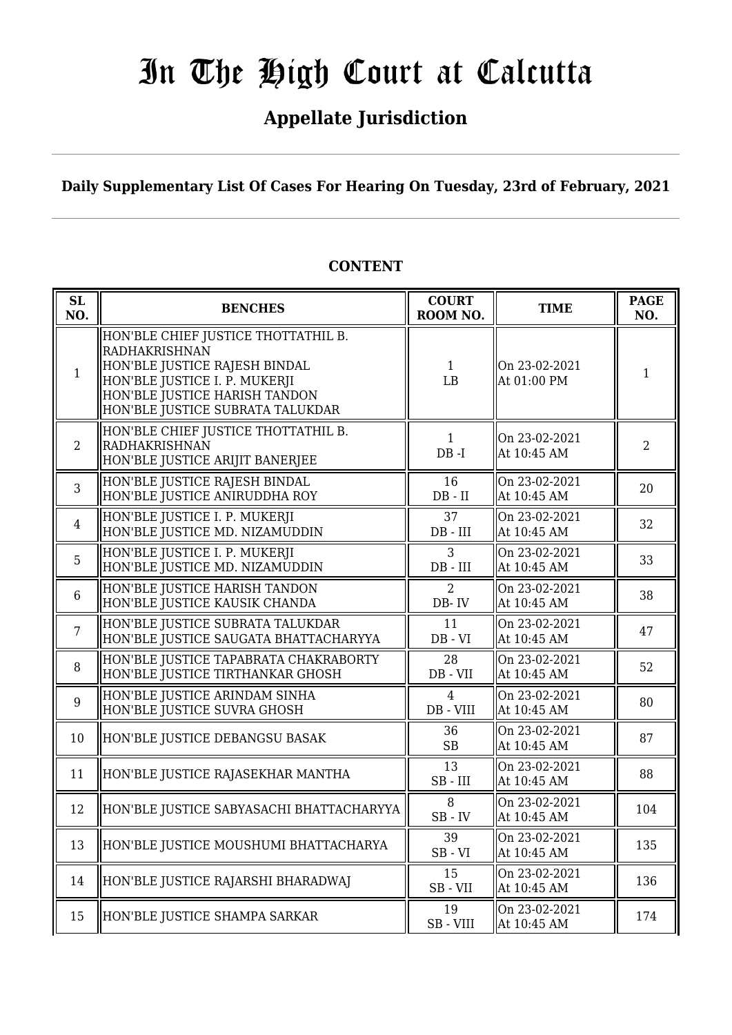# In The High Court at Calcutta

## Appellate Jurisdiction

**Daily Supplementary List Of Cases For Hearing On Tuesday, 23rd of February, 2021**

**CONTENT**

| SL NO. | BENCHES | COURT ROOM NO. | TIME | PAGE NO. |
|---|---|---|---|---|
| 1 | HON'BLE CHIEF JUSTICE THOTTATHIL B. RADHAKRISHNAN<br>HON'BLE JUSTICE RAJESH BINDAL<br>HON'BLE JUSTICE I. P. MUKERJI<br>HON'BLE JUSTICE HARISH TANDON<br>HON'BLE JUSTICE SUBRATA TALUKDAR | 1<br>LB | On 23-02-2021<br>At 01:00 PM | 1 |
| 2 | HON'BLE CHIEF JUSTICE THOTTATHIL B. RADHAKRISHNAN<br>HON'BLE JUSTICE ARIJIT BANERJEE | 1<br>DB -I | On 23-02-2021<br>At 10:45 AM | 2 |
| 3 | HON'BLE JUSTICE RAJESH BINDAL<br>HON'BLE JUSTICE ANIRUDDHA ROY | 16<br>DB - II | On 23-02-2021<br>At 10:45 AM | 20 |
| 4 | HON'BLE JUSTICE I. P. MUKERJI<br>HON'BLE JUSTICE MD. NIZAMUDDIN | 37<br>DB - III | On 23-02-2021<br>At 10:45 AM | 32 |
| 5 | HON'BLE JUSTICE I. P. MUKERJI<br>HON'BLE JUSTICE MD. NIZAMUDDIN | 3<br>DB - III | On 23-02-2021<br>At 10:45 AM | 33 |
| 6 | HON'BLE JUSTICE HARISH TANDON<br>HON'BLE JUSTICE KAUSIK CHANDA | 2<br>DB- IV | On 23-02-2021<br>At 10:45 AM | 38 |
| 7 | HON'BLE JUSTICE SUBRATA TALUKDAR<br>HON'BLE JUSTICE SAUGATA BHATTACHARYYA | 11<br>DB - VI | On 23-02-2021<br>At 10:45 AM | 47 |
| 8 | HON'BLE JUSTICE TAPABRATA CHAKRABORTY<br>HON'BLE JUSTICE TIRTHANKAR GHOSH | 28<br>DB - VII | On 23-02-2021<br>At 10:45 AM | 52 |
| 9 | HON'BLE JUSTICE ARINDAM SINHA<br>HON'BLE JUSTICE SUVRA GHOSH | 4<br>DB - VIII | On 23-02-2021<br>At 10:45 AM | 80 |
| 10 | HON'BLE JUSTICE DEBANGSU BASAK | 36<br>SB | On 23-02-2021<br>At 10:45 AM | 87 |
| 11 | HON'BLE JUSTICE RAJASEKHAR MANTHA | 13<br>SB - III | On 23-02-2021<br>At 10:45 AM | 88 |
| 12 | HON'BLE JUSTICE SABYASACHI BHATTACHARYYA | 8<br>SB - IV | On 23-02-2021<br>At 10:45 AM | 104 |
| 13 | HON'BLE JUSTICE MOUSHUMI BHATTACHARYA | 39<br>SB - VI | On 23-02-2021<br>At 10:45 AM | 135 |
| 14 | HON'BLE JUSTICE RAJARSHI BHARADWAJ | 15<br>SB - VII | On 23-02-2021<br>At 10:45 AM | 136 |
| 15 | HON'BLE JUSTICE SHAMPA SARKAR | 19<br>SB - VIII | On 23-02-2021<br>At 10:45 AM | 174 |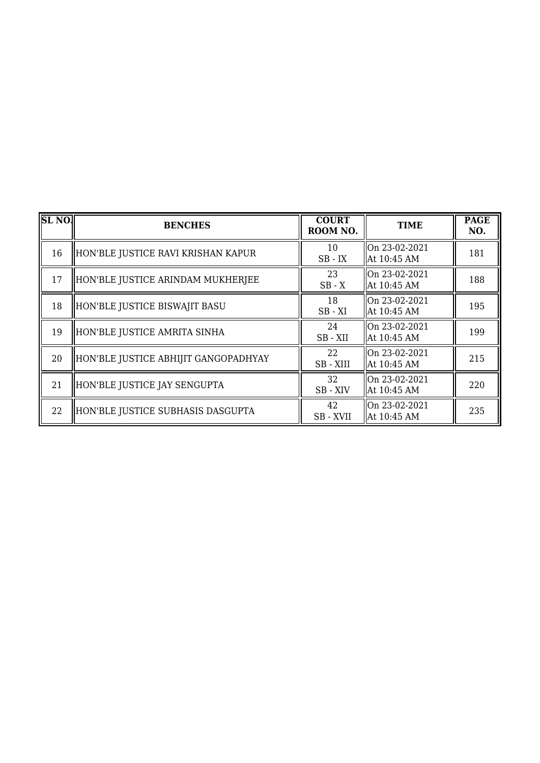| SL NO. | BENCHES | COURT ROOM NO. | TIME | PAGE NO. |
|---|---|---|---|---|
| 16 | HON'BLE JUSTICE RAVI KRISHAN KAPUR | 10<br>SB - IX | On 23-02-2021<br>At 10:45 AM | 181 |
| 17 | HON'BLE JUSTICE ARINDAM MUKHERJEE | 23<br>SB - X | On 23-02-2021<br>At 10:45 AM | 188 |
| 18 | HON'BLE JUSTICE BISWAJIT BASU | 18<br>SB - XI | On 23-02-2021<br>At 10:45 AM | 195 |
| 19 | HON'BLE JUSTICE AMRITA SINHA | 24<br>SB - XII | On 23-02-2021<br>At 10:45 AM | 199 |
| 20 | HON'BLE JUSTICE ABHIJIT GANGOPADHYAY | 22<br>SB - XIII | On 23-02-2021<br>At 10:45 AM | 215 |
| 21 | HON'BLE JUSTICE JAY SENGUPTA | 32<br>SB - XIV | On 23-02-2021<br>At 10:45 AM | 220 |
| 22 | HON'BLE JUSTICE SUBHASIS DASGUPTA | 42<br>SB - XVII | On 23-02-2021<br>At 10:45 AM | 235 |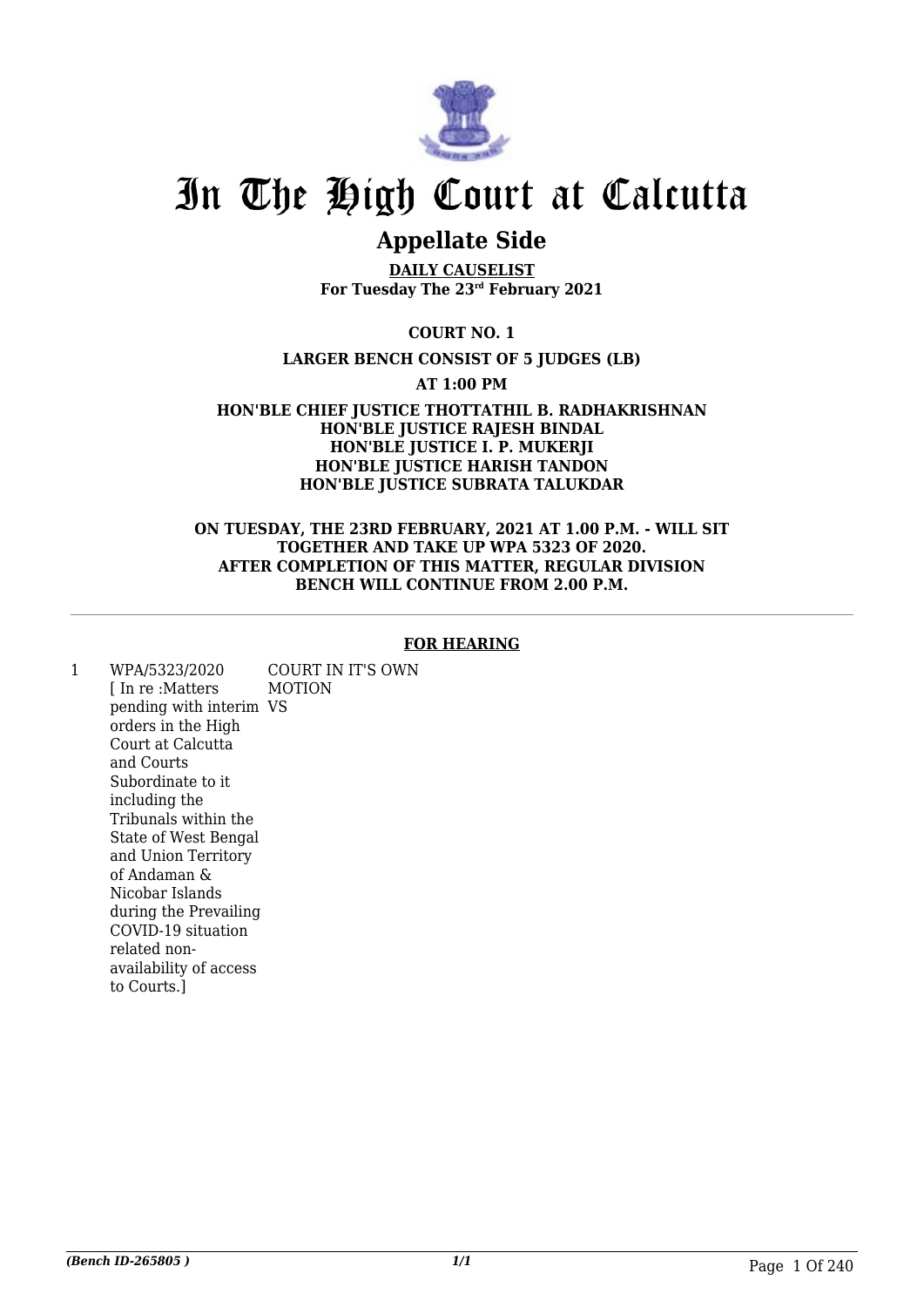# In The High Court at Calcutta

## Appellate Side

**DAILY CAUSELIST**
**For Tuesday The 23rd February 2021**

**COURT NO. 1**

**LARGER BENCH CONSIST OF 5 JUDGES (LB)**

**AT 1:00 PM**

**HON'BLE CHIEF JUSTICE THOTTATHIL B. RADHAKRISHNAN**
**HON'BLE JUSTICE RAJESH BINDAL**
**HON'BLE JUSTICE I. P. MUKERJI**
**HON'BLE JUSTICE HARISH TANDON**
**HON'BLE JUSTICE SUBRATA TALUKDAR**

**ON TUESDAY, THE 23RD FEBRUARY, 2021 AT 1.00 P.M. - WILL SIT TOGETHER AND TAKE UP WPA 5323 OF 2020. AFTER COMPLETION OF THIS MATTER, REGULAR DIVISION BENCH WILL CONTINUE FROM 2.00 P.M.**

---

**FOR HEARING**

| | | |
|---|---|---|
| 1 | WPA/5323/2020 [ In re :Matters pending with interim orders in the High Court at Calcutta and Courts Subordinate to it including the Tribunals within the State of West Bengal and Union Territory of Andaman & Nicobar Islands during the Prevailing COVID-19 situation related non-availability of access to Courts.] | COURT IN IT'S OWN MOTION VS |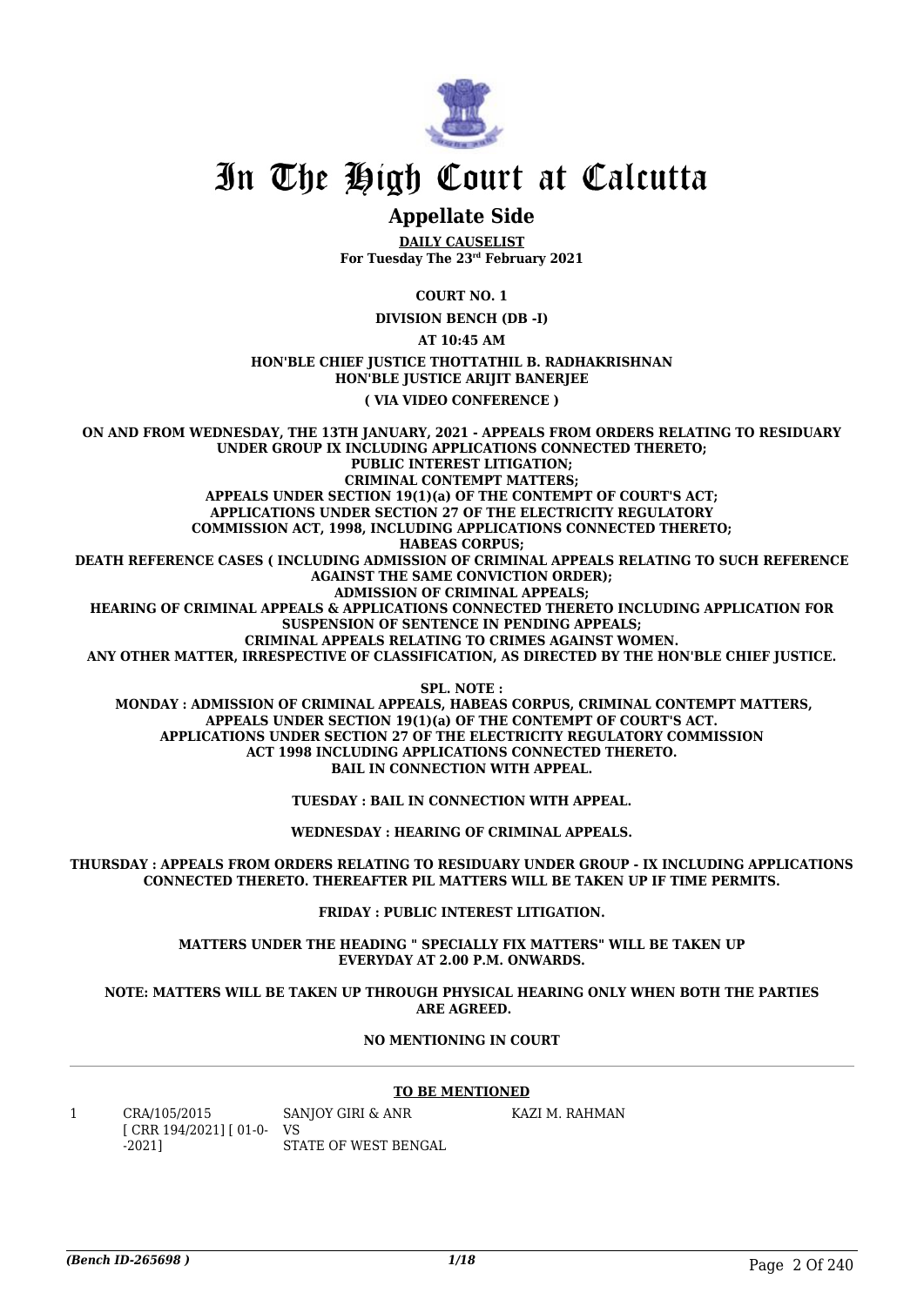# In The High Court at Calcutta

## Appellate Side

**DAILY CAUSELIST**

**For Tuesday The 23rd February 2021**

**COURT NO. 1**

**DIVISION BENCH (DB -I)**

**AT 10:45 AM**

**HON'BLE CHIEF JUSTICE THOTTATHIL B. RADHAKRISHNAN**
**HON'BLE JUSTICE ARIJIT BANERJEE**

**( VIA VIDEO CONFERENCE )**

**ON AND FROM WEDNESDAY, THE 13TH JANUARY, 2021 - APPEALS FROM ORDERS RELATING TO RESIDUARY UNDER GROUP IX INCLUDING APPLICATIONS CONNECTED THERETO;**
**PUBLIC INTEREST LITIGATION;**
**CRIMINAL CONTEMPT MATTERS;**
**APPEALS UNDER SECTION 19(1)(a) OF THE CONTEMPT OF COURT'S ACT;**
**APPLICATIONS UNDER SECTION 27 OF THE ELECTRICITY REGULATORY COMMISSION ACT, 1998, INCLUDING APPLICATIONS CONNECTED THERETO;**
**HABEAS CORPUS;**
**DEATH REFERENCE CASES ( INCLUDING ADMISSION OF CRIMINAL APPEALS RELATING TO SUCH REFERENCE AGAINST THE SAME CONVICTION ORDER);**
**ADMISSION OF CRIMINAL APPEALS;**
**HEARING OF CRIMINAL APPEALS & APPLICATIONS CONNECTED THERETO INCLUDING APPLICATION FOR SUSPENSION OF SENTENCE IN PENDING APPEALS;**
**CRIMINAL APPEALS RELATING TO CRIMES AGAINST WOMEN.**
**ANY OTHER MATTER, IRRESPECTIVE OF CLASSIFICATION, AS DIRECTED BY THE HON'BLE CHIEF JUSTICE.**

**SPL. NOTE :**
**MONDAY : ADMISSION OF CRIMINAL APPEALS, HABEAS CORPUS, CRIMINAL CONTEMPT MATTERS, APPEALS UNDER SECTION 19(1)(a) OF THE CONTEMPT OF COURT'S ACT. APPLICATIONS UNDER SECTION 27 OF THE ELECTRICITY REGULATORY COMMISSION ACT 1998 INCLUDING APPLICATIONS CONNECTED THERETO. BAIL IN CONNECTION WITH APPEAL.**

**TUESDAY : BAIL IN CONNECTION WITH APPEAL.**

**WEDNESDAY : HEARING OF CRIMINAL APPEALS.**

**THURSDAY : APPEALS FROM ORDERS RELATING TO RESIDUARY UNDER GROUP - IX INCLUDING APPLICATIONS CONNECTED THERETO. THEREAFTER PIL MATTERS WILL BE TAKEN UP IF TIME PERMITS.**

**FRIDAY : PUBLIC INTEREST LITIGATION.**

**MATTERS UNDER THE HEADING " SPECIALLY FIX MATTERS" WILL BE TAKEN UP EVERYDAY AT 2.00 P.M. ONWARDS.**

**NOTE: MATTERS WILL BE TAKEN UP THROUGH PHYSICAL HEARING ONLY WHEN BOTH THE PARTIES ARE AGREED.**

**NO MENTIONING IN COURT**

**TO BE MENTIONED**

| | | | |
|---|---|---|---|
| 1 | CRA/105/2015 [ CRR 194/2021] [ 01-0- -2021] | SANJOY GIRI & ANR VS STATE OF WEST BENGAL | KAZI M. RAHMAN |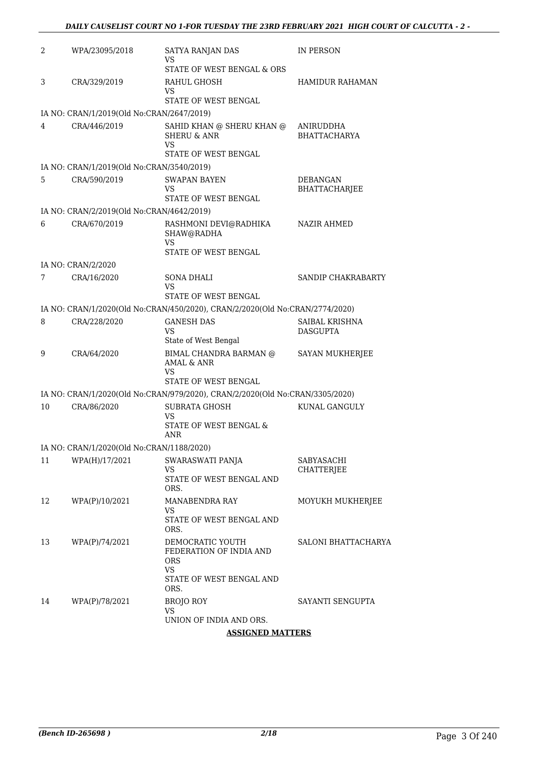| | | | |
|---|---|---|---|
| 2 | WPA/23095/2018 | SATYA RANJAN DAS<br>VS<br>STATE OF WEST BENGAL & ORS | IN PERSON |
| 3 | CRA/329/2019 | RAHUL GHOSH<br>VS<br>STATE OF WEST BENGAL | HAMIDUR RAHAMAN |
| | IA NO: CRAN/1/2019(Old No:CRAN/2647/2019) | | |
| 4 | CRA/446/2019 | SAHID KHAN @ SHERU KHAN @ SHERU & ANR<br>VS<br>STATE OF WEST BENGAL | ANIRUDDHA BHATTACHARYA |
| | IA NO: CRAN/1/2019(Old No:CRAN/3540/2019) | | |
| 5 | CRA/590/2019 | SWAPAN BAYEN<br>VS<br>STATE OF WEST BENGAL | DEBANGAN BHATTACHARJEE |
| | IA NO: CRAN/2/2019(Old No:CRAN/4642/2019) | | |
| 6 | CRA/670/2019 | RASHMONI DEVI@RADHIKA SHAW@RADHA<br>VS<br>STATE OF WEST BENGAL | NAZIR AHMED |
| | IA NO: CRAN/2/2020 | | |
| 7 | CRA/16/2020 | SONA DHALI<br>VS<br>STATE OF WEST BENGAL | SANDIP CHAKRABARTY |
| | IA NO: CRAN/1/2020(Old No:CRAN/450/2020), CRAN/2/2020(Old No:CRAN/2774/2020) | | |
| 8 | CRA/228/2020 | GANESH DAS<br>VS<br>State of West Bengal | SAIBAL KRISHNA DASGUPTA |
| 9 | CRA/64/2020 | BIMAL CHANDRA BARMAN @ AMAL & ANR<br>VS<br>STATE OF WEST BENGAL | SAYAN MUKHERJEE |
| | IA NO: CRAN/1/2020(Old No:CRAN/979/2020), CRAN/2/2020(Old No:CRAN/3305/2020) | | |
| 10 | CRA/86/2020 | SUBRATA GHOSH<br>VS<br>STATE OF WEST BENGAL & ANR | KUNAL GANGULY |
| | IA NO: CRAN/1/2020(Old No:CRAN/1188/2020) | | |
| 11 | WPA(H)/17/2021 | SWARASWATI PANJA<br>VS<br>STATE OF WEST BENGAL AND ORS. | SABYASACHI CHATTERJEE |
| 12 | WPA(P)/10/2021 | MANABENDRA RAY<br>VS<br>STATE OF WEST BENGAL AND ORS. | MOYUKH MUKHERJEE |
| 13 | WPA(P)/74/2021 | DEMOCRATIC YOUTH FEDERATION OF INDIA AND ORS<br>VS<br>STATE OF WEST BENGAL AND ORS. | SALONI BHATTACHARYA |
| 14 | WPA(P)/78/2021 | BROJO ROY<br>VS<br>UNION OF INDIA AND ORS. | SAYANTI SENGUPTA |

**ASSIGNED MATTERS**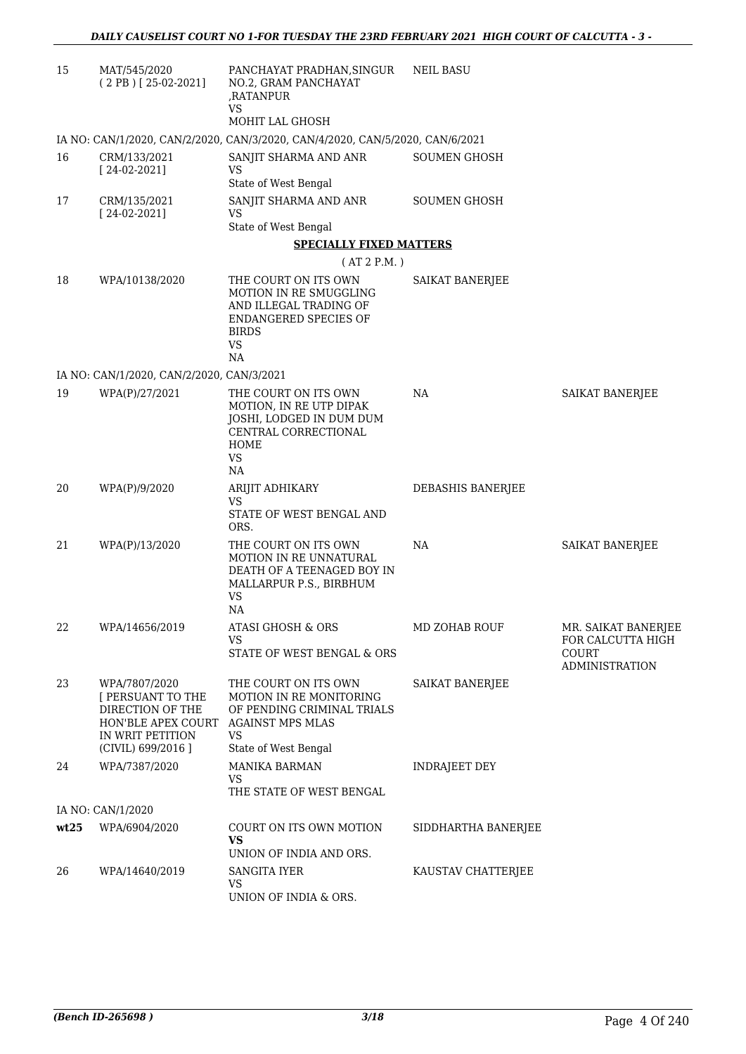| | | | | |
|---|---|---|---|---|
| 15 | MAT/545/2020 ( 2 PB ) [ 25-02-2021] | PANCHAYAT PRADHAN,SINGUR NO.2, GRAM PANCHAYAT ,RATANPUR VS MOHIT LAL GHOSH | NEIL BASU | |
| | IA NO: CAN/1/2020, CAN/2/2020, CAN/3/2020, CAN/4/2020, CAN/5/2020, CAN/6/2021 | | | |
| 16 | CRM/133/2021 [ 24-02-2021] | SANJIT SHARMA AND ANR VS State of West Bengal | SOUMEN GHOSH | |
| 17 | CRM/135/2021 [ 24-02-2021] | SANJIT SHARMA AND ANR VS State of West Bengal | SOUMEN GHOSH | |

**SPECIALLY FIXED MATTERS**

( AT 2 P.M. )

| | | | | |
|---|---|---|---|---|
| 18 | WPA/10138/2020 | THE COURT ON ITS OWN MOTION IN RE SMUGGLING AND ILLEGAL TRADING OF ENDANGERED SPECIES OF BIRDS VS NA | SAIKAT BANERJEE | |
| | IA NO: CAN/1/2020, CAN/2/2020, CAN/3/2021 | | | |
| 19 | WPA(P)/27/2021 | THE COURT ON ITS OWN MOTION, IN RE UTP DIPAK JOSHI, LODGED IN DUM DUM CENTRAL CORRECTIONAL HOME VS NA | NA | SAIKAT BANERJEE |
| 20 | WPA(P)/9/2020 | ARIJIT ADHIKARY VS STATE OF WEST BENGAL AND ORS. | DEBASHIS BANERJEE | |
| 21 | WPA(P)/13/2020 | THE COURT ON ITS OWN MOTION IN RE UNNATURAL DEATH OF A TEENAGED BOY IN MALLARPUR P.S., BIRBHUM VS NA | NA | SAIKAT BANERJEE |
| 22 | WPA/14656/2019 | ATASI GHOSH & ORS VS STATE OF WEST BENGAL & ORS | MD ZOHAB ROUF | MR. SAIKAT BANERJEE FOR CALCUTTA HIGH COURT ADMINISTRATION |
| 23 | WPA/7807/2020 [ PERSUANT TO THE DIRECTION OF THE HON'BLE APEX COURT IN WRIT PETITION (CIVIL) 699/2016 ] | THE COURT ON ITS OWN MOTION IN RE MONITORING OF PENDING CRIMINAL TRIALS AGAINST MPS MLAS VS State of West Bengal | SAIKAT BANERJEE | |
| 24 | WPA/7387/2020 | MANIKA BARMAN VS THE STATE OF WEST BENGAL | INDRAJEET DEY | |
| | IA NO: CAN/1/2020 | | | |
| **wt25** | WPA/6904/2020 | COURT ON ITS OWN MOTION **VS** UNION OF INDIA AND ORS. | SIDDHARTHA BANERJEE | |
| 26 | WPA/14640/2019 | SANGITA IYER VS UNION OF INDIA & ORS. | KAUSTAV CHATTERJEE | |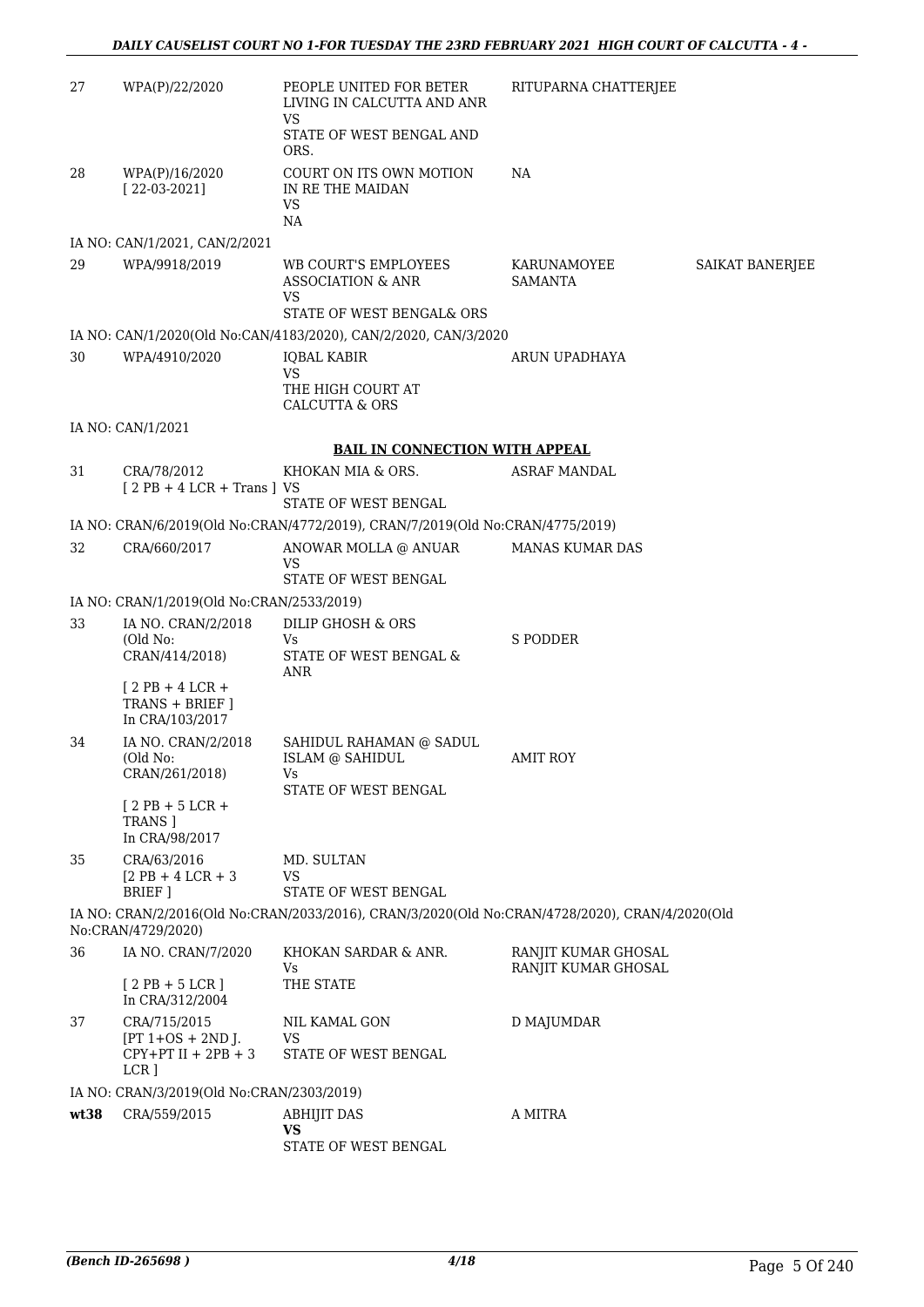| | | | | |
|---|---|---|---|---|
| 27 | WPA(P)/22/2020 | PEOPLE UNITED FOR BETER LIVING IN CALCUTTA AND ANR<br>VS<br>STATE OF WEST BENGAL AND ORS. | RITUPARNA CHATTERJEE | |
| 28 | WPA(P)/16/2020<br>[ 22-03-2021] | COURT ON ITS OWN MOTION IN RE THE MAIDAN<br>VS<br>NA | NA | |
| | IA NO: CAN/1/2021, CAN/2/2021 | | | |
| 29 | WPA/9918/2019 | WB COURT'S EMPLOYEES ASSOCIATION & ANR<br>VS<br>STATE OF WEST BENGAL& ORS | KARUNAMOYEE SAMANTA | SAIKAT BANERJEE |
| | IA NO: CAN/1/2020(Old No:CAN/4183/2020), CAN/2/2020, CAN/3/2020 | | | |
| 30 | WPA/4910/2020 | IQBAL KABIR<br>VS<br>THE HIGH COURT AT CALCUTTA & ORS | ARUN UPADHAYA | |
| | IA NO: CAN/1/2021 | | | |

**BAIL IN CONNECTION WITH APPEAL**

| | | | | |
|---|---|---|---|---|
| 31 | CRA/78/2012<br>[ 2 PB + 4 LCR + Trans ] | KHOKAN MIA & ORS.<br>VS<br>STATE OF WEST BENGAL | ASRAF MANDAL | |
| | IA NO: CRAN/6/2019(Old No:CRAN/4772/2019), CRAN/7/2019(Old No:CRAN/4775/2019) | | | |
| 32 | CRA/660/2017 | ANOWAR MOLLA @ ANUAR<br>VS<br>STATE OF WEST BENGAL | MANAS KUMAR DAS | |
| | IA NO: CRAN/1/2019(Old No:CRAN/2533/2019) | | | |
| 33 | IA NO. CRAN/2/2018 (Old No: CRAN/414/2018)<br>[ 2 PB + 4 LCR + TRANS + BRIEF ]<br>In CRA/103/2017 | DILIP GHOSH & ORS<br>Vs<br>STATE OF WEST BENGAL & ANR | S PODDER | |
| 34 | IA NO. CRAN/2/2018 (Old No: CRAN/261/2018)<br>[ 2 PB + 5 LCR + TRANS ]<br>In CRA/98/2017 | SAHIDUL RAHAMAN @ SADUL ISLAM @ SAHIDUL<br>Vs<br>STATE OF WEST BENGAL | AMIT ROY | |
| 35 | CRA/63/2016<br>[2 PB + 4 LCR + 3 BRIEF ] | MD. SULTAN<br>VS<br>STATE OF WEST BENGAL | | |
| | IA NO: CRAN/2/2016(Old No:CRAN/2033/2016), CRAN/3/2020(Old No:CRAN/4728/2020), CRAN/4/2020(Old No:CRAN/4729/2020) | | | |
| 36 | IA NO. CRAN/7/2020<br>[ 2 PB + 5 LCR ]<br>In CRA/312/2004 | KHOKAN SARDAR & ANR.<br>Vs<br>THE STATE | RANJIT KUMAR GHOSAL<br>RANJIT KUMAR GHOSAL | |
| 37 | CRA/715/2015<br>[PT 1+OS + 2ND J. CPY+PT II + 2PB + 3 LCR ] | NIL KAMAL GON<br>VS<br>STATE OF WEST BENGAL | D MAJUMDAR | |
| | IA NO: CRAN/3/2019(Old No:CRAN/2303/2019) | | | |
| **wt38** | CRA/559/2015 | ABHIJIT DAS<br>**VS**<br>STATE OF WEST BENGAL | A MITRA | |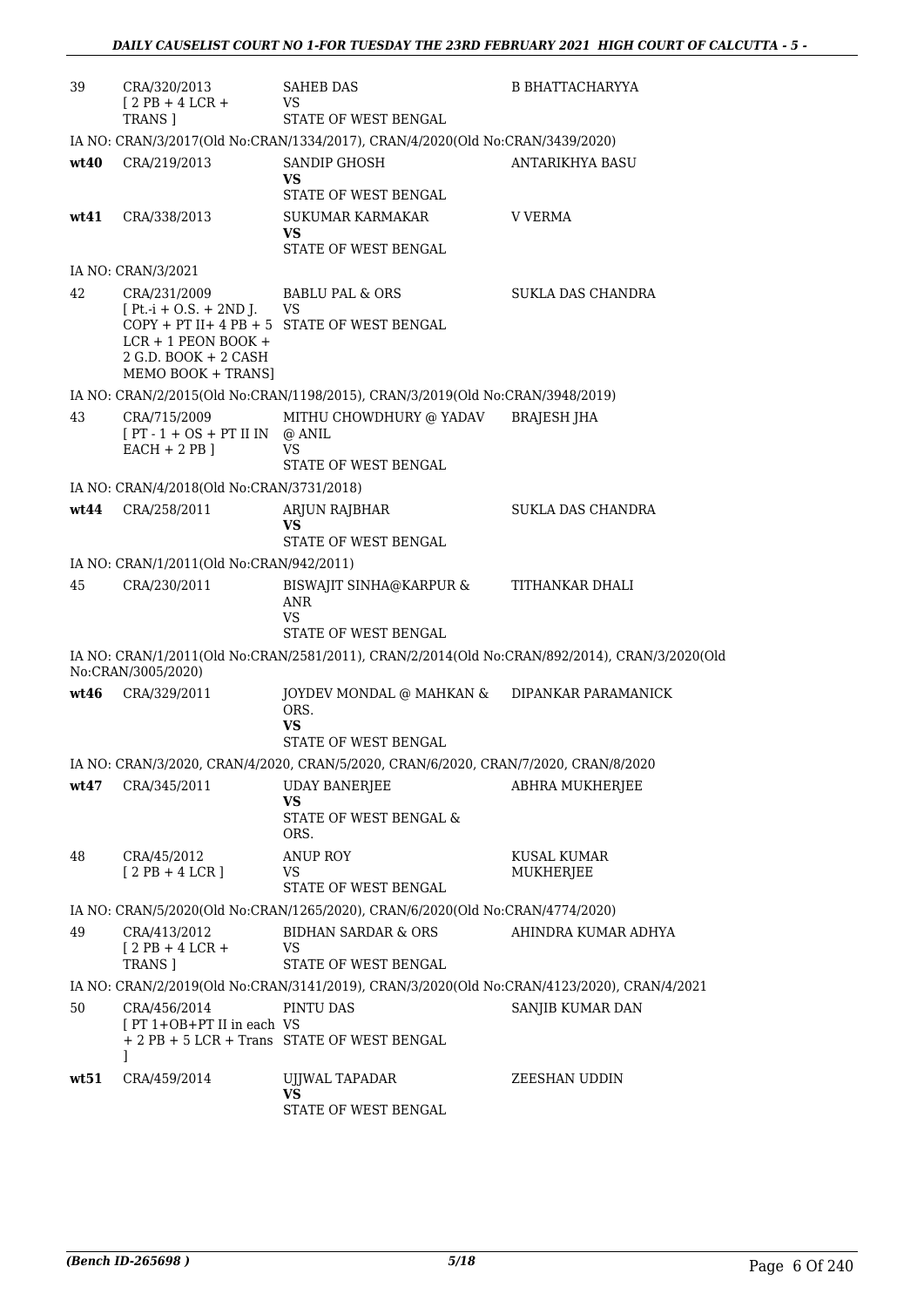| | | | |
|---|---|---|---|
| 39 | CRA/320/2013 [ 2 PB + 4 LCR + TRANS ] | SAHEB DAS VS STATE OF WEST BENGAL | B BHATTACHARYYA |
| | IA NO: CRAN/3/2017(Old No:CRAN/1334/2017), CRAN/4/2020(Old No:CRAN/3439/2020) | | |
| **wt40** | CRA/219/2013 | SANDIP GHOSH **VS** STATE OF WEST BENGAL | ANTARIKHYA BASU |
| **wt41** | CRA/338/2013 | SUKUMAR KARMAKAR **VS** STATE OF WEST BENGAL | V VERMA |
| | IA NO: CRAN/3/2021 | | |
| 42 | CRA/231/2009 [ Pt.-i + O.S. + 2ND J. COPY + PT II+ 4 PB + 5 LCR + 1 PEON BOOK + 2 G.D. BOOK + 2 CASH MEMO BOOK + TRANS] | BABLU PAL & ORS VS STATE OF WEST BENGAL | SUKLA DAS CHANDRA |
| | IA NO: CRAN/2/2015(Old No:CRAN/1198/2015), CRAN/3/2019(Old No:CRAN/3948/2019) | | |
| 43 | CRA/715/2009 [ PT - 1 + OS + PT II IN EACH + 2 PB ] | MITHU CHOWDHURY @ YADAV @ ANIL VS STATE OF WEST BENGAL | BRAJESH JHA |
| | IA NO: CRAN/4/2018(Old No:CRAN/3731/2018) | | |
| **wt44** | CRA/258/2011 | ARJUN RAJBHAR **VS** STATE OF WEST BENGAL | SUKLA DAS CHANDRA |
| | IA NO: CRAN/1/2011(Old No:CRAN/942/2011) | | |
| 45 | CRA/230/2011 | BISWAJIT SINHA@KARPUR & ANR VS STATE OF WEST BENGAL | TITHANKAR DHALI |
| | IA NO: CRAN/1/2011(Old No:CRAN/2581/2011), CRAN/2/2014(Old No:CRAN/892/2014), CRAN/3/2020(Old No:CRAN/3005/2020) | | |
| **wt46** | CRA/329/2011 | JOYDEV MONDAL @ MAHKAN & ORS. **VS** STATE OF WEST BENGAL | DIPANKAR PARAMANICK |
| | IA NO: CRAN/3/2020, CRAN/4/2020, CRAN/5/2020, CRAN/6/2020, CRAN/7/2020, CRAN/8/2020 | | |
| **wt47** | CRA/345/2011 | UDAY BANERJEE **VS** STATE OF WEST BENGAL & ORS. | ABHRA MUKHERJEE |
| 48 | CRA/45/2012 [ 2 PB + 4 LCR ] | ANUP ROY VS STATE OF WEST BENGAL | KUSAL KUMAR MUKHERJEE |
| | IA NO: CRAN/5/2020(Old No:CRAN/1265/2020), CRAN/6/2020(Old No:CRAN/4774/2020) | | |
| 49 | CRA/413/2012 [ 2 PB + 4 LCR + TRANS ] | BIDHAN SARDAR & ORS VS STATE OF WEST BENGAL | AHINDRA KUMAR ADHYA |
| | IA NO: CRAN/2/2019(Old No:CRAN/3141/2019), CRAN/3/2020(Old No:CRAN/4123/2020), CRAN/4/2021 | | |
| 50 | CRA/456/2014 [ PT 1+OB+PT II in each + 2 PB + 5 LCR + Trans ] | PINTU DAS VS STATE OF WEST BENGAL | SANJIB KUMAR DAN |
| **wt51** | CRA/459/2014 | UJJWAL TAPADAR **VS** STATE OF WEST BENGAL | ZEESHAN UDDIN |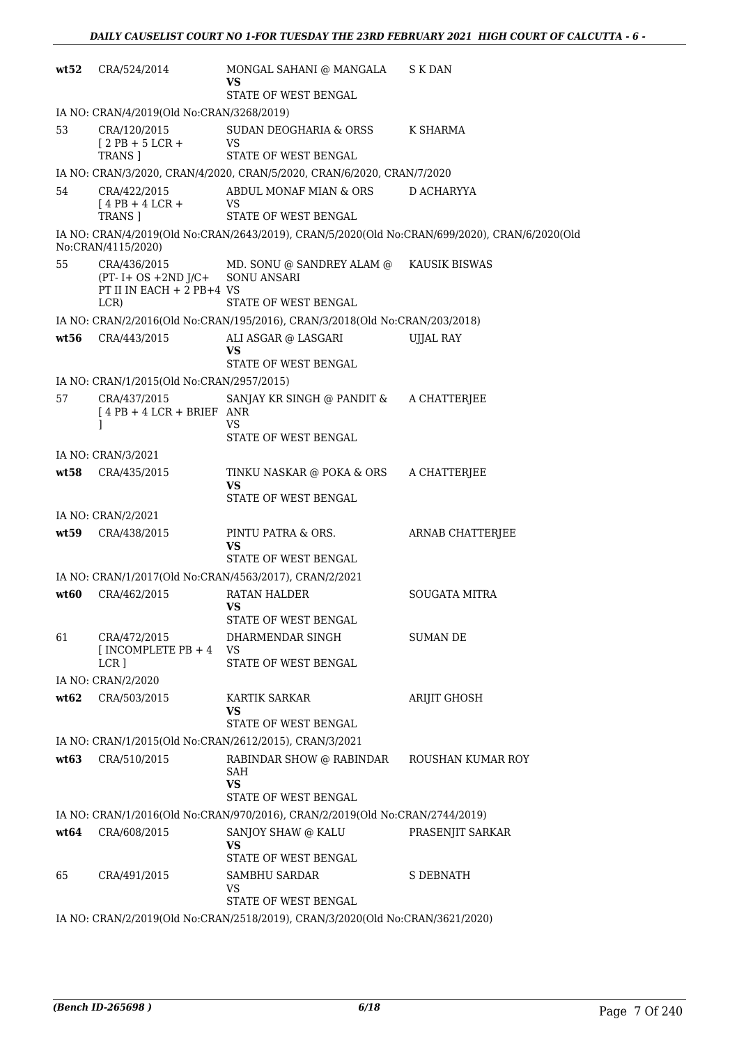| | | | |
|---|---|---|---|
| wt52 | CRA/524/2014 | MONGAL SAHANI @ MANGALA **VS** STATE OF WEST BENGAL | S K DAN |
| IA NO: CRAN/4/2019(Old No:CRAN/3268/2019) | | | |
| 53 | CRA/120/2015 [ 2 PB + 5 LCR + TRANS ] | SUDAN DEOGHARIA & ORSS VS STATE OF WEST BENGAL | K SHARMA |
| IA NO: CRAN/3/2020, CRAN/4/2020, CRAN/5/2020, CRAN/6/2020, CRAN/7/2020 | | | |
| 54 | CRA/422/2015 [ 4 PB + 4 LCR + TRANS ] | ABDUL MONAF MIAN & ORS VS STATE OF WEST BENGAL | D ACHARYYA |
| IA NO: CRAN/4/2019(Old No:CRAN/2643/2019), CRAN/5/2020(Old No:CRAN/699/2020), CRAN/6/2020(Old No:CRAN/4115/2020) | | | |
| 55 | CRA/436/2015 (PT- I+ OS +2ND J/C+ PT II IN EACH + 2 PB+4 LCR) | MD. SONU @ SANDREY ALAM @ SONU ANSARI VS STATE OF WEST BENGAL | KAUSIK BISWAS |
| IA NO: CRAN/2/2016(Old No:CRAN/195/2016), CRAN/3/2018(Old No:CRAN/203/2018) | | | |
| wt56 | CRA/443/2015 | ALI ASGAR @ LASGARI **VS** STATE OF WEST BENGAL | UJJAL RAY |
| IA NO: CRAN/1/2015(Old No:CRAN/2957/2015) | | | |
| 57 | CRA/437/2015 [ 4 PB + 4 LCR + BRIEF ] | SANJAY KR SINGH @ PANDIT & ANR VS STATE OF WEST BENGAL | A CHATTERJEE |
| IA NO: CRAN/3/2021 | | | |
| wt58 | CRA/435/2015 | TINKU NASKAR @ POKA & ORS **VS** STATE OF WEST BENGAL | A CHATTERJEE |
| IA NO: CRAN/2/2021 | | | |
| wt59 | CRA/438/2015 | PINTU PATRA & ORS. **VS** STATE OF WEST BENGAL | ARNAB CHATTERJEE |
| IA NO: CRAN/1/2017(Old No:CRAN/4563/2017), CRAN/2/2021 | | | |
| wt60 | CRA/462/2015 | RATAN HALDER **VS** STATE OF WEST BENGAL | SOUGATA MITRA |
| 61 | CRA/472/2015 [ INCOMPLETE PB + 4 LCR ] | DHARMENDAR SINGH VS STATE OF WEST BENGAL | SUMAN DE |
| IA NO: CRAN/2/2020 | | | |
| wt62 | CRA/503/2015 | KARTIK SARKAR **VS** STATE OF WEST BENGAL | ARIJIT GHOSH |
| IA NO: CRAN/1/2015(Old No:CRAN/2612/2015), CRAN/3/2021 | | | |
| wt63 | CRA/510/2015 | RABINDAR SHOW @ RABINDAR SAH **VS** STATE OF WEST BENGAL | ROUSHAN KUMAR ROY |
| IA NO: CRAN/1/2016(Old No:CRAN/970/2016), CRAN/2/2019(Old No:CRAN/2744/2019) | | | |
| wt64 | CRA/608/2015 | SANJOY SHAW @ KALU **VS** STATE OF WEST BENGAL | PRASENJIT SARKAR |
| 65 | CRA/491/2015 | SAMBHU SARDAR VS STATE OF WEST BENGAL | S DEBNATH |
| IA NO: CRAN/2/2019(Old No:CRAN/2518/2019), CRAN/3/2020(Old No:CRAN/3621/2020) | | | |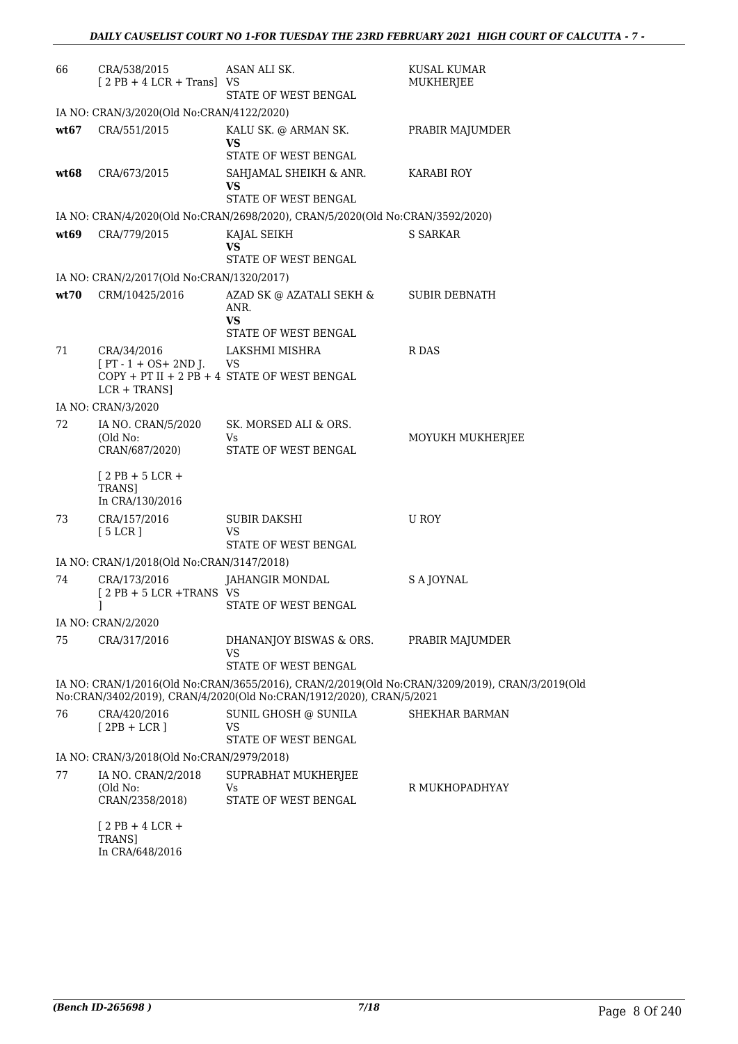| | | | |
|---|---|---|---|
| 66 | CRA/538/2015 [ 2 PB + 4 LCR + Trans] | ASAN ALI SK. VS STATE OF WEST BENGAL | KUSAL KUMAR MUKHERJEE |
| | IA NO: CRAN/3/2020(Old No:CRAN/4122/2020) | | |
| **wt67** | CRA/551/2015 | KALU SK. @ ARMAN SK. **VS** STATE OF WEST BENGAL | PRABIR MAJUMDER |
| **wt68** | CRA/673/2015 | SAHJAMAL SHEIKH & ANR. **VS** STATE OF WEST BENGAL | KARABI ROY |
| | IA NO: CRAN/4/2020(Old No:CRAN/2698/2020), CRAN/5/2020(Old No:CRAN/3592/2020) | | |
| **wt69** | CRA/779/2015 | KAJAL SEIKH **VS** STATE OF WEST BENGAL | S SARKAR |
| | IA NO: CRAN/2/2017(Old No:CRAN/1320/2017) | | |
| **wt70** | CRM/10425/2016 | AZAD SK @ AZATALI SEKH & ANR. **VS** STATE OF WEST BENGAL | SUBIR DEBNATH |
| 71 | CRA/34/2016 [ PT - 1 + OS+ 2ND J. COPY + PT II + 2 PB + 4 LCR + TRANS] | LAKSHMI MISHRA VS STATE OF WEST BENGAL | R DAS |
| | IA NO: CRAN/3/2020 | | |
| 72 | IA NO. CRAN/5/2020 (Old No: CRAN/687/2020) [ 2 PB + 5 LCR + TRANS] In CRA/130/2016 | SK. MORSED ALI & ORS. Vs STATE OF WEST BENGAL | MOYUKH MUKHERJEE |
| 73 | CRA/157/2016 [ 5 LCR ] | SUBIR DAKSHI VS STATE OF WEST BENGAL | U ROY |
| | IA NO: CRAN/1/2018(Old No:CRAN/3147/2018) | | |
| 74 | CRA/173/2016 [ 2 PB + 5 LCR +TRANS ] | JAHANGIR MONDAL VS STATE OF WEST BENGAL | S A JOYNAL |
| | IA NO: CRAN/2/2020 | | |
| 75 | CRA/317/2016 | DHANANJOY BISWAS & ORS. VS STATE OF WEST BENGAL | PRABIR MAJUMDER |
| | IA NO: CRAN/1/2016(Old No:CRAN/3655/2016), CRAN/2/2019(Old No:CRAN/3209/2019), CRAN/3/2019(Old No:CRAN/3402/2019), CRAN/4/2020(Old No:CRAN/1912/2020), CRAN/5/2021 | | |
| 76 | CRA/420/2016 [ 2PB + LCR ] | SUNIL GHOSH @ SUNILA VS STATE OF WEST BENGAL | SHEKHAR BARMAN |
| | IA NO: CRAN/3/2018(Old No:CRAN/2979/2018) | | |
| 77 | IA NO. CRAN/2/2018 (Old No: CRAN/2358/2018) [ 2 PB + 4 LCR + TRANS] In CRA/648/2016 | SUPRABHAT MUKHERJEE Vs STATE OF WEST BENGAL | R MUKHOPADHYAY |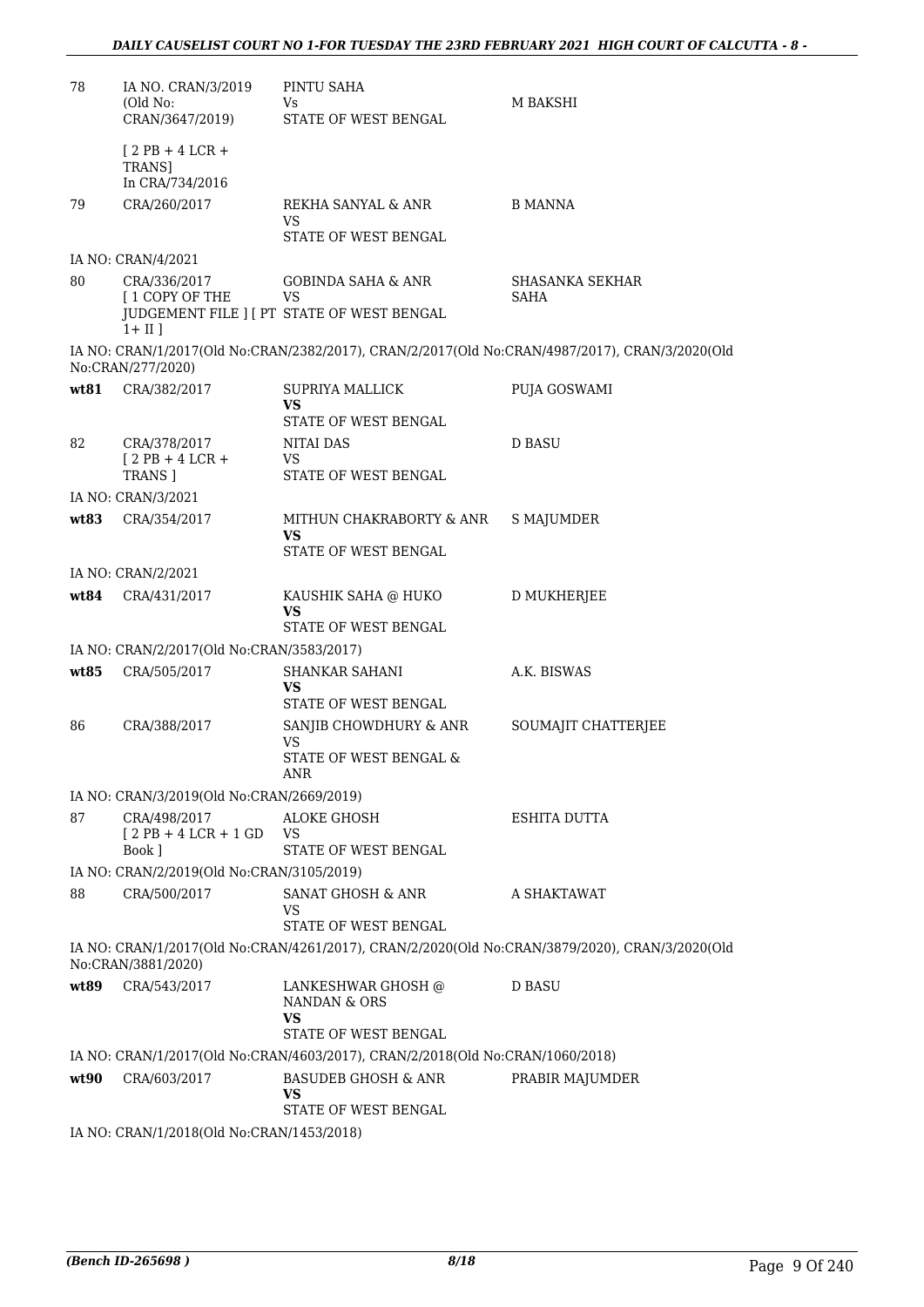| | | | |
|---|---|---|---|
| 78 | IA NO. CRAN/3/2019 (Old No: CRAN/3647/2019) | PINTU SAHA Vs STATE OF WEST BENGAL | M BAKSHI |
| | [ 2 PB + 4 LCR + TRANS] In CRA/734/2016 | | |
| 79 | CRA/260/2017 | REKHA SANYAL & ANR VS STATE OF WEST BENGAL | B MANNA |
| | IA NO: CRAN/4/2021 | | |
| 80 | CRA/336/2017 [ 1 COPY OF THE JUDGEMENT FILE ] [ PT 1+ II ] | GOBINDA SAHA & ANR VS STATE OF WEST BENGAL | SHASANKA SEKHAR SAHA |
| | IA NO: CRAN/1/2017(Old No:CRAN/2382/2017), CRAN/2/2017(Old No:CRAN/4987/2017), CRAN/3/2020(Old No:CRAN/277/2020) | | |
| wt81 | CRA/382/2017 | SUPRIYA MALLICK **VS** STATE OF WEST BENGAL | PUJA GOSWAMI |
| 82 | CRA/378/2017 [ 2 PB + 4 LCR + TRANS ] | NITAI DAS VS STATE OF WEST BENGAL | D BASU |
| | IA NO: CRAN/3/2021 | | |
| wt83 | CRA/354/2017 | MITHUN CHAKRABORTY & ANR **VS** STATE OF WEST BENGAL | S MAJUMDER |
| | IA NO: CRAN/2/2021 | | |
| wt84 | CRA/431/2017 | KAUSHIK SAHA @ HUKO **VS** STATE OF WEST BENGAL | D MUKHERJEE |
| | IA NO: CRAN/2/2017(Old No:CRAN/3583/2017) | | |
| wt85 | CRA/505/2017 | SHANKAR SAHANI **VS** STATE OF WEST BENGAL | A.K. BISWAS |
| 86 | CRA/388/2017 | SANJIB CHOWDHURY & ANR VS STATE OF WEST BENGAL & ANR | SOUMAJIT CHATTERJEE |
| | IA NO: CRAN/3/2019(Old No:CRAN/2669/2019) | | |
| 87 | CRA/498/2017 [ 2 PB + 4 LCR + 1 GD Book ] | ALOKE GHOSH VS STATE OF WEST BENGAL | ESHITA DUTTA |
| | IA NO: CRAN/2/2019(Old No:CRAN/3105/2019) | | |
| 88 | CRA/500/2017 | SANAT GHOSH & ANR VS STATE OF WEST BENGAL | A SHAKTAWAT |
| | IA NO: CRAN/1/2017(Old No:CRAN/4261/2017), CRAN/2/2020(Old No:CRAN/3879/2020), CRAN/3/2020(Old No:CRAN/3881/2020) | | |
| wt89 | CRA/543/2017 | LANKESHWAR GHOSH @ NANDAN & ORS **VS** STATE OF WEST BENGAL | D BASU |
| | IA NO: CRAN/1/2017(Old No:CRAN/4603/2017), CRAN/2/2018(Old No:CRAN/1060/2018) | | |
| wt90 | CRA/603/2017 | BASUDEB GHOSH & ANR **VS** STATE OF WEST BENGAL | PRABIR MAJUMDER |
| | IA NO: CRAN/1/2018(Old No:CRAN/1453/2018) | | |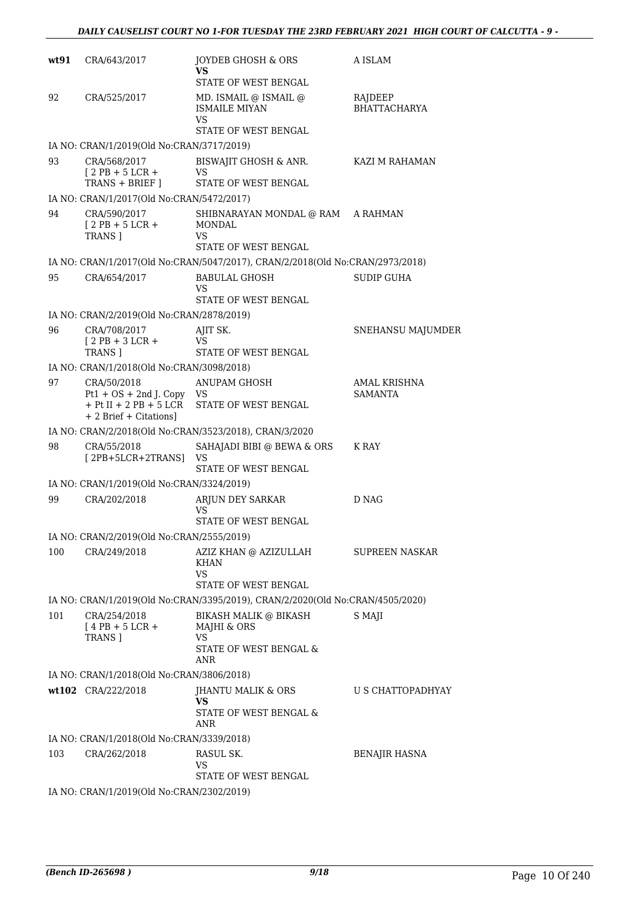| | | | |
|---|---|---|---|
| **wt91** | CRA/643/2017 | JOYDEB GHOSH & ORS **VS** STATE OF WEST BENGAL | A ISLAM |
| 92 | CRA/525/2017 | MD. ISMAIL @ ISMAIL @ ISMAILE MIYAN VS STATE OF WEST BENGAL | RAJDEEP BHATTACHARYA |
| | IA NO: CRAN/1/2019(Old No:CRAN/3717/2019) | | |
| 93 | CRA/568/2017 [ 2 PB + 5 LCR + TRANS + BRIEF ] | BISWAJIT GHOSH & ANR. VS STATE OF WEST BENGAL | KAZI M RAHAMAN |
| | IA NO: CRAN/1/2017(Old No:CRAN/5472/2017) | | |
| 94 | CRA/590/2017 [ 2 PB + 5 LCR + TRANS ] | SHIBNARAYAN MONDAL @ RAM MONDAL VS STATE OF WEST BENGAL | A RAHMAN |
| | IA NO: CRAN/1/2017(Old No:CRAN/5047/2017), CRAN/2/2018(Old No:CRAN/2973/2018) | | |
| 95 | CRA/654/2017 | BABULAL GHOSH VS STATE OF WEST BENGAL | SUDIP GUHA |
| | IA NO: CRAN/2/2019(Old No:CRAN/2878/2019) | | |
| 96 | CRA/708/2017 [ 2 PB + 3 LCR + TRANS ] | AJIT SK. VS STATE OF WEST BENGAL | SNEHANSU MAJUMDER |
| | IA NO: CRAN/1/2018(Old No:CRAN/3098/2018) | | |
| 97 | CRA/50/2018 Pt1 + OS + 2nd J. Copy + Pt II + 2 PB + 5 LCR + 2 Brief + Citations] | ANUPAM GHOSH VS STATE OF WEST BENGAL | AMAL KRISHNA SAMANTA |
| | IA NO: CRAN/2/2018(Old No:CRAN/3523/2018), CRAN/3/2020 | | |
| 98 | CRA/55/2018 [ 2PB+5LCR+2TRANS] | SAHAJADI BIBI @ BEWA & ORS VS STATE OF WEST BENGAL | K RAY |
| | IA NO: CRAN/1/2019(Old No:CRAN/3324/2019) | | |
| 99 | CRA/202/2018 | ARJUN DEY SARKAR VS STATE OF WEST BENGAL | D NAG |
| | IA NO: CRAN/2/2019(Old No:CRAN/2555/2019) | | |
| 100 | CRA/249/2018 | AZIZ KHAN @ AZIZULLAH KHAN VS STATE OF WEST BENGAL | SUPREEN NASKAR |
| | IA NO: CRAN/1/2019(Old No:CRAN/3395/2019), CRAN/2/2020(Old No:CRAN/4505/2020) | | |
| 101 | CRA/254/2018 [ 4 PB + 5 LCR + TRANS ] | BIKASH MALIK @ BIKASH MAJHI & ORS VS STATE OF WEST BENGAL & ANR | S MAJI |
| | IA NO: CRAN/1/2018(Old No:CRAN/3806/2018) | | |
| **wt102** | CRA/222/2018 | JHANTU MALIK & ORS **VS** STATE OF WEST BENGAL & ANR | U S CHATTOPADHYAY |
| | IA NO: CRAN/1/2018(Old No:CRAN/3339/2018) | | |
| 103 | CRA/262/2018 | RASUL SK. VS STATE OF WEST BENGAL | BENAJIR HASNA |
| | IA NO: CRAN/1/2019(Old No:CRAN/2302/2019) | | |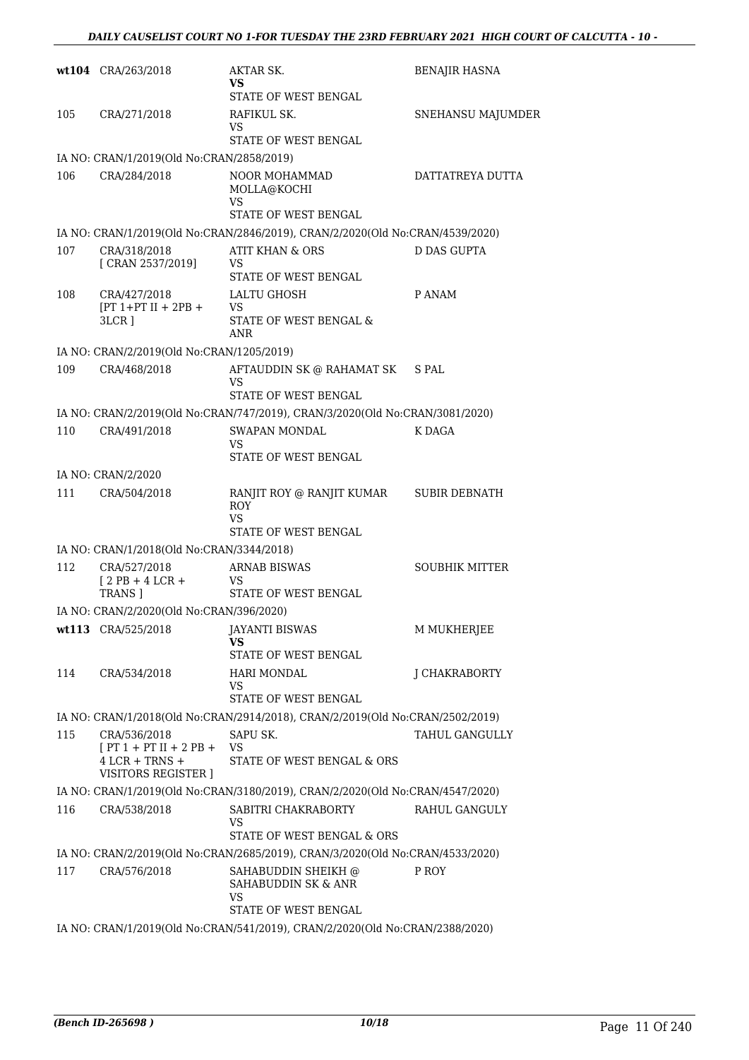| | | | |
|---|---|---|---|
| wt104 | CRA/263/2018 | AKTAR SK.<br>**VS**<br>STATE OF WEST BENGAL | BENAJIR HASNA |
| 105 | CRA/271/2018 | RAFIKUL SK.<br>VS<br>STATE OF WEST BENGAL | SNEHANSU MAJUMDER |
| IA NO: CRAN/1/2019(Old No:CRAN/2858/2019) | | | |
| 106 | CRA/284/2018 | NOOR MOHAMMAD MOLLA@KOCHI<br>VS<br>STATE OF WEST BENGAL | DATTATREYA DUTTA |
| IA NO: CRAN/1/2019(Old No:CRAN/2846/2019), CRAN/2/2020(Old No:CRAN/4539/2020) | | | |
| 107 | CRA/318/2018<br>[ CRAN 2537/2019] | ATIT KHAN & ORS<br>VS<br>STATE OF WEST BENGAL | D DAS GUPTA |
| 108 | CRA/427/2018<br>[PT 1+PT II + 2PB + 3LCR ] | LALTU GHOSH<br>VS<br>STATE OF WEST BENGAL & ANR | P ANAM |
| IA NO: CRAN/2/2019(Old No:CRAN/1205/2019) | | | |
| 109 | CRA/468/2018 | AFTAUDDIN SK @ RAHAMAT SK<br>VS<br>STATE OF WEST BENGAL | S PAL |
| IA NO: CRAN/2/2019(Old No:CRAN/747/2019), CRAN/3/2020(Old No:CRAN/3081/2020) | | | |
| 110 | CRA/491/2018 | SWAPAN MONDAL<br>VS<br>STATE OF WEST BENGAL | K DAGA |
| IA NO: CRAN/2/2020 | | | |
| 111 | CRA/504/2018 | RANJIT ROY @ RANJIT KUMAR ROY<br>VS<br>STATE OF WEST BENGAL | SUBIR DEBNATH |
| IA NO: CRAN/1/2018(Old No:CRAN/3344/2018) | | | |
| 112 | CRA/527/2018<br>[ 2 PB + 4 LCR + TRANS ] | ARNAB BISWAS<br>VS<br>STATE OF WEST BENGAL | SOUBHIK MITTER |
| IA NO: CRAN/2/2020(Old No:CRAN/396/2020) | | | |
| wt113 | CRA/525/2018 | JAYANTI BISWAS<br>**VS**<br>STATE OF WEST BENGAL | M MUKHERJEE |
| 114 | CRA/534/2018 | HARI MONDAL<br>VS<br>STATE OF WEST BENGAL | J CHAKRABORTY |
| IA NO: CRAN/1/2018(Old No:CRAN/2914/2018), CRAN/2/2019(Old No:CRAN/2502/2019) | | | |
| 115 | CRA/536/2018<br>[ PT 1 + PT II + 2 PB + 4 LCR + TRNS + VISITORS REGISTER ] | SAPU SK.<br>VS<br>STATE OF WEST BENGAL & ORS | TAHUL GANGULLY |
| IA NO: CRAN/1/2019(Old No:CRAN/3180/2019), CRAN/2/2020(Old No:CRAN/4547/2020) | | | |
| 116 | CRA/538/2018 | SABITRI CHAKRABORTY<br>VS<br>STATE OF WEST BENGAL & ORS | RAHUL GANGULY |
| IA NO: CRAN/2/2019(Old No:CRAN/2685/2019), CRAN/3/2020(Old No:CRAN/4533/2020) | | | |
| 117 | CRA/576/2018 | SAHABUDDIN SHEIKH @ SAHABUDDIN SK & ANR<br>VS<br>STATE OF WEST BENGAL | P ROY |
| IA NO: CRAN/1/2019(Old No:CRAN/541/2019), CRAN/2/2020(Old No:CRAN/2388/2020) | | | |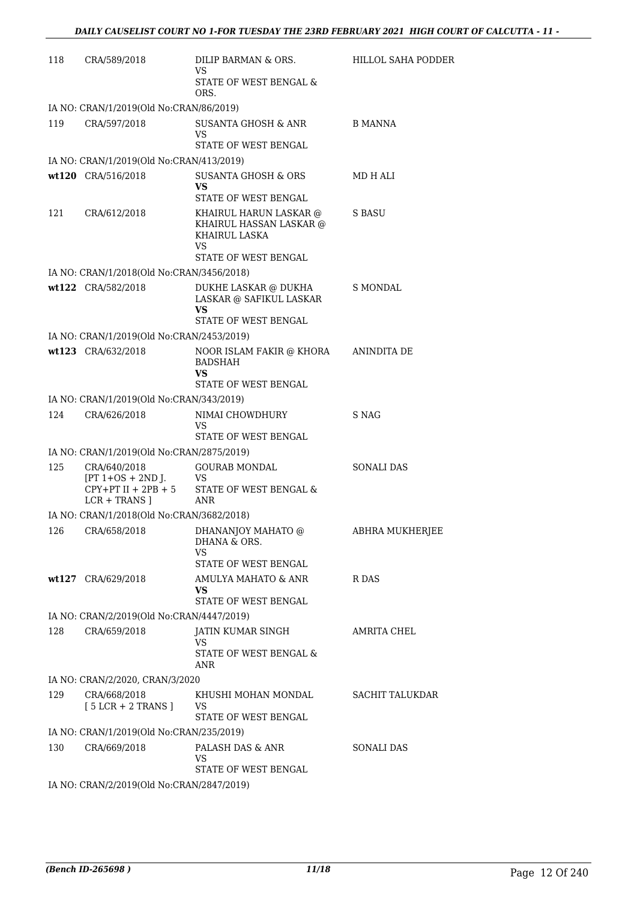| | | | |
|---|---|---|---|
| 118 | CRA/589/2018 | DILIP BARMAN & ORS.<br>VS<br>STATE OF WEST BENGAL & ORS. | HILLOL SAHA PODDER |
| IA NO: CRAN/1/2019(Old No:CRAN/86/2019) | | | |
| 119 | CRA/597/2018 | SUSANTA GHOSH & ANR<br>VS<br>STATE OF WEST BENGAL | B MANNA |
| IA NO: CRAN/1/2019(Old No:CRAN/413/2019) | | | |
| wt120 | CRA/516/2018 | SUSANTA GHOSH & ORS<br>**VS**<br>STATE OF WEST BENGAL | MD H ALI |
| 121 | CRA/612/2018 | KHAIRUL HARUN LASKAR @ KHAIRUL HASSAN LASKAR @ KHAIRUL LASKA<br>VS<br>STATE OF WEST BENGAL | S BASU |
| IA NO: CRAN/1/2018(Old No:CRAN/3456/2018) | | | |
| wt122 | CRA/582/2018 | DUKHE LASKAR @ DUKHA LASKAR @ SAFIKUL LASKAR<br>**VS**<br>STATE OF WEST BENGAL | S MONDAL |
| IA NO: CRAN/1/2019(Old No:CRAN/2453/2019) | | | |
| wt123 | CRA/632/2018 | NOOR ISLAM FAKIR @ KHORA BADSHAH<br>**VS**<br>STATE OF WEST BENGAL | ANINDITA DE |
| IA NO: CRAN/1/2019(Old No:CRAN/343/2019) | | | |
| 124 | CRA/626/2018 | NIMAI CHOWDHURY<br>VS<br>STATE OF WEST BENGAL | S NAG |
| IA NO: CRAN/1/2019(Old No:CRAN/2875/2019) | | | |
| 125 | CRA/640/2018<br>[PT 1+OS + 2ND J. CPY+PT II + 2PB + 5 LCR + TRANS ] | GOURAB MONDAL<br>VS<br>STATE OF WEST BENGAL & ANR | SONALI DAS |
| IA NO: CRAN/1/2018(Old No:CRAN/3682/2018) | | | |
| 126 | CRA/658/2018 | DHANANJOY MAHATO @ DHANA & ORS.<br>VS<br>STATE OF WEST BENGAL | ABHRA MUKHERJEE |
| wt127 | CRA/629/2018 | AMULYA MAHATO & ANR<br>**VS**<br>STATE OF WEST BENGAL | R DAS |
| IA NO: CRAN/2/2019(Old No:CRAN/4447/2019) | | | |
| 128 | CRA/659/2018 | JATIN KUMAR SINGH<br>VS<br>STATE OF WEST BENGAL & ANR | AMRITA CHEL |
| IA NO: CRAN/2/2020, CRAN/3/2020 | | | |
| 129 | CRA/668/2018<br>[ 5 LCR + 2 TRANS ] | KHUSHI MOHAN MONDAL<br>VS<br>STATE OF WEST BENGAL | SACHIT TALUKDAR |
| IA NO: CRAN/1/2019(Old No:CRAN/235/2019) | | | |
| 130 | CRA/669/2018 | PALASH DAS & ANR<br>VS<br>STATE OF WEST BENGAL | SONALI DAS |
| IA NO: CRAN/2/2019(Old No:CRAN/2847/2019) | | | |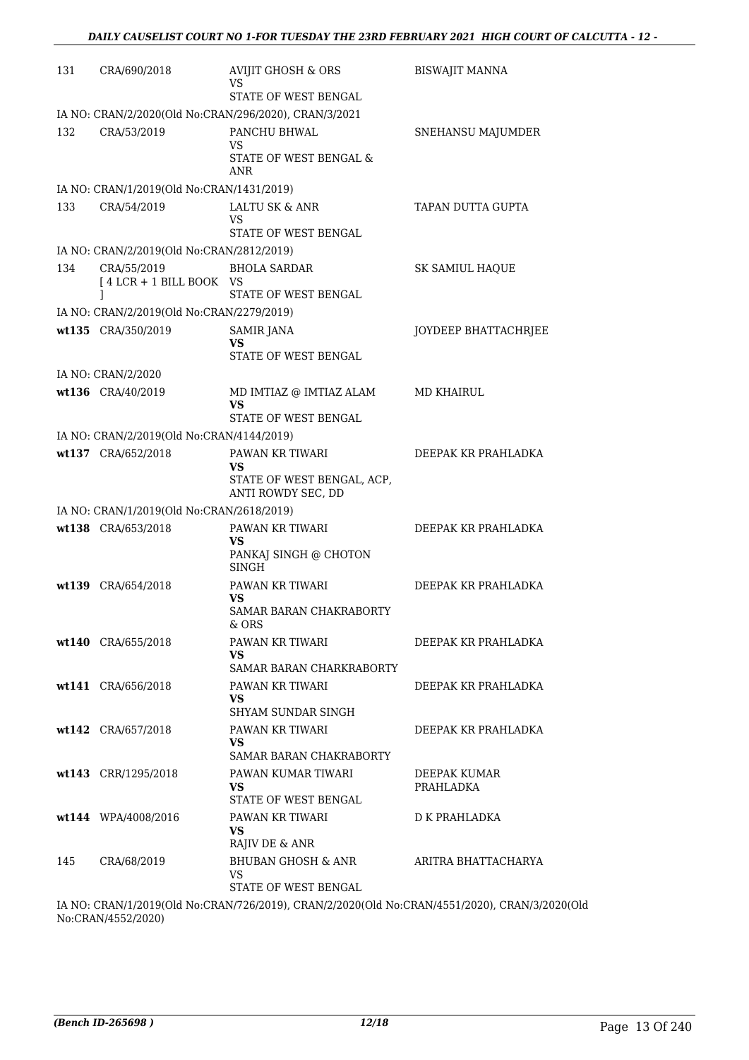| | | | |
|---|---|---|---|
| 131 | CRA/690/2018 | AVIJIT GHOSH & ORS<br>VS<br>STATE OF WEST BENGAL | BISWAJIT MANNA |
| IA NO: CRAN/2/2020(Old No:CRAN/296/2020), CRAN/3/2021 | | | |
| 132 | CRA/53/2019 | PANCHU BHWAL<br>VS<br>STATE OF WEST BENGAL & ANR | SNEHANSU MAJUMDER |
| IA NO: CRAN/1/2019(Old No:CRAN/1431/2019) | | | |
| 133 | CRA/54/2019 | LALTU SK & ANR<br>VS<br>STATE OF WEST BENGAL | TAPAN DUTTA GUPTA |
| IA NO: CRAN/2/2019(Old No:CRAN/2812/2019) | | | |
| 134 | CRA/55/2019<br>[ 4 LCR + 1 BILL BOOK ] | BHOLA SARDAR<br>VS<br>STATE OF WEST BENGAL | SK SAMIUL HAQUE |
| IA NO: CRAN/2/2019(Old No:CRAN/2279/2019) | | | |
| wt135 | CRA/350/2019 | SAMIR JANA<br>VS<br>STATE OF WEST BENGAL | JOYDEEP BHATTACHRJEE |
| IA NO: CRAN/2/2020 | | | |
| wt136 | CRA/40/2019 | MD IMTIAZ @ IMTIAZ ALAM<br>VS<br>STATE OF WEST BENGAL | MD KHAIRUL |
| IA NO: CRAN/2/2019(Old No:CRAN/4144/2019) | | | |
| wt137 | CRA/652/2018 | PAWAN KR TIWARI<br>VS<br>STATE OF WEST BENGAL, ACP, ANTI ROWDY SEC, DD | DEEPAK KR PRAHLADKA |
| IA NO: CRAN/1/2019(Old No:CRAN/2618/2019) | | | |
| wt138 | CRA/653/2018 | PAWAN KR TIWARI<br>VS<br>PANKAJ SINGH @ CHOTON SINGH | DEEPAK KR PRAHLADKA |
| wt139 | CRA/654/2018 | PAWAN KR TIWARI<br>VS<br>SAMAR BARAN CHAKRABORTY & ORS | DEEPAK KR PRAHLADKA |
| wt140 | CRA/655/2018 | PAWAN KR TIWARI<br>VS<br>SAMAR BARAN CHARKRABORTY | DEEPAK KR PRAHLADKA |
| wt141 | CRA/656/2018 | PAWAN KR TIWARI<br>VS<br>SHYAM SUNDAR SINGH | DEEPAK KR PRAHLADKA |
| wt142 | CRA/657/2018 | PAWAN KR TIWARI<br>VS<br>SAMAR BARAN CHAKRABORTY | DEEPAK KR PRAHLADKA |
| wt143 | CRR/1295/2018 | PAWAN KUMAR TIWARI<br>VS<br>STATE OF WEST BENGAL | DEEPAK KUMAR PRAHLADKA |
| wt144 | WPA/4008/2016 | PAWAN KR TIWARI<br>VS<br>RAJIV DE & ANR | D K PRAHLADKA |
| 145 | CRA/68/2019 | BHUBAN GHOSH & ANR<br>VS<br>STATE OF WEST BENGAL | ARITRA BHATTACHARYA |
| IA NO: CRAN/1/2019(Old No:CRAN/726/2019), CRAN/2/2020(Old No:CRAN/4551/2020), CRAN/3/2020(Old No:CRAN/4552/2020) | | | |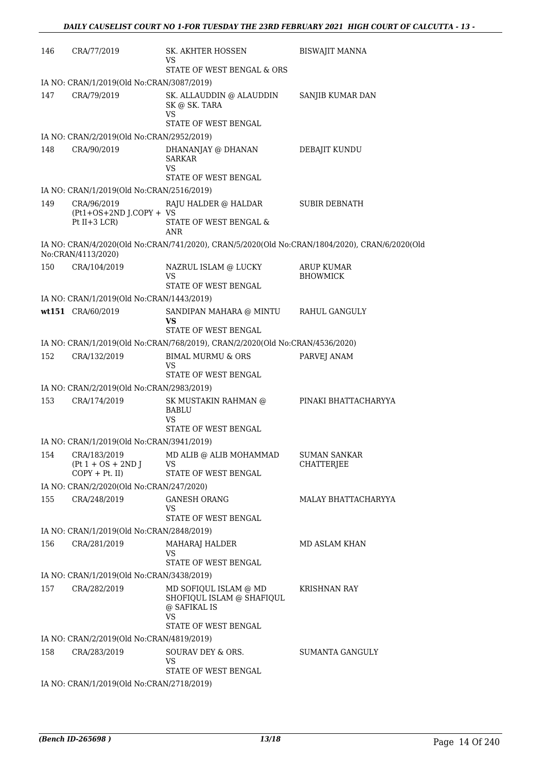| 146 | CRA/77/2019 | SK. AKHTER HOSSEN<br>VS<br>STATE OF WEST BENGAL & ORS | BISWAJIT MANNA |
|---|---|---|---|
| IA NO: CRAN/1/2019(Old No:CRAN/3087/2019) | | | |
| 147 | CRA/79/2019 | SK. ALLAUDDIN @ ALAUDDIN SK @ SK. TARA<br>VS<br>STATE OF WEST BENGAL | SANJIB KUMAR DAN |
| IA NO: CRAN/2/2019(Old No:CRAN/2952/2019) | | | |
| 148 | CRA/90/2019 | DHANANJAY @ DHANAN SARKAR<br>VS<br>STATE OF WEST BENGAL | DEBAJIT KUNDU |
| IA NO: CRAN/1/2019(Old No:CRAN/2516/2019) | | | |
| 149 | CRA/96/2019 (Pt1+OS+2ND J.COPY + Pt II+3 LCR) | RAJU HALDER @ HALDAR<br>VS<br>STATE OF WEST BENGAL & ANR | SUBIR DEBNATH |
| IA NO: CRAN/4/2020(Old No:CRAN/741/2020), CRAN/5/2020(Old No:CRAN/1804/2020), CRAN/6/2020(Old No:CRAN/4113/2020) | | | |
| 150 | CRA/104/2019 | NAZRUL ISLAM @ LUCKY<br>VS<br>STATE OF WEST BENGAL | ARUP KUMAR BHOWMICK |
| IA NO: CRAN/1/2019(Old No:CRAN/1443/2019) | | | |
| **wt151** | CRA/60/2019 | SANDIPAN MAHARA @ MINTU<br>**VS**<br>STATE OF WEST BENGAL | RAHUL GANGULY |
| IA NO: CRAN/1/2019(Old No:CRAN/768/2019), CRAN/2/2020(Old No:CRAN/4536/2020) | | | |
| 152 | CRA/132/2019 | BIMAL MURMU & ORS<br>VS<br>STATE OF WEST BENGAL | PARVEJ ANAM |
| IA NO: CRAN/2/2019(Old No:CRAN/2983/2019) | | | |
| 153 | CRA/174/2019 | SK MUSTAKIN RAHMAN @ BABLU<br>VS<br>STATE OF WEST BENGAL | PINAKI BHATTACHARYYA |
| IA NO: CRAN/1/2019(Old No:CRAN/3941/2019) | | | |
| 154 | CRA/183/2019 (Pt 1 + OS + 2ND J COPY + Pt. II) | MD ALIB @ ALIB MOHAMMAD<br>VS<br>STATE OF WEST BENGAL | SUMAN SANKAR CHATTERJEE |
| IA NO: CRAN/2/2020(Old No:CRAN/247/2020) | | | |
| 155 | CRA/248/2019 | GANESH ORANG<br>VS<br>STATE OF WEST BENGAL | MALAY BHATTACHARYYA |
| IA NO: CRAN/1/2019(Old No:CRAN/2848/2019) | | | |
| 156 | CRA/281/2019 | MAHARAJ HALDER<br>VS<br>STATE OF WEST BENGAL | MD ASLAM KHAN |
| IA NO: CRAN/1/2019(Old No:CRAN/3438/2019) | | | |
| 157 | CRA/282/2019 | MD SOFIQUL ISLAM @ MD SHOFIQUL ISLAM @ SHAFIQUL @ SAFIKAL IS<br>VS<br>STATE OF WEST BENGAL | KRISHNAN RAY |
| IA NO: CRAN/2/2019(Old No:CRAN/4819/2019) | | | |
| 158 | CRA/283/2019 | SOURAV DEY & ORS.<br>VS<br>STATE OF WEST BENGAL | SUMANTA GANGULY |
| IA NO: CRAN/1/2019(Old No:CRAN/2718/2019) | | | |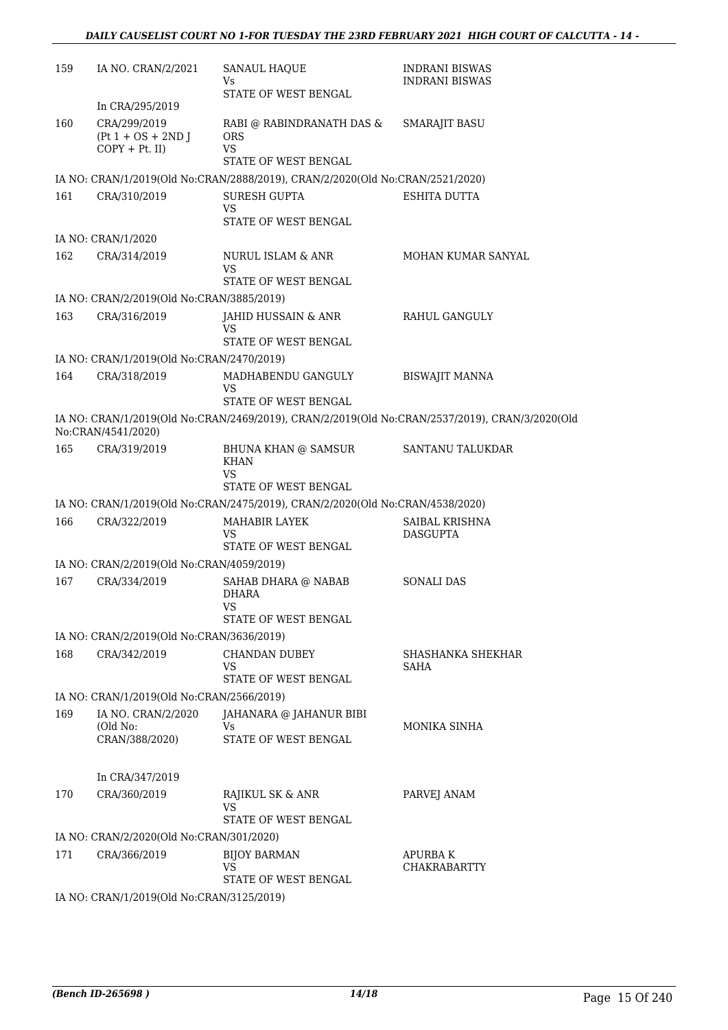| | | | |
|---|---|---|---|
| 159 | IA NO. CRAN/2/2021<br><br>In CRA/295/2019 | SANAUL HAQUE<br>Vs<br>STATE OF WEST BENGAL | INDRANI BISWAS<br>INDRANI BISWAS |
| 160 | CRA/299/2019<br>(Pt 1 + OS + 2ND J COPY + Pt. II) | RABI @ RABINDRANATH DAS & ORS<br>VS<br>STATE OF WEST BENGAL | SMARAJIT BASU |

IA NO: CRAN/1/2019(Old No:CRAN/2888/2019), CRAN/2/2020(Old No:CRAN/2521/2020)

| | | | |
|---|---|---|---|
| 161 | CRA/310/2019 | SURESH GUPTA<br>VS<br>STATE OF WEST BENGAL | ESHITA DUTTA |

IA NO: CRAN/1/2020

| | | | |
|---|---|---|---|
| 162 | CRA/314/2019 | NURUL ISLAM & ANR<br>VS<br>STATE OF WEST BENGAL | MOHAN KUMAR SANYAL |

IA NO: CRAN/2/2019(Old No:CRAN/3885/2019)

| | | | |
|---|---|---|---|
| 163 | CRA/316/2019 | JAHID HUSSAIN & ANR<br>VS<br>STATE OF WEST BENGAL | RAHUL GANGULY |

IA NO: CRAN/1/2019(Old No:CRAN/2470/2019)

| | | | |
|---|---|---|---|
| 164 | CRA/318/2019 | MADHABENDU GANGULY<br>VS<br>STATE OF WEST BENGAL | BISWAJIT MANNA |

IA NO: CRAN/1/2019(Old No:CRAN/2469/2019), CRAN/2/2019(Old No:CRAN/2537/2019), CRAN/3/2020(Old No:CRAN/4541/2020)

| | | | |
|---|---|---|---|
| 165 | CRA/319/2019 | BHUNA KHAN @ SAMSUR KHAN<br>VS<br>STATE OF WEST BENGAL | SANTANU TALUKDAR |

IA NO: CRAN/1/2019(Old No:CRAN/2475/2019), CRAN/2/2020(Old No:CRAN/4538/2020)

| | | | |
|---|---|---|---|
| 166 | CRA/322/2019 | MAHABIR LAYEK<br>VS<br>STATE OF WEST BENGAL | SAIBAL KRISHNA DASGUPTA |

IA NO: CRAN/2/2019(Old No:CRAN/4059/2019)

| | | | |
|---|---|---|---|
| 167 | CRA/334/2019 | SAHAB DHARA @ NABAB DHARA<br>VS<br>STATE OF WEST BENGAL | SONALI DAS |

IA NO: CRAN/2/2019(Old No:CRAN/3636/2019)

| | | | |
|---|---|---|---|
| 168 | CRA/342/2019 | CHANDAN DUBEY<br>VS<br>STATE OF WEST BENGAL | SHASHANKA SHEKHAR SAHA |

IA NO: CRAN/1/2019(Old No:CRAN/2566/2019)

| | | | |
|---|---|---|---|
| 169 | IA NO. CRAN/2/2020<br>(Old No: CRAN/388/2020)<br><br>In CRA/347/2019 | JAHANARA @ JAHANUR BIBI<br>Vs<br>STATE OF WEST BENGAL | MONIKA SINHA |
| 170 | CRA/360/2019 | RAJIKUL SK & ANR<br>VS<br>STATE OF WEST BENGAL | PARVEJ ANAM |

IA NO: CRAN/2/2020(Old No:CRAN/301/2020)

| | | | |
|---|---|---|---|
| 171 | CRA/366/2019 | BIJOY BARMAN<br>VS<br>STATE OF WEST BENGAL | APURBA K CHAKRABARTTY |

IA NO: CRAN/1/2019(Old No:CRAN/3125/2019)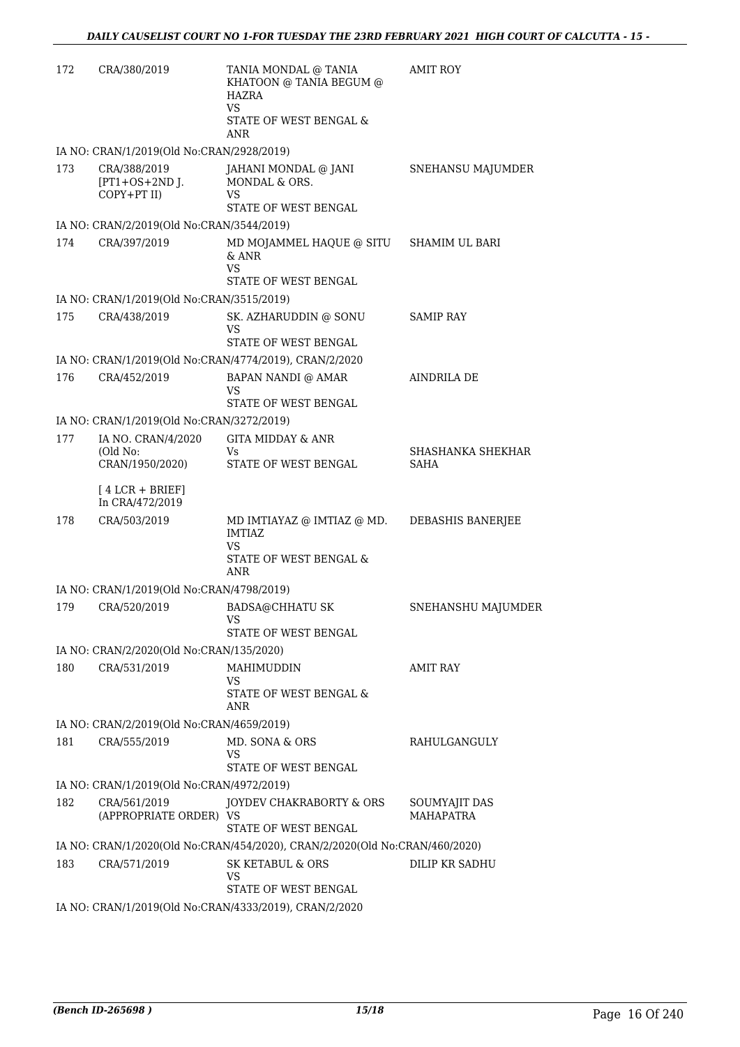| | | | |
|---|---|---|---|
| 172 | CRA/380/2019 | TANIA MONDAL @ TANIA KHATOON @ TANIA BEGUM @ HAZRA<br>VS<br>STATE OF WEST BENGAL & ANR | AMIT ROY |
| IA NO: CRAN/1/2019(Old No:CRAN/2928/2019) | | | |
| 173 | CRA/388/2019<br>[PT1+OS+2ND J. COPY+PT II) | JAHANI MONDAL @ JANI MONDAL & ORS.<br>VS<br>STATE OF WEST BENGAL | SNEHANSU MAJUMDER |
| IA NO: CRAN/2/2019(Old No:CRAN/3544/2019) | | | |
| 174 | CRA/397/2019 | MD MOJAMMEL HAQUE @ SITU & ANR<br>VS<br>STATE OF WEST BENGAL | SHAMIM UL BARI |
| IA NO: CRAN/1/2019(Old No:CRAN/3515/2019) | | | |
| 175 | CRA/438/2019 | SK. AZHARUDDIN @ SONU<br>VS<br>STATE OF WEST BENGAL | SAMIP RAY |
| IA NO: CRAN/1/2019(Old No:CRAN/4774/2019), CRAN/2/2020 | | | |
| 176 | CRA/452/2019 | BAPAN NANDI @ AMAR<br>VS<br>STATE OF WEST BENGAL | AINDRILA DE |
| IA NO: CRAN/1/2019(Old No:CRAN/3272/2019) | | | |
| 177 | IA NO. CRAN/4/2020 (Old No: CRAN/1950/2020)<br><br>[ 4 LCR + BRIEF] In CRA/472/2019 | GITA MIDDAY & ANR<br>Vs<br>STATE OF WEST BENGAL | SHASHANKA SHEKHAR SAHA |
| 178 | CRA/503/2019 | MD IMTIAYAZ @ IMTIAZ @ MD. IMTIAZ<br>VS<br>STATE OF WEST BENGAL & ANR | DEBASHIS BANERJEE |
| IA NO: CRAN/1/2019(Old No:CRAN/4798/2019) | | | |
| 179 | CRA/520/2019 | BADSA@CHHATU SK<br>VS<br>STATE OF WEST BENGAL | SNEHANSHU MAJUMDER |
| IA NO: CRAN/2/2020(Old No:CRAN/135/2020) | | | |
| 180 | CRA/531/2019 | MAHIMUDDIN<br>VS<br>STATE OF WEST BENGAL & ANR | AMIT RAY |
| IA NO: CRAN/2/2019(Old No:CRAN/4659/2019) | | | |
| 181 | CRA/555/2019 | MD. SONA & ORS<br>VS<br>STATE OF WEST BENGAL | RAHULGANGULY |
| IA NO: CRAN/1/2019(Old No:CRAN/4972/2019) | | | |
| 182 | CRA/561/2019<br>(APPROPRIATE ORDER) | JOYDEV CHAKRABORTY & ORS<br>VS<br>STATE OF WEST BENGAL | SOUMYAJIT DAS MAHAPATRA |
| IA NO: CRAN/1/2020(Old No:CRAN/454/2020), CRAN/2/2020(Old No:CRAN/460/2020) | | | |
| 183 | CRA/571/2019 | SK KETABUL & ORS<br>VS<br>STATE OF WEST BENGAL | DILIP KR SADHU |
| IA NO: CRAN/1/2019(Old No:CRAN/4333/2019), CRAN/2/2020 | | | |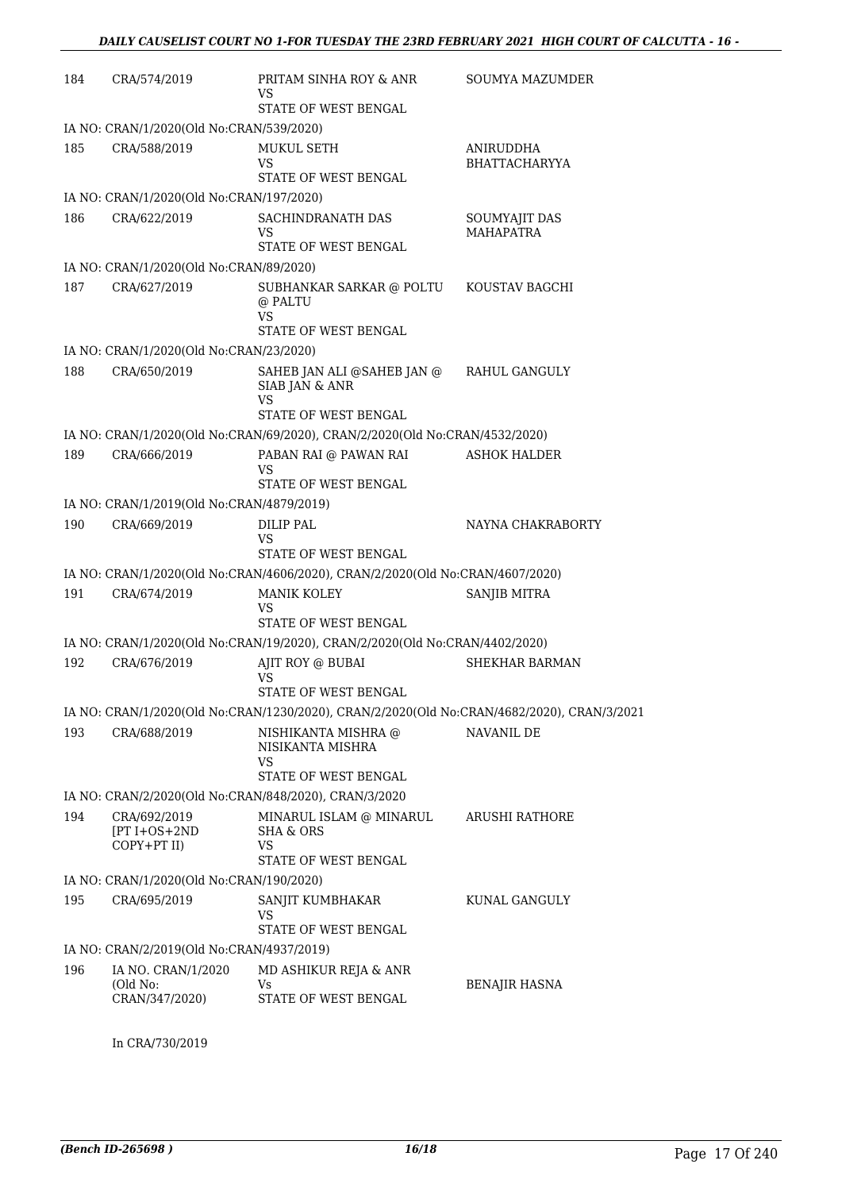| | | | |
|---|---|---|---|
| 184 | CRA/574/2019 | PRITAM SINHA ROY & ANR<br>VS<br>STATE OF WEST BENGAL | SOUMYA MAZUMDER |
| IA NO: CRAN/1/2020(Old No:CRAN/539/2020) | | | |
| 185 | CRA/588/2019 | MUKUL SETH<br>VS<br>STATE OF WEST BENGAL | ANIRUDDHA BHATTACHARYYA |
| IA NO: CRAN/1/2020(Old No:CRAN/197/2020) | | | |
| 186 | CRA/622/2019 | SACHINDRANATH DAS<br>VS<br>STATE OF WEST BENGAL | SOUMYAJIT DAS MAHAPATRA |
| IA NO: CRAN/1/2020(Old No:CRAN/89/2020) | | | |
| 187 | CRA/627/2019 | SUBHANKAR SARKAR @ POLTU @ PALTU<br>VS<br>STATE OF WEST BENGAL | KOUSTAV BAGCHI |
| IA NO: CRAN/1/2020(Old No:CRAN/23/2020) | | | |
| 188 | CRA/650/2019 | SAHEB JAN ALI @SAHEB JAN @ SIAB JAN & ANR<br>VS<br>STATE OF WEST BENGAL | RAHUL GANGULY |
| IA NO: CRAN/1/2020(Old No:CRAN/69/2020), CRAN/2/2020(Old No:CRAN/4532/2020) | | | |
| 189 | CRA/666/2019 | PABAN RAI @ PAWAN RAI<br>VS<br>STATE OF WEST BENGAL | ASHOK HALDER |
| IA NO: CRAN/1/2019(Old No:CRAN/4879/2019) | | | |
| 190 | CRA/669/2019 | DILIP PAL<br>VS<br>STATE OF WEST BENGAL | NAYNA CHAKRABORTY |
| IA NO: CRAN/1/2020(Old No:CRAN/4606/2020), CRAN/2/2020(Old No:CRAN/4607/2020) | | | |
| 191 | CRA/674/2019 | MANIK KOLEY<br>VS<br>STATE OF WEST BENGAL | SANJIB MITRA |
| IA NO: CRAN/1/2020(Old No:CRAN/19/2020), CRAN/2/2020(Old No:CRAN/4402/2020) | | | |
| 192 | CRA/676/2019 | AJIT ROY @ BUBAI<br>VS<br>STATE OF WEST BENGAL | SHEKHAR BARMAN |
| IA NO: CRAN/1/2020(Old No:CRAN/1230/2020), CRAN/2/2020(Old No:CRAN/4682/2020), CRAN/3/2021 | | | |
| 193 | CRA/688/2019 | NISHIKANTA MISHRA @ NISIKANTA MISHRA<br>VS<br>STATE OF WEST BENGAL | NAVANIL DE |
| IA NO: CRAN/2/2020(Old No:CRAN/848/2020), CRAN/3/2020 | | | |
| 194 | CRA/692/2019 [PT I+OS+2ND COPY+PT II) | MINARUL ISLAM @ MINARUL SHA & ORS<br>VS<br>STATE OF WEST BENGAL | ARUSHI RATHORE |
| IA NO: CRAN/1/2020(Old No:CRAN/190/2020) | | | |
| 195 | CRA/695/2019 | SANJIT KUMBHAKAR<br>VS<br>STATE OF WEST BENGAL | KUNAL GANGULY |
| IA NO: CRAN/2/2019(Old No:CRAN/4937/2019) | | | |
| 196 | IA NO. CRAN/1/2020 (Old No: CRAN/347/2020) | MD ASHIKUR REJA & ANR<br>Vs<br>STATE OF WEST BENGAL | BENAJIR HASNA |

In CRA/730/2019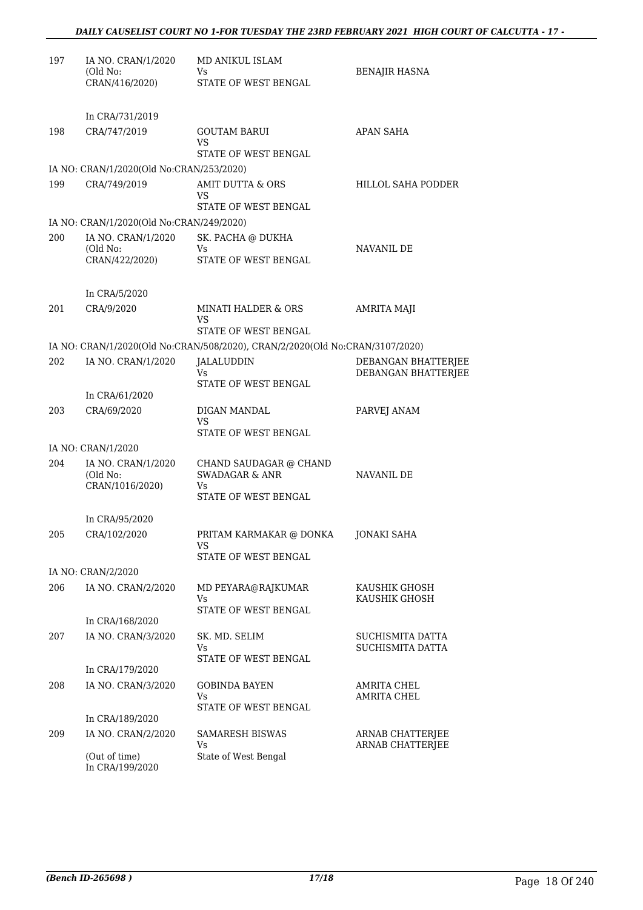| | | | |
|---|---|---|---|
| 197 | IA NO. CRAN/1/2020 (Old No: CRAN/416/2020) | MD ANIKUL ISLAM Vs STATE OF WEST BENGAL | BENAJIR HASNA |
| | In CRA/731/2019 | | |
| 198 | CRA/747/2019 | GOUTAM BARUI VS STATE OF WEST BENGAL | APAN SAHA |
| | IA NO: CRAN/1/2020(Old No:CRAN/253/2020) | | |
| 199 | CRA/749/2019 | AMIT DUTTA & ORS VS STATE OF WEST BENGAL | HILLOL SAHA PODDER |
| | IA NO: CRAN/1/2020(Old No:CRAN/249/2020) | | |
| 200 | IA NO. CRAN/1/2020 (Old No: CRAN/422/2020) | SK. PACHA @ DUKHA Vs STATE OF WEST BENGAL | NAVANIL DE |
| | In CRA/5/2020 | | |
| 201 | CRA/9/2020 | MINATI HALDER & ORS VS STATE OF WEST BENGAL | AMRITA MAJI |
| | IA NO: CRAN/1/2020(Old No:CRAN/508/2020), CRAN/2/2020(Old No:CRAN/3107/2020) | | |
| 202 | IA NO. CRAN/1/2020 | JALALUDDIN Vs STATE OF WEST BENGAL | DEBANGAN BHATTERJEE DEBANGAN BHATTERJEE |
| | In CRA/61/2020 | | |
| 203 | CRA/69/2020 | DIGAN MANDAL VS STATE OF WEST BENGAL | PARVEJ ANAM |
| | IA NO: CRAN/1/2020 | | |
| 204 | IA NO. CRAN/1/2020 (Old No: CRAN/1016/2020) | CHAND SAUDAGAR @ CHAND SWADAGAR & ANR Vs STATE OF WEST BENGAL | NAVANIL DE |
| | In CRA/95/2020 | | |
| 205 | CRA/102/2020 | PRITAM KARMAKAR @ DONKA VS STATE OF WEST BENGAL | JONAKI SAHA |
| | IA NO: CRAN/2/2020 | | |
| 206 | IA NO. CRAN/2/2020 | MD PEYARA@RAJKUMAR Vs STATE OF WEST BENGAL | KAUSHIK GHOSH KAUSHIK GHOSH |
| | In CRA/168/2020 | | |
| 207 | IA NO. CRAN/3/2020 | SK. MD. SELIM Vs STATE OF WEST BENGAL | SUCHISMITA DATTA SUCHISMITA DATTA |
| | In CRA/179/2020 | | |
| 208 | IA NO. CRAN/3/2020 | GOBINDA BAYEN Vs STATE OF WEST BENGAL | AMRITA CHEL AMRITA CHEL |
| | In CRA/189/2020 | | |
| 209 | IA NO. CRAN/2/2020 (Out of time) In CRA/199/2020 | SAMARESH BISWAS Vs State of West Bengal | ARNAB CHATTERJEE ARNAB CHATTERJEE |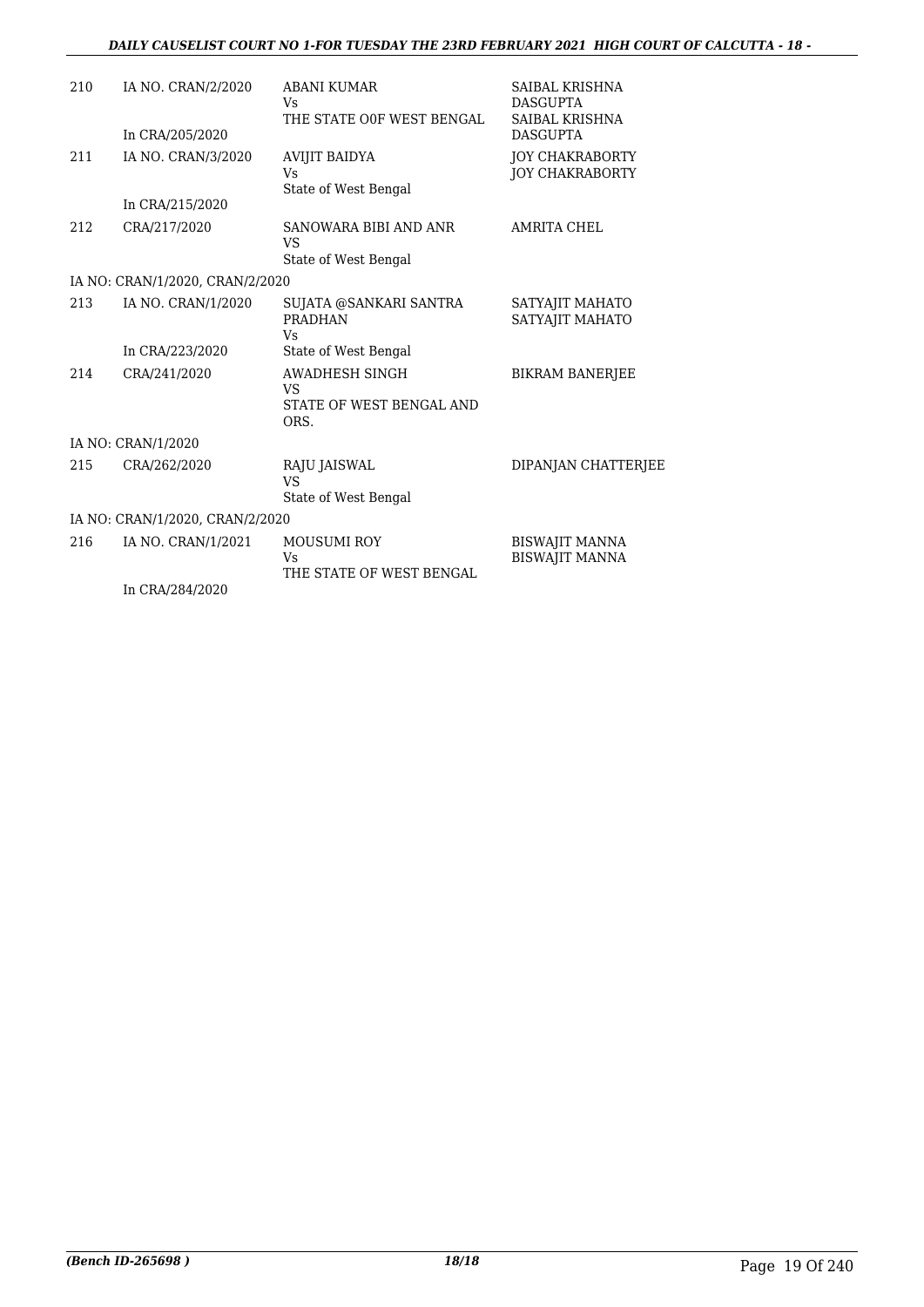| | | | |
|---|---|---|---|
| 210 | IA NO. CRAN/2/2020<br><br>In CRA/205/2020 | ABANI KUMAR<br>Vs<br>THE STATE O0F WEST BENGAL | SAIBAL KRISHNA DASGUPTA<br>SAIBAL KRISHNA DASGUPTA |
| 211 | IA NO. CRAN/3/2020<br><br>In CRA/215/2020 | AVIJIT BAIDYA<br>Vs<br>State of West Bengal | JOY CHAKRABORTY<br>JOY CHAKRABORTY |
| 212 | CRA/217/2020 | SANOWARA BIBI AND ANR<br>VS<br>State of West Bengal | AMRITA CHEL |
| | IA NO: CRAN/1/2020, CRAN/2/2020 | | |
| 213 | IA NO. CRAN/1/2020<br><br>In CRA/223/2020 | SUJATA @SANKARI SANTRA PRADHAN<br>Vs<br>State of West Bengal | SATYAJIT MAHATO<br>SATYAJIT MAHATO |
| 214 | CRA/241/2020 | AWADHESH SINGH<br>VS<br>STATE OF WEST BENGAL AND ORS. | BIKRAM BANERJEE |
| | IA NO: CRAN/1/2020 | | |
| 215 | CRA/262/2020 | RAJU JAISWAL<br>VS<br>State of West Bengal | DIPANJAN CHATTERJEE |
| | IA NO: CRAN/1/2020, CRAN/2/2020 | | |
| 216 | IA NO. CRAN/1/2021<br><br>In CRA/284/2020 | MOUSUMI ROY<br>Vs<br>THE STATE OF WEST BENGAL | BISWAJIT MANNA<br>BISWAJIT MANNA |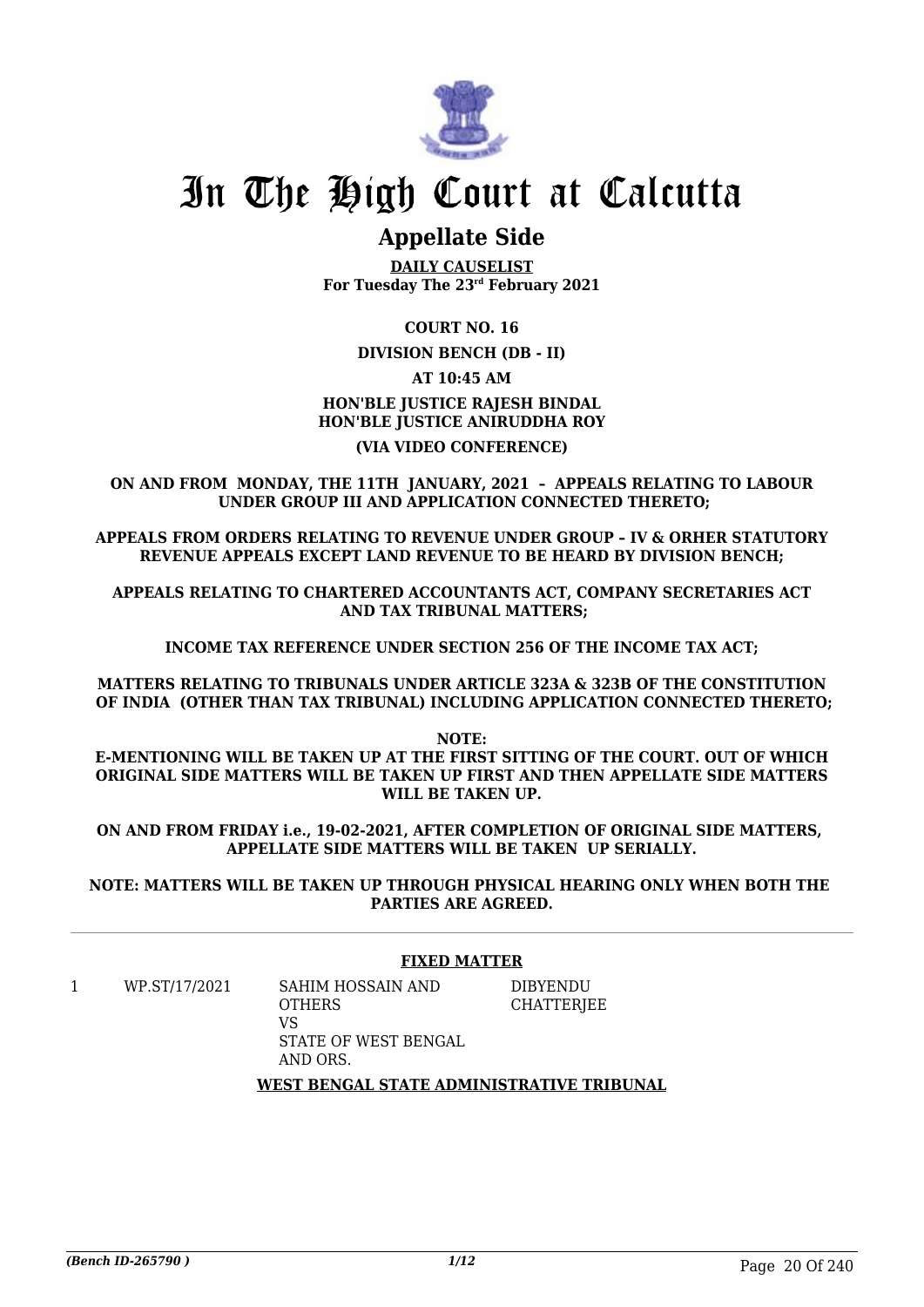# In The High Court at Calcutta

## Appellate Side

**DAILY CAUSELIST**
**For Tuesday The 23rd February 2021**

**COURT NO. 16**

**DIVISION BENCH (DB - II)**

**AT 10:45 AM**

**HON'BLE JUSTICE RAJESH BINDAL**
**HON'BLE JUSTICE ANIRUDDHA ROY**

**(VIA VIDEO CONFERENCE)**

**ON AND FROM MONDAY, THE 11TH JANUARY, 2021 – APPEALS RELATING TO LABOUR UNDER GROUP III AND APPLICATION CONNECTED THERETO;**

**APPEALS FROM ORDERS RELATING TO REVENUE UNDER GROUP – IV & ORHER STATUTORY REVENUE APPEALS EXCEPT LAND REVENUE TO BE HEARD BY DIVISION BENCH;**

**APPEALS RELATING TO CHARTERED ACCOUNTANTS ACT, COMPANY SECRETARIES ACT AND TAX TRIBUNAL MATTERS;**

**INCOME TAX REFERENCE UNDER SECTION 256 OF THE INCOME TAX ACT;**

**MATTERS RELATING TO TRIBUNALS UNDER ARTICLE 323A & 323B OF THE CONSTITUTION OF INDIA (OTHER THAN TAX TRIBUNAL) INCLUDING APPLICATION CONNECTED THERETO;**

**NOTE:**
**E-MENTIONING WILL BE TAKEN UP AT THE FIRST SITTING OF THE COURT. OUT OF WHICH ORIGINAL SIDE MATTERS WILL BE TAKEN UP FIRST AND THEN APPELLATE SIDE MATTERS WILL BE TAKEN UP.**

**ON AND FROM FRIDAY i.e., 19-02-2021, AFTER COMPLETION OF ORIGINAL SIDE MATTERS, APPELLATE SIDE MATTERS WILL BE TAKEN UP SERIALLY.**

**NOTE: MATTERS WILL BE TAKEN UP THROUGH PHYSICAL HEARING ONLY WHEN BOTH THE PARTIES ARE AGREED.**

### FIXED MATTER

| | | | |
|---|---|---|---|
| 1 | WP.ST/17/2021 | SAHIM HOSSAIN AND OTHERS<br>VS<br>STATE OF WEST BENGAL AND ORS. | DIBYENDU CHATTERJEE |

**WEST BENGAL STATE ADMINISTRATIVE TRIBUNAL**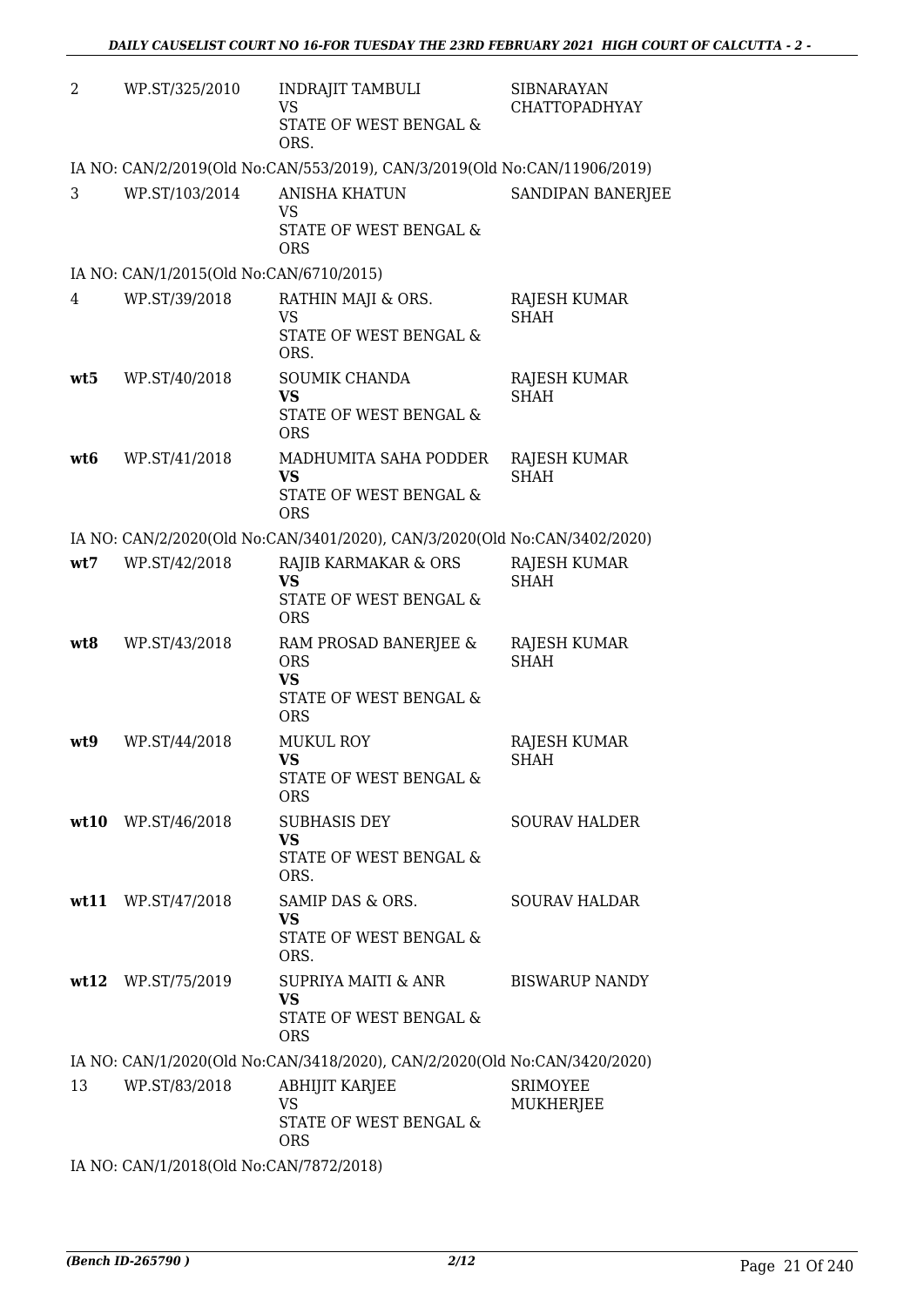| | | | |
|---|---|---|---|
| 2 | WP.ST/325/2010 | INDRAJIT TAMBULI<br>VS<br>STATE OF WEST BENGAL & ORS. | SIBNARAYAN CHATTOPADHYAY |

IA NO: CAN/2/2019(Old No:CAN/553/2019), CAN/3/2019(Old No:CAN/11906/2019)

| | | | |
|---|---|---|---|
| 3 | WP.ST/103/2014 | ANISHA KHATUN<br>VS<br>STATE OF WEST BENGAL & ORS | SANDIPAN BANERJEE |

IA NO: CAN/1/2015(Old No:CAN/6710/2015)

| | | | |
|---|---|---|---|
| 4 | WP.ST/39/2018 | RATHIN MAJI & ORS.<br>VS<br>STATE OF WEST BENGAL & ORS. | RAJESH KUMAR SHAH |
| **wt5** | WP.ST/40/2018 | SOUMIK CHANDA<br>**VS**<br>STATE OF WEST BENGAL & ORS | RAJESH KUMAR SHAH |
| **wt6** | WP.ST/41/2018 | MADHUMITA SAHA PODDER<br>**VS**<br>STATE OF WEST BENGAL & ORS | RAJESH KUMAR SHAH |

IA NO: CAN/2/2020(Old No:CAN/3401/2020), CAN/3/2020(Old No:CAN/3402/2020)

| | | | |
|---|---|---|---|
| **wt7** | WP.ST/42/2018 | RAJIB KARMAKAR & ORS<br>**VS**<br>STATE OF WEST BENGAL & ORS | RAJESH KUMAR SHAH |
| **wt8** | WP.ST/43/2018 | RAM PROSAD BANERJEE & ORS<br>**VS**<br>STATE OF WEST BENGAL & ORS | RAJESH KUMAR SHAH |
| **wt9** | WP.ST/44/2018 | MUKUL ROY<br>**VS**<br>STATE OF WEST BENGAL & ORS | RAJESH KUMAR SHAH |
| **wt10** | WP.ST/46/2018 | SUBHASIS DEY<br>**VS**<br>STATE OF WEST BENGAL & ORS. | SOURAV HALDER |
| **wt11** | WP.ST/47/2018 | SAMIP DAS & ORS.<br>**VS**<br>STATE OF WEST BENGAL & ORS. | SOURAV HALDAR |
| **wt12** | WP.ST/75/2019 | SUPRIYA MAITI & ANR<br>**VS**<br>STATE OF WEST BENGAL & ORS | BISWARUP NANDY |

IA NO: CAN/1/2020(Old No:CAN/3418/2020), CAN/2/2020(Old No:CAN/3420/2020)

| | | | |
|---|---|---|---|
| 13 | WP.ST/83/2018 | ABHIJIT KARJEE<br>VS<br>STATE OF WEST BENGAL & ORS | SRIMOYEE MUKHERJEE |

IA NO: CAN/1/2018(Old No:CAN/7872/2018)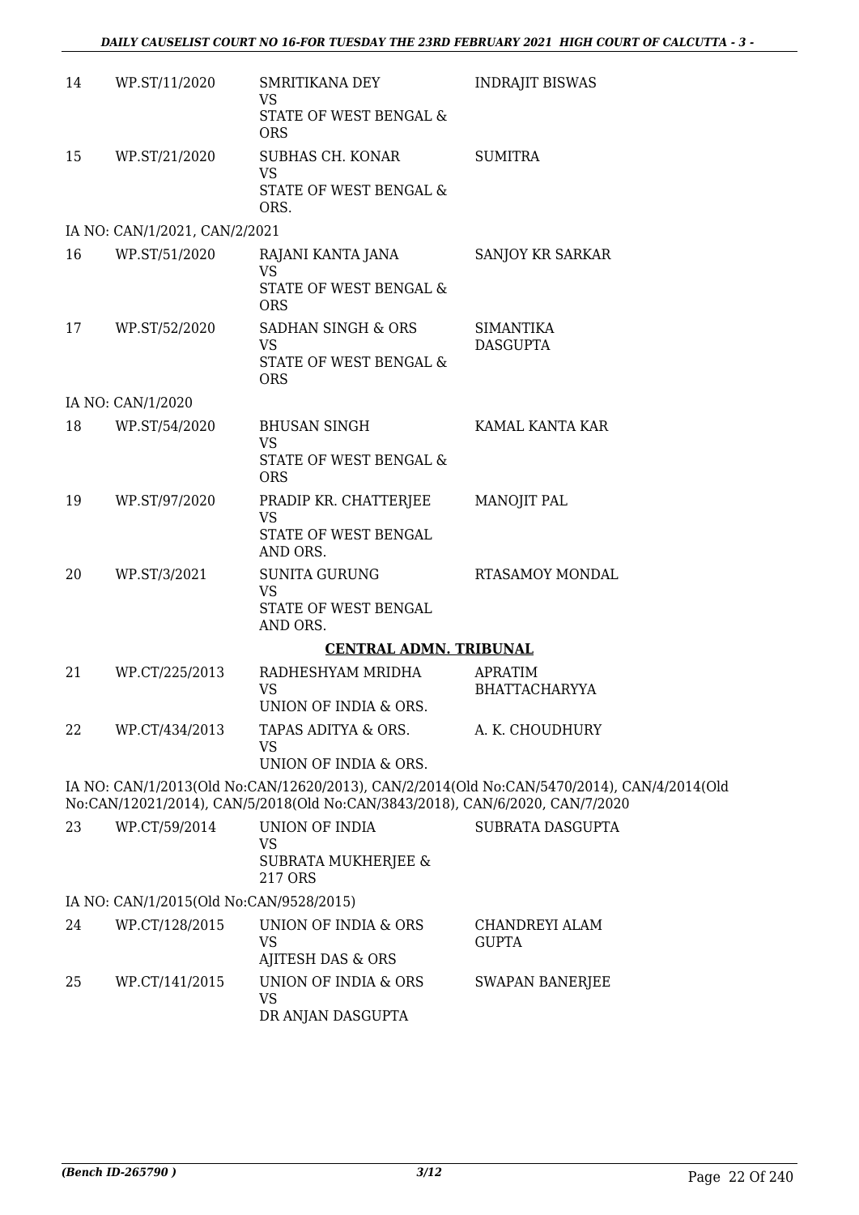| | | | |
|---|---|---|---|
| 14 | WP.ST/11/2020 | SMRITIKANA DEY<br>VS<br>STATE OF WEST BENGAL & ORS | INDRAJIT BISWAS |
| 15 | WP.ST/21/2020 | SUBHAS CH. KONAR<br>VS<br>STATE OF WEST BENGAL & ORS. | SUMITRA |

IA NO: CAN/1/2021, CAN/2/2021

| | | | |
|---|---|---|---|
| 16 | WP.ST/51/2020 | RAJANI KANTA JANA<br>VS<br>STATE OF WEST BENGAL & ORS | SANJOY KR SARKAR |
| 17 | WP.ST/52/2020 | SADHAN SINGH & ORS<br>VS<br>STATE OF WEST BENGAL & ORS | SIMANTIKA DASGUPTA |

IA NO: CAN/1/2020

| | | | |
|---|---|---|---|
| 18 | WP.ST/54/2020 | BHUSAN SINGH<br>VS<br>STATE OF WEST BENGAL & ORS | KAMAL KANTA KAR |
| 19 | WP.ST/97/2020 | PRADIP KR. CHATTERJEE<br>VS<br>STATE OF WEST BENGAL AND ORS. | MANOJIT PAL |
| 20 | WP.ST/3/2021 | SUNITA GURUNG<br>VS<br>STATE OF WEST BENGAL AND ORS. | RTASAMOY MONDAL |

**CENTRAL ADMN. TRIBUNAL**

| | | | |
|---|---|---|---|
| 21 | WP.CT/225/2013 | RADHESHYAM MRIDHA<br>VS<br>UNION OF INDIA & ORS. | APRATIM BHATTACHARYYA |
| 22 | WP.CT/434/2013 | TAPAS ADITYA & ORS.<br>VS<br>UNION OF INDIA & ORS. | A. K. CHOUDHURY |

IA NO: CAN/1/2013(Old No:CAN/12620/2013), CAN/2/2014(Old No:CAN/5470/2014), CAN/4/2014(Old No:CAN/12021/2014), CAN/5/2018(Old No:CAN/3843/2018), CAN/6/2020, CAN/7/2020

| | | | |
|---|---|---|---|
| 23 | WP.CT/59/2014 | UNION OF INDIA<br>VS<br>SUBRATA MUKHERJEE & 217 ORS | SUBRATA DASGUPTA |

IA NO: CAN/1/2015(Old No:CAN/9528/2015)

| | | | |
|---|---|---|---|
| 24 | WP.CT/128/2015 | UNION OF INDIA & ORS<br>VS<br>AJITESH DAS & ORS | CHANDREYI ALAM GUPTA |
| 25 | WP.CT/141/2015 | UNION OF INDIA & ORS<br>VS<br>DR ANJAN DASGUPTA | SWAPAN BANERJEE |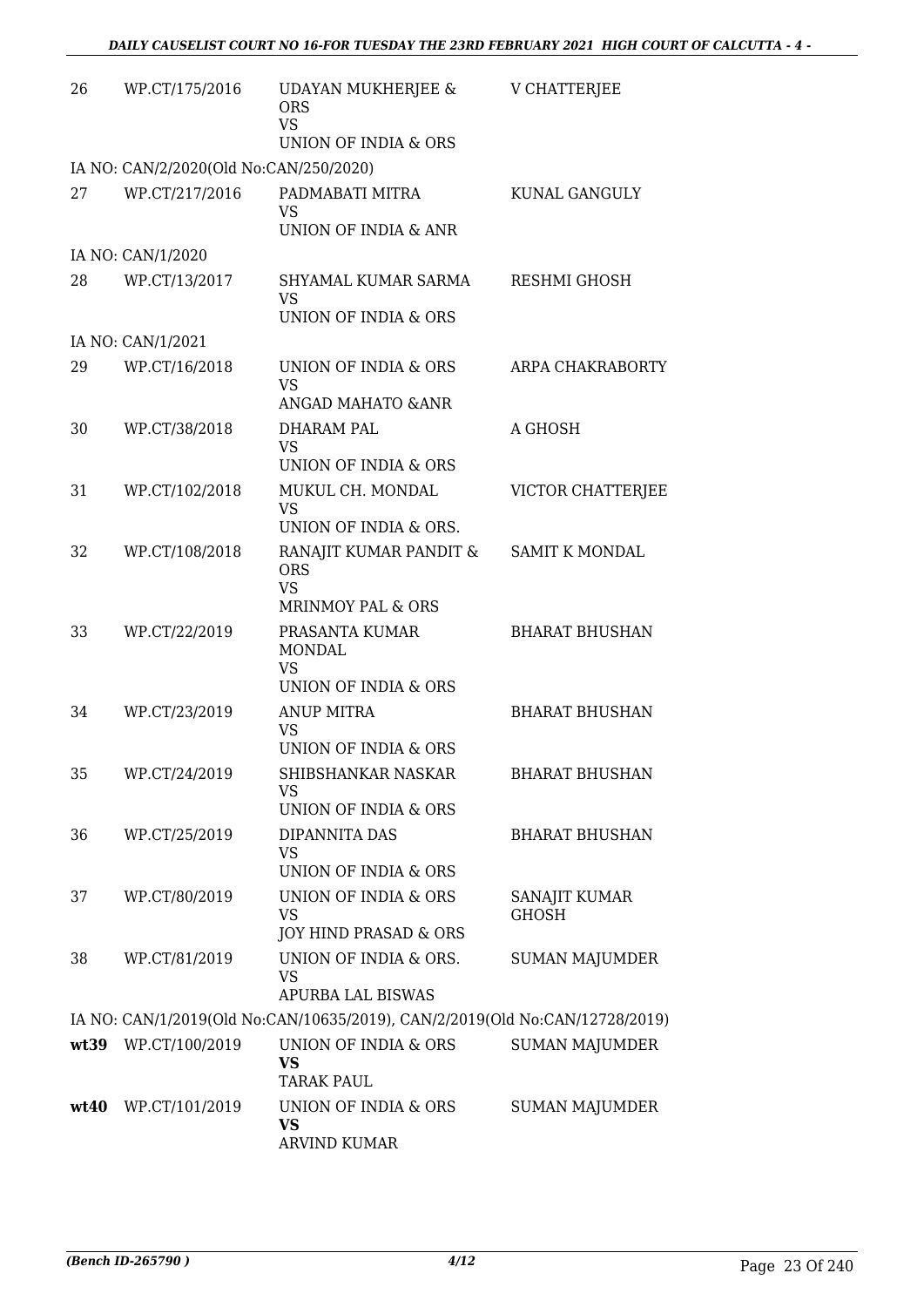| | | | |
|---|---|---|---|
| 26 | WP.CT/175/2016 | UDAYAN MUKHERJEE & ORS<br>VS<br>UNION OF INDIA & ORS | V CHATTERJEE |
| IA NO: CAN/2/2020(Old No:CAN/250/2020) | | | |
| 27 | WP.CT/217/2016 | PADMABATI MITRA<br>VS<br>UNION OF INDIA & ANR | KUNAL GANGULY |
| IA NO: CAN/1/2020 | | | |
| 28 | WP.CT/13/2017 | SHYAMAL KUMAR SARMA<br>VS<br>UNION OF INDIA & ORS | RESHMI GHOSH |
| IA NO: CAN/1/2021 | | | |
| 29 | WP.CT/16/2018 | UNION OF INDIA & ORS<br>VS<br>ANGAD MAHATO &ANR | ARPA CHAKRABORTY |
| 30 | WP.CT/38/2018 | DHARAM PAL<br>VS<br>UNION OF INDIA & ORS | A GHOSH |
| 31 | WP.CT/102/2018 | MUKUL CH. MONDAL<br>VS<br>UNION OF INDIA & ORS. | VICTOR CHATTERJEE |
| 32 | WP.CT/108/2018 | RANAJIT KUMAR PANDIT & ORS<br>VS<br>MRINMOY PAL & ORS | SAMIT K MONDAL |
| 33 | WP.CT/22/2019 | PRASANTA KUMAR MONDAL<br>VS<br>UNION OF INDIA & ORS | BHARAT BHUSHAN |
| 34 | WP.CT/23/2019 | ANUP MITRA<br>VS<br>UNION OF INDIA & ORS | BHARAT BHUSHAN |
| 35 | WP.CT/24/2019 | SHIBSHANKAR NASKAR<br>VS<br>UNION OF INDIA & ORS | BHARAT BHUSHAN |
| 36 | WP.CT/25/2019 | DIPANNITA DAS<br>VS<br>UNION OF INDIA & ORS | BHARAT BHUSHAN |
| 37 | WP.CT/80/2019 | UNION OF INDIA & ORS<br>VS<br>JOY HIND PRASAD & ORS | SANAJIT KUMAR GHOSH |
| 38 | WP.CT/81/2019 | UNION OF INDIA & ORS.<br>VS<br>APURBA LAL BISWAS | SUMAN MAJUMDER |
| IA NO: CAN/1/2019(Old No:CAN/10635/2019), CAN/2/2019(Old No:CAN/12728/2019) | | | |
| **wt39** | WP.CT/100/2019 | UNION OF INDIA & ORS<br>**VS**<br>TARAK PAUL | SUMAN MAJUMDER |
| **wt40** | WP.CT/101/2019 | UNION OF INDIA & ORS<br>**VS**<br>ARVIND KUMAR | SUMAN MAJUMDER |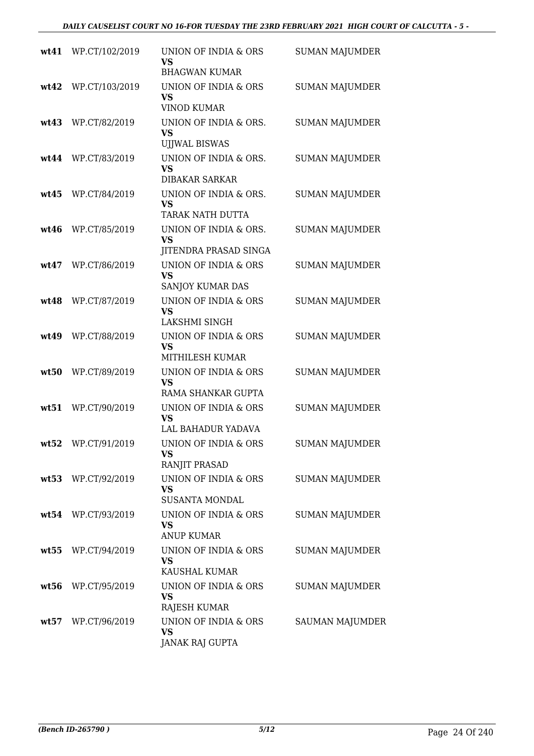| | | | |
|---|---|---|---|
| **wt41** | WP.CT/102/2019 | UNION OF INDIA & ORS<br>**VS**<br>BHAGWAN KUMAR | SUMAN MAJUMDER |
| **wt42** | WP.CT/103/2019 | UNION OF INDIA & ORS<br>**VS**<br>VINOD KUMAR | SUMAN MAJUMDER |
| **wt43** | WP.CT/82/2019 | UNION OF INDIA & ORS.<br>**VS**<br>UJJWAL BISWAS | SUMAN MAJUMDER |
| **wt44** | WP.CT/83/2019 | UNION OF INDIA & ORS.<br>**VS**<br>DIBAKAR SARKAR | SUMAN MAJUMDER |
| **wt45** | WP.CT/84/2019 | UNION OF INDIA & ORS.<br>**VS**<br>TARAK NATH DUTTA | SUMAN MAJUMDER |
| **wt46** | WP.CT/85/2019 | UNION OF INDIA & ORS.<br>**VS**<br>JITENDRA PRASAD SINGA | SUMAN MAJUMDER |
| **wt47** | WP.CT/86/2019 | UNION OF INDIA & ORS<br>**VS**<br>SANJOY KUMAR DAS | SUMAN MAJUMDER |
| **wt48** | WP.CT/87/2019 | UNION OF INDIA & ORS<br>**VS**<br>LAKSHMI SINGH | SUMAN MAJUMDER |
| **wt49** | WP.CT/88/2019 | UNION OF INDIA & ORS<br>**VS**<br>MITHILESH KUMAR | SUMAN MAJUMDER |
| **wt50** | WP.CT/89/2019 | UNION OF INDIA & ORS<br>**VS**<br>RAMA SHANKAR GUPTA | SUMAN MAJUMDER |
| **wt51** | WP.CT/90/2019 | UNION OF INDIA & ORS<br>**VS**<br>LAL BAHADUR YADAVA | SUMAN MAJUMDER |
| **wt52** | WP.CT/91/2019 | UNION OF INDIA & ORS<br>**VS**<br>RANJIT PRASAD | SUMAN MAJUMDER |
| **wt53** | WP.CT/92/2019 | UNION OF INDIA & ORS<br>**VS**<br>SUSANTA MONDAL | SUMAN MAJUMDER |
| **wt54** | WP.CT/93/2019 | UNION OF INDIA & ORS<br>**VS**<br>ANUP KUMAR | SUMAN MAJUMDER |
| **wt55** | WP.CT/94/2019 | UNION OF INDIA & ORS<br>**VS**<br>KAUSHAL KUMAR | SUMAN MAJUMDER |
| **wt56** | WP.CT/95/2019 | UNION OF INDIA & ORS<br>**VS**<br>RAJESH KUMAR | SUMAN MAJUMDER |
| **wt57** | WP.CT/96/2019 | UNION OF INDIA & ORS<br>**VS**<br>JANAK RAJ GUPTA | SAUMAN MAJUMDER |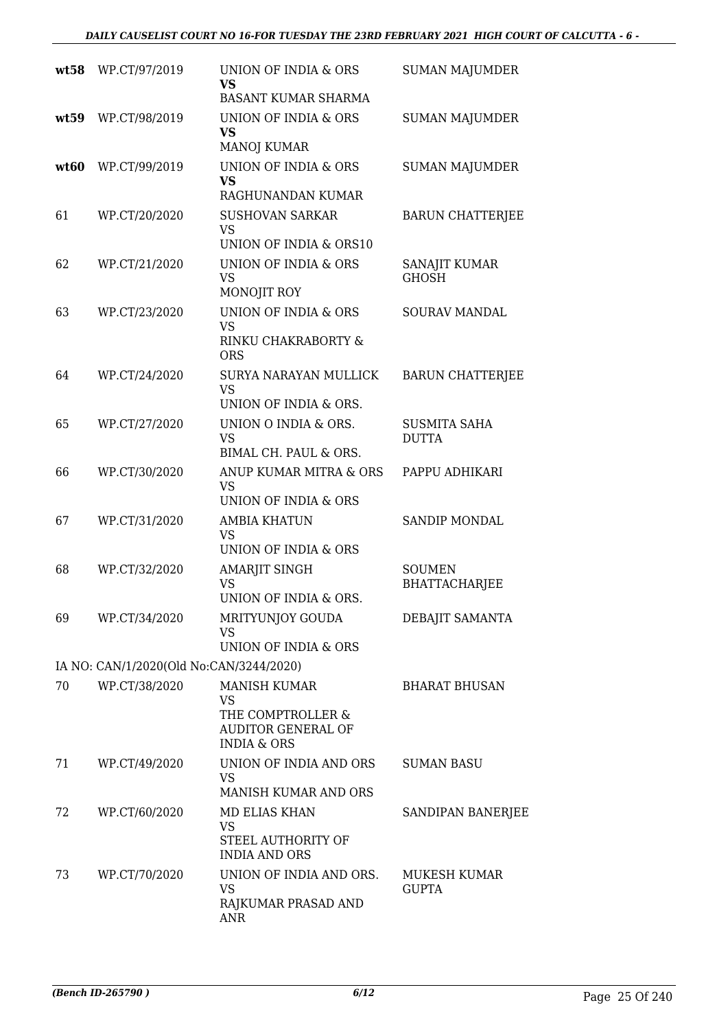| | | | |
|---|---|---|---|
| **wt58** | WP.CT/97/2019 | UNION OF INDIA & ORS<br>**VS**<br>BASANT KUMAR SHARMA | SUMAN MAJUMDER |
| **wt59** | WP.CT/98/2019 | UNION OF INDIA & ORS<br>**VS**<br>MANOJ KUMAR | SUMAN MAJUMDER |
| **wt60** | WP.CT/99/2019 | UNION OF INDIA & ORS<br>**VS**<br>RAGHUNANDAN KUMAR | SUMAN MAJUMDER |
| 61 | WP.CT/20/2020 | SUSHOVAN SARKAR<br>VS<br>UNION OF INDIA & ORS10 | BARUN CHATTERJEE |
| 62 | WP.CT/21/2020 | UNION OF INDIA & ORS<br>VS<br>MONOJIT ROY | SANAJIT KUMAR GHOSH |
| 63 | WP.CT/23/2020 | UNION OF INDIA & ORS<br>VS<br>RINKU CHAKRABORTY & ORS | SOURAV MANDAL |
| 64 | WP.CT/24/2020 | SURYA NARAYAN MULLICK<br>VS<br>UNION OF INDIA & ORS. | BARUN CHATTERJEE |
| 65 | WP.CT/27/2020 | UNION O INDIA & ORS.<br>VS<br>BIMAL CH. PAUL & ORS. | SUSMITA SAHA DUTTA |
| 66 | WP.CT/30/2020 | ANUP KUMAR MITRA & ORS<br>VS<br>UNION OF INDIA & ORS | PAPPU ADHIKARI |
| 67 | WP.CT/31/2020 | AMBIA KHATUN<br>VS<br>UNION OF INDIA & ORS | SANDIP MONDAL |
| 68 | WP.CT/32/2020 | AMARJIT SINGH<br>VS<br>UNION OF INDIA & ORS. | SOUMEN BHATTACHARJEE |
| 69 | WP.CT/34/2020 | MRITYUNJOY GOUDA<br>VS<br>UNION OF INDIA & ORS | DEBAJIT SAMANTA |
| | IA NO: CAN/1/2020(Old No:CAN/3244/2020) | | |
| 70 | WP.CT/38/2020 | MANISH KUMAR<br>VS<br>THE COMPTROLLER & AUDITOR GENERAL OF INDIA & ORS | BHARAT BHUSAN |
| 71 | WP.CT/49/2020 | UNION OF INDIA AND ORS<br>VS<br>MANISH KUMAR AND ORS | SUMAN BASU |
| 72 | WP.CT/60/2020 | MD ELIAS KHAN<br>VS<br>STEEL AUTHORITY OF INDIA AND ORS | SANDIPAN BANERJEE |
| 73 | WP.CT/70/2020 | UNION OF INDIA AND ORS.<br>VS<br>RAJKUMAR PRASAD AND ANR | MUKESH KUMAR GUPTA |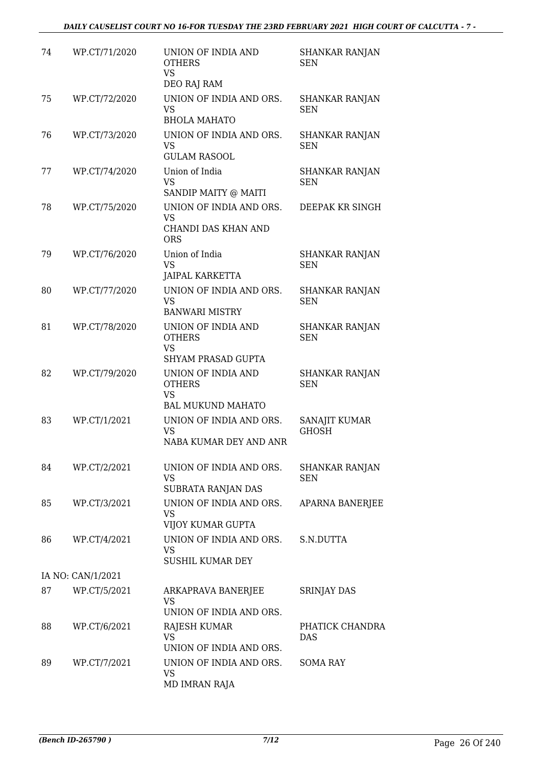| | | | |
|---|---|---|---|
| 74 | WP.CT/71/2020 | UNION OF INDIA AND OTHERS<br>VS<br>DEO RAJ RAM | SHANKAR RANJAN SEN |
| 75 | WP.CT/72/2020 | UNION OF INDIA AND ORS.<br>VS<br>BHOLA MAHATO | SHANKAR RANJAN SEN |
| 76 | WP.CT/73/2020 | UNION OF INDIA AND ORS.<br>VS<br>GULAM RASOOL | SHANKAR RANJAN SEN |
| 77 | WP.CT/74/2020 | Union of India<br>VS<br>SANDIP MAITY @ MAITI | SHANKAR RANJAN SEN |
| 78 | WP.CT/75/2020 | UNION OF INDIA AND ORS.<br>VS<br>CHANDI DAS KHAN AND ORS | DEEPAK KR SINGH |
| 79 | WP.CT/76/2020 | Union of India<br>VS<br>JAIPAL KARKETTA | SHANKAR RANJAN SEN |
| 80 | WP.CT/77/2020 | UNION OF INDIA AND ORS.<br>VS<br>BANWARI MISTRY | SHANKAR RANJAN SEN |
| 81 | WP.CT/78/2020 | UNION OF INDIA AND OTHERS<br>VS<br>SHYAM PRASAD GUPTA | SHANKAR RANJAN SEN |
| 82 | WP.CT/79/2020 | UNION OF INDIA AND OTHERS<br>VS<br>BAL MUKUND MAHATO | SHANKAR RANJAN SEN |
| 83 | WP.CT/1/2021 | UNION OF INDIA AND ORS.<br>VS<br>NABA KUMAR DEY AND ANR | SANAJIT KUMAR GHOSH |
| 84 | WP.CT/2/2021 | UNION OF INDIA AND ORS.<br>VS<br>SUBRATA RANJAN DAS | SHANKAR RANJAN SEN |
| 85 | WP.CT/3/2021 | UNION OF INDIA AND ORS.<br>VS<br>VIJOY KUMAR GUPTA | APARNA BANERJEE |
| 86 | WP.CT/4/2021 | UNION OF INDIA AND ORS.<br>VS<br>SUSHIL KUMAR DEY | S.N.DUTTA |
| IA NO: CAN/1/2021 | | | |
| 87 | WP.CT/5/2021 | ARKAPRAVA BANERJEE<br>VS<br>UNION OF INDIA AND ORS. | SRINJAY DAS |
| 88 | WP.CT/6/2021 | RAJESH KUMAR<br>VS<br>UNION OF INDIA AND ORS. | PHATICK CHANDRA DAS |
| 89 | WP.CT/7/2021 | UNION OF INDIA AND ORS.<br>VS<br>MD IMRAN RAJA | SOMA RAY |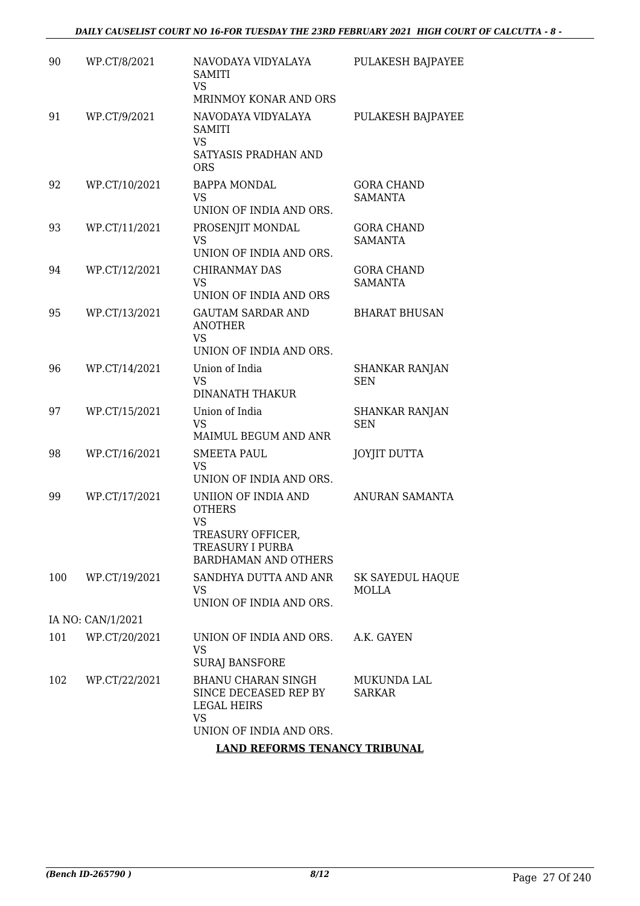| | | | |
|---|---|---|---|
| 90 | WP.CT/8/2021 | NAVODAYA VIDYALAYA SAMITI<br>VS<br>MRINMOY KONAR AND ORS | PULAKESH BAJPAYEE |
| 91 | WP.CT/9/2021 | NAVODAYA VIDYALAYA SAMITI<br>VS<br>SATYASIS PRADHAN AND ORS | PULAKESH BAJPAYEE |
| 92 | WP.CT/10/2021 | BAPPA MONDAL<br>VS<br>UNION OF INDIA AND ORS. | GORA CHAND SAMANTA |
| 93 | WP.CT/11/2021 | PROSENJIT MONDAL<br>VS<br>UNION OF INDIA AND ORS. | GORA CHAND SAMANTA |
| 94 | WP.CT/12/2021 | CHIRANMAY DAS<br>VS<br>UNION OF INDIA AND ORS | GORA CHAND SAMANTA |
| 95 | WP.CT/13/2021 | GAUTAM SARDAR AND ANOTHER<br>VS<br>UNION OF INDIA AND ORS. | BHARAT BHUSAN |
| 96 | WP.CT/14/2021 | Union of India<br>VS<br>DINANATH THAKUR | SHANKAR RANJAN SEN |
| 97 | WP.CT/15/2021 | Union of India<br>VS<br>MAIMUL BEGUM AND ANR | SHANKAR RANJAN SEN |
| 98 | WP.CT/16/2021 | SMEETA PAUL<br>VS<br>UNION OF INDIA AND ORS. | JOYJIT DUTTA |
| 99 | WP.CT/17/2021 | UNIION OF INDIA AND OTHERS<br>VS<br>TREASURY OFFICER, TREASURY I PURBA BARDHAMAN AND OTHERS | ANURAN SAMANTA |
| 100 | WP.CT/19/2021 | SANDHYA DUTTA AND ANR<br>VS<br>UNION OF INDIA AND ORS. | SK SAYEDUL HAQUE MOLLA |
| | IA NO: CAN/1/2021 | | |
| 101 | WP.CT/20/2021 | UNION OF INDIA AND ORS.<br>VS<br>SURAJ BANSFORE | A.K. GAYEN |
| 102 | WP.CT/22/2021 | BHANU CHARAN SINGH SINCE DECEASED REP BY LEGAL HEIRS<br>VS<br>UNION OF INDIA AND ORS. | MUKUNDA LAL SARKAR |

**LAND REFORMS TENANCY TRIBUNAL**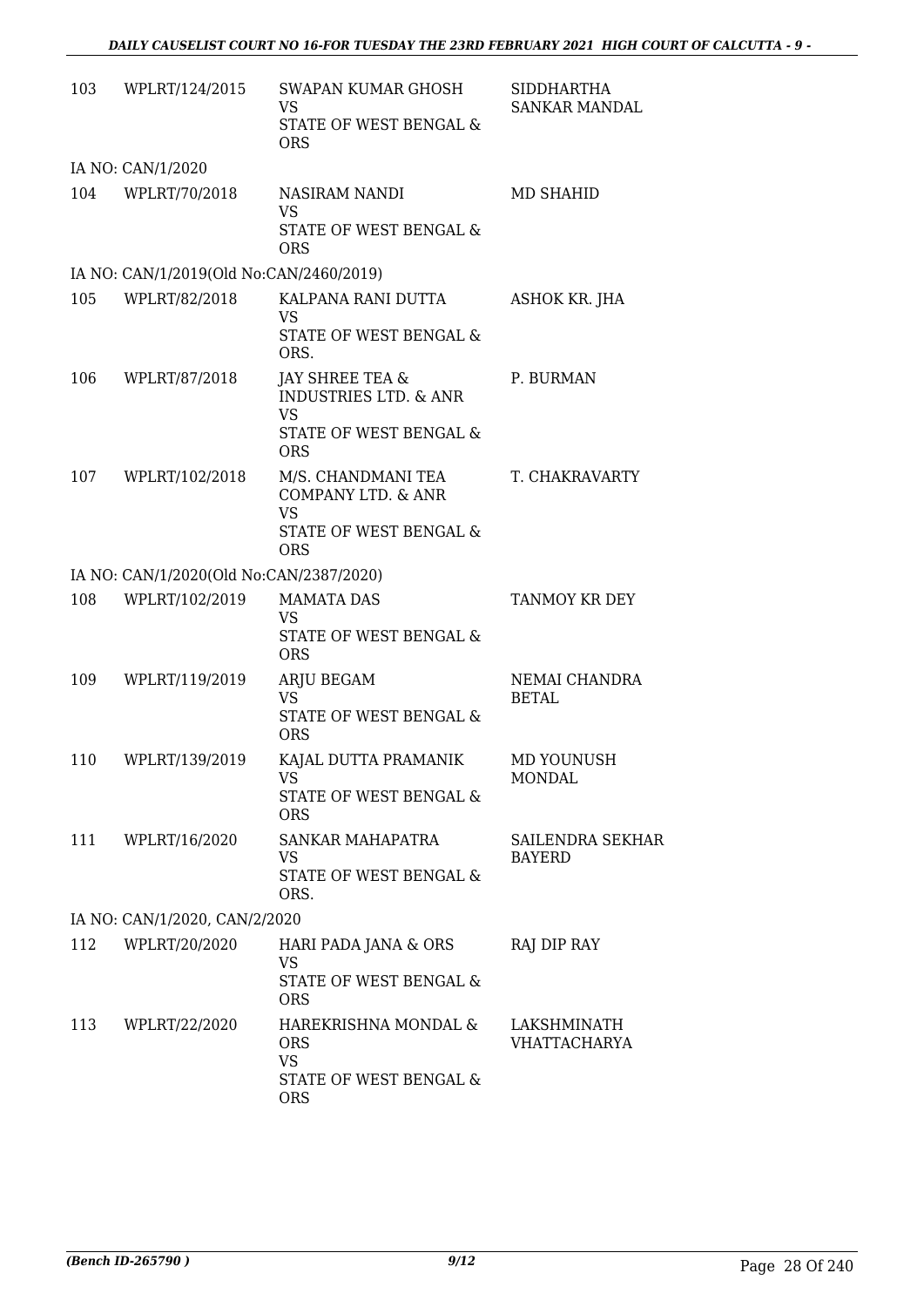| | | | |
|---|---|---|---|
| 103 | WPLRT/124/2015 | SWAPAN KUMAR GHOSH<br>VS<br>STATE OF WEST BENGAL & ORS | SIDDHARTHA SANKAR MANDAL |
| IA NO: CAN/1/2020 | | | |
| 104 | WPLRT/70/2018 | NASIRAM NANDI<br>VS<br>STATE OF WEST BENGAL & ORS | MD SHAHID |
| IA NO: CAN/1/2019(Old No:CAN/2460/2019) | | | |
| 105 | WPLRT/82/2018 | KALPANA RANI DUTTA<br>VS<br>STATE OF WEST BENGAL & ORS. | ASHOK KR. JHA |
| 106 | WPLRT/87/2018 | JAY SHREE TEA & INDUSTRIES LTD. & ANR<br>VS<br>STATE OF WEST BENGAL & ORS | P. BURMAN |
| 107 | WPLRT/102/2018 | M/S. CHANDMANI TEA COMPANY LTD. & ANR<br>VS<br>STATE OF WEST BENGAL & ORS | T. CHAKRAVARTY |
| IA NO: CAN/1/2020(Old No:CAN/2387/2020) | | | |
| 108 | WPLRT/102/2019 | MAMATA DAS<br>VS<br>STATE OF WEST BENGAL & ORS | TANMOY KR DEY |
| 109 | WPLRT/119/2019 | ARJU BEGAM<br>VS<br>STATE OF WEST BENGAL & ORS | NEMAI CHANDRA BETAL |
| 110 | WPLRT/139/2019 | KAJAL DUTTA PRAMANIK<br>VS<br>STATE OF WEST BENGAL & ORS | MD YOUNUSH MONDAL |
| 111 | WPLRT/16/2020 | SANKAR MAHAPATRA<br>VS<br>STATE OF WEST BENGAL & ORS. | SAILENDRA SEKHAR BAYERD |
| IA NO: CAN/1/2020, CAN/2/2020 | | | |
| 112 | WPLRT/20/2020 | HARI PADA JANA & ORS<br>VS<br>STATE OF WEST BENGAL & ORS | RAJ DIP RAY |
| 113 | WPLRT/22/2020 | HAREKRISHNA MONDAL & ORS<br>VS<br>STATE OF WEST BENGAL & ORS | LAKSHMINATH VHATTACHARYA |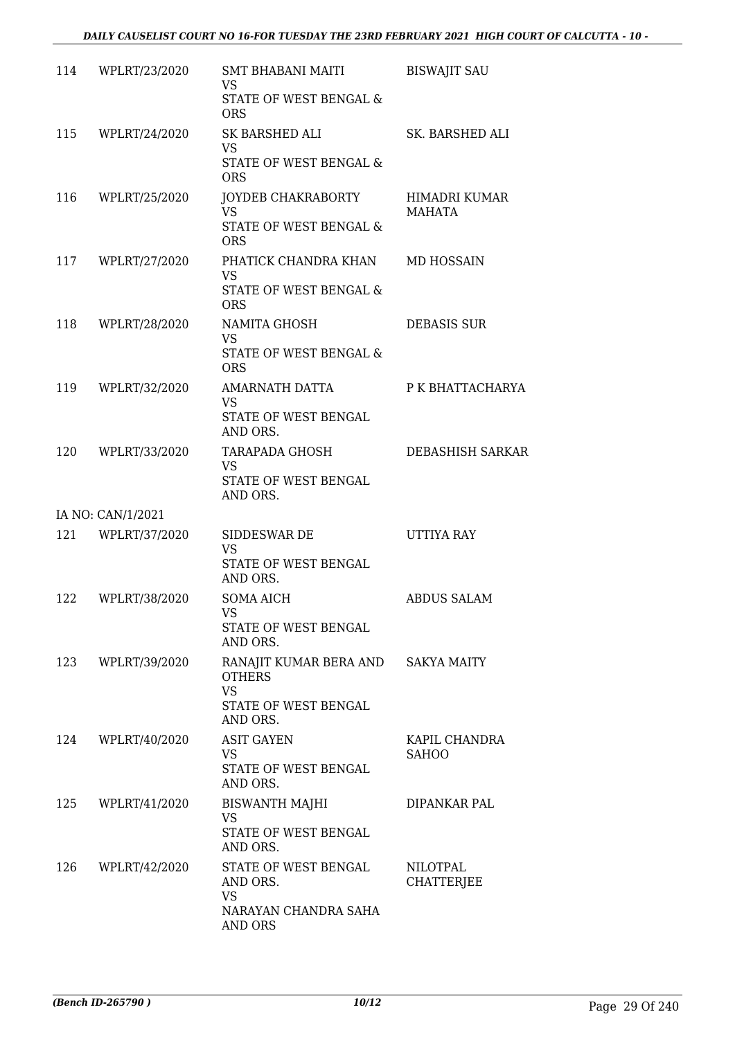| | | | |
|---|---|---|---|
| 114 | WPLRT/23/2020 | SMT BHABANI MAITI<br>VS<br>STATE OF WEST BENGAL & ORS | BISWAJIT SAU |
| 115 | WPLRT/24/2020 | SK BARSHED ALI<br>VS<br>STATE OF WEST BENGAL & ORS | SK. BARSHED ALI |
| 116 | WPLRT/25/2020 | JOYDEB CHAKRABORTY<br>VS<br>STATE OF WEST BENGAL & ORS | HIMADRI KUMAR MAHATA |
| 117 | WPLRT/27/2020 | PHATICK CHANDRA KHAN<br>VS<br>STATE OF WEST BENGAL & ORS | MD HOSSAIN |
| 118 | WPLRT/28/2020 | NAMITA GHOSH<br>VS<br>STATE OF WEST BENGAL & ORS | DEBASIS SUR |
| 119 | WPLRT/32/2020 | AMARNATH DATTA<br>VS<br>STATE OF WEST BENGAL AND ORS. | P K BHATTACHARYA |
| 120 | WPLRT/33/2020 | TARAPADA GHOSH<br>VS<br>STATE OF WEST BENGAL AND ORS. | DEBASHISH SARKAR |
| | IA NO: CAN/1/2021 | | |
| 121 | WPLRT/37/2020 | SIDDESWAR DE<br>VS<br>STATE OF WEST BENGAL AND ORS. | UTTIYA RAY |
| 122 | WPLRT/38/2020 | SOMA AICH<br>VS<br>STATE OF WEST BENGAL AND ORS. | ABDUS SALAM |
| 123 | WPLRT/39/2020 | RANAJIT KUMAR BERA AND OTHERS<br>VS<br>STATE OF WEST BENGAL AND ORS. | SAKYA MAITY |
| 124 | WPLRT/40/2020 | ASIT GAYEN<br>VS<br>STATE OF WEST BENGAL AND ORS. | KAPIL CHANDRA SAHOO |
| 125 | WPLRT/41/2020 | BISWANTH MAJHI<br>VS<br>STATE OF WEST BENGAL AND ORS. | DIPANKAR PAL |
| 126 | WPLRT/42/2020 | STATE OF WEST BENGAL AND ORS.<br>VS<br>NARAYAN CHANDRA SAHA AND ORS | NILOTPAL CHATTERJEE |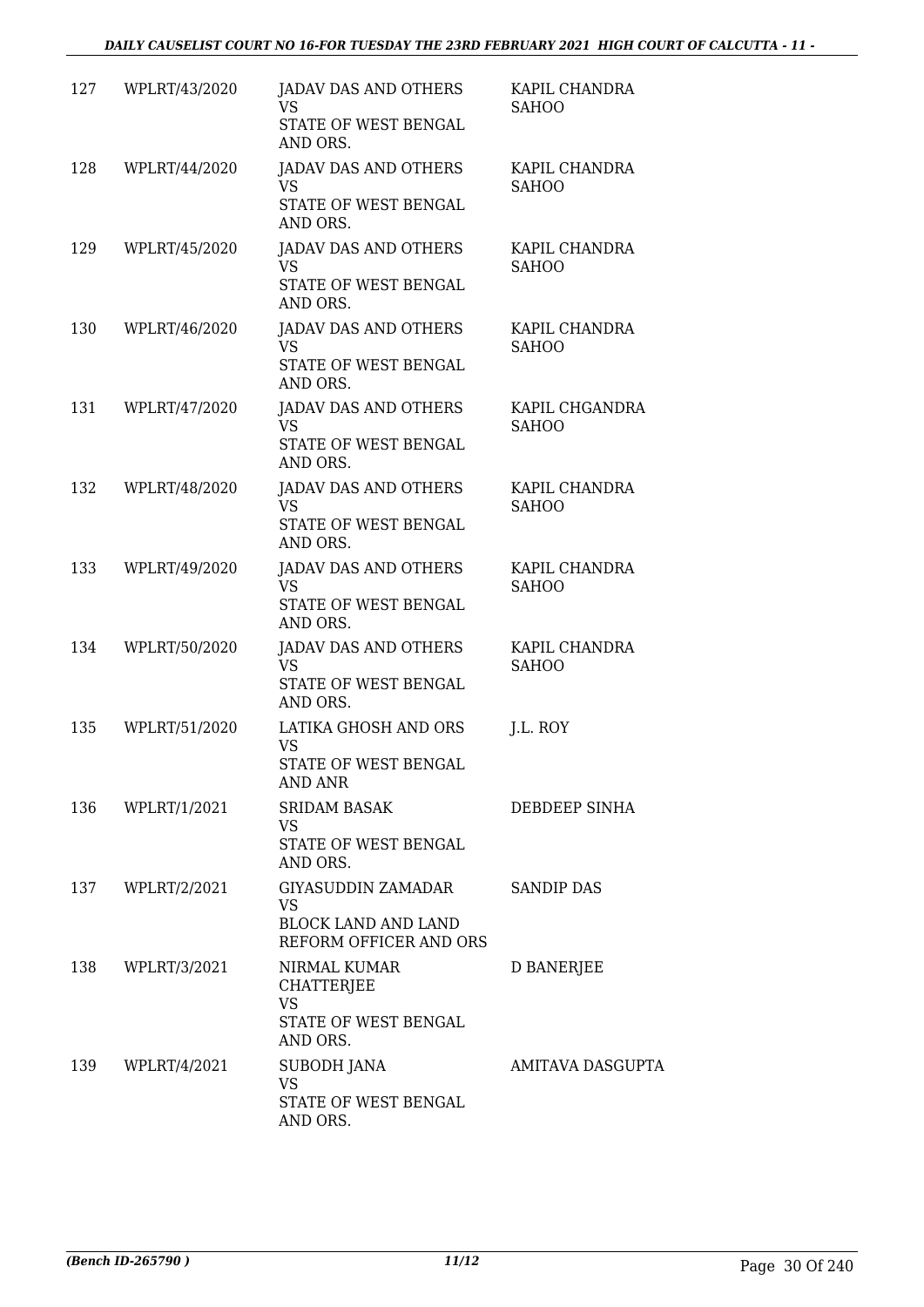| 127 | WPLRT/43/2020 | JADAV DAS AND OTHERS VS STATE OF WEST BENGAL AND ORS. | KAPIL CHANDRA SAHOO |
|---|---|---|---|
| 128 | WPLRT/44/2020 | JADAV DAS AND OTHERS VS STATE OF WEST BENGAL AND ORS. | KAPIL CHANDRA SAHOO |
| 129 | WPLRT/45/2020 | JADAV DAS AND OTHERS VS STATE OF WEST BENGAL AND ORS. | KAPIL CHANDRA SAHOO |
| 130 | WPLRT/46/2020 | JADAV DAS AND OTHERS VS STATE OF WEST BENGAL AND ORS. | KAPIL CHANDRA SAHOO |
| 131 | WPLRT/47/2020 | JADAV DAS AND OTHERS VS STATE OF WEST BENGAL AND ORS. | KAPIL CHGANDRA SAHOO |
| 132 | WPLRT/48/2020 | JADAV DAS AND OTHERS VS STATE OF WEST BENGAL AND ORS. | KAPIL CHANDRA SAHOO |
| 133 | WPLRT/49/2020 | JADAV DAS AND OTHERS VS STATE OF WEST BENGAL AND ORS. | KAPIL CHANDRA SAHOO |
| 134 | WPLRT/50/2020 | JADAV DAS AND OTHERS VS STATE OF WEST BENGAL AND ORS. | KAPIL CHANDRA SAHOO |
| 135 | WPLRT/51/2020 | LATIKA GHOSH AND ORS VS STATE OF WEST BENGAL AND ANR | J.L. ROY |
| 136 | WPLRT/1/2021 | SRIDAM BASAK VS STATE OF WEST BENGAL AND ORS. | DEBDEEP SINHA |
| 137 | WPLRT/2/2021 | GIYASUDDIN ZAMADAR VS BLOCK LAND AND LAND REFORM OFFICER AND ORS | SANDIP DAS |
| 138 | WPLRT/3/2021 | NIRMAL KUMAR CHATTERJEE VS STATE OF WEST BENGAL AND ORS. | D BANERJEE |
| 139 | WPLRT/4/2021 | SUBODH JANA VS STATE OF WEST BENGAL AND ORS. | AMITAVA DASGUPTA |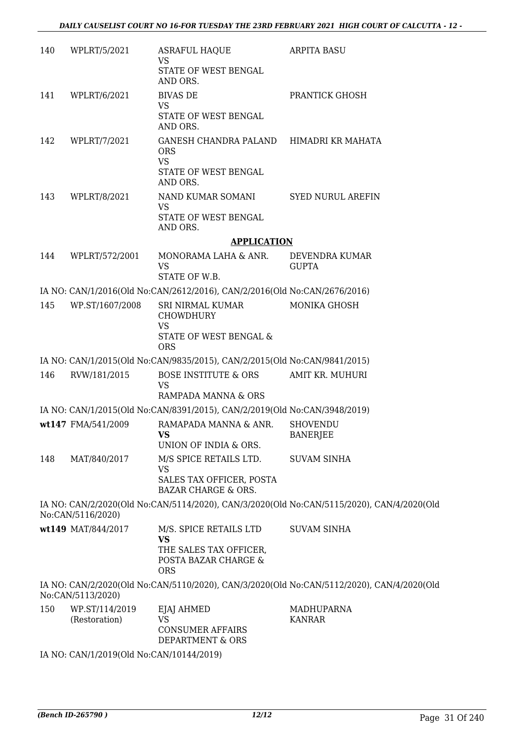| | | | |
|---|---|---|---|
| 140 | WPLRT/5/2021 | ASRAFUL HAQUE<br>VS<br>STATE OF WEST BENGAL AND ORS. | ARPITA BASU |
| 141 | WPLRT/6/2021 | BIVAS DE<br>VS<br>STATE OF WEST BENGAL AND ORS. | PRANTICK GHOSH |
| 142 | WPLRT/7/2021 | GANESH CHANDRA PALAND ORS<br>VS<br>STATE OF WEST BENGAL AND ORS. | HIMADRI KR MAHATA |
| 143 | WPLRT/8/2021 | NAND KUMAR SOMANI<br>VS<br>STATE OF WEST BENGAL AND ORS. | SYED NURUL AREFIN |

## APPLICATION

| | | | |
|---|---|---|---|
| 144 | WPLRT/572/2001 | MONORAMA LAHA & ANR.<br>VS<br>STATE OF W.B. | DEVENDRA KUMAR GUPTA |

IA NO: CAN/1/2016(Old No:CAN/2612/2016), CAN/2/2016(Old No:CAN/2676/2016)

| | | | |
|---|---|---|---|
| 145 | WP.ST/1607/2008 | SRI NIRMAL KUMAR CHOWDHURY<br>VS<br>STATE OF WEST BENGAL & ORS | MONIKA GHOSH |

IA NO: CAN/1/2015(Old No:CAN/9835/2015), CAN/2/2015(Old No:CAN/9841/2015)

| | | | |
|---|---|---|---|
| 146 | RVW/181/2015 | BOSE INSTITUTE & ORS<br>VS<br>RAMPADA MANNA & ORS | AMIT KR. MUHURI |

IA NO: CAN/1/2015(Old No:CAN/8391/2015), CAN/2/2019(Old No:CAN/3948/2019)

| | | | |
|---|---|---|---|
| **wt147** | FMA/541/2009 | RAMAPADA MANNA & ANR.<br>**VS**<br>UNION OF INDIA & ORS. | SHOVENDU BANERJEE |
| 148 | MAT/840/2017 | M/S SPICE RETAILS LTD.<br>VS<br>SALES TAX OFFICER, POSTA BAZAR CHARGE & ORS. | SUVAM SINHA |

IA NO: CAN/2/2020(Old No:CAN/5114/2020), CAN/3/2020(Old No:CAN/5115/2020), CAN/4/2020(Old No:CAN/5116/2020)

| | | | |
|---|---|---|---|
| **wt149** | MAT/844/2017 | M/S. SPICE RETAILS LTD<br>**VS**<br>THE SALES TAX OFFICER, POSTA BAZAR CHARGE & ORS | SUVAM SINHA |

IA NO: CAN/2/2020(Old No:CAN/5110/2020), CAN/3/2020(Old No:CAN/5112/2020), CAN/4/2020(Old No:CAN/5113/2020)

| | | | |
|---|---|---|---|
| 150 | WP.ST/114/2019 (Restoration) | EJAJ AHMED<br>VS<br>CONSUMER AFFAIRS DEPARTMENT & ORS | MADHUPARNA KANRAR |

IA NO: CAN/1/2019(Old No:CAN/10144/2019)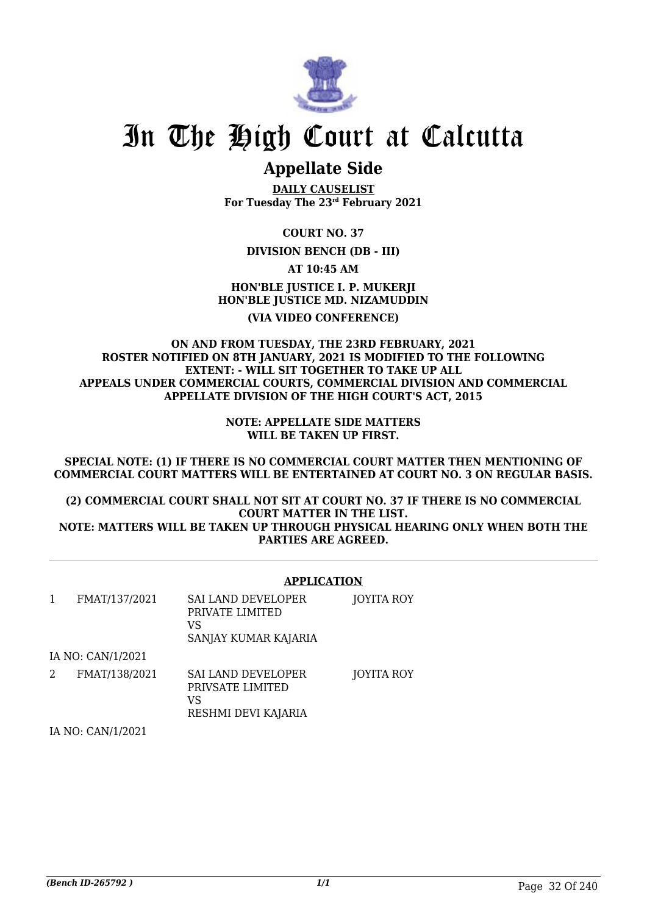# In The High Court at Calcutta

## Appellate Side

**DAILY CAUSELIST**
**For Tuesday The 23rd February 2021**

**COURT NO. 37**

**DIVISION BENCH (DB - III)**

**AT 10:45 AM**

**HON'BLE JUSTICE I. P. MUKERJI**
**HON'BLE JUSTICE MD. NIZAMUDDIN**

**(VIA VIDEO CONFERENCE)**

**ON AND FROM TUESDAY, THE 23RD FEBRUARY, 2021 ROSTER NOTIFIED ON 8TH JANUARY, 2021 IS MODIFIED TO THE FOLLOWING EXTENT: - WILL SIT TOGETHER TO TAKE UP ALL APPEALS UNDER COMMERCIAL COURTS, COMMERCIAL DIVISION AND COMMERCIAL APPELLATE DIVISION OF THE HIGH COURT'S ACT, 2015**

**NOTE: APPELLATE SIDE MATTERS WILL BE TAKEN UP FIRST.**

**SPECIAL NOTE: (1) IF THERE IS NO COMMERCIAL COURT MATTER THEN MENTIONING OF COMMERCIAL COURT MATTERS WILL BE ENTERTAINED AT COURT NO. 3 ON REGULAR BASIS.**

**(2) COMMERCIAL COURT SHALL NOT SIT AT COURT NO. 37 IF THERE IS NO COMMERCIAL COURT MATTER IN THE LIST.**
**NOTE: MATTERS WILL BE TAKEN UP THROUGH PHYSICAL HEARING ONLY WHEN BOTH THE PARTIES ARE AGREED.**

---

**APPLICATION**

| | | | |
|---|---|---|---|
| 1 | FMAT/137/2021 | SAI LAND DEVELOPER PRIVATE LIMITED VS SANJAY KUMAR KAJARIA | JOYITA ROY |
| | IA NO: CAN/1/2021 | | |
| 2 | FMAT/138/2021 | SAI LAND DEVELOPER PRIVSATE LIMITED VS RESHMI DEVI KAJARIA | JOYITA ROY |
| | IA NO: CAN/1/2021 | | |

*(Bench ID-265792 )*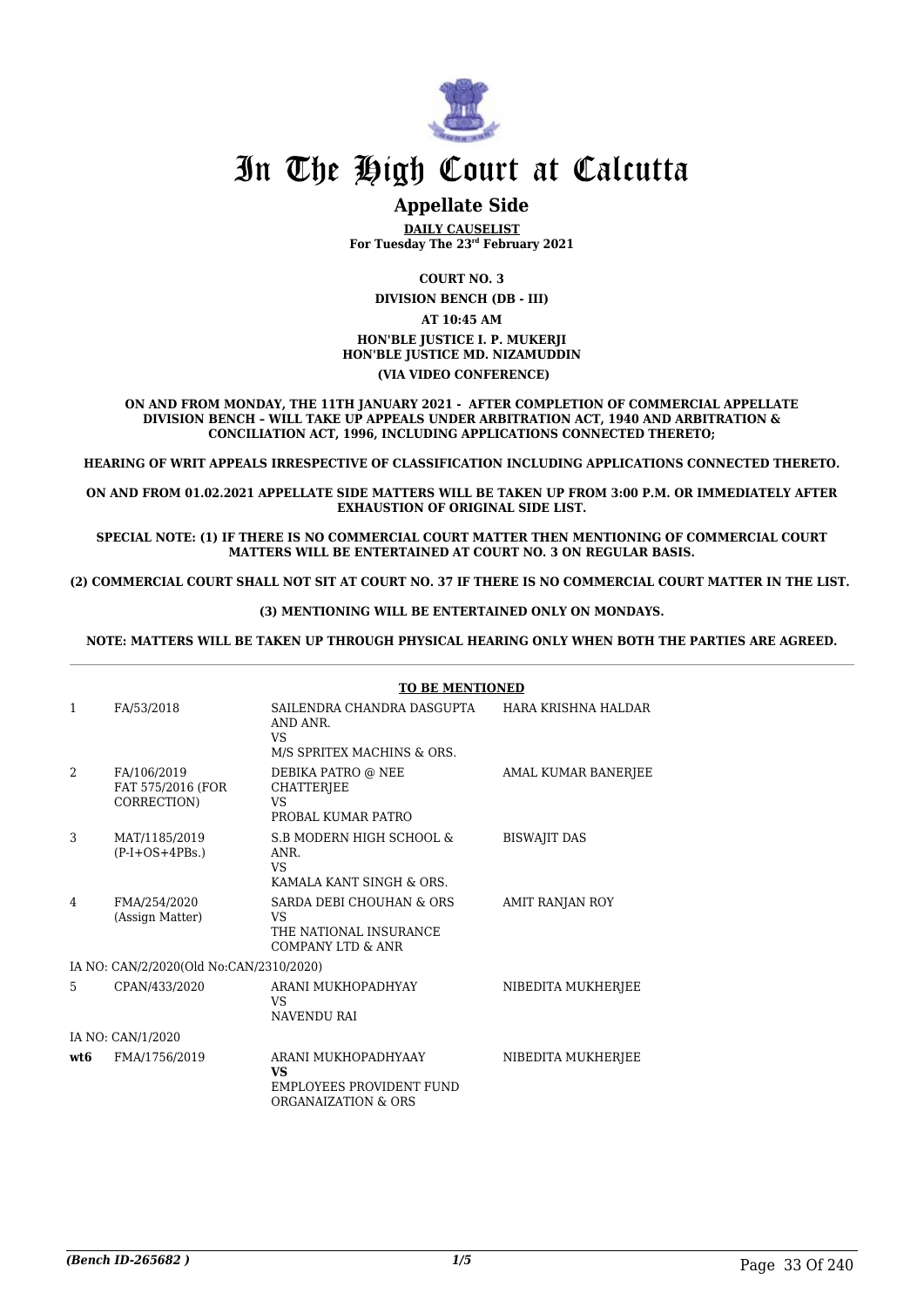# In The High Court at Calcutta

## Appellate Side

**DAILY CAUSELIST**
**For Tuesday The 23rd February 2021**

**COURT NO. 3**

**DIVISION BENCH (DB - III)**

**AT 10:45 AM**

**HON'BLE JUSTICE I. P. MUKERJI**
**HON'BLE JUSTICE MD. NIZAMUDDIN**

**(VIA VIDEO CONFERENCE)**

**ON AND FROM MONDAY, THE 11TH JANUARY 2021 - AFTER COMPLETION OF COMMERCIAL APPELLATE DIVISION BENCH – WILL TAKE UP APPEALS UNDER ARBITRATION ACT, 1940 AND ARBITRATION & CONCILIATION ACT, 1996, INCLUDING APPLICATIONS CONNECTED THERETO;**

**HEARING OF WRIT APPEALS IRRESPECTIVE OF CLASSIFICATION INCLUDING APPLICATIONS CONNECTED THERETO.**

**ON AND FROM 01.02.2021 APPELLATE SIDE MATTERS WILL BE TAKEN UP FROM 3:00 P.M. OR IMMEDIATELY AFTER EXHAUSTION OF ORIGINAL SIDE LIST.**

**SPECIAL NOTE: (1) IF THERE IS NO COMMERCIAL COURT MATTER THEN MENTIONING OF COMMERCIAL COURT MATTERS WILL BE ENTERTAINED AT COURT NO. 3 ON REGULAR BASIS.**

**(2) COMMERCIAL COURT SHALL NOT SIT AT COURT NO. 37 IF THERE IS NO COMMERCIAL COURT MATTER IN THE LIST.**

**(3) MENTIONING WILL BE ENTERTAINED ONLY ON MONDAYS.**

**NOTE: MATTERS WILL BE TAKEN UP THROUGH PHYSICAL HEARING ONLY WHEN BOTH THE PARTIES ARE AGREED.**

**TO BE MENTIONED**

| | | | |
|---|---|---|---|
| 1 | FA/53/2018 | SAILENDRA CHANDRA DASGUPTA AND ANR.<br>VS<br>M/S SPRITEX MACHINS & ORS. | HARA KRISHNA HALDAR |
| 2 | FA/106/2019<br>FAT 575/2016 (FOR CORRECTION) | DEBIKA PATRO @ NEE CHATTERJEE<br>VS<br>PROBAL KUMAR PATRO | AMAL KUMAR BANERJEE |
| 3 | MAT/1185/2019<br>(P-I+OS+4PBs.) | S.B MODERN HIGH SCHOOL & ANR.<br>VS<br>KAMALA KANT SINGH & ORS. | BISWAJIT DAS |
| 4 | FMA/254/2020<br>(Assign Matter) | SARDA DEBI CHOUHAN & ORS<br>VS<br>THE NATIONAL INSURANCE COMPANY LTD & ANR | AMIT RANJAN ROY |
| | IA NO: CAN/2/2020(Old No:CAN/2310/2020) | | |
| 5 | CPAN/433/2020 | ARANI MUKHOPADHYAY<br>VS<br>NAVENDU RAI | NIBEDITA MUKHERJEE |
| | IA NO: CAN/1/2020 | | |
| **wt6** | FMA/1756/2019 | ARANI MUKHOPADHYAAY<br>**VS**<br>EMPLOYEES PROVIDENT FUND ORGANAIZATION & ORS | NIBEDITA MUKHERJEE |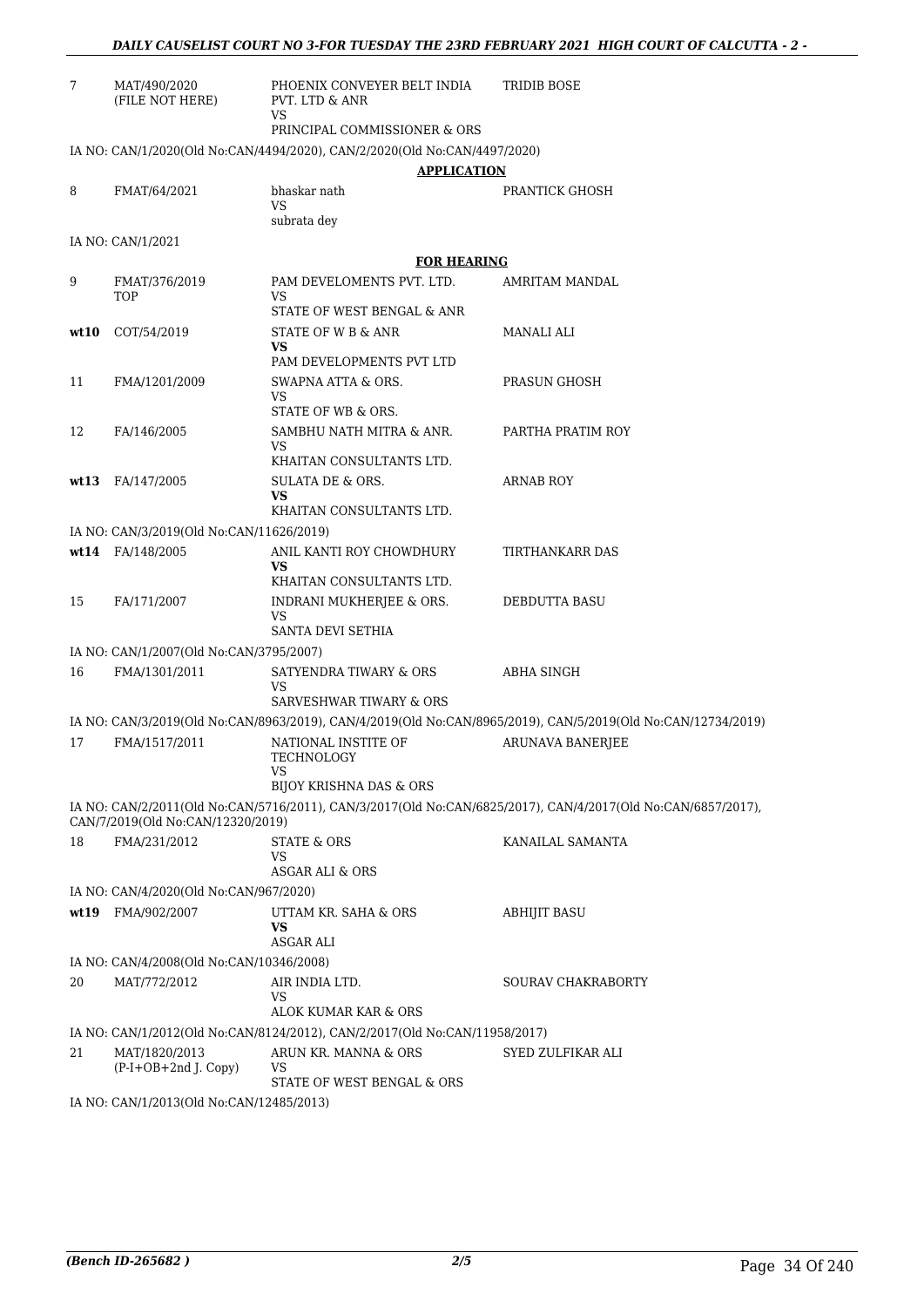| | | | |
|---|---|---|---|
| 7 | MAT/490/2020 (FILE NOT HERE) | PHOENIX CONVEYER BELT INDIA PVT. LTD & ANR VS PRINCIPAL COMMISSIONER & ORS | TRIDIB BOSE |

IA NO: CAN/1/2020(Old No:CAN/4494/2020), CAN/2/2020(Old No:CAN/4497/2020)

**APPLICATION**

| | | | |
|---|---|---|---|
| 8 | FMAT/64/2021 | bhaskar nath VS subrata dey | PRANTICK GHOSH |

IA NO: CAN/1/2021

**FOR HEARING**

| | | | |
|---|---|---|---|
| 9 | FMAT/376/2019 TOP | PAM DEVELOMENTS PVT. LTD. VS STATE OF WEST BENGAL & ANR | AMRITAM MANDAL |
| wt10 | COT/54/2019 | STATE OF W B & ANR **VS** PAM DEVELOPMENTS PVT LTD | MANALI ALI |
| 11 | FMA/1201/2009 | SWAPNA ATTA & ORS. VS STATE OF WB & ORS. | PRASUN GHOSH |
| 12 | FA/146/2005 | SAMBHU NATH MITRA & ANR. VS KHAITAN CONSULTANTS LTD. | PARTHA PRATIM ROY |
| wt13 | FA/147/2005 | SULATA DE & ORS. **VS** KHAITAN CONSULTANTS LTD. | ARNAB ROY |

IA NO: CAN/3/2019(Old No:CAN/11626/2019)

| | | | |
|---|---|---|---|
| wt14 | FA/148/2005 | ANIL KANTI ROY CHOWDHURY **VS** KHAITAN CONSULTANTS LTD. | TIRTHANKARR DAS |
| 15 | FA/171/2007 | INDRANI MUKHERJEE & ORS. VS SANTA DEVI SETHIA | DEBDUTTA BASU |

IA NO: CAN/1/2007(Old No:CAN/3795/2007)

| | | | |
|---|---|---|---|
| 16 | FMA/1301/2011 | SATYENDRA TIWARY & ORS VS SARVESHWAR TIWARY & ORS | ABHA SINGH |

IA NO: CAN/3/2019(Old No:CAN/8963/2019), CAN/4/2019(Old No:CAN/8965/2019), CAN/5/2019(Old No:CAN/12734/2019)

| | | | |
|---|---|---|---|
| 17 | FMA/1517/2011 | NATIONAL INSTITE OF TECHNOLOGY VS BIJOY KRISHNA DAS & ORS | ARUNAVA BANERJEE |

IA NO: CAN/2/2011(Old No:CAN/5716/2011), CAN/3/2017(Old No:CAN/6825/2017), CAN/4/2017(Old No:CAN/6857/2017), CAN/7/2019(Old No:CAN/12320/2019)

| | | | |
|---|---|---|---|
| 18 | FMA/231/2012 | STATE & ORS VS ASGAR ALI & ORS | KANAILAL SAMANTA |

IA NO: CAN/4/2020(Old No:CAN/967/2020)

| | | | |
|---|---|---|---|
| wt19 | FMA/902/2007 | UTTAM KR. SAHA & ORS **VS** ASGAR ALI | ABHIJIT BASU |

IA NO: CAN/4/2008(Old No:CAN/10346/2008)

| | | | |
|---|---|---|---|
| 20 | MAT/772/2012 | AIR INDIA LTD. VS ALOK KUMAR KAR & ORS | SOURAV CHAKRABORTY |

IA NO: CAN/1/2012(Old No:CAN/8124/2012), CAN/2/2017(Old No:CAN/11958/2017)

| | | | |
|---|---|---|---|
| 21 | MAT/1820/2013 (P-I+OB+2nd J. Copy) | ARUN KR. MANNA & ORS VS STATE OF WEST BENGAL & ORS | SYED ZULFIKAR ALI |

IA NO: CAN/1/2013(Old No:CAN/12485/2013)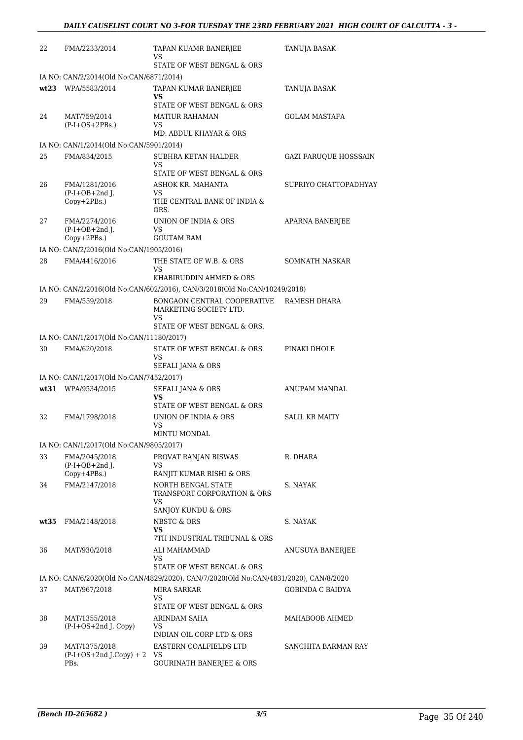| | | | |
|---|---|---|---|
| 22 | FMA/2233/2014 | TAPAN KUAMR BANERJEE<br>VS<br>STATE OF WEST BENGAL & ORS | TANUJA BASAK |
| | IA NO: CAN/2/2014(Old No:CAN/6871/2014) | | |
| wt23 | WPA/5583/2014 | TAPAN KUMAR BANERJEE<br>**VS**<br>STATE OF WEST BENGAL & ORS | TANUJA BASAK |
| 24 | MAT/759/2014<br>(P-I+OS+2PBs.) | MATIUR RAHAMAN<br>VS<br>MD. ABDUL KHAYAR & ORS | GOLAM MASTAFA |
| | IA NO: CAN/1/2014(Old No:CAN/5901/2014) | | |
| 25 | FMA/834/2015 | SUBHRA KETAN HALDER<br>VS<br>STATE OF WEST BENGAL & ORS | GAZI FARUQUE HOSSSAIN |
| 26 | FMA/1281/2016<br>(P-I+OB+2nd J.<br>Copy+2PBs.) | ASHOK KR. MAHANTA<br>VS<br>THE CENTRAL BANK OF INDIA & ORS. | SUPRIYO CHATTOPADHYAY |
| 27 | FMA/2274/2016<br>(P-I+OB+2nd J.<br>Copy+2PBs.) | UNION OF INDIA & ORS<br>VS<br>GOUTAM RAM | APARNA BANERJEE |
| | IA NO: CAN/2/2016(Old No:CAN/1905/2016) | | |
| 28 | FMA/4416/2016 | THE STATE OF W.B. & ORS<br>VS<br>KHABIRUDDIN AHMED & ORS | SOMNATH NASKAR |
| | IA NO: CAN/2/2016(Old No:CAN/602/2016), CAN/3/2018(Old No:CAN/10249/2018) | | |
| 29 | FMA/559/2018 | BONGAON CENTRAL COOPERATIVE MARKETING SOCIETY LTD.<br>VS<br>STATE OF WEST BENGAL & ORS. | RAMESH DHARA |
| | IA NO: CAN/1/2017(Old No:CAN/11180/2017) | | |
| 30 | FMA/620/2018 | STATE OF WEST BENGAL & ORS<br>VS<br>SEFALI JANA & ORS | PINAKI DHOLE |
| | IA NO: CAN/1/2017(Old No:CAN/7452/2017) | | |
| wt31 | WPA/9534/2015 | SEFALI JANA & ORS<br>**VS**<br>STATE OF WEST BENGAL & ORS | ANUPAM MANDAL |
| 32 | FMA/1798/2018 | UNION OF INDIA & ORS<br>VS<br>MINTU MONDAL | SALIL KR MAITY |
| | IA NO: CAN/1/2017(Old No:CAN/9805/2017) | | |
| 33 | FMA/2045/2018<br>(P-I+OB+2nd J.<br>Copy+4PBs.) | PROVAT RANJAN BISWAS<br>VS<br>RANJIT KUMAR RISHI & ORS | R. DHARA |
| 34 | FMA/2147/2018 | NORTH BENGAL STATE TRANSPORT CORPORATION & ORS<br>VS<br>SANJOY KUNDU & ORS | S. NAYAK |
| wt35 | FMA/2148/2018 | NBSTC & ORS<br>**VS**<br>7TH INDUSTRIAL TRIBUNAL & ORS | S. NAYAK |
| 36 | MAT/930/2018 | ALI MAHAMMAD<br>VS<br>STATE OF WEST BENGAL & ORS | ANUSUYA BANERJEE |
| | IA NO: CAN/6/2020(Old No:CAN/4829/2020), CAN/7/2020(Old No:CAN/4831/2020), CAN/8/2020 | | |
| 37 | MAT/967/2018 | MIRA SARKAR<br>VS<br>STATE OF WEST BENGAL & ORS | GOBINDA C BAIDYA |
| 38 | MAT/1355/2018<br>(P-I+OS+2nd J. Copy) | ARINDAM SAHA<br>VS<br>INDIAN OIL CORP LTD & ORS | MAHABOOB AHMED |
| 39 | MAT/1375/2018<br>(P-I+OS+2nd J.Copy) + 2<br>PBs. | EASTERN COALFIELDS LTD<br>VS<br>GOURINATH BANERJEE & ORS | SANCHITA BARMAN RAY |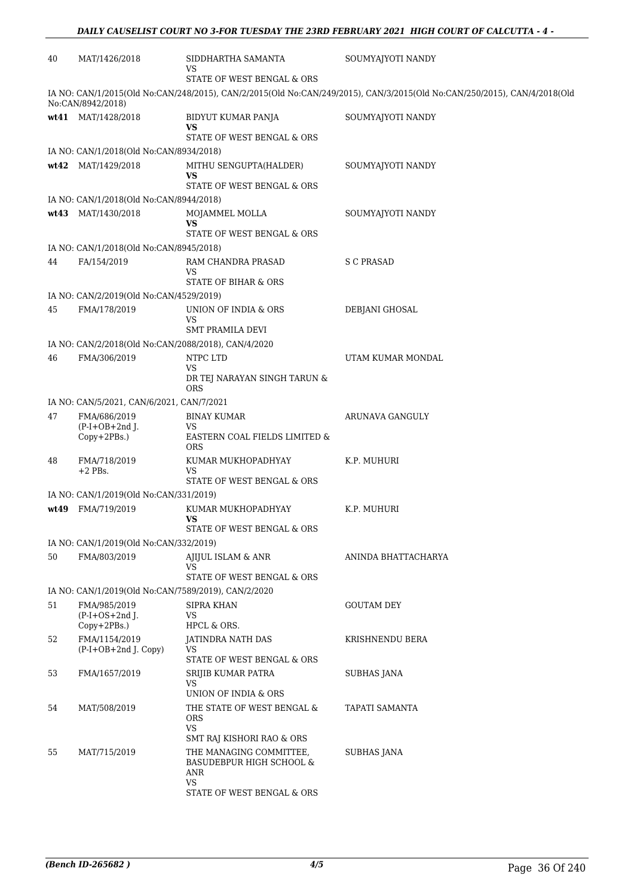| | | | |
|---|---|---|---|
| 40 | MAT/1426/2018 | SIDDHARTHA SAMANTA<br>VS<br>STATE OF WEST BENGAL & ORS | SOUMYAJYOTI NANDY |
| | IA NO: CAN/1/2015(Old No:CAN/248/2015), CAN/2/2015(Old No:CAN/249/2015), CAN/3/2015(Old No:CAN/250/2015), CAN/4/2018(Old No:CAN/8942/2018) | | |
| wt41 | MAT/1428/2018 | BIDYUT KUMAR PANJA<br>**VS**<br>STATE OF WEST BENGAL & ORS | SOUMYAJYOTI NANDY |
| | IA NO: CAN/1/2018(Old No:CAN/8934/2018) | | |
| wt42 | MAT/1429/2018 | MITHU SENGUPTA(HALDER)<br>**VS**<br>STATE OF WEST BENGAL & ORS | SOUMYAJYOTI NANDY |
| | IA NO: CAN/1/2018(Old No:CAN/8944/2018) | | |
| wt43 | MAT/1430/2018 | MOJAMMEL MOLLA<br>**VS**<br>STATE OF WEST BENGAL & ORS | SOUMYAJYOTI NANDY |
| | IA NO: CAN/1/2018(Old No:CAN/8945/2018) | | |
| 44 | FA/154/2019 | RAM CHANDRA PRASAD<br>VS<br>STATE OF BIHAR & ORS | S C PRASAD |
| | IA NO: CAN/2/2019(Old No:CAN/4529/2019) | | |
| 45 | FMA/178/2019 | UNION OF INDIA & ORS<br>VS<br>SMT PRAMILA DEVI | DEBJANI GHOSAL |
| | IA NO: CAN/2/2018(Old No:CAN/2088/2018), CAN/4/2020 | | |
| 46 | FMA/306/2019 | NTPC LTD<br>VS<br>DR TEJ NARAYAN SINGH TARUN & ORS | UTAM KUMAR MONDAL |
| | IA NO: CAN/5/2021, CAN/6/2021, CAN/7/2021 | | |
| 47 | FMA/686/2019<br>(P-I+OB+2nd J. Copy+2PBs.) | BINAY KUMAR<br>VS<br>EASTERN COAL FIELDS LIMITED & ORS | ARUNAVA GANGULY |
| 48 | FMA/718/2019<br>+2 PBs. | KUMAR MUKHOPADHYAY<br>VS<br>STATE OF WEST BENGAL & ORS | K.P. MUHURI |
| | IA NO: CAN/1/2019(Old No:CAN/331/2019) | | |
| wt49 | FMA/719/2019 | KUMAR MUKHOPADHYAY<br>**VS**<br>STATE OF WEST BENGAL & ORS | K.P. MUHURI |
| | IA NO: CAN/1/2019(Old No:CAN/332/2019) | | |
| 50 | FMA/803/2019 | AJIJUL ISLAM & ANR<br>VS<br>STATE OF WEST BENGAL & ORS | ANINDA BHATTACHARYA |
| | IA NO: CAN/1/2019(Old No:CAN/7589/2019), CAN/2/2020 | | |
| 51 | FMA/985/2019<br>(P-I+OS+2nd J. Copy+2PBs.) | SIPRA KHAN<br>VS<br>HPCL & ORS. | GOUTAM DEY |
| 52 | FMA/1154/2019<br>(P-I+OB+2nd J. Copy) | JATINDRA NATH DAS<br>VS<br>STATE OF WEST BENGAL & ORS | KRISHNENDU BERA |
| 53 | FMA/1657/2019 | SRIJIB KUMAR PATRA<br>VS<br>UNION OF INDIA & ORS | SUBHAS JANA |
| 54 | MAT/508/2019 | THE STATE OF WEST BENGAL & ORS<br>VS<br>SMT RAJ KISHORI RAO & ORS | TAPATI SAMANTA |
| 55 | MAT/715/2019 | THE MANAGING COMMITTEE, BASUDEBPUR HIGH SCHOOL & ANR<br>VS<br>STATE OF WEST BENGAL & ORS | SUBHAS JANA |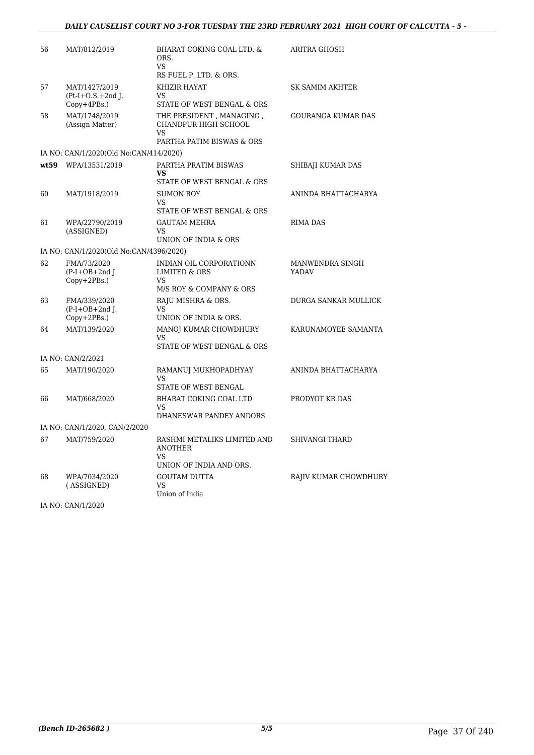| | | | |
|---|---|---|---|
| 56 | MAT/812/2019 | BHARAT COKING COAL LTD. & ORS.<br>VS<br>RS FUEL P. LTD. & ORS. | ARITRA GHOSH |
| 57 | MAT/1427/2019<br>(Pt-I+O.S.+2nd J. Copy+4PBs.) | KHIZIR HAYAT<br>VS<br>STATE OF WEST BENGAL & ORS | SK SAMIM AKHTER |
| 58 | MAT/1748/2019<br>(Assign Matter) | THE PRESIDENT , MANAGING , CHANDPUR HIGH SCHOOL<br>VS<br>PARTHA PATIM BISWAS & ORS | GOURANGA KUMAR DAS |
| | IA NO: CAN/1/2020(Old No:CAN/414/2020) | | |
| **wt59** | WPA/13531/2019 | PARTHA PRATIM BISWAS<br>**VS**<br>STATE OF WEST BENGAL & ORS | SHIBAJI KUMAR DAS |
| 60 | MAT/1918/2019 | SUMON ROY<br>VS<br>STATE OF WEST BENGAL & ORS | ANINDA BHATTACHARYA |
| 61 | WPA/22790/2019<br>(ASSIGNED) | GAUTAM MEHRA<br>VS<br>UNION OF INDIA & ORS | RIMA DAS |
| | IA NO: CAN/1/2020(Old No:CAN/4396/2020) | | |
| 62 | FMA/73/2020<br>(P-I+OB+2nd J. Copy+2PBs.) | INDIAN OIL CORPORATIONN LIMITED & ORS<br>VS<br>M/S ROY & COMPANY & ORS | MANWENDRA SINGH YADAV |
| 63 | FMA/339/2020<br>(P-I+OB+2nd J. Copy+2PBs.) | RAJU MISHRA & ORS.<br>VS<br>UNION OF INDIA & ORS. | DURGA SANKAR MULLICK |
| 64 | MAT/139/2020 | MANOJ KUMAR CHOWDHURY<br>VS<br>STATE OF WEST BENGAL & ORS | KARUNAMOYEE SAMANTA |
| | IA NO: CAN/2/2021 | | |
| 65 | MAT/190/2020 | RAMANUJ MUKHOPADHYAY<br>VS<br>STATE OF WEST BENGAL | ANINDA BHATTACHARYA |
| 66 | MAT/668/2020 | BHARAT COKING COAL LTD<br>VS<br>DHANESWAR PANDEY ANDORS | PRODYOT KR DAS |
| | IA NO: CAN/1/2020, CAN/2/2020 | | |
| 67 | MAT/759/2020 | RASHMI METALIKS LIMITED AND ANOTHER<br>VS<br>UNION OF INDIA AND ORS. | SHIVANGI THARD |
| 68 | WPA/7034/2020<br>( ASSIGNED) | GOUTAM DUTTA<br>VS<br>Union of India | RAJIV KUMAR CHOWDHURY |
| | IA NO: CAN/1/2020 | | |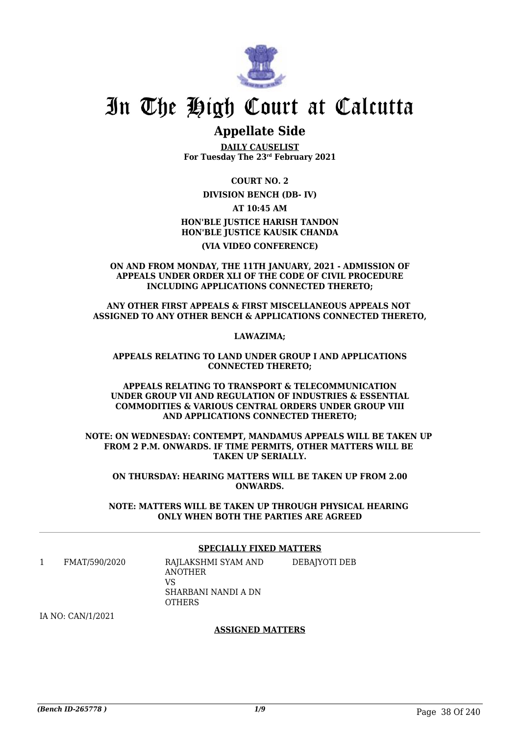# In The High Court at Calcutta

## Appellate Side

**DAILY CAUSELIST**
**For Tuesday The 23rd February 2021**

**COURT NO. 2**

**DIVISION BENCH (DB- IV)**

**AT 10:45 AM**

**HON'BLE JUSTICE HARISH TANDON**
**HON'BLE JUSTICE KAUSIK CHANDA**

**(VIA VIDEO CONFERENCE)**

**ON AND FROM MONDAY, THE 11TH JANUARY, 2021 - ADMISSION OF APPEALS UNDER ORDER XLI OF THE CODE OF CIVIL PROCEDURE INCLUDING APPLICATIONS CONNECTED THERETO;**

**ANY OTHER FIRST APPEALS & FIRST MISCELLANEOUS APPEALS NOT ASSIGNED TO ANY OTHER BENCH & APPLICATIONS CONNECTED THERETO,**

**LAWAZIMA;**

**APPEALS RELATING TO LAND UNDER GROUP I AND APPLICATIONS CONNECTED THERETO;**

**APPEALS RELATING TO TRANSPORT & TELECOMMUNICATION UNDER GROUP VII AND REGULATION OF INDUSTRIES & ESSENTIAL COMMODITIES & VARIOUS CENTRAL ORDERS UNDER GROUP VIII AND APPLICATIONS CONNECTED THERETO;**

**NOTE: ON WEDNESDAY: CONTEMPT, MANDAMUS APPEALS WILL BE TAKEN UP FROM 2 P.M. ONWARDS. IF TIME PERMITS, OTHER MATTERS WILL BE TAKEN UP SERIALLY.**

**ON THURSDAY: HEARING MATTERS WILL BE TAKEN UP FROM 2.00 ONWARDS.**

**NOTE: MATTERS WILL BE TAKEN UP THROUGH PHYSICAL HEARING ONLY WHEN BOTH THE PARTIES ARE AGREED**

---

**SPECIALLY FIXED MATTERS**

| | | | |
|---|---|---|---|
| 1 | FMAT/590/2020 | RAJLAKSHMI SYAM AND ANOTHER<br>VS<br>SHARBANI NANDI A DN OTHERS | DEBAJYOTI DEB |

IA NO: CAN/1/2021

**ASSIGNED MATTERS**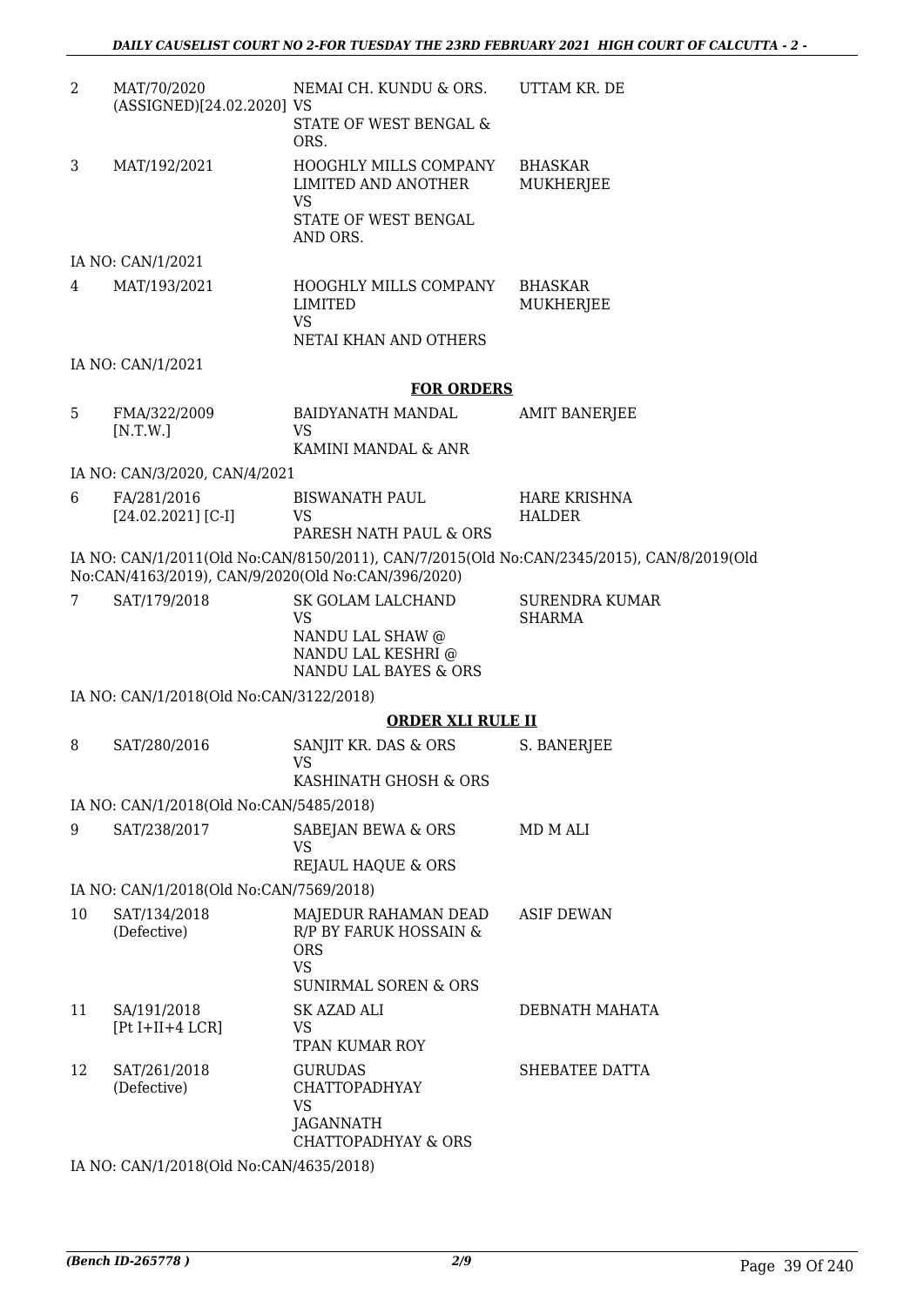| | | | |
|---|---|---|---|
| 2 | MAT/70/2020 (ASSIGNED)[24.02.2020] | NEMAI CH. KUNDU & ORS. VS STATE OF WEST BENGAL & ORS. | UTTAM KR. DE |
| 3 | MAT/192/2021 | HOOGHLY MILLS COMPANY LIMITED AND ANOTHER VS STATE OF WEST BENGAL AND ORS. | BHASKAR MUKHERJEE |

IA NO: CAN/1/2021

| | | | |
|---|---|---|---|
| 4 | MAT/193/2021 | HOOGHLY MILLS COMPANY LIMITED VS NETAI KHAN AND OTHERS | BHASKAR MUKHERJEE |

IA NO: CAN/1/2021

**FOR ORDERS**

| | | | |
|---|---|---|---|
| 5 | FMA/322/2009 [N.T.W.] | BAIDYANATH MANDAL VS KAMINI MANDAL & ANR | AMIT BANERJEE |

IA NO: CAN/3/2020, CAN/4/2021

| | | | |
|---|---|---|---|
| 6 | FA/281/2016 [24.02.2021] [C-I] | BISWANATH PAUL VS PARESH NATH PAUL & ORS | HARE KRISHNA HALDER |

IA NO: CAN/1/2011(Old No:CAN/8150/2011), CAN/7/2015(Old No:CAN/2345/2015), CAN/8/2019(Old No:CAN/4163/2019), CAN/9/2020(Old No:CAN/396/2020)

| | | | |
|---|---|---|---|
| 7 | SAT/179/2018 | SK GOLAM LALCHAND VS NANDU LAL SHAW @ NANDU LAL KESHRI @ NANDU LAL BAYES & ORS | SURENDRA KUMAR SHARMA |

IA NO: CAN/1/2018(Old No:CAN/3122/2018)

**ORDER XLI RULE II**

| | | | |
|---|---|---|---|
| 8 | SAT/280/2016 | SANJIT KR. DAS & ORS VS KASHINATH GHOSH & ORS | S. BANERJEE |

IA NO: CAN/1/2018(Old No:CAN/5485/2018)

| | | | |
|---|---|---|---|
| 9 | SAT/238/2017 | SABEJAN BEWA & ORS VS REJAUL HAQUE & ORS | MD M ALI |

IA NO: CAN/1/2018(Old No:CAN/7569/2018)

| | | | |
|---|---|---|---|
| 10 | SAT/134/2018 (Defective) | MAJEDUR RAHAMAN DEAD R/P BY FARUK HOSSAIN & ORS VS SUNIRMAL SOREN & ORS | ASIF DEWAN |
| 11 | SA/191/2018 [Pt I+II+4 LCR] | SK AZAD ALI VS TPAN KUMAR ROY | DEBNATH MAHATA |
| 12 | SAT/261/2018 (Defective) | GURUDAS CHATTOPADHYAY VS JAGANNATH CHATTOPADHYAY & ORS | SHEBATEE DATTA |

IA NO: CAN/1/2018(Old No:CAN/4635/2018)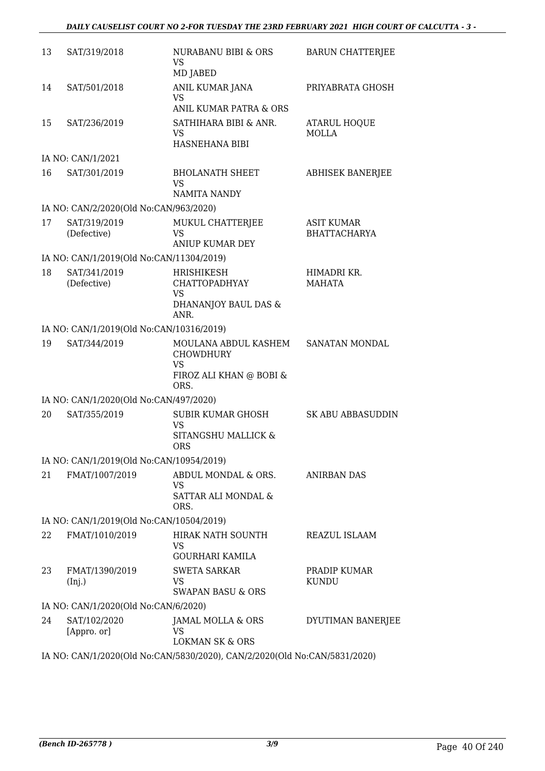| 13 | SAT/319/2018 | NURABANU BIBI & ORS<br>VS<br>MD JABED | BARUN CHATTERJEE |
|---|---|---|---|
| 14 | SAT/501/2018 | ANIL KUMAR JANA<br>VS<br>ANIL KUMAR PATRA & ORS | PRIYABRATA GHOSH |
| 15 | SAT/236/2019 | SATHIHARA BIBI & ANR.<br>VS<br>HASNEHANA BIBI | ATARUL HOQUE MOLLA |
| | IA NO: CAN/1/2021 | | |
| 16 | SAT/301/2019 | BHOLANATH SHEET<br>VS<br>NAMITA NANDY | ABHISEK BANERJEE |
| | IA NO: CAN/2/2020(Old No:CAN/963/2020) | | |
| 17 | SAT/319/2019<br>(Defective) | MUKUL CHATTERJEE<br>VS<br>ANIUP KUMAR DEY | ASIT KUMAR BHATTACHARYA |
| | IA NO: CAN/1/2019(Old No:CAN/11304/2019) | | |
| 18 | SAT/341/2019<br>(Defective) | HRISHIKESH CHATTOPADHYAY<br>VS<br>DHANANJOY BAUL DAS & ANR. | HIMADRI KR. MAHATA |
| | IA NO: CAN/1/2019(Old No:CAN/10316/2019) | | |
| 19 | SAT/344/2019 | MOULANA ABDUL KASHEM CHOWDHURY<br>VS<br>FIROZ ALI KHAN @ BOBI & ORS. | SANATAN MONDAL |
| | IA NO: CAN/1/2020(Old No:CAN/497/2020) | | |
| 20 | SAT/355/2019 | SUBIR KUMAR GHOSH<br>VS<br>SITANGSHU MALLICK & ORS | SK ABU ABBASUDDIN |
| | IA NO: CAN/1/2019(Old No:CAN/10954/2019) | | |
| 21 | FMAT/1007/2019 | ABDUL MONDAL & ORS.<br>VS<br>SATTAR ALI MONDAL & ORS. | ANIRBAN DAS |
| | IA NO: CAN/1/2019(Old No:CAN/10504/2019) | | |
| 22 | FMAT/1010/2019 | HIRAK NATH SOUNTH<br>VS<br>GOURHARI KAMILA | REAZUL ISLAAM |
| 23 | FMAT/1390/2019<br>(Inj.) | SWETA SARKAR<br>VS<br>SWAPAN BASU & ORS | PRADIP KUMAR KUNDU |
| | IA NO: CAN/1/2020(Old No:CAN/6/2020) | | |
| 24 | SAT/102/2020<br>[Appro. or] | JAMAL MOLLA & ORS<br>VS<br>LOKMAN SK & ORS | DYUTIMAN BANERJEE |
| | IA NO: CAN/1/2020(Old No:CAN/5830/2020), CAN/2/2020(Old No:CAN/5831/2020) | | |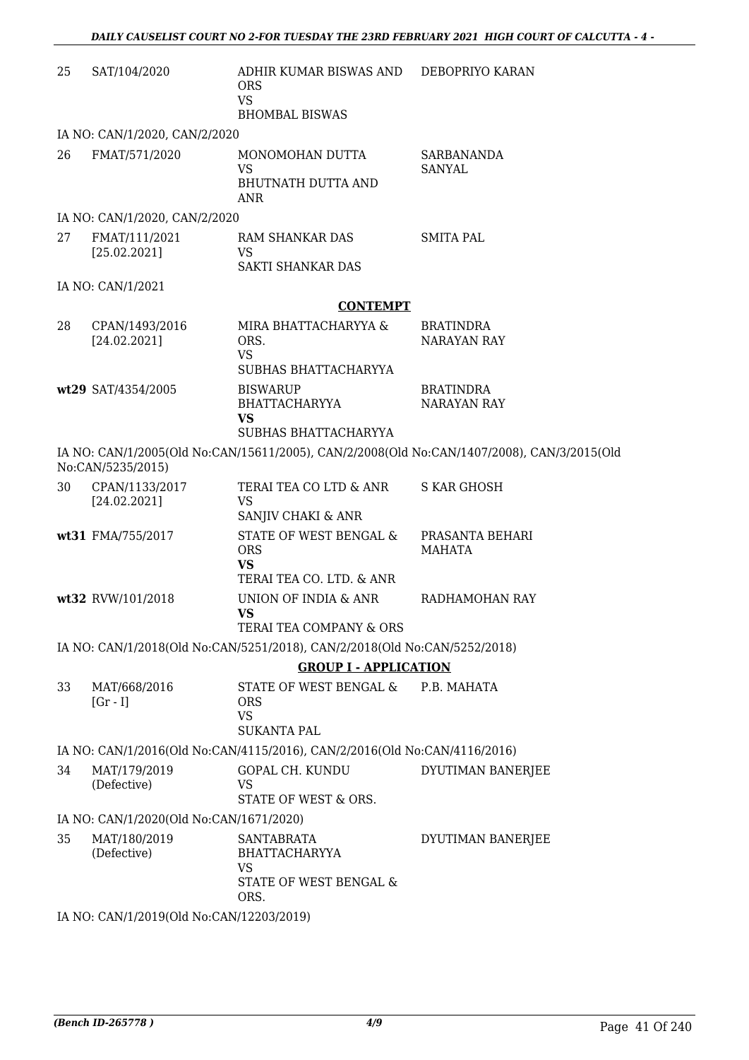| | | | |
|---|---|---|---|
| 25 | SAT/104/2020 | ADHIR KUMAR BISWAS AND ORS<br>VS<br>BHOMBAL BISWAS | DEBOPRIYO KARAN |

IA NO: CAN/1/2020, CAN/2/2020

| | | | |
|---|---|---|---|
| 26 | FMAT/571/2020 | MONOMOHAN DUTTA<br>VS<br>BHUTNATH DUTTA AND ANR | SARBANANDA SANYAL |

IA NO: CAN/1/2020, CAN/2/2020

| | | | |
|---|---|---|---|
| 27 | FMAT/111/2021<br>[25.02.2021] | RAM SHANKAR DAS<br>VS<br>SAKTI SHANKAR DAS | SMITA PAL |

IA NO: CAN/1/2021

**CONTEMPT**

| | | | |
|---|---|---|---|
| 28 | CPAN/1493/2016<br>[24.02.2021] | MIRA BHATTACHARYYA & ORS.<br>VS<br>SUBHAS BHATTACHARYYA | BRATINDRA NARAYAN RAY |
| **wt29** | SAT/4354/2005 | BISWARUP BHATTACHARYYA<br>**VS**<br>SUBHAS BHATTACHARYYA | BRATINDRA NARAYAN RAY |

IA NO: CAN/1/2005(Old No:CAN/15611/2005), CAN/2/2008(Old No:CAN/1407/2008), CAN/3/2015(Old No:CAN/5235/2015)

| | | | |
|---|---|---|---|
| 30 | CPAN/1133/2017<br>[24.02.2021] | TERAI TEA CO LTD & ANR<br>VS<br>SANJIV CHAKI & ANR | S KAR GHOSH |
| **wt31** | FMA/755/2017 | STATE OF WEST BENGAL & ORS<br>**VS**<br>TERAI TEA CO. LTD. & ANR | PRASANTA BEHARI MAHATA |
| **wt32** | RVW/101/2018 | UNION OF INDIA & ANR<br>**VS**<br>TERAI TEA COMPANY & ORS | RADHAMOHAN RAY |

IA NO: CAN/1/2018(Old No:CAN/5251/2018), CAN/2/2018(Old No:CAN/5252/2018)

**GROUP I - APPLICATION**

| | | | |
|---|---|---|---|
| 33 | MAT/668/2016<br>[Gr - I] | STATE OF WEST BENGAL & ORS<br>VS<br>SUKANTA PAL | P.B. MAHATA |

IA NO: CAN/1/2016(Old No:CAN/4115/2016), CAN/2/2016(Old No:CAN/4116/2016)

| | | | |
|---|---|---|---|
| 34 | MAT/179/2019<br>(Defective) | GOPAL CH. KUNDU<br>VS<br>STATE OF WEST & ORS. | DYUTIMAN BANERJEE |

IA NO: CAN/1/2020(Old No:CAN/1671/2020)

| | | | |
|---|---|---|---|
| 35 | MAT/180/2019<br>(Defective) | SANTABRATA BHATTACHARYYA<br>VS<br>STATE OF WEST BENGAL & ORS. | DYUTIMAN BANERJEE |

IA NO: CAN/1/2019(Old No:CAN/12203/2019)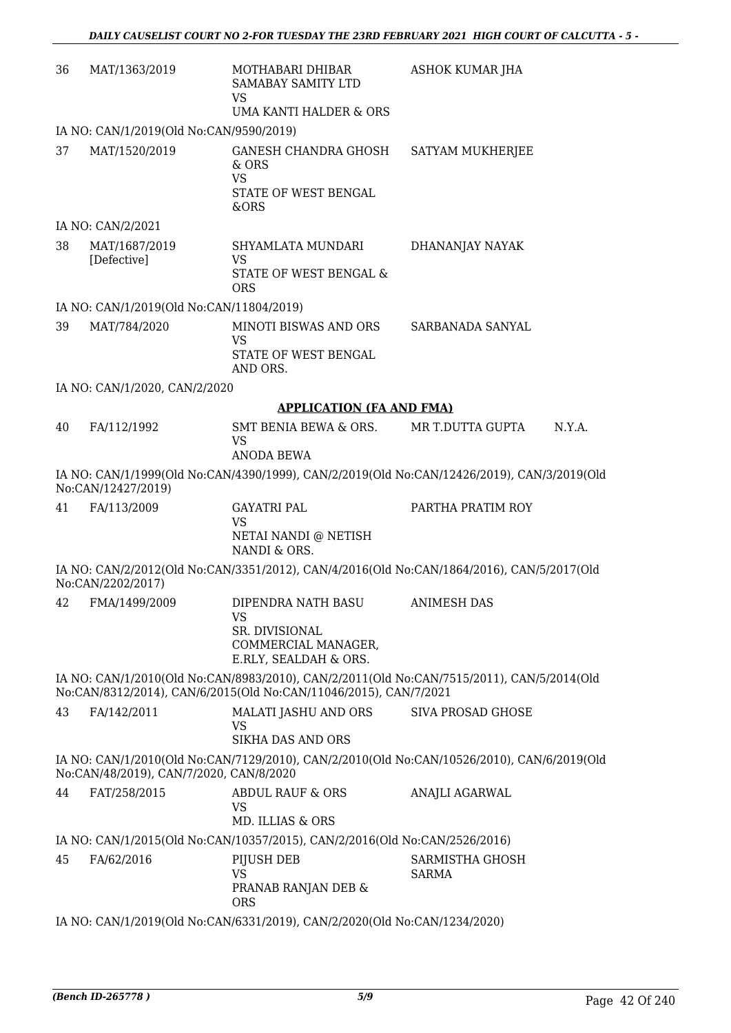| | | | | |
|---|---|---|---|---|
| 36 | MAT/1363/2019 | MOTHABARI DHIBAR SAMABAY SAMITY LTD<br>VS<br>UMA KANTI HALDER & ORS | ASHOK KUMAR JHA | |

IA NO: CAN/1/2019(Old No:CAN/9590/2019)

| | | | | |
|---|---|---|---|---|
| 37 | MAT/1520/2019 | GANESH CHANDRA GHOSH & ORS<br>VS<br>STATE OF WEST BENGAL &ORS | SATYAM MUKHERJEE | |

IA NO: CAN/2/2021

| | | | | |
|---|---|---|---|---|
| 38 | MAT/1687/2019 [Defective] | SHYAMLATA MUNDARI<br>VS<br>STATE OF WEST BENGAL & ORS | DHANANJAY NAYAK | |

IA NO: CAN/1/2019(Old No:CAN/11804/2019)

| | | | | |
|---|---|---|---|---|
| 39 | MAT/784/2020 | MINOTI BISWAS AND ORS<br>VS<br>STATE OF WEST BENGAL AND ORS. | SARBANADA SANYAL | |

IA NO: CAN/1/2020, CAN/2/2020

## APPLICATION (FA AND FMA)

| | | | | |
|---|---|---|---|---|
| 40 | FA/112/1992 | SMT BENIA BEWA & ORS.<br>VS<br>ANODA BEWA | MR T.DUTTA GUPTA | N.Y.A. |

IA NO: CAN/1/1999(Old No:CAN/4390/1999), CAN/2/2019(Old No:CAN/12426/2019), CAN/3/2019(Old No:CAN/12427/2019)

| | | | | |
|---|---|---|---|---|
| 41 | FA/113/2009 | GAYATRI PAL<br>VS<br>NETAI NANDI @ NETISH NANDI & ORS. | PARTHA PRATIM ROY | |

IA NO: CAN/2/2012(Old No:CAN/3351/2012), CAN/4/2016(Old No:CAN/1864/2016), CAN/5/2017(Old No:CAN/2202/2017)

| | | | | |
|---|---|---|---|---|
| 42 | FMA/1499/2009 | DIPENDRA NATH BASU<br>VS<br>SR. DIVISIONAL COMMERCIAL MANAGER, E.RLY, SEALDAH & ORS. | ANIMESH DAS | |

IA NO: CAN/1/2010(Old No:CAN/8983/2010), CAN/2/2011(Old No:CAN/7515/2011), CAN/5/2014(Old No:CAN/8312/2014), CAN/6/2015(Old No:CAN/11046/2015), CAN/7/2021

| | | | | |
|---|---|---|---|---|
| 43 | FA/142/2011 | MALATI JASHU AND ORS<br>VS<br>SIKHA DAS AND ORS | SIVA PROSAD GHOSE | |

IA NO: CAN/1/2010(Old No:CAN/7129/2010), CAN/2/2010(Old No:CAN/10526/2010), CAN/6/2019(Old No:CAN/48/2019), CAN/7/2020, CAN/8/2020

| | | | | |
|---|---|---|---|---|
| 44 | FAT/258/2015 | ABDUL RAUF & ORS<br>VS<br>MD. ILLIAS & ORS | ANAJLI AGARWAL | |

IA NO: CAN/1/2015(Old No:CAN/10357/2015), CAN/2/2016(Old No:CAN/2526/2016)

| | | | | |
|---|---|---|---|---|
| 45 | FA/62/2016 | PIJUSH DEB<br>VS<br>PRANAB RANJAN DEB & ORS | SARMISTHA GHOSH SARMA | |

IA NO: CAN/1/2019(Old No:CAN/6331/2019), CAN/2/2020(Old No:CAN/1234/2020)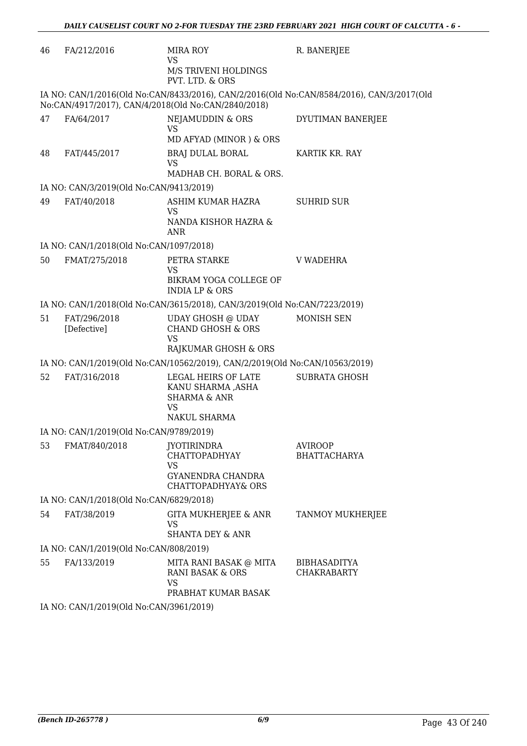| 46 | FA/212/2016 | MIRA ROY<br>VS<br>M/S TRIVENI HOLDINGS PVT. LTD. & ORS | R. BANERJEE |
|---|---|---|---|

IA NO: CAN/1/2016(Old No:CAN/8433/2016), CAN/2/2016(Old No:CAN/8584/2016), CAN/3/2017(Old No:CAN/4917/2017), CAN/4/2018(Old No:CAN/2840/2018)

| 47 | FA/64/2017 | NEJAMUDDIN & ORS<br>VS<br>MD AFYAD (MINOR ) & ORS | DYUTIMAN BANERJEE |
|---|---|---|---|
| 48 | FAT/445/2017 | BRAJ DULAL BORAL<br>VS<br>MADHAB CH. BORAL & ORS. | KARTIK KR. RAY |

IA NO: CAN/3/2019(Old No:CAN/9413/2019)

| 49 | FAT/40/2018 | ASHIM KUMAR HAZRA<br>VS<br>NANDA KISHOR HAZRA & ANR | SUHRID SUR |
|---|---|---|---|

IA NO: CAN/1/2018(Old No:CAN/1097/2018)

| 50 | FMAT/275/2018 | PETRA STARKE<br>VS<br>BIKRAM YOGA COLLEGE OF INDIA LP & ORS | V WADEHRA |
|---|---|---|---|

IA NO: CAN/1/2018(Old No:CAN/3615/2018), CAN/3/2019(Old No:CAN/7223/2019)

| 51 | FAT/296/2018 [Defective] | UDAY GHOSH @ UDAY CHAND GHOSH & ORS<br>VS<br>RAJKUMAR GHOSH & ORS | MONISH SEN |
|---|---|---|---|

IA NO: CAN/1/2019(Old No:CAN/10562/2019), CAN/2/2019(Old No:CAN/10563/2019)

| 52 | FAT/316/2018 | LEGAL HEIRS OF LATE KANU SHARMA ,ASHA SHARMA & ANR<br>VS<br>NAKUL SHARMA | SUBRATA GHOSH |
|---|---|---|---|

IA NO: CAN/1/2019(Old No:CAN/9789/2019)

| 53 | FMAT/840/2018 | JYOTIRINDRA CHATTOPADHYAY<br>VS<br>GYANENDRA CHANDRA CHATTOPADHYAY& ORS | AVIROOP BHATTACHARYA |
|---|---|---|---|

IA NO: CAN/1/2018(Old No:CAN/6829/2018)

| 54 | FAT/38/2019 | GITA MUKHERJEE & ANR<br>VS<br>SHANTA DEY & ANR | TANMOY MUKHERJEE |
|---|---|---|---|

IA NO: CAN/1/2019(Old No:CAN/808/2019)

| 55 | FA/133/2019 | MITA RANI BASAK @ MITA RANI BASAK & ORS<br>VS<br>PRABHAT KUMAR BASAK | BIBHASADITYA CHAKRABARTY |
|---|---|---|---|

IA NO: CAN/1/2019(Old No:CAN/3961/2019)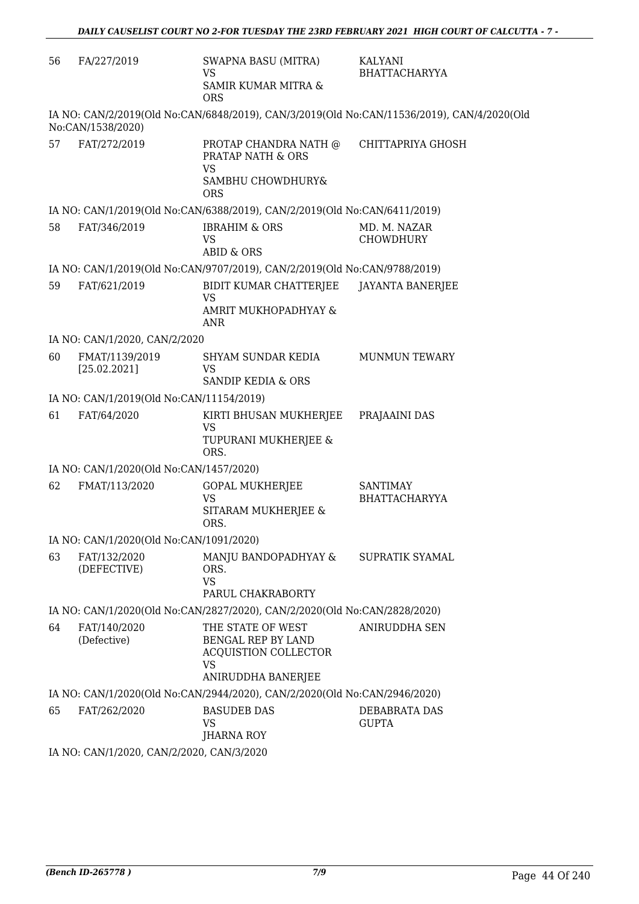| | | | |
|---|---|---|---|
| 56 | FA/227/2019 | SWAPNA BASU (MITRA)<br>VS<br>SAMIR KUMAR MITRA & ORS | KALYANI BHATTACHARYYA |

IA NO: CAN/2/2019(Old No:CAN/6848/2019), CAN/3/2019(Old No:CAN/11536/2019), CAN/4/2020(Old No:CAN/1538/2020)

| | | | |
|---|---|---|---|
| 57 | FAT/272/2019 | PROTAP CHANDRA NATH @ PRATAP NATH & ORS<br>VS<br>SAMBHU CHOWDHURY& ORS | CHITTAPRIYA GHOSH |

IA NO: CAN/1/2019(Old No:CAN/6388/2019), CAN/2/2019(Old No:CAN/6411/2019)

| | | | |
|---|---|---|---|
| 58 | FAT/346/2019 | IBRAHIM & ORS<br>VS<br>ABID & ORS | MD. M. NAZAR CHOWDHURY |

IA NO: CAN/1/2019(Old No:CAN/9707/2019), CAN/2/2019(Old No:CAN/9788/2019)

| | | | |
|---|---|---|---|
| 59 | FAT/621/2019 | BIDIT KUMAR CHATTERJEE<br>VS<br>AMRIT MUKHOPADHYAY & ANR | JAYANTA BANERJEE |

IA NO: CAN/1/2020, CAN/2/2020

| | | | |
|---|---|---|---|
| 60 | FMAT/1139/2019 [25.02.2021] | SHYAM SUNDAR KEDIA<br>VS<br>SANDIP KEDIA & ORS | MUNMUN TEWARY |

IA NO: CAN/1/2019(Old No:CAN/11154/2019)

| | | | |
|---|---|---|---|
| 61 | FAT/64/2020 | KIRTI BHUSAN MUKHERJEE<br>VS<br>TUPURANI MUKHERJEE & ORS. | PRAJAAINI DAS |

IA NO: CAN/1/2020(Old No:CAN/1457/2020)

| | | | |
|---|---|---|---|
| 62 | FMAT/113/2020 | GOPAL MUKHERJEE<br>VS<br>SITARAM MUKHERJEE & ORS. | SANTIMAY BHATTACHARYYA |

IA NO: CAN/1/2020(Old No:CAN/1091/2020)

| | | | |
|---|---|---|---|
| 63 | FAT/132/2020 (DEFECTIVE) | MANJU BANDOPADHYAY & ORS.<br>VS<br>PARUL CHAKRABORTY | SUPRATIK SYAMAL |

IA NO: CAN/1/2020(Old No:CAN/2827/2020), CAN/2/2020(Old No:CAN/2828/2020)

| | | | |
|---|---|---|---|
| 64 | FAT/140/2020 (Defective) | THE STATE OF WEST BENGAL REP BY LAND ACQUISTION COLLECTOR<br>VS<br>ANIRUDDHA BANERJEE | ANIRUDDHA SEN |

IA NO: CAN/1/2020(Old No:CAN/2944/2020), CAN/2/2020(Old No:CAN/2946/2020)

| | | | |
|---|---|---|---|
| 65 | FAT/262/2020 | BASUDEB DAS<br>VS<br>JHARNA ROY | DEBABRATA DAS GUPTA |

IA NO: CAN/1/2020, CAN/2/2020, CAN/3/2020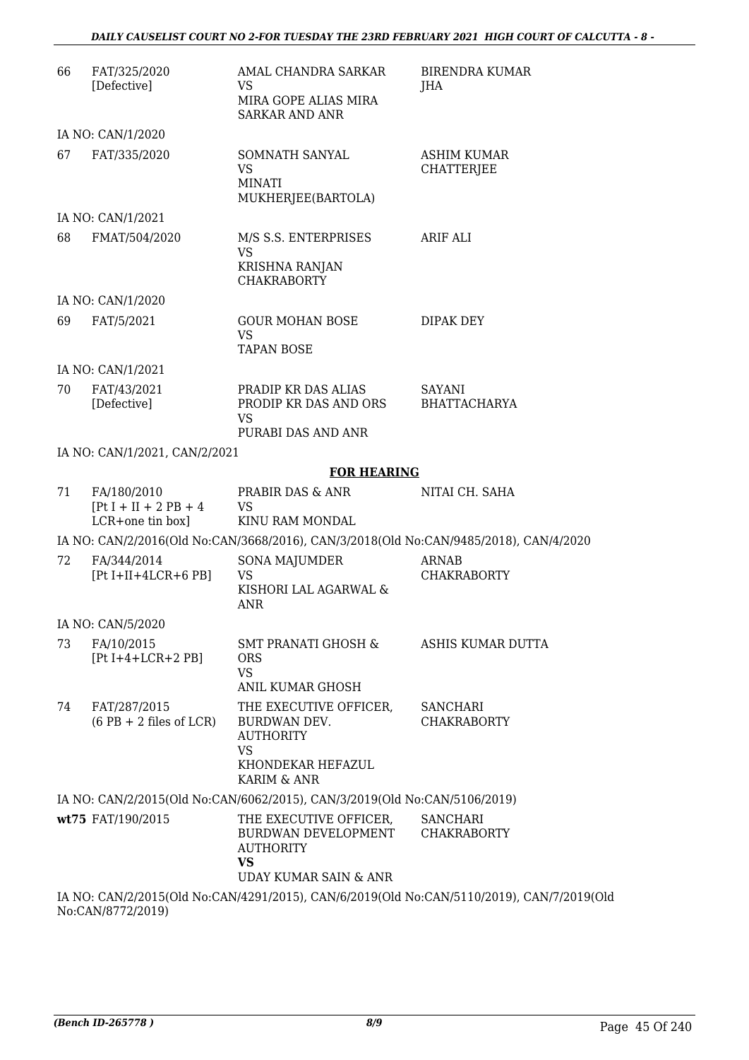| | | | |
|---|---|---|---|
| 66 | FAT/325/2020 [Defective] | AMAL CHANDRA SARKAR VS MIRA GOPE ALIAS MIRA SARKAR AND ANR | BIRENDRA KUMAR JHA |

IA NO: CAN/1/2020

| | | | |
|---|---|---|---|
| 67 | FAT/335/2020 | SOMNATH SANYAL VS MINATI MUKHERJEE(BARTOLA) | ASHIM KUMAR CHATTERJEE |

IA NO: CAN/1/2021

| | | | |
|---|---|---|---|
| 68 | FMAT/504/2020 | M/S S.S. ENTERPRISES VS KRISHNA RANJAN CHAKRABORTY | ARIF ALI |

IA NO: CAN/1/2020

| | | | |
|---|---|---|---|
| 69 | FAT/5/2021 | GOUR MOHAN BOSE VS TAPAN BOSE | DIPAK DEY |

IA NO: CAN/1/2021

| | | | |
|---|---|---|---|
| 70 | FAT/43/2021 [Defective] | PRADIP KR DAS ALIAS PRODIP KR DAS AND ORS VS PURABI DAS AND ANR | SAYANI BHATTACHARYA |

IA NO: CAN/1/2021, CAN/2/2021

**FOR HEARING**

| | | | |
|---|---|---|---|
| 71 | FA/180/2010 [Pt I + II + 2 PB + 4 LCR+one tin box] | PRABIR DAS & ANR VS KINU RAM MONDAL | NITAI CH. SAHA |

IA NO: CAN/2/2016(Old No:CAN/3668/2016), CAN/3/2018(Old No:CAN/9485/2018), CAN/4/2020

| | | | |
|---|---|---|---|
| 72 | FA/344/2014 [Pt I+II+4LCR+6 PB] | SONA MAJUMDER VS KISHORI LAL AGARWAL & ANR | ARNAB CHAKRABORTY |

IA NO: CAN/5/2020

| | | | |
|---|---|---|---|
| 73 | FA/10/2015 [Pt I+4+LCR+2 PB] | SMT PRANATI GHOSH & ORS VS ANIL KUMAR GHOSH | ASHIS KUMAR DUTTA |
| 74 | FAT/287/2015 (6 PB + 2 files of LCR) | THE EXECUTIVE OFFICER, BURDWAN DEV. AUTHORITY VS KHONDEKAR HEFAZUL KARIM & ANR | SANCHARI CHAKRABORTY |

IA NO: CAN/2/2015(Old No:CAN/6062/2015), CAN/3/2019(Old No:CAN/5106/2019)

| | | | |
|---|---|---|---|
| **wt**75 | FAT/190/2015 | THE EXECUTIVE OFFICER, BURDWAN DEVELOPMENT AUTHORITY **VS** UDAY KUMAR SAIN & ANR | SANCHARI CHAKRABORTY |

IA NO: CAN/2/2015(Old No:CAN/4291/2015), CAN/6/2019(Old No:CAN/5110/2019), CAN/7/2019(Old No:CAN/8772/2019)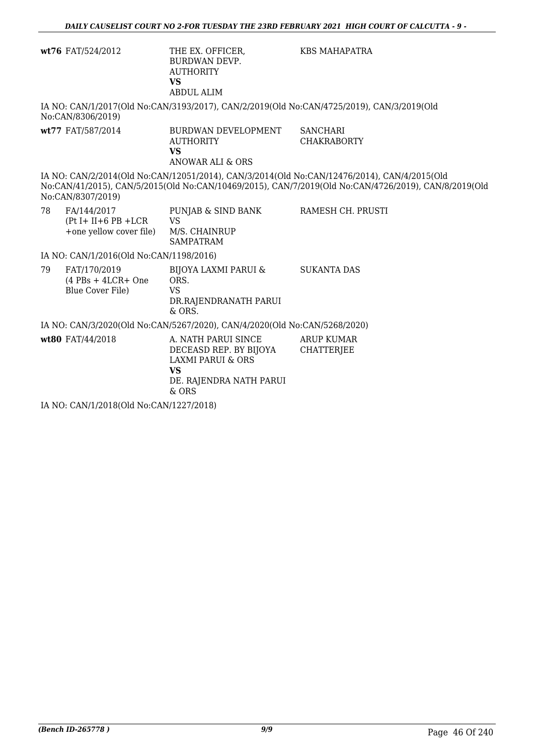| | | | |
|---|---|---|---|
| **wt76** | FAT/524/2012 | THE EX. OFFICER, BURDWAN DEVP. AUTHORITY **VS** ABDUL ALIM | KBS MAHAPATRA |

IA NO: CAN/1/2017(Old No:CAN/3193/2017), CAN/2/2019(Old No:CAN/4725/2019), CAN/3/2019(Old No:CAN/8306/2019)

| | | | |
|---|---|---|---|
| **wt77** | FAT/587/2014 | BURDWAN DEVELOPMENT AUTHORITY **VS** ANOWAR ALI & ORS | SANCHARI CHAKRABORTY |

IA NO: CAN/2/2014(Old No:CAN/12051/2014), CAN/3/2014(Old No:CAN/12476/2014), CAN/4/2015(Old No:CAN/41/2015), CAN/5/2015(Old No:CAN/10469/2015), CAN/7/2019(Old No:CAN/4726/2019), CAN/8/2019(Old No:CAN/8307/2019)

| | | | |
|---|---|---|---|
| 78 | FA/144/2017 (Pt I+ II+6 PB +LCR +one yellow cover file) | PUNJAB & SIND BANK VS M/S. CHAINRUP SAMPATRAM | RAMESH CH. PRUSTI |

IA NO: CAN/1/2016(Old No:CAN/1198/2016)

| | | | |
|---|---|---|---|
| 79 | FAT/170/2019 (4 PBs + 4LCR+ One Blue Cover File) | BIJOYA LAXMI PARUI & ORS. VS DR.RAJENDRANATH PARUI & ORS. | SUKANTA DAS |

IA NO: CAN/3/2020(Old No:CAN/5267/2020), CAN/4/2020(Old No:CAN/5268/2020)

| | | | |
|---|---|---|---|
| **wt80** | FAT/44/2018 | A. NATH PARUI SINCE DECEASD REP. BY BIJOYA LAXMI PARUI & ORS **VS** DE. RAJENDRA NATH PARUI & ORS | ARUP KUMAR CHATTERJEE |

IA NO: CAN/1/2018(Old No:CAN/1227/2018)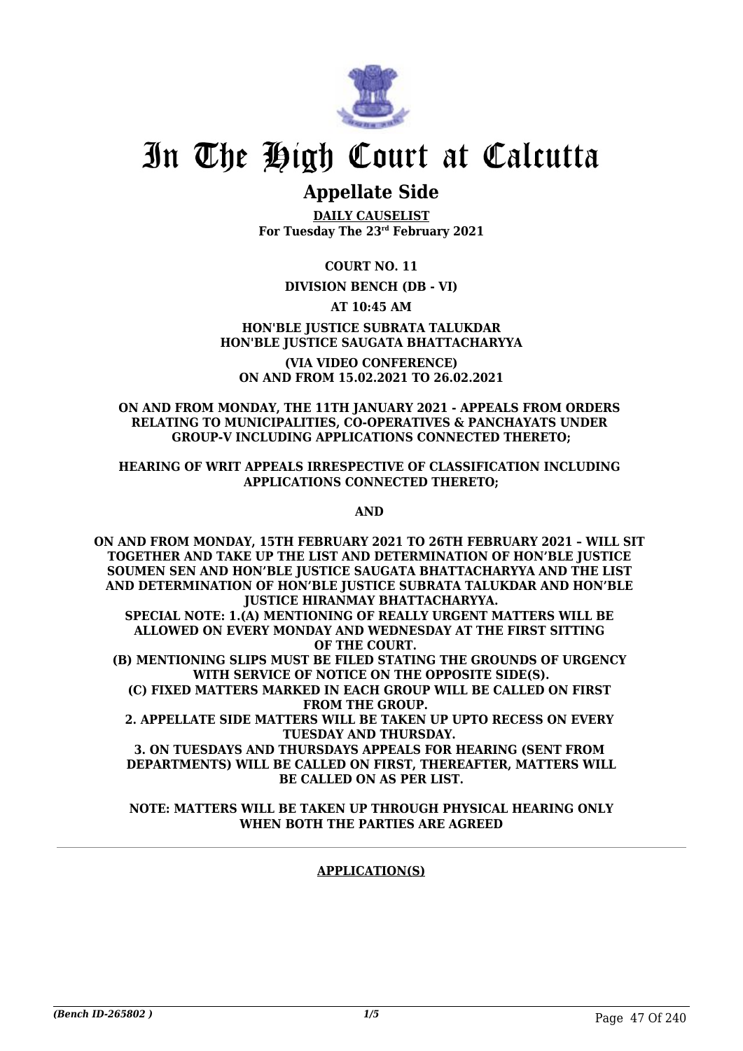# In The High Court at Calcutta

## Appellate Side

**DAILY CAUSELIST**
**For Tuesday The 23rd February 2021**

**COURT NO. 11**

**DIVISION BENCH (DB - VI)**

**AT 10:45 AM**

**HON'BLE JUSTICE SUBRATA TALUKDAR**
**HON'BLE JUSTICE SAUGATA BHATTACHARYYA**

**(VIA VIDEO CONFERENCE)**
**ON AND FROM 15.02.2021 TO 26.02.2021**

**ON AND FROM MONDAY, THE 11TH JANUARY 2021 - APPEALS FROM ORDERS RELATING TO MUNICIPALITIES, CO-OPERATIVES & PANCHAYATS UNDER GROUP-V INCLUDING APPLICATIONS CONNECTED THERETO;**

**HEARING OF WRIT APPEALS IRRESPECTIVE OF CLASSIFICATION INCLUDING APPLICATIONS CONNECTED THERETO;**

**AND**

**ON AND FROM MONDAY, 15TH FEBRUARY 2021 TO 26TH FEBRUARY 2021 – WILL SIT TOGETHER AND TAKE UP THE LIST AND DETERMINATION OF HON'BLE JUSTICE SOUMEN SEN AND HON'BLE JUSTICE SAUGATA BHATTACHARYYA AND THE LIST AND DETERMINATION OF HON'BLE JUSTICE SUBRATA TALUKDAR AND HON'BLE JUSTICE HIRANMAY BHATTACHARYYA.**

**SPECIAL NOTE: 1.(A) MENTIONING OF REALLY URGENT MATTERS WILL BE ALLOWED ON EVERY MONDAY AND WEDNESDAY AT THE FIRST SITTING OF THE COURT.**

**(B) MENTIONING SLIPS MUST BE FILED STATING THE GROUNDS OF URGENCY WITH SERVICE OF NOTICE ON THE OPPOSITE SIDE(S).**

**(C) FIXED MATTERS MARKED IN EACH GROUP WILL BE CALLED ON FIRST FROM THE GROUP.**

**2. APPELLATE SIDE MATTERS WILL BE TAKEN UP UPTO RECESS ON EVERY TUESDAY AND THURSDAY.**

**3. ON TUESDAYS AND THURSDAYS APPEALS FOR HEARING (SENT FROM DEPARTMENTS) WILL BE CALLED ON FIRST, THEREAFTER, MATTERS WILL BE CALLED ON AS PER LIST.**

**NOTE: MATTERS WILL BE TAKEN UP THROUGH PHYSICAL HEARING ONLY WHEN BOTH THE PARTIES ARE AGREED**

**APPLICATION(S)**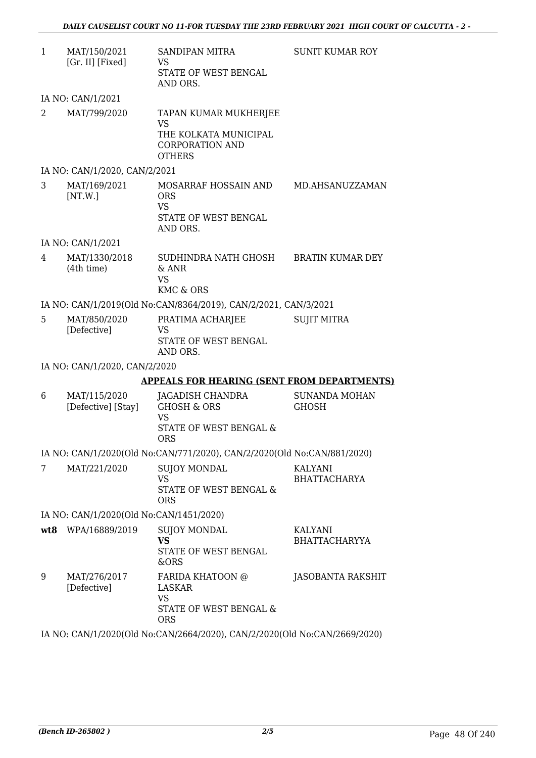| | | | |
|---|---|---|---|
| 1 | MAT/150/2021 [Gr. II] [Fixed] | SANDIPAN MITRA<br>VS<br>STATE OF WEST BENGAL AND ORS. | SUNIT KUMAR ROY |

IA NO: CAN/1/2021

| | | | |
|---|---|---|---|
| 2 | MAT/799/2020 | TAPAN KUMAR MUKHERJEE<br>VS<br>THE KOLKATA MUNICIPAL CORPORATION AND OTHERS | |

IA NO: CAN/1/2020, CAN/2/2021

| | | | |
|---|---|---|---|
| 3 | MAT/169/2021 [NT.W.] | MOSARRAF HOSSAIN AND ORS<br>VS<br>STATE OF WEST BENGAL AND ORS. | MD.AHSANUZZAMAN |

IA NO: CAN/1/2021

| | | | |
|---|---|---|---|
| 4 | MAT/1330/2018 (4th time) | SUDHINDRA NATH GHOSH & ANR<br>VS<br>KMC & ORS | BRATIN KUMAR DEY |

IA NO: CAN/1/2019(Old No:CAN/8364/2019), CAN/2/2021, CAN/3/2021

| | | | |
|---|---|---|---|
| 5 | MAT/850/2020 [Defective] | PRATIMA ACHARJEE<br>VS<br>STATE OF WEST BENGAL AND ORS. | SUJIT MITRA |

IA NO: CAN/1/2020, CAN/2/2020

## APPEALS FOR HEARING (SENT FROM DEPARTMENTS)

| | | | |
|---|---|---|---|
| 6 | MAT/115/2020 [Defective] [Stay] | JAGADISH CHANDRA GHOSH & ORS<br>VS<br>STATE OF WEST BENGAL & ORS | SUNANDA MOHAN GHOSH |

IA NO: CAN/1/2020(Old No:CAN/771/2020), CAN/2/2020(Old No:CAN/881/2020)

| | | | |
|---|---|---|---|
| 7 | MAT/221/2020 | SUJOY MONDAL<br>VS<br>STATE OF WEST BENGAL & ORS | KALYANI BHATTACHARYA |

IA NO: CAN/1/2020(Old No:CAN/1451/2020)

| | | | |
|---|---|---|---|
| **wt8** | WPA/16889/2019 | SUJOY MONDAL<br>**VS**<br>STATE OF WEST BENGAL &ORS | KALYANI BHATTACHARYYA |
| 9 | MAT/276/2017 [Defective] | FARIDA KHATOON @ LASKAR<br>VS<br>STATE OF WEST BENGAL & ORS | JASOBANTA RAKSHIT |

IA NO: CAN/1/2020(Old No:CAN/2664/2020), CAN/2/2020(Old No:CAN/2669/2020)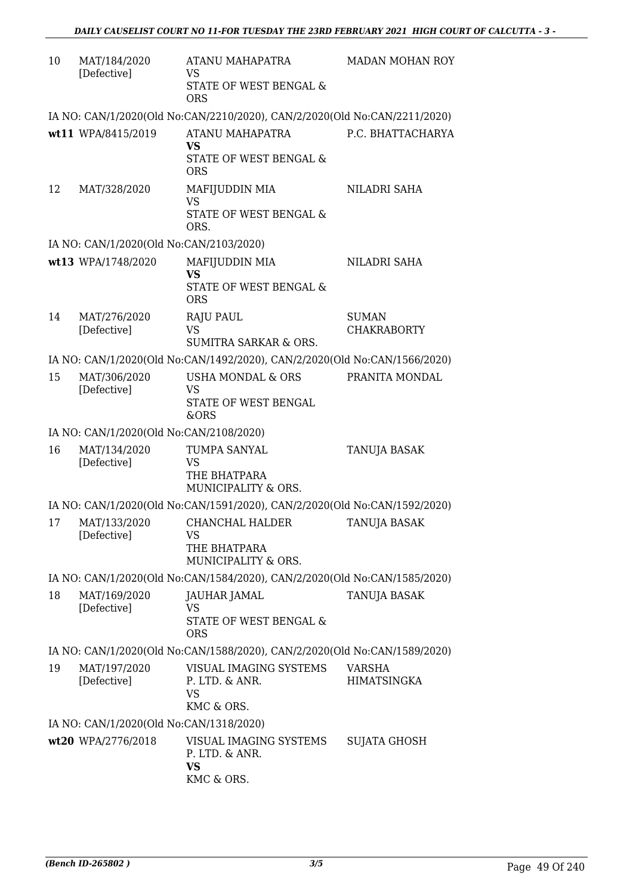| | | | |
|---|---|---|---|
| 10 | MAT/184/2020 [Defective] | ATANU MAHAPATRA<br>VS<br>STATE OF WEST BENGAL & ORS | MADAN MOHAN ROY |
| | IA NO: CAN/1/2020(Old No:CAN/2210/2020), CAN/2/2020(Old No:CAN/2211/2020) | | |
| wt11 | WPA/8415/2019 | ATANU MAHAPATRA<br>**VS**<br>STATE OF WEST BENGAL & ORS | P.C. BHATTACHARYA |
| 12 | MAT/328/2020 | MAFIJUDDIN MIA<br>VS<br>STATE OF WEST BENGAL & ORS. | NILADRI SAHA |
| | IA NO: CAN/1/2020(Old No:CAN/2103/2020) | | |
| wt13 | WPA/1748/2020 | MAFIJUDDIN MIA<br>**VS**<br>STATE OF WEST BENGAL & ORS | NILADRI SAHA |
| 14 | MAT/276/2020 [Defective] | RAJU PAUL<br>VS<br>SUMITRA SARKAR & ORS. | SUMAN CHAKRABORTY |
| | IA NO: CAN/1/2020(Old No:CAN/1492/2020), CAN/2/2020(Old No:CAN/1566/2020) | | |
| 15 | MAT/306/2020 [Defective] | USHA MONDAL & ORS<br>VS<br>STATE OF WEST BENGAL &ORS | PRANITA MONDAL |
| | IA NO: CAN/1/2020(Old No:CAN/2108/2020) | | |
| 16 | MAT/134/2020 [Defective] | TUMPA SANYAL<br>VS<br>THE BHATPARA MUNICIPALITY & ORS. | TANUJA BASAK |
| | IA NO: CAN/1/2020(Old No:CAN/1591/2020), CAN/2/2020(Old No:CAN/1592/2020) | | |
| 17 | MAT/133/2020 [Defective] | CHANCHAL HALDER<br>VS<br>THE BHATPARA MUNICIPALITY & ORS. | TANUJA BASAK |
| | IA NO: CAN/1/2020(Old No:CAN/1584/2020), CAN/2/2020(Old No:CAN/1585/2020) | | |
| 18 | MAT/169/2020 [Defective] | JAUHAR JAMAL<br>VS<br>STATE OF WEST BENGAL & ORS | TANUJA BASAK |
| | IA NO: CAN/1/2020(Old No:CAN/1588/2020), CAN/2/2020(Old No:CAN/1589/2020) | | |
| 19 | MAT/197/2020 [Defective] | VISUAL IMAGING SYSTEMS P. LTD. & ANR.<br>VS<br>KMC & ORS. | VARSHA HIMATSINGKA |
| | IA NO: CAN/1/2020(Old No:CAN/1318/2020) | | |
| wt20 | WPA/2776/2018 | VISUAL IMAGING SYSTEMS P. LTD. & ANR.<br>**VS**<br>KMC & ORS. | SUJATA GHOSH |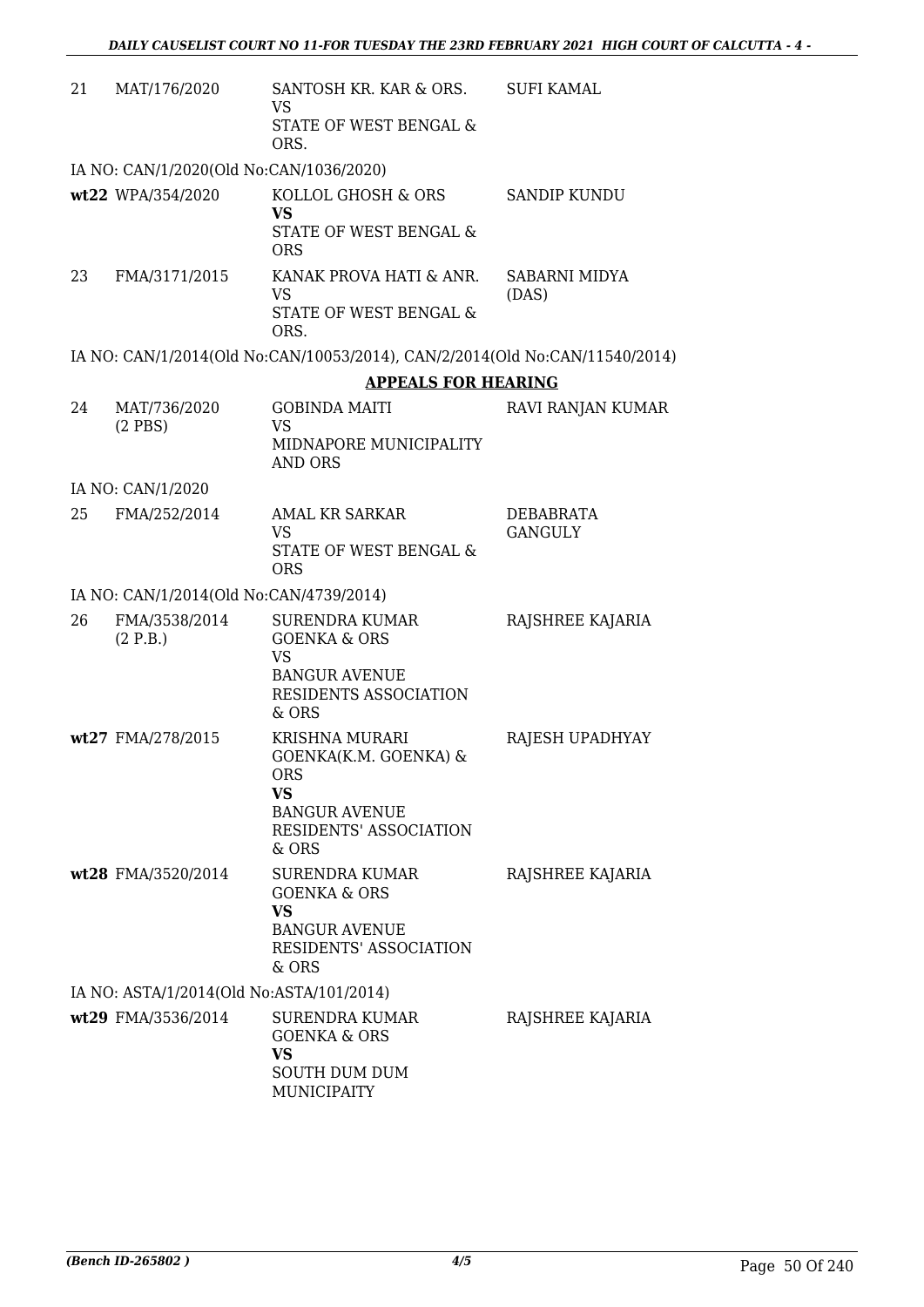| | | | |
|---|---|---|---|
| 21 | MAT/176/2020 | SANTOSH KR. KAR & ORS.<br>VS<br>STATE OF WEST BENGAL & ORS. | SUFI KAMAL |

IA NO: CAN/1/2020(Old No:CAN/1036/2020)

| | | | |
|---|---|---|---|
| wt22 | WPA/354/2020 | KOLLOL GHOSH & ORS<br>**VS**<br>STATE OF WEST BENGAL & ORS | SANDIP KUNDU |
| 23 | FMA/3171/2015 | KANAK PROVA HATI & ANR.<br>VS<br>STATE OF WEST BENGAL & ORS. | SABARNI MIDYA (DAS) |

IA NO: CAN/1/2014(Old No:CAN/10053/2014), CAN/2/2014(Old No:CAN/11540/2014)

**APPEALS FOR HEARING**

| | | | |
|---|---|---|---|
| 24 | MAT/736/2020 (2 PBS) | GOBINDA MAITI<br>VS<br>MIDNAPORE MUNICIPALITY AND ORS | RAVI RANJAN KUMAR |

IA NO: CAN/1/2020

| | | | |
|---|---|---|---|
| 25 | FMA/252/2014 | AMAL KR SARKAR<br>VS<br>STATE OF WEST BENGAL & ORS | DEBABRATA GANGULY |

IA NO: CAN/1/2014(Old No:CAN/4739/2014)

| | | | |
|---|---|---|---|
| 26 | FMA/3538/2014 (2 P.B.) | SURENDRA KUMAR GOENKA & ORS<br>VS<br>BANGUR AVENUE RESIDENTS ASSOCIATION & ORS | RAJSHREE KAJARIA |
| wt27 | FMA/278/2015 | KRISHNA MURARI GOENKA(K.M. GOENKA) & ORS<br>**VS**<br>BANGUR AVENUE RESIDENTS' ASSOCIATION & ORS | RAJESH UPADHYAY |
| wt28 | FMA/3520/2014 | SURENDRA KUMAR GOENKA & ORS<br>**VS**<br>BANGUR AVENUE RESIDENTS' ASSOCIATION & ORS | RAJSHREE KAJARIA |

IA NO: ASTA/1/2014(Old No:ASTA/101/2014)

| | | | |
|---|---|---|---|
| wt29 | FMA/3536/2014 | SURENDRA KUMAR GOENKA & ORS<br>**VS**<br>SOUTH DUM DUM MUNICIPAITY | RAJSHREE KAJARIA |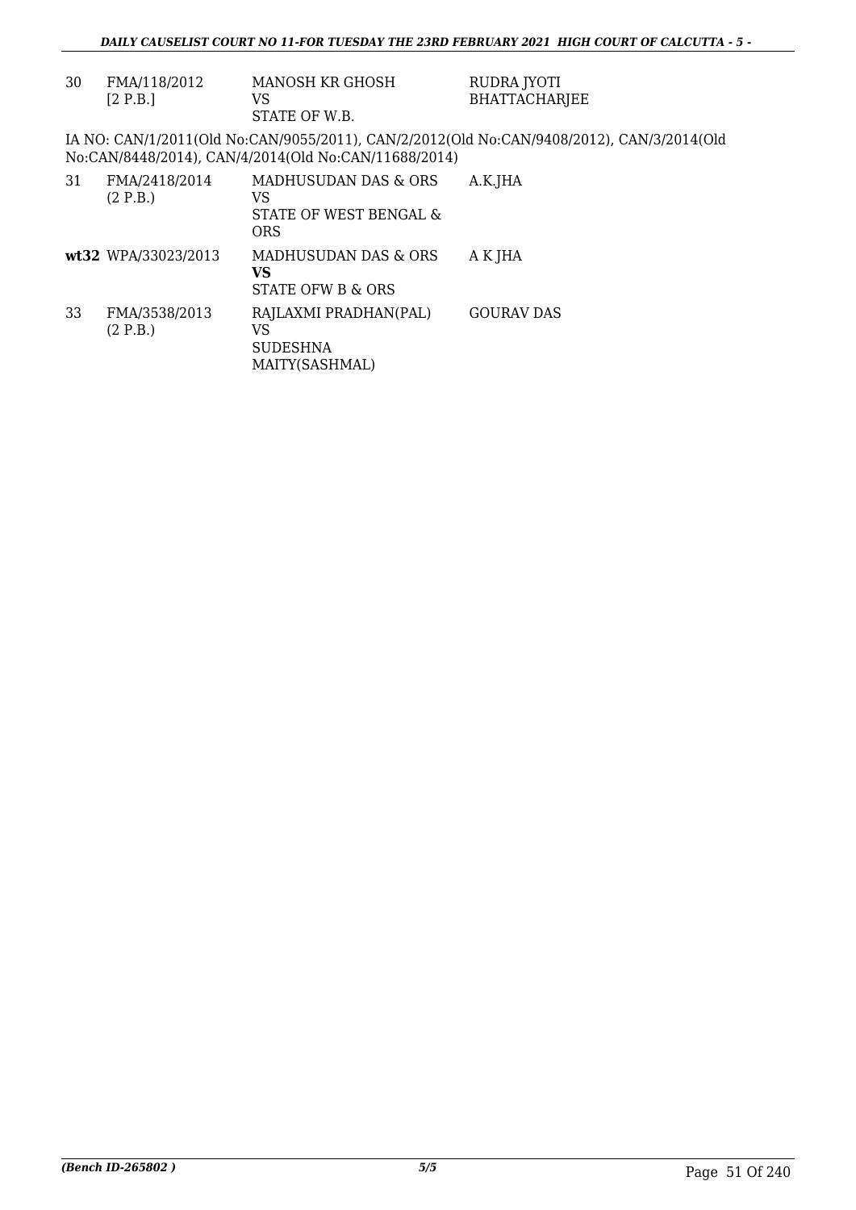| 30 | FMA/118/2012 [2 P.B.] | MANOSH KR GHOSH VS STATE OF W.B. | RUDRA JYOTI BHATTACHARJEE |
|---|---|---|---|

IA NO: CAN/1/2011(Old No:CAN/9055/2011), CAN/2/2012(Old No:CAN/9408/2012), CAN/3/2014(Old No:CAN/8448/2014), CAN/4/2014(Old No:CAN/11688/2014)

| 31 | FMA/2418/2014 (2 P.B.) | MADHUSUDAN DAS & ORS VS STATE OF WEST BENGAL & ORS | A.K.JHA |
|---|---|---|---|
| **wt32** | WPA/33023/2013 | MADHUSUDAN DAS & ORS **VS** STATE OFW B & ORS | A K JHA |
| 33 | FMA/3538/2013 (2 P.B.) | RAJLAXMI PRADHAN(PAL) VS SUDESHNA MAITY(SASHMAL) | GOURAV DAS |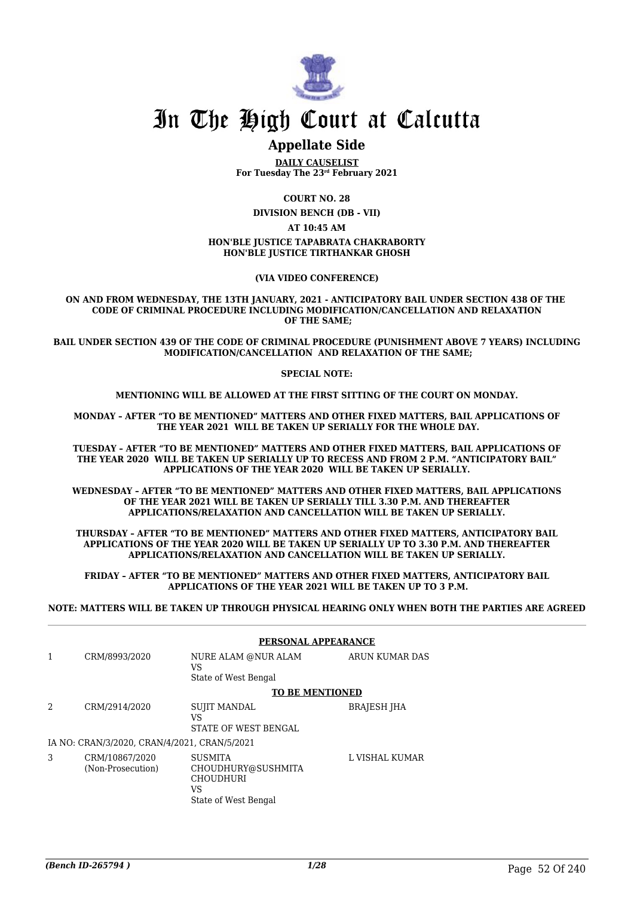# In The High Court at Calcutta

## Appellate Side

**DAILY CAUSELIST**
**For Tuesday The 23rd February 2021**

**COURT NO. 28**

**DIVISION BENCH (DB - VII)**

**AT 10:45 AM**

**HON'BLE JUSTICE TAPABRATA CHAKRABORTY**
**HON'BLE JUSTICE TIRTHANKAR GHOSH**

**(VIA VIDEO CONFERENCE)**

**ON AND FROM WEDNESDAY, THE 13TH JANUARY, 2021 - ANTICIPATORY BAIL UNDER SECTION 438 OF THE CODE OF CRIMINAL PROCEDURE INCLUDING MODIFICATION/CANCELLATION AND RELAXATION OF THE SAME;**

**BAIL UNDER SECTION 439 OF THE CODE OF CRIMINAL PROCEDURE (PUNISHMENT ABOVE 7 YEARS) INCLUDING MODIFICATION/CANCELLATION AND RELAXATION OF THE SAME;**

**SPECIAL NOTE:**

**MENTIONING WILL BE ALLOWED AT THE FIRST SITTING OF THE COURT ON MONDAY.**

**MONDAY – AFTER "TO BE MENTIONED" MATTERS AND OTHER FIXED MATTERS, BAIL APPLICATIONS OF THE YEAR 2021 WILL BE TAKEN UP SERIALLY FOR THE WHOLE DAY.**

**TUESDAY – AFTER "TO BE MENTIONED" MATTERS AND OTHER FIXED MATTERS, BAIL APPLICATIONS OF THE YEAR 2020 WILL BE TAKEN UP SERIALLY UP TO RECESS AND FROM 2 P.M. "ANTICIPATORY BAIL" APPLICATIONS OF THE YEAR 2020 WILL BE TAKEN UP SERIALLY.**

**WEDNESDAY – AFTER "TO BE MENTIONED" MATTERS AND OTHER FIXED MATTERS, BAIL APPLICATIONS OF THE YEAR 2021 WILL BE TAKEN UP SERIALLY TILL 3.30 P.M. AND THEREAFTER APPLICATIONS/RELAXATION AND CANCELLATION WILL BE TAKEN UP SERIALLY.**

**THURSDAY – AFTER "TO BE MENTIONED" MATTERS AND OTHER FIXED MATTERS, ANTICIPATORY BAIL APPLICATIONS OF THE YEAR 2020 WILL BE TAKEN UP SERIALLY UP TO 3.30 P.M. AND THEREAFTER APPLICATIONS/RELAXATION AND CANCELLATION WILL BE TAKEN UP SERIALLY.**

**FRIDAY – AFTER "TO BE MENTIONED" MATTERS AND OTHER FIXED MATTERS, ANTICIPATORY BAIL APPLICATIONS OF THE YEAR 2021 WILL BE TAKEN UP TO 3 P.M.**

**NOTE: MATTERS WILL BE TAKEN UP THROUGH PHYSICAL HEARING ONLY WHEN BOTH THE PARTIES ARE AGREED**

**PERSONAL APPEARANCE**

| | | | |
|---|---|---|---|
| 1 | CRM/8993/2020 | NURE ALAM @NUR ALAM<br>VS<br>State of West Bengal | ARUN KUMAR DAS |

**TO BE MENTIONED**

| | | | |
|---|---|---|---|
| 2 | CRM/2914/2020 | SUJIT MANDAL<br>VS<br>STATE OF WEST BENGAL | BRAJESH JHA |
| | IA NO: CRAN/3/2020, CRAN/4/2021, CRAN/5/2021 | | |
| 3 | CRM/10867/2020<br>(Non-Prosecution) | SUSMITA CHOUDHURY@SUSHMITA CHOUDHURI<br>VS<br>State of West Bengal | L VISHAL KUMAR |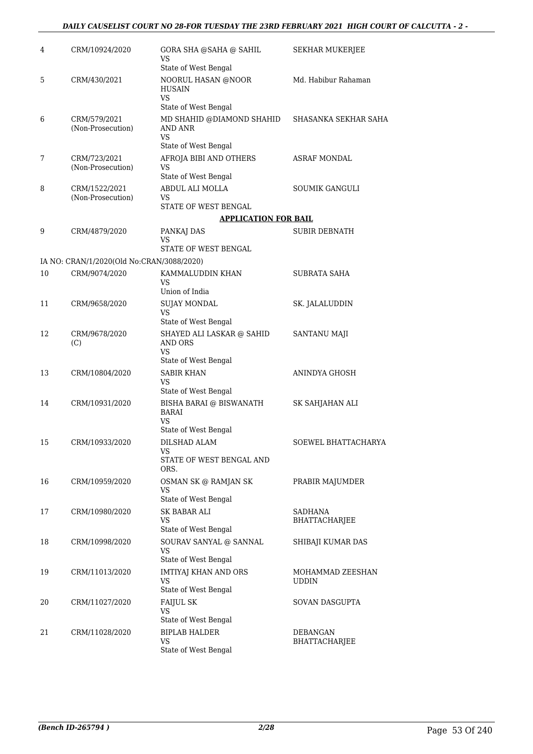| | | | |
|---|---|---|---|
| 4 | CRM/10924/2020 | GORA SHA @SAHA @ SAHIL<br>VS<br>State of West Bengal | SEKHAR MUKERJEE |
| 5 | CRM/430/2021 | NOORUL HASAN @NOOR HUSAIN<br>VS<br>State of West Bengal | Md. Habibur Rahaman |
| 6 | CRM/579/2021<br>(Non-Prosecution) | MD SHAHID @DIAMOND SHAHID AND ANR<br>VS<br>State of West Bengal | SHASANKA SEKHAR SAHA |
| 7 | CRM/723/2021<br>(Non-Prosecution) | AFROJA BIBI AND OTHERS<br>VS<br>State of West Bengal | ASRAF MONDAL |
| 8 | CRM/1522/2021<br>(Non-Prosecution) | ABDUL ALI MOLLA<br>VS<br>STATE OF WEST BENGAL | SOUMIK GANGULI |

**APPLICATION FOR BAIL**

| | | | |
|---|---|---|---|
| 9 | CRM/4879/2020 | PANKAJ DAS<br>VS<br>STATE OF WEST BENGAL | SUBIR DEBNATH |
| | IA NO: CRAN/1/2020(Old No:CRAN/3088/2020) | | |
| 10 | CRM/9074/2020 | KAMMALUDDIN KHAN<br>VS<br>Union of India | SUBRATA SAHA |
| 11 | CRM/9658/2020 | SUJAY MONDAL<br>VS<br>State of West Bengal | SK. JALALUDDIN |
| 12 | CRM/9678/2020<br>(C) | SHAYED ALI LASKAR @ SAHID AND ORS<br>VS<br>State of West Bengal | SANTANU MAJI |
| 13 | CRM/10804/2020 | SABIR KHAN<br>VS<br>State of West Bengal | ANINDYA GHOSH |
| 14 | CRM/10931/2020 | BISHA BARAI @ BISWANATH BARAI<br>VS<br>State of West Bengal | SK SAHJAHAN ALI |
| 15 | CRM/10933/2020 | DILSHAD ALAM<br>VS<br>STATE OF WEST BENGAL AND ORS. | SOEWEL BHATTACHARYA |
| 16 | CRM/10959/2020 | OSMAN SK @ RAMJAN SK<br>VS<br>State of West Bengal | PRABIR MAJUMDER |
| 17 | CRM/10980/2020 | SK BABAR ALI<br>VS<br>State of West Bengal | SADHANA BHATTACHARJEE |
| 18 | CRM/10998/2020 | SOURAV SANYAL @ SANNAL<br>VS<br>State of West Bengal | SHIBAJI KUMAR DAS |
| 19 | CRM/11013/2020 | IMTIYAJ KHAN AND ORS<br>VS<br>State of West Bengal | MOHAMMAD ZEESHAN UDDIN |
| 20 | CRM/11027/2020 | FAIJUL SK<br>VS<br>State of West Bengal | SOVAN DASGUPTA |
| 21 | CRM/11028/2020 | BIPLAB HALDER<br>VS<br>State of West Bengal | DEBANGAN BHATTACHARJEE |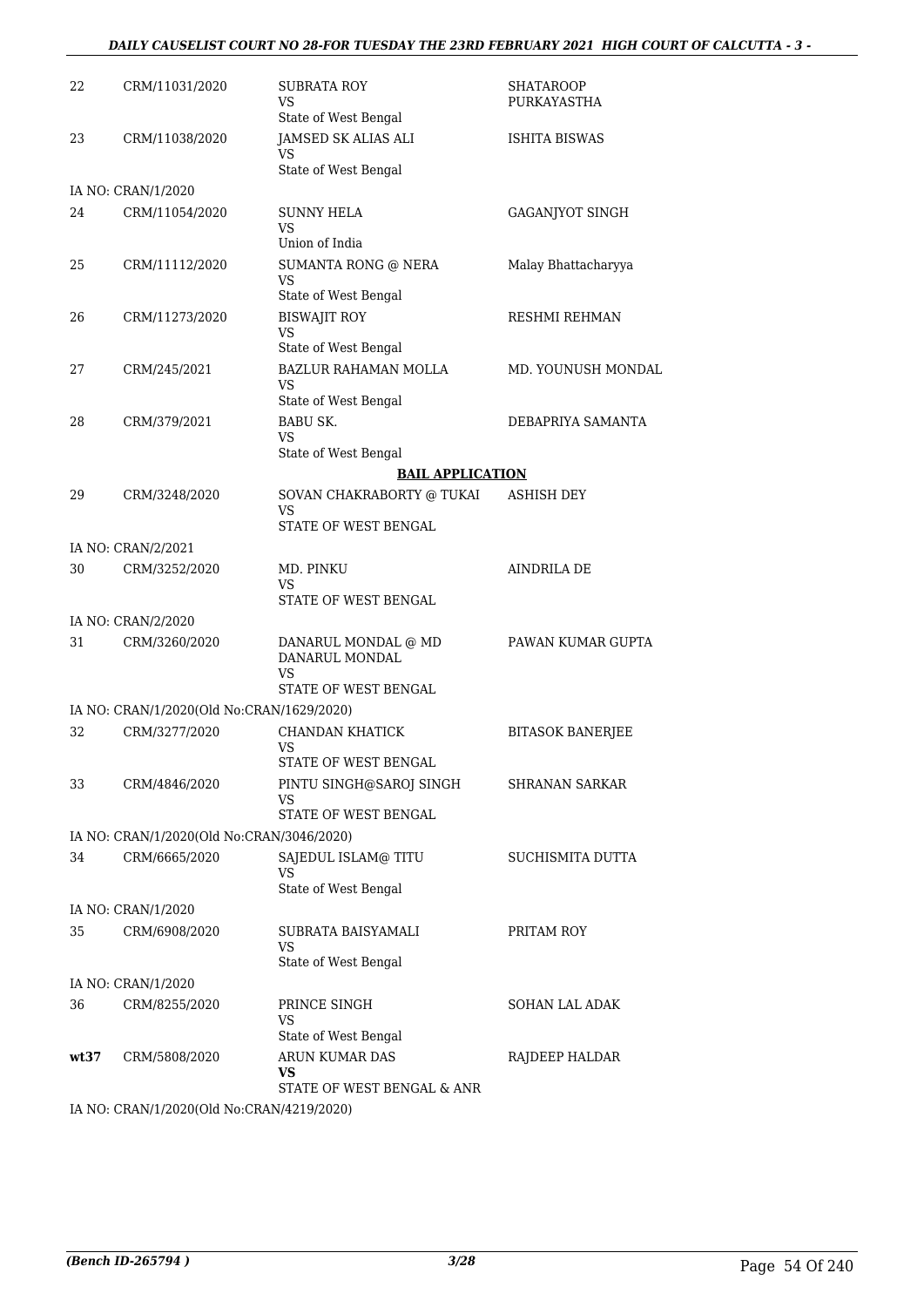| | | | |
|---|---|---|---|
| 22 | CRM/11031/2020 | SUBRATA ROY<br>VS<br>State of West Bengal | SHATAROOP PURKAYASTHA |
| 23 | CRM/11038/2020 | JAMSED SK ALIAS ALI<br>VS<br>State of West Bengal | ISHITA BISWAS |
| IA NO: CRAN/1/2020 | | | |
| 24 | CRM/11054/2020 | SUNNY HELA<br>VS<br>Union of India | GAGANJYOT SINGH |
| 25 | CRM/11112/2020 | SUMANTA RONG @ NERA<br>VS<br>State of West Bengal | Malay Bhattacharyya |
| 26 | CRM/11273/2020 | BISWAJIT ROY<br>VS<br>State of West Bengal | RESHMI REHMAN |
| 27 | CRM/245/2021 | BAZLUR RAHAMAN MOLLA<br>VS<br>State of West Bengal | MD. YOUNUSH MONDAL |
| 28 | CRM/379/2021 | BABU SK.<br>VS<br>State of West Bengal | DEBAPRIYA SAMANTA |

**BAIL APPLICATION**

| | | | |
|---|---|---|---|
| 29 | CRM/3248/2020 | SOVAN CHAKRABORTY @ TUKAI<br>VS<br>STATE OF WEST BENGAL | ASHISH DEY |
| IA NO: CRAN/2/2021 | | | |
| 30 | CRM/3252/2020 | MD. PINKU<br>VS<br>STATE OF WEST BENGAL | AINDRILA DE |
| IA NO: CRAN/2/2020 | | | |
| 31 | CRM/3260/2020 | DANARUL MONDAL @ MD DANARUL MONDAL<br>VS<br>STATE OF WEST BENGAL | PAWAN KUMAR GUPTA |
| IA NO: CRAN/1/2020(Old No:CRAN/1629/2020) | | | |
| 32 | CRM/3277/2020 | CHANDAN KHATICK<br>VS<br>STATE OF WEST BENGAL | BITASOK BANERJEE |
| 33 | CRM/4846/2020 | PINTU SINGH@SAROJ SINGH<br>VS<br>STATE OF WEST BENGAL | SHRANAN SARKAR |
| IA NO: CRAN/1/2020(Old No:CRAN/3046/2020) | | | |
| 34 | CRM/6665/2020 | SAJEDUL ISLAM@ TITU<br>VS<br>State of West Bengal | SUCHISMITA DUTTA |
| IA NO: CRAN/1/2020 | | | |
| 35 | CRM/6908/2020 | SUBRATA BAISYAMALI<br>VS<br>State of West Bengal | PRITAM ROY |
| IA NO: CRAN/1/2020 | | | |
| 36 | CRM/8255/2020 | PRINCE SINGH<br>VS<br>State of West Bengal | SOHAN LAL ADAK |
| **wt37** | CRM/5808/2020 | ARUN KUMAR DAS<br>**VS**<br>STATE OF WEST BENGAL & ANR | RAJDEEP HALDAR |
| IA NO: CRAN/1/2020(Old No:CRAN/4219/2020) | | | |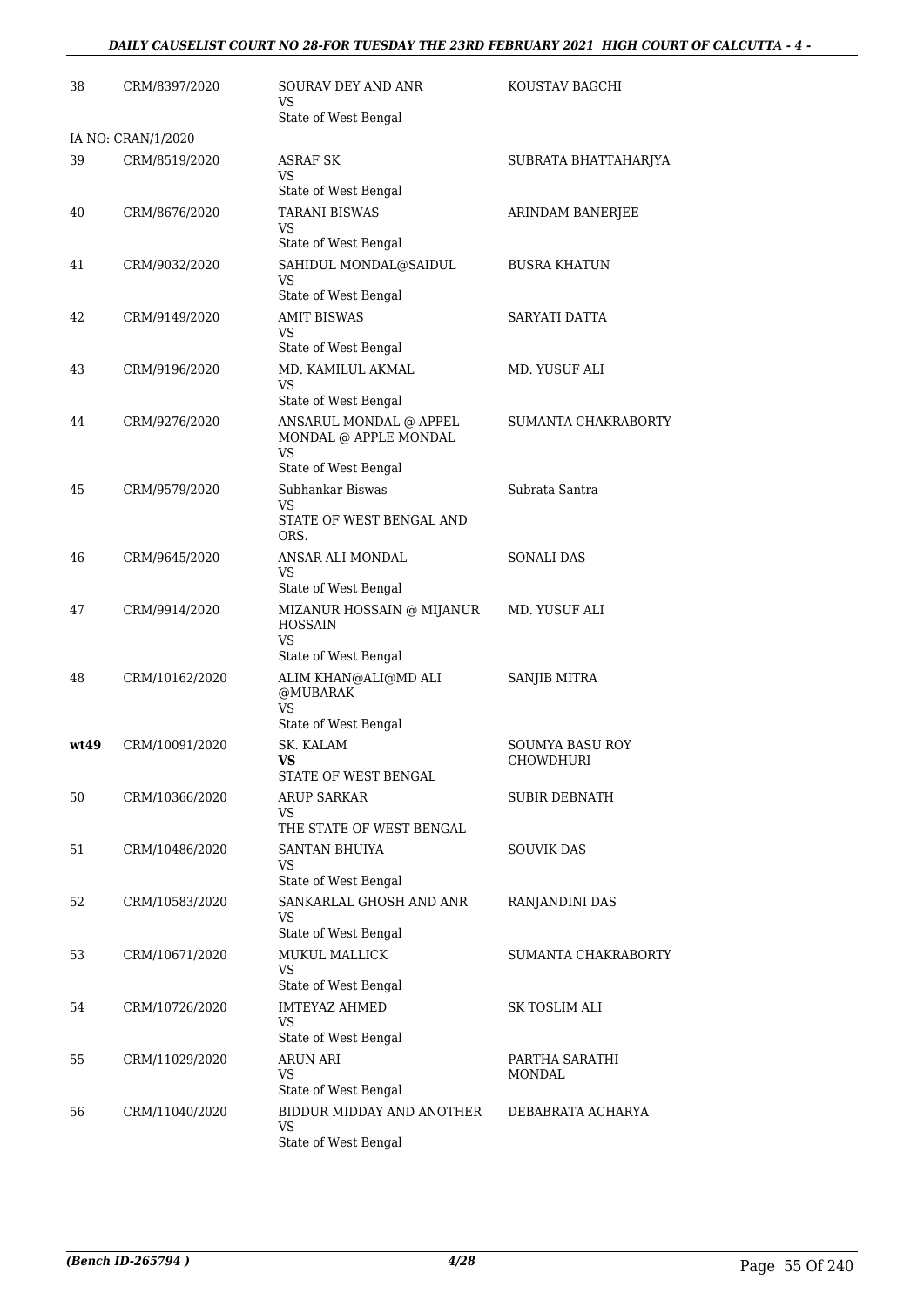| | | | |
|---|---|---|---|
| 38 | CRM/8397/2020 | SOURAV DEY AND ANR<br>VS<br>State of West Bengal | KOUSTAV BAGCHI |
| IA NO: CRAN/1/2020 | | | |
| 39 | CRM/8519/2020 | ASRAF SK<br>VS<br>State of West Bengal | SUBRATA BHATTAHARJYA |
| 40 | CRM/8676/2020 | TARANI BISWAS<br>VS<br>State of West Bengal | ARINDAM BANERJEE |
| 41 | CRM/9032/2020 | SAHIDUL MONDAL@SAIDUL<br>VS<br>State of West Bengal | BUSRA KHATUN |
| 42 | CRM/9149/2020 | AMIT BISWAS<br>VS<br>State of West Bengal | SARYATI DATTA |
| 43 | CRM/9196/2020 | MD. KAMILUL AKMAL<br>VS<br>State of West Bengal | MD. YUSUF ALI |
| 44 | CRM/9276/2020 | ANSARUL MONDAL @ APPEL MONDAL @ APPLE MONDAL<br>VS<br>State of West Bengal | SUMANTA CHAKRABORTY |
| 45 | CRM/9579/2020 | Subhankar Biswas<br>VS<br>STATE OF WEST BENGAL AND ORS. | Subrata Santra |
| 46 | CRM/9645/2020 | ANSAR ALI MONDAL<br>VS<br>State of West Bengal | SONALI DAS |
| 47 | CRM/9914/2020 | MIZANUR HOSSAIN @ MIJANUR HOSSAIN<br>VS<br>State of West Bengal | MD. YUSUF ALI |
| 48 | CRM/10162/2020 | ALIM KHAN@ALI@MD ALI @MUBARAK<br>VS<br>State of West Bengal | SANJIB MITRA |
| **wt49** | CRM/10091/2020 | SK. KALAM<br>**VS**<br>STATE OF WEST BENGAL | SOUMYA BASU ROY CHOWDHURI |
| 50 | CRM/10366/2020 | ARUP SARKAR<br>VS<br>THE STATE OF WEST BENGAL | SUBIR DEBNATH |
| 51 | CRM/10486/2020 | SANTAN BHUIYA<br>VS<br>State of West Bengal | SOUVIK DAS |
| 52 | CRM/10583/2020 | SANKARLAL GHOSH AND ANR<br>VS<br>State of West Bengal | RANJANDINI DAS |
| 53 | CRM/10671/2020 | MUKUL MALLICK<br>VS<br>State of West Bengal | SUMANTA CHAKRABORTY |
| 54 | CRM/10726/2020 | IMTEYAZ AHMED<br>VS<br>State of West Bengal | SK TOSLIM ALI |
| 55 | CRM/11029/2020 | ARUN ARI<br>VS<br>State of West Bengal | PARTHA SARATHI MONDAL |
| 56 | CRM/11040/2020 | BIDDUR MIDDAY AND ANOTHER<br>VS<br>State of West Bengal | DEBABRATA ACHARYA |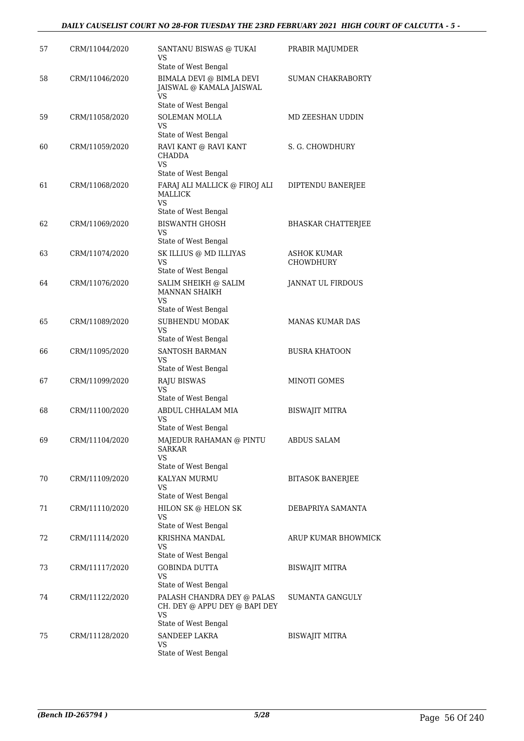| | | | |
|---|---|---|---|
| 57 | CRM/11044/2020 | SANTANU BISWAS @ TUKAI<br>VS<br>State of West Bengal | PRABIR MAJUMDER |
| 58 | CRM/11046/2020 | BIMALA DEVI @ BIMLA DEVI JAISWAL @ KAMALA JAISWAL<br>VS<br>State of West Bengal | SUMAN CHAKRABORTY |
| 59 | CRM/11058/2020 | SOLEMAN MOLLA<br>VS<br>State of West Bengal | MD ZEESHAN UDDIN |
| 60 | CRM/11059/2020 | RAVI KANT @ RAVI KANT CHADDA<br>VS<br>State of West Bengal | S. G. CHOWDHURY |
| 61 | CRM/11068/2020 | FARAJ ALI MALLICK @ FIROJ ALI MALLICK<br>VS<br>State of West Bengal | DIPTENDU BANERJEE |
| 62 | CRM/11069/2020 | BISWANTH GHOSH<br>VS<br>State of West Bengal | BHASKAR CHATTERJEE |
| 63 | CRM/11074/2020 | SK ILLIUS @ MD ILLIYAS<br>VS<br>State of West Bengal | ASHOK KUMAR CHOWDHURY |
| 64 | CRM/11076/2020 | SALIM SHEIKH @ SALIM MANNAN SHAIKH<br>VS<br>State of West Bengal | JANNAT UL FIRDOUS |
| 65 | CRM/11089/2020 | SUBHENDU MODAK<br>VS<br>State of West Bengal | MANAS KUMAR DAS |
| 66 | CRM/11095/2020 | SANTOSH BARMAN<br>VS<br>State of West Bengal | BUSRA KHATOON |
| 67 | CRM/11099/2020 | RAJU BISWAS<br>VS<br>State of West Bengal | MINOTI GOMES |
| 68 | CRM/11100/2020 | ABDUL CHHALAM MIA<br>VS<br>State of West Bengal | BISWAJIT MITRA |
| 69 | CRM/11104/2020 | MAJEDUR RAHAMAN @ PINTU SARKAR<br>VS<br>State of West Bengal | ABDUS SALAM |
| 70 | CRM/11109/2020 | KALYAN MURMU<br>VS<br>State of West Bengal | BITASOK BANERJEE |
| 71 | CRM/11110/2020 | HILON SK @ HELON SK<br>VS<br>State of West Bengal | DEBAPRIYA SAMANTA |
| 72 | CRM/11114/2020 | KRISHNA MANDAL<br>VS<br>State of West Bengal | ARUP KUMAR BHOWMICK |
| 73 | CRM/11117/2020 | GOBINDA DUTTA<br>VS<br>State of West Bengal | BISWAJIT MITRA |
| 74 | CRM/11122/2020 | PALASH CHANDRA DEY @ PALAS CH. DEY @ APPU DEY @ BAPI DEY<br>VS<br>State of West Bengal | SUMANTA GANGULY |
| 75 | CRM/11128/2020 | SANDEEP LAKRA<br>VS<br>State of West Bengal | BISWAJIT MITRA |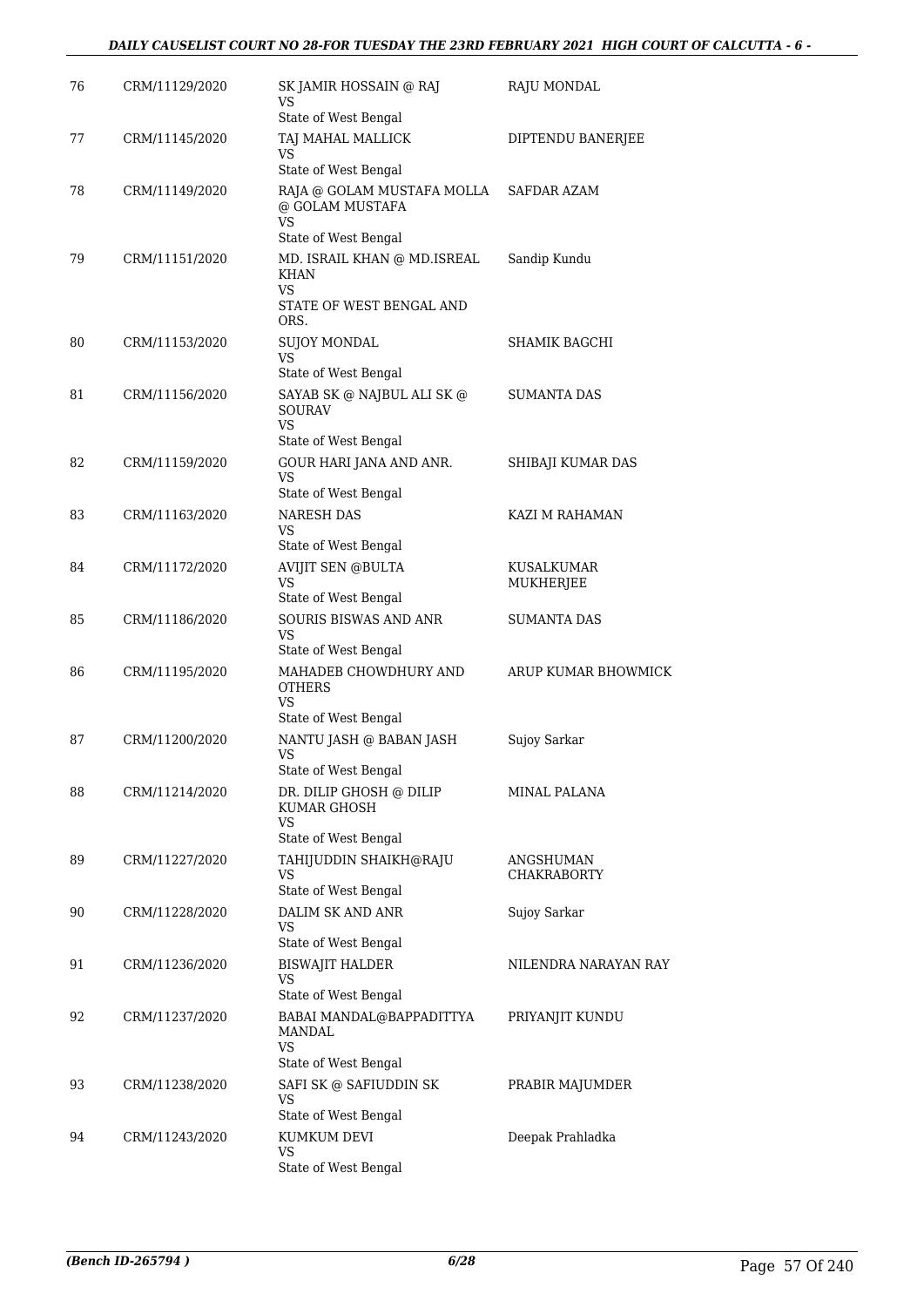| 76 | CRM/11129/2020 | SK JAMIR HOSSAIN @ RAJ<br>VS<br>State of West Bengal | RAJU MONDAL |
|---|---|---|---|
| 77 | CRM/11145/2020 | TAJ MAHAL MALLICK<br>VS<br>State of West Bengal | DIPTENDU BANERJEE |
| 78 | CRM/11149/2020 | RAJA @ GOLAM MUSTAFA MOLLA @ GOLAM MUSTAFA<br>VS<br>State of West Bengal | SAFDAR AZAM |
| 79 | CRM/11151/2020 | MD. ISRAIL KHAN @ MD.ISREAL KHAN<br>VS<br>STATE OF WEST BENGAL AND ORS. | Sandip Kundu |
| 80 | CRM/11153/2020 | SUJOY MONDAL<br>VS<br>State of West Bengal | SHAMIK BAGCHI |
| 81 | CRM/11156/2020 | SAYAB SK @ NAJBUL ALI SK @ SOURAV<br>VS<br>State of West Bengal | SUMANTA DAS |
| 82 | CRM/11159/2020 | GOUR HARI JANA AND ANR.<br>VS<br>State of West Bengal | SHIBAJI KUMAR DAS |
| 83 | CRM/11163/2020 | NARESH DAS<br>VS<br>State of West Bengal | KAZI M RAHAMAN |
| 84 | CRM/11172/2020 | AVIJIT SEN @BULTA<br>VS<br>State of West Bengal | KUSALKUMAR MUKHERJEE |
| 85 | CRM/11186/2020 | SOURIS BISWAS AND ANR<br>VS<br>State of West Bengal | SUMANTA DAS |
| 86 | CRM/11195/2020 | MAHADEB CHOWDHURY AND OTHERS<br>VS<br>State of West Bengal | ARUP KUMAR BHOWMICK |
| 87 | CRM/11200/2020 | NANTU JASH @ BABAN JASH<br>VS<br>State of West Bengal | Sujoy Sarkar |
| 88 | CRM/11214/2020 | DR. DILIP GHOSH @ DILIP KUMAR GHOSH<br>VS<br>State of West Bengal | MINAL PALANA |
| 89 | CRM/11227/2020 | TAHIJUDDIN SHAIKH@RAJU<br>VS<br>State of West Bengal | ANGSHUMAN CHAKRABORTY |
| 90 | CRM/11228/2020 | DALIM SK AND ANR<br>VS<br>State of West Bengal | Sujoy Sarkar |
| 91 | CRM/11236/2020 | BISWAJIT HALDER<br>VS<br>State of West Bengal | NILENDRA NARAYAN RAY |
| 92 | CRM/11237/2020 | BABAI MANDAL@BAPPADITTYA MANDAL<br>VS<br>State of West Bengal | PRIYANJIT KUNDU |
| 93 | CRM/11238/2020 | SAFI SK @ SAFIUDDIN SK<br>VS<br>State of West Bengal | PRABIR MAJUMDER |
| 94 | CRM/11243/2020 | KUMKUM DEVI<br>VS<br>State of West Bengal | Deepak Prahladka |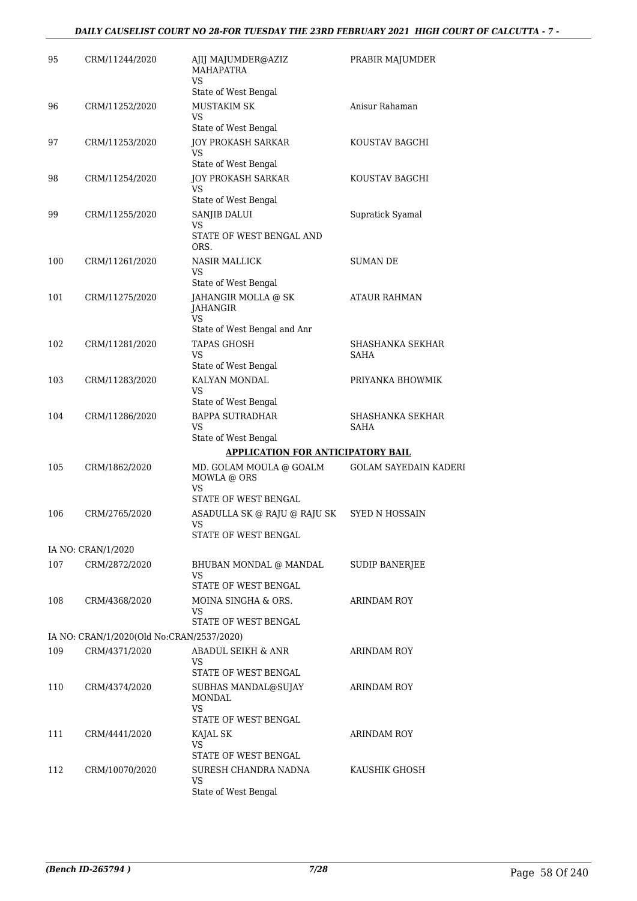| | | | |
|---|---|---|---|
| 95 | CRM/11244/2020 | AJIJ MAJUMDER@AZIZ MAHAPATRA<br>VS<br>State of West Bengal | PRABIR MAJUMDER |
| 96 | CRM/11252/2020 | MUSTAKIM SK<br>VS<br>State of West Bengal | Anisur Rahaman |
| 97 | CRM/11253/2020 | JOY PROKASH SARKAR<br>VS<br>State of West Bengal | KOUSTAV BAGCHI |
| 98 | CRM/11254/2020 | JOY PROKASH SARKAR<br>VS<br>State of West Bengal | KOUSTAV BAGCHI |
| 99 | CRM/11255/2020 | SANJIB DALUI<br>VS<br>STATE OF WEST BENGAL AND ORS. | Supratick Syamal |
| 100 | CRM/11261/2020 | NASIR MALLICK<br>VS<br>State of West Bengal | SUMAN DE |
| 101 | CRM/11275/2020 | JAHANGIR MOLLA @ SK JAHANGIR<br>VS<br>State of West Bengal and Anr | ATAUR RAHMAN |
| 102 | CRM/11281/2020 | TAPAS GHOSH<br>VS<br>State of West Bengal | SHASHANKA SEKHAR SAHA |
| 103 | CRM/11283/2020 | KALYAN MONDAL<br>VS<br>State of West Bengal | PRIYANKA BHOWMIK |
| 104 | CRM/11286/2020 | BAPPA SUTRADHAR<br>VS<br>State of West Bengal | SHASHANKA SEKHAR SAHA |

**APPLICATION FOR ANTICIPATORY BAIL**

| | | | |
|---|---|---|---|
| 105 | CRM/1862/2020 | MD. GOLAM MOULA @ GOALM MOWLA @ ORS<br>VS<br>STATE OF WEST BENGAL | GOLAM SAYEDAIN KADERI |
| 106 | CRM/2765/2020 | ASADULLA SK @ RAJU @ RAJU SK<br>VS<br>STATE OF WEST BENGAL | SYED N HOSSAIN |
| | IA NO: CRAN/1/2020 | | |
| 107 | CRM/2872/2020 | BHUBAN MONDAL @ MANDAL<br>VS<br>STATE OF WEST BENGAL | SUDIP BANERJEE |
| 108 | CRM/4368/2020 | MOINA SINGHA & ORS.<br>VS<br>STATE OF WEST BENGAL | ARINDAM ROY |
| | IA NO: CRAN/1/2020(Old No:CRAN/2537/2020) | | |
| 109 | CRM/4371/2020 | ABADUL SEIKH & ANR<br>VS<br>STATE OF WEST BENGAL | ARINDAM ROY |
| 110 | CRM/4374/2020 | SUBHAS MANDAL@SUJAY MONDAL<br>VS<br>STATE OF WEST BENGAL | ARINDAM ROY |
| 111 | CRM/4441/2020 | KAJAL SK<br>VS<br>STATE OF WEST BENGAL | ARINDAM ROY |
| 112 | CRM/10070/2020 | SURESH CHANDRA NADNA<br>VS<br>State of West Bengal | KAUSHIK GHOSH |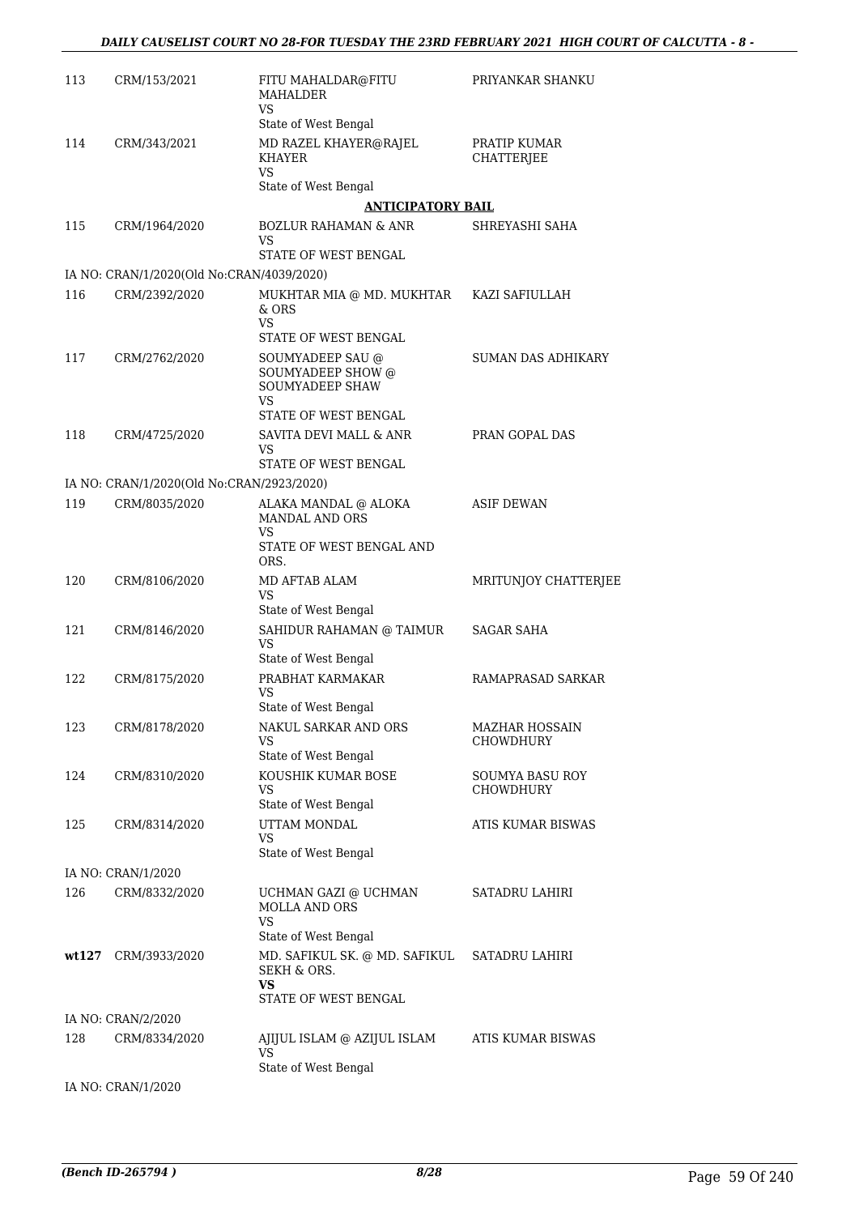| | | | |
|---|---|---|---|
| 113 | CRM/153/2021 | FITU MAHALDAR@FITU MAHALDER<br>VS<br>State of West Bengal | PRIYANKAR SHANKU |
| 114 | CRM/343/2021 | MD RAZEL KHAYER@RAJEL KHAYER<br>VS<br>State of West Bengal | PRATIP KUMAR CHATTERJEE |

**ANTICIPATORY BAIL**

| | | | |
|---|---|---|---|
| 115 | CRM/1964/2020 | BOZLUR RAHAMAN & ANR<br>VS<br>STATE OF WEST BENGAL | SHREYASHI SAHA |
| | IA NO: CRAN/1/2020(Old No:CRAN/4039/2020) | | |
| 116 | CRM/2392/2020 | MUKHTAR MIA @ MD. MUKHTAR & ORS<br>VS<br>STATE OF WEST BENGAL | KAZI SAFIULLAH |
| 117 | CRM/2762/2020 | SOUMYADEEP SAU @ SOUMYADEEP SHOW @ SOUMYADEEP SHAW<br>VS<br>STATE OF WEST BENGAL | SUMAN DAS ADHIKARY |
| 118 | CRM/4725/2020 | SAVITA DEVI MALL & ANR<br>VS<br>STATE OF WEST BENGAL | PRAN GOPAL DAS |
| | IA NO: CRAN/1/2020(Old No:CRAN/2923/2020) | | |
| 119 | CRM/8035/2020 | ALAKA MANDAL @ ALOKA MANDAL AND ORS<br>VS<br>STATE OF WEST BENGAL AND ORS. | ASIF DEWAN |
| 120 | CRM/8106/2020 | MD AFTAB ALAM<br>VS<br>State of West Bengal | MRITUNJOY CHATTERJEE |
| 121 | CRM/8146/2020 | SAHIDUR RAHAMAN @ TAIMUR<br>VS<br>State of West Bengal | SAGAR SAHA |
| 122 | CRM/8175/2020 | PRABHAT KARMAKAR<br>VS<br>State of West Bengal | RAMAPRASAD SARKAR |
| 123 | CRM/8178/2020 | NAKUL SARKAR AND ORS<br>VS<br>State of West Bengal | MAZHAR HOSSAIN CHOWDHURY |
| 124 | CRM/8310/2020 | KOUSHIK KUMAR BOSE<br>VS<br>State of West Bengal | SOUMYA BASU ROY CHOWDHURY |
| 125 | CRM/8314/2020 | UTTAM MONDAL<br>VS<br>State of West Bengal | ATIS KUMAR BISWAS |
| | IA NO: CRAN/1/2020 | | |
| 126 | CRM/8332/2020 | UCHMAN GAZI @ UCHMAN MOLLA AND ORS<br>VS<br>State of West Bengal | SATADRU LAHIRI |
| **wt127** | CRM/3933/2020 | MD. SAFIKUL SK. @ MD. SAFIKUL SEKH & ORS.<br>**VS**<br>STATE OF WEST BENGAL | SATADRU LAHIRI |
| | IA NO: CRAN/2/2020 | | |
| 128 | CRM/8334/2020 | AJIJUL ISLAM @ AZIJUL ISLAM<br>VS<br>State of West Bengal | ATIS KUMAR BISWAS |
| | IA NO: CRAN/1/2020 | | |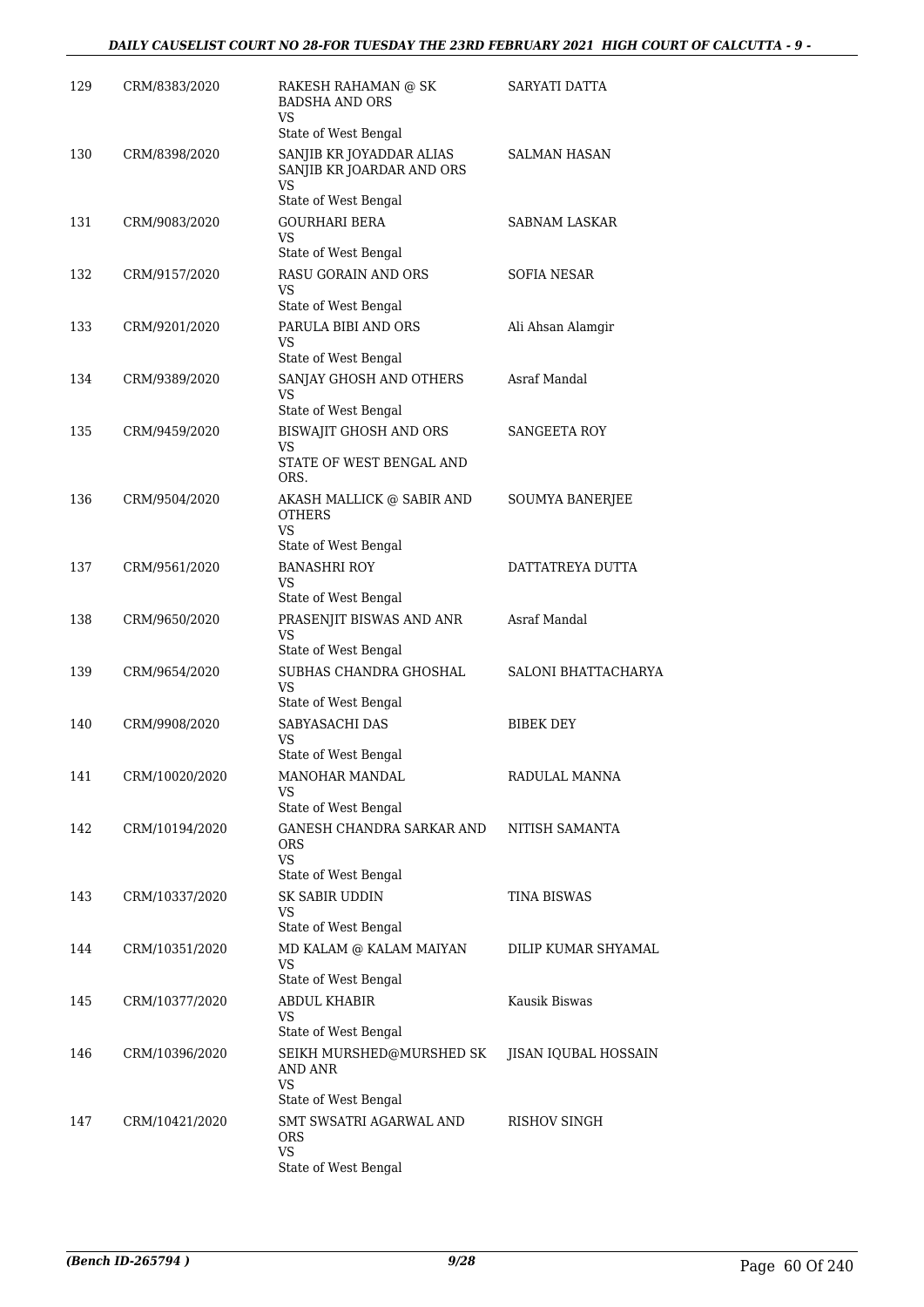| | | | |
|---|---|---|---|
| 129 | CRM/8383/2020 | RAKESH RAHAMAN @ SK BADSHA AND ORS<br>VS<br>State of West Bengal | SARYATI DATTA |
| 130 | CRM/8398/2020 | SANJIB KR JOYADDAR ALIAS SANJIB KR JOARDAR AND ORS<br>VS<br>State of West Bengal | SALMAN HASAN |
| 131 | CRM/9083/2020 | GOURHARI BERA<br>VS<br>State of West Bengal | SABNAM LASKAR |
| 132 | CRM/9157/2020 | RASU GORAIN AND ORS<br>VS<br>State of West Bengal | SOFIA NESAR |
| 133 | CRM/9201/2020 | PARULA BIBI AND ORS<br>VS<br>State of West Bengal | Ali Ahsan Alamgir |
| 134 | CRM/9389/2020 | SANJAY GHOSH AND OTHERS<br>VS<br>State of West Bengal | Asraf Mandal |
| 135 | CRM/9459/2020 | BISWAJIT GHOSH AND ORS<br>VS<br>STATE OF WEST BENGAL AND ORS. | SANGEETA ROY |
| 136 | CRM/9504/2020 | AKASH MALLICK @ SABIR AND OTHERS<br>VS<br>State of West Bengal | SOUMYA BANERJEE |
| 137 | CRM/9561/2020 | BANASHRI ROY<br>VS<br>State of West Bengal | DATTATREYA DUTTA |
| 138 | CRM/9650/2020 | PRASENJIT BISWAS AND ANR<br>VS<br>State of West Bengal | Asraf Mandal |
| 139 | CRM/9654/2020 | SUBHAS CHANDRA GHOSHAL<br>VS<br>State of West Bengal | SALONI BHATTACHARYA |
| 140 | CRM/9908/2020 | SABYASACHI DAS<br>VS<br>State of West Bengal | BIBEK DEY |
| 141 | CRM/10020/2020 | MANOHAR MANDAL<br>VS<br>State of West Bengal | RADULAL MANNA |
| 142 | CRM/10194/2020 | GANESH CHANDRA SARKAR AND ORS<br>VS<br>State of West Bengal | NITISH SAMANTA |
| 143 | CRM/10337/2020 | SK SABIR UDDIN<br>VS<br>State of West Bengal | TINA BISWAS |
| 144 | CRM/10351/2020 | MD KALAM @ KALAM MAIYAN<br>VS<br>State of West Bengal | DILIP KUMAR SHYAMAL |
| 145 | CRM/10377/2020 | ABDUL KHABIR<br>VS<br>State of West Bengal | Kausik Biswas |
| 146 | CRM/10396/2020 | SEIKH MURSHED@MURSHED SK AND ANR<br>VS<br>State of West Bengal | JISAN IQUBAL HOSSAIN |
| 147 | CRM/10421/2020 | SMT SWSATRI AGARWAL AND ORS<br>VS<br>State of West Bengal | RISHOV SINGH |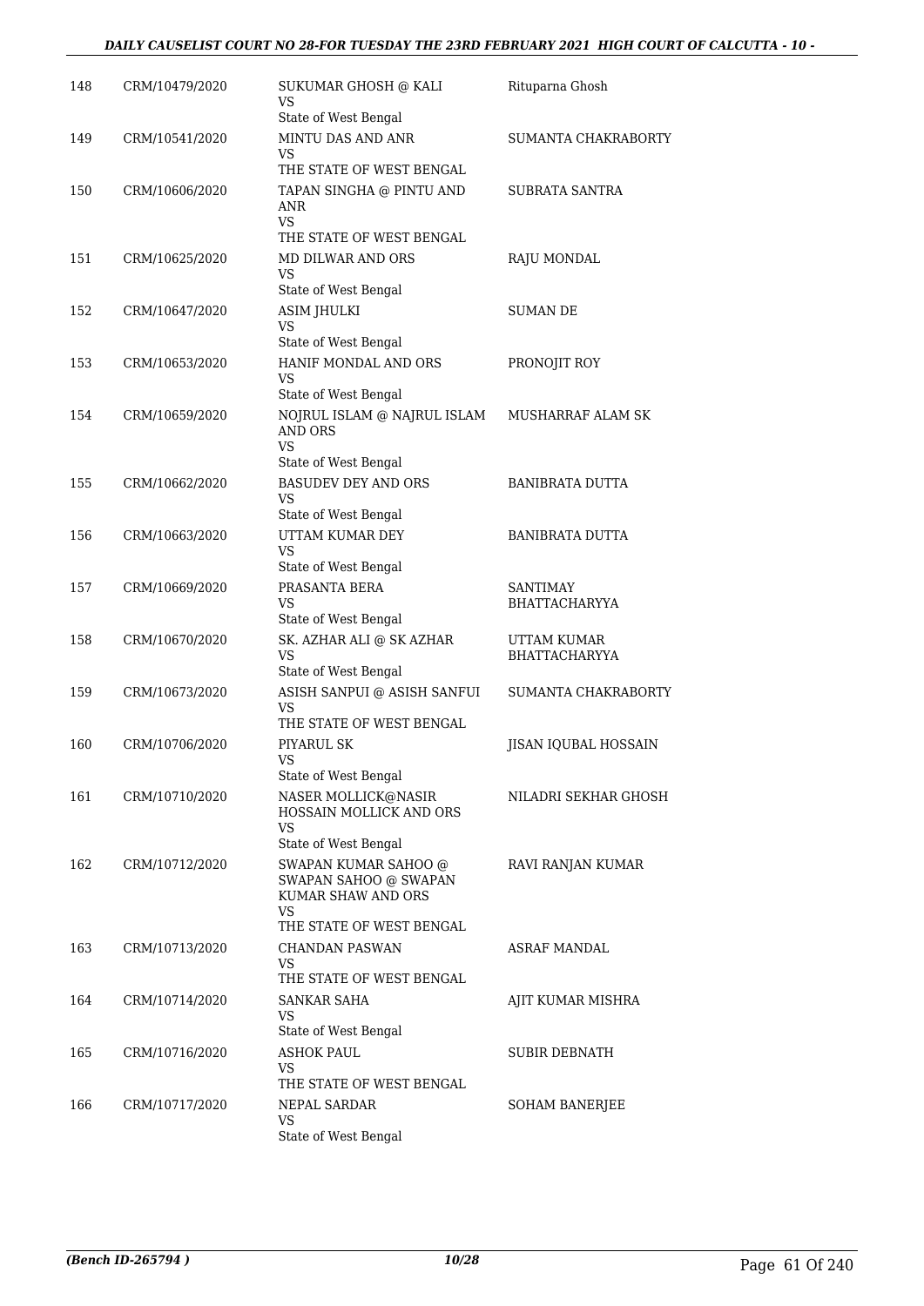| 148 | CRM/10479/2020 | SUKUMAR GHOSH @ KALI<br>VS<br>State of West Bengal | Rituparna Ghosh |
|---|---|---|---|
| 149 | CRM/10541/2020 | MINTU DAS AND ANR<br>VS<br>THE STATE OF WEST BENGAL | SUMANTA CHAKRABORTY |
| 150 | CRM/10606/2020 | TAPAN SINGHA @ PINTU AND ANR<br>VS<br>THE STATE OF WEST BENGAL | SUBRATA SANTRA |
| 151 | CRM/10625/2020 | MD DILWAR AND ORS<br>VS<br>State of West Bengal | RAJU MONDAL |
| 152 | CRM/10647/2020 | ASIM JHULKI<br>VS<br>State of West Bengal | SUMAN DE |
| 153 | CRM/10653/2020 | HANIF MONDAL AND ORS<br>VS<br>State of West Bengal | PRONOJIT ROY |
| 154 | CRM/10659/2020 | NOJRUL ISLAM @ NAJRUL ISLAM AND ORS<br>VS<br>State of West Bengal | MUSHARRAF ALAM SK |
| 155 | CRM/10662/2020 | BASUDEV DEY AND ORS<br>VS<br>State of West Bengal | BANIBRATA DUTTA |
| 156 | CRM/10663/2020 | UTTAM KUMAR DEY<br>VS<br>State of West Bengal | BANIBRATA DUTTA |
| 157 | CRM/10669/2020 | PRASANTA BERA<br>VS<br>State of West Bengal | SANTIMAY BHATTACHARYYA |
| 158 | CRM/10670/2020 | SK. AZHAR ALI @ SK AZHAR<br>VS<br>State of West Bengal | UTTAM KUMAR BHATTACHARYYA |
| 159 | CRM/10673/2020 | ASISH SANPUI @ ASISH SANFUI<br>VS<br>THE STATE OF WEST BENGAL | SUMANTA CHAKRABORTY |
| 160 | CRM/10706/2020 | PIYARUL SK<br>VS<br>State of West Bengal | JISAN IQUBAL HOSSAIN |
| 161 | CRM/10710/2020 | NASER MOLLICK@NASIR HOSSAIN MOLLICK AND ORS<br>VS<br>State of West Bengal | NILADRI SEKHAR GHOSH |
| 162 | CRM/10712/2020 | SWAPAN KUMAR SAHOO @ SWAPAN SAHOO @ SWAPAN KUMAR SHAW AND ORS<br>VS<br>THE STATE OF WEST BENGAL | RAVI RANJAN KUMAR |
| 163 | CRM/10713/2020 | CHANDAN PASWAN<br>VS<br>THE STATE OF WEST BENGAL | ASRAF MANDAL |
| 164 | CRM/10714/2020 | SANKAR SAHA<br>VS<br>State of West Bengal | AJIT KUMAR MISHRA |
| 165 | CRM/10716/2020 | ASHOK PAUL<br>VS<br>THE STATE OF WEST BENGAL | SUBIR DEBNATH |
| 166 | CRM/10717/2020 | NEPAL SARDAR<br>VS<br>State of West Bengal | SOHAM BANERJEE |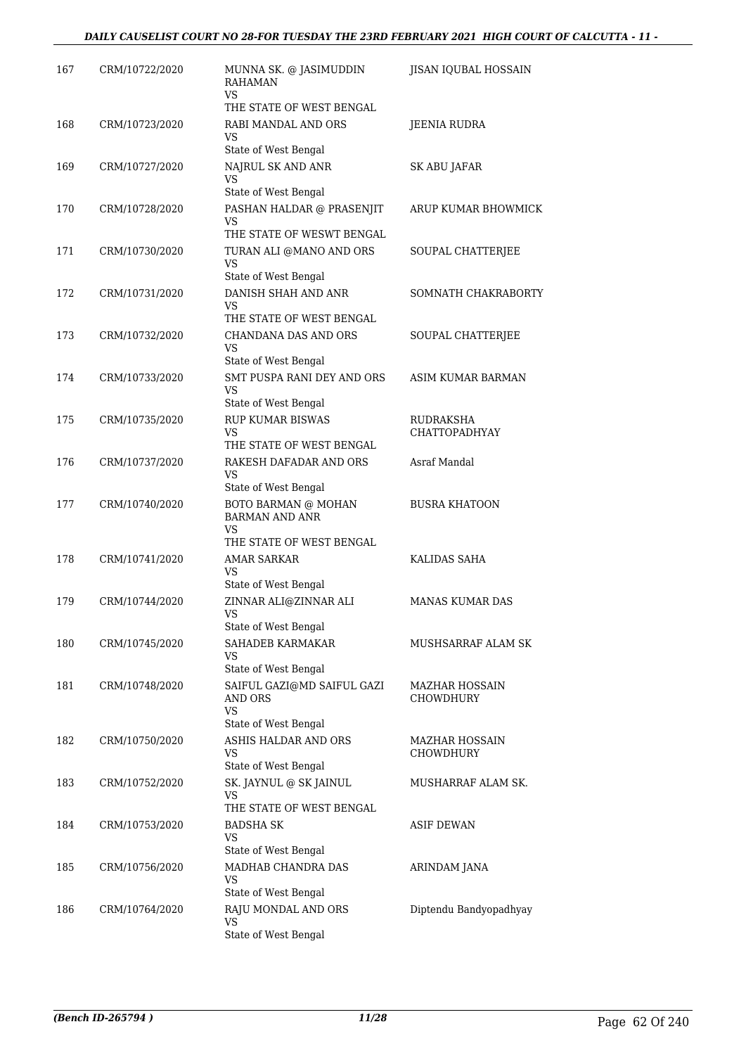| 167 | CRM/10722/2020 | MUNNA SK. @ JASIMUDDIN RAHAMAN<br>VS<br>THE STATE OF WEST BENGAL | JISAN IQUBAL HOSSAIN |
|---|---|---|---|
| 168 | CRM/10723/2020 | RABI MANDAL AND ORS<br>VS<br>State of West Bengal | JEENIA RUDRA |
| 169 | CRM/10727/2020 | NAJRUL SK AND ANR<br>VS<br>State of West Bengal | SK ABU JAFAR |
| 170 | CRM/10728/2020 | PASHAN HALDAR @ PRASENJIT<br>VS<br>THE STATE OF WESWT BENGAL | ARUP KUMAR BHOWMICK |
| 171 | CRM/10730/2020 | TURAN ALI @MANO AND ORS<br>VS<br>State of West Bengal | SOUPAL CHATTERJEE |
| 172 | CRM/10731/2020 | DANISH SHAH AND ANR<br>VS<br>THE STATE OF WEST BENGAL | SOMNATH CHAKRABORTY |
| 173 | CRM/10732/2020 | CHANDANA DAS AND ORS<br>VS<br>State of West Bengal | SOUPAL CHATTERJEE |
| 174 | CRM/10733/2020 | SMT PUSPA RANI DEY AND ORS<br>VS<br>State of West Bengal | ASIM KUMAR BARMAN |
| 175 | CRM/10735/2020 | RUP KUMAR BISWAS<br>VS<br>THE STATE OF WEST BENGAL | RUDRAKSHA CHATTOPADHYAY |
| 176 | CRM/10737/2020 | RAKESH DAFADAR AND ORS<br>VS<br>State of West Bengal | Asraf Mandal |
| 177 | CRM/10740/2020 | BOTO BARMAN @ MOHAN BARMAN AND ANR<br>VS<br>THE STATE OF WEST BENGAL | BUSRA KHATOON |
| 178 | CRM/10741/2020 | AMAR SARKAR<br>VS<br>State of West Bengal | KALIDAS SAHA |
| 179 | CRM/10744/2020 | ZINNAR ALI@ZINNAR ALI<br>VS<br>State of West Bengal | MANAS KUMAR DAS |
| 180 | CRM/10745/2020 | SAHADEB KARMAKAR<br>VS<br>State of West Bengal | MUSHSARRAF ALAM SK |
| 181 | CRM/10748/2020 | SAIFUL GAZI@MD SAIFUL GAZI AND ORS<br>VS<br>State of West Bengal | MAZHAR HOSSAIN CHOWDHURY |
| 182 | CRM/10750/2020 | ASHIS HALDAR AND ORS<br>VS<br>State of West Bengal | MAZHAR HOSSAIN CHOWDHURY |
| 183 | CRM/10752/2020 | SK. JAYNUL @ SK JAINUL<br>VS<br>THE STATE OF WEST BENGAL | MUSHARRAF ALAM SK. |
| 184 | CRM/10753/2020 | BADSHA SK<br>VS<br>State of West Bengal | ASIF DEWAN |
| 185 | CRM/10756/2020 | MADHAB CHANDRA DAS<br>VS<br>State of West Bengal | ARINDAM JANA |
| 186 | CRM/10764/2020 | RAJU MONDAL AND ORS<br>VS<br>State of West Bengal | Diptendu Bandyopadhyay |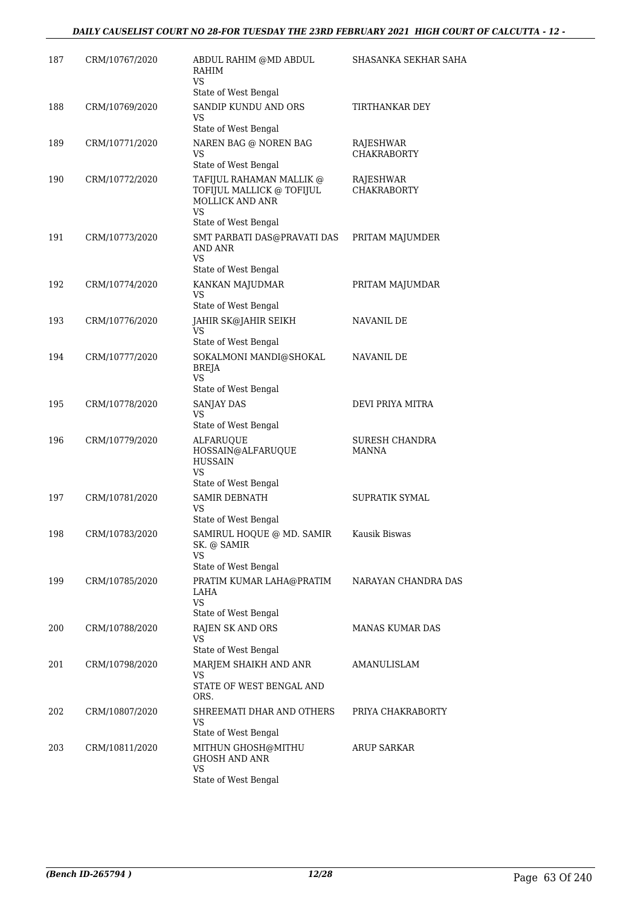| | | | |
|---|---|---|---|
| 187 | CRM/10767/2020 | ABDUL RAHIM @MD ABDUL RAHIM<br>VS<br>State of West Bengal | SHASANKA SEKHAR SAHA |
| 188 | CRM/10769/2020 | SANDIP KUNDU AND ORS<br>VS<br>State of West Bengal | TIRTHANKAR DEY |
| 189 | CRM/10771/2020 | NAREN BAG @ NOREN BAG<br>VS<br>State of West Bengal | RAJESHWAR CHAKRABORTY |
| 190 | CRM/10772/2020 | TAFIJUL RAHAMAN MALLIK @ TOFIJUL MALLICK @ TOFIJUL MOLLICK AND ANR<br>VS<br>State of West Bengal | RAJESHWAR CHAKRABORTY |
| 191 | CRM/10773/2020 | SMT PARBATI DAS@PRAVATI DAS AND ANR<br>VS<br>State of West Bengal | PRITAM MAJUMDER |
| 192 | CRM/10774/2020 | KANKAN MAJUDMAR<br>VS<br>State of West Bengal | PRITAM MAJUMDAR |
| 193 | CRM/10776/2020 | JAHIR SK@JAHIR SEIKH<br>VS<br>State of West Bengal | NAVANIL DE |
| 194 | CRM/10777/2020 | SOKALMONI MANDI@SHOKAL BREJA<br>VS<br>State of West Bengal | NAVANIL DE |
| 195 | CRM/10778/2020 | SANJAY DAS<br>VS<br>State of West Bengal | DEVI PRIYA MITRA |
| 196 | CRM/10779/2020 | ALFARUQUE HOSSAIN@ALFARUQUE HUSSAIN<br>VS<br>State of West Bengal | SURESH CHANDRA MANNA |
| 197 | CRM/10781/2020 | SAMIR DEBNATH<br>VS<br>State of West Bengal | SUPRATIK SYMAL |
| 198 | CRM/10783/2020 | SAMIRUL HOQUE @ MD. SAMIR SK. @ SAMIR<br>VS<br>State of West Bengal | Kausik Biswas |
| 199 | CRM/10785/2020 | PRATIM KUMAR LAHA@PRATIM LAHA<br>VS<br>State of West Bengal | NARAYAN CHANDRA DAS |
| 200 | CRM/10788/2020 | RAJEN SK AND ORS<br>VS<br>State of West Bengal | MANAS KUMAR DAS |
| 201 | CRM/10798/2020 | MARJEM SHAIKH AND ANR<br>VS<br>STATE OF WEST BENGAL AND ORS. | AMANULISLAM |
| 202 | CRM/10807/2020 | SHREEMATI DHAR AND OTHERS<br>VS<br>State of West Bengal | PRIYA CHAKRABORTY |
| 203 | CRM/10811/2020 | MITHUN GHOSH@MITHU GHOSH AND ANR<br>VS<br>State of West Bengal | ARUP SARKAR |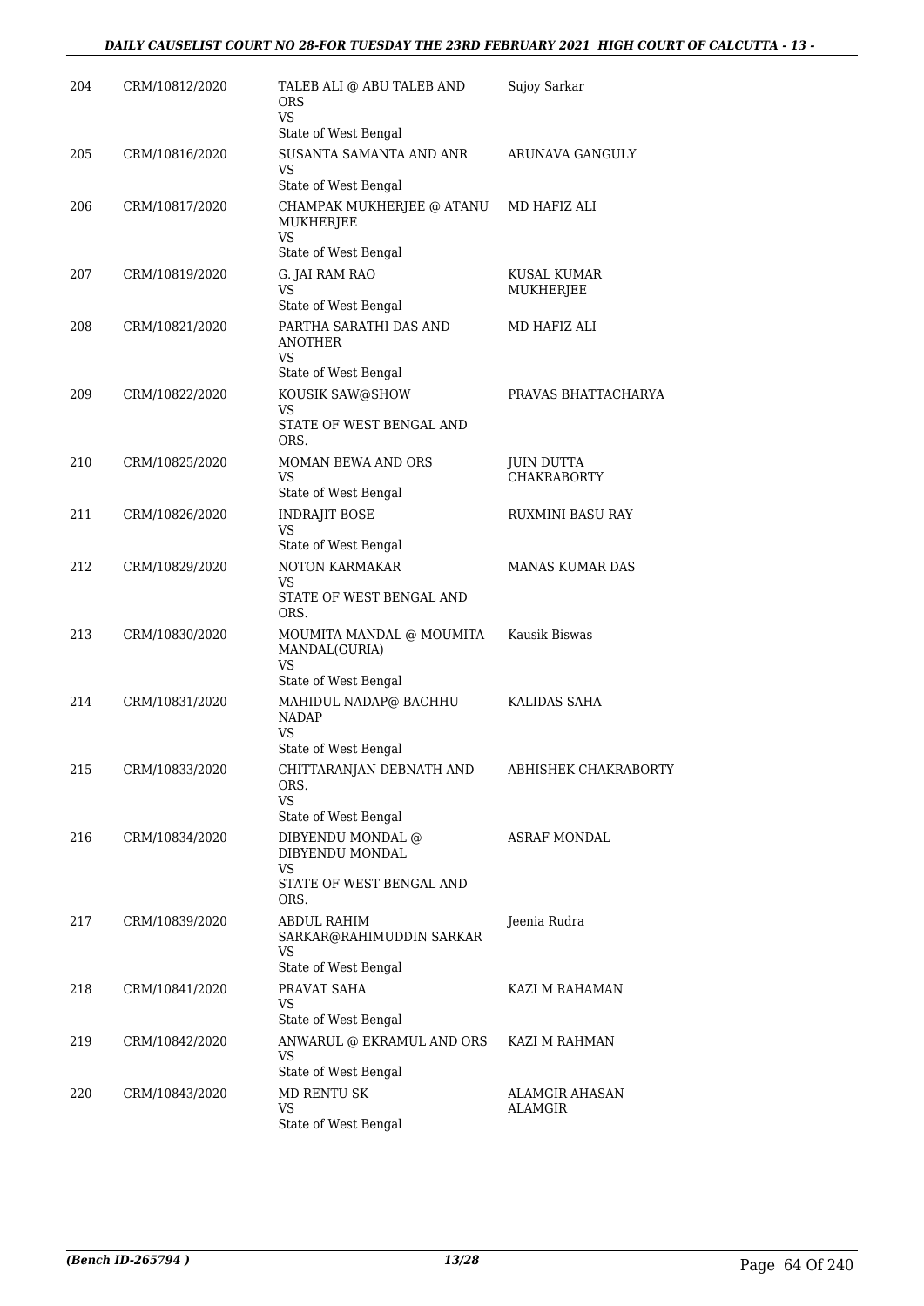| 204 | CRM/10812/2020 | TALEB ALI @ ABU TALEB AND ORS<br>VS<br>State of West Bengal | Sujoy Sarkar |
|---|---|---|---|
| 205 | CRM/10816/2020 | SUSANTA SAMANTA AND ANR<br>VS<br>State of West Bengal | ARUNAVA GANGULY |
| 206 | CRM/10817/2020 | CHAMPAK MUKHERJEE @ ATANU MUKHERJEE<br>VS<br>State of West Bengal | MD HAFIZ ALI |
| 207 | CRM/10819/2020 | G. JAI RAM RAO<br>VS<br>State of West Bengal | KUSAL KUMAR MUKHERJEE |
| 208 | CRM/10821/2020 | PARTHA SARATHI DAS AND ANOTHER<br>VS<br>State of West Bengal | MD HAFIZ ALI |
| 209 | CRM/10822/2020 | KOUSIK SAW@SHOW<br>VS<br>STATE OF WEST BENGAL AND ORS. | PRAVAS BHATTACHARYA |
| 210 | CRM/10825/2020 | MOMAN BEWA AND ORS<br>VS<br>State of West Bengal | JUIN DUTTA CHAKRABORTY |
| 211 | CRM/10826/2020 | INDRAJIT BOSE<br>VS<br>State of West Bengal | RUXMINI BASU RAY |
| 212 | CRM/10829/2020 | NOTON KARMAKAR<br>VS<br>STATE OF WEST BENGAL AND ORS. | MANAS KUMAR DAS |
| 213 | CRM/10830/2020 | MOUMITA MANDAL @ MOUMITA MANDAL(GURIA)<br>VS<br>State of West Bengal | Kausik Biswas |
| 214 | CRM/10831/2020 | MAHIDUL NADAP@ BACHHU NADAP<br>VS<br>State of West Bengal | KALIDAS SAHA |
| 215 | CRM/10833/2020 | CHITTARANJAN DEBNATH AND ORS.<br>VS<br>State of West Bengal | ABHISHEK CHAKRABORTY |
| 216 | CRM/10834/2020 | DIBYENDU MONDAL @ DIBYENDU MONDAL<br>VS<br>STATE OF WEST BENGAL AND ORS. | ASRAF MONDAL |
| 217 | CRM/10839/2020 | ABDUL RAHIM SARKAR@RAHIMUDDIN SARKAR<br>VS<br>State of West Bengal | Jeenia Rudra |
| 218 | CRM/10841/2020 | PRAVAT SAHA<br>VS<br>State of West Bengal | KAZI M RAHAMAN |
| 219 | CRM/10842/2020 | ANWARUL @ EKRAMUL AND ORS<br>VS<br>State of West Bengal | KAZI M RAHMAN |
| 220 | CRM/10843/2020 | MD RENTU SK<br>VS<br>State of West Bengal | ALAMGIR AHASAN ALAMGIR |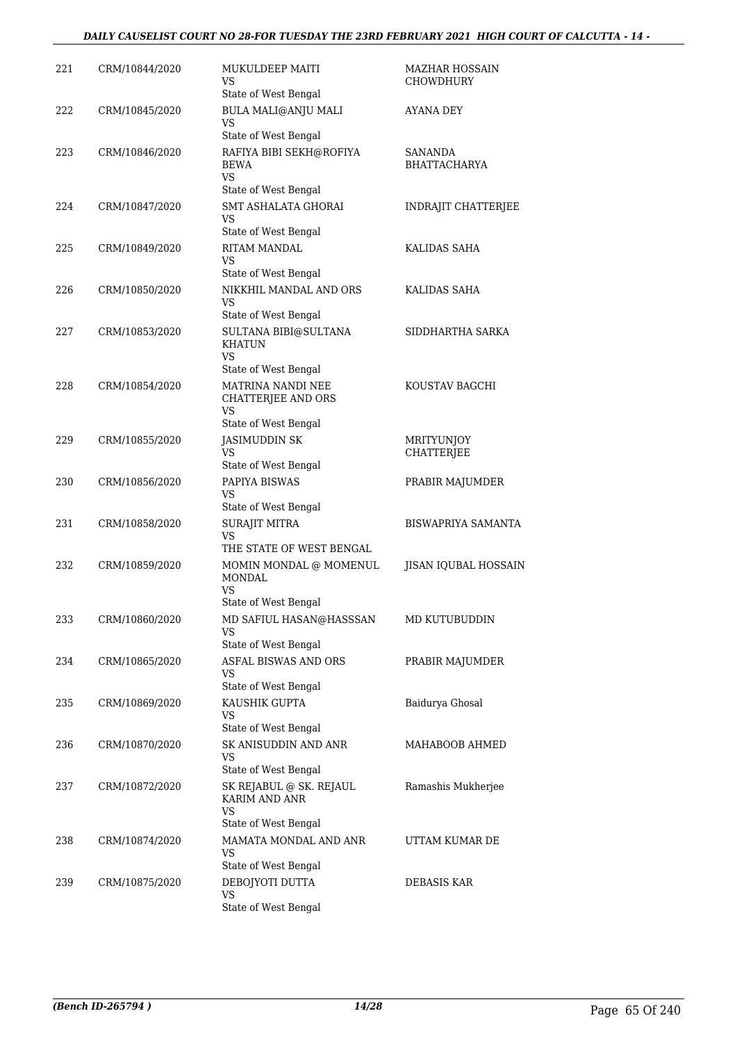| 221 | CRM/10844/2020 | MUKULDEEP MAITI<br>VS<br>State of West Bengal | MAZHAR HOSSAIN CHOWDHURY |
|---|---|---|---|
| 222 | CRM/10845/2020 | BULA MALI@ANJU MALI<br>VS<br>State of West Bengal | AYANA DEY |
| 223 | CRM/10846/2020 | RAFIYA BIBI SEKH@ROFIYA BEWA<br>VS<br>State of West Bengal | SANANDA BHATTACHARYA |
| 224 | CRM/10847/2020 | SMT ASHALATA GHORAI<br>VS<br>State of West Bengal | INDRAJIT CHATTERJEE |
| 225 | CRM/10849/2020 | RITAM MANDAL<br>VS<br>State of West Bengal | KALIDAS SAHA |
| 226 | CRM/10850/2020 | NIKKHIL MANDAL AND ORS<br>VS<br>State of West Bengal | KALIDAS SAHA |
| 227 | CRM/10853/2020 | SULTANA BIBI@SULTANA KHATUN<br>VS<br>State of West Bengal | SIDDHARTHA SARKA |
| 228 | CRM/10854/2020 | MATRINA NANDI NEE CHATTERJEE AND ORS<br>VS<br>State of West Bengal | KOUSTAV BAGCHI |
| 229 | CRM/10855/2020 | JASIMUDDIN SK<br>VS<br>State of West Bengal | MRITYUNJOY CHATTERJEE |
| 230 | CRM/10856/2020 | PAPIYA BISWAS<br>VS<br>State of West Bengal | PRABIR MAJUMDER |
| 231 | CRM/10858/2020 | SURAJIT MITRA<br>VS<br>THE STATE OF WEST BENGAL | BISWAPRIYA SAMANTA |
| 232 | CRM/10859/2020 | MOMIN MONDAL @ MOMENUL MONDAL<br>VS<br>State of West Bengal | JISAN IQUBAL HOSSAIN |
| 233 | CRM/10860/2020 | MD SAFIUL HASAN@HASSSAN<br>VS<br>State of West Bengal | MD KUTUBUDDIN |
| 234 | CRM/10865/2020 | ASFAL BISWAS AND ORS<br>VS<br>State of West Bengal | PRABIR MAJUMDER |
| 235 | CRM/10869/2020 | KAUSHIK GUPTA<br>VS<br>State of West Bengal | Baidurya Ghosal |
| 236 | CRM/10870/2020 | SK ANISUDDIN AND ANR<br>VS<br>State of West Bengal | MAHABOOB AHMED |
| 237 | CRM/10872/2020 | SK REJABUL @ SK. REJAUL KARIM AND ANR<br>VS<br>State of West Bengal | Ramashis Mukherjee |
| 238 | CRM/10874/2020 | MAMATA MONDAL AND ANR<br>VS<br>State of West Bengal | UTTAM KUMAR DE |
| 239 | CRM/10875/2020 | DEBOJYOTI DUTTA<br>VS<br>State of West Bengal | DEBASIS KAR |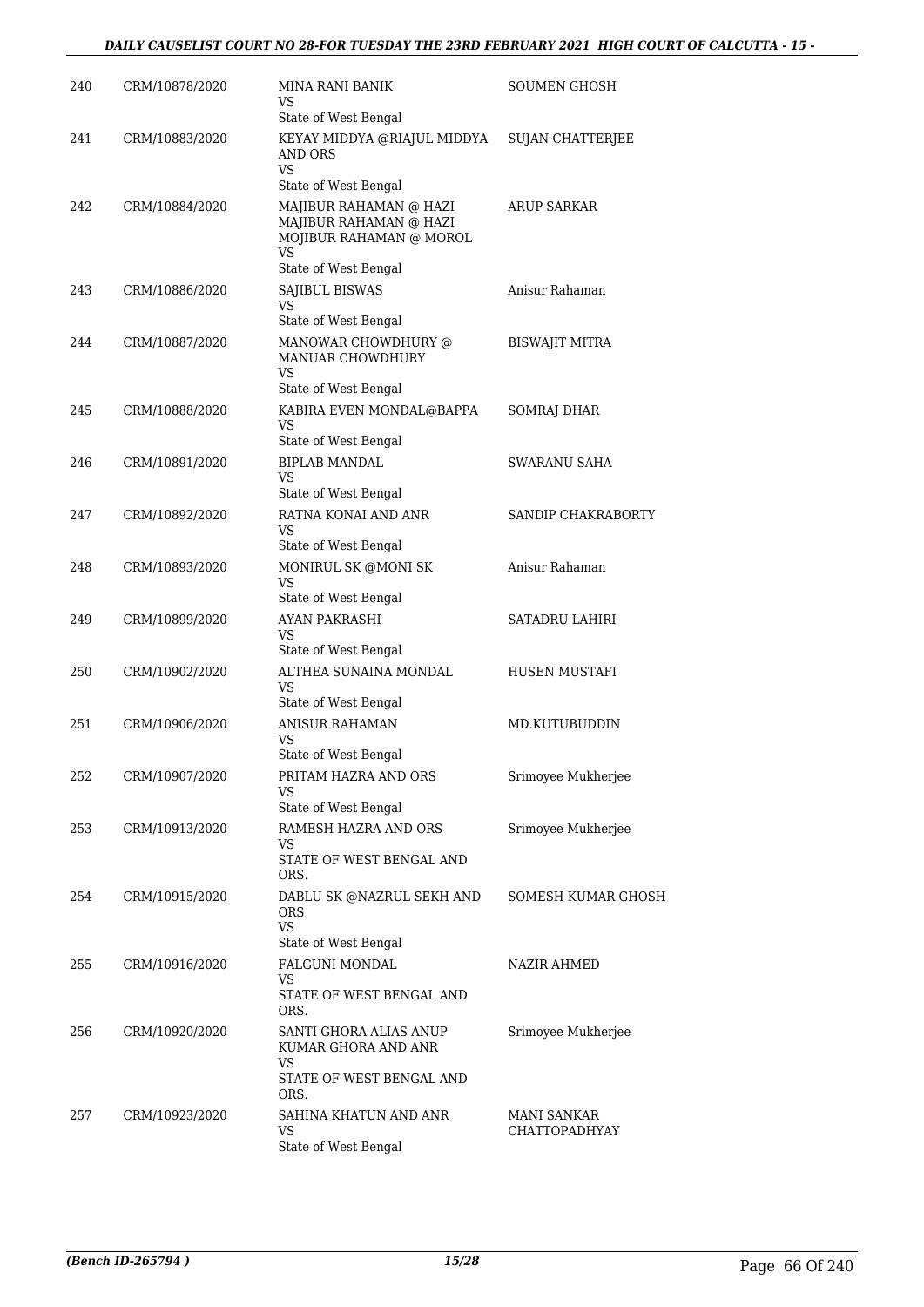| 240 | CRM/10878/2020 | MINA RANI BANIK<br>VS<br>State of West Bengal | SOUMEN GHOSH |
|---|---|---|---|
| 241 | CRM/10883/2020 | KEYAY MIDDYA @RIAJUL MIDDYA AND ORS<br>VS<br>State of West Bengal | SUJAN CHATTERJEE |
| 242 | CRM/10884/2020 | MAJIBUR RAHAMAN @ HAZI MAJIBUR RAHAMAN @ HAZI MOJIBUR RAHAMAN @ MOROL<br>VS<br>State of West Bengal | ARUP SARKAR |
| 243 | CRM/10886/2020 | SAJIBUL BISWAS<br>VS<br>State of West Bengal | Anisur Rahaman |
| 244 | CRM/10887/2020 | MANOWAR CHOWDHURY @ MANUAR CHOWDHURY<br>VS<br>State of West Bengal | BISWAJIT MITRA |
| 245 | CRM/10888/2020 | KABIRA EVEN MONDAL@BAPPA<br>VS<br>State of West Bengal | SOMRAJ DHAR |
| 246 | CRM/10891/2020 | BIPLAB MANDAL<br>VS<br>State of West Bengal | SWARANU SAHA |
| 247 | CRM/10892/2020 | RATNA KONAI AND ANR<br>VS<br>State of West Bengal | SANDIP CHAKRABORTY |
| 248 | CRM/10893/2020 | MONIRUL SK @MONI SK<br>VS<br>State of West Bengal | Anisur Rahaman |
| 249 | CRM/10899/2020 | AYAN PAKRASHI<br>VS<br>State of West Bengal | SATADRU LAHIRI |
| 250 | CRM/10902/2020 | ALTHEA SUNAINA MONDAL<br>VS<br>State of West Bengal | HUSEN MUSTAFI |
| 251 | CRM/10906/2020 | ANISUR RAHAMAN<br>VS<br>State of West Bengal | MD.KUTUBUDDIN |
| 252 | CRM/10907/2020 | PRITAM HAZRA AND ORS<br>VS<br>State of West Bengal | Srimoyee Mukherjee |
| 253 | CRM/10913/2020 | RAMESH HAZRA AND ORS<br>VS<br>STATE OF WEST BENGAL AND ORS. | Srimoyee Mukherjee |
| 254 | CRM/10915/2020 | DABLU SK @NAZRUL SEKH AND ORS<br>VS<br>State of West Bengal | SOMESH KUMAR GHOSH |
| 255 | CRM/10916/2020 | FALGUNI MONDAL<br>VS<br>STATE OF WEST BENGAL AND ORS. | NAZIR AHMED |
| 256 | CRM/10920/2020 | SANTI GHORA ALIAS ANUP KUMAR GHORA AND ANR<br>VS<br>STATE OF WEST BENGAL AND ORS. | Srimoyee Mukherjee |
| 257 | CRM/10923/2020 | SAHINA KHATUN AND ANR<br>VS<br>State of West Bengal | MANI SANKAR CHATTOPADHYAY |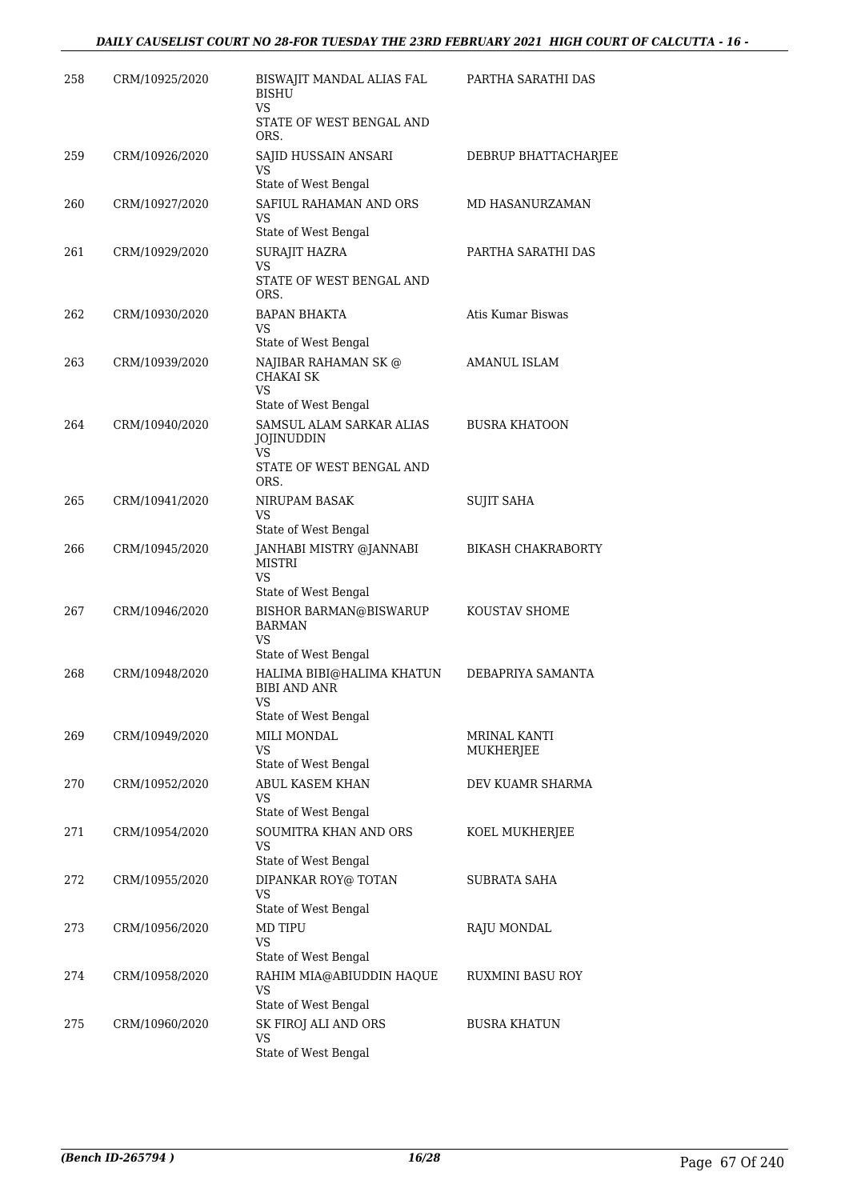| 258 | CRM/10925/2020 | BISWAJIT MANDAL ALIAS FAL BISHU<br>VS<br>STATE OF WEST BENGAL AND ORS. | PARTHA SARATHI DAS |
|---|---|---|---|
| 259 | CRM/10926/2020 | SAJID HUSSAIN ANSARI<br>VS<br>State of West Bengal | DEBRUP BHATTACHARJEE |
| 260 | CRM/10927/2020 | SAFIUL RAHAMAN AND ORS<br>VS<br>State of West Bengal | MD HASANURZAMAN |
| 261 | CRM/10929/2020 | SURAJIT HAZRA<br>VS<br>STATE OF WEST BENGAL AND ORS. | PARTHA SARATHI DAS |
| 262 | CRM/10930/2020 | BAPAN BHAKTA<br>VS<br>State of West Bengal | Atis Kumar Biswas |
| 263 | CRM/10939/2020 | NAJIBAR RAHAMAN SK @ CHAKAI SK<br>VS<br>State of West Bengal | AMANUL ISLAM |
| 264 | CRM/10940/2020 | SAMSUL ALAM SARKAR ALIAS JOJINUDDIN<br>VS<br>STATE OF WEST BENGAL AND ORS. | BUSRA KHATOON |
| 265 | CRM/10941/2020 | NIRUPAM BASAK<br>VS<br>State of West Bengal | SUJIT SAHA |
| 266 | CRM/10945/2020 | JANHABI MISTRY @JANNABI MISTRI<br>VS<br>State of West Bengal | BIKASH CHAKRABORTY |
| 267 | CRM/10946/2020 | BISHOR BARMAN@BISWARUP BARMAN<br>VS<br>State of West Bengal | KOUSTAV SHOME |
| 268 | CRM/10948/2020 | HALIMA BIBI@HALIMA KHATUN BIBI AND ANR<br>VS<br>State of West Bengal | DEBAPRIYA SAMANTA |
| 269 | CRM/10949/2020 | MILI MONDAL<br>VS<br>State of West Bengal | MRINAL KANTI MUKHERJEE |
| 270 | CRM/10952/2020 | ABUL KASEM KHAN<br>VS<br>State of West Bengal | DEV KUAMR SHARMA |
| 271 | CRM/10954/2020 | SOUMITRA KHAN AND ORS<br>VS<br>State of West Bengal | KOEL MUKHERJEE |
| 272 | CRM/10955/2020 | DIPANKAR ROY@ TOTAN<br>VS<br>State of West Bengal | SUBRATA SAHA |
| 273 | CRM/10956/2020 | MD TIPU<br>VS<br>State of West Bengal | RAJU MONDAL |
| 274 | CRM/10958/2020 | RAHIM MIA@ABIUDDIN HAQUE<br>VS<br>State of West Bengal | RUXMINI BASU ROY |
| 275 | CRM/10960/2020 | SK FIROJ ALI AND ORS<br>VS<br>State of West Bengal | BUSRA KHATUN |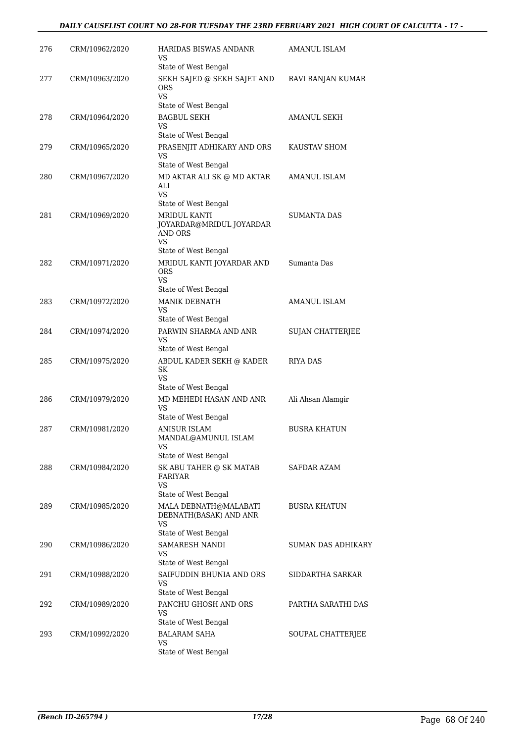| 276 | CRM/10962/2020 | HARIDAS BISWAS ANDANR<br>VS<br>State of West Bengal | AMANUL ISLAM |
|---|---|---|---|
| 277 | CRM/10963/2020 | SEKH SAJED @ SEKH SAJET AND ORS<br>VS<br>State of West Bengal | RAVI RANJAN KUMAR |
| 278 | CRM/10964/2020 | BAGBUL SEKH<br>VS<br>State of West Bengal | AMANUL SEKH |
| 279 | CRM/10965/2020 | PRASENJIT ADHIKARY AND ORS<br>VS<br>State of West Bengal | KAUSTAV SHOM |
| 280 | CRM/10967/2020 | MD AKTAR ALI SK @ MD AKTAR ALI<br>VS<br>State of West Bengal | AMANUL ISLAM |
| 281 | CRM/10969/2020 | MRIDUL KANTI JOYARDAR@MRIDUL JOYARDAR AND ORS<br>VS<br>State of West Bengal | SUMANTA DAS |
| 282 | CRM/10971/2020 | MRIDUL KANTI JOYARDAR AND ORS<br>VS<br>State of West Bengal | Sumanta Das |
| 283 | CRM/10972/2020 | MANIK DEBNATH<br>VS<br>State of West Bengal | AMANUL ISLAM |
| 284 | CRM/10974/2020 | PARWIN SHARMA AND ANR<br>VS<br>State of West Bengal | SUJAN CHATTERJEE |
| 285 | CRM/10975/2020 | ABDUL KADER SEKH @ KADER SK<br>VS<br>State of West Bengal | RIYA DAS |
| 286 | CRM/10979/2020 | MD MEHEDI HASAN AND ANR<br>VS<br>State of West Bengal | Ali Ahsan Alamgir |
| 287 | CRM/10981/2020 | ANISUR ISLAM MANDAL@AMUNUL ISLAM<br>VS<br>State of West Bengal | BUSRA KHATUN |
| 288 | CRM/10984/2020 | SK ABU TAHER @ SK MATAB FARIYAR<br>VS<br>State of West Bengal | SAFDAR AZAM |
| 289 | CRM/10985/2020 | MALA DEBNATH@MALABATI DEBNATH(BASAK) AND ANR<br>VS<br>State of West Bengal | BUSRA KHATUN |
| 290 | CRM/10986/2020 | SAMARESH NANDI<br>VS<br>State of West Bengal | SUMAN DAS ADHIKARY |
| 291 | CRM/10988/2020 | SAIFUDDIN BHUNIA AND ORS<br>VS<br>State of West Bengal | SIDDARTHA SARKAR |
| 292 | CRM/10989/2020 | PANCHU GHOSH AND ORS<br>VS<br>State of West Bengal | PARTHA SARATHI DAS |
| 293 | CRM/10992/2020 | BALARAM SAHA<br>VS<br>State of West Bengal | SOUPAL CHATTERJEE |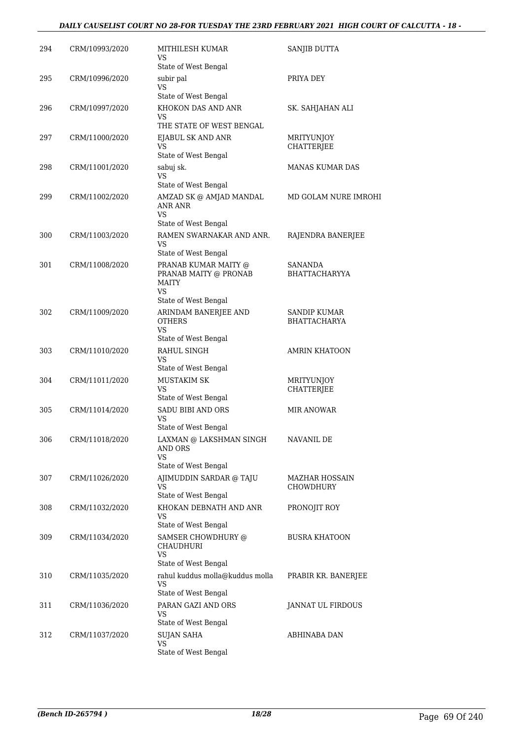| 294 | CRM/10993/2020 | MITHILESH KUMAR<br>VS<br>State of West Bengal | SANJIB DUTTA |
|---|---|---|---|
| 295 | CRM/10996/2020 | subir pal<br>VS<br>State of West Bengal | PRIYA DEY |
| 296 | CRM/10997/2020 | KHOKON DAS AND ANR<br>VS<br>THE STATE OF WEST BENGAL | SK. SAHJAHAN ALI |
| 297 | CRM/11000/2020 | EJABUL SK AND ANR<br>VS<br>State of West Bengal | MRITYUNJOY CHATTERJEE |
| 298 | CRM/11001/2020 | sabuj sk.<br>VS<br>State of West Bengal | MANAS KUMAR DAS |
| 299 | CRM/11002/2020 | AMZAD SK @ AMJAD MANDAL ANR ANR<br>VS<br>State of West Bengal | MD GOLAM NURE IMROHI |
| 300 | CRM/11003/2020 | RAMEN SWARNAKAR AND ANR.<br>VS<br>State of West Bengal | RAJENDRA BANERJEE |
| 301 | CRM/11008/2020 | PRANAB KUMAR MAITY @ PRANAB MAITY @ PRONAB MAITY<br>VS<br>State of West Bengal | SANANDA BHATTACHARYYA |
| 302 | CRM/11009/2020 | ARINDAM BANERJEE AND OTHERS<br>VS<br>State of West Bengal | SANDIP KUMAR BHATTACHARYA |
| 303 | CRM/11010/2020 | RAHUL SINGH<br>VS<br>State of West Bengal | AMRIN KHATOON |
| 304 | CRM/11011/2020 | MUSTAKIM SK<br>VS<br>State of West Bengal | MRITYUNJOY CHATTERJEE |
| 305 | CRM/11014/2020 | SADU BIBI AND ORS<br>VS<br>State of West Bengal | MIR ANOWAR |
| 306 | CRM/11018/2020 | LAXMAN @ LAKSHMAN SINGH AND ORS<br>VS<br>State of West Bengal | NAVANIL DE |
| 307 | CRM/11026/2020 | AJIMUDDIN SARDAR @ TAJU<br>VS<br>State of West Bengal | MAZHAR HOSSAIN CHOWDHURY |
| 308 | CRM/11032/2020 | KHOKAN DEBNATH AND ANR<br>VS<br>State of West Bengal | PRONOJIT ROY |
| 309 | CRM/11034/2020 | SAMSER CHOWDHURY @ CHAUDHURI<br>VS<br>State of West Bengal | BUSRA KHATOON |
| 310 | CRM/11035/2020 | rahul kuddus molla@kuddus molla<br>VS<br>State of West Bengal | PRABIR KR. BANERJEE |
| 311 | CRM/11036/2020 | PARAN GAZI AND ORS<br>VS<br>State of West Bengal | JANNAT UL FIRDOUS |
| 312 | CRM/11037/2020 | SUJAN SAHA<br>VS<br>State of West Bengal | ABHINABA DAN |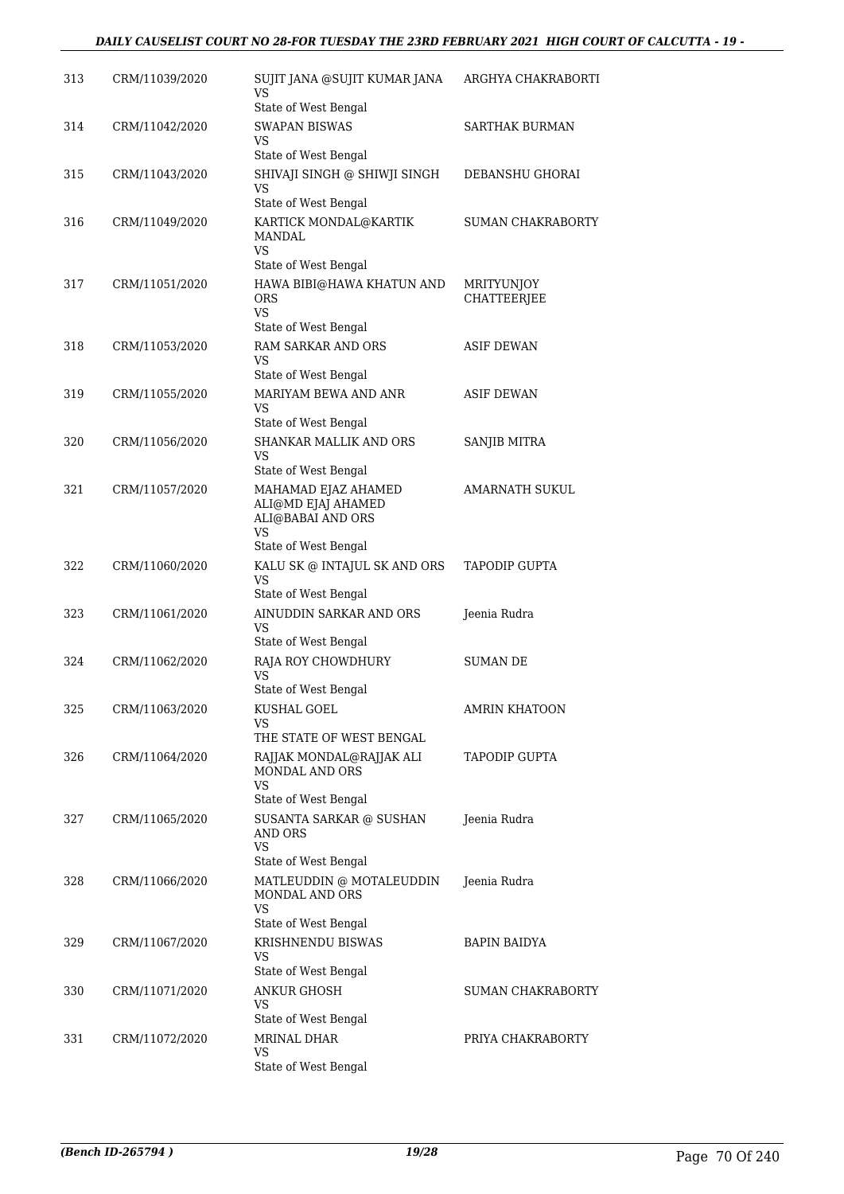| | | | |
|---|---|---|---|
| 313 | CRM/11039/2020 | SUJIT JANA @SUJIT KUMAR JANA<br>VS<br>State of West Bengal | ARGHYA CHAKRABORTI |
| 314 | CRM/11042/2020 | SWAPAN BISWAS<br>VS<br>State of West Bengal | SARTHAK BURMAN |
| 315 | CRM/11043/2020 | SHIVAJI SINGH @ SHIWJI SINGH<br>VS<br>State of West Bengal | DEBANSHU GHORAI |
| 316 | CRM/11049/2020 | KARTICK MONDAL@KARTIK MANDAL<br>VS<br>State of West Bengal | SUMAN CHAKRABORTY |
| 317 | CRM/11051/2020 | HAWA BIBI@HAWA KHATUN AND ORS<br>VS<br>State of West Bengal | MRITYUNJOY CHATTEERJEE |
| 318 | CRM/11053/2020 | RAM SARKAR AND ORS<br>VS<br>State of West Bengal | ASIF DEWAN |
| 319 | CRM/11055/2020 | MARIYAM BEWA AND ANR<br>VS<br>State of West Bengal | ASIF DEWAN |
| 320 | CRM/11056/2020 | SHANKAR MALLIK AND ORS<br>VS<br>State of West Bengal | SANJIB MITRA |
| 321 | CRM/11057/2020 | MAHAMAD EJAZ AHAMED ALI@MD EJAJ AHAMED ALI@BABAI AND ORS<br>VS<br>State of West Bengal | AMARNATH SUKUL |
| 322 | CRM/11060/2020 | KALU SK @ INTAJUL SK AND ORS<br>VS<br>State of West Bengal | TAPODIP GUPTA |
| 323 | CRM/11061/2020 | AINUDDIN SARKAR AND ORS<br>VS<br>State of West Bengal | Jeenia Rudra |
| 324 | CRM/11062/2020 | RAJA ROY CHOWDHURY<br>VS<br>State of West Bengal | SUMAN DE |
| 325 | CRM/11063/2020 | KUSHAL GOEL<br>VS<br>THE STATE OF WEST BENGAL | AMRIN KHATOON |
| 326 | CRM/11064/2020 | RAJJAK MONDAL@RAJJAK ALI MONDAL AND ORS<br>VS<br>State of West Bengal | TAPODIP GUPTA |
| 327 | CRM/11065/2020 | SUSANTA SARKAR @ SUSHAN AND ORS<br>VS<br>State of West Bengal | Jeenia Rudra |
| 328 | CRM/11066/2020 | MATLEUDDIN @ MOTALEUDDIN MONDAL AND ORS<br>VS<br>State of West Bengal | Jeenia Rudra |
| 329 | CRM/11067/2020 | KRISHNENDU BISWAS<br>VS<br>State of West Bengal | BAPIN BAIDYA |
| 330 | CRM/11071/2020 | ANKUR GHOSH<br>VS<br>State of West Bengal | SUMAN CHAKRABORTY |
| 331 | CRM/11072/2020 | MRINAL DHAR<br>VS<br>State of West Bengal | PRIYA CHAKRABORTY |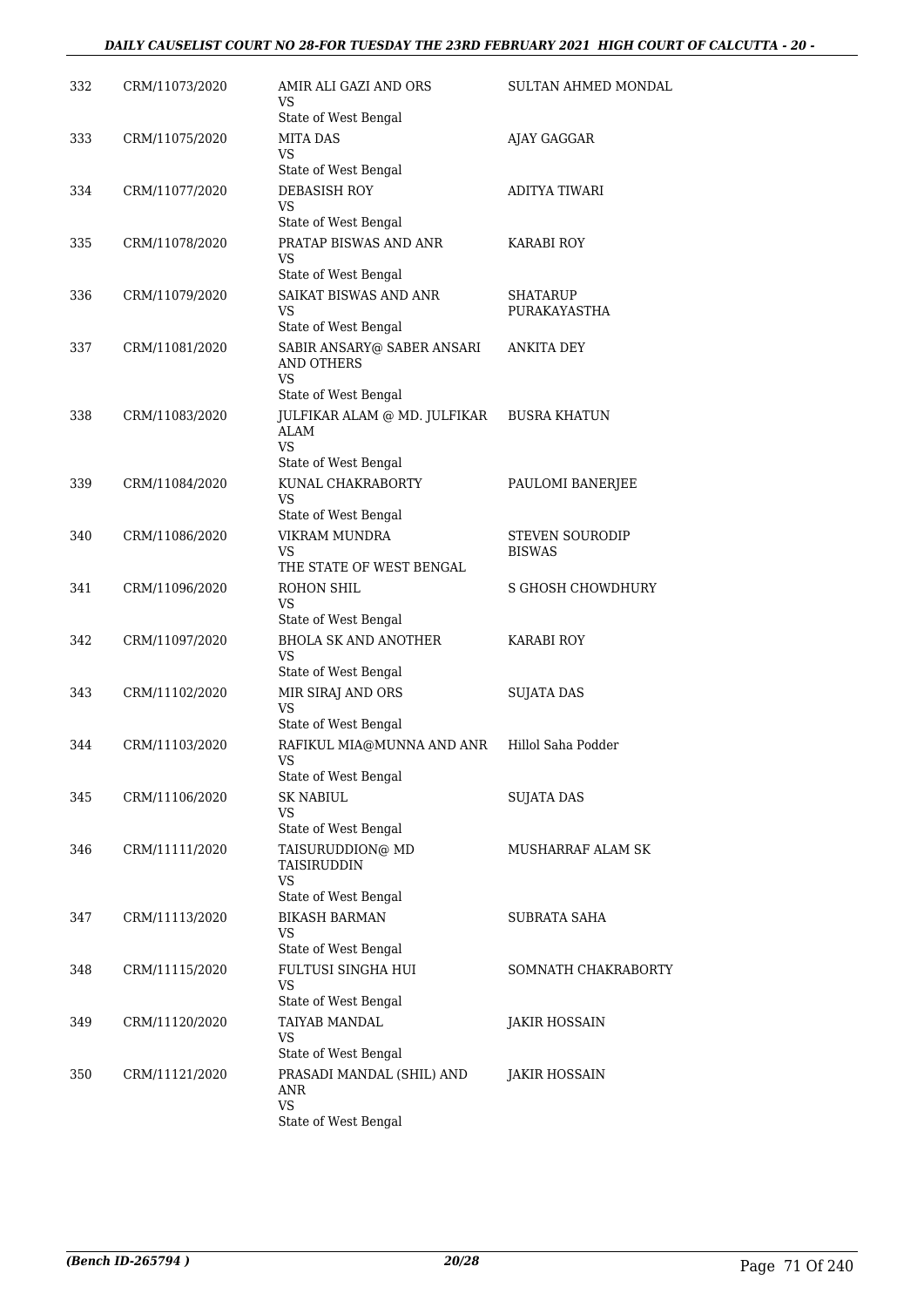| 332 | CRM/11073/2020 | AMIR ALI GAZI AND ORS<br>VS<br>State of West Bengal | SULTAN AHMED MONDAL |
|---|---|---|---|
| 333 | CRM/11075/2020 | MITA DAS<br>VS<br>State of West Bengal | AJAY GAGGAR |
| 334 | CRM/11077/2020 | DEBASISH ROY<br>VS<br>State of West Bengal | ADITYA TIWARI |
| 335 | CRM/11078/2020 | PRATAP BISWAS AND ANR<br>VS<br>State of West Bengal | KARABI ROY |
| 336 | CRM/11079/2020 | SAIKAT BISWAS AND ANR<br>VS<br>State of West Bengal | SHATARUP PURAKAYASTHA |
| 337 | CRM/11081/2020 | SABIR ANSARY@ SABER ANSARI AND OTHERS<br>VS<br>State of West Bengal | ANKITA DEY |
| 338 | CRM/11083/2020 | JULFIKAR ALAM @ MD. JULFIKAR ALAM<br>VS<br>State of West Bengal | BUSRA KHATUN |
| 339 | CRM/11084/2020 | KUNAL CHAKRABORTY<br>VS<br>State of West Bengal | PAULOMI BANERJEE |
| 340 | CRM/11086/2020 | VIKRAM MUNDRA<br>VS<br>THE STATE OF WEST BENGAL | STEVEN SOURODIP BISWAS |
| 341 | CRM/11096/2020 | ROHON SHIL<br>VS<br>State of West Bengal | S GHOSH CHOWDHURY |
| 342 | CRM/11097/2020 | BHOLA SK AND ANOTHER<br>VS<br>State of West Bengal | KARABI ROY |
| 343 | CRM/11102/2020 | MIR SIRAJ AND ORS<br>VS<br>State of West Bengal | SUJATA DAS |
| 344 | CRM/11103/2020 | RAFIKUL MIA@MUNNA AND ANR<br>VS<br>State of West Bengal | Hillol Saha Podder |
| 345 | CRM/11106/2020 | SK NABIUL<br>VS<br>State of West Bengal | SUJATA DAS |
| 346 | CRM/11111/2020 | TAISURUDDION@ MD TAISIRUDDIN<br>VS<br>State of West Bengal | MUSHARRAF ALAM SK |
| 347 | CRM/11113/2020 | BIKASH BARMAN<br>VS<br>State of West Bengal | SUBRATA SAHA |
| 348 | CRM/11115/2020 | FULTUSI SINGHA HUI<br>VS<br>State of West Bengal | SOMNATH CHAKRABORTY |
| 349 | CRM/11120/2020 | TAIYAB MANDAL<br>VS<br>State of West Bengal | JAKIR HOSSAIN |
| 350 | CRM/11121/2020 | PRASADI MANDAL (SHIL) AND ANR<br>VS<br>State of West Bengal | JAKIR HOSSAIN |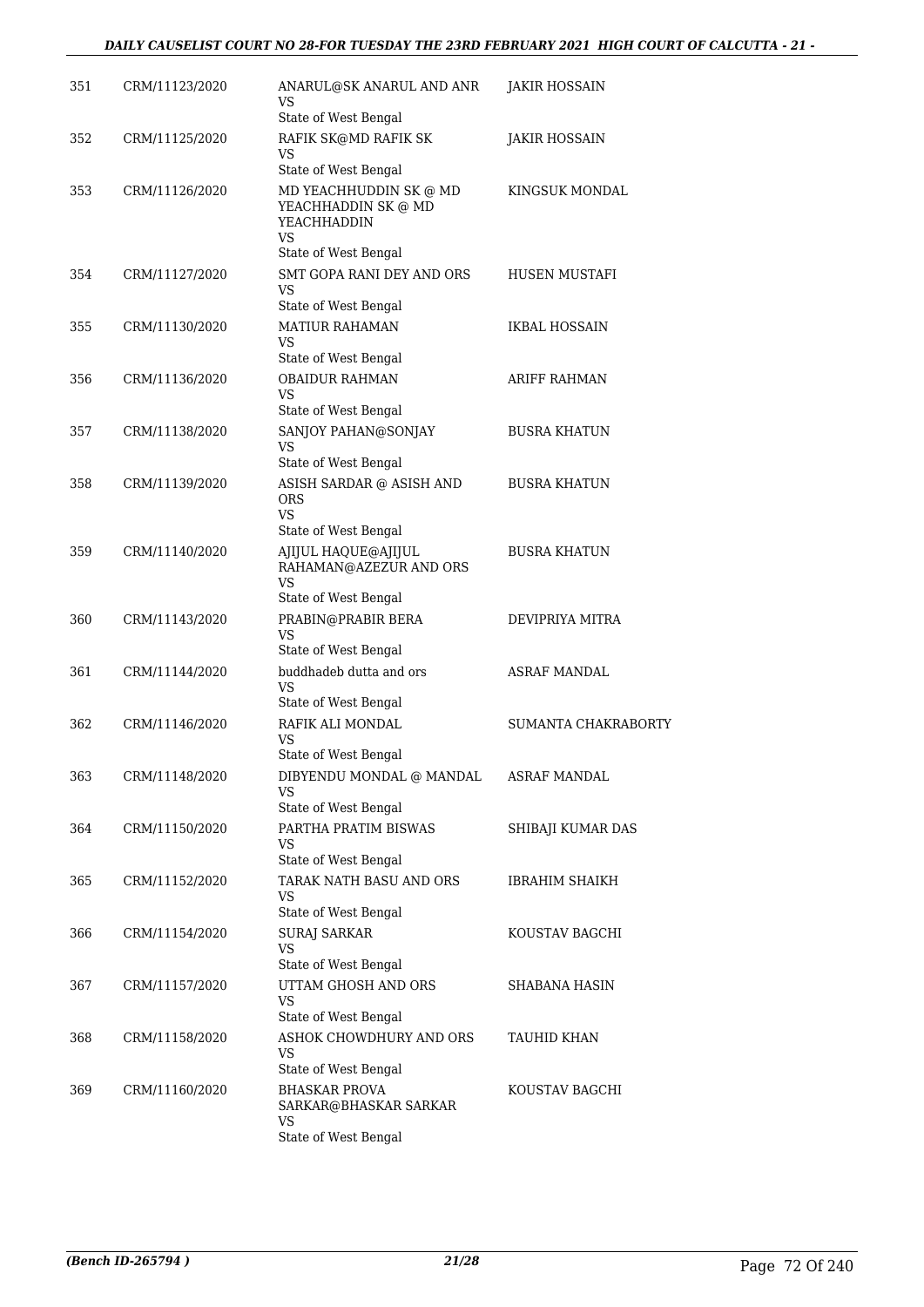| 351 | CRM/11123/2020 | ANARUL@SK ANARUL AND ANR<br>VS<br>State of West Bengal | JAKIR HOSSAIN |
|---|---|---|---|
| 352 | CRM/11125/2020 | RAFIK SK@MD RAFIK SK<br>VS<br>State of West Bengal | JAKIR HOSSAIN |
| 353 | CRM/11126/2020 | MD YEACHHUDDIN SK @ MD YEACHHADDIN SK @ MD YEACHHADDIN<br>VS<br>State of West Bengal | KINGSUK MONDAL |
| 354 | CRM/11127/2020 | SMT GOPA RANI DEY AND ORS<br>VS<br>State of West Bengal | HUSEN MUSTAFI |
| 355 | CRM/11130/2020 | MATIUR RAHAMAN<br>VS<br>State of West Bengal | IKBAL HOSSAIN |
| 356 | CRM/11136/2020 | OBAIDUR RAHMAN<br>VS<br>State of West Bengal | ARIFF RAHMAN |
| 357 | CRM/11138/2020 | SANJOY PAHAN@SONJAY<br>VS<br>State of West Bengal | BUSRA KHATUN |
| 358 | CRM/11139/2020 | ASISH SARDAR @ ASISH AND ORS<br>VS<br>State of West Bengal | BUSRA KHATUN |
| 359 | CRM/11140/2020 | AJIJUL HAQUE@AJIJUL RAHAMAN@AZEZUR AND ORS<br>VS<br>State of West Bengal | BUSRA KHATUN |
| 360 | CRM/11143/2020 | PRABIN@PRABIR BERA<br>VS<br>State of West Bengal | DEVIPRIYA MITRA |
| 361 | CRM/11144/2020 | buddhadeb dutta and ors<br>VS<br>State of West Bengal | ASRAF MANDAL |
| 362 | CRM/11146/2020 | RAFIK ALI MONDAL<br>VS<br>State of West Bengal | SUMANTA CHAKRABORTY |
| 363 | CRM/11148/2020 | DIBYENDU MONDAL @ MANDAL<br>VS<br>State of West Bengal | ASRAF MANDAL |
| 364 | CRM/11150/2020 | PARTHA PRATIM BISWAS<br>VS<br>State of West Bengal | SHIBAJI KUMAR DAS |
| 365 | CRM/11152/2020 | TARAK NATH BASU AND ORS<br>VS<br>State of West Bengal | IBRAHIM SHAIKH |
| 366 | CRM/11154/2020 | SURAJ SARKAR<br>VS<br>State of West Bengal | KOUSTAV BAGCHI |
| 367 | CRM/11157/2020 | UTTAM GHOSH AND ORS<br>VS<br>State of West Bengal | SHABANA HASIN |
| 368 | CRM/11158/2020 | ASHOK CHOWDHURY AND ORS<br>VS<br>State of West Bengal | TAUHID KHAN |
| 369 | CRM/11160/2020 | BHASKAR PROVA SARKAR@BHASKAR SARKAR<br>VS<br>State of West Bengal | KOUSTAV BAGCHI |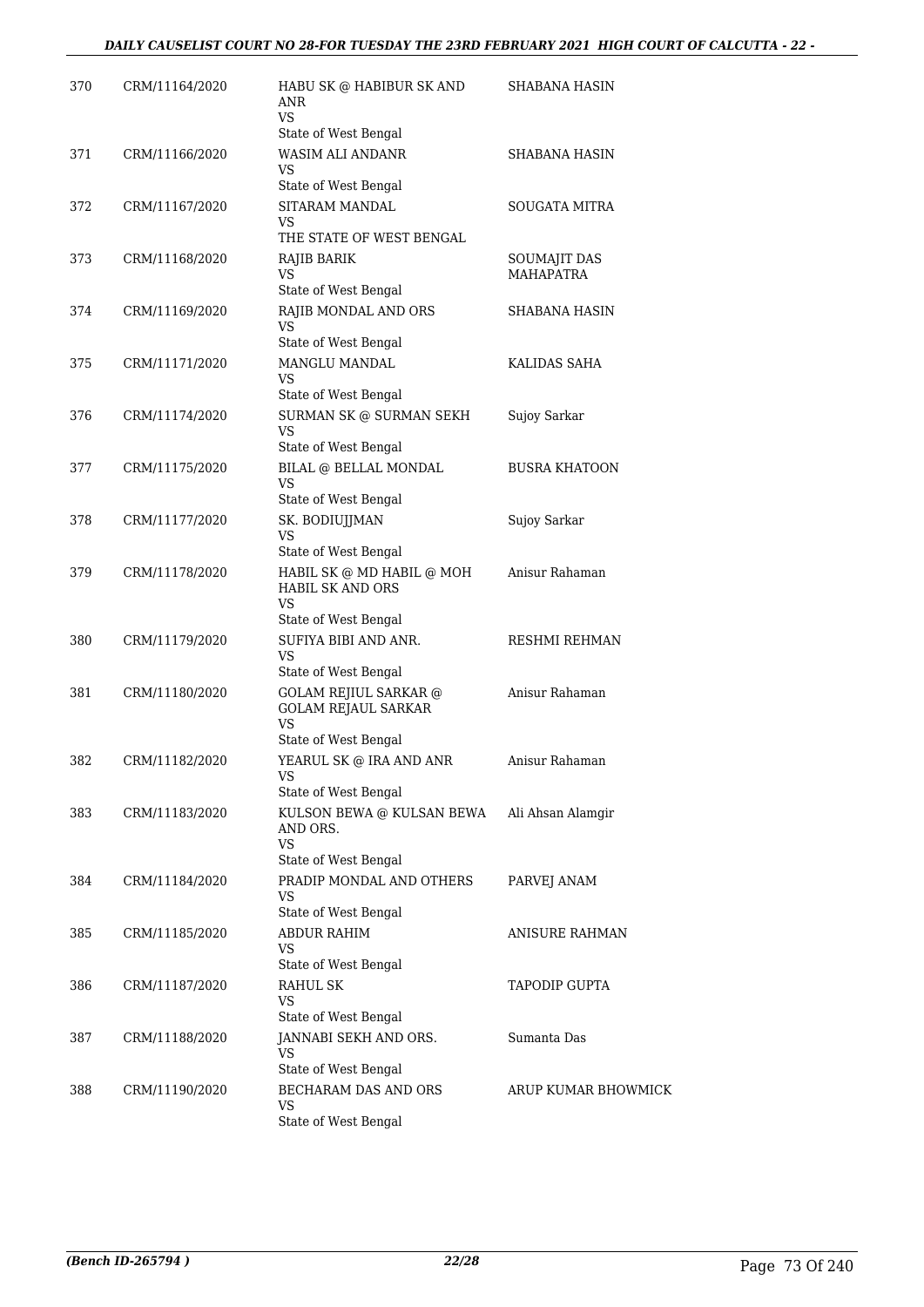| | | | |
|---|---|---|---|
| 370 | CRM/11164/2020 | HABU SK @ HABIBUR SK AND ANR<br>VS<br>State of West Bengal | SHABANA HASIN |
| 371 | CRM/11166/2020 | WASIM ALI ANDANR<br>VS<br>State of West Bengal | SHABANA HASIN |
| 372 | CRM/11167/2020 | SITARAM MANDAL<br>VS<br>THE STATE OF WEST BENGAL | SOUGATA MITRA |
| 373 | CRM/11168/2020 | RAJIB BARIK<br>VS<br>State of West Bengal | SOUMAJIT DAS MAHAPATRA |
| 374 | CRM/11169/2020 | RAJIB MONDAL AND ORS<br>VS<br>State of West Bengal | SHABANA HASIN |
| 375 | CRM/11171/2020 | MANGLU MANDAL<br>VS<br>State of West Bengal | KALIDAS SAHA |
| 376 | CRM/11174/2020 | SURMAN SK @ SURMAN SEKH<br>VS<br>State of West Bengal | Sujoy Sarkar |
| 377 | CRM/11175/2020 | BILAL @ BELLAL MONDAL<br>VS<br>State of West Bengal | BUSRA KHATOON |
| 378 | CRM/11177/2020 | SK. BODIUJJMAN<br>VS<br>State of West Bengal | Sujoy Sarkar |
| 379 | CRM/11178/2020 | HABIL SK @ MD HABIL @ MOH HABIL SK AND ORS<br>VS<br>State of West Bengal | Anisur Rahaman |
| 380 | CRM/11179/2020 | SUFIYA BIBI AND ANR.<br>VS<br>State of West Bengal | RESHMI REHMAN |
| 381 | CRM/11180/2020 | GOLAM REJIUL SARKAR @ GOLAM REJAUL SARKAR<br>VS<br>State of West Bengal | Anisur Rahaman |
| 382 | CRM/11182/2020 | YEARUL SK @ IRA AND ANR<br>VS<br>State of West Bengal | Anisur Rahaman |
| 383 | CRM/11183/2020 | KULSON BEWA @ KULSAN BEWA AND ORS.<br>VS<br>State of West Bengal | Ali Ahsan Alamgir |
| 384 | CRM/11184/2020 | PRADIP MONDAL AND OTHERS<br>VS<br>State of West Bengal | PARVEJ ANAM |
| 385 | CRM/11185/2020 | ABDUR RAHIM<br>VS<br>State of West Bengal | ANISURE RAHMAN |
| 386 | CRM/11187/2020 | RAHUL SK<br>VS<br>State of West Bengal | TAPODIP GUPTA |
| 387 | CRM/11188/2020 | JANNABI SEKH AND ORS.<br>VS<br>State of West Bengal | Sumanta Das |
| 388 | CRM/11190/2020 | BECHARAM DAS AND ORS<br>VS<br>State of West Bengal | ARUP KUMAR BHOWMICK |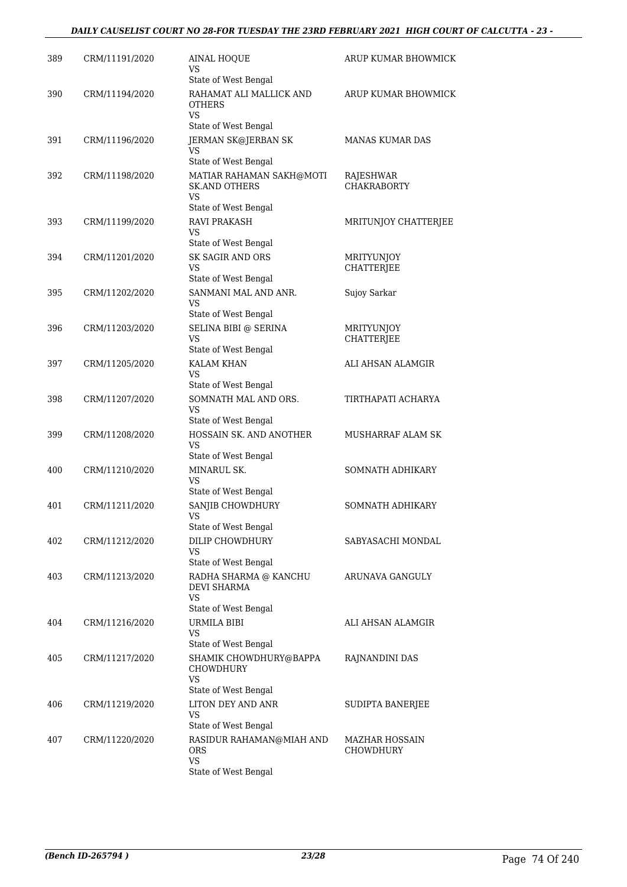| | | | |
|---|---|---|---|
| 389 | CRM/11191/2020 | AINAL HOQUE<br>VS<br>State of West Bengal | ARUP KUMAR BHOWMICK |
| 390 | CRM/11194/2020 | RAHAMAT ALI MALLICK AND OTHERS<br>VS<br>State of West Bengal | ARUP KUMAR BHOWMICK |
| 391 | CRM/11196/2020 | JERMAN SK@JERBAN SK<br>VS<br>State of West Bengal | MANAS KUMAR DAS |
| 392 | CRM/11198/2020 | MATIAR RAHAMAN SAKH@MOTI SK.AND OTHERS<br>VS<br>State of West Bengal | RAJESHWAR CHAKRABORTY |
| 393 | CRM/11199/2020 | RAVI PRAKASH<br>VS<br>State of West Bengal | MRITUNJOY CHATTERJEE |
| 394 | CRM/11201/2020 | SK SAGIR AND ORS<br>VS<br>State of West Bengal | MRITYUNJOY CHATTERJEE |
| 395 | CRM/11202/2020 | SANMANI MAL AND ANR.<br>VS<br>State of West Bengal | Sujoy Sarkar |
| 396 | CRM/11203/2020 | SELINA BIBI @ SERINA<br>VS<br>State of West Bengal | MRITYUNJOY CHATTERJEE |
| 397 | CRM/11205/2020 | KALAM KHAN<br>VS<br>State of West Bengal | ALI AHSAN ALAMGIR |
| 398 | CRM/11207/2020 | SOMNATH MAL AND ORS.<br>VS<br>State of West Bengal | TIRTHAPATI ACHARYA |
| 399 | CRM/11208/2020 | HOSSAIN SK. AND ANOTHER<br>VS<br>State of West Bengal | MUSHARRAF ALAM SK |
| 400 | CRM/11210/2020 | MINARUL SK.<br>VS<br>State of West Bengal | SOMNATH ADHIKARY |
| 401 | CRM/11211/2020 | SANJIB CHOWDHURY<br>VS<br>State of West Bengal | SOMNATH ADHIKARY |
| 402 | CRM/11212/2020 | DILIP CHOWDHURY<br>VS<br>State of West Bengal | SABYASACHI MONDAL |
| 403 | CRM/11213/2020 | RADHA SHARMA @ KANCHU DEVI SHARMA<br>VS<br>State of West Bengal | ARUNAVA GANGULY |
| 404 | CRM/11216/2020 | URMILA BIBI<br>VS<br>State of West Bengal | ALI AHSAN ALAMGIR |
| 405 | CRM/11217/2020 | SHAMIK CHOWDHURY@BAPPA CHOWDHURY<br>VS<br>State of West Bengal | RAJNANDINI DAS |
| 406 | CRM/11219/2020 | LITON DEY AND ANR<br>VS<br>State of West Bengal | SUDIPTA BANERJEE |
| 407 | CRM/11220/2020 | RASIDUR RAHAMAN@MIAH AND ORS<br>VS<br>State of West Bengal | MAZHAR HOSSAIN CHOWDHURY |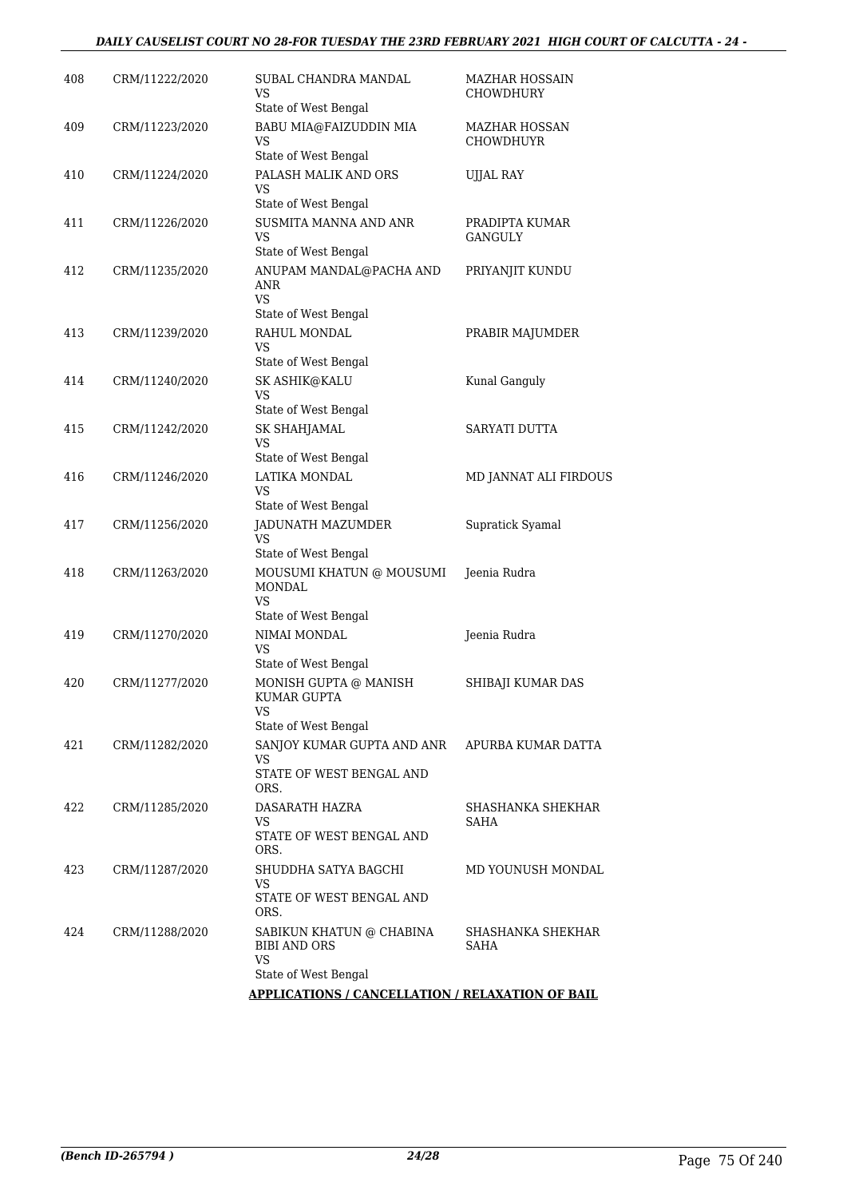| 408 | CRM/11222/2020 | SUBAL CHANDRA MANDAL<br>VS<br>State of West Bengal | MAZHAR HOSSAIN CHOWDHURY |
|---|---|---|---|
| 409 | CRM/11223/2020 | BABU MIA@FAIZUDDIN MIA<br>VS<br>State of West Bengal | MAZHAR HOSSAN CHOWDHUYR |
| 410 | CRM/11224/2020 | PALASH MALIK AND ORS<br>VS<br>State of West Bengal | UJJAL RAY |
| 411 | CRM/11226/2020 | SUSMITA MANNA AND ANR<br>VS<br>State of West Bengal | PRADIPTA KUMAR GANGULY |
| 412 | CRM/11235/2020 | ANUPAM MANDAL@PACHA AND ANR<br>VS<br>State of West Bengal | PRIYANJIT KUNDU |
| 413 | CRM/11239/2020 | RAHUL MONDAL<br>VS<br>State of West Bengal | PRABIR MAJUMDER |
| 414 | CRM/11240/2020 | SK ASHIK@KALU<br>VS<br>State of West Bengal | Kunal Ganguly |
| 415 | CRM/11242/2020 | SK SHAHJAMAL<br>VS<br>State of West Bengal | SARYATI DUTTA |
| 416 | CRM/11246/2020 | LATIKA MONDAL<br>VS<br>State of West Bengal | MD JANNAT ALI FIRDOUS |
| 417 | CRM/11256/2020 | JADUNATH MAZUMDER<br>VS<br>State of West Bengal | Supratick Syamal |
| 418 | CRM/11263/2020 | MOUSUMI KHATUN @ MOUSUMI MONDAL<br>VS<br>State of West Bengal | Jeenia Rudra |
| 419 | CRM/11270/2020 | NIMAI MONDAL<br>VS<br>State of West Bengal | Jeenia Rudra |
| 420 | CRM/11277/2020 | MONISH GUPTA @ MANISH KUMAR GUPTA<br>VS<br>State of West Bengal | SHIBAJI KUMAR DAS |
| 421 | CRM/11282/2020 | SANJOY KUMAR GUPTA AND ANR<br>VS<br>STATE OF WEST BENGAL AND ORS. | APURBA KUMAR DATTA |
| 422 | CRM/11285/2020 | DASARATH HAZRA<br>VS<br>STATE OF WEST BENGAL AND ORS. | SHASHANKA SHEKHAR SAHA |
| 423 | CRM/11287/2020 | SHUDDHA SATYA BAGCHI<br>VS<br>STATE OF WEST BENGAL AND ORS. | MD YOUNUSH MONDAL |
| 424 | CRM/11288/2020 | SABIKUN KHATUN @ CHABINA BIBI AND ORS<br>VS<br>State of West Bengal | SHASHANKA SHEKHAR SAHA |

**APPLICATIONS / CANCELLATION / RELAXATION OF BAIL**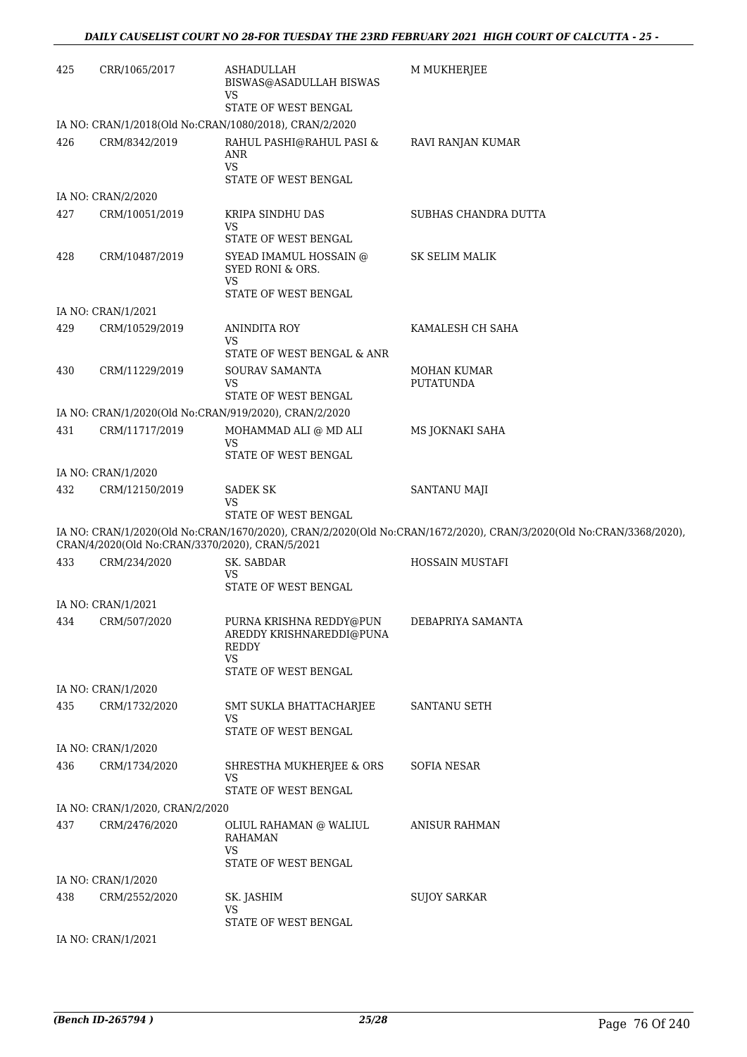| | | | |
|---|---|---|---|
| 425 | CRR/1065/2017 | ASHADULLAH BISWAS@ASADULLAH BISWAS<br>VS<br>STATE OF WEST BENGAL | M MUKHERJEE |
| IA NO: CRAN/1/2018(Old No:CRAN/1080/2018), CRAN/2/2020 | | | |
| 426 | CRM/8342/2019 | RAHUL PASHI@RAHUL PASI & ANR<br>VS<br>STATE OF WEST BENGAL | RAVI RANJAN KUMAR |
| IA NO: CRAN/2/2020 | | | |
| 427 | CRM/10051/2019 | KRIPA SINDHU DAS<br>VS<br>STATE OF WEST BENGAL | SUBHAS CHANDRA DUTTA |
| 428 | CRM/10487/2019 | SYEAD IMAMUL HOSSAIN @ SYED RONI & ORS.<br>VS<br>STATE OF WEST BENGAL | SK SELIM MALIK |
| IA NO: CRAN/1/2021 | | | |
| 429 | CRM/10529/2019 | ANINDITA ROY<br>VS<br>STATE OF WEST BENGAL & ANR | KAMALESH CH SAHA |
| 430 | CRM/11229/2019 | SOURAV SAMANTA<br>VS<br>STATE OF WEST BENGAL | MOHAN KUMAR PUTATUNDA |
| IA NO: CRAN/1/2020(Old No:CRAN/919/2020), CRAN/2/2020 | | | |
| 431 | CRM/11717/2019 | MOHAMMAD ALI @ MD ALI<br>VS<br>STATE OF WEST BENGAL | MS JOKNAKI SAHA |
| IA NO: CRAN/1/2020 | | | |
| 432 | CRM/12150/2019 | SADEK SK<br>VS<br>STATE OF WEST BENGAL | SANTANU MAJI |
| IA NO: CRAN/1/2020(Old No:CRAN/1670/2020), CRAN/2/2020(Old No:CRAN/1672/2020), CRAN/3/2020(Old No:CRAN/3368/2020), CRAN/4/2020(Old No:CRAN/3370/2020), CRAN/5/2021 | | | |
| 433 | CRM/234/2020 | SK. SABDAR<br>VS<br>STATE OF WEST BENGAL | HOSSAIN MUSTAFI |
| IA NO: CRAN/1/2021 | | | |
| 434 | CRM/507/2020 | PURNA KRISHNA REDDY@PUNAREDDY KRISHNAREDDI@PUNA REDDY<br>VS<br>STATE OF WEST BENGAL | DEBAPRIYA SAMANTA |
| IA NO: CRAN/1/2020 | | | |
| 435 | CRM/1732/2020 | SMT SUKLA BHATTACHARJEE<br>VS<br>STATE OF WEST BENGAL | SANTANU SETH |
| IA NO: CRAN/1/2020 | | | |
| 436 | CRM/1734/2020 | SHRESTHA MUKHERJEE & ORS<br>VS<br>STATE OF WEST BENGAL | SOFIA NESAR |
| IA NO: CRAN/1/2020, CRAN/2/2020 | | | |
| 437 | CRM/2476/2020 | OLIUL RAHAMAN @ WALIUL RAHAMAN<br>VS<br>STATE OF WEST BENGAL | ANISUR RAHMAN |
| IA NO: CRAN/1/2020 | | | |
| 438 | CRM/2552/2020 | SK. JASHIM<br>VS<br>STATE OF WEST BENGAL | SUJOY SARKAR |
| IA NO: CRAN/1/2021 | | | |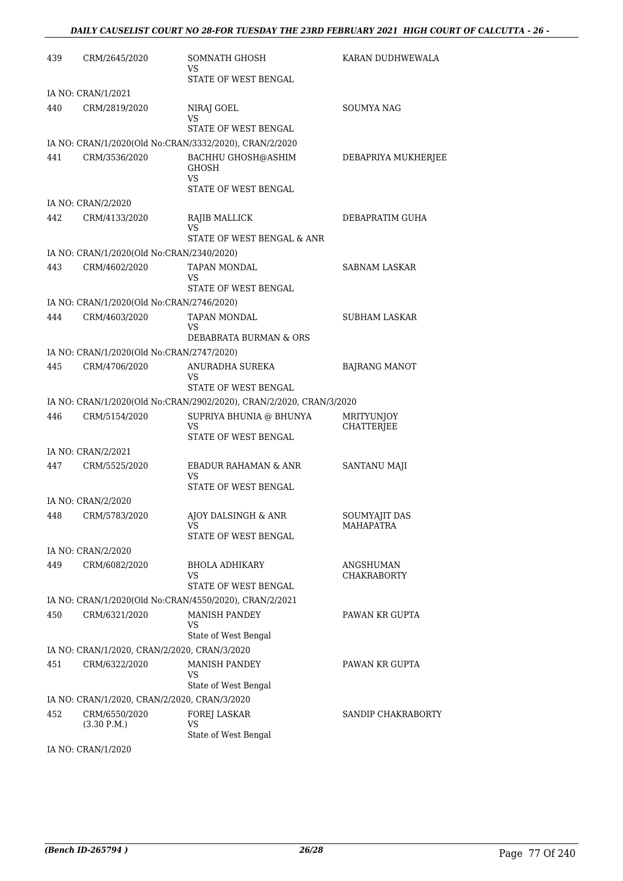| | | | |
|---|---|---|---|
| 439 | CRM/2645/2020 | SOMNATH GHOSH<br>VS<br>STATE OF WEST BENGAL | KARAN DUDHWEWALA |
| | IA NO: CRAN/1/2021 | | |
| 440 | CRM/2819/2020 | NIRAJ GOEL<br>VS<br>STATE OF WEST BENGAL | SOUMYA NAG |
| | IA NO: CRAN/1/2020(Old No:CRAN/3332/2020), CRAN/2/2020 | | |
| 441 | CRM/3536/2020 | BACHHU GHOSH@ASHIM GHOSH<br>VS<br>STATE OF WEST BENGAL | DEBAPRIYA MUKHERJEE |
| | IA NO: CRAN/2/2020 | | |
| 442 | CRM/4133/2020 | RAJIB MALLICK<br>VS<br>STATE OF WEST BENGAL & ANR | DEBAPRATIM GUHA |
| | IA NO: CRAN/1/2020(Old No:CRAN/2340/2020) | | |
| 443 | CRM/4602/2020 | TAPAN MONDAL<br>VS<br>STATE OF WEST BENGAL | SABNAM LASKAR |
| | IA NO: CRAN/1/2020(Old No:CRAN/2746/2020) | | |
| 444 | CRM/4603/2020 | TAPAN MONDAL<br>VS<br>DEBABRATA BURMAN & ORS | SUBHAM LASKAR |
| | IA NO: CRAN/1/2020(Old No:CRAN/2747/2020) | | |
| 445 | CRM/4706/2020 | ANURADHA SUREKA<br>VS<br>STATE OF WEST BENGAL | BAJRANG MANOT |
| | IA NO: CRAN/1/2020(Old No:CRAN/2902/2020), CRAN/2/2020, CRAN/3/2020 | | |
| 446 | CRM/5154/2020 | SUPRIYA BHUNIA @ BHUNYA<br>VS<br>STATE OF WEST BENGAL | MRITYUNJOY CHATTERJEE |
| | IA NO: CRAN/2/2021 | | |
| 447 | CRM/5525/2020 | EBADUR RAHAMAN & ANR<br>VS<br>STATE OF WEST BENGAL | SANTANU MAJI |
| | IA NO: CRAN/2/2020 | | |
| 448 | CRM/5783/2020 | AJOY DALSINGH & ANR<br>VS<br>STATE OF WEST BENGAL | SOUMYAJIT DAS MAHAPATRA |
| | IA NO: CRAN/2/2020 | | |
| 449 | CRM/6082/2020 | BHOLA ADHIKARY<br>VS<br>STATE OF WEST BENGAL | ANGSHUMAN CHAKRABORTY |
| | IA NO: CRAN/1/2020(Old No:CRAN/4550/2020), CRAN/2/2021 | | |
| 450 | CRM/6321/2020 | MANISH PANDEY<br>VS<br>State of West Bengal | PAWAN KR GUPTA |
| | IA NO: CRAN/1/2020, CRAN/2/2020, CRAN/3/2020 | | |
| 451 | CRM/6322/2020 | MANISH PANDEY<br>VS<br>State of West Bengal | PAWAN KR GUPTA |
| | IA NO: CRAN/1/2020, CRAN/2/2020, CRAN/3/2020 | | |
| 452 | CRM/6550/2020<br>(3.30 P.M.) | FOREJ LASKAR<br>VS<br>State of West Bengal | SANDIP CHAKRABORTY |
| | IA NO: CRAN/1/2020 | | |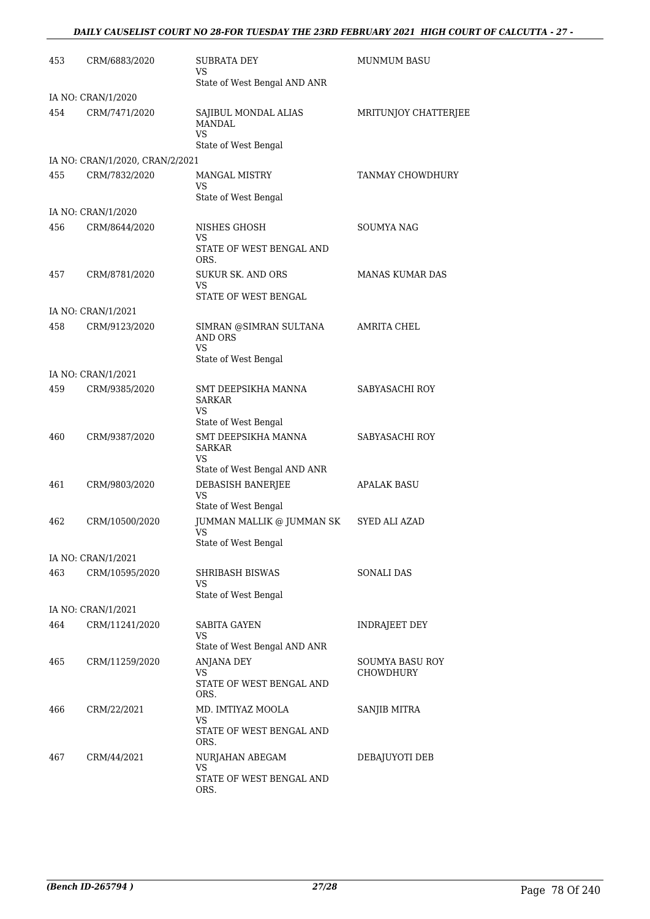| | | | |
|---|---|---|---|
| 453 | CRM/6883/2020 | SUBRATA DEY<br>VS<br>State of West Bengal AND ANR | MUNMUM BASU |
| IA NO: CRAN/1/2020 | | | |
| 454 | CRM/7471/2020 | SAJIBUL MONDAL ALIAS MANDAL<br>VS<br>State of West Bengal | MRITUNJOY CHATTERJEE |
| IA NO: CRAN/1/2020, CRAN/2/2021 | | | |
| 455 | CRM/7832/2020 | MANGAL MISTRY<br>VS<br>State of West Bengal | TANMAY CHOWDHURY |
| IA NO: CRAN/1/2020 | | | |
| 456 | CRM/8644/2020 | NISHES GHOSH<br>VS<br>STATE OF WEST BENGAL AND ORS. | SOUMYA NAG |
| 457 | CRM/8781/2020 | SUKUR SK. AND ORS<br>VS<br>STATE OF WEST BENGAL | MANAS KUMAR DAS |
| IA NO: CRAN/1/2021 | | | |
| 458 | CRM/9123/2020 | SIMRAN @SIMRAN SULTANA AND ORS<br>VS<br>State of West Bengal | AMRITA CHEL |
| IA NO: CRAN/1/2021 | | | |
| 459 | CRM/9385/2020 | SMT DEEPSIKHA MANNA SARKAR<br>VS<br>State of West Bengal | SABYASACHI ROY |
| 460 | CRM/9387/2020 | SMT DEEPSIKHA MANNA SARKAR<br>VS<br>State of West Bengal AND ANR | SABYASACHI ROY |
| 461 | CRM/9803/2020 | DEBASISH BANERJEE<br>VS<br>State of West Bengal | APALAK BASU |
| 462 | CRM/10500/2020 | JUMMAN MALLIK @ JUMMAN SK<br>VS<br>State of West Bengal | SYED ALI AZAD |
| IA NO: CRAN/1/2021 | | | |
| 463 | CRM/10595/2020 | SHRIBASH BISWAS<br>VS<br>State of West Bengal | SONALI DAS |
| IA NO: CRAN/1/2021 | | | |
| 464 | CRM/11241/2020 | SABITA GAYEN<br>VS<br>State of West Bengal AND ANR | INDRAJEET DEY |
| 465 | CRM/11259/2020 | ANJANA DEY<br>VS<br>STATE OF WEST BENGAL AND ORS. | SOUMYA BASU ROY CHOWDHURY |
| 466 | CRM/22/2021 | MD. IMTIYAZ MOOLA<br>VS<br>STATE OF WEST BENGAL AND ORS. | SANJIB MITRA |
| 467 | CRM/44/2021 | NURJAHAN ABEGAM<br>VS<br>STATE OF WEST BENGAL AND ORS. | DEBAJUYOTI DEB |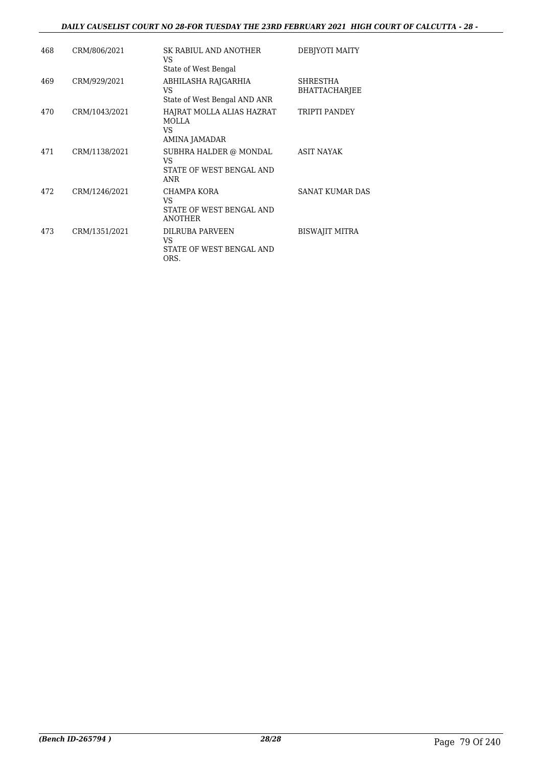| | | | |
|---|---|---|---|
| 468 | CRM/806/2021 | SK RABIUL AND ANOTHER<br>VS<br>State of West Bengal | DEBJYOTI MAITY |
| 469 | CRM/929/2021 | ABHILASHA RAJGARHIA<br>VS<br>State of West Bengal AND ANR | SHRESTHA BHATTACHARJEE |
| 470 | CRM/1043/2021 | HAJRAT MOLLA ALIAS HAZRAT MOLLA<br>VS<br>AMINA JAMADAR | TRIPTI PANDEY |
| 471 | CRM/1138/2021 | SUBHRA HALDER @ MONDAL<br>VS<br>STATE OF WEST BENGAL AND ANR | ASIT NAYAK |
| 472 | CRM/1246/2021 | CHAMPA KORA<br>VS<br>STATE OF WEST BENGAL AND ANOTHER | SANAT KUMAR DAS |
| 473 | CRM/1351/2021 | DILRUBA PARVEEN<br>VS<br>STATE OF WEST BENGAL AND ORS. | BISWAJIT MITRA |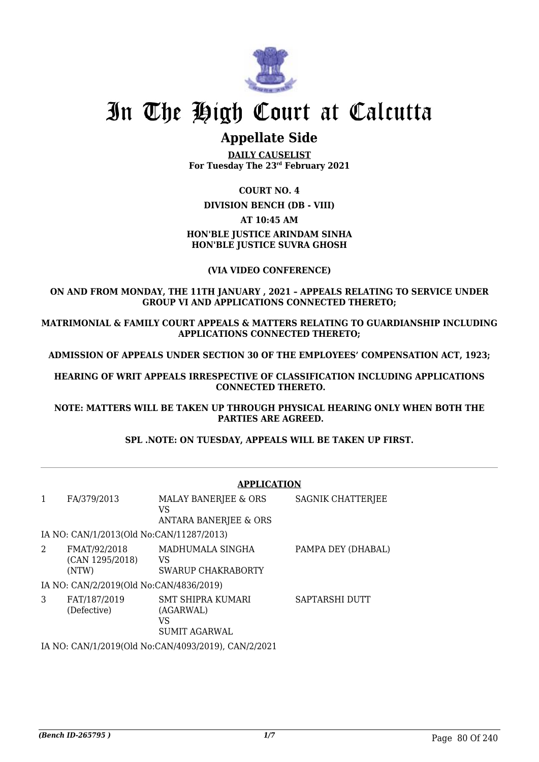# In The High Court at Calcutta

## Appellate Side

**DAILY CAUSELIST**
**For Tuesday The 23rd February 2021**

**COURT NO. 4**

**DIVISION BENCH (DB - VIII)**

**AT 10:45 AM**

**HON'BLE JUSTICE ARINDAM SINHA**
**HON'BLE JUSTICE SUVRA GHOSH**

**(VIA VIDEO CONFERENCE)**

**ON AND FROM MONDAY, THE 11TH JANUARY , 2021 – APPEALS RELATING TO SERVICE UNDER GROUP VI AND APPLICATIONS CONNECTED THERETO;**

**MATRIMONIAL & FAMILY COURT APPEALS & MATTERS RELATING TO GUARDIANSHIP INCLUDING APPLICATIONS CONNECTED THERETO;**

**ADMISSION OF APPEALS UNDER SECTION 30 OF THE EMPLOYEES' COMPENSATION ACT, 1923;**

**HEARING OF WRIT APPEALS IRRESPECTIVE OF CLASSIFICATION INCLUDING APPLICATIONS CONNECTED THERETO.**

**NOTE: MATTERS WILL BE TAKEN UP THROUGH PHYSICAL HEARING ONLY WHEN BOTH THE PARTIES ARE AGREED.**

**SPL .NOTE: ON TUESDAY, APPEALS WILL BE TAKEN UP FIRST.**

**APPLICATION**

| | | | |
|---|---|---|---|
| 1 | FA/379/2013 | MALAY BANERJEE & ORS<br>VS<br>ANTARA BANERJEE & ORS | SAGNIK CHATTERJEE |
| | IA NO: CAN/1/2013(Old No:CAN/11287/2013) | | |
| 2 | FMAT/92/2018<br>(CAN 1295/2018)<br>(NTW) | MADHUMALA SINGHA<br>VS<br>SWARUP CHAKRABORTY | PAMPA DEY (DHABAL) |
| | IA NO: CAN/2/2019(Old No:CAN/4836/2019) | | |
| 3 | FAT/187/2019<br>(Defective) | SMT SHIPRA KUMARI<br>(AGARWAL)<br>VS<br>SUMIT AGARWAL | SAPTARSHI DUTT |
| | IA NO: CAN/1/2019(Old No:CAN/4093/2019), CAN/2/2021 | | |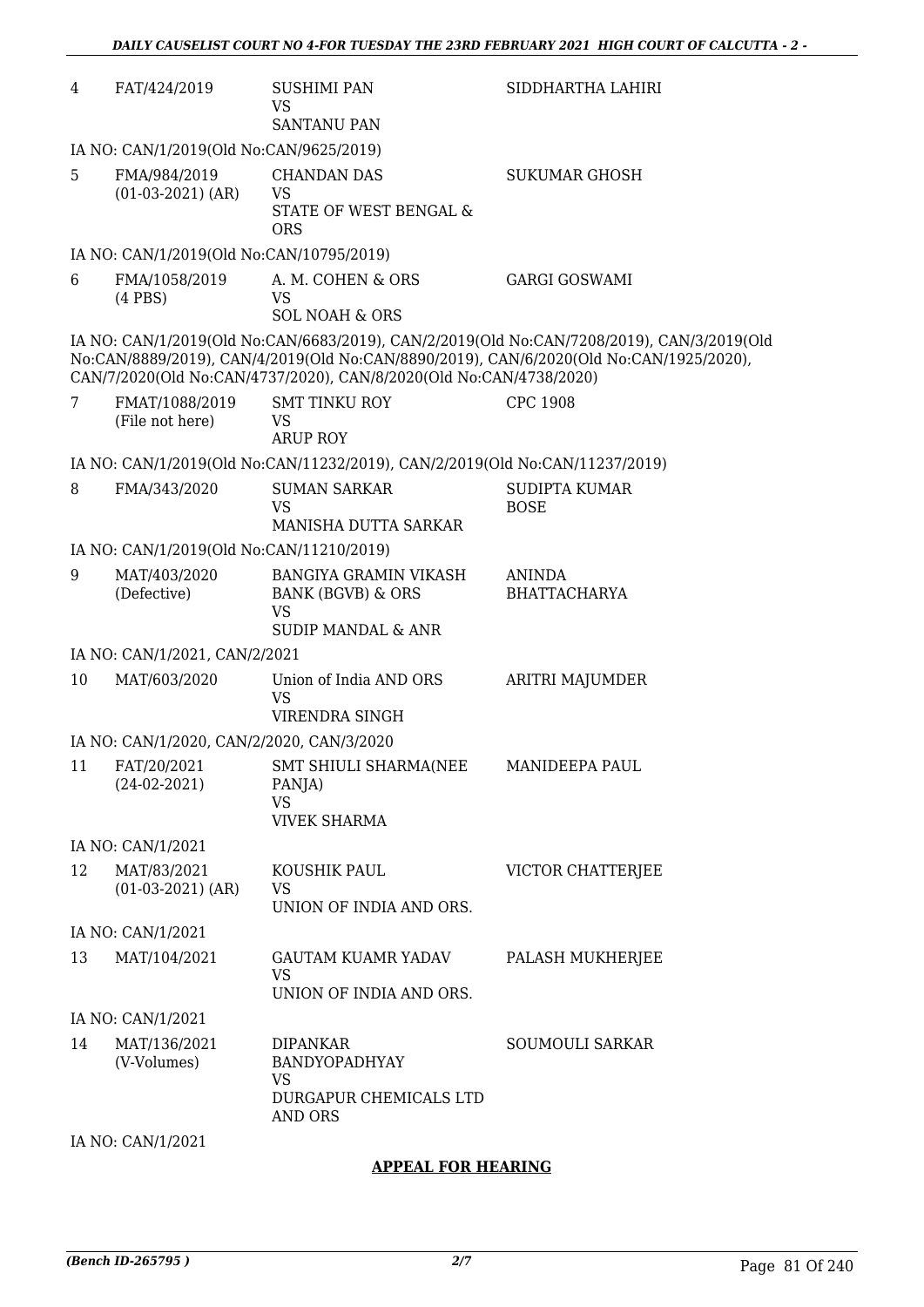| | | | |
|---|---|---|---|
| 4 | FAT/424/2019 | SUSHIMI PAN<br>VS<br>SANTANU PAN | SIDDHARTHA LAHIRI |

IA NO: CAN/1/2019(Old No:CAN/9625/2019)

| | | | |
|---|---|---|---|
| 5 | FMA/984/2019<br>(01-03-2021) (AR) | CHANDAN DAS<br>VS<br>STATE OF WEST BENGAL & ORS | SUKUMAR GHOSH |

IA NO: CAN/1/2019(Old No:CAN/10795/2019)

| | | | |
|---|---|---|---|
| 6 | FMA/1058/2019<br>(4 PBS) | A. M. COHEN & ORS<br>VS<br>SOL NOAH & ORS | GARGI GOSWAMI |

IA NO: CAN/1/2019(Old No:CAN/6683/2019), CAN/2/2019(Old No:CAN/7208/2019), CAN/3/2019(Old No:CAN/8889/2019), CAN/4/2019(Old No:CAN/8890/2019), CAN/6/2020(Old No:CAN/1925/2020), CAN/7/2020(Old No:CAN/4737/2020), CAN/8/2020(Old No:CAN/4738/2020)

| | | | |
|---|---|---|---|
| 7 | FMAT/1088/2019<br>(File not here) | SMT TINKU ROY<br>VS<br>ARUP ROY | CPC 1908 |

IA NO: CAN/1/2019(Old No:CAN/11232/2019), CAN/2/2019(Old No:CAN/11237/2019)

| | | | |
|---|---|---|---|
| 8 | FMA/343/2020 | SUMAN SARKAR<br>VS<br>MANISHA DUTTA SARKAR | SUDIPTA KUMAR BOSE |

IA NO: CAN/1/2019(Old No:CAN/11210/2019)

| | | | |
|---|---|---|---|
| 9 | MAT/403/2020<br>(Defective) | BANGIYA GRAMIN VIKASH BANK (BGVB) & ORS<br>VS<br>SUDIP MANDAL & ANR | ANINDA BHATTACHARYA |

IA NO: CAN/1/2021, CAN/2/2021

| | | | |
|---|---|---|---|
| 10 | MAT/603/2020 | Union of India AND ORS<br>VS<br>VIRENDRA SINGH | ARITRI MAJUMDER |

IA NO: CAN/1/2020, CAN/2/2020, CAN/3/2020

| | | | |
|---|---|---|---|
| 11 | FAT/20/2021<br>(24-02-2021) | SMT SHIULI SHARMA(NEE PANJA)<br>VS<br>VIVEK SHARMA | MANIDEEPA PAUL |

IA NO: CAN/1/2021

| | | | |
|---|---|---|---|
| 12 | MAT/83/2021<br>(01-03-2021) (AR) | KOUSHIK PAUL<br>VS<br>UNION OF INDIA AND ORS. | VICTOR CHATTERJEE |

IA NO: CAN/1/2021

| | | | |
|---|---|---|---|
| 13 | MAT/104/2021 | GAUTAM KUAMR YADAV<br>VS<br>UNION OF INDIA AND ORS. | PALASH MUKHERJEE |

IA NO: CAN/1/2021

| | | | |
|---|---|---|---|
| 14 | MAT/136/2021<br>(V-Volumes) | DIPANKAR BANDYOPADHYAY<br>VS<br>DURGAPUR CHEMICALS LTD AND ORS | SOUMOULI SARKAR |

IA NO: CAN/1/2021

**APPEAL FOR HEARING**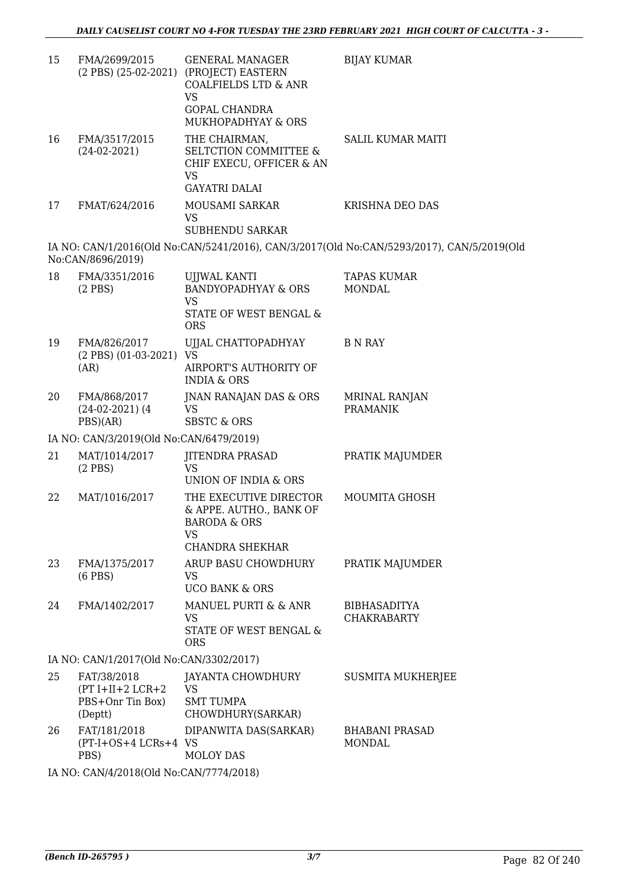| | | | |
|---|---|---|---|
| 15 | FMA/2699/2015 (2 PBS) (25-02-2021) | GENERAL MANAGER (PROJECT) EASTERN COALFIELDS LTD & ANR VS GOPAL CHANDRA MUKHOPADHYAY & ORS | BIJAY KUMAR |
| 16 | FMA/3517/2015 (24-02-2021) | THE CHAIRMAN, SELTCTION COMMITTEE & CHIF EXECU, OFFICER & AN VS GAYATRI DALAI | SALIL KUMAR MAITI |
| 17 | FMAT/624/2016 | MOUSAMI SARKAR VS SUBHENDU SARKAR | KRISHNA DEO DAS |

IA NO: CAN/1/2016(Old No:CAN/5241/2016), CAN/3/2017(Old No:CAN/5293/2017), CAN/5/2019(Old No:CAN/8696/2019)

| | | | |
|---|---|---|---|
| 18 | FMA/3351/2016 (2 PBS) | UJJWAL KANTI BANDYOPADHYAY & ORS VS STATE OF WEST BENGAL & ORS | TAPAS KUMAR MONDAL |
| 19 | FMA/826/2017 (2 PBS) (01-03-2021) (AR) | UJJAL CHATTOPADHYAY VS AIRPORT'S AUTHORITY OF INDIA & ORS | B N RAY |
| 20 | FMA/868/2017 (24-02-2021) (4 PBS)(AR) | JNAN RANAJAN DAS & ORS VS SBSTC & ORS | MRINAL RANJAN PRAMANIK |

IA NO: CAN/3/2019(Old No:CAN/6479/2019)

| | | | |
|---|---|---|---|
| 21 | MAT/1014/2017 (2 PBS) | JITENDRA PRASAD VS UNION OF INDIA & ORS | PRATIK MAJUMDER |
| 22 | MAT/1016/2017 | THE EXECUTIVE DIRECTOR & APPE. AUTHO., BANK OF BARODA & ORS VS CHANDRA SHEKHAR | MOUMITA GHOSH |
| 23 | FMA/1375/2017 (6 PBS) | ARUP BASU CHOWDHURY VS UCO BANK & ORS | PRATIK MAJUMDER |
| 24 | FMA/1402/2017 | MANUEL PURTI & & ANR VS STATE OF WEST BENGAL & ORS | BIBHASADITYA CHAKRABARTY |

IA NO: CAN/1/2017(Old No:CAN/3302/2017)

| | | | |
|---|---|---|---|
| 25 | FAT/38/2018 (PT I+II+2 LCR+2 PBS+Onr Tin Box) (Deptt) | JAYANTA CHOWDHURY VS SMT TUMPA CHOWDHURY(SARKAR) | SUSMITA MUKHERJEE |
| 26 | FAT/181/2018 (PT-I+OS+4 LCRs+4 PBS) | DIPANWITA DAS(SARKAR) VS MOLOY DAS | BHABANI PRASAD MONDAL |

IA NO: CAN/4/2018(Old No:CAN/7774/2018)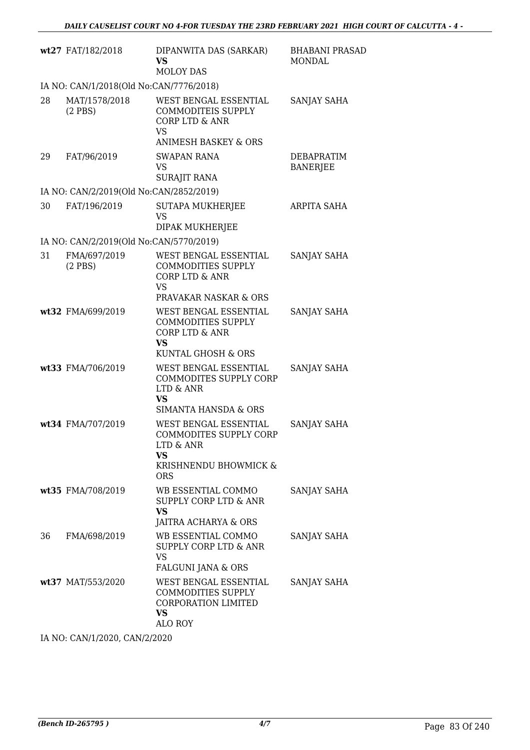| | | | |
|---|---|---|---|
| wt27 | FAT/182/2018 | DIPANWITA DAS (SARKAR)<br>**VS**<br>MOLOY DAS | BHABANI PRASAD MONDAL |
| IA NO: CAN/1/2018(Old No:CAN/7776/2018) | | | |
| 28 | MAT/1578/2018<br>(2 PBS) | WEST BENGAL ESSENTIAL COMMODITEIS SUPPLY CORP LTD & ANR<br>VS<br>ANIMESH BASKEY & ORS | SANJAY SAHA |
| 29 | FAT/96/2019 | SWAPAN RANA<br>VS<br>SURAJIT RANA | DEBAPRATIM BANERJEE |
| IA NO: CAN/2/2019(Old No:CAN/2852/2019) | | | |
| 30 | FAT/196/2019 | SUTAPA MUKHERJEE<br>VS<br>DIPAK MUKHERJEE | ARPITA SAHA |
| IA NO: CAN/2/2019(Old No:CAN/5770/2019) | | | |
| 31 | FMA/697/2019<br>(2 PBS) | WEST BENGAL ESSENTIAL COMMODITIES SUPPLY CORP LTD & ANR<br>VS<br>PRAVAKAR NASKAR & ORS | SANJAY SAHA |
| wt32 | FMA/699/2019 | WEST BENGAL ESSENTIAL COMMODITIES SUPPLY CORP LTD & ANR<br>**VS**<br>KUNTAL GHOSH & ORS | SANJAY SAHA |
| wt33 | FMA/706/2019 | WEST BENGAL ESSENTIAL COMMODITES SUPPLY CORP LTD & ANR<br>**VS**<br>SIMANTA HANSDA & ORS | SANJAY SAHA |
| wt34 | FMA/707/2019 | WEST BENGAL ESSENTIAL COMMODITES SUPPLY CORP LTD & ANR<br>**VS**<br>KRISHNENDU BHOWMICK & ORS | SANJAY SAHA |
| wt35 | FMA/708/2019 | WB ESSENTIAL COMMO SUPPLY CORP LTD & ANR<br>**VS**<br>JAITRA ACHARYA & ORS | SANJAY SAHA |
| 36 | FMA/698/2019 | WB ESSENTIAL COMMO SUPPLY CORP LTD & ANR<br>VS<br>FALGUNI JANA & ORS | SANJAY SAHA |
| wt37 | MAT/553/2020 | WEST BENGAL ESSENTIAL COMMODITIES SUPPLY CORPORATION LIMITED<br>**VS**<br>ALO ROY | SANJAY SAHA |

IA NO: CAN/1/2020, CAN/2/2020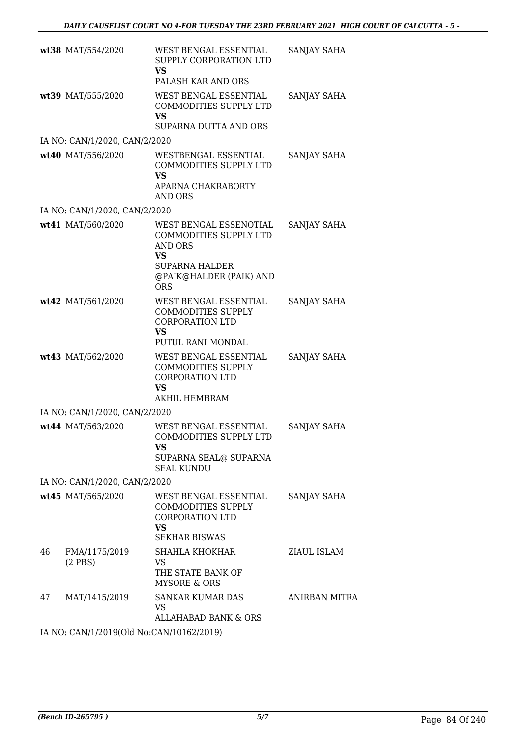| | | | |
|---|---|---|---|
| wt38 | MAT/554/2020 | WEST BENGAL ESSENTIAL SUPPLY CORPORATION LTD<br>**VS**<br>PALASH KAR AND ORS | SANJAY SAHA |
| wt39 | MAT/555/2020 | WEST BENGAL ESSENTIAL COMMODITIES SUPPLY LTD<br>**VS**<br>SUPARNA DUTTA AND ORS | SANJAY SAHA |
| IA NO: CAN/1/2020, CAN/2/2020 | | | |
| wt40 | MAT/556/2020 | WESTBENGAL ESSENTIAL COMMODITIES SUPPLY LTD<br>**VS**<br>APARNA CHAKRABORTY AND ORS | SANJAY SAHA |
| IA NO: CAN/1/2020, CAN/2/2020 | | | |
| wt41 | MAT/560/2020 | WEST BENGAL ESSENOTIAL COMMODITIES SUPPLY LTD AND ORS<br>**VS**<br>SUPARNA HALDER @PAIK@HALDER (PAIK) AND ORS | SANJAY SAHA |
| wt42 | MAT/561/2020 | WEST BENGAL ESSENTIAL COMMODITIES SUPPLY CORPORATION LTD<br>**VS**<br>PUTUL RANI MONDAL | SANJAY SAHA |
| wt43 | MAT/562/2020 | WEST BENGAL ESSENTIAL COMMODITIES SUPPLY CORPORATION LTD<br>**VS**<br>AKHIL HEMBRAM | SANJAY SAHA |
| IA NO: CAN/1/2020, CAN/2/2020 | | | |
| wt44 | MAT/563/2020 | WEST BENGAL ESSENTIAL COMMODITIES SUPPLY LTD<br>**VS**<br>SUPARNA SEAL@ SUPARNA SEAL KUNDU | SANJAY SAHA |
| IA NO: CAN/1/2020, CAN/2/2020 | | | |
| wt45 | MAT/565/2020 | WEST BENGAL ESSENTIAL COMMODITIES SUPPLY CORPORATION LTD<br>**VS**<br>SEKHAR BISWAS | SANJAY SAHA |
| 46 | FMA/1175/2019<br>(2 PBS) | SHAHLA KHOKHAR<br>VS<br>THE STATE BANK OF MYSORE & ORS | ZIAUL ISLAM |
| 47 | MAT/1415/2019 | SANKAR KUMAR DAS<br>VS<br>ALLAHABAD BANK & ORS | ANIRBAN MITRA |
| IA NO: CAN/1/2019(Old No:CAN/10162/2019) | | | |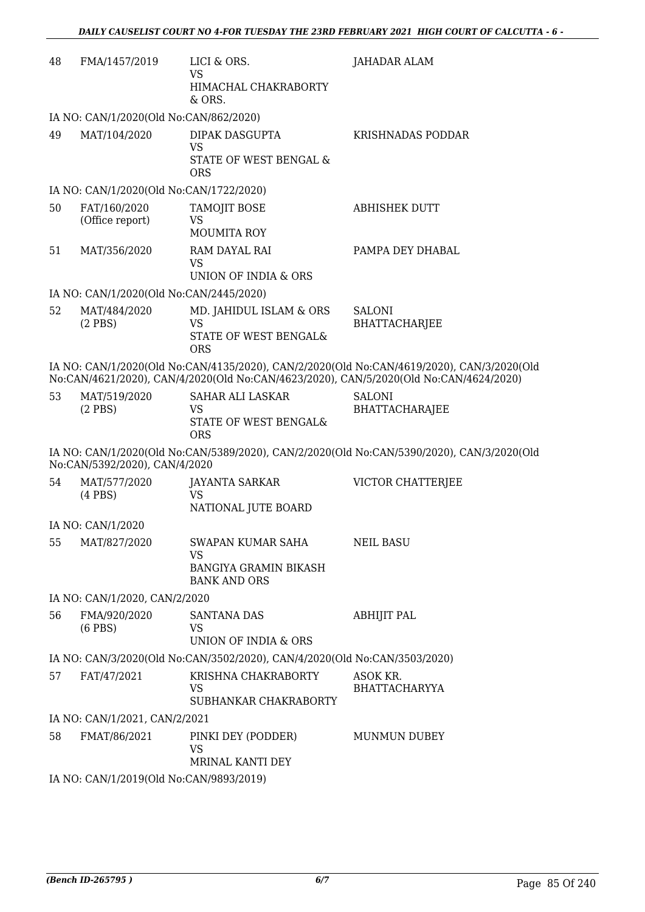| 48 | FMA/1457/2019 | LICI & ORS.<br>VS<br>HIMACHAL CHAKRABORTY & ORS. | JAHADAR ALAM |
|---|---|---|---|
| | IA NO: CAN/1/2020(Old No:CAN/862/2020) | | |
| 49 | MAT/104/2020 | DIPAK DASGUPTA<br>VS<br>STATE OF WEST BENGAL & ORS | KRISHNADAS PODDAR |
| | IA NO: CAN/1/2020(Old No:CAN/1722/2020) | | |
| 50 | FAT/160/2020<br>(Office report) | TAMOJIT BOSE<br>VS<br>MOUMITA ROY | ABHISHEK DUTT |
| 51 | MAT/356/2020 | RAM DAYAL RAI<br>VS<br>UNION OF INDIA & ORS | PAMPA DEY DHABAL |
| | IA NO: CAN/1/2020(Old No:CAN/2445/2020) | | |
| 52 | MAT/484/2020<br>(2 PBS) | MD. JAHIDUL ISLAM & ORS<br>VS<br>STATE OF WEST BENGAL& ORS | SALONI BHATTACHARJEE |
| | IA NO: CAN/1/2020(Old No:CAN/4135/2020), CAN/2/2020(Old No:CAN/4619/2020), CAN/3/2020(Old No:CAN/4621/2020), CAN/4/2020(Old No:CAN/4623/2020), CAN/5/2020(Old No:CAN/4624/2020) | | |
| 53 | MAT/519/2020<br>(2 PBS) | SAHAR ALI LASKAR<br>VS<br>STATE OF WEST BENGAL& ORS | SALONI BHATTACHARAJEE |
| | IA NO: CAN/1/2020(Old No:CAN/5389/2020), CAN/2/2020(Old No:CAN/5390/2020), CAN/3/2020(Old No:CAN/5392/2020), CAN/4/2020 | | |
| 54 | MAT/577/2020<br>(4 PBS) | JAYANTA SARKAR<br>VS<br>NATIONAL JUTE BOARD | VICTOR CHATTERJEE |
| | IA NO: CAN/1/2020 | | |
| 55 | MAT/827/2020 | SWAPAN KUMAR SAHA<br>VS<br>BANGIYA GRAMIN BIKASH BANK AND ORS | NEIL BASU |
| | IA NO: CAN/1/2020, CAN/2/2020 | | |
| 56 | FMA/920/2020<br>(6 PBS) | SANTANA DAS<br>VS<br>UNION OF INDIA & ORS | ABHIJIT PAL |
| | IA NO: CAN/3/2020(Old No:CAN/3502/2020), CAN/4/2020(Old No:CAN/3503/2020) | | |
| 57 | FAT/47/2021 | KRISHNA CHAKRABORTY<br>VS<br>SUBHANKAR CHAKRABORTY | ASOK KR. BHATTACHARYYA |
| | IA NO: CAN/1/2021, CAN/2/2021 | | |
| 58 | FMAT/86/2021 | PINKI DEY (PODDER)<br>VS<br>MRINAL KANTI DEY | MUNMUN DUBEY |
| | IA NO: CAN/1/2019(Old No:CAN/9893/2019) | | |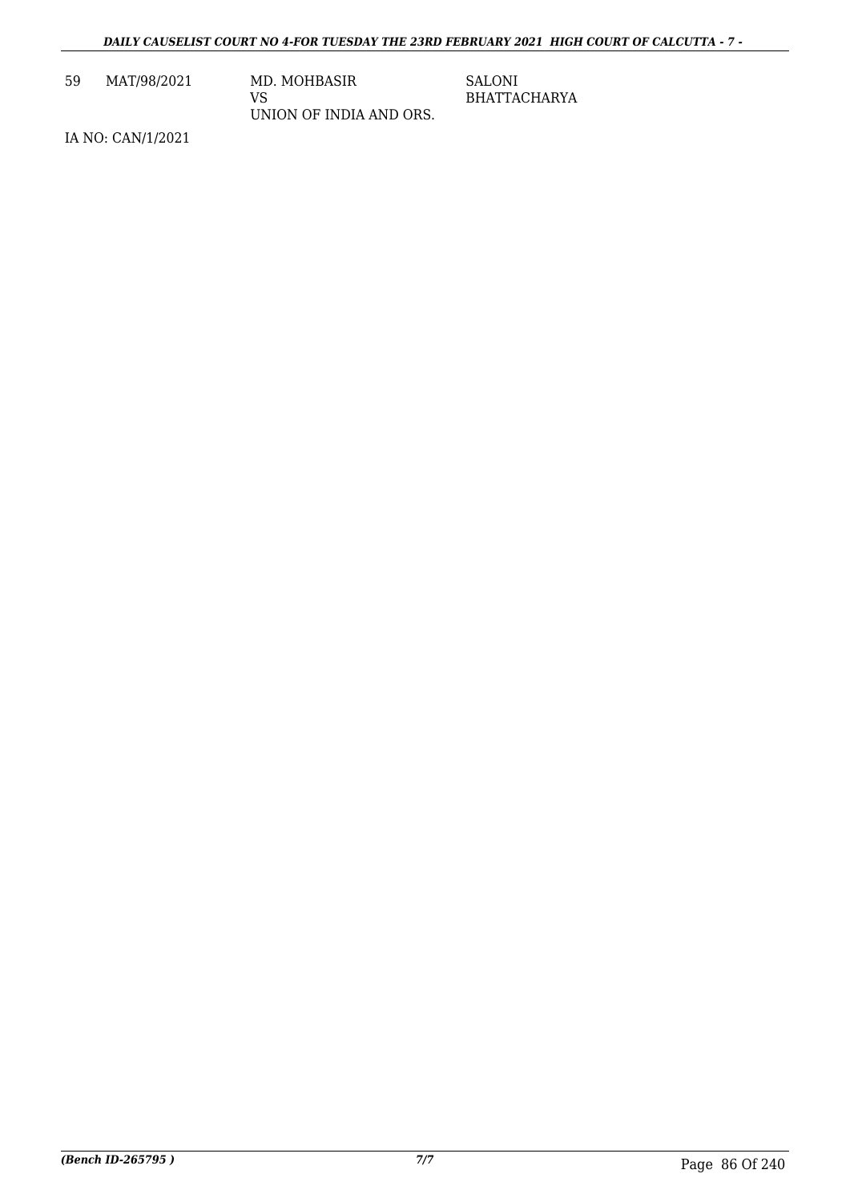| 59 | MAT/98/2021 | MD. MOHBASIR<br>VS<br>UNION OF INDIA AND ORS. | SALONI<br>BHATTACHARYA |
|---|---|---|---|

IA NO: CAN/1/2021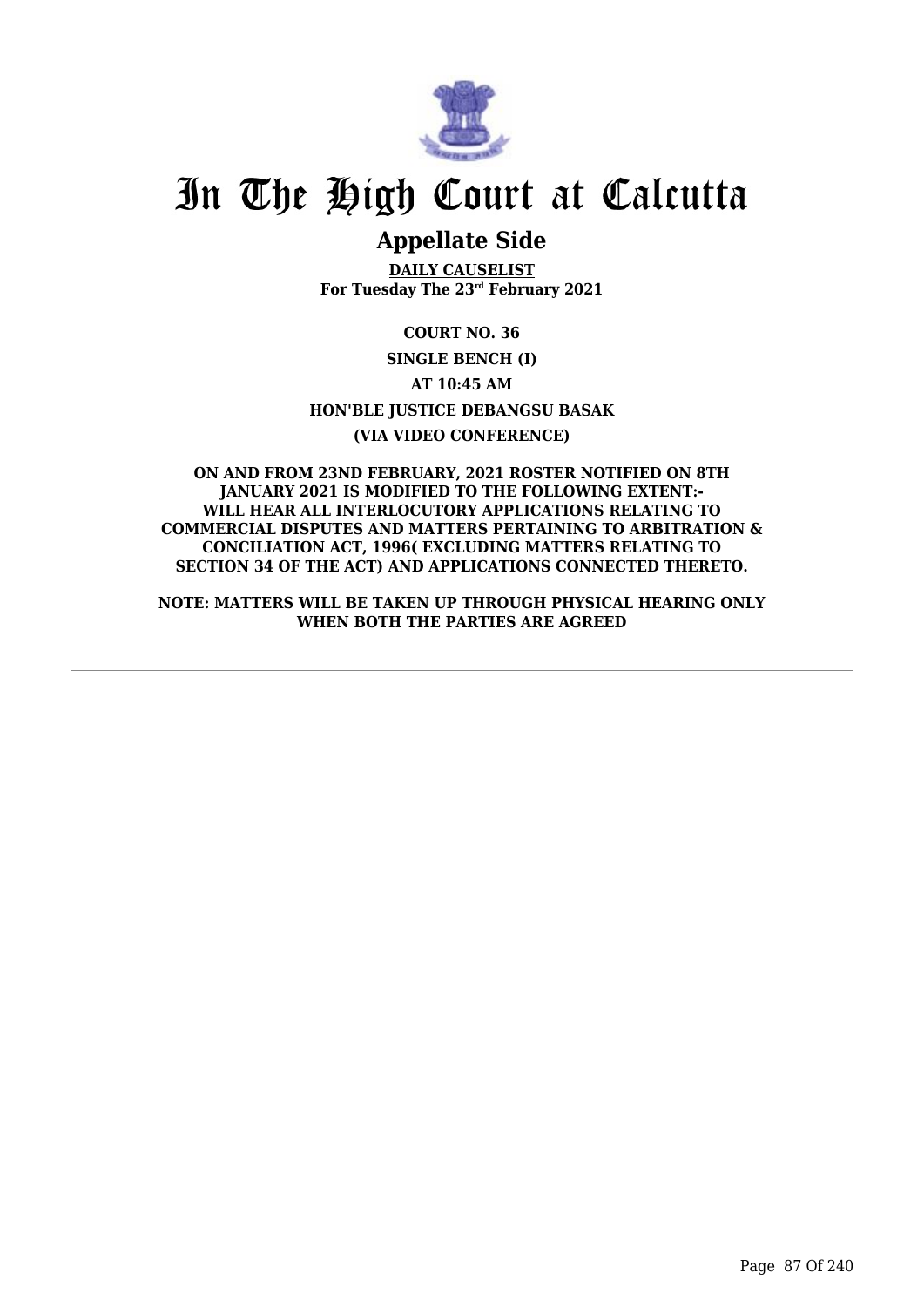# In The High Court at Calcutta

## Appellate Side

**DAILY CAUSELIST**
**For Tuesday The 23rd February 2021**

**COURT NO. 36**

**SINGLE BENCH (I)**

**AT 10:45 AM**

**HON'BLE JUSTICE DEBANGSU BASAK**

**(VIA VIDEO CONFERENCE)**

**ON AND FROM 23ND FEBRUARY, 2021 ROSTER NOTIFIED ON 8TH JANUARY 2021 IS MODIFIED TO THE FOLLOWING EXTENT:-**
**WILL HEAR ALL INTERLOCUTORY APPLICATIONS RELATING TO COMMERCIAL DISPUTES AND MATTERS PERTAINING TO ARBITRATION & CONCILIATION ACT, 1996( EXCLUDING MATTERS RELATING TO SECTION 34 OF THE ACT) AND APPLICATIONS CONNECTED THERETO.**

**NOTE: MATTERS WILL BE TAKEN UP THROUGH PHYSICAL HEARING ONLY WHEN BOTH THE PARTIES ARE AGREED**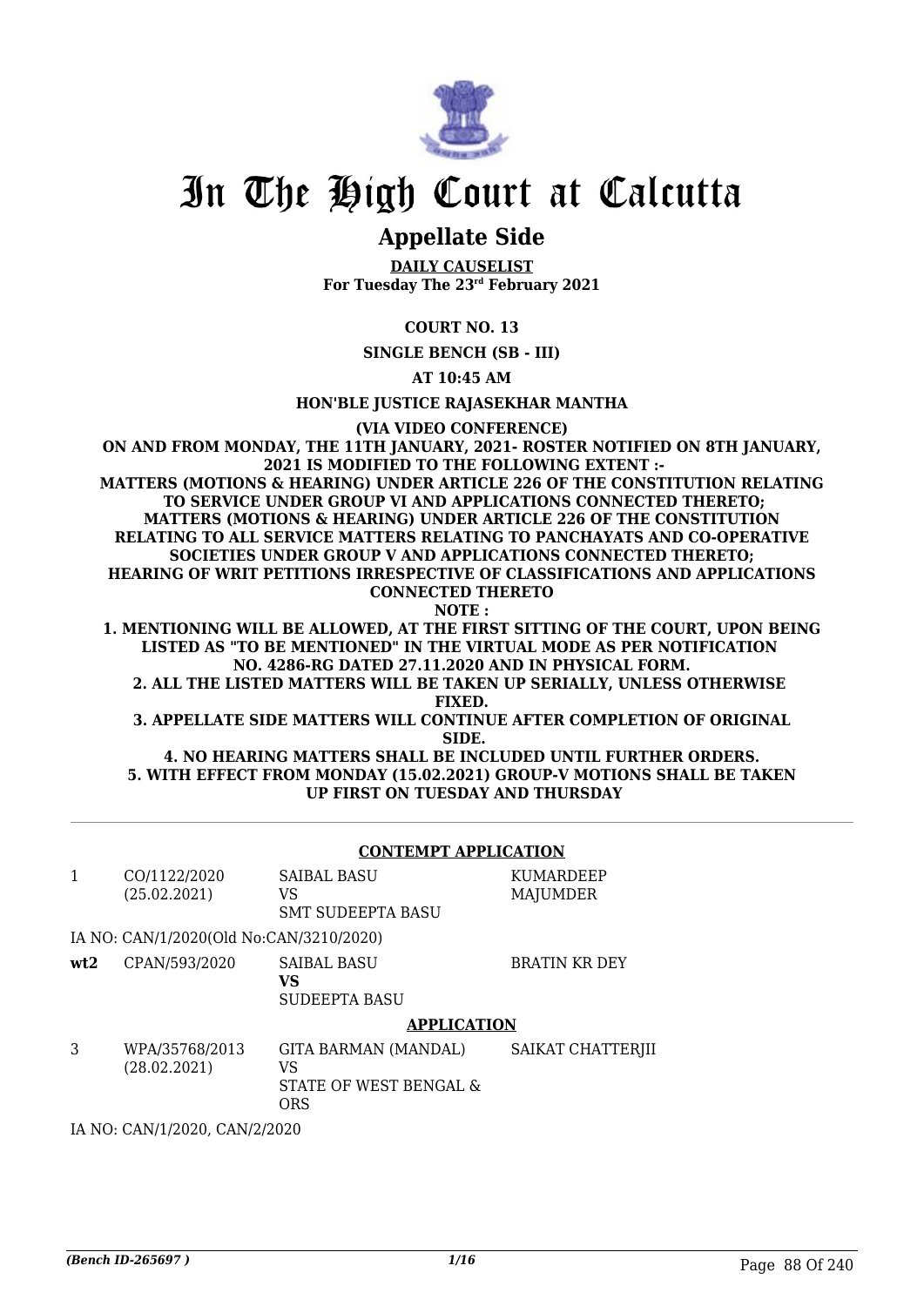# In The High Court at Calcutta

## Appellate Side

**DAILY CAUSELIST**
**For Tuesday The 23rd February 2021**

**COURT NO. 13**

**SINGLE BENCH (SB - III)**

**AT 10:45 AM**

**HON'BLE JUSTICE RAJASEKHAR MANTHA**

**(VIA VIDEO CONFERENCE)**

**ON AND FROM MONDAY, THE 11TH JANUARY, 2021- ROSTER NOTIFIED ON 8TH JANUARY, 2021 IS MODIFIED TO THE FOLLOWING EXTENT :-**
**MATTERS (MOTIONS & HEARING) UNDER ARTICLE 226 OF THE CONSTITUTION RELATING TO SERVICE UNDER GROUP VI AND APPLICATIONS CONNECTED THERETO;**
**MATTERS (MOTIONS & HEARING) UNDER ARTICLE 226 OF THE CONSTITUTION RELATING TO ALL SERVICE MATTERS RELATING TO PANCHAYATS AND CO-OPERATIVE SOCIETIES UNDER GROUP V AND APPLICATIONS CONNECTED THERETO;**
**HEARING OF WRIT PETITIONS IRRESPECTIVE OF CLASSIFICATIONS AND APPLICATIONS CONNECTED THERETO**
**NOTE :**
**1. MENTIONING WILL BE ALLOWED, AT THE FIRST SITTING OF THE COURT, UPON BEING LISTED AS "TO BE MENTIONED" IN THE VIRTUAL MODE AS PER NOTIFICATION NO. 4286-RG DATED 27.11.2020 AND IN PHYSICAL FORM.**
**2. ALL THE LISTED MATTERS WILL BE TAKEN UP SERIALLY, UNLESS OTHERWISE FIXED.**
**3. APPELLATE SIDE MATTERS WILL CONTINUE AFTER COMPLETION OF ORIGINAL SIDE.**
**4. NO HEARING MATTERS SHALL BE INCLUDED UNTIL FURTHER ORDERS.**
**5. WITH EFFECT FROM MONDAY (15.02.2021) GROUP-V MOTIONS SHALL BE TAKEN UP FIRST ON TUESDAY AND THURSDAY**

---

### CONTEMPT APPLICATION

| | | | |
|---|---|---|---|
| 1 | CO/1122/2020 (25.02.2021) | SAIBAL BASU VS SMT SUDEEPTA BASU | KUMARDEEP MAJUMDER |

IA NO: CAN/1/2020(Old No:CAN/3210/2020)

| | | | |
|---|---|---|---|
| **wt2** | CPAN/593/2020 | SAIBAL BASU **VS** SUDEEPTA BASU | BRATIN KR DEY |

### APPLICATION

| | | | |
|---|---|---|---|
| 3 | WPA/35768/2013 (28.02.2021) | GITA BARMAN (MANDAL) VS STATE OF WEST BENGAL & ORS | SAIKAT CHATTERJII |

IA NO: CAN/1/2020, CAN/2/2020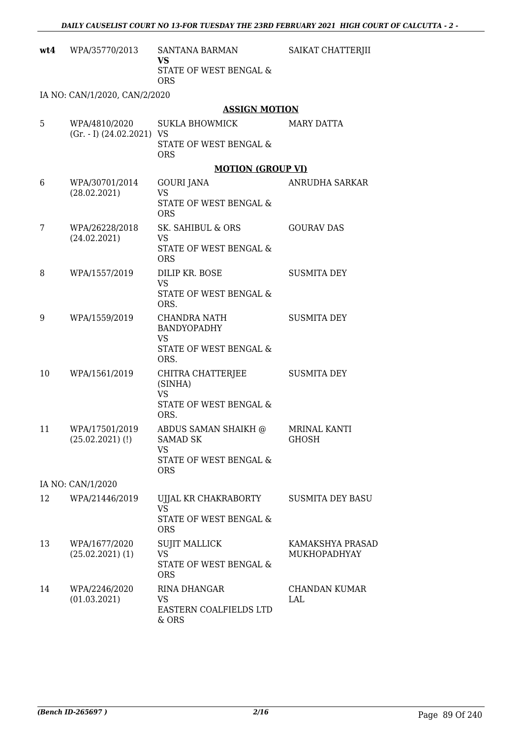| | | | |
|---|---|---|---|
| **wt4** | WPA/35770/2013 | SANTANA BARMAN **VS** STATE OF WEST BENGAL & ORS | SAIKAT CHATTERJII |

IA NO: CAN/1/2020, CAN/2/2020

**ASSIGN MOTION**

| | | | |
|---|---|---|---|
| 5 | WPA/4810/2020 (Gr. - I) (24.02.2021) | SUKLA BHOWMICK VS STATE OF WEST BENGAL & ORS | MARY DATTA |

**MOTION (GROUP VI)**

| | | | |
|---|---|---|---|
| 6 | WPA/30701/2014 (28.02.2021) | GOURI JANA VS STATE OF WEST BENGAL & ORS | ANRUDHA SARKAR |
| 7 | WPA/26228/2018 (24.02.2021) | SK. SAHIBUL & ORS VS STATE OF WEST BENGAL & ORS | GOURAV DAS |
| 8 | WPA/1557/2019 | DILIP KR. BOSE VS STATE OF WEST BENGAL & ORS. | SUSMITA DEY |
| 9 | WPA/1559/2019 | CHANDRA NATH BANDYOPADHY VS STATE OF WEST BENGAL & ORS. | SUSMITA DEY |
| 10 | WPA/1561/2019 | CHITRA CHATTERJEE (SINHA) VS STATE OF WEST BENGAL & ORS. | SUSMITA DEY |
| 11 | WPA/17501/2019 (25.02.2021) (!) | ABDUS SAMAN SHAIKH @ SAMAD SK VS STATE OF WEST BENGAL & ORS | MRINAL KANTI GHOSH |

IA NO: CAN/1/2020

| | | | |
|---|---|---|---|
| 12 | WPA/21446/2019 | UJJAL KR CHAKRABORTY VS STATE OF WEST BENGAL & ORS | SUSMITA DEY BASU |
| 13 | WPA/1677/2020 (25.02.2021) (1) | SUJIT MALLICK VS STATE OF WEST BENGAL & ORS | KAMAKSHYA PRASAD MUKHOPADHYAY |
| 14 | WPA/2246/2020 (01.03.2021) | RINA DHANGAR VS EASTERN COALFIELDS LTD & ORS | CHANDAN KUMAR LAL |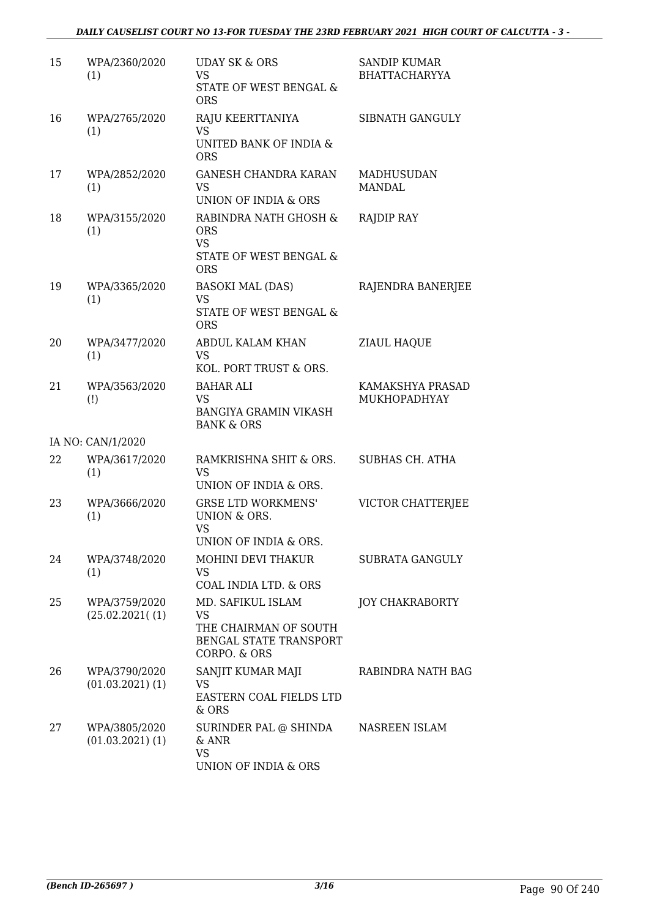| 15 | WPA/2360/2020 (1) | UDAY SK & ORS<br>VS<br>STATE OF WEST BENGAL & ORS | SANDIP KUMAR BHATTACHARYYA |
|---|---|---|---|
| 16 | WPA/2765/2020 (1) | RAJU KEERTTANIYA<br>VS<br>UNITED BANK OF INDIA & ORS | SIBNATH GANGULY |
| 17 | WPA/2852/2020 (1) | GANESH CHANDRA KARAN<br>VS<br>UNION OF INDIA & ORS | MADHUSUDAN MANDAL |
| 18 | WPA/3155/2020 (1) | RABINDRA NATH GHOSH & ORS<br>VS<br>STATE OF WEST BENGAL & ORS | RAJDIP RAY |
| 19 | WPA/3365/2020 (1) | BASOKI MAL (DAS)<br>VS<br>STATE OF WEST BENGAL & ORS | RAJENDRA BANERJEE |
| 20 | WPA/3477/2020 (1) | ABDUL KALAM KHAN<br>VS<br>KOL. PORT TRUST & ORS. | ZIAUL HAQUE |
| 21 | WPA/3563/2020 (!) | BAHAR ALI<br>VS<br>BANGIYA GRAMIN VIKASH BANK & ORS | KAMAKSHYA PRASAD MUKHOPADHYAY |
| | IA NO: CAN/1/2020 | | |
| 22 | WPA/3617/2020 (1) | RAMKRISHNA SHIT & ORS.<br>VS<br>UNION OF INDIA & ORS. | SUBHAS CH. ATHA |
| 23 | WPA/3666/2020 (1) | GRSE LTD WORKMENS' UNION & ORS.<br>VS<br>UNION OF INDIA & ORS. | VICTOR CHATTERJEE |
| 24 | WPA/3748/2020 (1) | MOHINI DEVI THAKUR<br>VS<br>COAL INDIA LTD. & ORS | SUBRATA GANGULY |
| 25 | WPA/3759/2020 (25.02.2021( (1) | MD. SAFIKUL ISLAM<br>VS<br>THE CHAIRMAN OF SOUTH BENGAL STATE TRANSPORT CORPO. & ORS | JOY CHAKRABORTY |
| 26 | WPA/3790/2020 (01.03.2021) (1) | SANJIT KUMAR MAJI<br>VS<br>EASTERN COAL FIELDS LTD & ORS | RABINDRA NATH BAG |
| 27 | WPA/3805/2020 (01.03.2021) (1) | SURINDER PAL @ SHINDA & ANR<br>VS<br>UNION OF INDIA & ORS | NASREEN ISLAM |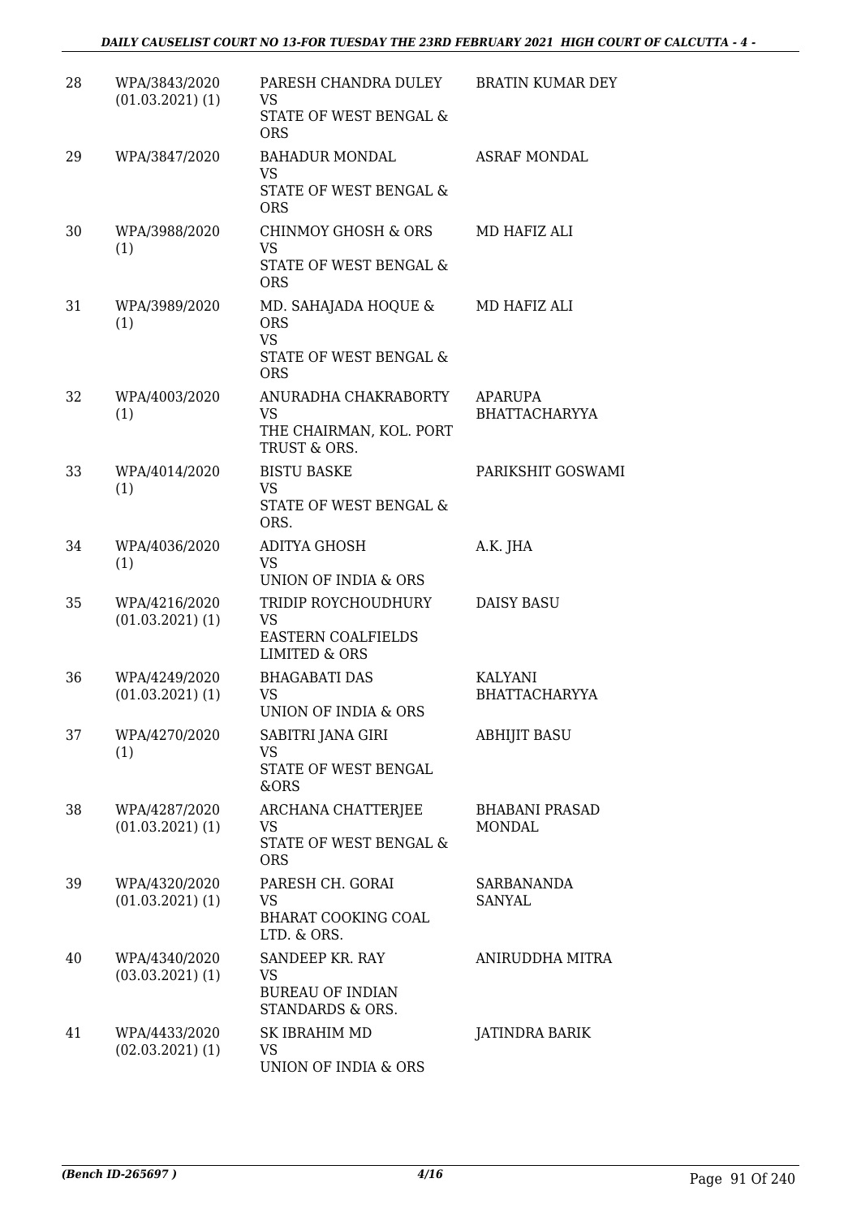| 28 | WPA/3843/2020 (01.03.2021) (1) | PARESH CHANDRA DULEY VS STATE OF WEST BENGAL & ORS | BRATIN KUMAR DEY |
|---|---|---|---|
| 29 | WPA/3847/2020 | BAHADUR MONDAL VS STATE OF WEST BENGAL & ORS | ASRAF MONDAL |
| 30 | WPA/3988/2020 (1) | CHINMOY GHOSH & ORS VS STATE OF WEST BENGAL & ORS | MD HAFIZ ALI |
| 31 | WPA/3989/2020 (1) | MD. SAHAJADA HOQUE & ORS VS STATE OF WEST BENGAL & ORS | MD HAFIZ ALI |
| 32 | WPA/4003/2020 (1) | ANURADHA CHAKRABORTY VS THE CHAIRMAN, KOL. PORT TRUST & ORS. | APARUPA BHATTACHARYYA |
| 33 | WPA/4014/2020 (1) | BISTU BASKE VS STATE OF WEST BENGAL & ORS. | PARIKSHIT GOSWAMI |
| 34 | WPA/4036/2020 (1) | ADITYA GHOSH VS UNION OF INDIA & ORS | A.K. JHA |
| 35 | WPA/4216/2020 (01.03.2021) (1) | TRIDIP ROYCHOUDHURY VS EASTERN COALFIELDS LIMITED & ORS | DAISY BASU |
| 36 | WPA/4249/2020 (01.03.2021) (1) | BHAGABATI DAS VS UNION OF INDIA & ORS | KALYANI BHATTACHARYYA |
| 37 | WPA/4270/2020 (1) | SABITRI JANA GIRI VS STATE OF WEST BENGAL &ORS | ABHIJIT BASU |
| 38 | WPA/4287/2020 (01.03.2021) (1) | ARCHANA CHATTERJEE VS STATE OF WEST BENGAL & ORS | BHABANI PRASAD MONDAL |
| 39 | WPA/4320/2020 (01.03.2021) (1) | PARESH CH. GORAI VS BHARAT COOKING COAL LTD. & ORS. | SARBANANDA SANYAL |
| 40 | WPA/4340/2020 (03.03.2021) (1) | SANDEEP KR. RAY VS BUREAU OF INDIAN STANDARDS & ORS. | ANIRUDDHA MITRA |
| 41 | WPA/4433/2020 (02.03.2021) (1) | SK IBRAHIM MD VS UNION OF INDIA & ORS | JATINDRA BARIK |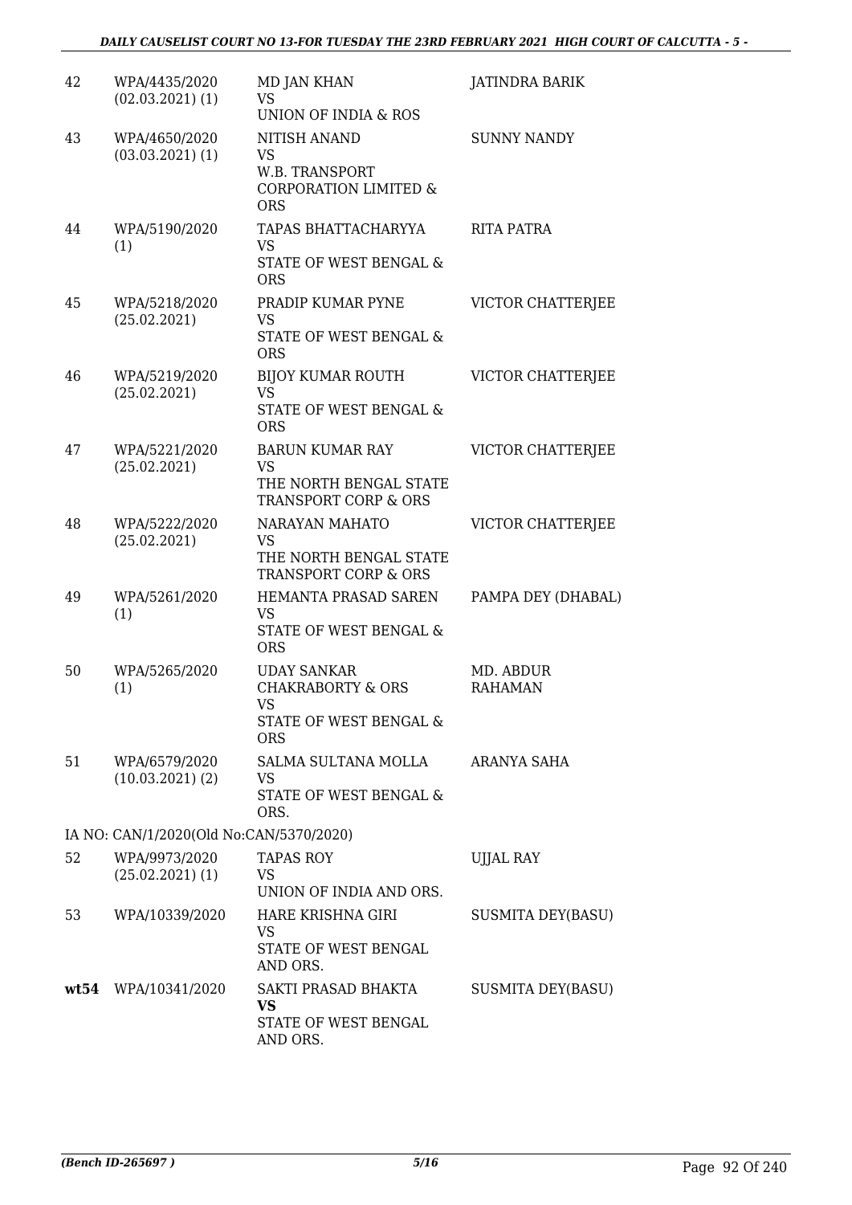| 42 | WPA/4435/2020 (02.03.2021) (1) | MD JAN KHAN VS UNION OF INDIA & ROS | JATINDRA BARIK |
|---|---|---|---|
| 43 | WPA/4650/2020 (03.03.2021) (1) | NITISH ANAND VS W.B. TRANSPORT CORPORATION LIMITED & ORS | SUNNY NANDY |
| 44 | WPA/5190/2020 (1) | TAPAS BHATTACHARYYA VS STATE OF WEST BENGAL & ORS | RITA PATRA |
| 45 | WPA/5218/2020 (25.02.2021) | PRADIP KUMAR PYNE VS STATE OF WEST BENGAL & ORS | VICTOR CHATTERJEE |
| 46 | WPA/5219/2020 (25.02.2021) | BIJOY KUMAR ROUTH VS STATE OF WEST BENGAL & ORS | VICTOR CHATTERJEE |
| 47 | WPA/5221/2020 (25.02.2021) | BARUN KUMAR RAY VS THE NORTH BENGAL STATE TRANSPORT CORP & ORS | VICTOR CHATTERJEE |
| 48 | WPA/5222/2020 (25.02.2021) | NARAYAN MAHATO VS THE NORTH BENGAL STATE TRANSPORT CORP & ORS | VICTOR CHATTERJEE |
| 49 | WPA/5261/2020 (1) | HEMANTA PRASAD SAREN VS STATE OF WEST BENGAL & ORS | PAMPA DEY (DHABAL) |
| 50 | WPA/5265/2020 (1) | UDAY SANKAR CHAKRABORTY & ORS VS STATE OF WEST BENGAL & ORS | MD. ABDUR RAHAMAN |
| 51 | WPA/6579/2020 (10.03.2021) (2) | SALMA SULTANA MOLLA VS STATE OF WEST BENGAL & ORS. | ARANYA SAHA |
| | IA NO: CAN/1/2020(Old No:CAN/5370/2020) | | |
| 52 | WPA/9973/2020 (25.02.2021) (1) | TAPAS ROY VS UNION OF INDIA AND ORS. | UJJAL RAY |
| 53 | WPA/10339/2020 | HARE KRISHNA GIRI VS STATE OF WEST BENGAL AND ORS. | SUSMITA DEY(BASU) |
| **wt54** | WPA/10341/2020 | SAKTI PRASAD BHAKTA **VS** STATE OF WEST BENGAL AND ORS. | SUSMITA DEY(BASU) |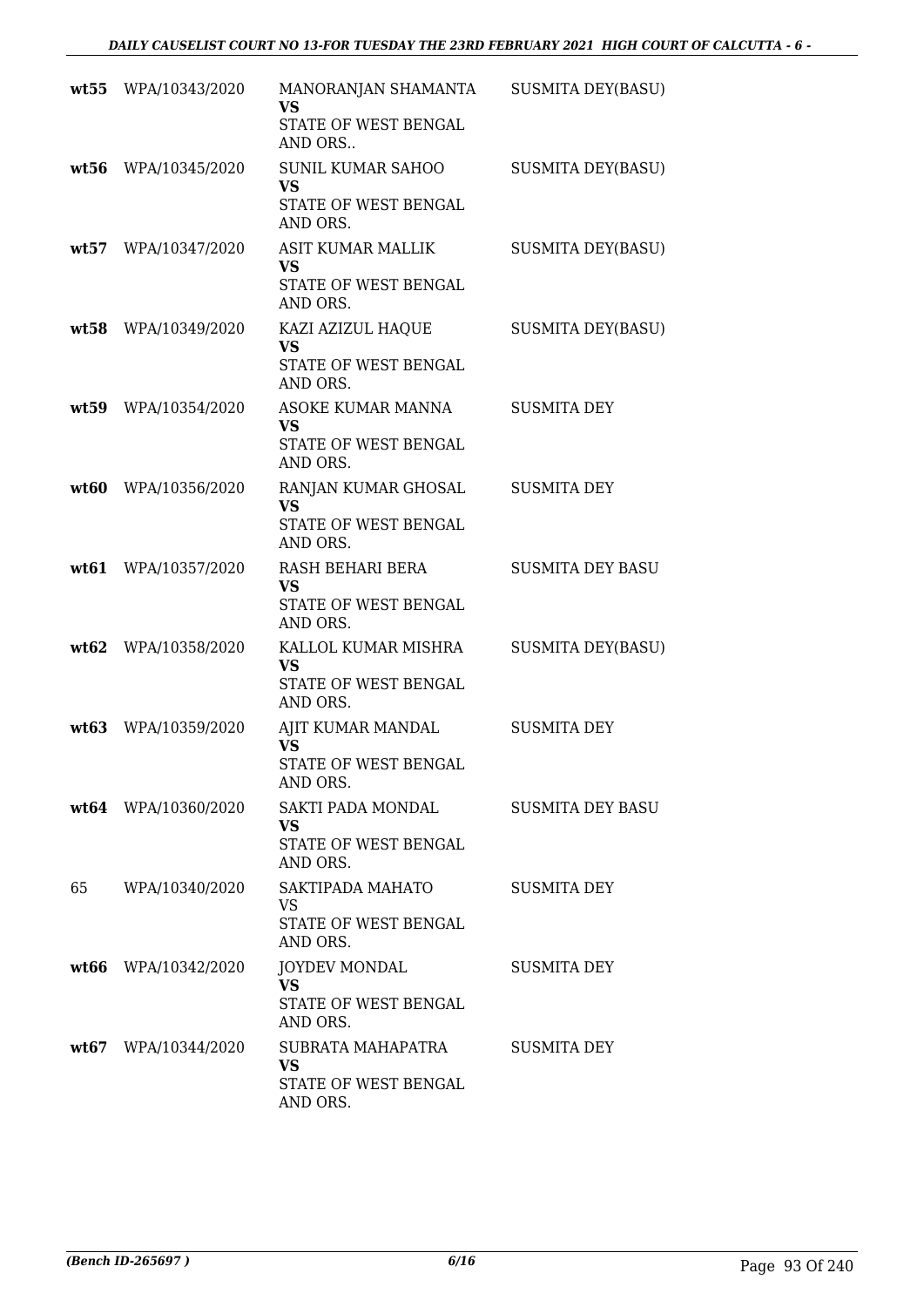| | | | |
|---|---|---|---|
| **wt55** | WPA/10343/2020 | MANORANJAN SHAMANTA<br>**VS**<br>STATE OF WEST BENGAL AND ORS.. | SUSMITA DEY(BASU) |
| **wt56** | WPA/10345/2020 | SUNIL KUMAR SAHOO<br>**VS**<br>STATE OF WEST BENGAL AND ORS. | SUSMITA DEY(BASU) |
| **wt57** | WPA/10347/2020 | ASIT KUMAR MALLIK<br>**VS**<br>STATE OF WEST BENGAL AND ORS. | SUSMITA DEY(BASU) |
| **wt58** | WPA/10349/2020 | KAZI AZIZUL HAQUE<br>**VS**<br>STATE OF WEST BENGAL AND ORS. | SUSMITA DEY(BASU) |
| **wt59** | WPA/10354/2020 | ASOKE KUMAR MANNA<br>**VS**<br>STATE OF WEST BENGAL AND ORS. | SUSMITA DEY |
| **wt60** | WPA/10356/2020 | RANJAN KUMAR GHOSAL<br>**VS**<br>STATE OF WEST BENGAL AND ORS. | SUSMITA DEY |
| **wt61** | WPA/10357/2020 | RASH BEHARI BERA<br>**VS**<br>STATE OF WEST BENGAL AND ORS. | SUSMITA DEY BASU |
| **wt62** | WPA/10358/2020 | KALLOL KUMAR MISHRA<br>**VS**<br>STATE OF WEST BENGAL AND ORS. | SUSMITA DEY(BASU) |
| **wt63** | WPA/10359/2020 | AJIT KUMAR MANDAL<br>**VS**<br>STATE OF WEST BENGAL AND ORS. | SUSMITA DEY |
| **wt64** | WPA/10360/2020 | SAKTI PADA MONDAL<br>**VS**<br>STATE OF WEST BENGAL AND ORS. | SUSMITA DEY BASU |
| 65 | WPA/10340/2020 | SAKTIPADA MAHATO<br>VS<br>STATE OF WEST BENGAL AND ORS. | SUSMITA DEY |
| **wt66** | WPA/10342/2020 | JOYDEV MONDAL<br>**VS**<br>STATE OF WEST BENGAL AND ORS. | SUSMITA DEY |
| **wt67** | WPA/10344/2020 | SUBRATA MAHAPATRA<br>**VS**<br>STATE OF WEST BENGAL AND ORS. | SUSMITA DEY |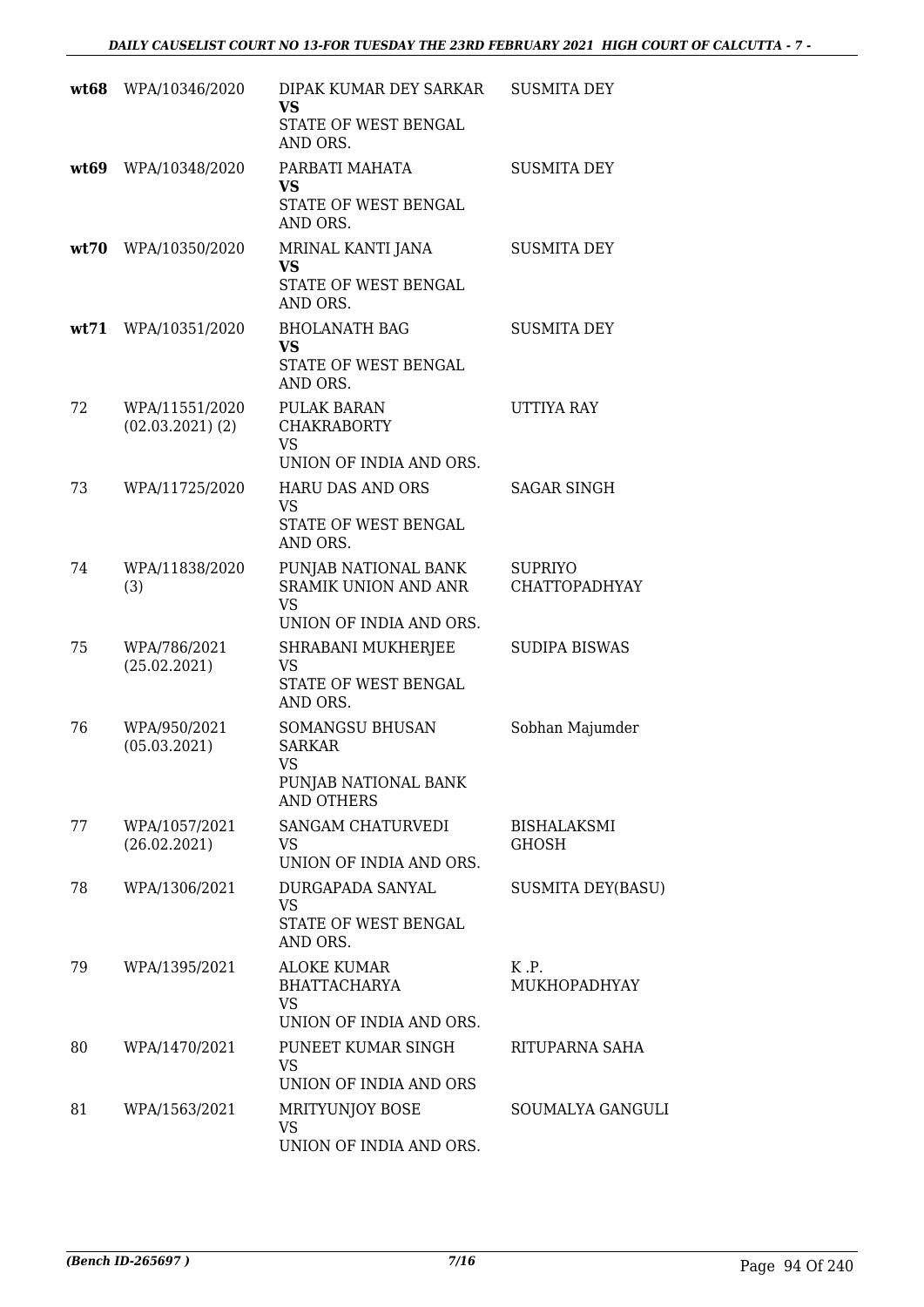| | | | |
|---|---|---|---|
| **wt68** | WPA/10346/2020 | DIPAK KUMAR DEY SARKAR **VS** STATE OF WEST BENGAL AND ORS. | SUSMITA DEY |
| **wt69** | WPA/10348/2020 | PARBATI MAHATA **VS** STATE OF WEST BENGAL AND ORS. | SUSMITA DEY |
| **wt70** | WPA/10350/2020 | MRINAL KANTI JANA **VS** STATE OF WEST BENGAL AND ORS. | SUSMITA DEY |
| **wt71** | WPA/10351/2020 | BHOLANATH BAG **VS** STATE OF WEST BENGAL AND ORS. | SUSMITA DEY |
| 72 | WPA/11551/2020 (02.03.2021) (2) | PULAK BARAN CHAKRABORTY VS UNION OF INDIA AND ORS. | UTTIYA RAY |
| 73 | WPA/11725/2020 | HARU DAS AND ORS VS STATE OF WEST BENGAL AND ORS. | SAGAR SINGH |
| 74 | WPA/11838/2020 (3) | PUNJAB NATIONAL BANK SRAMIK UNION AND ANR VS UNION OF INDIA AND ORS. | SUPRIYO CHATTOPADHYAY |
| 75 | WPA/786/2021 (25.02.2021) | SHRABANI MUKHERJEE VS STATE OF WEST BENGAL AND ORS. | SUDIPA BISWAS |
| 76 | WPA/950/2021 (05.03.2021) | SOMANGSU BHUSAN SARKAR VS PUNJAB NATIONAL BANK AND OTHERS | Sobhan Majumder |
| 77 | WPA/1057/2021 (26.02.2021) | SANGAM CHATURVEDI VS UNION OF INDIA AND ORS. | BISHALAKSMI GHOSH |
| 78 | WPA/1306/2021 | DURGAPADA SANYAL VS STATE OF WEST BENGAL AND ORS. | SUSMITA DEY(BASU) |
| 79 | WPA/1395/2021 | ALOKE KUMAR BHATTACHARYA VS UNION OF INDIA AND ORS. | K .P. MUKHOPADHYAY |
| 80 | WPA/1470/2021 | PUNEET KUMAR SINGH VS UNION OF INDIA AND ORS | RITUPARNA SAHA |
| 81 | WPA/1563/2021 | MRITYUNJOY BOSE VS UNION OF INDIA AND ORS. | SOUMALYA GANGULI |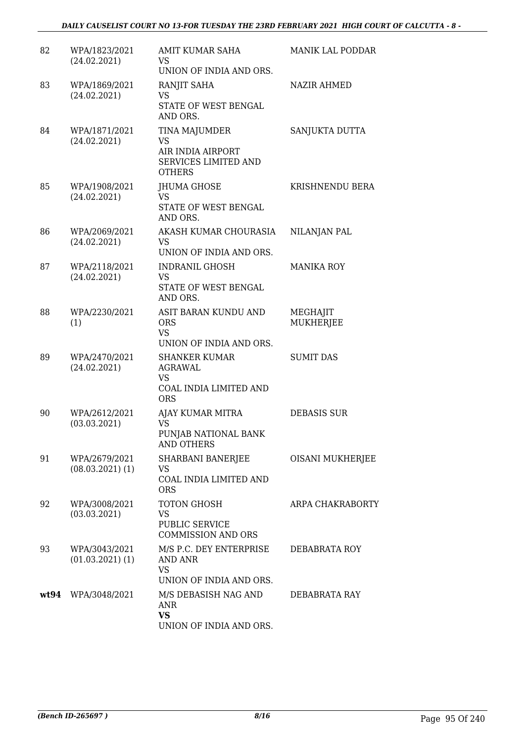| 82 | WPA/1823/2021 (24.02.2021) | AMIT KUMAR SAHA VS UNION OF INDIA AND ORS. | MANIK LAL PODDAR |
|---|---|---|---|
| 83 | WPA/1869/2021 (24.02.2021) | RANJIT SAHA VS STATE OF WEST BENGAL AND ORS. | NAZIR AHMED |
| 84 | WPA/1871/2021 (24.02.2021) | TINA MAJUMDER VS AIR INDIA AIRPORT SERVICES LIMITED AND OTHERS | SANJUKTA DUTTA |
| 85 | WPA/1908/2021 (24.02.2021) | JHUMA GHOSE VS STATE OF WEST BENGAL AND ORS. | KRISHNENDU BERA |
| 86 | WPA/2069/2021 (24.02.2021) | AKASH KUMAR CHOURASIA VS UNION OF INDIA AND ORS. | NILANJAN PAL |
| 87 | WPA/2118/2021 (24.02.2021) | INDRANIL GHOSH VS STATE OF WEST BENGAL AND ORS. | MANIKA ROY |
| 88 | WPA/2230/2021 (1) | ASIT BARAN KUNDU AND ORS VS UNION OF INDIA AND ORS. | MEGHAJIT MUKHERJEE |
| 89 | WPA/2470/2021 (24.02.2021) | SHANKER KUMAR AGRAWAL VS COAL INDIA LIMITED AND ORS | SUMIT DAS |
| 90 | WPA/2612/2021 (03.03.2021) | AJAY KUMAR MITRA VS PUNJAB NATIONAL BANK AND OTHERS | DEBASIS SUR |
| 91 | WPA/2679/2021 (08.03.2021) (1) | SHARBANI BANERJEE VS COAL INDIA LIMITED AND ORS | OISANI MUKHERJEE |
| 92 | WPA/3008/2021 (03.03.2021) | TOTON GHOSH VS PUBLIC SERVICE COMMISSION AND ORS | ARPA CHAKRABORTY |
| 93 | WPA/3043/2021 (01.03.2021) (1) | M/S P.C. DEY ENTERPRISE AND ANR VS UNION OF INDIA AND ORS. | DEBABRATA ROY |
| **wt94** | WPA/3048/2021 | M/S DEBASISH NAG AND ANR **VS** UNION OF INDIA AND ORS. | DEBABRATA RAY |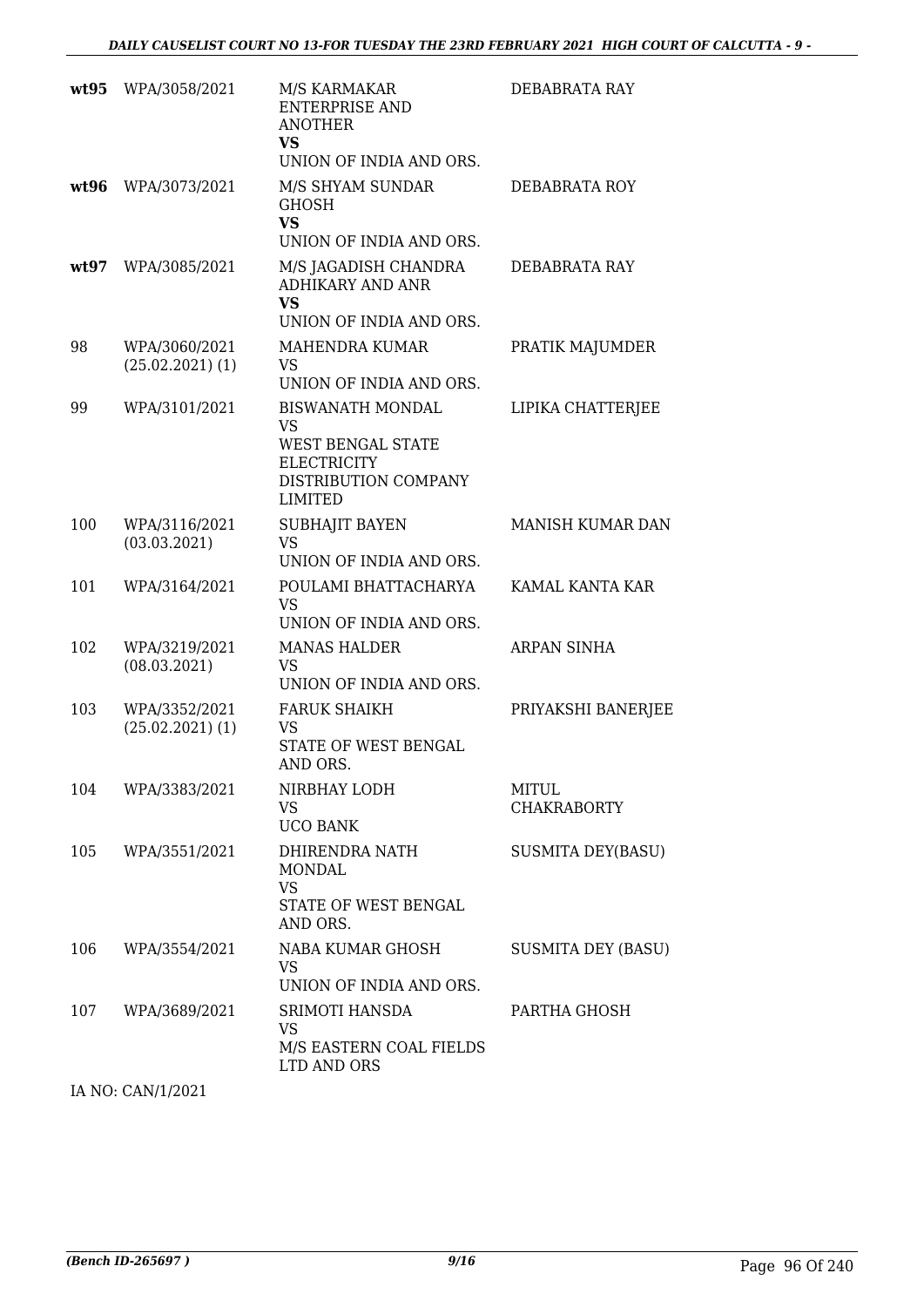| | | | |
|---|---|---|---|
| **wt95** | WPA/3058/2021 | M/S KARMAKAR ENTERPRISE AND ANOTHER **VS** UNION OF INDIA AND ORS. | DEBABRATA RAY |
| **wt96** | WPA/3073/2021 | M/S SHYAM SUNDAR GHOSH **VS** UNION OF INDIA AND ORS. | DEBABRATA ROY |
| **wt97** | WPA/3085/2021 | M/S JAGADISH CHANDRA ADHIKARY AND ANR **VS** UNION OF INDIA AND ORS. | DEBABRATA RAY |
| 98 | WPA/3060/2021 (25.02.2021) (1) | MAHENDRA KUMAR VS UNION OF INDIA AND ORS. | PRATIK MAJUMDER |
| 99 | WPA/3101/2021 | BISWANATH MONDAL VS WEST BENGAL STATE ELECTRICITY DISTRIBUTION COMPANY LIMITED | LIPIKA CHATTERJEE |
| 100 | WPA/3116/2021 (03.03.2021) | SUBHAJIT BAYEN VS UNION OF INDIA AND ORS. | MANISH KUMAR DAN |
| 101 | WPA/3164/2021 | POULAMI BHATTACHARYA VS UNION OF INDIA AND ORS. | KAMAL KANTA KAR |
| 102 | WPA/3219/2021 (08.03.2021) | MANAS HALDER VS UNION OF INDIA AND ORS. | ARPAN SINHA |
| 103 | WPA/3352/2021 (25.02.2021) (1) | FARUK SHAIKH VS STATE OF WEST BENGAL AND ORS. | PRIYAKSHI BANERJEE |
| 104 | WPA/3383/2021 | NIRBHAY LODH VS UCO BANK | MITUL CHAKRABORTY |
| 105 | WPA/3551/2021 | DHIRENDRA NATH MONDAL VS STATE OF WEST BENGAL AND ORS. | SUSMITA DEY(BASU) |
| 106 | WPA/3554/2021 | NABA KUMAR GHOSH VS UNION OF INDIA AND ORS. | SUSMITA DEY (BASU) |
| 107 | WPA/3689/2021 | SRIMOTI HANSDA VS M/S EASTERN COAL FIELDS LTD AND ORS | PARTHA GHOSH |

IA NO: CAN/1/2021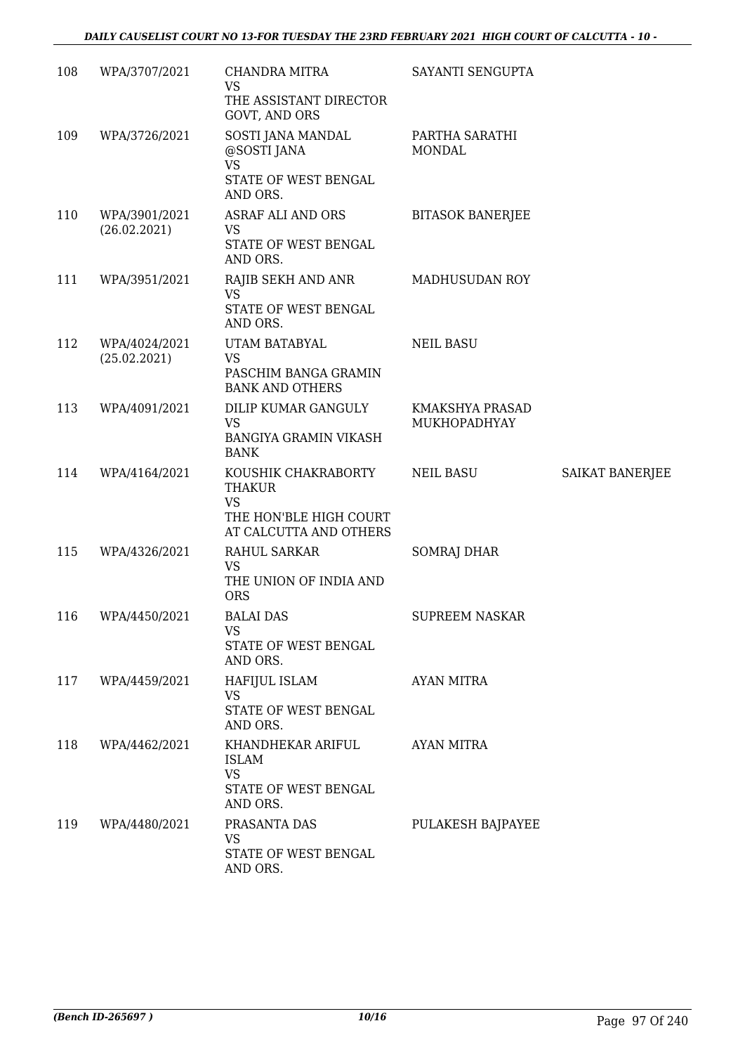| | | | | |
|---|---|---|---|---|
| 108 | WPA/3707/2021 | CHANDRA MITRA<br>VS<br>THE ASSISTANT DIRECTOR GOVT, AND ORS | SAYANTI SENGUPTA | |
| 109 | WPA/3726/2021 | SOSTI JANA MANDAL @SOSTI JANA<br>VS<br>STATE OF WEST BENGAL AND ORS. | PARTHA SARATHI MONDAL | |
| 110 | WPA/3901/2021<br>(26.02.2021) | ASRAF ALI AND ORS<br>VS<br>STATE OF WEST BENGAL AND ORS. | BITASOK BANERJEE | |
| 111 | WPA/3951/2021 | RAJIB SEKH AND ANR<br>VS<br>STATE OF WEST BENGAL AND ORS. | MADHUSUDAN ROY | |
| 112 | WPA/4024/2021<br>(25.02.2021) | UTAM BATABYAL<br>VS<br>PASCHIM BANGA GRAMIN BANK AND OTHERS | NEIL BASU | |
| 113 | WPA/4091/2021 | DILIP KUMAR GANGULY<br>VS<br>BANGIYA GRAMIN VIKASH BANK | KMAKSHYA PRASAD MUKHOPADHYAY | |
| 114 | WPA/4164/2021 | KOUSHIK CHAKRABORTY THAKUR<br>VS<br>THE HON'BLE HIGH COURT AT CALCUTTA AND OTHERS | NEIL BASU | SAIKAT BANERJEE |
| 115 | WPA/4326/2021 | RAHUL SARKAR<br>VS<br>THE UNION OF INDIA AND ORS | SOMRAJ DHAR | |
| 116 | WPA/4450/2021 | BALAI DAS<br>VS<br>STATE OF WEST BENGAL AND ORS. | SUPREEM NASKAR | |
| 117 | WPA/4459/2021 | HAFIJUL ISLAM<br>VS<br>STATE OF WEST BENGAL AND ORS. | AYAN MITRA | |
| 118 | WPA/4462/2021 | KHANDHEKAR ARIFUL ISLAM<br>VS<br>STATE OF WEST BENGAL AND ORS. | AYAN MITRA | |
| 119 | WPA/4480/2021 | PRASANTA DAS<br>VS<br>STATE OF WEST BENGAL AND ORS. | PULAKESH BAJPAYEE | |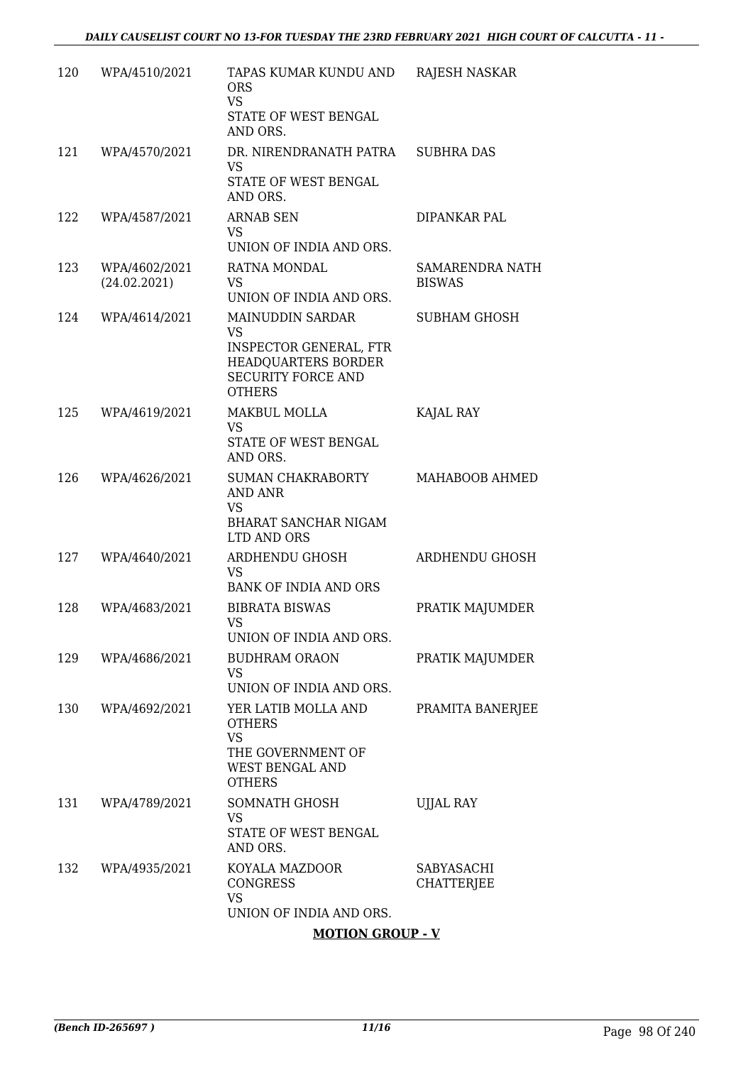| | | | |
|---|---|---|---|
| 120 | WPA/4510/2021 | TAPAS KUMAR KUNDU AND ORS<br>VS<br>STATE OF WEST BENGAL AND ORS. | RAJESH NASKAR |
| 121 | WPA/4570/2021 | DR. NIRENDRANATH PATRA<br>VS<br>STATE OF WEST BENGAL AND ORS. | SUBHRA DAS |
| 122 | WPA/4587/2021 | ARNAB SEN<br>VS<br>UNION OF INDIA AND ORS. | DIPANKAR PAL |
| 123 | WPA/4602/2021<br>(24.02.2021) | RATNA MONDAL<br>VS<br>UNION OF INDIA AND ORS. | SAMARENDRA NATH BISWAS |
| 124 | WPA/4614/2021 | MAINUDDIN SARDAR<br>VS<br>INSPECTOR GENERAL, FTR HEADQUARTERS BORDER SECURITY FORCE AND OTHERS | SUBHAM GHOSH |
| 125 | WPA/4619/2021 | MAKBUL MOLLA<br>VS<br>STATE OF WEST BENGAL AND ORS. | KAJAL RAY |
| 126 | WPA/4626/2021 | SUMAN CHAKRABORTY AND ANR<br>VS<br>BHARAT SANCHAR NIGAM LTD AND ORS | MAHABOOB AHMED |
| 127 | WPA/4640/2021 | ARDHENDU GHOSH<br>VS<br>BANK OF INDIA AND ORS | ARDHENDU GHOSH |
| 128 | WPA/4683/2021 | BIBRATA BISWAS<br>VS<br>UNION OF INDIA AND ORS. | PRATIK MAJUMDER |
| 129 | WPA/4686/2021 | BUDHRAM ORAON<br>VS<br>UNION OF INDIA AND ORS. | PRATIK MAJUMDER |
| 130 | WPA/4692/2021 | YER LATIB MOLLA AND OTHERS<br>VS<br>THE GOVERNMENT OF WEST BENGAL AND OTHERS | PRAMITA BANERJEE |
| 131 | WPA/4789/2021 | SOMNATH GHOSH<br>VS<br>STATE OF WEST BENGAL AND ORS. | UJJAL RAY |
| 132 | WPA/4935/2021 | KOYALA MAZDOOR CONGRESS<br>VS<br>UNION OF INDIA AND ORS. | SABYASACHI CHATTERJEE |

**MOTION GROUP - V**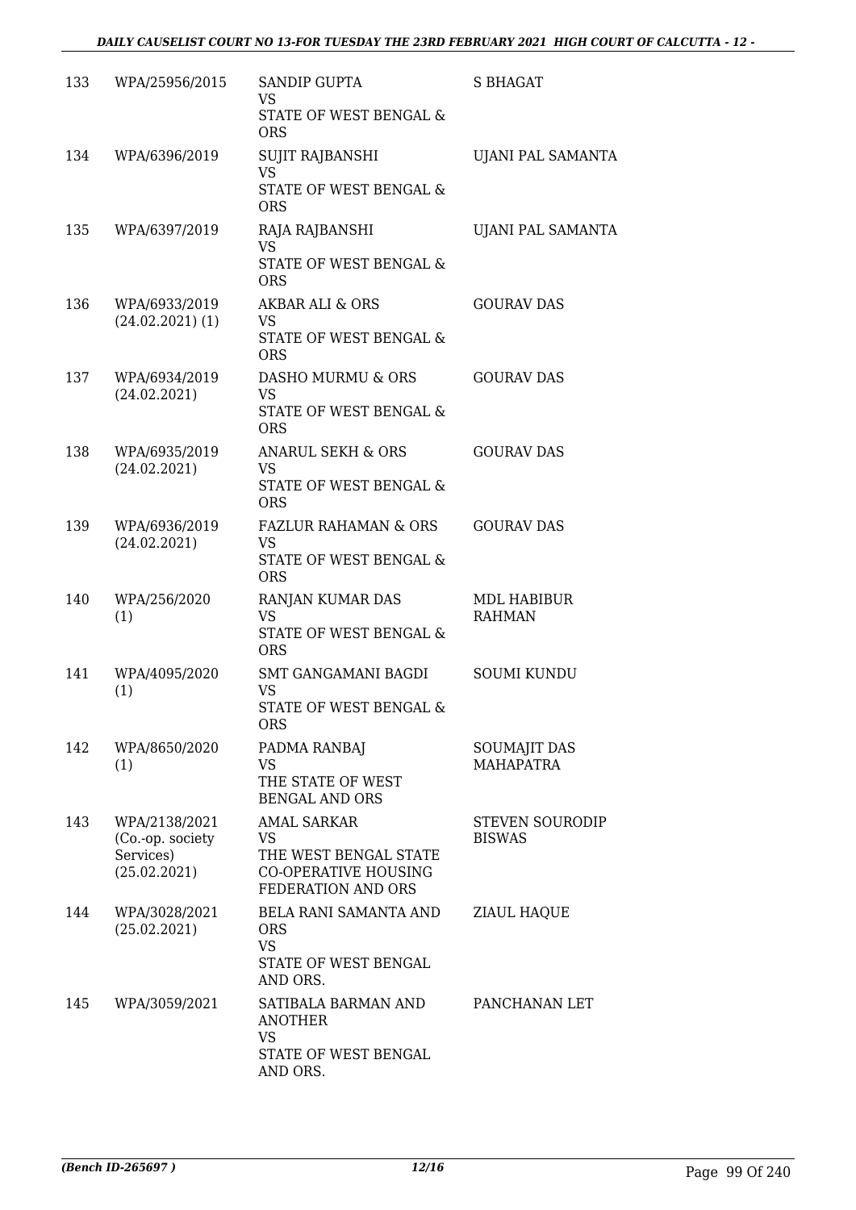| 133 | WPA/25956/2015 | SANDIP GUPTA<br>VS<br>STATE OF WEST BENGAL & ORS | S BHAGAT |
|---|---|---|---|
| 134 | WPA/6396/2019 | SUJIT RAJBANSHI<br>VS<br>STATE OF WEST BENGAL & ORS | UJANI PAL SAMANTA |
| 135 | WPA/6397/2019 | RAJA RAJBANSHI<br>VS<br>STATE OF WEST BENGAL & ORS | UJANI PAL SAMANTA |
| 136 | WPA/6933/2019<br>(24.02.2021) (1) | AKBAR ALI & ORS<br>VS<br>STATE OF WEST BENGAL & ORS | GOURAV DAS |
| 137 | WPA/6934/2019<br>(24.02.2021) | DASHO MURMU & ORS<br>VS<br>STATE OF WEST BENGAL & ORS | GOURAV DAS |
| 138 | WPA/6935/2019<br>(24.02.2021) | ANARUL SEKH & ORS<br>VS<br>STATE OF WEST BENGAL & ORS | GOURAV DAS |
| 139 | WPA/6936/2019<br>(24.02.2021) | FAZLUR RAHAMAN & ORS<br>VS<br>STATE OF WEST BENGAL & ORS | GOURAV DAS |
| 140 | WPA/256/2020<br>(1) | RANJAN KUMAR DAS<br>VS<br>STATE OF WEST BENGAL & ORS | MDL HABIBUR RAHMAN |
| 141 | WPA/4095/2020<br>(1) | SMT GANGAMANI BAGDI<br>VS<br>STATE OF WEST BENGAL & ORS | SOUMI KUNDU |
| 142 | WPA/8650/2020<br>(1) | PADMA RANBAJ<br>VS<br>THE STATE OF WEST BENGAL AND ORS | SOUMAJIT DAS MAHAPATRA |
| 143 | WPA/2138/2021<br>(Co.-op. society Services)<br>(25.02.2021) | AMAL SARKAR<br>VS<br>THE WEST BENGAL STATE CO-OPERATIVE HOUSING FEDERATION AND ORS | STEVEN SOURODIP BISWAS |
| 144 | WPA/3028/2021<br>(25.02.2021) | BELA RANI SAMANTA AND ORS<br>VS<br>STATE OF WEST BENGAL AND ORS. | ZIAUL HAQUE |
| 145 | WPA/3059/2021 | SATIBALA BARMAN AND ANOTHER<br>VS<br>STATE OF WEST BENGAL AND ORS. | PANCHANAN LET |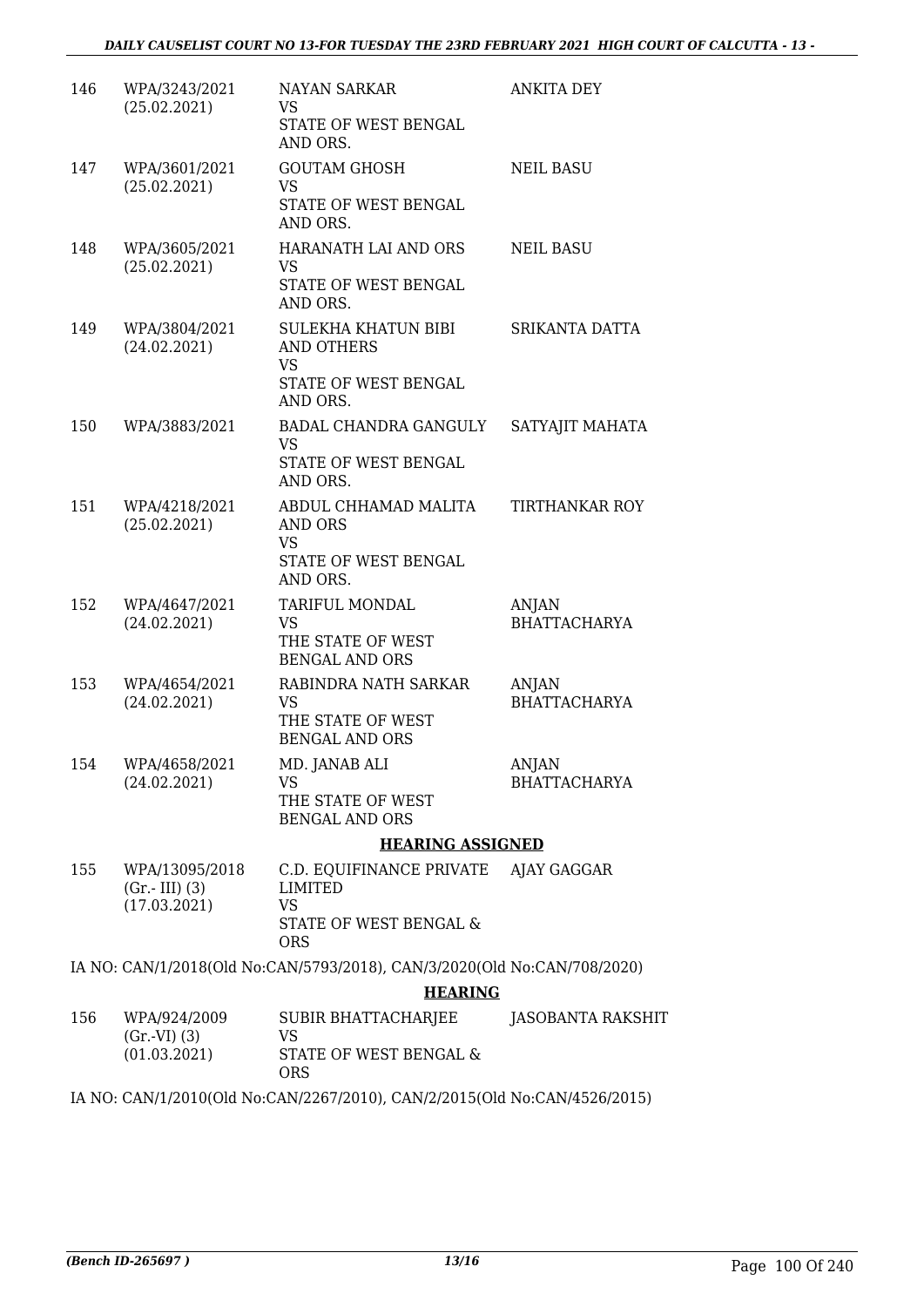| | | | |
|---|---|---|---|
| 146 | WPA/3243/2021<br>(25.02.2021) | NAYAN SARKAR<br>VS<br>STATE OF WEST BENGAL AND ORS. | ANKITA DEY |
| 147 | WPA/3601/2021<br>(25.02.2021) | GOUTAM GHOSH<br>VS<br>STATE OF WEST BENGAL AND ORS. | NEIL BASU |
| 148 | WPA/3605/2021<br>(25.02.2021) | HARANATH LAI AND ORS<br>VS<br>STATE OF WEST BENGAL AND ORS. | NEIL BASU |
| 149 | WPA/3804/2021<br>(24.02.2021) | SULEKHA KHATUN BIBI AND OTHERS<br>VS<br>STATE OF WEST BENGAL AND ORS. | SRIKANTA DATTA |
| 150 | WPA/3883/2021 | BADAL CHANDRA GANGULY<br>VS<br>STATE OF WEST BENGAL AND ORS. | SATYAJIT MAHATA |
| 151 | WPA/4218/2021<br>(25.02.2021) | ABDUL CHHAMAD MALITA AND ORS<br>VS<br>STATE OF WEST BENGAL AND ORS. | TIRTHANKAR ROY |
| 152 | WPA/4647/2021<br>(24.02.2021) | TARIFUL MONDAL<br>VS<br>THE STATE OF WEST BENGAL AND ORS | ANJAN BHATTACHARYA |
| 153 | WPA/4654/2021<br>(24.02.2021) | RABINDRA NATH SARKAR<br>VS<br>THE STATE OF WEST BENGAL AND ORS | ANJAN BHATTACHARYA |
| 154 | WPA/4658/2021<br>(24.02.2021) | MD. JANAB ALI<br>VS<br>THE STATE OF WEST BENGAL AND ORS | ANJAN BHATTACHARYA |

**HEARING ASSIGNED**

| | | | |
|---|---|---|---|
| 155 | WPA/13095/2018<br>(Gr.- III) (3)<br>(17.03.2021) | C.D. EQUIFINANCE PRIVATE LIMITED<br>VS<br>STATE OF WEST BENGAL & ORS | AJAY GAGGAR |

IA NO: CAN/1/2018(Old No:CAN/5793/2018), CAN/3/2020(Old No:CAN/708/2020)

**HEARING**

| | | | |
|---|---|---|---|
| 156 | WPA/924/2009<br>(Gr.-VI) (3)<br>(01.03.2021) | SUBIR BHATTACHARJEE<br>VS<br>STATE OF WEST BENGAL & ORS | JASOBANTA RAKSHIT |

IA NO: CAN/1/2010(Old No:CAN/2267/2010), CAN/2/2015(Old No:CAN/4526/2015)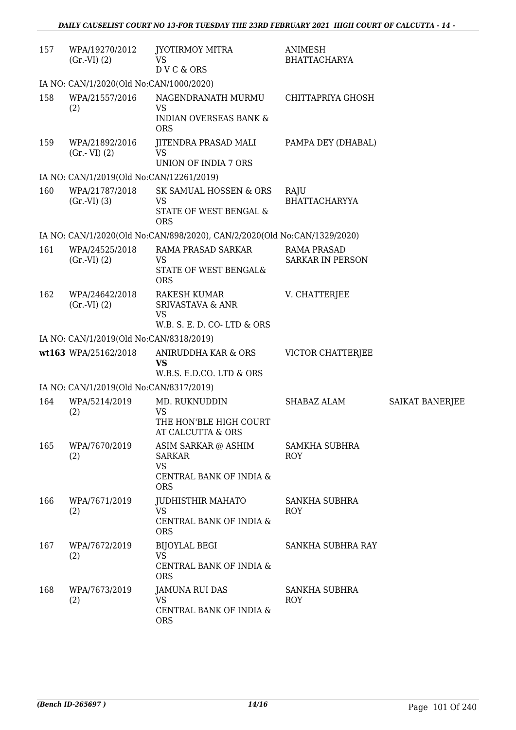| | | | | |
|---|---|---|---|---|
| 157 | WPA/19270/2012 (Gr.-VI) (2) | JYOTIRMOY MITRA VS D V C & ORS | ANIMESH BHATTACHARYA | |
| IA NO: CAN/1/2020(Old No:CAN/1000/2020) | | | | |
| 158 | WPA/21557/2016 (2) | NAGENDRANATH MURMU VS INDIAN OVERSEAS BANK & ORS | CHITTAPRIYA GHOSH | |
| 159 | WPA/21892/2016 (Gr.- VI) (2) | JITENDRA PRASAD MALI VS UNION OF INDIA 7 ORS | PAMPA DEY (DHABAL) | |
| IA NO: CAN/1/2019(Old No:CAN/12261/2019) | | | | |
| 160 | WPA/21787/2018 (Gr.-VI) (3) | SK SAMUAL HOSSEN & ORS VS STATE OF WEST BENGAL & ORS | RAJU BHATTACHARYYA | |
| IA NO: CAN/1/2020(Old No:CAN/898/2020), CAN/2/2020(Old No:CAN/1329/2020) | | | | |
| 161 | WPA/24525/2018 (Gr.-VI) (2) | RAMA PRASAD SARKAR VS STATE OF WEST BENGAL& ORS | RAMA PRASAD SARKAR IN PERSON | |
| 162 | WPA/24642/2018 (Gr.-VI) (2) | RAKESH KUMAR SRIVASTAVA & ANR VS W.B. S. E. D. CO- LTD & ORS | V. CHATTERJEE | |
| IA NO: CAN/1/2019(Old No:CAN/8318/2019) | | | | |
| wt163 | WPA/25162/2018 | ANIRUDDHA KAR & ORS **VS** W.B.S. E.D.CO. LTD & ORS | VICTOR CHATTERJEE | |
| IA NO: CAN/1/2019(Old No:CAN/8317/2019) | | | | |
| 164 | WPA/5214/2019 (2) | MD. RUKNUDDIN VS THE HON'BLE HIGH COURT AT CALCUTTA & ORS | SHABAZ ALAM | SAIKAT BANERJEE |
| 165 | WPA/7670/2019 (2) | ASIM SARKAR @ ASHIM SARKAR VS CENTRAL BANK OF INDIA & ORS | SAMKHA SUBHRA ROY | |
| 166 | WPA/7671/2019 (2) | JUDHISTHIR MAHATO VS CENTRAL BANK OF INDIA & ORS | SANKHA SUBHRA ROY | |
| 167 | WPA/7672/2019 (2) | BIJOYLAL BEGI VS CENTRAL BANK OF INDIA & ORS | SANKHA SUBHRA RAY | |
| 168 | WPA/7673/2019 (2) | JAMUNA RUI DAS VS CENTRAL BANK OF INDIA & ORS | SANKHA SUBHRA ROY | |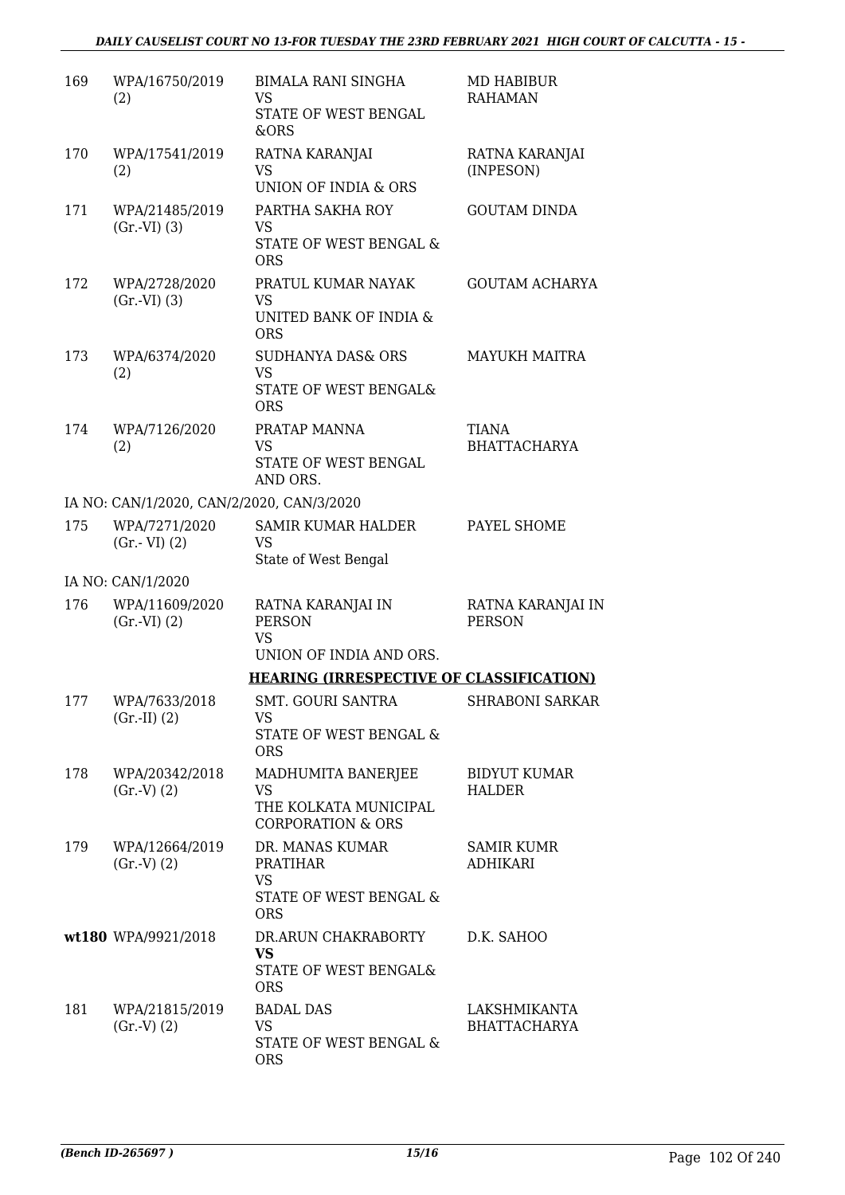| | | | |
|---|---|---|---|
| 169 | WPA/16750/2019 (2) | BIMALA RANI SINGHA VS STATE OF WEST BENGAL &ORS | MD HABIBUR RAHAMAN |
| 170 | WPA/17541/2019 (2) | RATNA KARANJAI VS UNION OF INDIA & ORS | RATNA KARANJAI (INPESON) |
| 171 | WPA/21485/2019 (Gr.-VI) (3) | PARTHA SAKHA ROY VS STATE OF WEST BENGAL & ORS | GOUTAM DINDA |
| 172 | WPA/2728/2020 (Gr.-VI) (3) | PRATUL KUMAR NAYAK VS UNITED BANK OF INDIA & ORS | GOUTAM ACHARYA |
| 173 | WPA/6374/2020 (2) | SUDHANYA DAS& ORS VS STATE OF WEST BENGAL& ORS | MAYUKH MAITRA |
| 174 | WPA/7126/2020 (2) | PRATAP MANNA VS STATE OF WEST BENGAL AND ORS. | TIANA BHATTACHARYA |
| | IA NO: CAN/1/2020, CAN/2/2020, CAN/3/2020 | | |
| 175 | WPA/7271/2020 (Gr.- VI) (2) | SAMIR KUMAR HALDER VS State of West Bengal | PAYEL SHOME |
| | IA NO: CAN/1/2020 | | |
| 176 | WPA/11609/2020 (Gr.-VI) (2) | RATNA KARANJAI IN PERSON VS UNION OF INDIA AND ORS. | RATNA KARANJAI IN PERSON |
| | | **HEARING (IRRESPECTIVE OF CLASSIFICATION)** | |
| 177 | WPA/7633/2018 (Gr.-II) (2) | SMT. GOURI SANTRA VS STATE OF WEST BENGAL & ORS | SHRABONI SARKAR |
| 178 | WPA/20342/2018 (Gr.-V) (2) | MADHUMITA BANERJEE VS THE KOLKATA MUNICIPAL CORPORATION & ORS | BIDYUT KUMAR HALDER |
| 179 | WPA/12664/2019 (Gr.-V) (2) | DR. MANAS KUMAR PRATIHAR VS STATE OF WEST BENGAL & ORS | SAMIR KUMR ADHIKARI |
| **wt**180 | WPA/9921/2018 | DR.ARUN CHAKRABORTY **VS** STATE OF WEST BENGAL& ORS | D.K. SAHOO |
| 181 | WPA/21815/2019 (Gr.-V) (2) | BADAL DAS VS STATE OF WEST BENGAL & ORS | LAKSHMIKANTA BHATTACHARYA |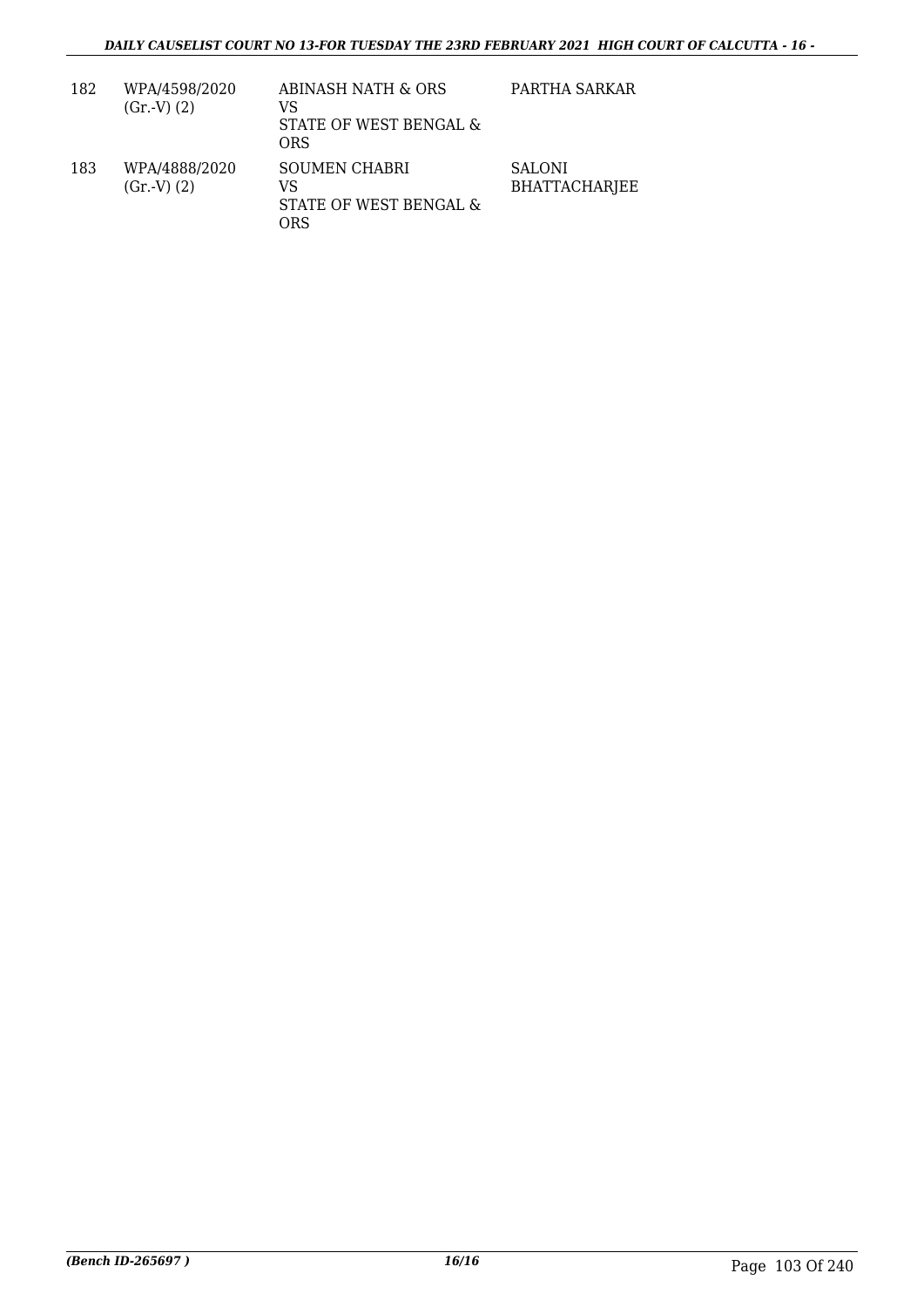| 182 | WPA/4598/2020 (Gr.-V) (2) | ABINASH NATH & ORS VS STATE OF WEST BENGAL & ORS | PARTHA SARKAR |
|---|---|---|---|
| 183 | WPA/4888/2020 (Gr.-V) (2) | SOUMEN CHABRI VS STATE OF WEST BENGAL & ORS | SALONI BHATTACHARJEE |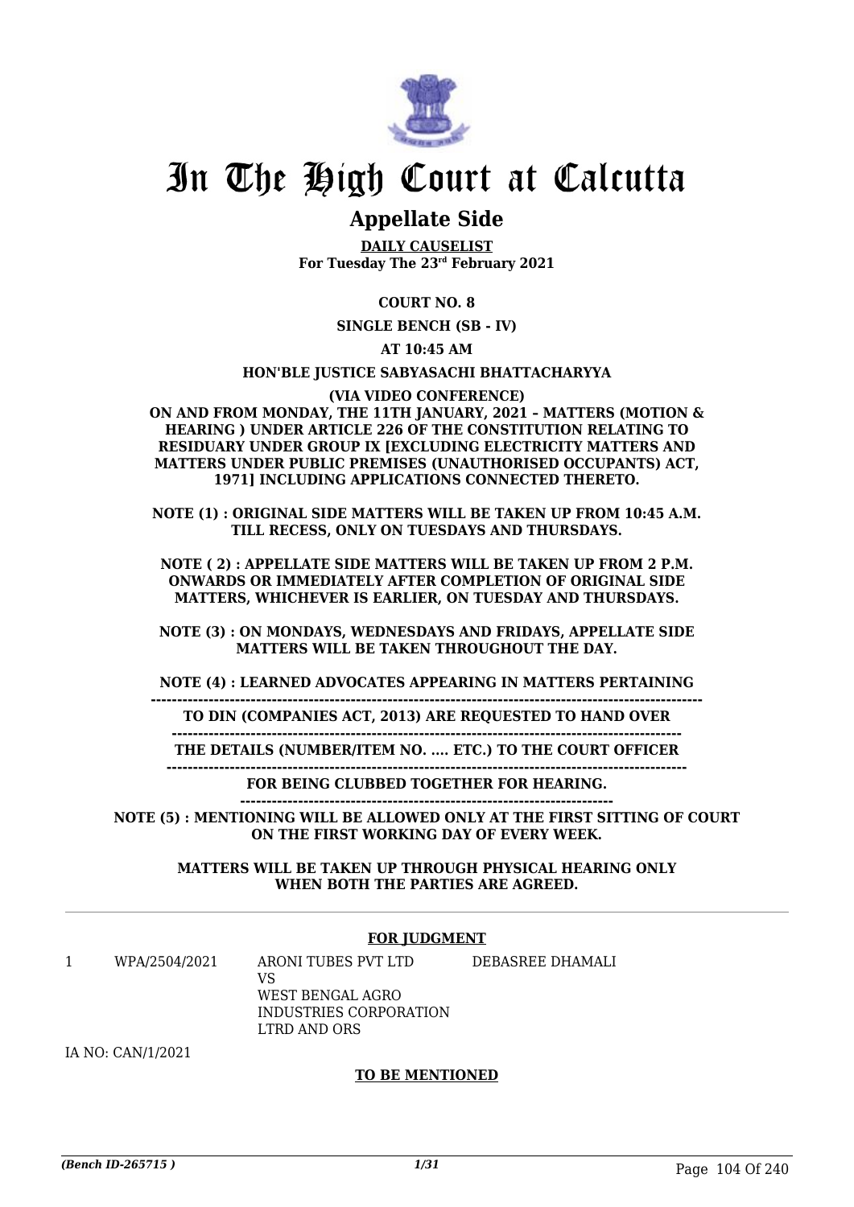# In The High Court at Calcutta

## Appellate Side

**DAILY CAUSELIST**
**For Tuesday The 23rd February 2021**

**COURT NO. 8**

**SINGLE BENCH (SB - IV)**

**AT 10:45 AM**

**HON'BLE JUSTICE SABYASACHI BHATTACHARYYA**

**(VIA VIDEO CONFERENCE)**

**ON AND FROM MONDAY, THE 11TH JANUARY, 2021 – MATTERS (MOTION & HEARING ) UNDER ARTICLE 226 OF THE CONSTITUTION RELATING TO RESIDUARY UNDER GROUP IX [EXCLUDING ELECTRICITY MATTERS AND MATTERS UNDER PUBLIC PREMISES (UNAUTHORISED OCCUPANTS) ACT, 1971] INCLUDING APPLICATIONS CONNECTED THERETO.**

**NOTE (1) : ORIGINAL SIDE MATTERS WILL BE TAKEN UP FROM 10:45 A.M. TILL RECESS, ONLY ON TUESDAYS AND THURSDAYS.**

**NOTE ( 2) : APPELLATE SIDE MATTERS WILL BE TAKEN UP FROM 2 P.M. ONWARDS OR IMMEDIATELY AFTER COMPLETION OF ORIGINAL SIDE MATTERS, WHICHEVER IS EARLIER, ON TUESDAY AND THURSDAYS.**

**NOTE (3) : ON MONDAYS, WEDNESDAYS AND FRIDAYS, APPELLATE SIDE MATTERS WILL BE TAKEN THROUGHOUT THE DAY.**

**NOTE (4) : LEARNED ADVOCATES APPEARING IN MATTERS PERTAINING TO DIN (COMPANIES ACT, 2013) ARE REQUESTED TO HAND OVER THE DETAILS (NUMBER/ITEM NO. .... ETC.) TO THE COURT OFFICER FOR BEING CLUBBED TOGETHER FOR HEARING.**

**NOTE (5) : MENTIONING WILL BE ALLOWED ONLY AT THE FIRST SITTING OF COURT ON THE FIRST WORKING DAY OF EVERY WEEK.**

**MATTERS WILL BE TAKEN UP THROUGH PHYSICAL HEARING ONLY WHEN BOTH THE PARTIES ARE AGREED.**

**FOR JUDGMENT**

| | | | |
|---|---|---|---|
| 1 | WPA/2504/2021 | ARONI TUBES PVT LTD<br>VS<br>WEST BENGAL AGRO INDUSTRIES CORPORATION LTRD AND ORS | DEBASREE DHAMALI |

IA NO: CAN/1/2021

**TO BE MENTIONED**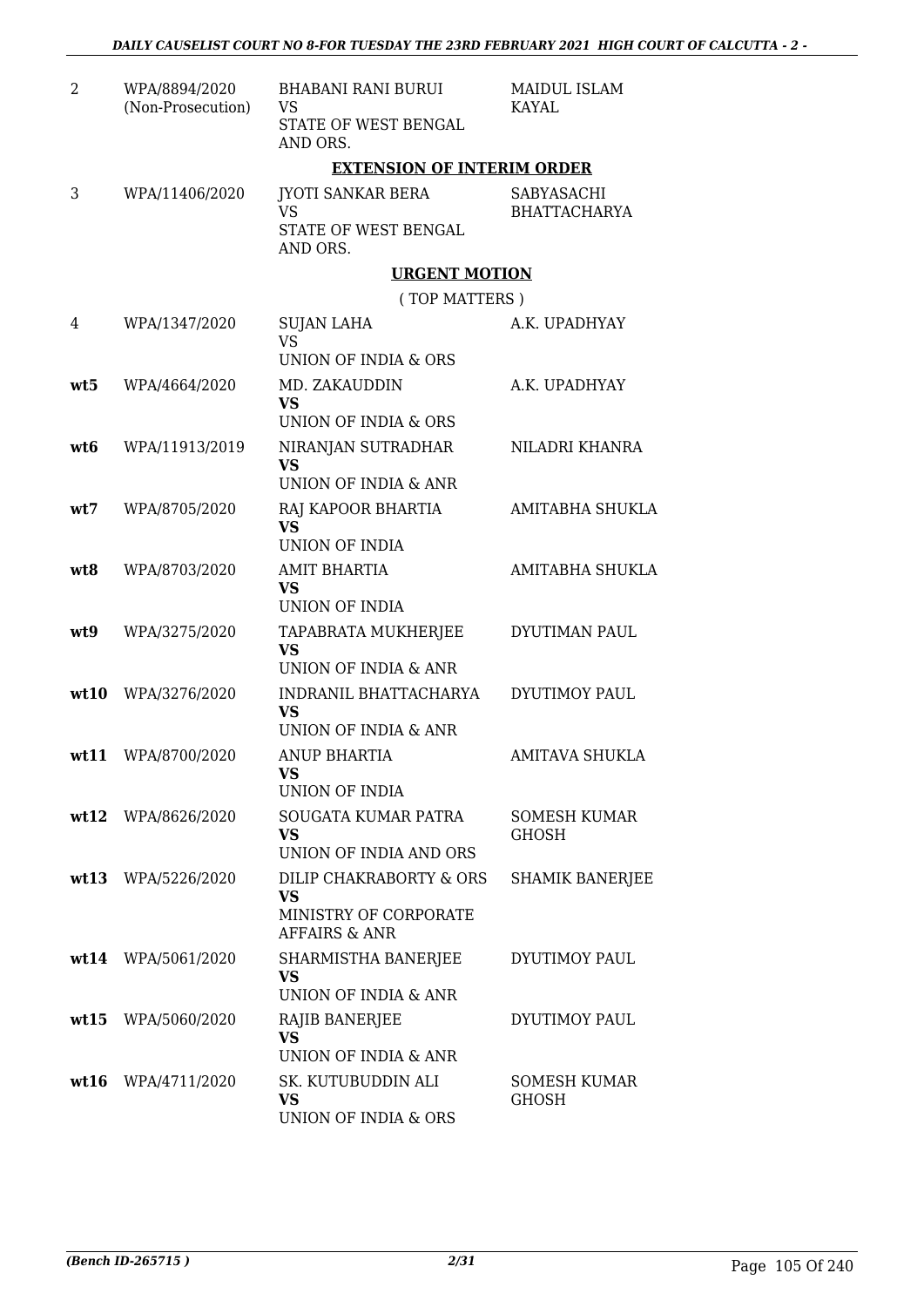| | | | |
|---|---|---|---|
| 2 | WPA/8894/2020 (Non-Prosecution) | BHABANI RANI BURUI VS STATE OF WEST BENGAL AND ORS. | MAIDUL ISLAM KAYAL |

**EXTENSION OF INTERIM ORDER**

| | | | |
|---|---|---|---|
| 3 | WPA/11406/2020 | JYOTI SANKAR BERA VS STATE OF WEST BENGAL AND ORS. | SABYASACHI BHATTACHARYA |

**URGENT MOTION**

( TOP MATTERS )

| | | | |
|---|---|---|---|
| 4 | WPA/1347/2020 | SUJAN LAHA VS UNION OF INDIA & ORS | A.K. UPADHYAY |
| **wt5** | WPA/4664/2020 | MD. ZAKAUDDIN **VS** UNION OF INDIA & ORS | A.K. UPADHYAY |
| **wt6** | WPA/11913/2019 | NIRANJAN SUTRADHAR **VS** UNION OF INDIA & ANR | NILADRI KHANRA |
| **wt7** | WPA/8705/2020 | RAJ KAPOOR BHARTIA **VS** UNION OF INDIA | AMITABHA SHUKLA |
| **wt8** | WPA/8703/2020 | AMIT BHARTIA **VS** UNION OF INDIA | AMITABHA SHUKLA |
| **wt9** | WPA/3275/2020 | TAPABRATA MUKHERJEE **VS** UNION OF INDIA & ANR | DYUTIMAN PAUL |
| **wt10** | WPA/3276/2020 | INDRANIL BHATTACHARYA **VS** UNION OF INDIA & ANR | DYUTIMOY PAUL |
| **wt11** | WPA/8700/2020 | ANUP BHARTIA **VS** UNION OF INDIA | AMITAVA SHUKLA |
| **wt12** | WPA/8626/2020 | SOUGATA KUMAR PATRA **VS** UNION OF INDIA AND ORS | SOMESH KUMAR GHOSH |
| **wt13** | WPA/5226/2020 | DILIP CHAKRABORTY & ORS **VS** MINISTRY OF CORPORATE AFFAIRS & ANR | SHAMIK BANERJEE |
| **wt14** | WPA/5061/2020 | SHARMISTHA BANERJEE **VS** UNION OF INDIA & ANR | DYUTIMOY PAUL |
| **wt15** | WPA/5060/2020 | RAJIB BANERJEE **VS** UNION OF INDIA & ANR | DYUTIMOY PAUL |
| **wt16** | WPA/4711/2020 | SK. KUTUBUDDIN ALI **VS** UNION OF INDIA & ORS | SOMESH KUMAR GHOSH |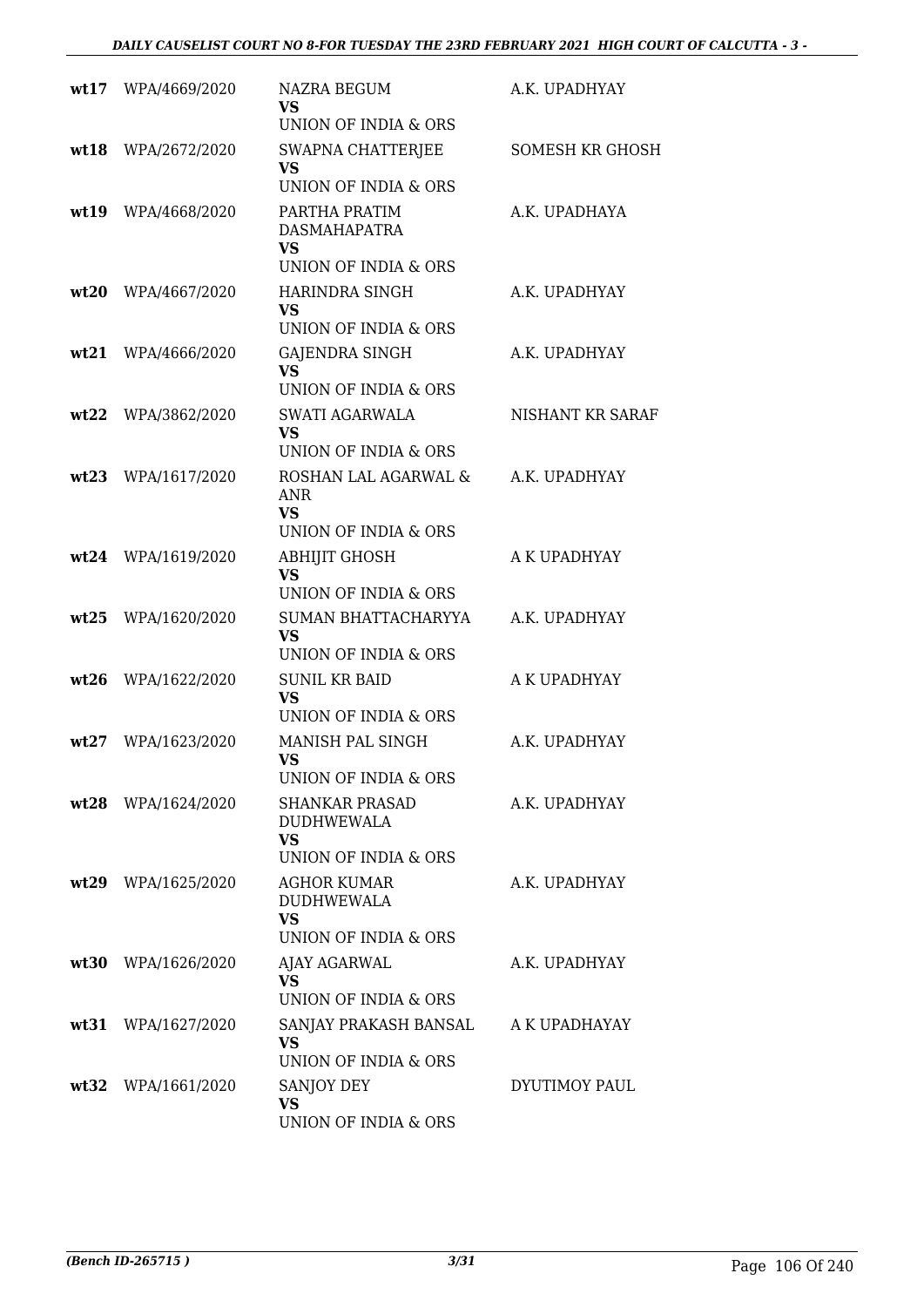| | | | |
|---|---|---|---|
| **wt17** | WPA/4669/2020 | NAZRA BEGUM<br>**VS**<br>UNION OF INDIA & ORS | A.K. UPADHYAY |
| **wt18** | WPA/2672/2020 | SWAPNA CHATTERJEE<br>**VS**<br>UNION OF INDIA & ORS | SOMESH KR GHOSH |
| **wt19** | WPA/4668/2020 | PARTHA PRATIM DASMAHAPATRA<br>**VS**<br>UNION OF INDIA & ORS | A.K. UPADHAYA |
| **wt20** | WPA/4667/2020 | HARINDRA SINGH<br>**VS**<br>UNION OF INDIA & ORS | A.K. UPADHYAY |
| **wt21** | WPA/4666/2020 | GAJENDRA SINGH<br>**VS**<br>UNION OF INDIA & ORS | A.K. UPADHYAY |
| **wt22** | WPA/3862/2020 | SWATI AGARWALA<br>**VS**<br>UNION OF INDIA & ORS | NISHANT KR SARAF |
| **wt23** | WPA/1617/2020 | ROSHAN LAL AGARWAL & ANR<br>**VS**<br>UNION OF INDIA & ORS | A.K. UPADHYAY |
| **wt24** | WPA/1619/2020 | ABHIJIT GHOSH<br>**VS**<br>UNION OF INDIA & ORS | A K UPADHYAY |
| **wt25** | WPA/1620/2020 | SUMAN BHATTACHARYYA<br>**VS**<br>UNION OF INDIA & ORS | A.K. UPADHYAY |
| **wt26** | WPA/1622/2020 | SUNIL KR BAID<br>**VS**<br>UNION OF INDIA & ORS | A K UPADHYAY |
| **wt27** | WPA/1623/2020 | MANISH PAL SINGH<br>**VS**<br>UNION OF INDIA & ORS | A.K. UPADHYAY |
| **wt28** | WPA/1624/2020 | SHANKAR PRASAD DUDHWEWALA<br>**VS**<br>UNION OF INDIA & ORS | A.K. UPADHYAY |
| **wt29** | WPA/1625/2020 | AGHOR KUMAR DUDHWEWALA<br>**VS**<br>UNION OF INDIA & ORS | A.K. UPADHYAY |
| **wt30** | WPA/1626/2020 | AJAY AGARWAL<br>**VS**<br>UNION OF INDIA & ORS | A.K. UPADHYAY |
| **wt31** | WPA/1627/2020 | SANJAY PRAKASH BANSAL<br>**VS**<br>UNION OF INDIA & ORS | A K UPADHAYAY |
| **wt32** | WPA/1661/2020 | SANJOY DEY<br>**VS**<br>UNION OF INDIA & ORS | DYUTIMOY PAUL |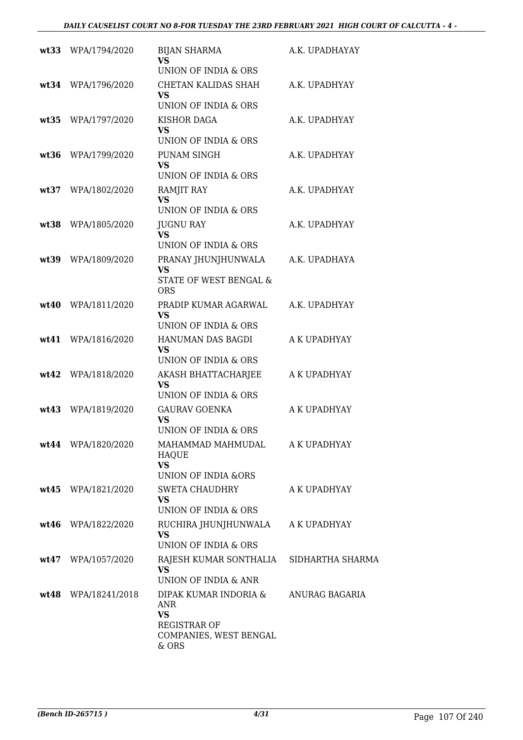| | | | |
|---|---|---|---|
| **wt33** | WPA/1794/2020 | BIJAN SHARMA<br>**VS**<br>UNION OF INDIA & ORS | A.K. UPADHAYAY |
| **wt34** | WPA/1796/2020 | CHETAN KALIDAS SHAH<br>**VS**<br>UNION OF INDIA & ORS | A.K. UPADHYAY |
| **wt35** | WPA/1797/2020 | KISHOR DAGA<br>**VS**<br>UNION OF INDIA & ORS | A.K. UPADHYAY |
| **wt36** | WPA/1799/2020 | PUNAM SINGH<br>**VS**<br>UNION OF INDIA & ORS | A.K. UPADHYAY |
| **wt37** | WPA/1802/2020 | RAMJIT RAY<br>**VS**<br>UNION OF INDIA & ORS | A.K. UPADHYAY |
| **wt38** | WPA/1805/2020 | JUGNU RAY<br>**VS**<br>UNION OF INDIA & ORS | A.K. UPADHYAY |
| **wt39** | WPA/1809/2020 | PRANAY JHUNJHUNWALA<br>**VS**<br>STATE OF WEST BENGAL & ORS | A.K. UPADHAYA |
| **wt40** | WPA/1811/2020 | PRADIP KUMAR AGARWAL<br>**VS**<br>UNION OF INDIA & ORS | A.K. UPADHYAY |
| **wt41** | WPA/1816/2020 | HANUMAN DAS BAGDI<br>**VS**<br>UNION OF INDIA & ORS | A K UPADHYAY |
| **wt42** | WPA/1818/2020 | AKASH BHATTACHARJEE<br>**VS**<br>UNION OF INDIA & ORS | A K UPADHYAY |
| **wt43** | WPA/1819/2020 | GAURAV GOENKA<br>**VS**<br>UNION OF INDIA & ORS | A K UPADHYAY |
| **wt44** | WPA/1820/2020 | MAHAMMAD MAHMUDAL HAQUE<br>**VS**<br>UNION OF INDIA &ORS | A K UPADHYAY |
| **wt45** | WPA/1821/2020 | SWETA CHAUDHRY<br>**VS**<br>UNION OF INDIA & ORS | A K UPADHYAY |
| **wt46** | WPA/1822/2020 | RUCHIRA JHUNJHUNWALA<br>**VS**<br>UNION OF INDIA & ORS | A K UPADHYAY |
| **wt47** | WPA/1057/2020 | RAJESH KUMAR SONTHALIA<br>**VS**<br>UNION OF INDIA & ANR | SIDHARTHA SHARMA |
| **wt48** | WPA/18241/2018 | DIPAK KUMAR INDORIA & ANR<br>**VS**<br>REGISTRAR OF COMPANIES, WEST BENGAL & ORS | ANURAG BAGARIA |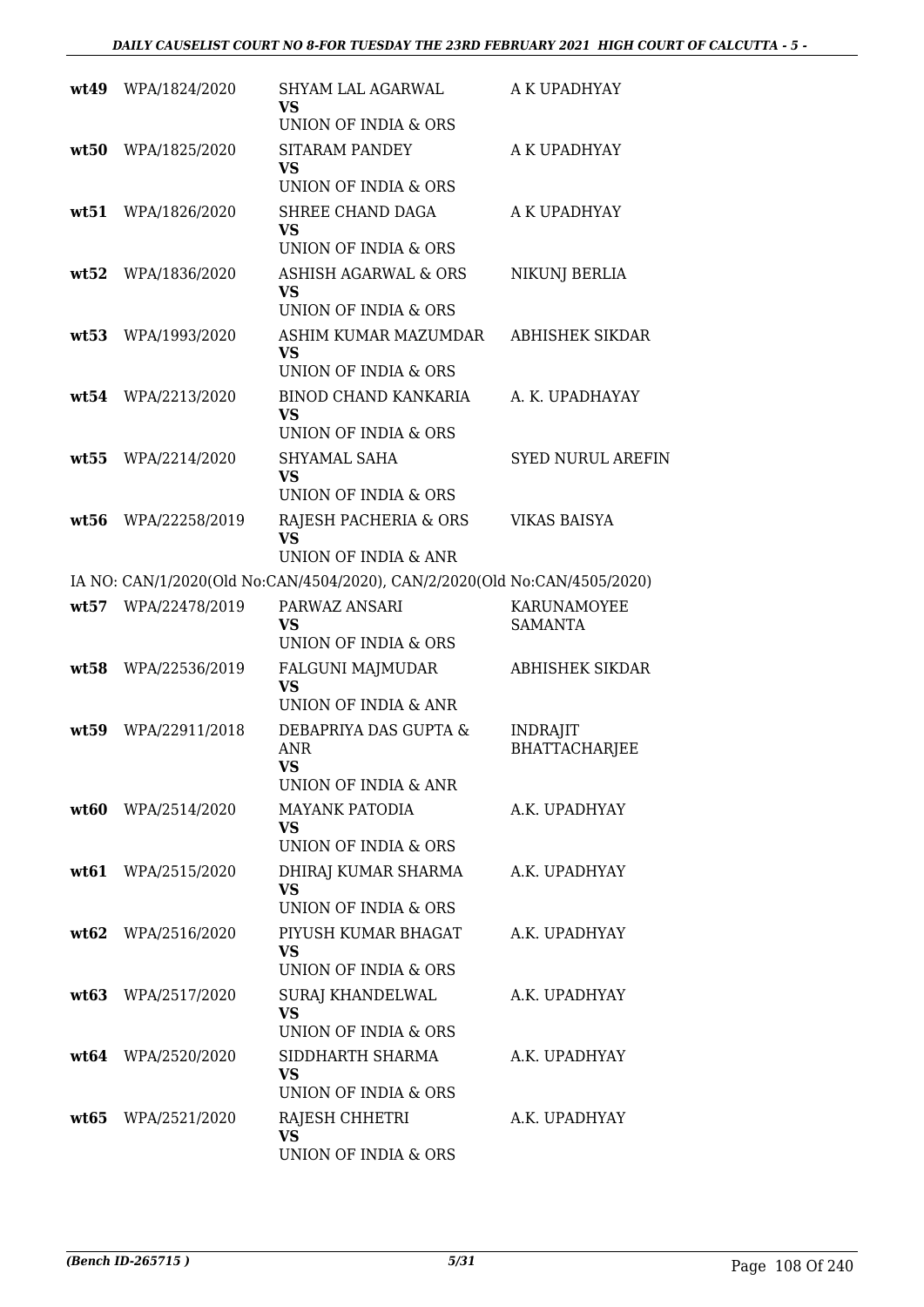| | | | |
|---|---|---|---|
| wt49 | WPA/1824/2020 | SHYAM LAL AGARWAL<br>VS<br>UNION OF INDIA & ORS | A K UPADHYAY |
| wt50 | WPA/1825/2020 | SITARAM PANDEY<br>VS<br>UNION OF INDIA & ORS | A K UPADHYAY |
| wt51 | WPA/1826/2020 | SHREE CHAND DAGA<br>VS<br>UNION OF INDIA & ORS | A K UPADHYAY |
| wt52 | WPA/1836/2020 | ASHISH AGARWAL & ORS<br>VS<br>UNION OF INDIA & ORS | NIKUNJ BERLIA |
| wt53 | WPA/1993/2020 | ASHIM KUMAR MAZUMDAR<br>VS<br>UNION OF INDIA & ORS | ABHISHEK SIKDAR |
| wt54 | WPA/2213/2020 | BINOD CHAND KANKARIA<br>VS<br>UNION OF INDIA & ORS | A. K. UPADHAYAY |
| wt55 | WPA/2214/2020 | SHYAMAL SAHA<br>VS<br>UNION OF INDIA & ORS | SYED NURUL AREFIN |
| wt56 | WPA/22258/2019 | RAJESH PACHERIA & ORS<br>VS<br>UNION OF INDIA & ANR | VIKAS BAISYA |

IA NO: CAN/1/2020(Old No:CAN/4504/2020), CAN/2/2020(Old No:CAN/4505/2020)

| | | | |
|---|---|---|---|
| wt57 | WPA/22478/2019 | PARWAZ ANSARI<br>VS<br>UNION OF INDIA & ORS | KARUNAMOYEE SAMANTA |
| wt58 | WPA/22536/2019 | FALGUNI MAJMUDAR<br>VS<br>UNION OF INDIA & ANR | ABHISHEK SIKDAR |
| wt59 | WPA/22911/2018 | DEBAPRIYA DAS GUPTA & ANR<br>VS<br>UNION OF INDIA & ANR | INDRAJIT BHATTACHARJEE |
| wt60 | WPA/2514/2020 | MAYANK PATODIA<br>VS<br>UNION OF INDIA & ORS | A.K. UPADHYAY |
| wt61 | WPA/2515/2020 | DHIRAJ KUMAR SHARMA<br>VS<br>UNION OF INDIA & ORS | A.K. UPADHYAY |
| wt62 | WPA/2516/2020 | PIYUSH KUMAR BHAGAT<br>VS<br>UNION OF INDIA & ORS | A.K. UPADHYAY |
| wt63 | WPA/2517/2020 | SURAJ KHANDELWAL<br>VS<br>UNION OF INDIA & ORS | A.K. UPADHYAY |
| wt64 | WPA/2520/2020 | SIDDHARTH SHARMA<br>VS<br>UNION OF INDIA & ORS | A.K. UPADHYAY |
| wt65 | WPA/2521/2020 | RAJESH CHHETRI<br>VS<br>UNION OF INDIA & ORS | A.K. UPADHYAY |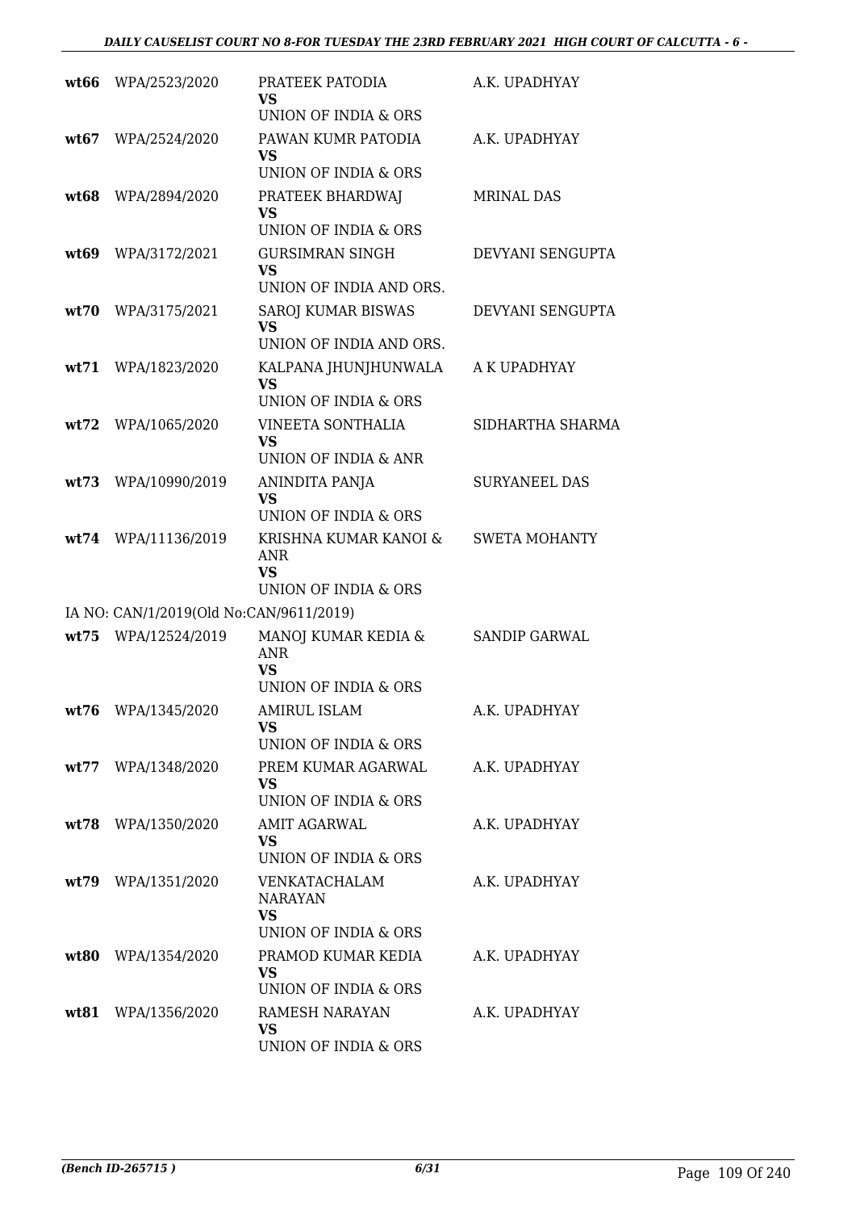| | | | |
|---|---|---|---|
| **wt66** | WPA/2523/2020 | PRATEEK PATODIA<br>**VS**<br>UNION OF INDIA & ORS | A.K. UPADHYAY |
| **wt67** | WPA/2524/2020 | PAWAN KUMR PATODIA<br>**VS**<br>UNION OF INDIA & ORS | A.K. UPADHYAY |
| **wt68** | WPA/2894/2020 | PRATEEK BHARDWAJ<br>**VS**<br>UNION OF INDIA & ORS | MRINAL DAS |
| **wt69** | WPA/3172/2021 | GURSIMRAN SINGH<br>**VS**<br>UNION OF INDIA AND ORS. | DEVYANI SENGUPTA |
| **wt70** | WPA/3175/2021 | SAROJ KUMAR BISWAS<br>**VS**<br>UNION OF INDIA AND ORS. | DEVYANI SENGUPTA |
| **wt71** | WPA/1823/2020 | KALPANA JHUNJHUNWALA<br>**VS**<br>UNION OF INDIA & ORS | A K UPADHYAY |
| **wt72** | WPA/1065/2020 | VINEETA SONTHALIA<br>**VS**<br>UNION OF INDIA & ANR | SIDHARTHA SHARMA |
| **wt73** | WPA/10990/2019 | ANINDITA PANJA<br>**VS**<br>UNION OF INDIA & ORS | SURYANEEL DAS |
| **wt74** | WPA/11136/2019 | KRISHNA KUMAR KANOI & ANR<br>**VS**<br>UNION OF INDIA & ORS | SWETA MOHANTY |
| | IA NO: CAN/1/2019(Old No:CAN/9611/2019) | | |
| **wt75** | WPA/12524/2019 | MANOJ KUMAR KEDIA & ANR<br>**VS**<br>UNION OF INDIA & ORS | SANDIP GARWAL |
| **wt76** | WPA/1345/2020 | AMIRUL ISLAM<br>**VS**<br>UNION OF INDIA & ORS | A.K. UPADHYAY |
| **wt77** | WPA/1348/2020 | PREM KUMAR AGARWAL<br>**VS**<br>UNION OF INDIA & ORS | A.K. UPADHYAY |
| **wt78** | WPA/1350/2020 | AMIT AGARWAL<br>**VS**<br>UNION OF INDIA & ORS | A.K. UPADHYAY |
| **wt79** | WPA/1351/2020 | VENKATACHALAM NARAYAN<br>**VS**<br>UNION OF INDIA & ORS | A.K. UPADHYAY |
| **wt80** | WPA/1354/2020 | PRAMOD KUMAR KEDIA<br>**VS**<br>UNION OF INDIA & ORS | A.K. UPADHYAY |
| **wt81** | WPA/1356/2020 | RAMESH NARAYAN<br>**VS**<br>UNION OF INDIA & ORS | A.K. UPADHYAY |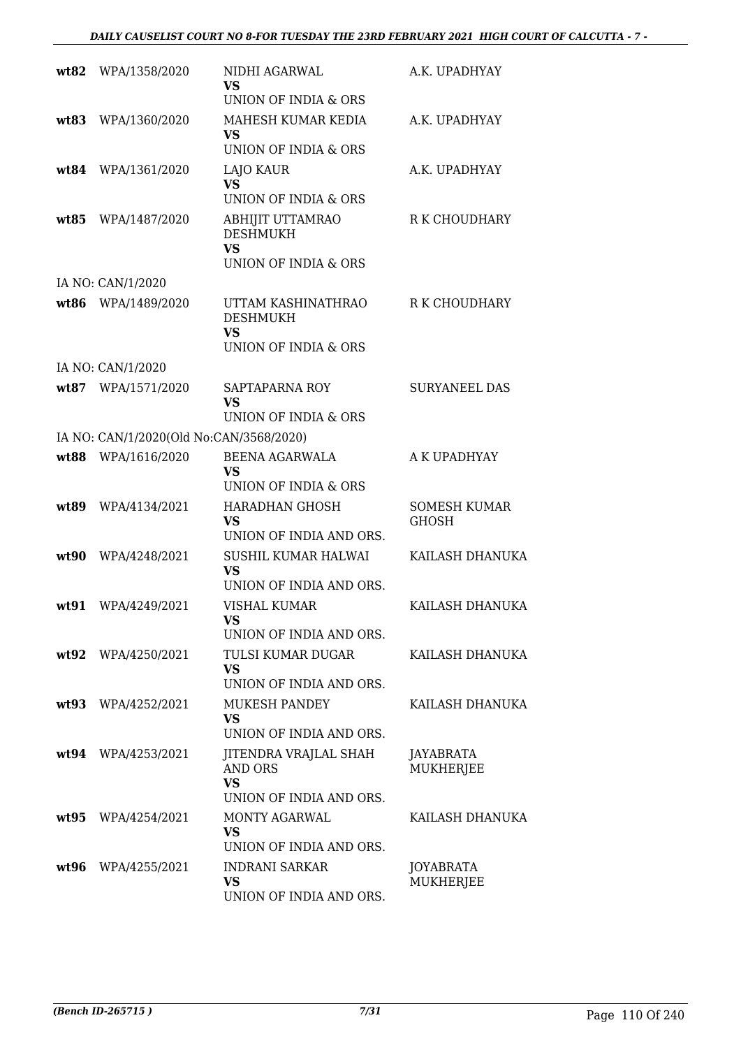| | | | |
|---|---|---|---|
| **wt82** | WPA/1358/2020 | NIDHI AGARWAL<br>**VS**<br>UNION OF INDIA & ORS | A.K. UPADHYAY |
| **wt83** | WPA/1360/2020 | MAHESH KUMAR KEDIA<br>**VS**<br>UNION OF INDIA & ORS | A.K. UPADHYAY |
| **wt84** | WPA/1361/2020 | LAJO KAUR<br>**VS**<br>UNION OF INDIA & ORS | A.K. UPADHYAY |
| **wt85** | WPA/1487/2020 | ABHIJIT UTTAMRAO DESHMUKH<br>**VS**<br>UNION OF INDIA & ORS | R K CHOUDHARY |
| | IA NO: CAN/1/2020 | | |
| **wt86** | WPA/1489/2020 | UTTAM KASHINATHRAO DESHMUKH<br>**VS**<br>UNION OF INDIA & ORS | R K CHOUDHARY |
| | IA NO: CAN/1/2020 | | |
| **wt87** | WPA/1571/2020 | SAPTAPARNA ROY<br>**VS**<br>UNION OF INDIA & ORS | SURYANEEL DAS |
| | IA NO: CAN/1/2020(Old No:CAN/3568/2020) | | |
| **wt88** | WPA/1616/2020 | BEENA AGARWALA<br>**VS**<br>UNION OF INDIA & ORS | A K UPADHYAY |
| **wt89** | WPA/4134/2021 | HARADHAN GHOSH<br>**VS**<br>UNION OF INDIA AND ORS. | SOMESH KUMAR GHOSH |
| **wt90** | WPA/4248/2021 | SUSHIL KUMAR HALWAI<br>**VS**<br>UNION OF INDIA AND ORS. | KAILASH DHANUKA |
| **wt91** | WPA/4249/2021 | VISHAL KUMAR<br>**VS**<br>UNION OF INDIA AND ORS. | KAILASH DHANUKA |
| **wt92** | WPA/4250/2021 | TULSI KUMAR DUGAR<br>**VS**<br>UNION OF INDIA AND ORS. | KAILASH DHANUKA |
| **wt93** | WPA/4252/2021 | MUKESH PANDEY<br>**VS**<br>UNION OF INDIA AND ORS. | KAILASH DHANUKA |
| **wt94** | WPA/4253/2021 | JITENDRA VRAJLAL SHAH AND ORS<br>**VS**<br>UNION OF INDIA AND ORS. | JAYABRATA MUKHERJEE |
| **wt95** | WPA/4254/2021 | MONTY AGARWAL<br>**VS**<br>UNION OF INDIA AND ORS. | KAILASH DHANUKA |
| **wt96** | WPA/4255/2021 | INDRANI SARKAR<br>**VS**<br>UNION OF INDIA AND ORS. | JOYABRATA MUKHERJEE |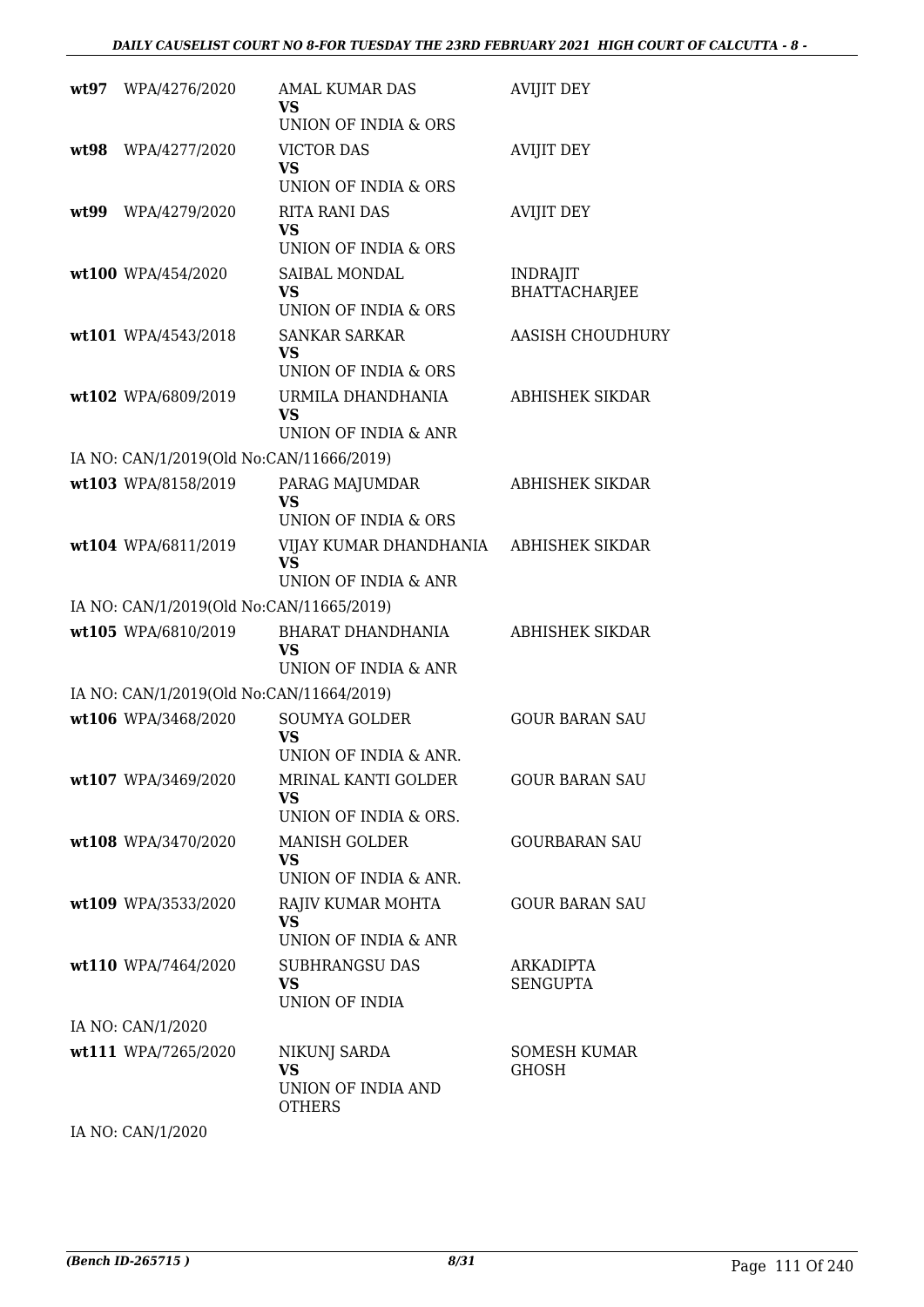| | | | |
|---|---|---|---|
| **wt97** | WPA/4276/2020 | AMAL KUMAR DAS<br>**VS**<br>UNION OF INDIA & ORS | AVIJIT DEY |
| **wt98** | WPA/4277/2020 | VICTOR DAS<br>**VS**<br>UNION OF INDIA & ORS | AVIJIT DEY |
| **wt99** | WPA/4279/2020 | RITA RANI DAS<br>**VS**<br>UNION OF INDIA & ORS | AVIJIT DEY |
| **wt100** | WPA/454/2020 | SAIBAL MONDAL<br>**VS**<br>UNION OF INDIA & ORS | INDRAJIT BHATTACHARJEE |
| **wt101** | WPA/4543/2018 | SANKAR SARKAR<br>**VS**<br>UNION OF INDIA & ORS | AASISH CHOUDHURY |
| **wt102** | WPA/6809/2019 | URMILA DHANDHANIA<br>**VS**<br>UNION OF INDIA & ANR | ABHISHEK SIKDAR |
| IA NO: CAN/1/2019(Old No:CAN/11666/2019) | | | |
| **wt103** | WPA/8158/2019 | PARAG MAJUMDAR<br>**VS**<br>UNION OF INDIA & ORS | ABHISHEK SIKDAR |
| **wt104** | WPA/6811/2019 | VIJAY KUMAR DHANDHANIA<br>**VS**<br>UNION OF INDIA & ANR | ABHISHEK SIKDAR |
| IA NO: CAN/1/2019(Old No:CAN/11665/2019) | | | |
| **wt105** | WPA/6810/2019 | BHARAT DHANDHANIA<br>**VS**<br>UNION OF INDIA & ANR | ABHISHEK SIKDAR |
| IA NO: CAN/1/2019(Old No:CAN/11664/2019) | | | |
| **wt106** | WPA/3468/2020 | SOUMYA GOLDER<br>**VS**<br>UNION OF INDIA & ANR. | GOUR BARAN SAU |
| **wt107** | WPA/3469/2020 | MRINAL KANTI GOLDER<br>**VS**<br>UNION OF INDIA & ORS. | GOUR BARAN SAU |
| **wt108** | WPA/3470/2020 | MANISH GOLDER<br>**VS**<br>UNION OF INDIA & ANR. | GOURBARAN SAU |
| **wt109** | WPA/3533/2020 | RAJIV KUMAR MOHTA<br>**VS**<br>UNION OF INDIA & ANR | GOUR BARAN SAU |
| **wt110** | WPA/7464/2020 | SUBHRANGSU DAS<br>**VS**<br>UNION OF INDIA | ARKADIPTA SENGUPTA |
| IA NO: CAN/1/2020 | | | |
| **wt111** | WPA/7265/2020 | NIKUNJ SARDA<br>**VS**<br>UNION OF INDIA AND OTHERS | SOMESH KUMAR GHOSH |
| IA NO: CAN/1/2020 | | | |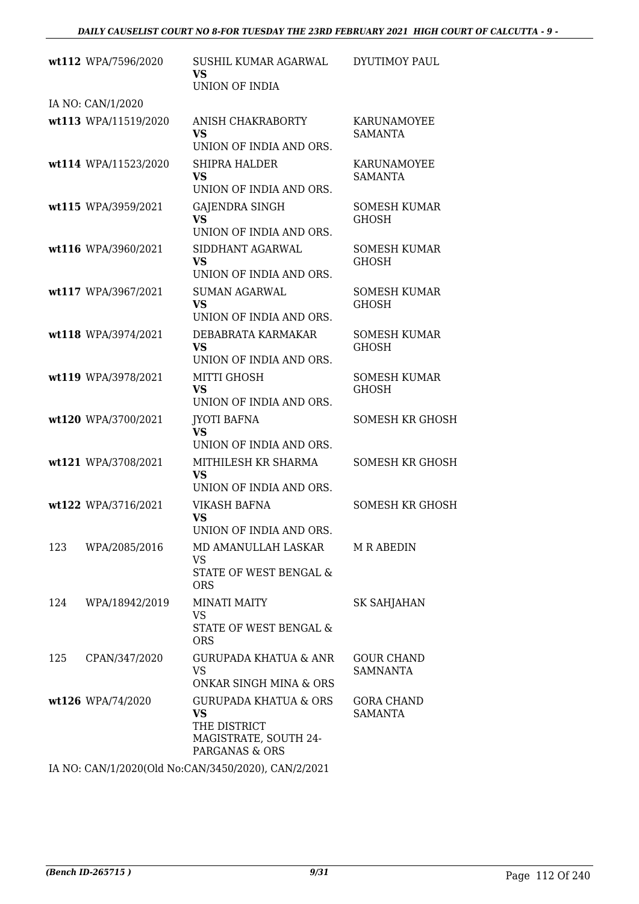| | | | |
|---|---|---|---|
| **wt112** | WPA/7596/2020 | SUSHIL KUMAR AGARWAL<br>**VS**<br>UNION OF INDIA | DYUTIMOY PAUL |
| IA NO: CAN/1/2020 | | | |
| **wt113** | WPA/11519/2020 | ANISH CHAKRABORTY<br>**VS**<br>UNION OF INDIA AND ORS. | KARUNAMOYEE SAMANTA |
| **wt114** | WPA/11523/2020 | SHIPRA HALDER<br>**VS**<br>UNION OF INDIA AND ORS. | KARUNAMOYEE SAMANTA |
| **wt115** | WPA/3959/2021 | GAJENDRA SINGH<br>**VS**<br>UNION OF INDIA AND ORS. | SOMESH KUMAR GHOSH |
| **wt116** | WPA/3960/2021 | SIDDHANT AGARWAL<br>**VS**<br>UNION OF INDIA AND ORS. | SOMESH KUMAR GHOSH |
| **wt117** | WPA/3967/2021 | SUMAN AGARWAL<br>**VS**<br>UNION OF INDIA AND ORS. | SOMESH KUMAR GHOSH |
| **wt118** | WPA/3974/2021 | DEBABRATA KARMAKAR<br>**VS**<br>UNION OF INDIA AND ORS. | SOMESH KUMAR GHOSH |
| **wt119** | WPA/3978/2021 | MITTI GHOSH<br>**VS**<br>UNION OF INDIA AND ORS. | SOMESH KUMAR GHOSH |
| **wt120** | WPA/3700/2021 | JYOTI BAFNA<br>**VS**<br>UNION OF INDIA AND ORS. | SOMESH KR GHOSH |
| **wt121** | WPA/3708/2021 | MITHILESH KR SHARMA<br>**VS**<br>UNION OF INDIA AND ORS. | SOMESH KR GHOSH |
| **wt122** | WPA/3716/2021 | VIKASH BAFNA<br>**VS**<br>UNION OF INDIA AND ORS. | SOMESH KR GHOSH |
| 123 | WPA/2085/2016 | MD AMANULLAH LASKAR<br>VS<br>STATE OF WEST BENGAL & ORS | M R ABEDIN |
| 124 | WPA/18942/2019 | MINATI MAITY<br>VS<br>STATE OF WEST BENGAL & ORS | SK SAHJAHAN |
| 125 | CPAN/347/2020 | GURUPADA KHATUA & ANR<br>VS<br>ONKAR SINGH MINA & ORS | GOUR CHAND SAMNANTA |
| **wt126** | WPA/74/2020 | GURUPADA KHATUA & ORS<br>**VS**<br>THE DISTRICT MAGISTRATE, SOUTH 24-PARGANAS & ORS | GORA CHAND SAMANTA |
| IA NO: CAN/1/2020(Old No:CAN/3450/2020), CAN/2/2021 | | | |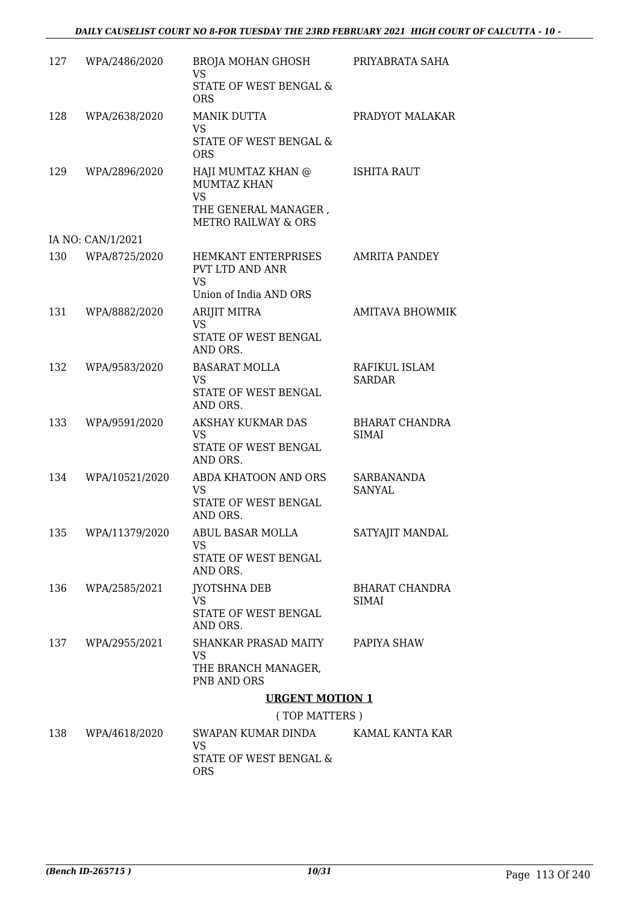| | | | |
|---|---|---|---|
| 127 | WPA/2486/2020 | BROJA MOHAN GHOSH<br>VS<br>STATE OF WEST BENGAL & ORS | PRIYABRATA SAHA |
| 128 | WPA/2638/2020 | MANIK DUTTA<br>VS<br>STATE OF WEST BENGAL & ORS | PRADYOT MALAKAR |
| 129 | WPA/2896/2020 | HAJI MUMTAZ KHAN @ MUMTAZ KHAN<br>VS<br>THE GENERAL MANAGER , METRO RAILWAY & ORS | ISHITA RAUT |
| | IA NO: CAN/1/2021 | | |
| 130 | WPA/8725/2020 | HEMKANT ENTERPRISES PVT LTD AND ANR<br>VS<br>Union of India AND ORS | AMRITA PANDEY |
| 131 | WPA/8882/2020 | ARIJIT MITRA<br>VS<br>STATE OF WEST BENGAL AND ORS. | AMITAVA BHOWMIK |
| 132 | WPA/9583/2020 | BASARAT MOLLA<br>VS<br>STATE OF WEST BENGAL AND ORS. | RAFIKUL ISLAM SARDAR |
| 133 | WPA/9591/2020 | AKSHAY KUKMAR DAS<br>VS<br>STATE OF WEST BENGAL AND ORS. | BHARAT CHANDRA SIMAI |
| 134 | WPA/10521/2020 | ABDA KHATOON AND ORS<br>VS<br>STATE OF WEST BENGAL AND ORS. | SARBANANDA SANYAL |
| 135 | WPA/11379/2020 | ABUL BASAR MOLLA<br>VS<br>STATE OF WEST BENGAL AND ORS. | SATYAJIT MANDAL |
| 136 | WPA/2585/2021 | JYOTSHNA DEB<br>VS<br>STATE OF WEST BENGAL AND ORS. | BHARAT CHANDRA SIMAI |
| 137 | WPA/2955/2021 | SHANKAR PRASAD MAITY<br>VS<br>THE BRANCH MANAGER, PNB AND ORS | PAPIYA SHAW |

**URGENT MOTION 1**

( TOP MATTERS )

| | | | |
|---|---|---|---|
| 138 | WPA/4618/2020 | SWAPAN KUMAR DINDA<br>VS<br>STATE OF WEST BENGAL & ORS | KAMAL KANTA KAR |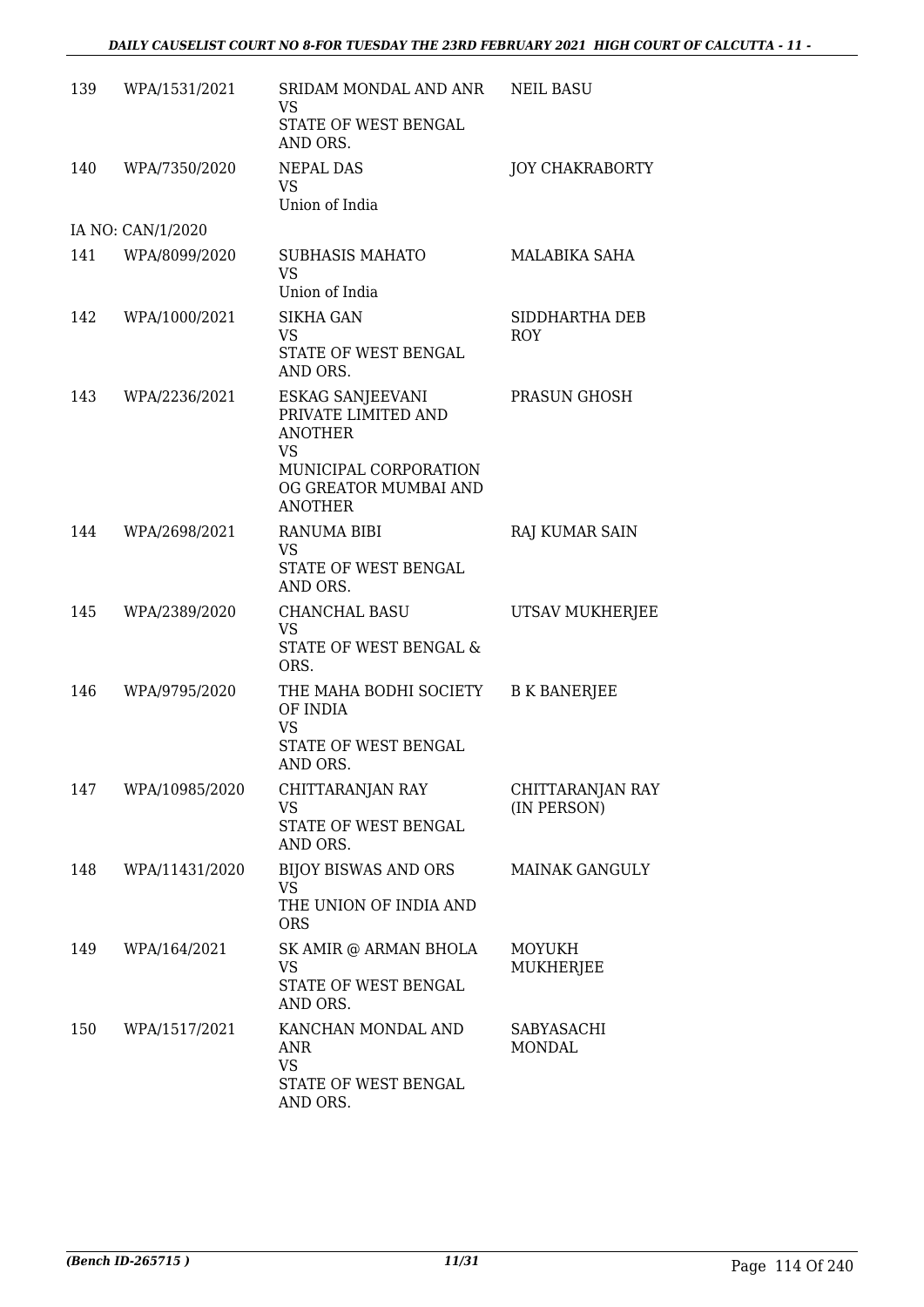| | | | |
|---|---|---|---|
| 139 | WPA/1531/2021 | SRIDAM MONDAL AND ANR<br>VS<br>STATE OF WEST BENGAL AND ORS. | NEIL BASU |
| 140 | WPA/7350/2020 | NEPAL DAS<br>VS<br>Union of India | JOY CHAKRABORTY |
| IA NO: CAN/1/2020 | | | |
| 141 | WPA/8099/2020 | SUBHASIS MAHATO<br>VS<br>Union of India | MALABIKA SAHA |
| 142 | WPA/1000/2021 | SIKHA GAN<br>VS<br>STATE OF WEST BENGAL AND ORS. | SIDDHARTHA DEB ROY |
| 143 | WPA/2236/2021 | ESKAG SANJEEVANI PRIVATE LIMITED AND ANOTHER<br>VS<br>MUNICIPAL CORPORATION OG GREATOR MUMBAI AND ANOTHER | PRASUN GHOSH |
| 144 | WPA/2698/2021 | RANUMA BIBI<br>VS<br>STATE OF WEST BENGAL AND ORS. | RAJ KUMAR SAIN |
| 145 | WPA/2389/2020 | CHANCHAL BASU<br>VS<br>STATE OF WEST BENGAL & ORS. | UTSAV MUKHERJEE |
| 146 | WPA/9795/2020 | THE MAHA BODHI SOCIETY OF INDIA<br>VS<br>STATE OF WEST BENGAL AND ORS. | B K BANERJEE |
| 147 | WPA/10985/2020 | CHITTARANJAN RAY<br>VS<br>STATE OF WEST BENGAL AND ORS. | CHITTARANJAN RAY (IN PERSON) |
| 148 | WPA/11431/2020 | BIJOY BISWAS AND ORS<br>VS<br>THE UNION OF INDIA AND ORS | MAINAK GANGULY |
| 149 | WPA/164/2021 | SK AMIR @ ARMAN BHOLA<br>VS<br>STATE OF WEST BENGAL AND ORS. | MOYUKH MUKHERJEE |
| 150 | WPA/1517/2021 | KANCHAN MONDAL AND ANR<br>VS<br>STATE OF WEST BENGAL AND ORS. | SABYASACHI MONDAL |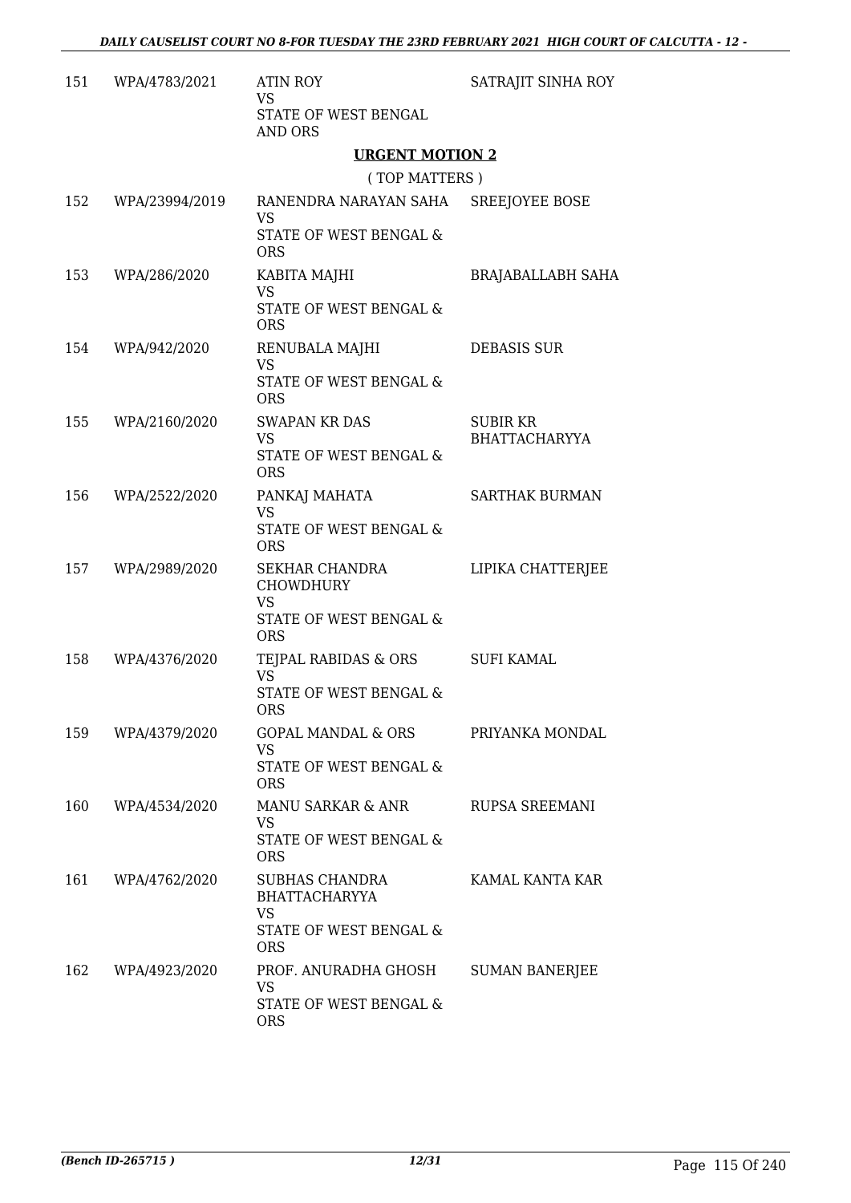| | | | |
|---|---|---|---|
| 151 | WPA/4783/2021 | ATIN ROY<br>VS<br>STATE OF WEST BENGAL AND ORS | SATRAJIT SINHA ROY |

## URGENT MOTION 2

( TOP MATTERS )

| | | | |
|---|---|---|---|
| 152 | WPA/23994/2019 | RANENDRA NARAYAN SAHA<br>VS<br>STATE OF WEST BENGAL & ORS | SREEJOYEE BOSE |
| 153 | WPA/286/2020 | KABITA MAJHI<br>VS<br>STATE OF WEST BENGAL & ORS | BRAJABALLABH SAHA |
| 154 | WPA/942/2020 | RENUBALA MAJHI<br>VS<br>STATE OF WEST BENGAL & ORS | DEBASIS SUR |
| 155 | WPA/2160/2020 | SWAPAN KR DAS<br>VS<br>STATE OF WEST BENGAL & ORS | SUBIR KR BHATTACHARYYA |
| 156 | WPA/2522/2020 | PANKAJ MAHATA<br>VS<br>STATE OF WEST BENGAL & ORS | SARTHAK BURMAN |
| 157 | WPA/2989/2020 | SEKHAR CHANDRA CHOWDHURY<br>VS<br>STATE OF WEST BENGAL & ORS | LIPIKA CHATTERJEE |
| 158 | WPA/4376/2020 | TEJPAL RABIDAS & ORS<br>VS<br>STATE OF WEST BENGAL & ORS | SUFI KAMAL |
| 159 | WPA/4379/2020 | GOPAL MANDAL & ORS<br>VS<br>STATE OF WEST BENGAL & ORS | PRIYANKA MONDAL |
| 160 | WPA/4534/2020 | MANU SARKAR & ANR<br>VS<br>STATE OF WEST BENGAL & ORS | RUPSA SREEMANI |
| 161 | WPA/4762/2020 | SUBHAS CHANDRA BHATTACHARYYA<br>VS<br>STATE OF WEST BENGAL & ORS | KAMAL KANTA KAR |
| 162 | WPA/4923/2020 | PROF. ANURADHA GHOSH<br>VS<br>STATE OF WEST BENGAL & ORS | SUMAN BANERJEE |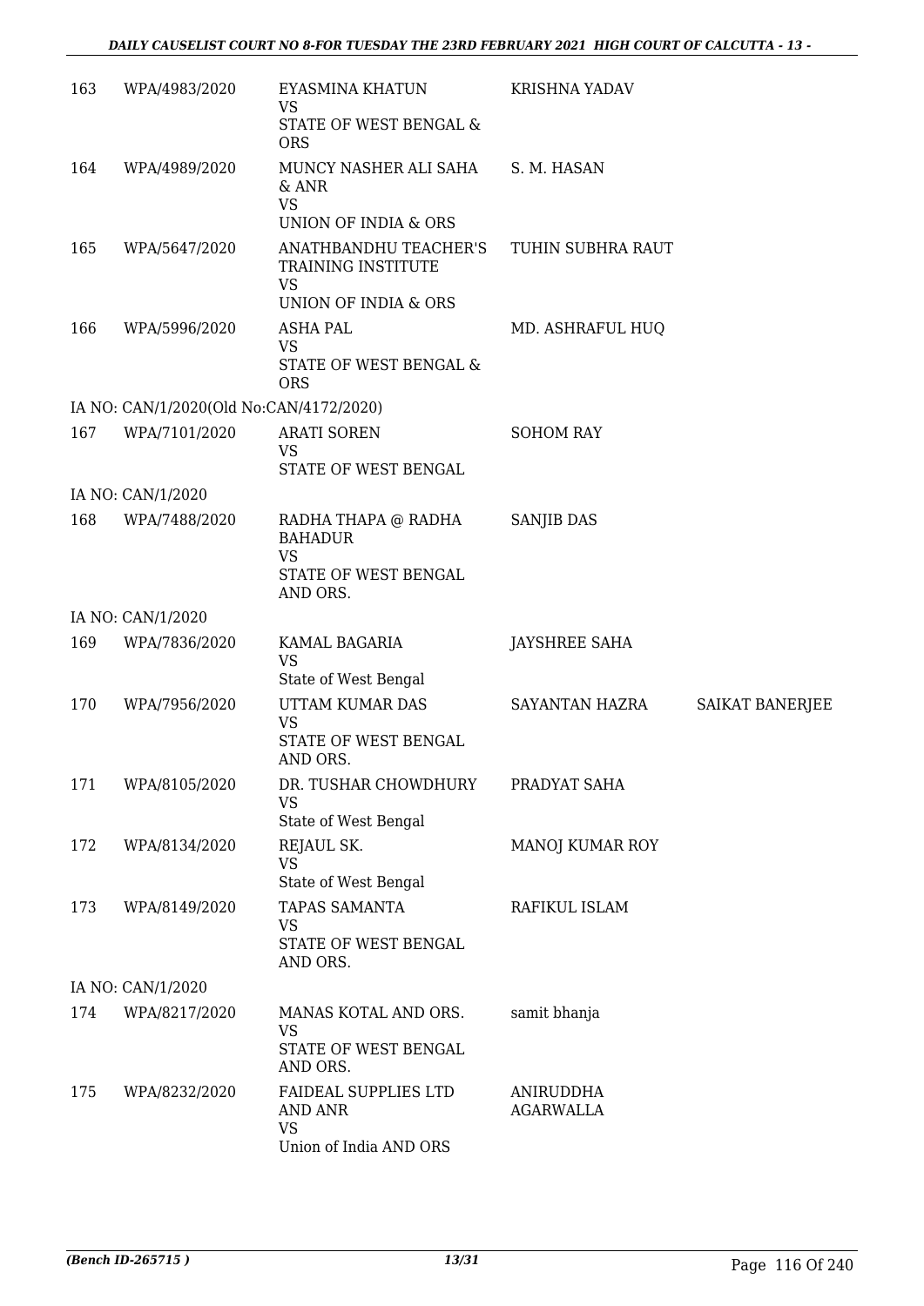| 163 | WPA/4983/2020 | EYASMINA KHATUN<br>VS<br>STATE OF WEST BENGAL & ORS | KRISHNA YADAV | |
|---|---|---|---|---|
| 164 | WPA/4989/2020 | MUNCY NASHER ALI SAHA & ANR<br>VS<br>UNION OF INDIA & ORS | S. M. HASAN | |
| 165 | WPA/5647/2020 | ANATHBANDHU TEACHER'S TRAINING INSTITUTE<br>VS<br>UNION OF INDIA & ORS | TUHIN SUBHRA RAUT | |
| 166 | WPA/5996/2020 | ASHA PAL<br>VS<br>STATE OF WEST BENGAL & ORS | MD. ASHRAFUL HUQ | |
| | IA NO: CAN/1/2020(Old No:CAN/4172/2020) | | | |
| 167 | WPA/7101/2020 | ARATI SOREN<br>VS<br>STATE OF WEST BENGAL | SOHOM RAY | |
| | IA NO: CAN/1/2020 | | | |
| 168 | WPA/7488/2020 | RADHA THAPA @ RADHA BAHADUR<br>VS<br>STATE OF WEST BENGAL AND ORS. | SANJIB DAS | |
| | IA NO: CAN/1/2020 | | | |
| 169 | WPA/7836/2020 | KAMAL BAGARIA<br>VS<br>State of West Bengal | JAYSHREE SAHA | |
| 170 | WPA/7956/2020 | UTTAM KUMAR DAS<br>VS<br>STATE OF WEST BENGAL AND ORS. | SAYANTAN HAZRA | SAIKAT BANERJEE |
| 171 | WPA/8105/2020 | DR. TUSHAR CHOWDHURY<br>VS<br>State of West Bengal | PRADYAT SAHA | |
| 172 | WPA/8134/2020 | REJAUL SK.<br>VS<br>State of West Bengal | MANOJ KUMAR ROY | |
| 173 | WPA/8149/2020 | TAPAS SAMANTA<br>VS<br>STATE OF WEST BENGAL AND ORS. | RAFIKUL ISLAM | |
| | IA NO: CAN/1/2020 | | | |
| 174 | WPA/8217/2020 | MANAS KOTAL AND ORS.<br>VS<br>STATE OF WEST BENGAL AND ORS. | samit bhanja | |
| 175 | WPA/8232/2020 | FAIDEAL SUPPLIES LTD AND ANR<br>VS<br>Union of India AND ORS | ANIRUDDHA AGARWALLA | |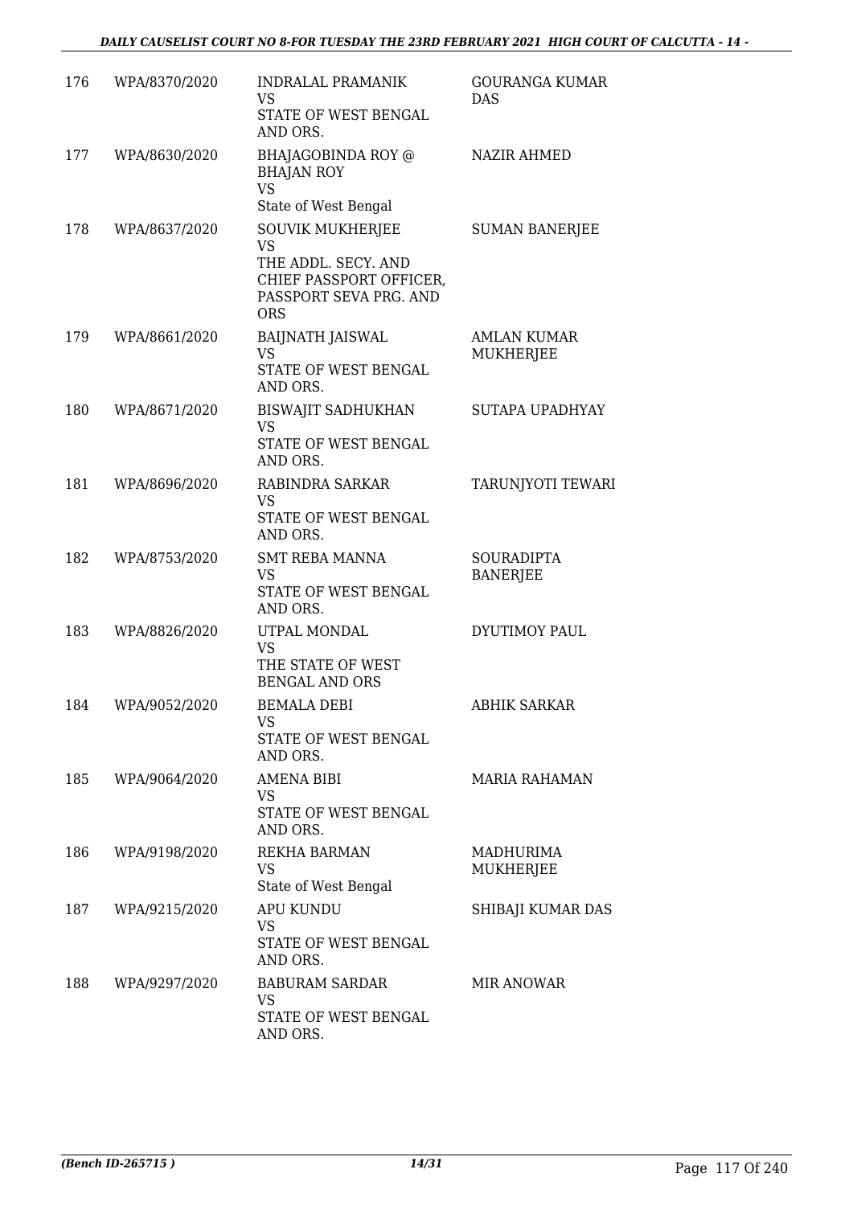| 176 | WPA/8370/2020 | INDRALAL PRAMANIK<br>VS<br>STATE OF WEST BENGAL AND ORS. | GOURANGA KUMAR DAS |
|---|---|---|---|
| 177 | WPA/8630/2020 | BHAJAGOBINDA ROY @ BHAJAN ROY<br>VS<br>State of West Bengal | NAZIR AHMED |
| 178 | WPA/8637/2020 | SOUVIK MUKHERJEE<br>VS<br>THE ADDL. SECY. AND CHIEF PASSPORT OFFICER, PASSPORT SEVA PRG. AND ORS | SUMAN BANERJEE |
| 179 | WPA/8661/2020 | BAIJNATH JAISWAL<br>VS<br>STATE OF WEST BENGAL AND ORS. | AMLAN KUMAR MUKHERJEE |
| 180 | WPA/8671/2020 | BISWAJIT SADHUKHAN<br>VS<br>STATE OF WEST BENGAL AND ORS. | SUTAPA UPADHYAY |
| 181 | WPA/8696/2020 | RABINDRA SARKAR<br>VS<br>STATE OF WEST BENGAL AND ORS. | TARUNJYOTI TEWARI |
| 182 | WPA/8753/2020 | SMT REBA MANNA<br>VS<br>STATE OF WEST BENGAL AND ORS. | SOURADIPTA BANERJEE |
| 183 | WPA/8826/2020 | UTPAL MONDAL<br>VS<br>THE STATE OF WEST BENGAL AND ORS | DYUTIMOY PAUL |
| 184 | WPA/9052/2020 | BEMALA DEBI<br>VS<br>STATE OF WEST BENGAL AND ORS. | ABHIK SARKAR |
| 185 | WPA/9064/2020 | AMENA BIBI<br>VS<br>STATE OF WEST BENGAL AND ORS. | MARIA RAHAMAN |
| 186 | WPA/9198/2020 | REKHA BARMAN<br>VS<br>State of West Bengal | MADHURIMA MUKHERJEE |
| 187 | WPA/9215/2020 | APU KUNDU<br>VS<br>STATE OF WEST BENGAL AND ORS. | SHIBAJI KUMAR DAS |
| 188 | WPA/9297/2020 | BABURAM SARDAR<br>VS<br>STATE OF WEST BENGAL AND ORS. | MIR ANOWAR |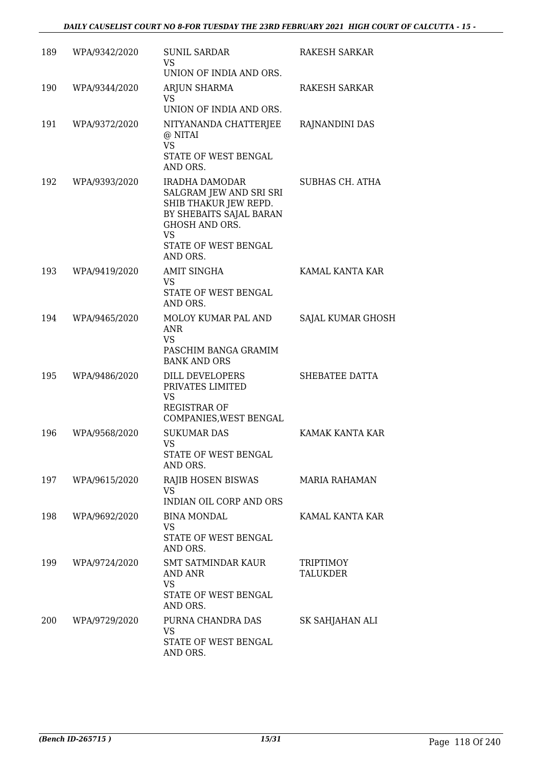| 189 | WPA/9342/2020 | SUNIL SARDAR<br>VS<br>UNION OF INDIA AND ORS. | RAKESH SARKAR |
|---|---|---|---|
| 190 | WPA/9344/2020 | ARJUN SHARMA<br>VS<br>UNION OF INDIA AND ORS. | RAKESH SARKAR |
| 191 | WPA/9372/2020 | NITYANANDA CHATTERJEE @ NITAI<br>VS<br>STATE OF WEST BENGAL AND ORS. | RAJNANDINI DAS |
| 192 | WPA/9393/2020 | IRADHA DAMODAR SALGRAM JEW AND SRI SRI SHIB THAKUR JEW REPD. BY SHEBAITS SAJAL BARAN GHOSH AND ORS.<br>VS<br>STATE OF WEST BENGAL AND ORS. | SUBHAS CH. ATHA |
| 193 | WPA/9419/2020 | AMIT SINGHA<br>VS<br>STATE OF WEST BENGAL AND ORS. | KAMAL KANTA KAR |
| 194 | WPA/9465/2020 | MOLOY KUMAR PAL AND ANR<br>VS<br>PASCHIM BANGA GRAMIM BANK AND ORS | SAJAL KUMAR GHOSH |
| 195 | WPA/9486/2020 | DILL DEVELOPERS PRIVATES LIMITED<br>VS<br>REGISTRAR OF COMPANIES,WEST BENGAL | SHEBATEE DATTA |
| 196 | WPA/9568/2020 | SUKUMAR DAS<br>VS<br>STATE OF WEST BENGAL AND ORS. | KAMAK KANTA KAR |
| 197 | WPA/9615/2020 | RAJIB HOSEN BISWAS<br>VS<br>INDIAN OIL CORP AND ORS | MARIA RAHAMAN |
| 198 | WPA/9692/2020 | BINA MONDAL<br>VS<br>STATE OF WEST BENGAL AND ORS. | KAMAL KANTA KAR |
| 199 | WPA/9724/2020 | SMT SATMINDAR KAUR AND ANR<br>VS<br>STATE OF WEST BENGAL AND ORS. | TRIPTIMOY TALUKDER |
| 200 | WPA/9729/2020 | PURNA CHANDRA DAS<br>VS<br>STATE OF WEST BENGAL AND ORS. | SK SAHJAHAN ALI |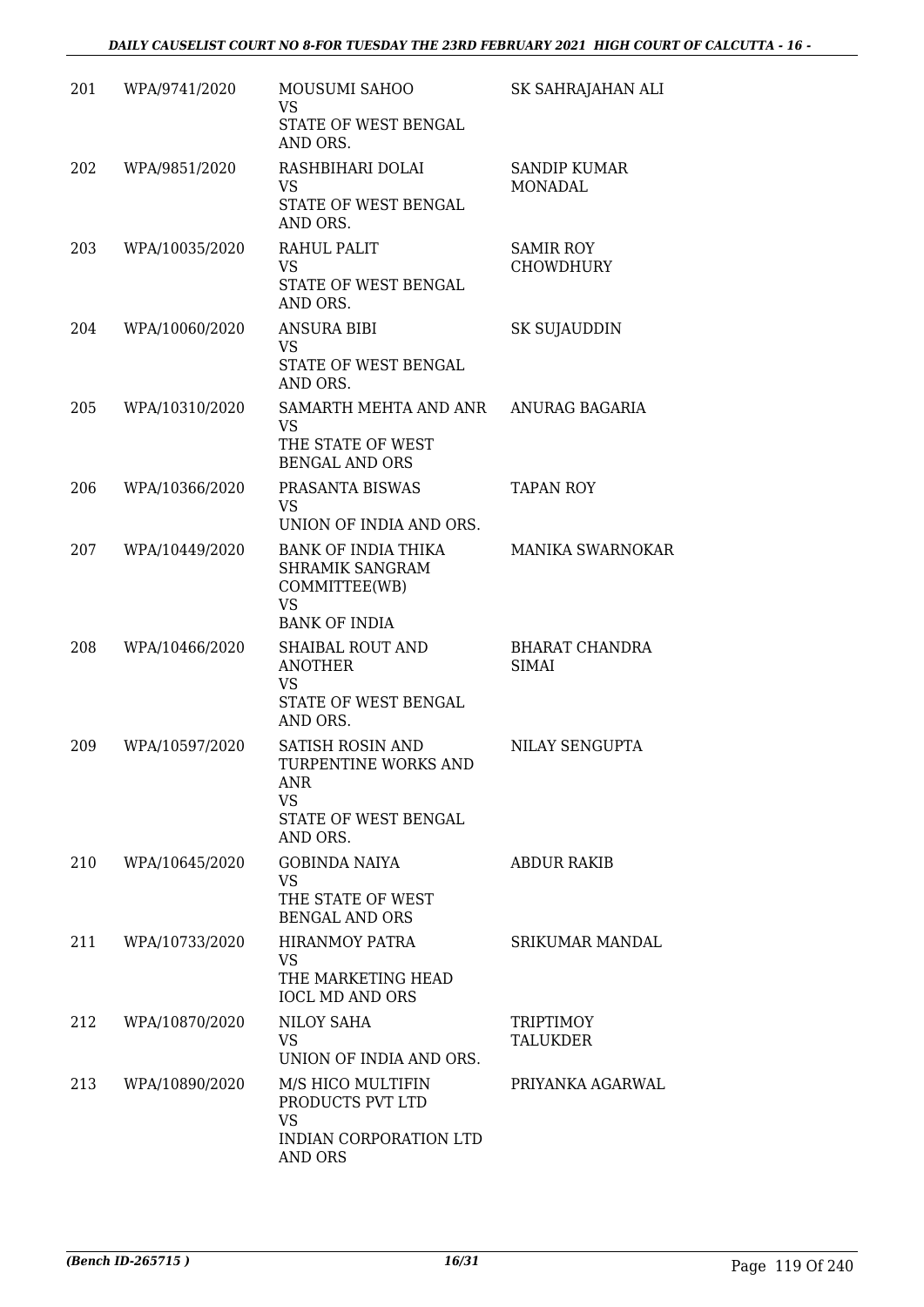| 201 | WPA/9741/2020 | MOUSUMI SAHOO<br>VS<br>STATE OF WEST BENGAL AND ORS. | SK SAHRAJAHAN ALI |
|---|---|---|---|
| 202 | WPA/9851/2020 | RASHBIHARI DOLAI<br>VS<br>STATE OF WEST BENGAL AND ORS. | SANDIP KUMAR MONADAL |
| 203 | WPA/10035/2020 | RAHUL PALIT<br>VS<br>STATE OF WEST BENGAL AND ORS. | SAMIR ROY CHOWDHURY |
| 204 | WPA/10060/2020 | ANSURA BIBI<br>VS<br>STATE OF WEST BENGAL AND ORS. | SK SUJAUDDIN |
| 205 | WPA/10310/2020 | SAMARTH MEHTA AND ANR<br>VS<br>THE STATE OF WEST BENGAL AND ORS | ANURAG BAGARIA |
| 206 | WPA/10366/2020 | PRASANTA BISWAS<br>VS<br>UNION OF INDIA AND ORS. | TAPAN ROY |
| 207 | WPA/10449/2020 | BANK OF INDIA THIKA SHRAMIK SANGRAM COMMITTEE(WB)<br>VS<br>BANK OF INDIA | MANIKA SWARNOKAR |
| 208 | WPA/10466/2020 | SHAIBAL ROUT AND ANOTHER<br>VS<br>STATE OF WEST BENGAL AND ORS. | BHARAT CHANDRA SIMAI |
| 209 | WPA/10597/2020 | SATISH ROSIN AND TURPENTINE WORKS AND ANR<br>VS<br>STATE OF WEST BENGAL AND ORS. | NILAY SENGUPTA |
| 210 | WPA/10645/2020 | GOBINDA NAIYA<br>VS<br>THE STATE OF WEST BENGAL AND ORS | ABDUR RAKIB |
| 211 | WPA/10733/2020 | HIRANMOY PATRA<br>VS<br>THE MARKETING HEAD IOCL MD AND ORS | SRIKUMAR MANDAL |
| 212 | WPA/10870/2020 | NILOY SAHA<br>VS<br>UNION OF INDIA AND ORS. | TRIPTIMOY TALUKDER |
| 213 | WPA/10890/2020 | M/S HICO MULTIFIN PRODUCTS PVT LTD<br>VS<br>INDIAN CORPORATION LTD AND ORS | PRIYANKA AGARWAL |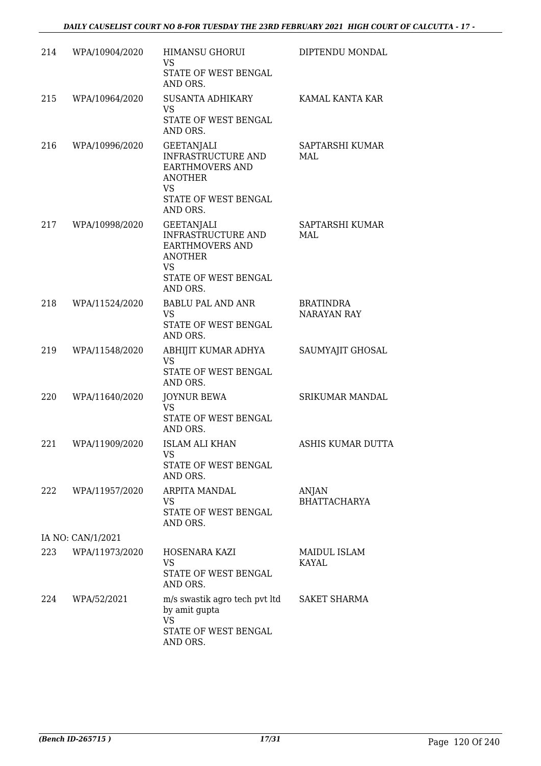| | | | |
|---|---|---|---|
| 214 | WPA/10904/2020 | HIMANSU GHORUI<br>VS<br>STATE OF WEST BENGAL AND ORS. | DIPTENDU MONDAL |
| 215 | WPA/10964/2020 | SUSANTA ADHIKARY<br>VS<br>STATE OF WEST BENGAL AND ORS. | KAMAL KANTA KAR |
| 216 | WPA/10996/2020 | GEETANJALI INFRASTRUCTURE AND EARTHMOVERS AND ANOTHER<br>VS<br>STATE OF WEST BENGAL AND ORS. | SAPTARSHI KUMAR MAL |
| 217 | WPA/10998/2020 | GEETANJALI INFRASTRUCTURE AND EARTHMOVERS AND ANOTHER<br>VS<br>STATE OF WEST BENGAL AND ORS. | SAPTARSHI KUMAR MAL |
| 218 | WPA/11524/2020 | BABLU PAL AND ANR<br>VS<br>STATE OF WEST BENGAL AND ORS. | BRATINDRA NARAYAN RAY |
| 219 | WPA/11548/2020 | ABHIJIT KUMAR ADHYA<br>VS<br>STATE OF WEST BENGAL AND ORS. | SAUMYAJIT GHOSAL |
| 220 | WPA/11640/2020 | JOYNUR BEWA<br>VS<br>STATE OF WEST BENGAL AND ORS. | SRIKUMAR MANDAL |
| 221 | WPA/11909/2020 | ISLAM ALI KHAN<br>VS<br>STATE OF WEST BENGAL AND ORS. | ASHIS KUMAR DUTTA |
| 222 | WPA/11957/2020 | ARPITA MANDAL<br>VS<br>STATE OF WEST BENGAL AND ORS. | ANJAN BHATTACHARYA |
| | IA NO: CAN/1/2021 | | |
| 223 | WPA/11973/2020 | HOSENARA KAZI<br>VS<br>STATE OF WEST BENGAL AND ORS. | MAIDUL ISLAM KAYAL |
| 224 | WPA/52/2021 | m/s swastik agro tech pvt ltd by amit gupta<br>VS<br>STATE OF WEST BENGAL AND ORS. | SAKET SHARMA |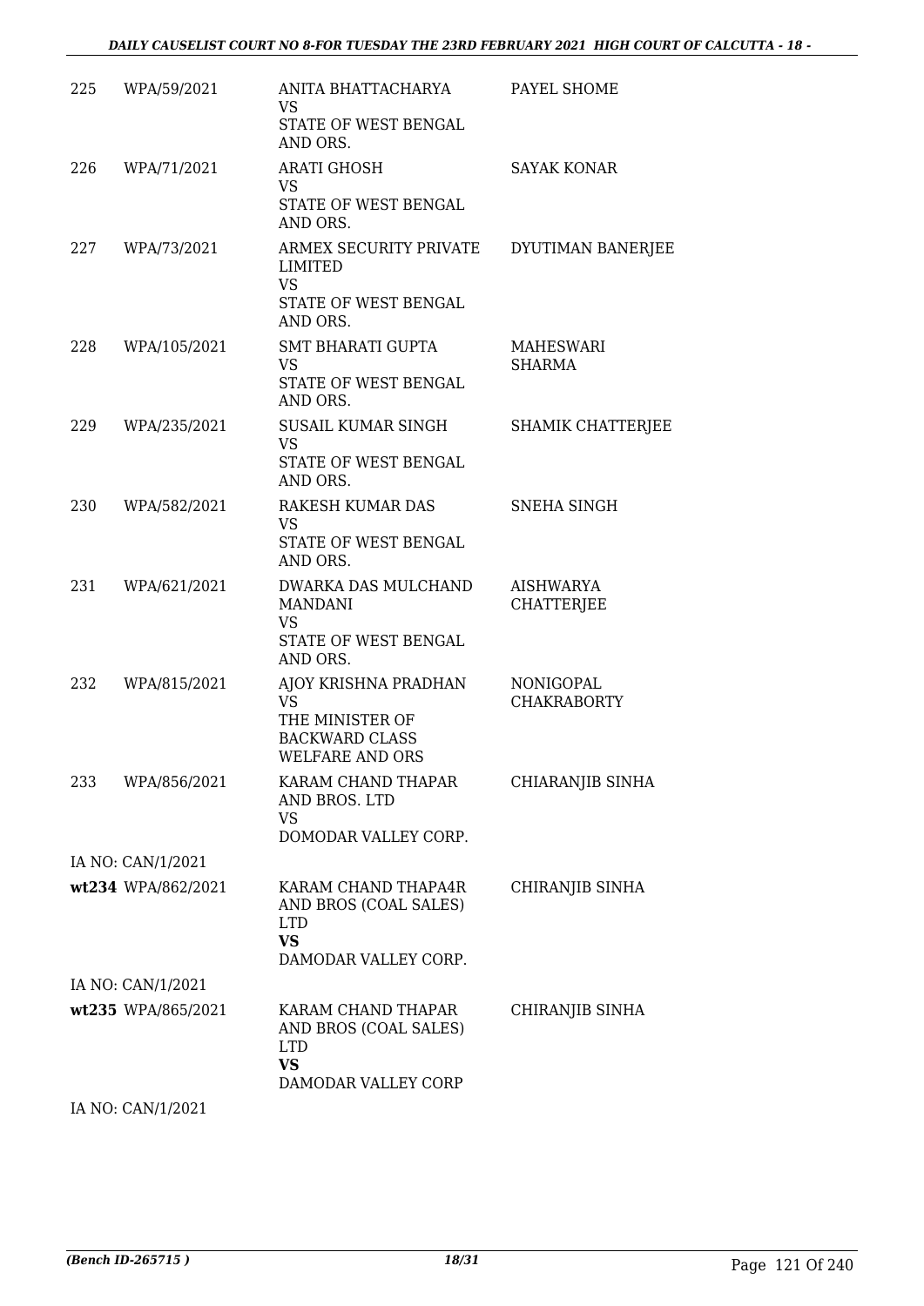| | | | |
|---|---|---|---|
| 225 | WPA/59/2021 | ANITA BHATTACHARYA<br>VS<br>STATE OF WEST BENGAL AND ORS. | PAYEL SHOME |
| 226 | WPA/71/2021 | ARATI GHOSH<br>VS<br>STATE OF WEST BENGAL AND ORS. | SAYAK KONAR |
| 227 | WPA/73/2021 | ARMEX SECURITY PRIVATE LIMITED<br>VS<br>STATE OF WEST BENGAL AND ORS. | DYUTIMAN BANERJEE |
| 228 | WPA/105/2021 | SMT BHARATI GUPTA<br>VS<br>STATE OF WEST BENGAL AND ORS. | MAHESWARI SHARMA |
| 229 | WPA/235/2021 | SUSAIL KUMAR SINGH<br>VS<br>STATE OF WEST BENGAL AND ORS. | SHAMIK CHATTERJEE |
| 230 | WPA/582/2021 | RAKESH KUMAR DAS<br>VS<br>STATE OF WEST BENGAL AND ORS. | SNEHA SINGH |
| 231 | WPA/621/2021 | DWARKA DAS MULCHAND MANDANI<br>VS<br>STATE OF WEST BENGAL AND ORS. | AISHWARYA CHATTERJEE |
| 232 | WPA/815/2021 | AJOY KRISHNA PRADHAN<br>VS<br>THE MINISTER OF BACKWARD CLASS WELFARE AND ORS | NONIGOPAL CHAKRABORTY |
| 233 | WPA/856/2021 | KARAM CHAND THAPAR AND BROS. LTD<br>VS<br>DOMODAR VALLEY CORP. | CHIARANJIB SINHA |
| | IA NO: CAN/1/2021 | | |
| wt234 | WPA/862/2021 | KARAM CHAND THAPA4R AND BROS (COAL SALES) LTD<br>**VS**<br>DAMODAR VALLEY CORP. | CHIRANJIB SINHA |
| | IA NO: CAN/1/2021 | | |
| wt235 | WPA/865/2021 | KARAM CHAND THAPAR AND BROS (COAL SALES) LTD<br>**VS**<br>DAMODAR VALLEY CORP | CHIRANJIB SINHA |
| | IA NO: CAN/1/2021 | | |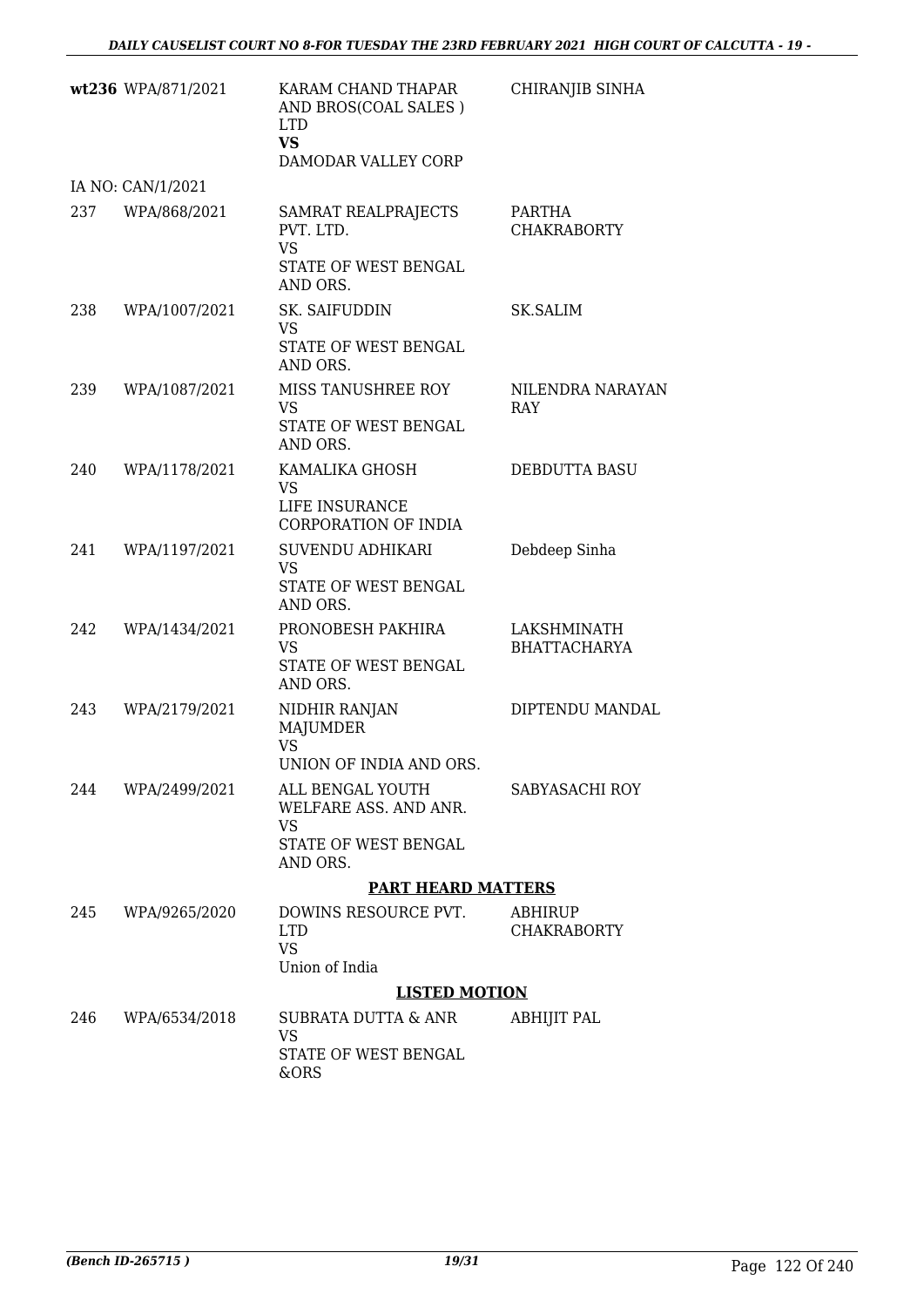| | | | |
|---|---|---|---|
| **wt236** | WPA/871/2021 | KARAM CHAND THAPAR AND BROS(COAL SALES ) LTD<br>**VS**<br>DAMODAR VALLEY CORP | CHIRANJIB SINHA |
| | IA NO: CAN/1/2021 | | |
| 237 | WPA/868/2021 | SAMRAT REALPRAJECTS PVT. LTD.<br>VS<br>STATE OF WEST BENGAL AND ORS. | PARTHA CHAKRABORTY |
| 238 | WPA/1007/2021 | SK. SAIFUDDIN<br>VS<br>STATE OF WEST BENGAL AND ORS. | SK.SALIM |
| 239 | WPA/1087/2021 | MISS TANUSHREE ROY<br>VS<br>STATE OF WEST BENGAL AND ORS. | NILENDRA NARAYAN RAY |
| 240 | WPA/1178/2021 | KAMALIKA GHOSH<br>VS<br>LIFE INSURANCE CORPORATION OF INDIA | DEBDUTTA BASU |
| 241 | WPA/1197/2021 | SUVENDU ADHIKARI<br>VS<br>STATE OF WEST BENGAL AND ORS. | Debdeep Sinha |
| 242 | WPA/1434/2021 | PRONOBESH PAKHIRA<br>VS<br>STATE OF WEST BENGAL AND ORS. | LAKSHMINATH BHATTACHARYA |
| 243 | WPA/2179/2021 | NIDHIR RANJAN MAJUMDER<br>VS<br>UNION OF INDIA AND ORS. | DIPTENDU MANDAL |
| 244 | WPA/2499/2021 | ALL BENGAL YOUTH WELFARE ASS. AND ANR.<br>VS<br>STATE OF WEST BENGAL AND ORS. | SABYASACHI ROY |

**PART HEARD MATTERS**

| | | | |
|---|---|---|---|
| 245 | WPA/9265/2020 | DOWINS RESOURCE PVT. LTD<br>VS<br>Union of India | ABHIRUP CHAKRABORTY |

**LISTED MOTION**

| | | | |
|---|---|---|---|
| 246 | WPA/6534/2018 | SUBRATA DUTTA & ANR<br>VS<br>STATE OF WEST BENGAL &ORS | ABHIJIT PAL |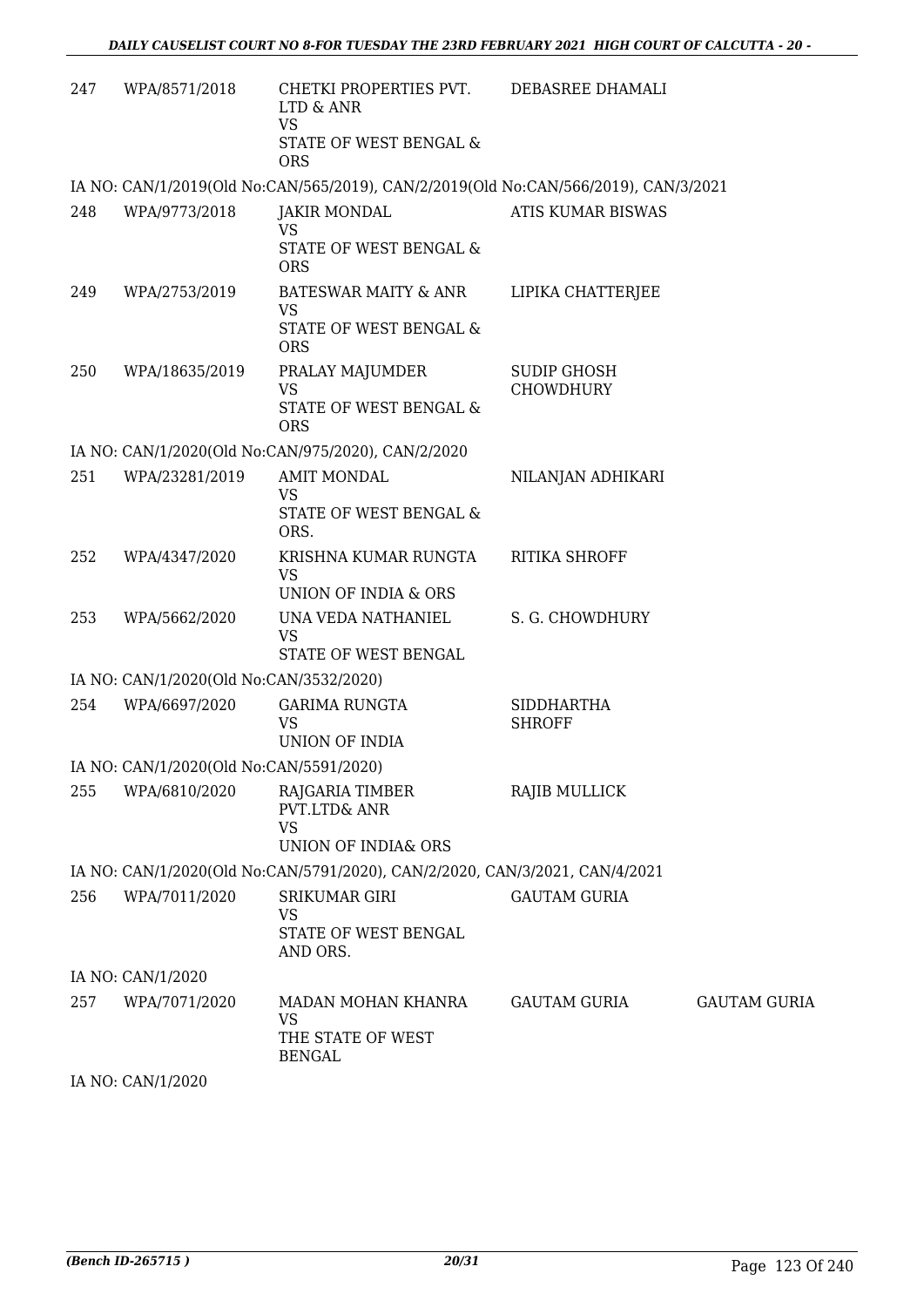| | | | | |
|---|---|---|---|---|
| 247 | WPA/8571/2018 | CHETKI PROPERTIES PVT. LTD & ANR<br>VS<br>STATE OF WEST BENGAL & ORS | DEBASREE DHAMALI | |
| IA NO: CAN/1/2019(Old No:CAN/565/2019), CAN/2/2019(Old No:CAN/566/2019), CAN/3/2021 | | | | |
| 248 | WPA/9773/2018 | JAKIR MONDAL<br>VS<br>STATE OF WEST BENGAL & ORS | ATIS KUMAR BISWAS | |
| 249 | WPA/2753/2019 | BATESWAR MAITY & ANR<br>VS<br>STATE OF WEST BENGAL & ORS | LIPIKA CHATTERJEE | |
| 250 | WPA/18635/2019 | PRALAY MAJUMDER<br>VS<br>STATE OF WEST BENGAL & ORS | SUDIP GHOSH CHOWDHURY | |
| IA NO: CAN/1/2020(Old No:CAN/975/2020), CAN/2/2020 | | | | |
| 251 | WPA/23281/2019 | AMIT MONDAL<br>VS<br>STATE OF WEST BENGAL & ORS. | NILANJAN ADHIKARI | |
| 252 | WPA/4347/2020 | KRISHNA KUMAR RUNGTA<br>VS<br>UNION OF INDIA & ORS | RITIKA SHROFF | |
| 253 | WPA/5662/2020 | UNA VEDA NATHANIEL<br>VS<br>STATE OF WEST BENGAL | S. G. CHOWDHURY | |
| IA NO: CAN/1/2020(Old No:CAN/3532/2020) | | | | |
| 254 | WPA/6697/2020 | GARIMA RUNGTA<br>VS<br>UNION OF INDIA | SIDDHARTHA SHROFF | |
| IA NO: CAN/1/2020(Old No:CAN/5591/2020) | | | | |
| 255 | WPA/6810/2020 | RAJGARIA TIMBER PVT.LTD& ANR<br>VS<br>UNION OF INDIA& ORS | RAJIB MULLICK | |
| IA NO: CAN/1/2020(Old No:CAN/5791/2020), CAN/2/2020, CAN/3/2021, CAN/4/2021 | | | | |
| 256 | WPA/7011/2020 | SRIKUMAR GIRI<br>VS<br>STATE OF WEST BENGAL AND ORS. | GAUTAM GURIA | |
| IA NO: CAN/1/2020 | | | | |
| 257 | WPA/7071/2020 | MADAN MOHAN KHANRA<br>VS<br>THE STATE OF WEST BENGAL | GAUTAM GURIA | GAUTAM GURIA |
| IA NO: CAN/1/2020 | | | | |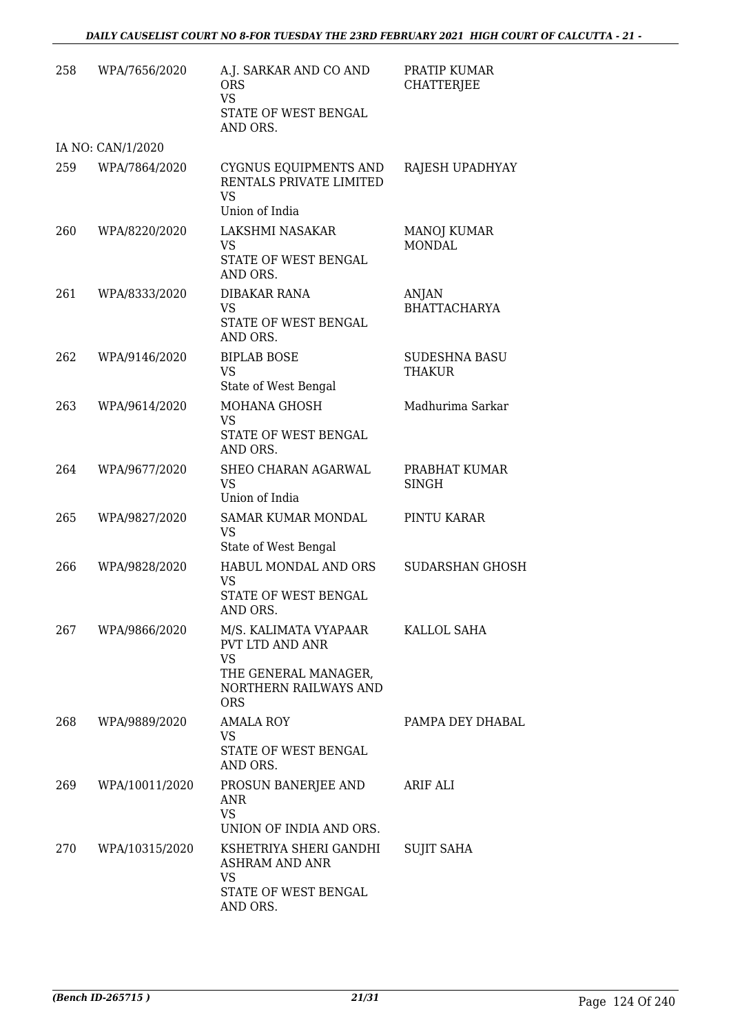| | | | |
|---|---|---|---|
| 258 | WPA/7656/2020 | A.J. SARKAR AND CO AND ORS<br>VS<br>STATE OF WEST BENGAL AND ORS. | PRATIP KUMAR CHATTERJEE |
| IA NO: CAN/1/2020 | | | |
| 259 | WPA/7864/2020 | CYGNUS EQUIPMENTS AND RENTALS PRIVATE LIMITED<br>VS<br>Union of India | RAJESH UPADHYAY |
| 260 | WPA/8220/2020 | LAKSHMI NASAKAR<br>VS<br>STATE OF WEST BENGAL AND ORS. | MANOJ KUMAR MONDAL |
| 261 | WPA/8333/2020 | DIBAKAR RANA<br>VS<br>STATE OF WEST BENGAL AND ORS. | ANJAN BHATTACHARYA |
| 262 | WPA/9146/2020 | BIPLAB BOSE<br>VS<br>State of West Bengal | SUDESHNA BASU THAKUR |
| 263 | WPA/9614/2020 | MOHANA GHOSH<br>VS<br>STATE OF WEST BENGAL AND ORS. | Madhurima Sarkar |
| 264 | WPA/9677/2020 | SHEO CHARAN AGARWAL<br>VS<br>Union of India | PRABHAT KUMAR SINGH |
| 265 | WPA/9827/2020 | SAMAR KUMAR MONDAL<br>VS<br>State of West Bengal | PINTU KARAR |
| 266 | WPA/9828/2020 | HABUL MONDAL AND ORS<br>VS<br>STATE OF WEST BENGAL AND ORS. | SUDARSHAN GHOSH |
| 267 | WPA/9866/2020 | M/S. KALIMATA VYAPAAR PVT LTD AND ANR<br>VS<br>THE GENERAL MANAGER, NORTHERN RAILWAYS AND ORS | KALLOL SAHA |
| 268 | WPA/9889/2020 | AMALA ROY<br>VS<br>STATE OF WEST BENGAL AND ORS. | PAMPA DEY DHABAL |
| 269 | WPA/10011/2020 | PROSUN BANERJEE AND ANR<br>VS<br>UNION OF INDIA AND ORS. | ARIF ALI |
| 270 | WPA/10315/2020 | KSHETRIYA SHERI GANDHI ASHRAM AND ANR<br>VS<br>STATE OF WEST BENGAL AND ORS. | SUJIT SAHA |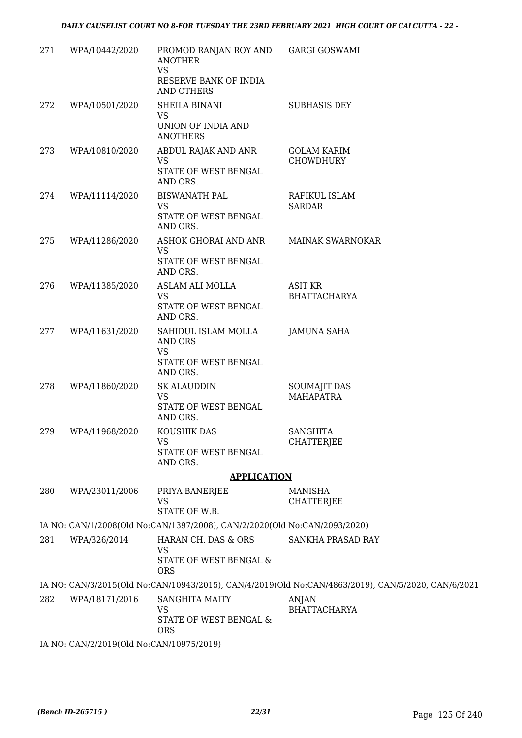| | | | |
|---|---|---|---|
| 271 | WPA/10442/2020 | PROMOD RANJAN ROY AND ANOTHER<br>VS<br>RESERVE BANK OF INDIA AND OTHERS | GARGI GOSWAMI |
| 272 | WPA/10501/2020 | SHEILA BINANI<br>VS<br>UNION OF INDIA AND ANOTHERS | SUBHASIS DEY |
| 273 | WPA/10810/2020 | ABDUL RAJAK AND ANR<br>VS<br>STATE OF WEST BENGAL AND ORS. | GOLAM KARIM CHOWDHURY |
| 274 | WPA/11114/2020 | BISWANATH PAL<br>VS<br>STATE OF WEST BENGAL AND ORS. | RAFIKUL ISLAM SARDAR |
| 275 | WPA/11286/2020 | ASHOK GHORAI AND ANR<br>VS<br>STATE OF WEST BENGAL AND ORS. | MAINAK SWARNOKAR |
| 276 | WPA/11385/2020 | ASLAM ALI MOLLA<br>VS<br>STATE OF WEST BENGAL AND ORS. | ASIT KR BHATTACHARYA |
| 277 | WPA/11631/2020 | SAHIDUL ISLAM MOLLA AND ORS<br>VS<br>STATE OF WEST BENGAL AND ORS. | JAMUNA SAHA |
| 278 | WPA/11860/2020 | SK ALAUDDIN<br>VS<br>STATE OF WEST BENGAL AND ORS. | SOUMAJIT DAS MAHAPATRA |
| 279 | WPA/11968/2020 | KOUSHIK DAS<br>VS<br>STATE OF WEST BENGAL AND ORS. | SANGHITA CHATTERJEE |

## APPLICATION

| | | | |
|---|---|---|---|
| 280 | WPA/23011/2006 | PRIYA BANERJEE<br>VS<br>STATE OF W.B. | MANISHA CHATTERJEE |

IA NO: CAN/1/2008(Old No:CAN/1397/2008), CAN/2/2020(Old No:CAN/2093/2020)

| | | | |
|---|---|---|---|
| 281 | WPA/326/2014 | HARAN CH. DAS & ORS<br>VS<br>STATE OF WEST BENGAL & ORS | SANKHA PRASAD RAY |

IA NO: CAN/3/2015(Old No:CAN/10943/2015), CAN/4/2019(Old No:CAN/4863/2019), CAN/5/2020, CAN/6/2021

| | | | |
|---|---|---|---|
| 282 | WPA/18171/2016 | SANGHITA MAITY<br>VS<br>STATE OF WEST BENGAL & ORS | ANJAN BHATTACHARYA |

IA NO: CAN/2/2019(Old No:CAN/10975/2019)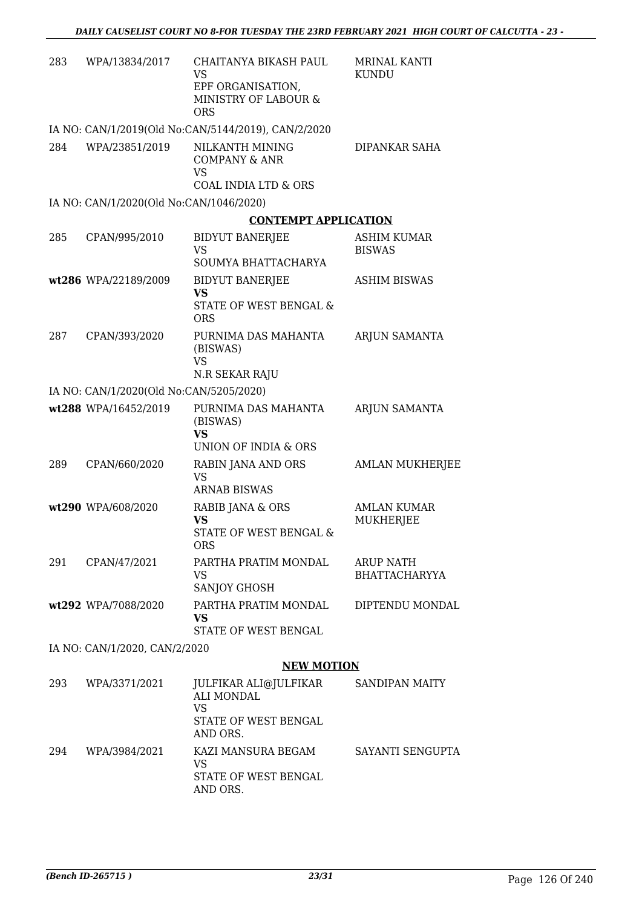| 283 | WPA/13834/2017 | CHAITANYA BIKASH PAUL<br>VS<br>EPF ORGANISATION, MINISTRY OF LABOUR & ORS | MRINAL KANTI KUNDU |
|---|---|---|---|
| | IA NO: CAN/1/2019(Old No:CAN/5144/2019), CAN/2/2020 | | |
| 284 | WPA/23851/2019 | NILKANTH MINING COMPANY & ANR<br>VS<br>COAL INDIA LTD & ORS | DIPANKAR SAHA |
| | IA NO: CAN/1/2020(Old No:CAN/1046/2020) | | |

## CONTEMPT APPLICATION

| 285 | CPAN/995/2010 | BIDYUT BANERJEE<br>VS<br>SOUMYA BHATTACHARYA | ASHIM KUMAR BISWAS |
|---|---|---|---|
| **wt286** | WPA/22189/2009 | BIDYUT BANERJEE<br>**VS**<br>STATE OF WEST BENGAL & ORS | ASHIM BISWAS |
| 287 | CPAN/393/2020 | PURNIMA DAS MAHANTA (BISWAS)<br>VS<br>N.R SEKAR RAJU | ARJUN SAMANTA |
| | IA NO: CAN/1/2020(Old No:CAN/5205/2020) | | |
| **wt288** | WPA/16452/2019 | PURNIMA DAS MAHANTA (BISWAS)<br>**VS**<br>UNION OF INDIA & ORS | ARJUN SAMANTA |
| 289 | CPAN/660/2020 | RABIN JANA AND ORS<br>VS<br>ARNAB BISWAS | AMLAN MUKHERJEE |
| **wt290** | WPA/608/2020 | RABIB JANA & ORS<br>**VS**<br>STATE OF WEST BENGAL & ORS | AMLAN KUMAR MUKHERJEE |
| 291 | CPAN/47/2021 | PARTHA PRATIM MONDAL<br>VS<br>SANJOY GHOSH | ARUP NATH BHATTACHARYYA |
| **wt292** | WPA/7088/2020 | PARTHA PRATIM MONDAL<br>**VS**<br>STATE OF WEST BENGAL | DIPTENDU MONDAL |
| | IA NO: CAN/1/2020, CAN/2/2020 | | |

## NEW MOTION

| 293 | WPA/3371/2021 | JULFIKAR ALI@JULFIKAR ALI MONDAL<br>VS<br>STATE OF WEST BENGAL AND ORS. | SANDIPAN MAITY |
|---|---|---|---|
| 294 | WPA/3984/2021 | KAZI MANSURA BEGAM<br>VS<br>STATE OF WEST BENGAL AND ORS. | SAYANTI SENGUPTA |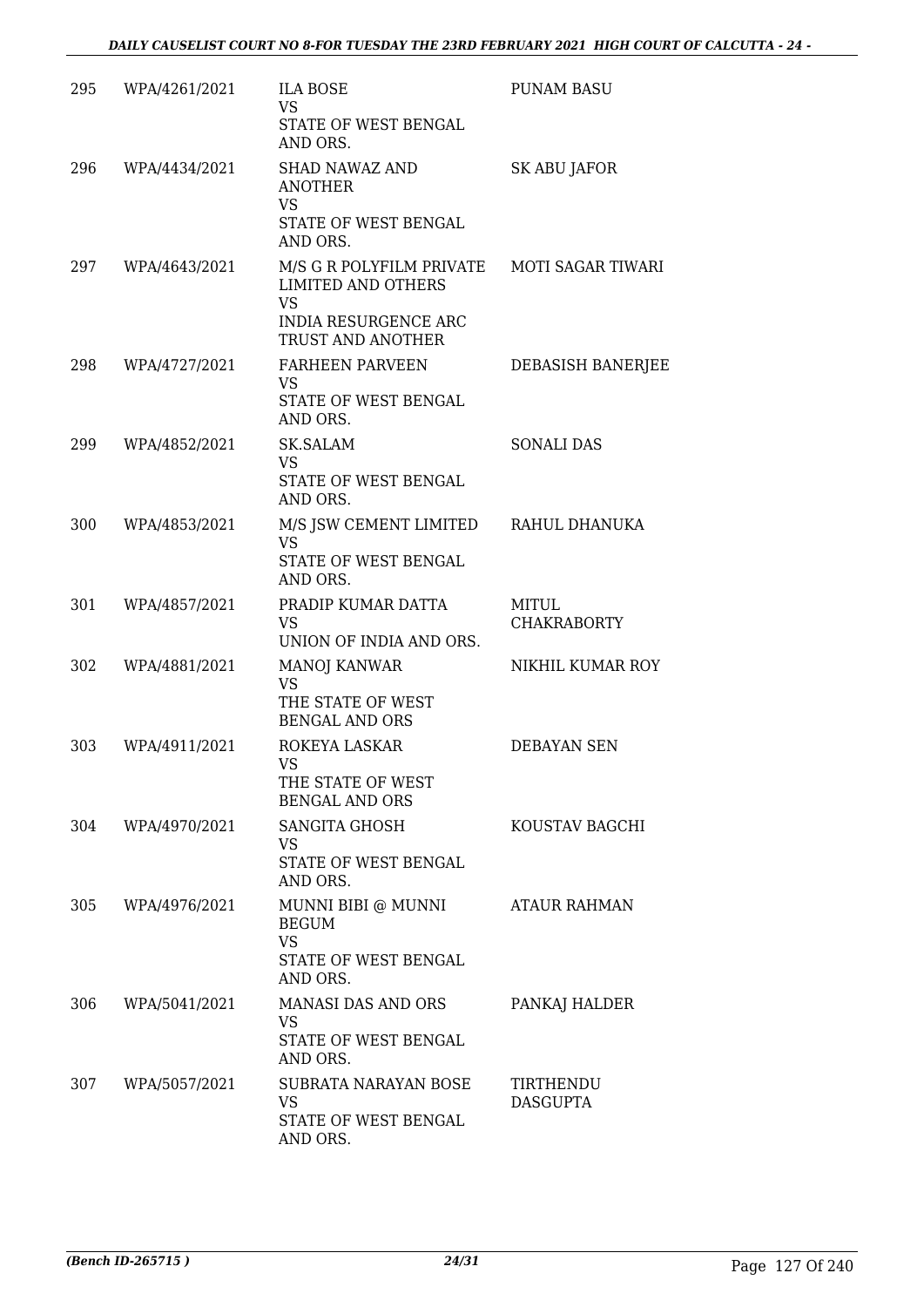| 295 | WPA/4261/2021 | ILA BOSE<br>VS<br>STATE OF WEST BENGAL AND ORS. | PUNAM BASU |
|---|---|---|---|
| 296 | WPA/4434/2021 | SHAD NAWAZ AND ANOTHER<br>VS<br>STATE OF WEST BENGAL AND ORS. | SK ABU JAFOR |
| 297 | WPA/4643/2021 | M/S G R POLYFILM PRIVATE LIMITED AND OTHERS<br>VS<br>INDIA RESURGENCE ARC TRUST AND ANOTHER | MOTI SAGAR TIWARI |
| 298 | WPA/4727/2021 | FARHEEN PARVEEN<br>VS<br>STATE OF WEST BENGAL AND ORS. | DEBASISH BANERJEE |
| 299 | WPA/4852/2021 | SK.SALAM<br>VS<br>STATE OF WEST BENGAL AND ORS. | SONALI DAS |
| 300 | WPA/4853/2021 | M/S JSW CEMENT LIMITED<br>VS<br>STATE OF WEST BENGAL AND ORS. | RAHUL DHANUKA |
| 301 | WPA/4857/2021 | PRADIP KUMAR DATTA<br>VS<br>UNION OF INDIA AND ORS. | MITUL CHAKRABORTY |
| 302 | WPA/4881/2021 | MANOJ KANWAR<br>VS<br>THE STATE OF WEST BENGAL AND ORS | NIKHIL KUMAR ROY |
| 303 | WPA/4911/2021 | ROKEYA LASKAR<br>VS<br>THE STATE OF WEST BENGAL AND ORS | DEBAYAN SEN |
| 304 | WPA/4970/2021 | SANGITA GHOSH<br>VS<br>STATE OF WEST BENGAL AND ORS. | KOUSTAV BAGCHI |
| 305 | WPA/4976/2021 | MUNNI BIBI @ MUNNI BEGUM<br>VS<br>STATE OF WEST BENGAL AND ORS. | ATAUR RAHMAN |
| 306 | WPA/5041/2021 | MANASI DAS AND ORS<br>VS<br>STATE OF WEST BENGAL AND ORS. | PANKAJ HALDER |
| 307 | WPA/5057/2021 | SUBRATA NARAYAN BOSE<br>VS<br>STATE OF WEST BENGAL AND ORS. | TIRTHENDU DASGUPTA |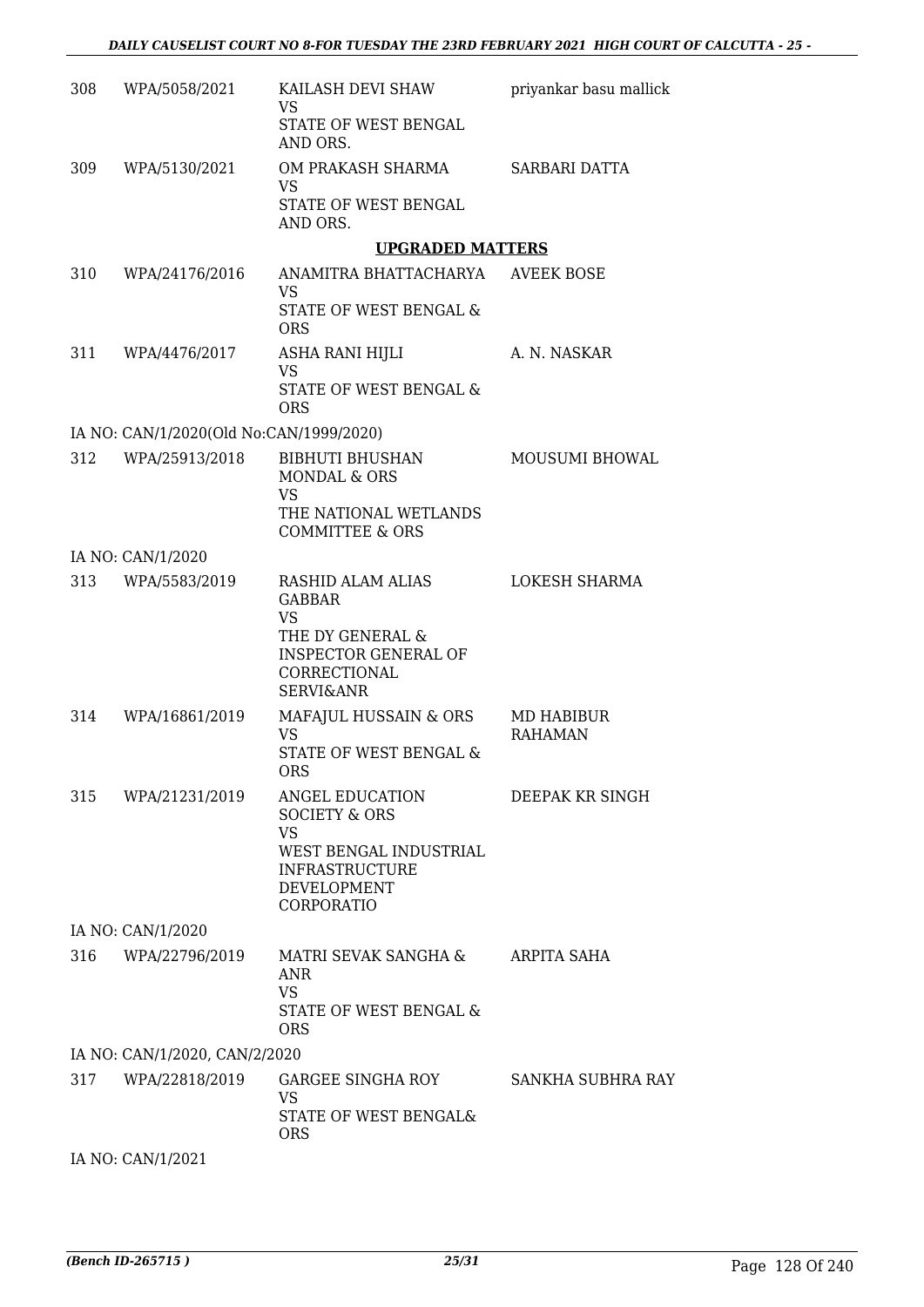| | | | |
|---|---|---|---|
| 308 | WPA/5058/2021 | KAILASH DEVI SHAW<br>VS<br>STATE OF WEST BENGAL AND ORS. | priyankar basu mallick |
| 309 | WPA/5130/2021 | OM PRAKASH SHARMA<br>VS<br>STATE OF WEST BENGAL AND ORS. | SARBARI DATTA |

**UPGRADED MATTERS**

| | | | |
|---|---|---|---|
| 310 | WPA/24176/2016 | ANAMITRA BHATTACHARYA<br>VS<br>STATE OF WEST BENGAL & ORS | AVEEK BOSE |
| 311 | WPA/4476/2017 | ASHA RANI HIJLI<br>VS<br>STATE OF WEST BENGAL & ORS | A. N. NASKAR |
| | IA NO: CAN/1/2020(Old No:CAN/1999/2020) | | |
| 312 | WPA/25913/2018 | BIBHUTI BHUSHAN MONDAL & ORS<br>VS<br>THE NATIONAL WETLANDS COMMITTEE & ORS | MOUSUMI BHOWAL |
| | IA NO: CAN/1/2020 | | |
| 313 | WPA/5583/2019 | RASHID ALAM ALIAS GABBAR<br>VS<br>THE DY GENERAL & INSPECTOR GENERAL OF CORRECTIONAL SERVI&ANR | LOKESH SHARMA |
| 314 | WPA/16861/2019 | MAFAJUL HUSSAIN & ORS<br>VS<br>STATE OF WEST BENGAL & ORS | MD HABIBUR RAHAMAN |
| 315 | WPA/21231/2019 | ANGEL EDUCATION SOCIETY & ORS<br>VS<br>WEST BENGAL INDUSTRIAL INFRASTRUCTURE DEVELOPMENT CORPORATIO | DEEPAK KR SINGH |
| | IA NO: CAN/1/2020 | | |
| 316 | WPA/22796/2019 | MATRI SEVAK SANGHA & ANR<br>VS<br>STATE OF WEST BENGAL & ORS | ARPITA SAHA |
| | IA NO: CAN/1/2020, CAN/2/2020 | | |
| 317 | WPA/22818/2019 | GARGEE SINGHA ROY<br>VS<br>STATE OF WEST BENGAL& ORS | SANKHA SUBHRA RAY |
| | IA NO: CAN/1/2021 | | |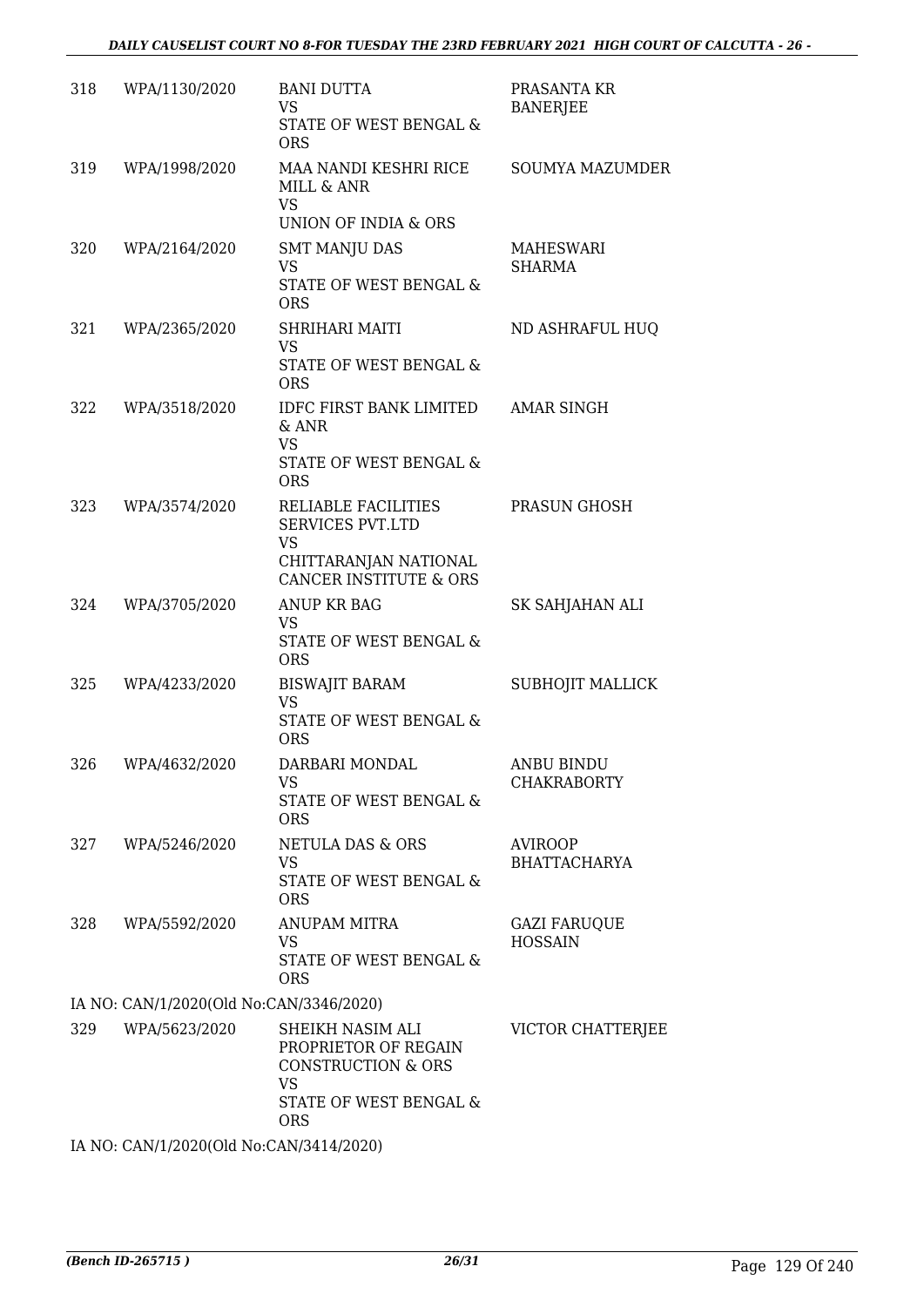| | | | |
|---|---|---|---|
| 318 | WPA/1130/2020 | BANI DUTTA<br>VS<br>STATE OF WEST BENGAL & ORS | PRASANTA KR BANERJEE |
| 319 | WPA/1998/2020 | MAA NANDI KESHRI RICE MILL & ANR<br>VS<br>UNION OF INDIA & ORS | SOUMYA MAZUMDER |
| 320 | WPA/2164/2020 | SMT MANJU DAS<br>VS<br>STATE OF WEST BENGAL & ORS | MAHESWARI SHARMA |
| 321 | WPA/2365/2020 | SHRIHARI MAITI<br>VS<br>STATE OF WEST BENGAL & ORS | ND ASHRAFUL HUQ |
| 322 | WPA/3518/2020 | IDFC FIRST BANK LIMITED & ANR<br>VS<br>STATE OF WEST BENGAL & ORS | AMAR SINGH |
| 323 | WPA/3574/2020 | RELIABLE FACILITIES SERVICES PVT.LTD<br>VS<br>CHITTARANJAN NATIONAL CANCER INSTITUTE & ORS | PRASUN GHOSH |
| 324 | WPA/3705/2020 | ANUP KR BAG<br>VS<br>STATE OF WEST BENGAL & ORS | SK SAHJAHAN ALI |
| 325 | WPA/4233/2020 | BISWAJIT BARAM<br>VS<br>STATE OF WEST BENGAL & ORS | SUBHOJIT MALLICK |
| 326 | WPA/4632/2020 | DARBARI MONDAL<br>VS<br>STATE OF WEST BENGAL & ORS | ANBU BINDU CHAKRABORTY |
| 327 | WPA/5246/2020 | NETULA DAS & ORS<br>VS<br>STATE OF WEST BENGAL & ORS | AVIROOP BHATTACHARYA |
| 328 | WPA/5592/2020 | ANUPAM MITRA<br>VS<br>STATE OF WEST BENGAL & ORS | GAZI FARUQUE HOSSAIN |

IA NO: CAN/1/2020(Old No:CAN/3346/2020)

| | | | |
|---|---|---|---|
| 329 | WPA/5623/2020 | SHEIKH NASIM ALI PROPRIETOR OF REGAIN CONSTRUCTION & ORS<br>VS<br>STATE OF WEST BENGAL & ORS | VICTOR CHATTERJEE |

IA NO: CAN/1/2020(Old No:CAN/3414/2020)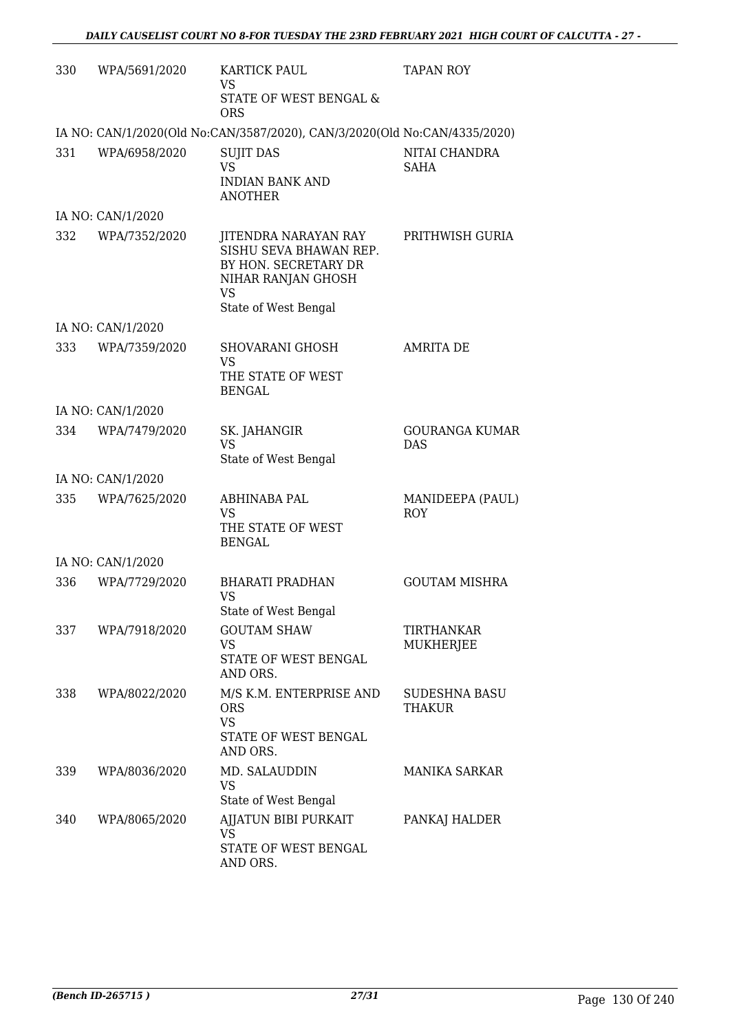| | | | |
|---|---|---|---|
| 330 | WPA/5691/2020 | KARTICK PAUL<br>VS<br>STATE OF WEST BENGAL & ORS | TAPAN ROY |
| IA NO: CAN/1/2020(Old No:CAN/3587/2020), CAN/3/2020(Old No:CAN/4335/2020) | | | |
| 331 | WPA/6958/2020 | SUJIT DAS<br>VS<br>INDIAN BANK AND ANOTHER | NITAI CHANDRA SAHA |
| IA NO: CAN/1/2020 | | | |
| 332 | WPA/7352/2020 | JITENDRA NARAYAN RAY SISHU SEVA BHAWAN REP. BY HON. SECRETARY DR NIHAR RANJAN GHOSH<br>VS<br>State of West Bengal | PRITHWISH GURIA |
| IA NO: CAN/1/2020 | | | |
| 333 | WPA/7359/2020 | SHOVARANI GHOSH<br>VS<br>THE STATE OF WEST BENGAL | AMRITA DE |
| IA NO: CAN/1/2020 | | | |
| 334 | WPA/7479/2020 | SK. JAHANGIR<br>VS<br>State of West Bengal | GOURANGA KUMAR DAS |
| IA NO: CAN/1/2020 | | | |
| 335 | WPA/7625/2020 | ABHINABA PAL<br>VS<br>THE STATE OF WEST BENGAL | MANIDEEPA (PAUL) ROY |
| IA NO: CAN/1/2020 | | | |
| 336 | WPA/7729/2020 | BHARATI PRADHAN<br>VS<br>State of West Bengal | GOUTAM MISHRA |
| 337 | WPA/7918/2020 | GOUTAM SHAW<br>VS<br>STATE OF WEST BENGAL AND ORS. | TIRTHANKAR MUKHERJEE |
| 338 | WPA/8022/2020 | M/S K.M. ENTERPRISE AND ORS<br>VS<br>STATE OF WEST BENGAL AND ORS. | SUDESHNA BASU THAKUR |
| 339 | WPA/8036/2020 | MD. SALAUDDIN<br>VS<br>State of West Bengal | MANIKA SARKAR |
| 340 | WPA/8065/2020 | AJJATUN BIBI PURKAIT<br>VS<br>STATE OF WEST BENGAL AND ORS. | PANKAJ HALDER |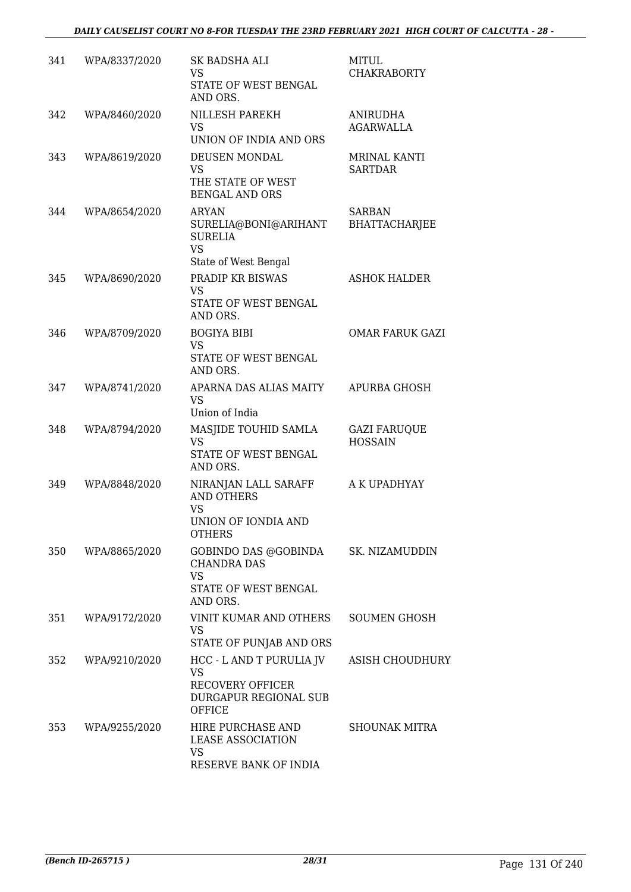| 341 | WPA/8337/2020 | SK BADSHA ALI<br>VS<br>STATE OF WEST BENGAL AND ORS. | MITUL CHAKRABORTY |
|---|---|---|---|
| 342 | WPA/8460/2020 | NILLESH PAREKH<br>VS<br>UNION OF INDIA AND ORS | ANIRUDHA AGARWALLA |
| 343 | WPA/8619/2020 | DEUSEN MONDAL<br>VS<br>THE STATE OF WEST BENGAL AND ORS | MRINAL KANTI SARTDAR |
| 344 | WPA/8654/2020 | ARYAN SURELIA@BONI@ARIHANT SURELIA<br>VS<br>State of West Bengal | SARBAN BHATTACHARJEE |
| 345 | WPA/8690/2020 | PRADIP KR BISWAS<br>VS<br>STATE OF WEST BENGAL AND ORS. | ASHOK HALDER |
| 346 | WPA/8709/2020 | BOGIYA BIBI<br>VS<br>STATE OF WEST BENGAL AND ORS. | OMAR FARUK GAZI |
| 347 | WPA/8741/2020 | APARNA DAS ALIAS MAITY<br>VS<br>Union of India | APURBA GHOSH |
| 348 | WPA/8794/2020 | MASJIDE TOUHID SAMLA<br>VS<br>STATE OF WEST BENGAL AND ORS. | GAZI FARUQUE HOSSAIN |
| 349 | WPA/8848/2020 | NIRANJAN LALL SARAFF AND OTHERS<br>VS<br>UNION OF IONDIA AND OTHERS | A K UPADHYAY |
| 350 | WPA/8865/2020 | GOBINDO DAS @GOBINDA CHANDRA DAS<br>VS<br>STATE OF WEST BENGAL AND ORS. | SK. NIZAMUDDIN |
| 351 | WPA/9172/2020 | VINIT KUMAR AND OTHERS<br>VS<br>STATE OF PUNJAB AND ORS | SOUMEN GHOSH |
| 352 | WPA/9210/2020 | HCC - L AND T PURULIA JV<br>VS<br>RECOVERY OFFICER DURGAPUR REGIONAL SUB OFFICE | ASISH CHOUDHURY |
| 353 | WPA/9255/2020 | HIRE PURCHASE AND LEASE ASSOCIATION<br>VS<br>RESERVE BANK OF INDIA | SHOUNAK MITRA |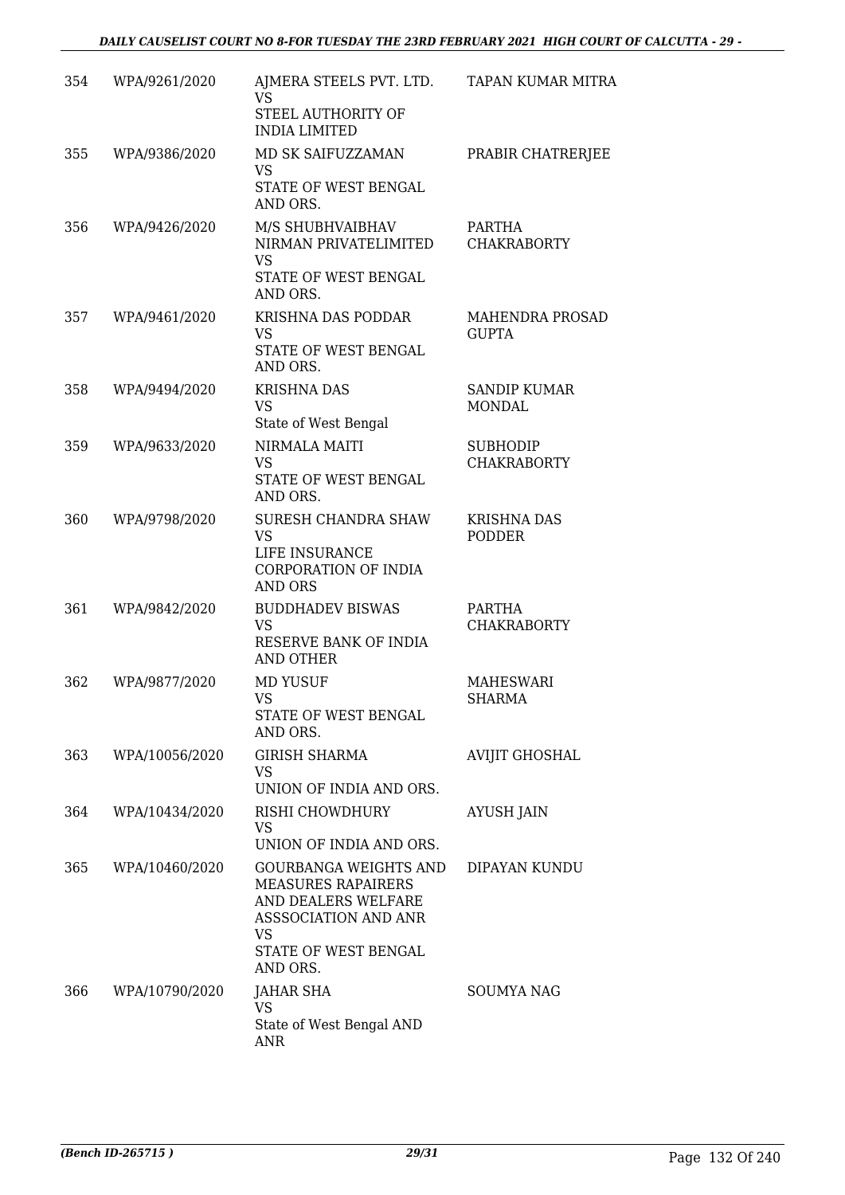| | | | |
|---|---|---|---|
| 354 | WPA/9261/2020 | AJMERA STEELS PVT. LTD.<br>VS<br>STEEL AUTHORITY OF INDIA LIMITED | TAPAN KUMAR MITRA |
| 355 | WPA/9386/2020 | MD SK SAIFUZZAMAN<br>VS<br>STATE OF WEST BENGAL AND ORS. | PRABIR CHATRERJEE |
| 356 | WPA/9426/2020 | M/S SHUBHVAIBHAV NIRMAN PRIVATELIMITED<br>VS<br>STATE OF WEST BENGAL AND ORS. | PARTHA CHAKRABORTY |
| 357 | WPA/9461/2020 | KRISHNA DAS PODDAR<br>VS<br>STATE OF WEST BENGAL AND ORS. | MAHENDRA PROSAD GUPTA |
| 358 | WPA/9494/2020 | KRISHNA DAS<br>VS<br>State of West Bengal | SANDIP KUMAR MONDAL |
| 359 | WPA/9633/2020 | NIRMALA MAITI<br>VS<br>STATE OF WEST BENGAL AND ORS. | SUBHODIP CHAKRABORTY |
| 360 | WPA/9798/2020 | SURESH CHANDRA SHAW<br>VS<br>LIFE INSURANCE CORPORATION OF INDIA AND ORS | KRISHNA DAS PODDER |
| 361 | WPA/9842/2020 | BUDDHADEV BISWAS<br>VS<br>RESERVE BANK OF INDIA AND OTHER | PARTHA CHAKRABORTY |
| 362 | WPA/9877/2020 | MD YUSUF<br>VS<br>STATE OF WEST BENGAL AND ORS. | MAHESWARI SHARMA |
| 363 | WPA/10056/2020 | GIRISH SHARMA<br>VS<br>UNION OF INDIA AND ORS. | AVIJIT GHOSHAL |
| 364 | WPA/10434/2020 | RISHI CHOWDHURY<br>VS<br>UNION OF INDIA AND ORS. | AYUSH JAIN |
| 365 | WPA/10460/2020 | GOURBANGA WEIGHTS AND MEASURES RAPAIRERS AND DEALERS WELFARE ASSSOCIATION AND ANR<br>VS<br>STATE OF WEST BENGAL AND ORS. | DIPAYAN KUNDU |
| 366 | WPA/10790/2020 | JAHAR SHA<br>VS<br>State of West Bengal AND ANR | SOUMYA NAG |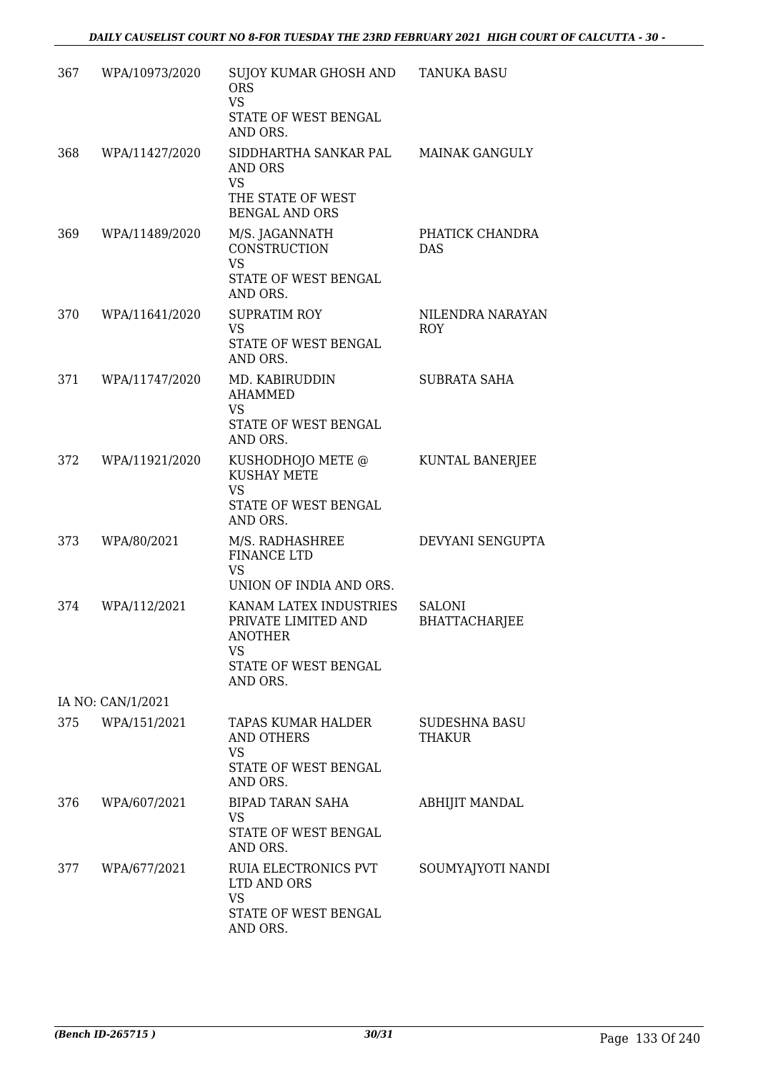| | | | |
|---|---|---|---|
| 367 | WPA/10973/2020 | SUJOY KUMAR GHOSH AND ORS<br>VS<br>STATE OF WEST BENGAL AND ORS. | TANUKA BASU |
| 368 | WPA/11427/2020 | SIDDHARTHA SANKAR PAL AND ORS<br>VS<br>THE STATE OF WEST BENGAL AND ORS | MAINAK GANGULY |
| 369 | WPA/11489/2020 | M/S. JAGANNATH CONSTRUCTION<br>VS<br>STATE OF WEST BENGAL AND ORS. | PHATICK CHANDRA DAS |
| 370 | WPA/11641/2020 | SUPRATIM ROY<br>VS<br>STATE OF WEST BENGAL AND ORS. | NILENDRA NARAYAN ROY |
| 371 | WPA/11747/2020 | MD. KABIRUDDIN AHAMMED<br>VS<br>STATE OF WEST BENGAL AND ORS. | SUBRATA SAHA |
| 372 | WPA/11921/2020 | KUSHODHOJO METE @ KUSHAY METE<br>VS<br>STATE OF WEST BENGAL AND ORS. | KUNTAL BANERJEE |
| 373 | WPA/80/2021 | M/S. RADHASHREE FINANCE LTD<br>VS<br>UNION OF INDIA AND ORS. | DEVYANI SENGUPTA |
| 374 | WPA/112/2021 | KANAM LATEX INDUSTRIES PRIVATE LIMITED AND ANOTHER<br>VS<br>STATE OF WEST BENGAL AND ORS. | SALONI BHATTACHARJEE |
| | IA NO: CAN/1/2021 | | |
| 375 | WPA/151/2021 | TAPAS KUMAR HALDER AND OTHERS<br>VS<br>STATE OF WEST BENGAL AND ORS. | SUDESHNA BASU THAKUR |
| 376 | WPA/607/2021 | BIPAD TARAN SAHA<br>VS<br>STATE OF WEST BENGAL AND ORS. | ABHIJIT MANDAL |
| 377 | WPA/677/2021 | RUIA ELECTRONICS PVT LTD AND ORS<br>VS<br>STATE OF WEST BENGAL AND ORS. | SOUMYAJYOTI NANDI |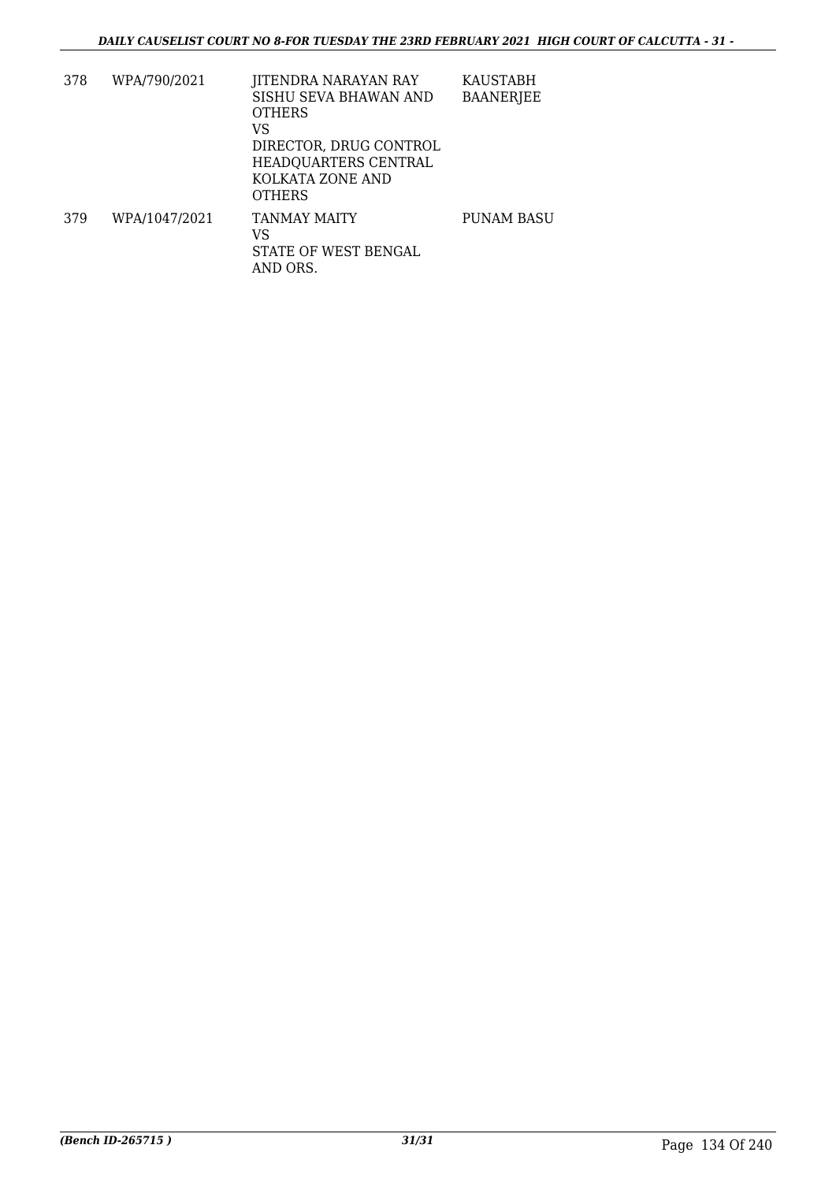| 378 | WPA/790/2021 | JITENDRA NARAYAN RAY SISHU SEVA BHAWAN AND OTHERS<br>VS<br>DIRECTOR, DRUG CONTROL HEADQUARTERS CENTRAL KOLKATA ZONE AND OTHERS | KAUSTABH BAANERJEE |
|---|---|---|---|
| 379 | WPA/1047/2021 | TANMAY MAITY<br>VS<br>STATE OF WEST BENGAL AND ORS. | PUNAM BASU |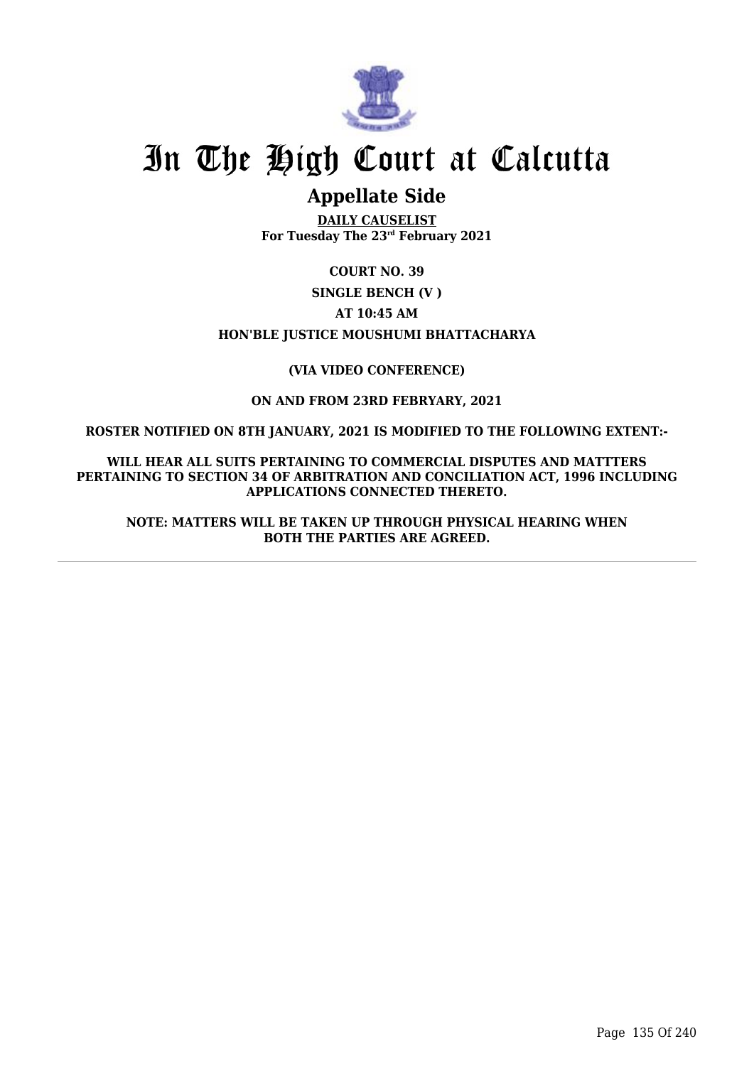# In The High Court at Calcutta

## Appellate Side

**DAILY CAUSELIST**
**For Tuesday The 23rd February 2021**

**COURT NO. 39**

**SINGLE BENCH (V )**

**AT 10:45 AM**

**HON'BLE JUSTICE MOUSHUMI BHATTACHARYA**

**(VIA VIDEO CONFERENCE)**

**ON AND FROM 23RD FEBRYARY, 2021**

**ROSTER NOTIFIED ON 8TH JANUARY, 2021 IS MODIFIED TO THE FOLLOWING EXTENT:-**

**WILL HEAR ALL SUITS PERTAINING TO COMMERCIAL DISPUTES AND MATTTERS PERTAINING TO SECTION 34 OF ARBITRATION AND CONCILIATION ACT, 1996 INCLUDING APPLICATIONS CONNECTED THERETO.**

**NOTE: MATTERS WILL BE TAKEN UP THROUGH PHYSICAL HEARING WHEN BOTH THE PARTIES ARE AGREED.**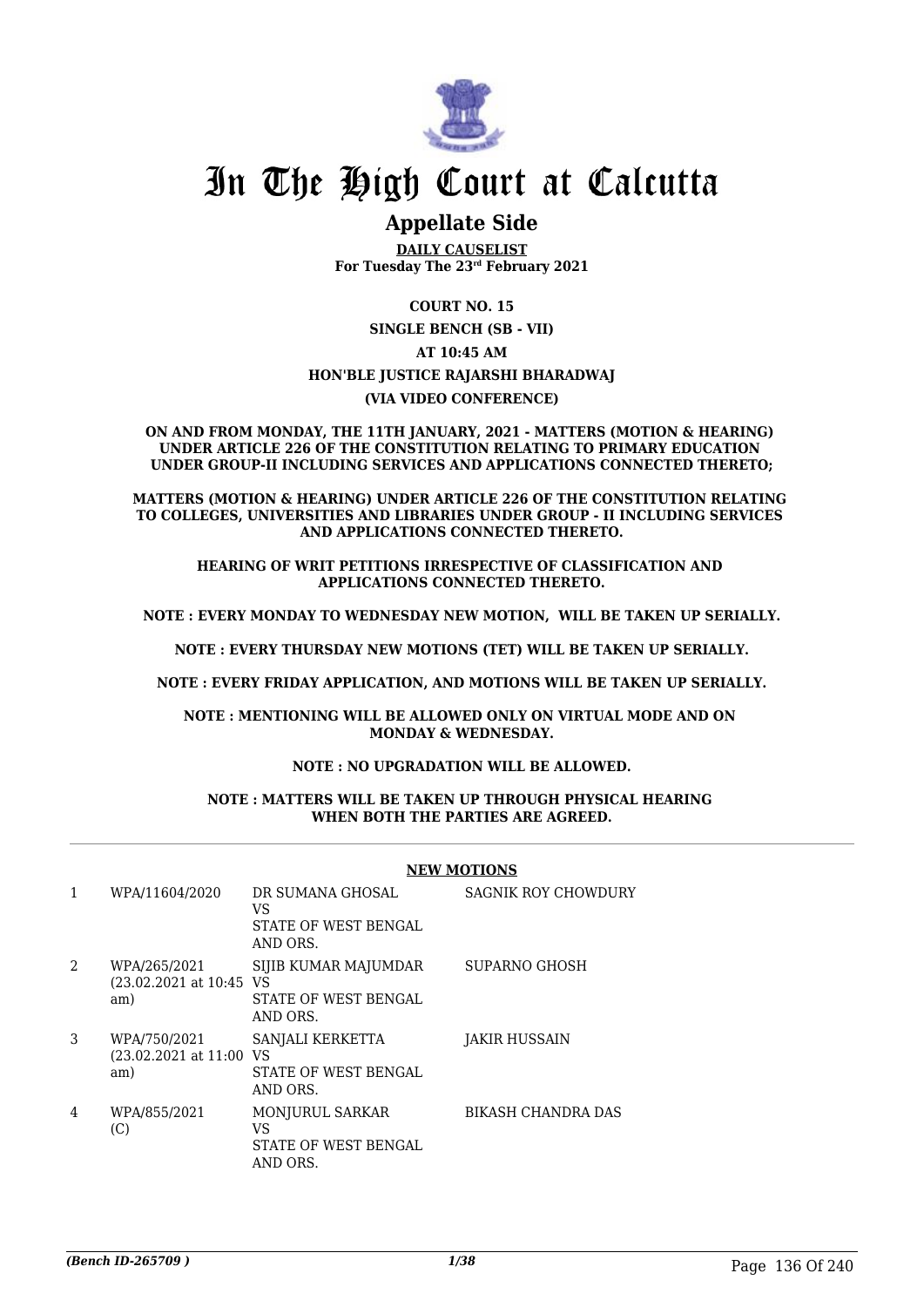# In The High Court at Calcutta

## Appellate Side

**DAILY CAUSELIST**
**For Tuesday The 23rd February 2021**

**COURT NO. 15**

**SINGLE BENCH (SB - VII)**

**AT 10:45 AM**

**HON'BLE JUSTICE RAJARSHI BHARADWAJ**

**(VIA VIDEO CONFERENCE)**

**ON AND FROM MONDAY, THE 11TH JANUARY, 2021 - MATTERS (MOTION & HEARING) UNDER ARTICLE 226 OF THE CONSTITUTION RELATING TO PRIMARY EDUCATION UNDER GROUP-II INCLUDING SERVICES AND APPLICATIONS CONNECTED THERETO;**

**MATTERS (MOTION & HEARING) UNDER ARTICLE 226 OF THE CONSTITUTION RELATING TO COLLEGES, UNIVERSITIES AND LIBRARIES UNDER GROUP - II INCLUDING SERVICES AND APPLICATIONS CONNECTED THERETO.**

**HEARING OF WRIT PETITIONS IRRESPECTIVE OF CLASSIFICATION AND APPLICATIONS CONNECTED THERETO.**

**NOTE : EVERY MONDAY TO WEDNESDAY NEW MOTION, WILL BE TAKEN UP SERIALLY.**

**NOTE : EVERY THURSDAY NEW MOTIONS (TET) WILL BE TAKEN UP SERIALLY.**

**NOTE : EVERY FRIDAY APPLICATION, AND MOTIONS WILL BE TAKEN UP SERIALLY.**

**NOTE : MENTIONING WILL BE ALLOWED ONLY ON VIRTUAL MODE AND ON MONDAY & WEDNESDAY.**

**NOTE : NO UPGRADATION WILL BE ALLOWED.**

**NOTE : MATTERS WILL BE TAKEN UP THROUGH PHYSICAL HEARING WHEN BOTH THE PARTIES ARE AGREED.**

**NEW MOTIONS**

| | | | |
|---|---|---|---|
| 1 | WPA/11604/2020 | DR SUMANA GHOSAL VS STATE OF WEST BENGAL AND ORS. | SAGNIK ROY CHOWDURY |
| 2 | WPA/265/2021 (23.02.2021 at 10:45 am) | SIJIB KUMAR MAJUMDAR VS STATE OF WEST BENGAL AND ORS. | SUPARNO GHOSH |
| 3 | WPA/750/2021 (23.02.2021 at 11:00 am) | SANJALI KERKETTA VS STATE OF WEST BENGAL AND ORS. | JAKIR HUSSAIN |
| 4 | WPA/855/2021 (C) | MONJURUL SARKAR VS STATE OF WEST BENGAL AND ORS. | BIKASH CHANDRA DAS |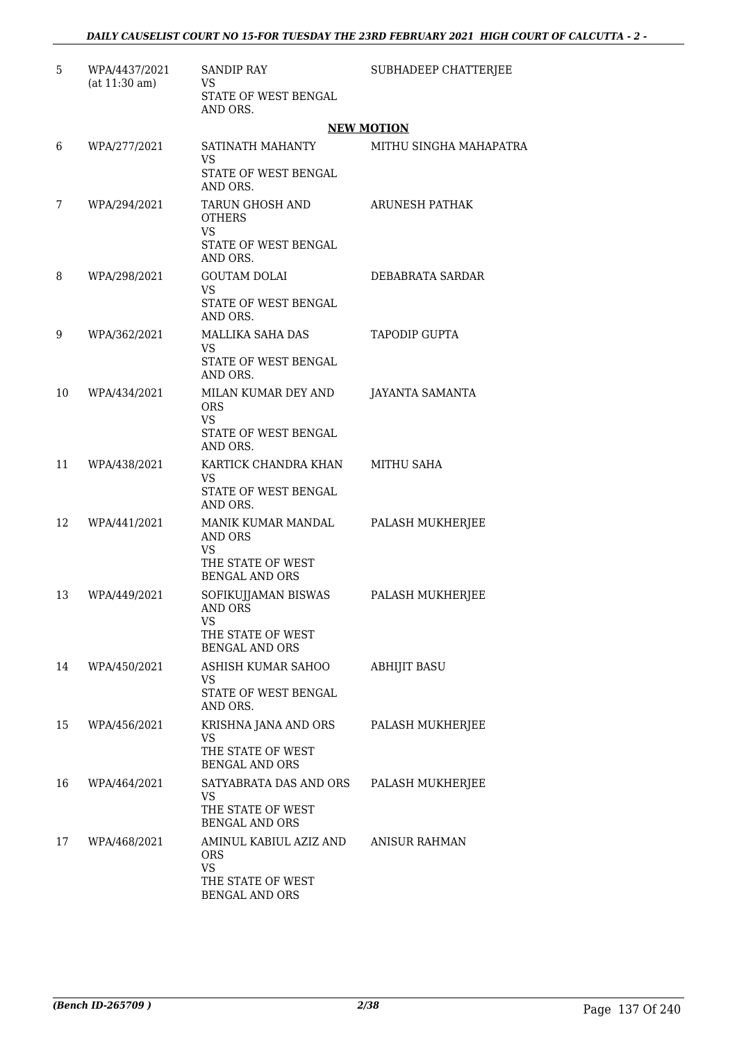| 5 | WPA/4437/2021 (at 11:30 am) | SANDIP RAY VS STATE OF WEST BENGAL AND ORS. | SUBHADEEP CHATTERJEE |
|---|---|---|---|

**NEW MOTION**

| 6 | WPA/277/2021 | SATINATH MAHANTY VS STATE OF WEST BENGAL AND ORS. | MITHU SINGHA MAHAPATRA |
|---|---|---|---|
| 7 | WPA/294/2021 | TARUN GHOSH AND OTHERS VS STATE OF WEST BENGAL AND ORS. | ARUNESH PATHAK |
| 8 | WPA/298/2021 | GOUTAM DOLAI VS STATE OF WEST BENGAL AND ORS. | DEBABRATA SARDAR |
| 9 | WPA/362/2021 | MALLIKA SAHA DAS VS STATE OF WEST BENGAL AND ORS. | TAPODIP GUPTA |
| 10 | WPA/434/2021 | MILAN KUMAR DEY AND ORS VS STATE OF WEST BENGAL AND ORS. | JAYANTA SAMANTA |
| 11 | WPA/438/2021 | KARTICK CHANDRA KHAN VS STATE OF WEST BENGAL AND ORS. | MITHU SAHA |
| 12 | WPA/441/2021 | MANIK KUMAR MANDAL AND ORS VS THE STATE OF WEST BENGAL AND ORS | PALASH MUKHERJEE |
| 13 | WPA/449/2021 | SOFIKUJJAMAN BISWAS AND ORS VS THE STATE OF WEST BENGAL AND ORS | PALASH MUKHERJEE |
| 14 | WPA/450/2021 | ASHISH KUMAR SAHOO VS STATE OF WEST BENGAL AND ORS. | ABHIJIT BASU |
| 15 | WPA/456/2021 | KRISHNA JANA AND ORS VS THE STATE OF WEST BENGAL AND ORS | PALASH MUKHERJEE |
| 16 | WPA/464/2021 | SATYABRATA DAS AND ORS VS THE STATE OF WEST BENGAL AND ORS | PALASH MUKHERJEE |
| 17 | WPA/468/2021 | AMINUL KABIUL AZIZ AND ORS VS THE STATE OF WEST BENGAL AND ORS | ANISUR RAHMAN |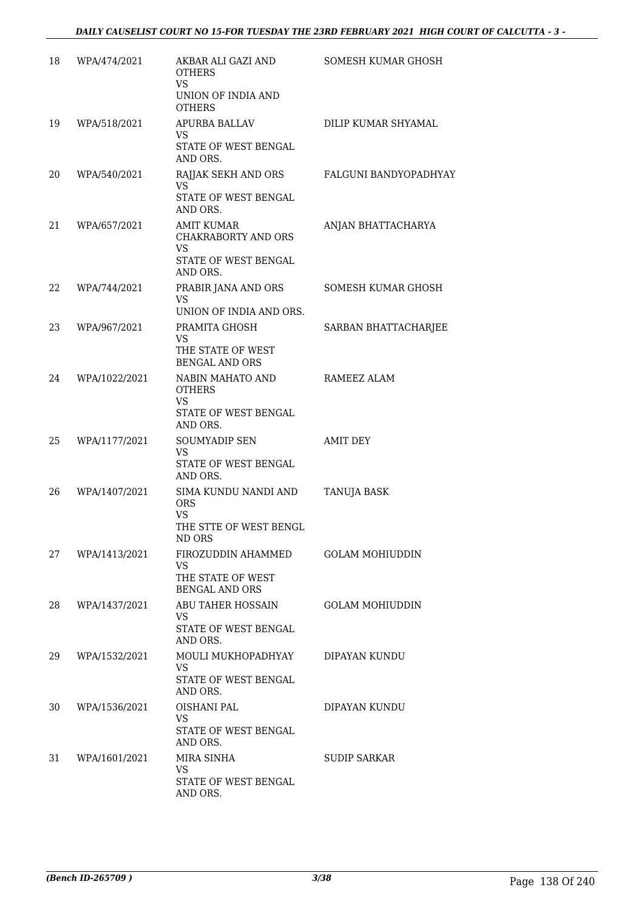| 18 | WPA/474/2021 | AKBAR ALI GAZI AND OTHERS<br>VS<br>UNION OF INDIA AND OTHERS | SOMESH KUMAR GHOSH |
|---|---|---|---|
| 19 | WPA/518/2021 | APURBA BALLAV<br>VS<br>STATE OF WEST BENGAL AND ORS. | DILIP KUMAR SHYAMAL |
| 20 | WPA/540/2021 | RAJJAK SEKH AND ORS<br>VS<br>STATE OF WEST BENGAL AND ORS. | FALGUNI BANDYOPADHYAY |
| 21 | WPA/657/2021 | AMIT KUMAR CHAKRABORTY AND ORS<br>VS<br>STATE OF WEST BENGAL AND ORS. | ANJAN BHATTACHARYA |
| 22 | WPA/744/2021 | PRABIR JANA AND ORS<br>VS<br>UNION OF INDIA AND ORS. | SOMESH KUMAR GHOSH |
| 23 | WPA/967/2021 | PRAMITA GHOSH<br>VS<br>THE STATE OF WEST BENGAL AND ORS | SARBAN BHATTACHARJEE |
| 24 | WPA/1022/2021 | NABIN MAHATO AND OTHERS<br>VS<br>STATE OF WEST BENGAL AND ORS. | RAMEEZ ALAM |
| 25 | WPA/1177/2021 | SOUMYADIP SEN<br>VS<br>STATE OF WEST BENGAL AND ORS. | AMIT DEY |
| 26 | WPA/1407/2021 | SIMA KUNDU NANDI AND ORS<br>VS<br>THE STTE OF WEST BENGL ND ORS | TANUJA BASK |
| 27 | WPA/1413/2021 | FIROZUDDIN AHAMMED<br>VS<br>THE STATE OF WEST BENGAL AND ORS | GOLAM MOHIUDDIN |
| 28 | WPA/1437/2021 | ABU TAHER HOSSAIN<br>VS<br>STATE OF WEST BENGAL AND ORS. | GOLAM MOHIUDDIN |
| 29 | WPA/1532/2021 | MOULI MUKHOPADHYAY<br>VS<br>STATE OF WEST BENGAL AND ORS. | DIPAYAN KUNDU |
| 30 | WPA/1536/2021 | OISHANI PAL<br>VS<br>STATE OF WEST BENGAL AND ORS. | DIPAYAN KUNDU |
| 31 | WPA/1601/2021 | MIRA SINHA<br>VS<br>STATE OF WEST BENGAL AND ORS. | SUDIP SARKAR |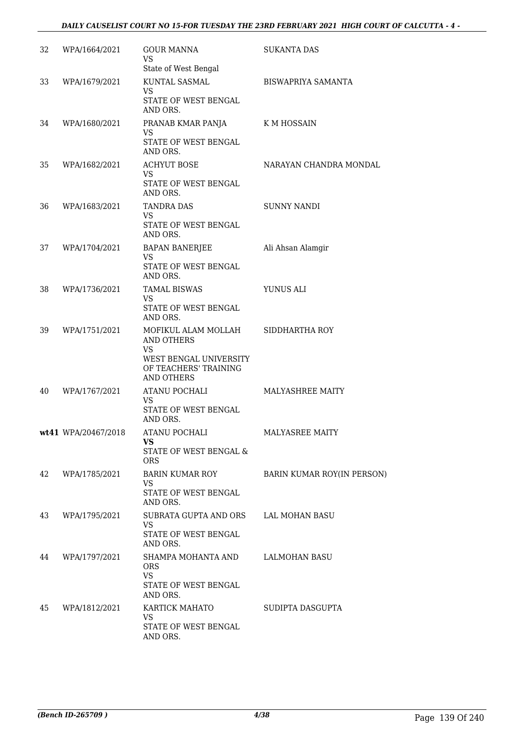| | | | |
|---|---|---|---|
| 32 | WPA/1664/2021 | GOUR MANNA<br>VS<br>State of West Bengal | SUKANTA DAS |
| 33 | WPA/1679/2021 | KUNTAL SASMAL<br>VS<br>STATE OF WEST BENGAL AND ORS. | BISWAPRIYA SAMANTA |
| 34 | WPA/1680/2021 | PRANAB KMAR PANJA<br>VS<br>STATE OF WEST BENGAL AND ORS. | K M HOSSAIN |
| 35 | WPA/1682/2021 | ACHYUT BOSE<br>VS<br>STATE OF WEST BENGAL AND ORS. | NARAYAN CHANDRA MONDAL |
| 36 | WPA/1683/2021 | TANDRA DAS<br>VS<br>STATE OF WEST BENGAL AND ORS. | SUNNY NANDI |
| 37 | WPA/1704/2021 | BAPAN BANERJEE<br>VS<br>STATE OF WEST BENGAL AND ORS. | Ali Ahsan Alamgir |
| 38 | WPA/1736/2021 | TAMAL BISWAS<br>VS<br>STATE OF WEST BENGAL AND ORS. | YUNUS ALI |
| 39 | WPA/1751/2021 | MOFIKUL ALAM MOLLAH AND OTHERS<br>VS<br>WEST BENGAL UNIVERSITY OF TEACHERS' TRAINING AND OTHERS | SIDDHARTHA ROY |
| 40 | WPA/1767/2021 | ATANU POCHALI<br>VS<br>STATE OF WEST BENGAL AND ORS. | MALYASHREE MAITY |
| **wt41** | **WPA/20467/2018** | ATANU POCHALI<br>**VS**<br>STATE OF WEST BENGAL & ORS | MALYASREE MAITY |
| 42 | WPA/1785/2021 | BARIN KUMAR ROY<br>VS<br>STATE OF WEST BENGAL AND ORS. | BARIN KUMAR ROY(IN PERSON) |
| 43 | WPA/1795/2021 | SUBRATA GUPTA AND ORS<br>VS<br>STATE OF WEST BENGAL AND ORS. | LAL MOHAN BASU |
| 44 | WPA/1797/2021 | SHAMPA MOHANTA AND ORS<br>VS<br>STATE OF WEST BENGAL AND ORS. | LALMOHAN BASU |
| 45 | WPA/1812/2021 | KARTICK MAHATO<br>VS<br>STATE OF WEST BENGAL AND ORS. | SUDIPTA DASGUPTA |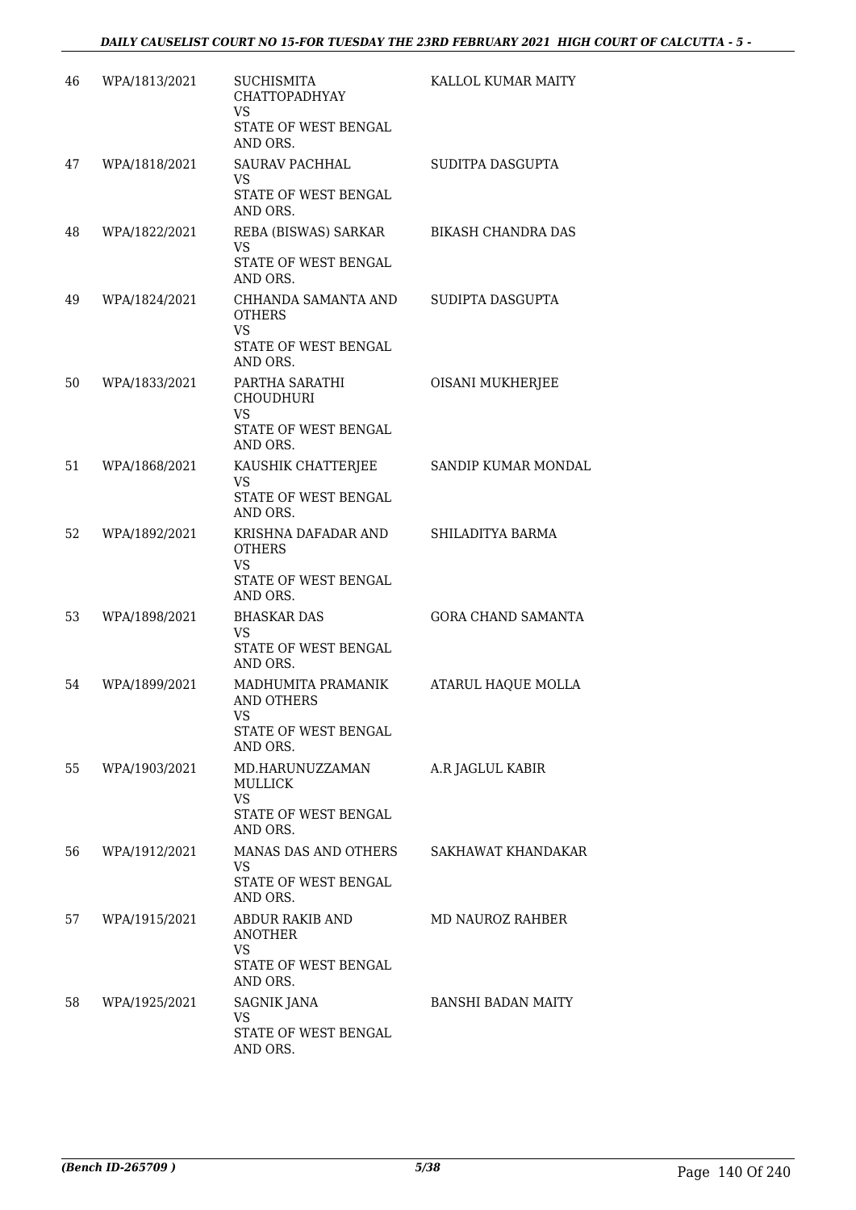| 46 | WPA/1813/2021 | SUCHISMITA CHATTOPADHYAY VS STATE OF WEST BENGAL AND ORS. | KALLOL KUMAR MAITY |
|---|---|---|---|
| 47 | WPA/1818/2021 | SAURAV PACHHAL VS STATE OF WEST BENGAL AND ORS. | SUDITPA DASGUPTA |
| 48 | WPA/1822/2021 | REBA (BISWAS) SARKAR VS STATE OF WEST BENGAL AND ORS. | BIKASH CHANDRA DAS |
| 49 | WPA/1824/2021 | CHHANDA SAMANTA AND OTHERS VS STATE OF WEST BENGAL AND ORS. | SUDIPTA DASGUPTA |
| 50 | WPA/1833/2021 | PARTHA SARATHI CHOUDHURI VS STATE OF WEST BENGAL AND ORS. | OISANI MUKHERJEE |
| 51 | WPA/1868/2021 | KAUSHIK CHATTERJEE VS STATE OF WEST BENGAL AND ORS. | SANDIP KUMAR MONDAL |
| 52 | WPA/1892/2021 | KRISHNA DAFADAR AND OTHERS VS STATE OF WEST BENGAL AND ORS. | SHILADITYA BARMA |
| 53 | WPA/1898/2021 | BHASKAR DAS VS STATE OF WEST BENGAL AND ORS. | GORA CHAND SAMANTA |
| 54 | WPA/1899/2021 | MADHUMITA PRAMANIK AND OTHERS VS STATE OF WEST BENGAL AND ORS. | ATARUL HAQUE MOLLA |
| 55 | WPA/1903/2021 | MD.HARUNUZZAMAN MULLICK VS STATE OF WEST BENGAL AND ORS. | A.R JAGLUL KABIR |
| 56 | WPA/1912/2021 | MANAS DAS AND OTHERS VS STATE OF WEST BENGAL AND ORS. | SAKHAWAT KHANDAKAR |
| 57 | WPA/1915/2021 | ABDUR RAKIB AND ANOTHER VS STATE OF WEST BENGAL AND ORS. | MD NAUROZ RAHBER |
| 58 | WPA/1925/2021 | SAGNIK JANA VS STATE OF WEST BENGAL AND ORS. | BANSHI BADAN MAITY |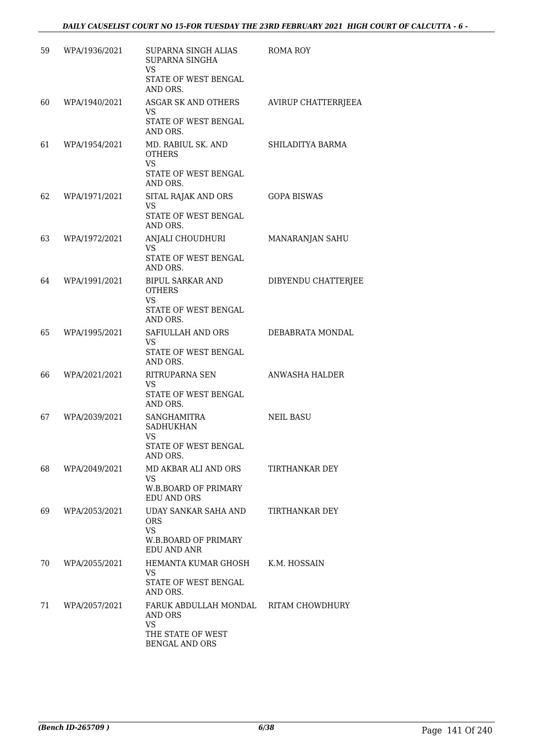| 59 | WPA/1936/2021 | SUPARNA SINGH ALIAS SUPARNA SINGHA<br>VS<br>STATE OF WEST BENGAL AND ORS. | ROMA ROY |
|---|---|---|---|
| 60 | WPA/1940/2021 | ASGAR SK AND OTHERS<br>VS<br>STATE OF WEST BENGAL AND ORS. | AVIRUP CHATTERRJEEA |
| 61 | WPA/1954/2021 | MD. RABIUL SK. AND OTHERS<br>VS<br>STATE OF WEST BENGAL AND ORS. | SHILADITYA BARMA |
| 62 | WPA/1971/2021 | SITAL RAJAK AND ORS<br>VS<br>STATE OF WEST BENGAL AND ORS. | GOPA BISWAS |
| 63 | WPA/1972/2021 | ANJALI CHOUDHURI<br>VS<br>STATE OF WEST BENGAL AND ORS. | MANARANJAN SAHU |
| 64 | WPA/1991/2021 | BIPUL SARKAR AND OTHERS<br>VS<br>STATE OF WEST BENGAL AND ORS. | DIBYENDU CHATTERJEE |
| 65 | WPA/1995/2021 | SAFIULLAH AND ORS<br>VS<br>STATE OF WEST BENGAL AND ORS. | DEBABRATA MONDAL |
| 66 | WPA/2021/2021 | RITRUPARNA SEN<br>VS<br>STATE OF WEST BENGAL AND ORS. | ANWASHA HALDER |
| 67 | WPA/2039/2021 | SANGHAMITRA SADHUKHAN<br>VS<br>STATE OF WEST BENGAL AND ORS. | NEIL BASU |
| 68 | WPA/2049/2021 | MD AKBAR ALI AND ORS<br>VS<br>W.B.BOARD OF PRIMARY EDU AND ORS | TIRTHANKAR DEY |
| 69 | WPA/2053/2021 | UDAY SANKAR SAHA AND ORS<br>VS<br>W.B.BOARD OF PRIMARY EDU AND ANR | TIRTHANKAR DEY |
| 70 | WPA/2055/2021 | HEMANTA KUMAR GHOSH<br>VS<br>STATE OF WEST BENGAL AND ORS. | K.M. HOSSAIN |
| 71 | WPA/2057/2021 | FARUK ABDULLAH MONDAL AND ORS<br>VS<br>THE STATE OF WEST BENGAL AND ORS | RITAM CHOWDHURY |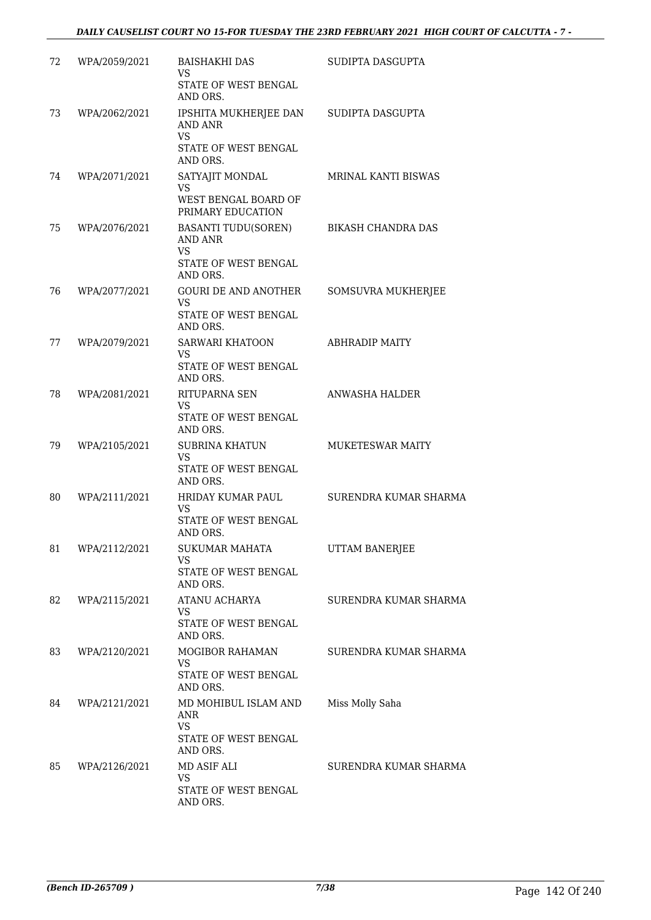| 72 | WPA/2059/2021 | BAISHAKHI DAS<br>VS<br>STATE OF WEST BENGAL AND ORS. | SUDIPTA DASGUPTA |
|---|---|---|---|
| 73 | WPA/2062/2021 | IPSHITA MUKHERJEE DAN AND ANR<br>VS<br>STATE OF WEST BENGAL AND ORS. | SUDIPTA DASGUPTA |
| 74 | WPA/2071/2021 | SATYAJIT MONDAL<br>VS<br>WEST BENGAL BOARD OF PRIMARY EDUCATION | MRINAL KANTI BISWAS |
| 75 | WPA/2076/2021 | BASANTI TUDU(SOREN) AND ANR<br>VS<br>STATE OF WEST BENGAL AND ORS. | BIKASH CHANDRA DAS |
| 76 | WPA/2077/2021 | GOURI DE AND ANOTHER<br>VS<br>STATE OF WEST BENGAL AND ORS. | SOMSUVRA MUKHERJEE |
| 77 | WPA/2079/2021 | SARWARI KHATOON<br>VS<br>STATE OF WEST BENGAL AND ORS. | ABHRADIP MAITY |
| 78 | WPA/2081/2021 | RITUPARNA SEN<br>VS<br>STATE OF WEST BENGAL AND ORS. | ANWASHA HALDER |
| 79 | WPA/2105/2021 | SUBRINA KHATUN<br>VS<br>STATE OF WEST BENGAL AND ORS. | MUKETESWAR MAITY |
| 80 | WPA/2111/2021 | HRIDAY KUMAR PAUL<br>VS<br>STATE OF WEST BENGAL AND ORS. | SURENDRA KUMAR SHARMA |
| 81 | WPA/2112/2021 | SUKUMAR MAHATA<br>VS<br>STATE OF WEST BENGAL AND ORS. | UTTAM BANERJEE |
| 82 | WPA/2115/2021 | ATANU ACHARYA<br>VS<br>STATE OF WEST BENGAL AND ORS. | SURENDRA KUMAR SHARMA |
| 83 | WPA/2120/2021 | MOGIBOR RAHAMAN<br>VS<br>STATE OF WEST BENGAL AND ORS. | SURENDRA KUMAR SHARMA |
| 84 | WPA/2121/2021 | MD MOHIBUL ISLAM AND ANR<br>VS<br>STATE OF WEST BENGAL AND ORS. | Miss Molly Saha |
| 85 | WPA/2126/2021 | MD ASIF ALI<br>VS<br>STATE OF WEST BENGAL AND ORS. | SURENDRA KUMAR SHARMA |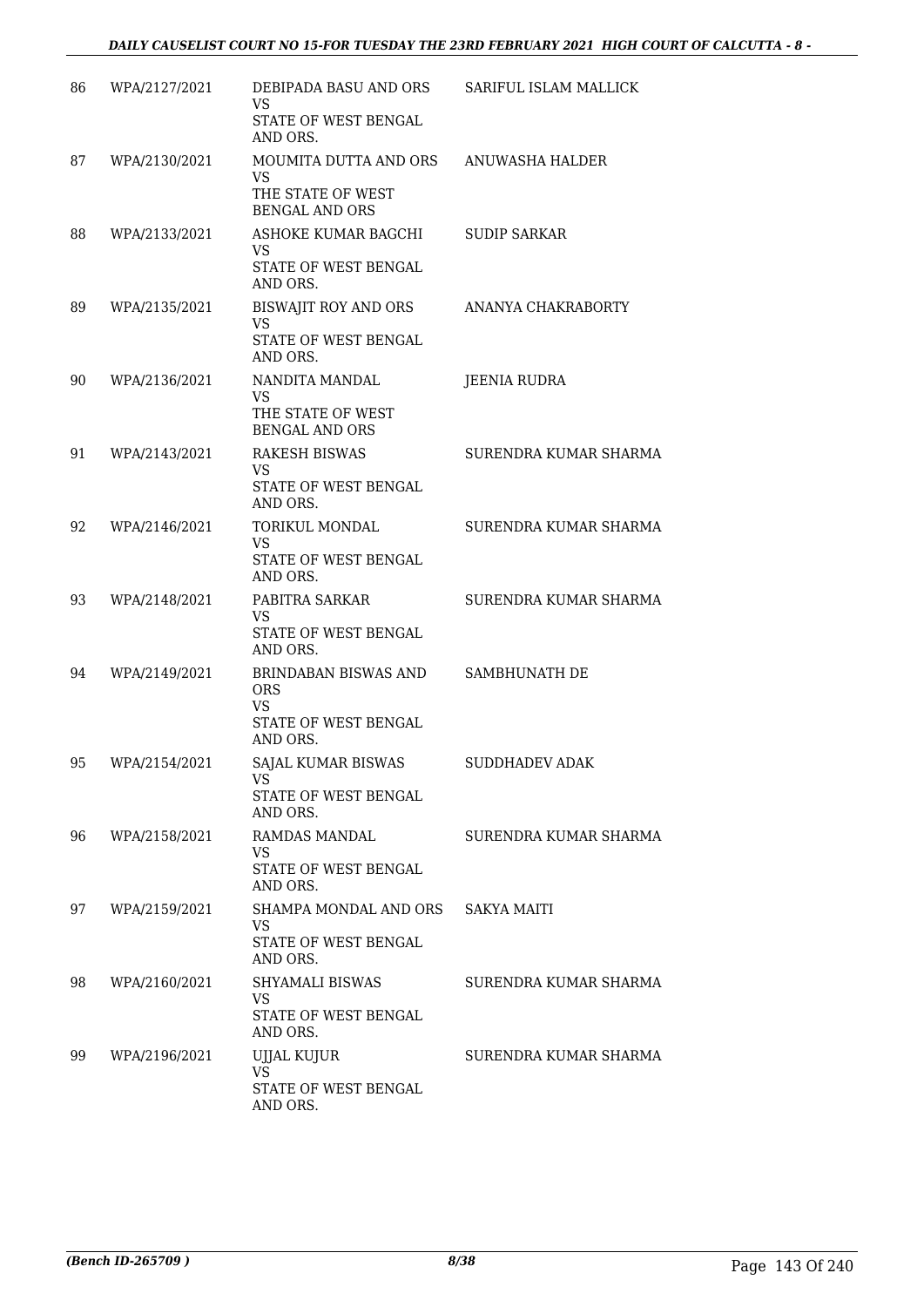| 86 | WPA/2127/2021 | DEBIPADA BASU AND ORS<br>VS<br>STATE OF WEST BENGAL AND ORS. | SARIFUL ISLAM MALLICK |
|---|---|---|---|
| 87 | WPA/2130/2021 | MOUMITA DUTTA AND ORS<br>VS<br>THE STATE OF WEST BENGAL AND ORS | ANUWASHA HALDER |
| 88 | WPA/2133/2021 | ASHOKE KUMAR BAGCHI<br>VS<br>STATE OF WEST BENGAL AND ORS. | SUDIP SARKAR |
| 89 | WPA/2135/2021 | BISWAJIT ROY AND ORS<br>VS<br>STATE OF WEST BENGAL AND ORS. | ANANYA CHAKRABORTY |
| 90 | WPA/2136/2021 | NANDITA MANDAL<br>VS<br>THE STATE OF WEST BENGAL AND ORS | JEENIA RUDRA |
| 91 | WPA/2143/2021 | RAKESH BISWAS<br>VS<br>STATE OF WEST BENGAL AND ORS. | SURENDRA KUMAR SHARMA |
| 92 | WPA/2146/2021 | TORIKUL MONDAL<br>VS<br>STATE OF WEST BENGAL AND ORS. | SURENDRA KUMAR SHARMA |
| 93 | WPA/2148/2021 | PABITRA SARKAR<br>VS<br>STATE OF WEST BENGAL AND ORS. | SURENDRA KUMAR SHARMA |
| 94 | WPA/2149/2021 | BRINDABAN BISWAS AND ORS<br>VS<br>STATE OF WEST BENGAL AND ORS. | SAMBHUNATH DE |
| 95 | WPA/2154/2021 | SAJAL KUMAR BISWAS<br>VS<br>STATE OF WEST BENGAL AND ORS. | SUDDHADEV ADAK |
| 96 | WPA/2158/2021 | RAMDAS MANDAL<br>VS<br>STATE OF WEST BENGAL AND ORS. | SURENDRA KUMAR SHARMA |
| 97 | WPA/2159/2021 | SHAMPA MONDAL AND ORS<br>VS<br>STATE OF WEST BENGAL AND ORS. | SAKYA MAITI |
| 98 | WPA/2160/2021 | SHYAMALI BISWAS<br>VS<br>STATE OF WEST BENGAL AND ORS. | SURENDRA KUMAR SHARMA |
| 99 | WPA/2196/2021 | UJJAL KUJUR<br>VS<br>STATE OF WEST BENGAL AND ORS. | SURENDRA KUMAR SHARMA |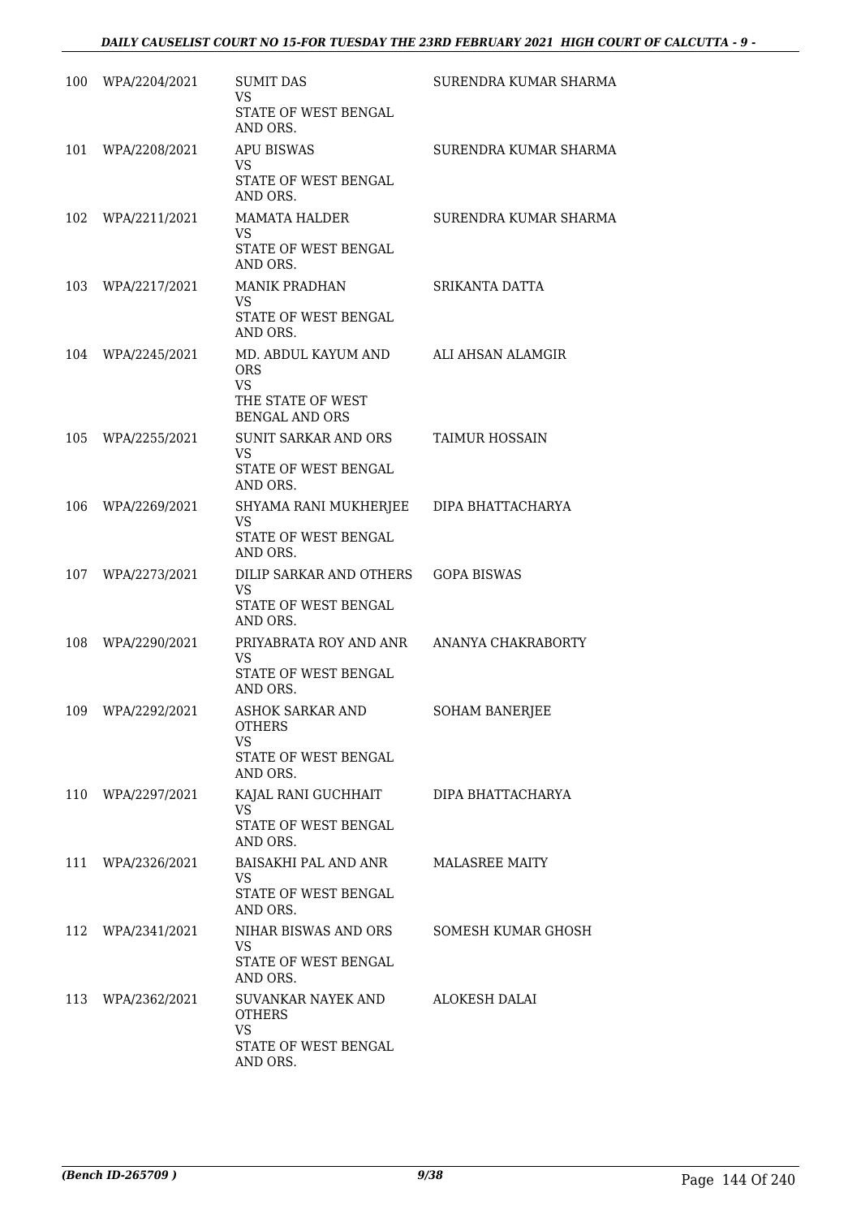| | | | |
|---|---|---|---|
| 100 | WPA/2204/2021 | SUMIT DAS<br>VS<br>STATE OF WEST BENGAL AND ORS. | SURENDRA KUMAR SHARMA |
| 101 | WPA/2208/2021 | APU BISWAS<br>VS<br>STATE OF WEST BENGAL AND ORS. | SURENDRA KUMAR SHARMA |
| 102 | WPA/2211/2021 | MAMATA HALDER<br>VS<br>STATE OF WEST BENGAL AND ORS. | SURENDRA KUMAR SHARMA |
| 103 | WPA/2217/2021 | MANIK PRADHAN<br>VS<br>STATE OF WEST BENGAL AND ORS. | SRIKANTA DATTA |
| 104 | WPA/2245/2021 | MD. ABDUL KAYUM AND ORS<br>VS<br>THE STATE OF WEST BENGAL AND ORS | ALI AHSAN ALAMGIR |
| 105 | WPA/2255/2021 | SUNIT SARKAR AND ORS<br>VS<br>STATE OF WEST BENGAL AND ORS. | TAIMUR HOSSAIN |
| 106 | WPA/2269/2021 | SHYAMA RANI MUKHERJEE<br>VS<br>STATE OF WEST BENGAL AND ORS. | DIPA BHATTACHARYA |
| 107 | WPA/2273/2021 | DILIP SARKAR AND OTHERS<br>VS<br>STATE OF WEST BENGAL AND ORS. | GOPA BISWAS |
| 108 | WPA/2290/2021 | PRIYABRATA ROY AND ANR<br>VS<br>STATE OF WEST BENGAL AND ORS. | ANANYA CHAKRABORTY |
| 109 | WPA/2292/2021 | ASHOK SARKAR AND OTHERS<br>VS<br>STATE OF WEST BENGAL AND ORS. | SOHAM BANERJEE |
| 110 | WPA/2297/2021 | KAJAL RANI GUCHHAIT<br>VS<br>STATE OF WEST BENGAL AND ORS. | DIPA BHATTACHARYA |
| 111 | WPA/2326/2021 | BAISAKHI PAL AND ANR<br>VS<br>STATE OF WEST BENGAL AND ORS. | MALASREE MAITY |
| 112 | WPA/2341/2021 | NIHAR BISWAS AND ORS<br>VS<br>STATE OF WEST BENGAL AND ORS. | SOMESH KUMAR GHOSH |
| 113 | WPA/2362/2021 | SUVANKAR NAYEK AND OTHERS<br>VS<br>STATE OF WEST BENGAL AND ORS. | ALOKESH DALAI |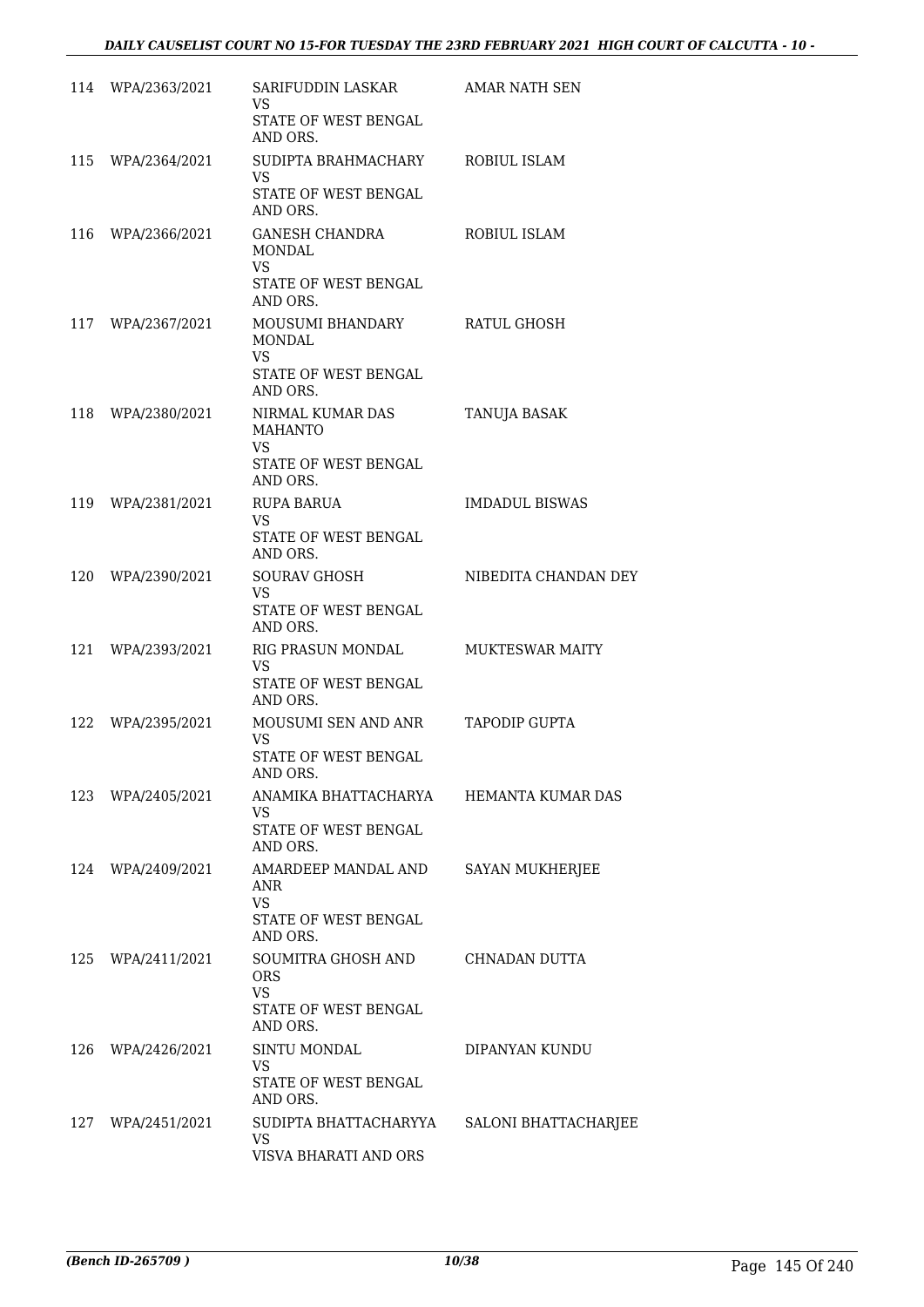| 114 | WPA/2363/2021 | SARIFUDDIN LASKAR<br>VS<br>STATE OF WEST BENGAL AND ORS. | AMAR NATH SEN |
|---|---|---|---|
| 115 | WPA/2364/2021 | SUDIPTA BRAHMACHARY<br>VS<br>STATE OF WEST BENGAL AND ORS. | ROBIUL ISLAM |
| 116 | WPA/2366/2021 | GANESH CHANDRA MONDAL<br>VS<br>STATE OF WEST BENGAL AND ORS. | ROBIUL ISLAM |
| 117 | WPA/2367/2021 | MOUSUMI BHANDARY MONDAL<br>VS<br>STATE OF WEST BENGAL AND ORS. | RATUL GHOSH |
| 118 | WPA/2380/2021 | NIRMAL KUMAR DAS MAHANTO<br>VS<br>STATE OF WEST BENGAL AND ORS. | TANUJA BASAK |
| 119 | WPA/2381/2021 | RUPA BARUA<br>VS<br>STATE OF WEST BENGAL AND ORS. | IMDADUL BISWAS |
| 120 | WPA/2390/2021 | SOURAV GHOSH<br>VS<br>STATE OF WEST BENGAL AND ORS. | NIBEDITA CHANDAN DEY |
| 121 | WPA/2393/2021 | RIG PRASUN MONDAL<br>VS<br>STATE OF WEST BENGAL AND ORS. | MUKTESWAR MAITY |
| 122 | WPA/2395/2021 | MOUSUMI SEN AND ANR<br>VS<br>STATE OF WEST BENGAL AND ORS. | TAPODIP GUPTA |
| 123 | WPA/2405/2021 | ANAMIKA BHATTACHARYA<br>VS<br>STATE OF WEST BENGAL AND ORS. | HEMANTA KUMAR DAS |
| 124 | WPA/2409/2021 | AMARDEEP MANDAL AND ANR<br>VS<br>STATE OF WEST BENGAL AND ORS. | SAYAN MUKHERJEE |
| 125 | WPA/2411/2021 | SOUMITRA GHOSH AND ORS<br>VS<br>STATE OF WEST BENGAL AND ORS. | CHNADAN DUTTA |
| 126 | WPA/2426/2021 | SINTU MONDAL<br>VS<br>STATE OF WEST BENGAL AND ORS. | DIPANYAN KUNDU |
| 127 | WPA/2451/2021 | SUDIPTA BHATTACHARYYA<br>VS<br>VISVA BHARATI AND ORS | SALONI BHATTACHARJEE |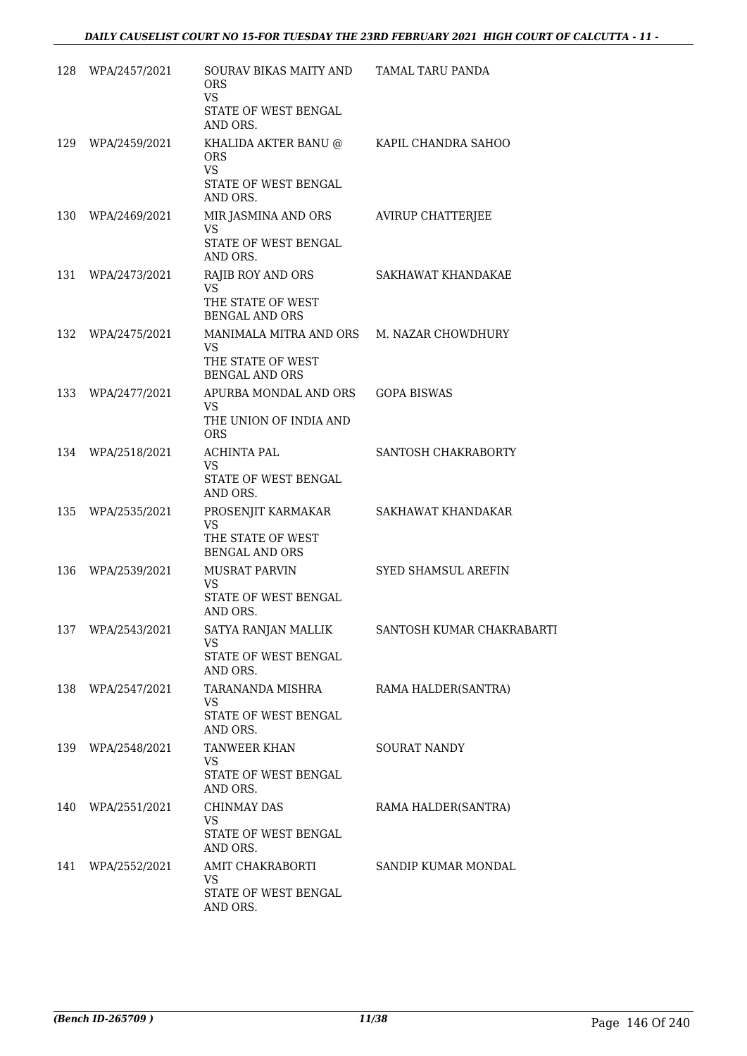| 128 | WPA/2457/2021 | SOURAV BIKAS MAITY AND ORS<br>VS<br>STATE OF WEST BENGAL AND ORS. | TAMAL TARU PANDA |
|---|---|---|---|
| 129 | WPA/2459/2021 | KHALIDA AKTER BANU @ ORS<br>VS<br>STATE OF WEST BENGAL AND ORS. | KAPIL CHANDRA SAHOO |
| 130 | WPA/2469/2021 | MIR JASMINA AND ORS<br>VS<br>STATE OF WEST BENGAL AND ORS. | AVIRUP CHATTERJEE |
| 131 | WPA/2473/2021 | RAJIB ROY AND ORS<br>VS<br>THE STATE OF WEST BENGAL AND ORS | SAKHAWAT KHANDAKAE |
| 132 | WPA/2475/2021 | MANIMALA MITRA AND ORS<br>VS<br>THE STATE OF WEST BENGAL AND ORS | M. NAZAR CHOWDHURY |
| 133 | WPA/2477/2021 | APURBA MONDAL AND ORS<br>VS<br>THE UNION OF INDIA AND ORS | GOPA BISWAS |
| 134 | WPA/2518/2021 | ACHINTA PAL<br>VS<br>STATE OF WEST BENGAL AND ORS. | SANTOSH CHAKRABORTY |
| 135 | WPA/2535/2021 | PROSENJIT KARMAKAR<br>VS<br>THE STATE OF WEST BENGAL AND ORS | SAKHAWAT KHANDAKAR |
| 136 | WPA/2539/2021 | MUSRAT PARVIN<br>VS<br>STATE OF WEST BENGAL AND ORS. | SYED SHAMSUL AREFIN |
| 137 | WPA/2543/2021 | SATYA RANJAN MALLIK<br>VS<br>STATE OF WEST BENGAL AND ORS. | SANTOSH KUMAR CHAKRABARTI |
| 138 | WPA/2547/2021 | TARANANDA MISHRA<br>VS<br>STATE OF WEST BENGAL AND ORS. | RAMA HALDER(SANTRA) |
| 139 | WPA/2548/2021 | TANWEER KHAN<br>VS<br>STATE OF WEST BENGAL AND ORS. | SOURAT NANDY |
| 140 | WPA/2551/2021 | CHINMAY DAS<br>VS<br>STATE OF WEST BENGAL AND ORS. | RAMA HALDER(SANTRA) |
| 141 | WPA/2552/2021 | AMIT CHAKRABORTI<br>VS<br>STATE OF WEST BENGAL AND ORS. | SANDIP KUMAR MONDAL |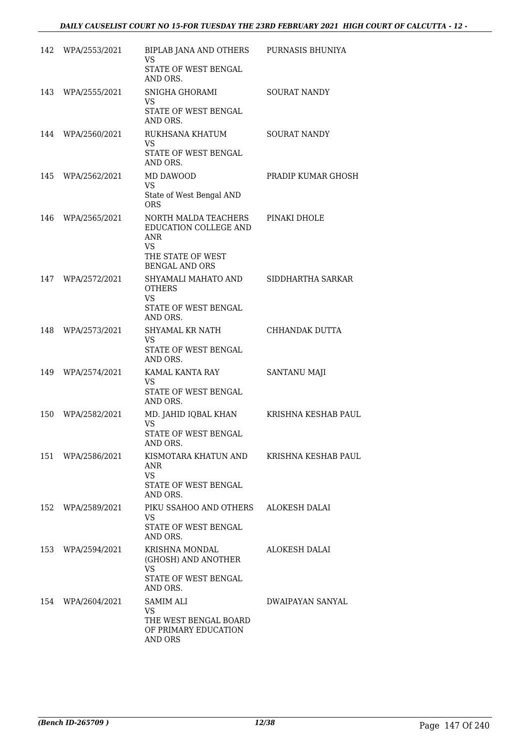| | | | |
|---|---|---|---|
| 142 | WPA/2553/2021 | BIPLAB JANA AND OTHERS<br>VS<br>STATE OF WEST BENGAL AND ORS. | PURNASIS BHUNIYA |
| 143 | WPA/2555/2021 | SNIGHA GHORAMI<br>VS<br>STATE OF WEST BENGAL AND ORS. | SOURAT NANDY |
| 144 | WPA/2560/2021 | RUKHSANA KHATUM<br>VS<br>STATE OF WEST BENGAL AND ORS. | SOURAT NANDY |
| 145 | WPA/2562/2021 | MD DAWOOD<br>VS<br>State of West Bengal AND ORS | PRADIP KUMAR GHOSH |
| 146 | WPA/2565/2021 | NORTH MALDA TEACHERS EDUCATION COLLEGE AND ANR<br>VS<br>THE STATE OF WEST BENGAL AND ORS | PINAKI DHOLE |
| 147 | WPA/2572/2021 | SHYAMALI MAHATO AND OTHERS<br>VS<br>STATE OF WEST BENGAL AND ORS. | SIDDHARTHA SARKAR |
| 148 | WPA/2573/2021 | SHYAMAL KR NATH<br>VS<br>STATE OF WEST BENGAL AND ORS. | CHHANDAK DUTTA |
| 149 | WPA/2574/2021 | KAMAL KANTA RAY<br>VS<br>STATE OF WEST BENGAL AND ORS. | SANTANU MAJI |
| 150 | WPA/2582/2021 | MD. JAHID IQBAL KHAN<br>VS<br>STATE OF WEST BENGAL AND ORS. | KRISHNA KESHAB PAUL |
| 151 | WPA/2586/2021 | KISMOTARA KHATUN AND ANR<br>VS<br>STATE OF WEST BENGAL AND ORS. | KRISHNA KESHAB PAUL |
| 152 | WPA/2589/2021 | PIKU SSAHOO AND OTHERS<br>VS<br>STATE OF WEST BENGAL AND ORS. | ALOKESH DALAI |
| 153 | WPA/2594/2021 | KRISHNA MONDAL (GHOSH) AND ANOTHER<br>VS<br>STATE OF WEST BENGAL AND ORS. | ALOKESH DALAI |
| 154 | WPA/2604/2021 | SAMIM ALI<br>VS<br>THE WEST BENGAL BOARD OF PRIMARY EDUCATION AND ORS | DWAIPAYAN SANYAL |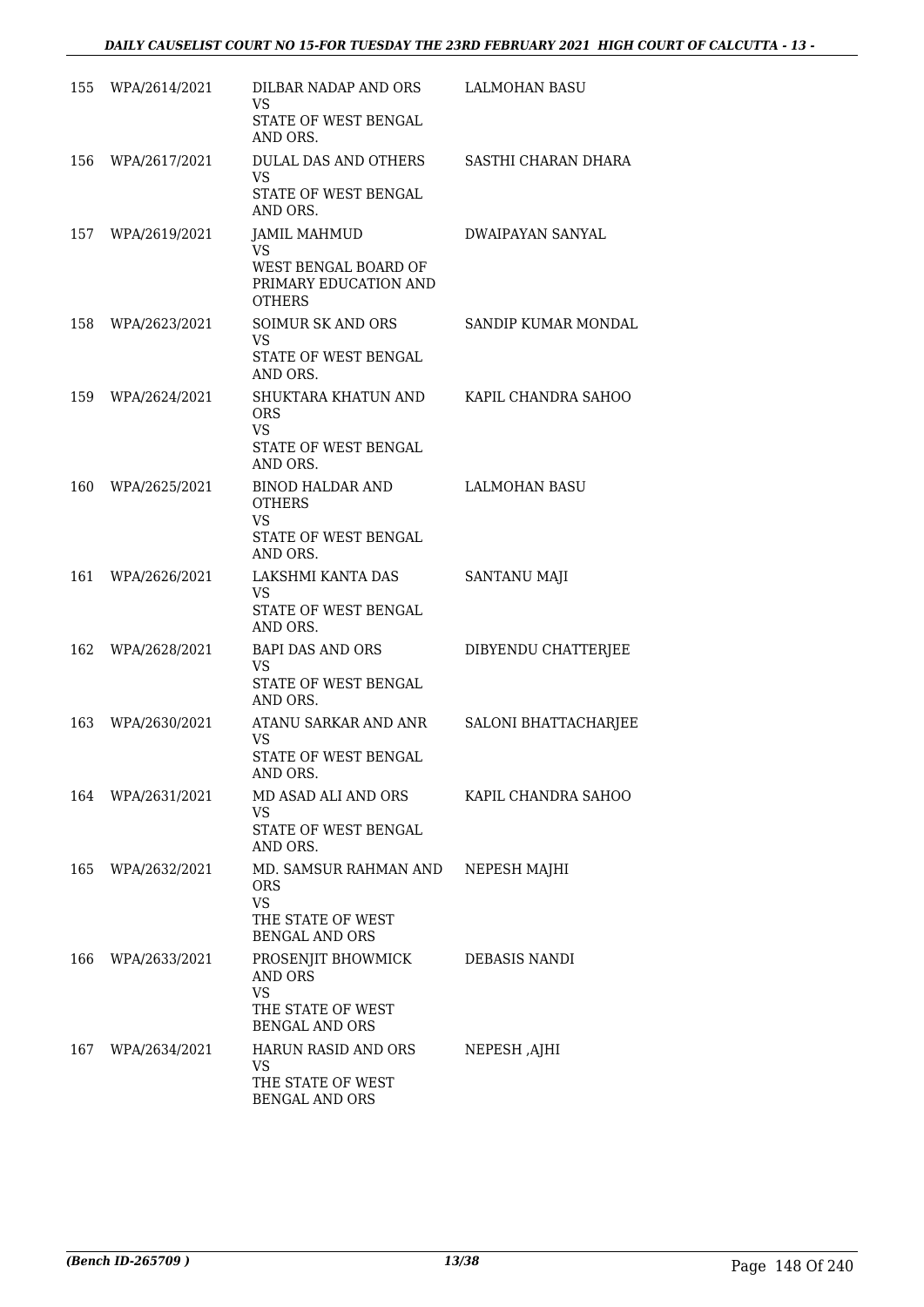| | | | |
|---|---|---|---|
| 155 | WPA/2614/2021 | DILBAR NADAP AND ORS<br>VS<br>STATE OF WEST BENGAL AND ORS. | LALMOHAN BASU |
| 156 | WPA/2617/2021 | DULAL DAS AND OTHERS<br>VS<br>STATE OF WEST BENGAL AND ORS. | SASTHI CHARAN DHARA |
| 157 | WPA/2619/2021 | JAMIL MAHMUD<br>VS<br>WEST BENGAL BOARD OF PRIMARY EDUCATION AND OTHERS | DWAIPAYAN SANYAL |
| 158 | WPA/2623/2021 | SOIMUR SK AND ORS<br>VS<br>STATE OF WEST BENGAL AND ORS. | SANDIP KUMAR MONDAL |
| 159 | WPA/2624/2021 | SHUKTARA KHATUN AND ORS<br>VS<br>STATE OF WEST BENGAL AND ORS. | KAPIL CHANDRA SAHOO |
| 160 | WPA/2625/2021 | BINOD HALDAR AND OTHERS<br>VS<br>STATE OF WEST BENGAL AND ORS. | LALMOHAN BASU |
| 161 | WPA/2626/2021 | LAKSHMI KANTA DAS<br>VS<br>STATE OF WEST BENGAL AND ORS. | SANTANU MAJI |
| 162 | WPA/2628/2021 | BAPI DAS AND ORS<br>VS<br>STATE OF WEST BENGAL AND ORS. | DIBYENDU CHATTERJEE |
| 163 | WPA/2630/2021 | ATANU SARKAR AND ANR<br>VS<br>STATE OF WEST BENGAL AND ORS. | SALONI BHATTACHARJEE |
| 164 | WPA/2631/2021 | MD ASAD ALI AND ORS<br>VS<br>STATE OF WEST BENGAL AND ORS. | KAPIL CHANDRA SAHOO |
| 165 | WPA/2632/2021 | MD. SAMSUR RAHMAN AND ORS<br>VS<br>THE STATE OF WEST BENGAL AND ORS | NEPESH MAJHI |
| 166 | WPA/2633/2021 | PROSENJIT BHOWMICK AND ORS<br>VS<br>THE STATE OF WEST BENGAL AND ORS | DEBASIS NANDI |
| 167 | WPA/2634/2021 | HARUN RASID AND ORS<br>VS<br>THE STATE OF WEST BENGAL AND ORS | NEPESH ,AJHI |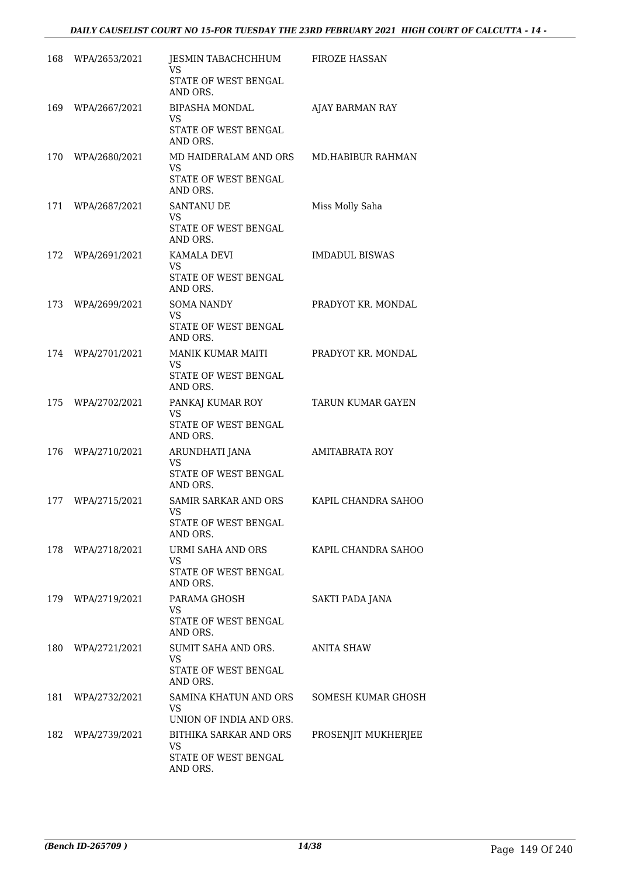| | | | |
|---|---|---|---|
| 168 | WPA/2653/2021 | JESMIN TABACHCHHUM<br>VS<br>STATE OF WEST BENGAL AND ORS. | FIROZE HASSAN |
| 169 | WPA/2667/2021 | BIPASHA MONDAL<br>VS<br>STATE OF WEST BENGAL AND ORS. | AJAY BARMAN RAY |
| 170 | WPA/2680/2021 | MD HAIDERALAM AND ORS<br>VS<br>STATE OF WEST BENGAL AND ORS. | MD.HABIBUR RAHMAN |
| 171 | WPA/2687/2021 | SANTANU DE<br>VS<br>STATE OF WEST BENGAL AND ORS. | Miss Molly Saha |
| 172 | WPA/2691/2021 | KAMALA DEVI<br>VS<br>STATE OF WEST BENGAL AND ORS. | IMDADUL BISWAS |
| 173 | WPA/2699/2021 | SOMA NANDY<br>VS<br>STATE OF WEST BENGAL AND ORS. | PRADYOT KR. MONDAL |
| 174 | WPA/2701/2021 | MANIK KUMAR MAITI<br>VS<br>STATE OF WEST BENGAL AND ORS. | PRADYOT KR. MONDAL |
| 175 | WPA/2702/2021 | PANKAJ KUMAR ROY<br>VS<br>STATE OF WEST BENGAL AND ORS. | TARUN KUMAR GAYEN |
| 176 | WPA/2710/2021 | ARUNDHATI JANA<br>VS<br>STATE OF WEST BENGAL AND ORS. | AMITABRATA ROY |
| 177 | WPA/2715/2021 | SAMIR SARKAR AND ORS<br>VS<br>STATE OF WEST BENGAL AND ORS. | KAPIL CHANDRA SAHOO |
| 178 | WPA/2718/2021 | URMI SAHA AND ORS<br>VS<br>STATE OF WEST BENGAL AND ORS. | KAPIL CHANDRA SAHOO |
| 179 | WPA/2719/2021 | PARAMA GHOSH<br>VS<br>STATE OF WEST BENGAL AND ORS. | SAKTI PADA JANA |
| 180 | WPA/2721/2021 | SUMIT SAHA AND ORS.<br>VS<br>STATE OF WEST BENGAL AND ORS. | ANITA SHAW |
| 181 | WPA/2732/2021 | SAMINA KHATUN AND ORS<br>VS<br>UNION OF INDIA AND ORS. | SOMESH KUMAR GHOSH |
| 182 | WPA/2739/2021 | BITHIKA SARKAR AND ORS<br>VS<br>STATE OF WEST BENGAL AND ORS. | PROSENJIT MUKHERJEE |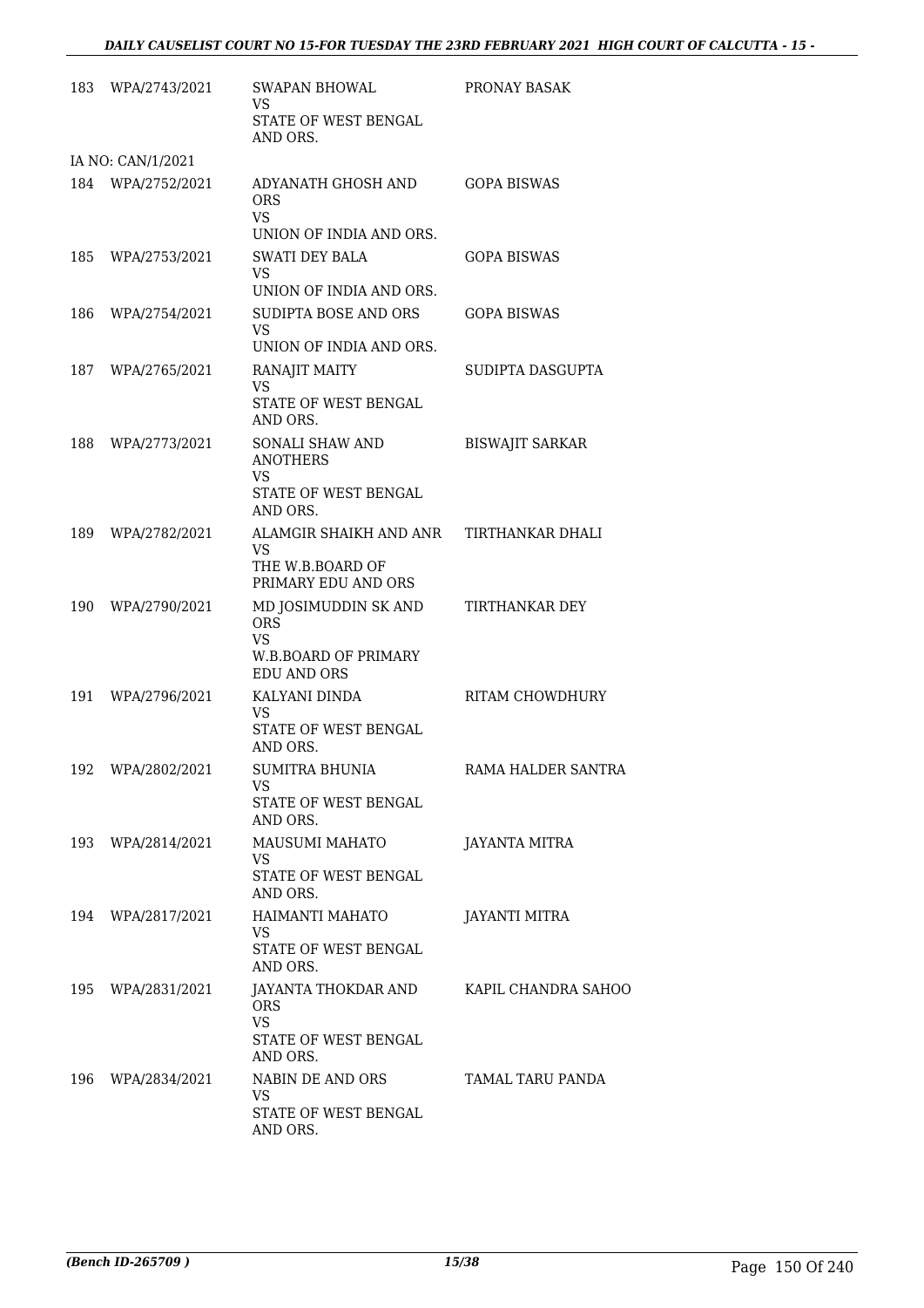| | | | |
|---|---|---|---|
| 183 | WPA/2743/2021 | SWAPAN BHOWAL<br>VS<br>STATE OF WEST BENGAL AND ORS. | PRONAY BASAK |
| | IA NO: CAN/1/2021 | | |
| 184 | WPA/2752/2021 | ADYANATH GHOSH AND ORS<br>VS<br>UNION OF INDIA AND ORS. | GOPA BISWAS |
| 185 | WPA/2753/2021 | SWATI DEY BALA<br>VS<br>UNION OF INDIA AND ORS. | GOPA BISWAS |
| 186 | WPA/2754/2021 | SUDIPTA BOSE AND ORS<br>VS<br>UNION OF INDIA AND ORS. | GOPA BISWAS |
| 187 | WPA/2765/2021 | RANAJIT MAITY<br>VS<br>STATE OF WEST BENGAL AND ORS. | SUDIPTA DASGUPTA |
| 188 | WPA/2773/2021 | SONALI SHAW AND ANOTHERS<br>VS<br>STATE OF WEST BENGAL AND ORS. | BISWAJIT SARKAR |
| 189 | WPA/2782/2021 | ALAMGIR SHAIKH AND ANR<br>VS<br>THE W.B.BOARD OF PRIMARY EDU AND ORS | TIRTHANKAR DHALI |
| 190 | WPA/2790/2021 | MD JOSIMUDDIN SK AND ORS<br>VS<br>W.B.BOARD OF PRIMARY EDU AND ORS | TIRTHANKAR DEY |
| 191 | WPA/2796/2021 | KALYANI DINDA<br>VS<br>STATE OF WEST BENGAL AND ORS. | RITAM CHOWDHURY |
| 192 | WPA/2802/2021 | SUMITRA BHUNIA<br>VS<br>STATE OF WEST BENGAL AND ORS. | RAMA HALDER SANTRA |
| 193 | WPA/2814/2021 | MAUSUMI MAHATO<br>VS<br>STATE OF WEST BENGAL AND ORS. | JAYANTA MITRA |
| 194 | WPA/2817/2021 | HAIMANTI MAHATO<br>VS<br>STATE OF WEST BENGAL AND ORS. | JAYANTI MITRA |
| 195 | WPA/2831/2021 | JAYANTA THOKDAR AND ORS<br>VS<br>STATE OF WEST BENGAL AND ORS. | KAPIL CHANDRA SAHOO |
| 196 | WPA/2834/2021 | NABIN DE AND ORS<br>VS<br>STATE OF WEST BENGAL AND ORS. | TAMAL TARU PANDA |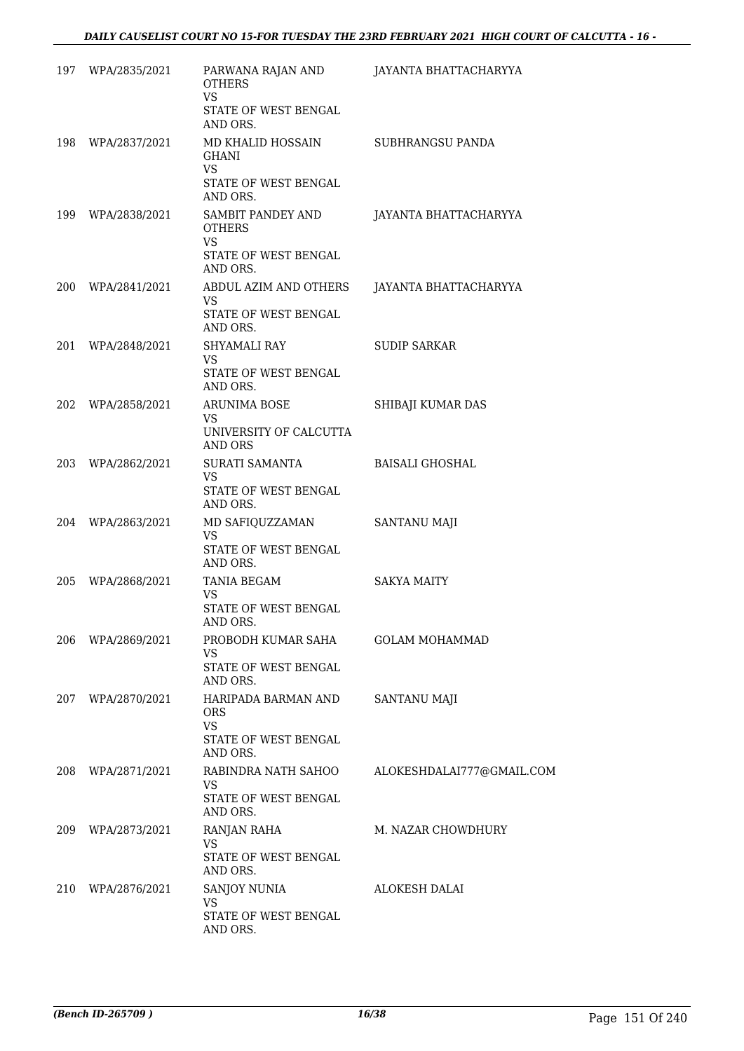| | | | |
|---|---|---|---|
| 197 | WPA/2835/2021 | PARWANA RAJAN AND OTHERS<br>VS<br>STATE OF WEST BENGAL AND ORS. | JAYANTA BHATTACHARYYA |
| 198 | WPA/2837/2021 | MD KHALID HOSSAIN GHANI<br>VS<br>STATE OF WEST BENGAL AND ORS. | SUBHRANGSU PANDA |
| 199 | WPA/2838/2021 | SAMBIT PANDEY AND OTHERS<br>VS<br>STATE OF WEST BENGAL AND ORS. | JAYANTA BHATTACHARYYA |
| 200 | WPA/2841/2021 | ABDUL AZIM AND OTHERS<br>VS<br>STATE OF WEST BENGAL AND ORS. | JAYANTA BHATTACHARYYA |
| 201 | WPA/2848/2021 | SHYAMALI RAY<br>VS<br>STATE OF WEST BENGAL AND ORS. | SUDIP SARKAR |
| 202 | WPA/2858/2021 | ARUNIMA BOSE<br>VS<br>UNIVERSITY OF CALCUTTA AND ORS | SHIBAJI KUMAR DAS |
| 203 | WPA/2862/2021 | SURATI SAMANTA<br>VS<br>STATE OF WEST BENGAL AND ORS. | BAISALI GHOSHAL |
| 204 | WPA/2863/2021 | MD SAFIQUZZAMAN<br>VS<br>STATE OF WEST BENGAL AND ORS. | SANTANU MAJI |
| 205 | WPA/2868/2021 | TANIA BEGAM<br>VS<br>STATE OF WEST BENGAL AND ORS. | SAKYA MAITY |
| 206 | WPA/2869/2021 | PROBODH KUMAR SAHA<br>VS<br>STATE OF WEST BENGAL AND ORS. | GOLAM MOHAMMAD |
| 207 | WPA/2870/2021 | HARIPADA BARMAN AND ORS<br>VS<br>STATE OF WEST BENGAL AND ORS. | SANTANU MAJI |
| 208 | WPA/2871/2021 | RABINDRA NATH SAHOO<br>VS<br>STATE OF WEST BENGAL AND ORS. | ALOKESHDALAI777@GMAIL.COM |
| 209 | WPA/2873/2021 | RANJAN RAHA<br>VS<br>STATE OF WEST BENGAL AND ORS. | M. NAZAR CHOWDHURY |
| 210 | WPA/2876/2021 | SANJOY NUNIA<br>VS<br>STATE OF WEST BENGAL AND ORS. | ALOKESH DALAI |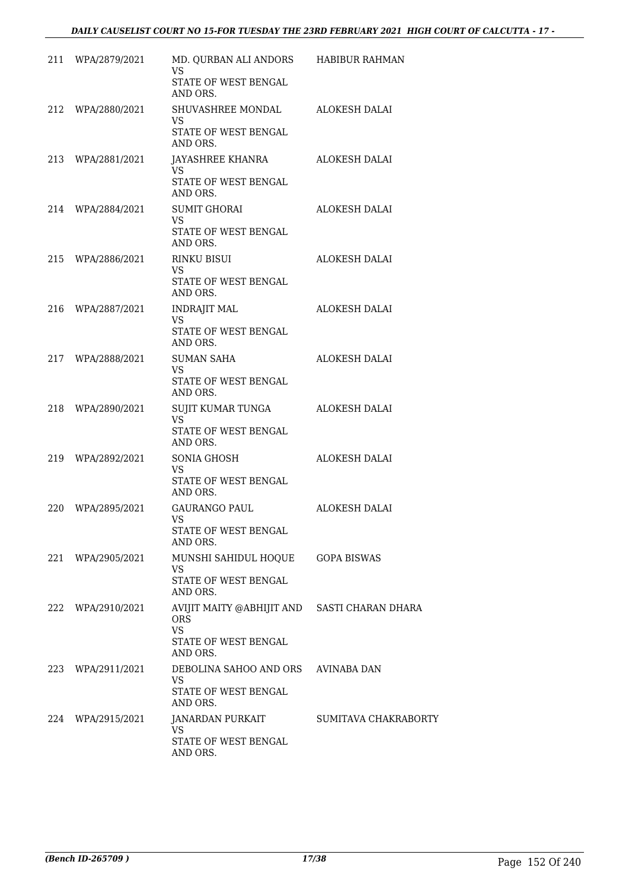| | | | |
|---|---|---|---|
| 211 | WPA/2879/2021 | MD. QURBAN ALI ANDORS<br>VS<br>STATE OF WEST BENGAL AND ORS. | HABIBUR RAHMAN |
| 212 | WPA/2880/2021 | SHUVASHREE MONDAL<br>VS<br>STATE OF WEST BENGAL AND ORS. | ALOKESH DALAI |
| 213 | WPA/2881/2021 | JAYASHREE KHANRA<br>VS<br>STATE OF WEST BENGAL AND ORS. | ALOKESH DALAI |
| 214 | WPA/2884/2021 | SUMIT GHORAI<br>VS<br>STATE OF WEST BENGAL AND ORS. | ALOKESH DALAI |
| 215 | WPA/2886/2021 | RINKU BISUI<br>VS<br>STATE OF WEST BENGAL AND ORS. | ALOKESH DALAI |
| 216 | WPA/2887/2021 | INDRAJIT MAL<br>VS<br>STATE OF WEST BENGAL AND ORS. | ALOKESH DALAI |
| 217 | WPA/2888/2021 | SUMAN SAHA<br>VS<br>STATE OF WEST BENGAL AND ORS. | ALOKESH DALAI |
| 218 | WPA/2890/2021 | SUJIT KUMAR TUNGA<br>VS<br>STATE OF WEST BENGAL AND ORS. | ALOKESH DALAI |
| 219 | WPA/2892/2021 | SONIA GHOSH<br>VS<br>STATE OF WEST BENGAL AND ORS. | ALOKESH DALAI |
| 220 | WPA/2895/2021 | GAURANGO PAUL<br>VS<br>STATE OF WEST BENGAL AND ORS. | ALOKESH DALAI |
| 221 | WPA/2905/2021 | MUNSHI SAHIDUL HOQUE<br>VS<br>STATE OF WEST BENGAL AND ORS. | GOPA BISWAS |
| 222 | WPA/2910/2021 | AVIJIT MAITY @ABHIJIT AND ORS<br>VS<br>STATE OF WEST BENGAL AND ORS. | SASTI CHARAN DHARA |
| 223 | WPA/2911/2021 | DEBOLINA SAHOO AND ORS<br>VS<br>STATE OF WEST BENGAL AND ORS. | AVINABA DAN |
| 224 | WPA/2915/2021 | JANARDAN PURKAIT<br>VS<br>STATE OF WEST BENGAL AND ORS. | SUMITAVA CHAKRABORTY |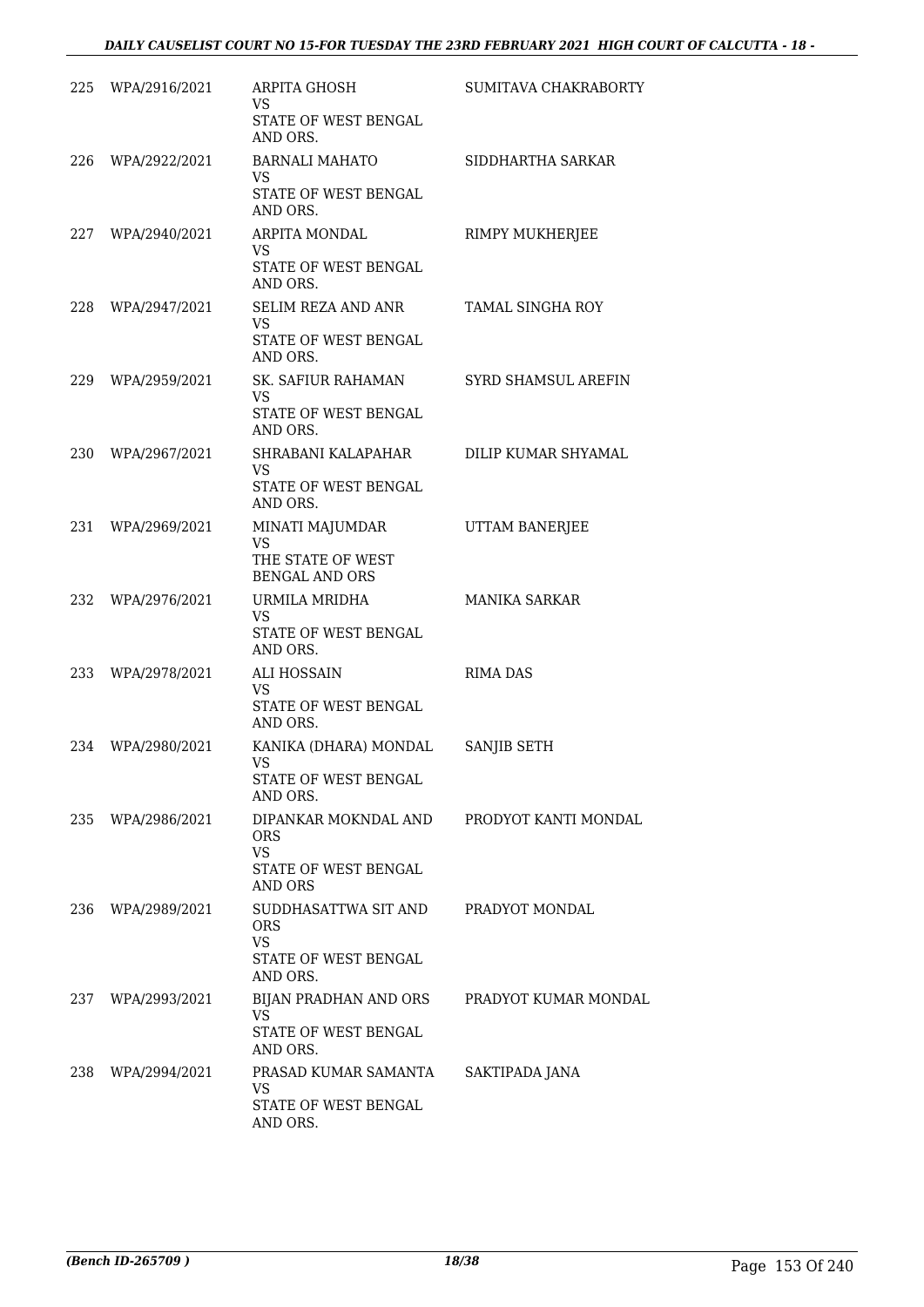| | | | |
|---|---|---|---|
| 225 | WPA/2916/2021 | ARPITA GHOSH<br>VS<br>STATE OF WEST BENGAL AND ORS. | SUMITAVA CHAKRABORTY |
| 226 | WPA/2922/2021 | BARNALI MAHATO<br>VS<br>STATE OF WEST BENGAL AND ORS. | SIDDHARTHA SARKAR |
| 227 | WPA/2940/2021 | ARPITA MONDAL<br>VS<br>STATE OF WEST BENGAL AND ORS. | RIMPY MUKHERJEE |
| 228 | WPA/2947/2021 | SELIM REZA AND ANR<br>VS<br>STATE OF WEST BENGAL AND ORS. | TAMAL SINGHA ROY |
| 229 | WPA/2959/2021 | SK. SAFIUR RAHAMAN<br>VS<br>STATE OF WEST BENGAL AND ORS. | SYRD SHAMSUL AREFIN |
| 230 | WPA/2967/2021 | SHRABANI KALAPAHAR<br>VS<br>STATE OF WEST BENGAL AND ORS. | DILIP KUMAR SHYAMAL |
| 231 | WPA/2969/2021 | MINATI MAJUMDAR<br>VS<br>THE STATE OF WEST BENGAL AND ORS | UTTAM BANERJEE |
| 232 | WPA/2976/2021 | URMILA MRIDHA<br>VS<br>STATE OF WEST BENGAL AND ORS. | MANIKA SARKAR |
| 233 | WPA/2978/2021 | ALI HOSSAIN<br>VS<br>STATE OF WEST BENGAL AND ORS. | RIMA DAS |
| 234 | WPA/2980/2021 | KANIKA (DHARA) MONDAL<br>VS<br>STATE OF WEST BENGAL AND ORS. | SANJIB SETH |
| 235 | WPA/2986/2021 | DIPANKAR MOKNDAL AND ORS<br>VS<br>STATE OF WEST BENGAL AND ORS | PRODYOT KANTI MONDAL |
| 236 | WPA/2989/2021 | SUDDHASATTWA SIT AND ORS<br>VS<br>STATE OF WEST BENGAL AND ORS. | PRADYOT MONDAL |
| 237 | WPA/2993/2021 | BIJAN PRADHAN AND ORS<br>VS<br>STATE OF WEST BENGAL AND ORS. | PRADYOT KUMAR MONDAL |
| 238 | WPA/2994/2021 | PRASAD KUMAR SAMANTA<br>VS<br>STATE OF WEST BENGAL AND ORS. | SAKTIPADA JANA |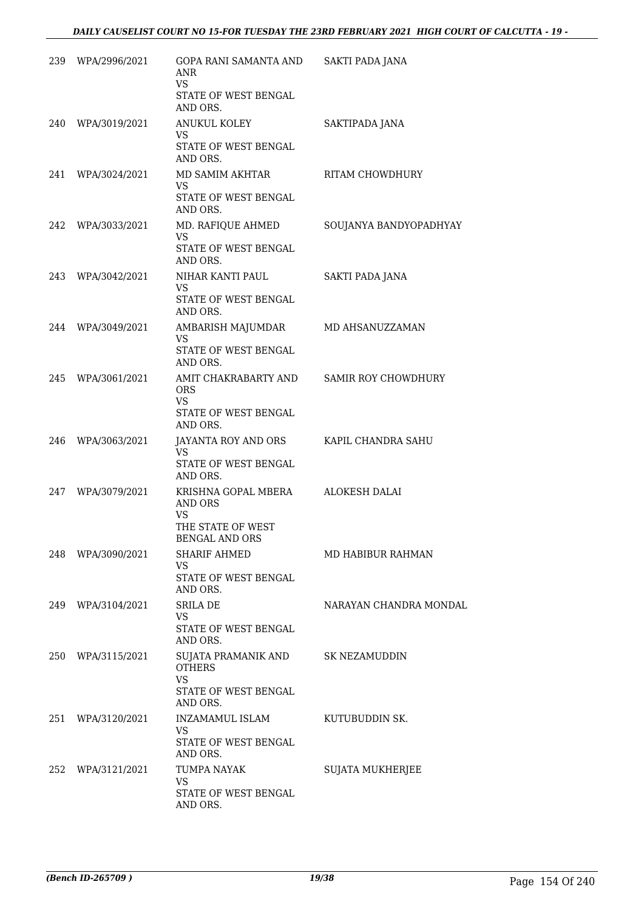| | | | |
|---|---|---|---|
| 239 | WPA/2996/2021 | GOPA RANI SAMANTA AND ANR<br>VS<br>STATE OF WEST BENGAL AND ORS. | SAKTI PADA JANA |
| 240 | WPA/3019/2021 | ANUKUL KOLEY<br>VS<br>STATE OF WEST BENGAL AND ORS. | SAKTIPADA JANA |
| 241 | WPA/3024/2021 | MD SAMIM AKHTAR<br>VS<br>STATE OF WEST BENGAL AND ORS. | RITAM CHOWDHURY |
| 242 | WPA/3033/2021 | MD. RAFIQUE AHMED<br>VS<br>STATE OF WEST BENGAL AND ORS. | SOUJANYA BANDYOPADHYAY |
| 243 | WPA/3042/2021 | NIHAR KANTI PAUL<br>VS<br>STATE OF WEST BENGAL AND ORS. | SAKTI PADA JANA |
| 244 | WPA/3049/2021 | AMBARISH MAJUMDAR<br>VS<br>STATE OF WEST BENGAL AND ORS. | MD AHSANUZZAMAN |
| 245 | WPA/3061/2021 | AMIT CHAKRABARTY AND ORS<br>VS<br>STATE OF WEST BENGAL AND ORS. | SAMIR ROY CHOWDHURY |
| 246 | WPA/3063/2021 | JAYANTA ROY AND ORS<br>VS<br>STATE OF WEST BENGAL AND ORS. | KAPIL CHANDRA SAHU |
| 247 | WPA/3079/2021 | KRISHNA GOPAL MBERA AND ORS<br>VS<br>THE STATE OF WEST BENGAL AND ORS | ALOKESH DALAI |
| 248 | WPA/3090/2021 | SHARIF AHMED<br>VS<br>STATE OF WEST BENGAL AND ORS. | MD HABIBUR RAHMAN |
| 249 | WPA/3104/2021 | SRILA DE<br>VS<br>STATE OF WEST BENGAL AND ORS. | NARAYAN CHANDRA MONDAL |
| 250 | WPA/3115/2021 | SUJATA PRAMANIK AND OTHERS<br>VS<br>STATE OF WEST BENGAL AND ORS. | SK NEZAMUDDIN |
| 251 | WPA/3120/2021 | INZAMAMUL ISLAM<br>VS<br>STATE OF WEST BENGAL AND ORS. | KUTUBUDDIN SK. |
| 252 | WPA/3121/2021 | TUMPA NAYAK<br>VS<br>STATE OF WEST BENGAL AND ORS. | SUJATA MUKHERJEE |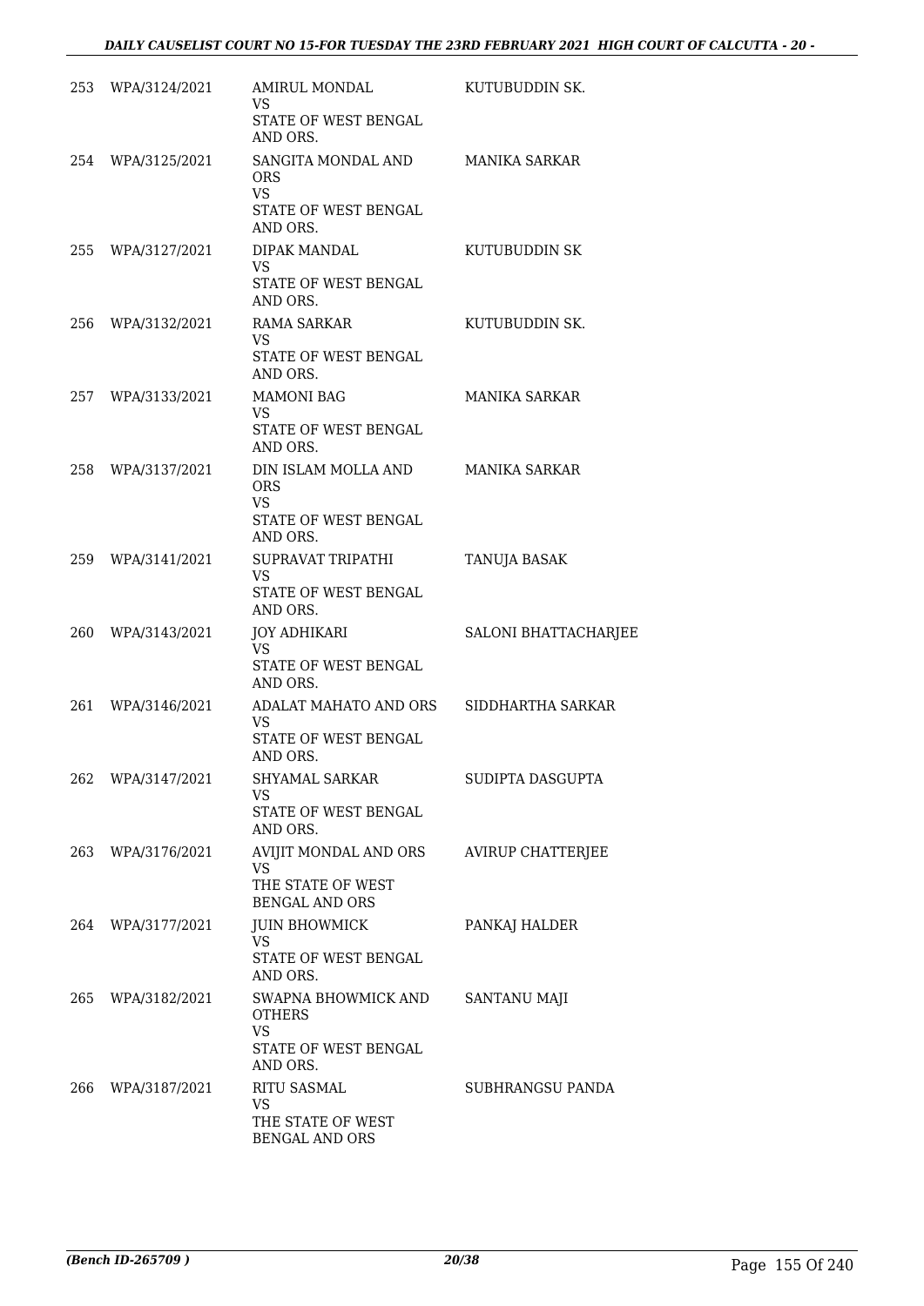| | | | |
|---|---|---|---|
| 253 | WPA/3124/2021 | AMIRUL MONDAL<br>VS<br>STATE OF WEST BENGAL AND ORS. | KUTUBUDDIN SK. |
| 254 | WPA/3125/2021 | SANGITA MONDAL AND ORS<br>VS<br>STATE OF WEST BENGAL AND ORS. | MANIKA SARKAR |
| 255 | WPA/3127/2021 | DIPAK MANDAL<br>VS<br>STATE OF WEST BENGAL AND ORS. | KUTUBUDDIN SK |
| 256 | WPA/3132/2021 | RAMA SARKAR<br>VS<br>STATE OF WEST BENGAL AND ORS. | KUTUBUDDIN SK. |
| 257 | WPA/3133/2021 | MAMONI BAG<br>VS<br>STATE OF WEST BENGAL AND ORS. | MANIKA SARKAR |
| 258 | WPA/3137/2021 | DIN ISLAM MOLLA AND ORS<br>VS<br>STATE OF WEST BENGAL AND ORS. | MANIKA SARKAR |
| 259 | WPA/3141/2021 | SUPRAVAT TRIPATHI<br>VS<br>STATE OF WEST BENGAL AND ORS. | TANUJA BASAK |
| 260 | WPA/3143/2021 | JOY ADHIKARI<br>VS<br>STATE OF WEST BENGAL AND ORS. | SALONI BHATTACHARJEE |
| 261 | WPA/3146/2021 | ADALAT MAHATO AND ORS<br>VS<br>STATE OF WEST BENGAL AND ORS. | SIDDHARTHA SARKAR |
| 262 | WPA/3147/2021 | SHYAMAL SARKAR<br>VS<br>STATE OF WEST BENGAL AND ORS. | SUDIPTA DASGUPTA |
| 263 | WPA/3176/2021 | AVIJIT MONDAL AND ORS<br>VS<br>THE STATE OF WEST BENGAL AND ORS | AVIRUP CHATTERJEE |
| 264 | WPA/3177/2021 | JUIN BHOWMICK<br>VS<br>STATE OF WEST BENGAL AND ORS. | PANKAJ HALDER |
| 265 | WPA/3182/2021 | SWAPNA BHOWMICK AND OTHERS<br>VS<br>STATE OF WEST BENGAL AND ORS. | SANTANU MAJI |
| 266 | WPA/3187/2021 | RITU SASMAL<br>VS<br>THE STATE OF WEST BENGAL AND ORS | SUBHRANGSU PANDA |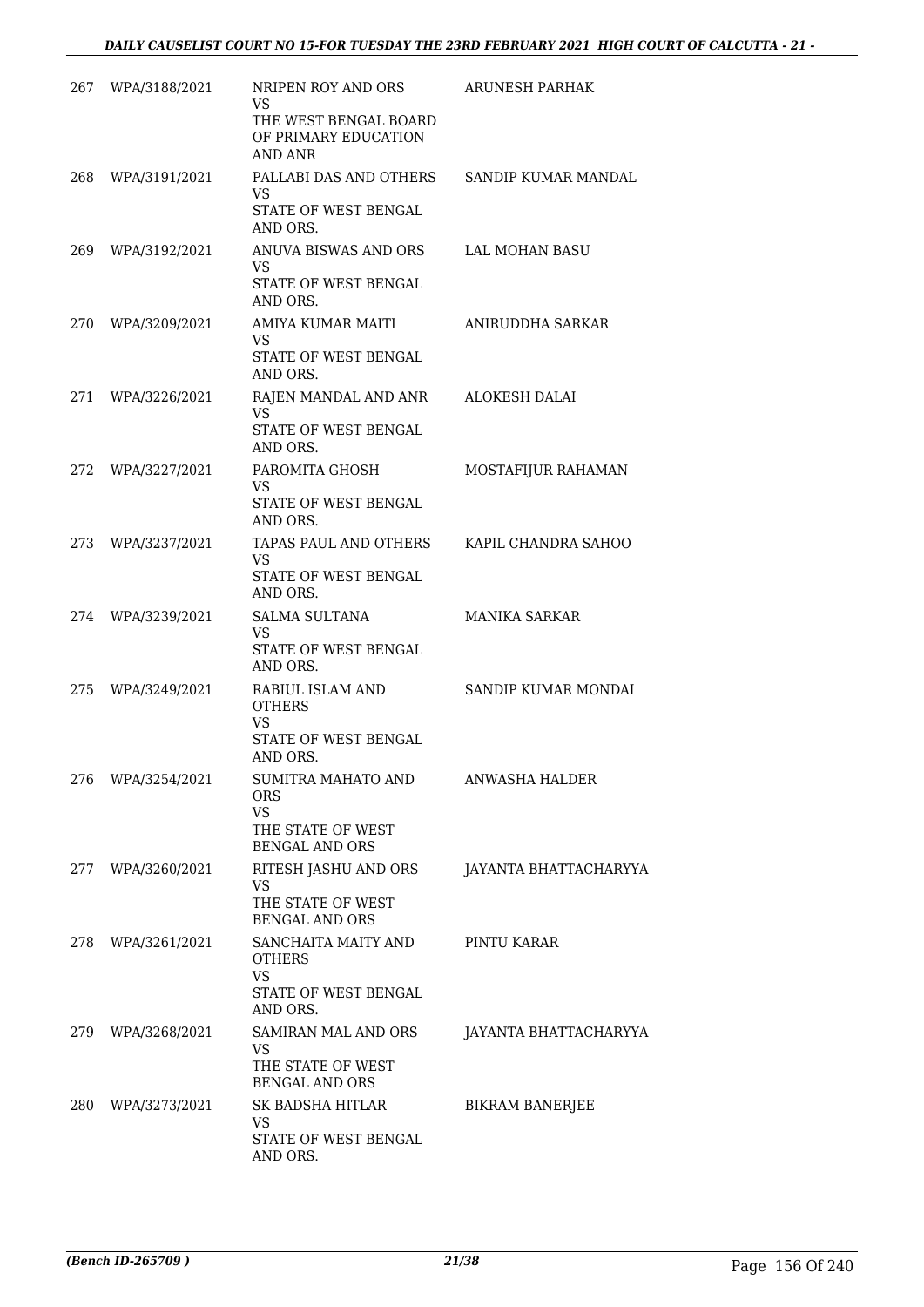| | | | |
|---|---|---|---|
| 267 | WPA/3188/2021 | NRIPEN ROY AND ORS<br>VS<br>THE WEST BENGAL BOARD OF PRIMARY EDUCATION AND ANR | ARUNESH PARHAK |
| 268 | WPA/3191/2021 | PALLABI DAS AND OTHERS<br>VS<br>STATE OF WEST BENGAL AND ORS. | SANDIP KUMAR MANDAL |
| 269 | WPA/3192/2021 | ANUVA BISWAS AND ORS<br>VS<br>STATE OF WEST BENGAL AND ORS. | LAL MOHAN BASU |
| 270 | WPA/3209/2021 | AMIYA KUMAR MAITI<br>VS<br>STATE OF WEST BENGAL AND ORS. | ANIRUDDHA SARKAR |
| 271 | WPA/3226/2021 | RAJEN MANDAL AND ANR<br>VS<br>STATE OF WEST BENGAL AND ORS. | ALOKESH DALAI |
| 272 | WPA/3227/2021 | PAROMITA GHOSH<br>VS<br>STATE OF WEST BENGAL AND ORS. | MOSTAFIJUR RAHAMAN |
| 273 | WPA/3237/2021 | TAPAS PAUL AND OTHERS<br>VS<br>STATE OF WEST BENGAL AND ORS. | KAPIL CHANDRA SAHOO |
| 274 | WPA/3239/2021 | SALMA SULTANA<br>VS<br>STATE OF WEST BENGAL AND ORS. | MANIKA SARKAR |
| 275 | WPA/3249/2021 | RABIUL ISLAM AND OTHERS<br>VS<br>STATE OF WEST BENGAL AND ORS. | SANDIP KUMAR MONDAL |
| 276 | WPA/3254/2021 | SUMITRA MAHATO AND ORS<br>VS<br>THE STATE OF WEST BENGAL AND ORS | ANWASHA HALDER |
| 277 | WPA/3260/2021 | RITESH JASHU AND ORS<br>VS<br>THE STATE OF WEST BENGAL AND ORS | JAYANTA BHATTACHARYYA |
| 278 | WPA/3261/2021 | SANCHAITA MAITY AND OTHERS<br>VS<br>STATE OF WEST BENGAL AND ORS. | PINTU KARAR |
| 279 | WPA/3268/2021 | SAMIRAN MAL AND ORS<br>VS<br>THE STATE OF WEST BENGAL AND ORS | JAYANTA BHATTACHARYYA |
| 280 | WPA/3273/2021 | SK BADSHA HITLAR<br>VS<br>STATE OF WEST BENGAL AND ORS. | BIKRAM BANERJEE |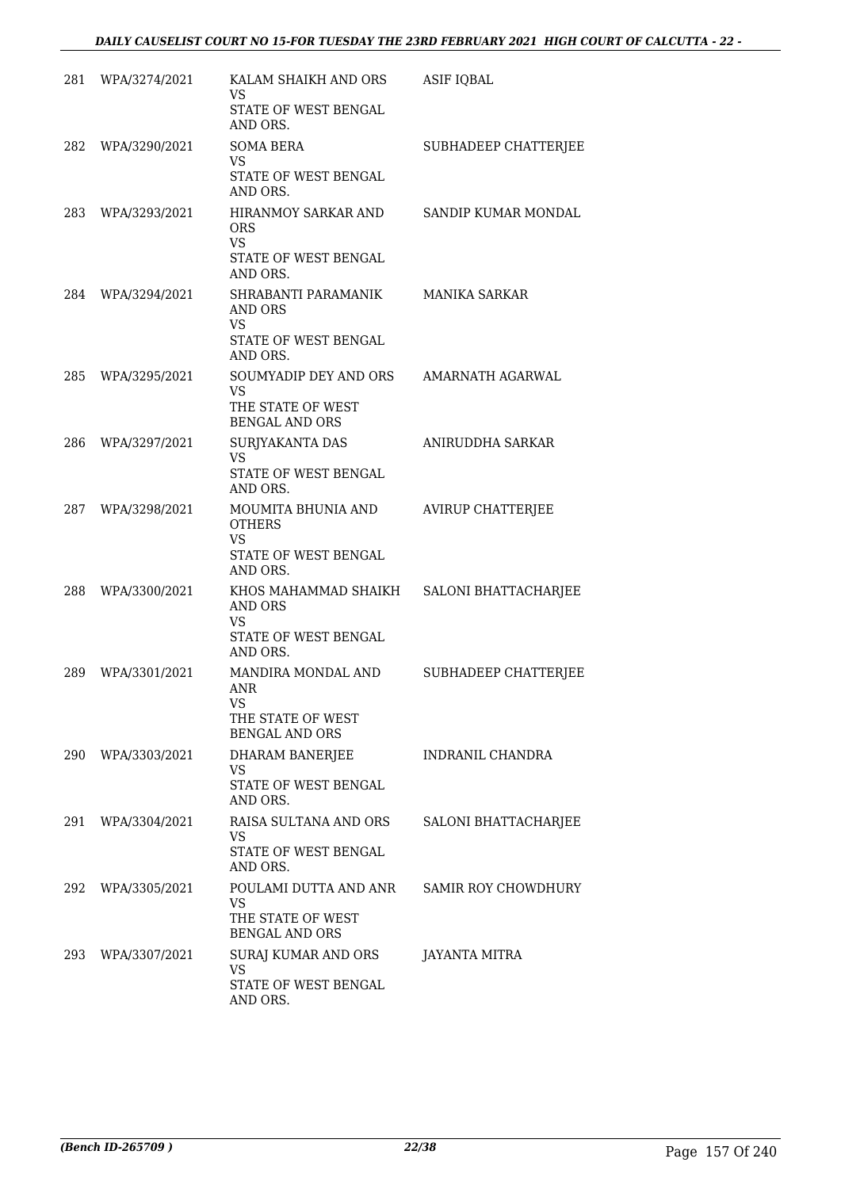| | | | |
|---|---|---|---|
| 281 | WPA/3274/2021 | KALAM SHAIKH AND ORS<br>VS<br>STATE OF WEST BENGAL AND ORS. | ASIF IQBAL |
| 282 | WPA/3290/2021 | SOMA BERA<br>VS<br>STATE OF WEST BENGAL AND ORS. | SUBHADEEP CHATTERJEE |
| 283 | WPA/3293/2021 | HIRANMOY SARKAR AND ORS<br>VS<br>STATE OF WEST BENGAL AND ORS. | SANDIP KUMAR MONDAL |
| 284 | WPA/3294/2021 | SHRABANTI PARAMANIK AND ORS<br>VS<br>STATE OF WEST BENGAL AND ORS. | MANIKA SARKAR |
| 285 | WPA/3295/2021 | SOUMYADIP DEY AND ORS<br>VS<br>THE STATE OF WEST BENGAL AND ORS | AMARNATH AGARWAL |
| 286 | WPA/3297/2021 | SURJYAKANTA DAS<br>VS<br>STATE OF WEST BENGAL AND ORS. | ANIRUDDHA SARKAR |
| 287 | WPA/3298/2021 | MOUMITA BHUNIA AND OTHERS<br>VS<br>STATE OF WEST BENGAL AND ORS. | AVIRUP CHATTERJEE |
| 288 | WPA/3300/2021 | KHOS MAHAMMAD SHAIKH AND ORS<br>VS<br>STATE OF WEST BENGAL AND ORS. | SALONI BHATTACHARJEE |
| 289 | WPA/3301/2021 | MANDIRA MONDAL AND ANR<br>VS<br>THE STATE OF WEST BENGAL AND ORS | SUBHADEEP CHATTERJEE |
| 290 | WPA/3303/2021 | DHARAM BANERJEE<br>VS<br>STATE OF WEST BENGAL AND ORS. | INDRANIL CHANDRA |
| 291 | WPA/3304/2021 | RAISA SULTANA AND ORS<br>VS<br>STATE OF WEST BENGAL AND ORS. | SALONI BHATTACHARJEE |
| 292 | WPA/3305/2021 | POULAMI DUTTA AND ANR<br>VS<br>THE STATE OF WEST BENGAL AND ORS | SAMIR ROY CHOWDHURY |
| 293 | WPA/3307/2021 | SURAJ KUMAR AND ORS<br>VS<br>STATE OF WEST BENGAL AND ORS. | JAYANTA MITRA |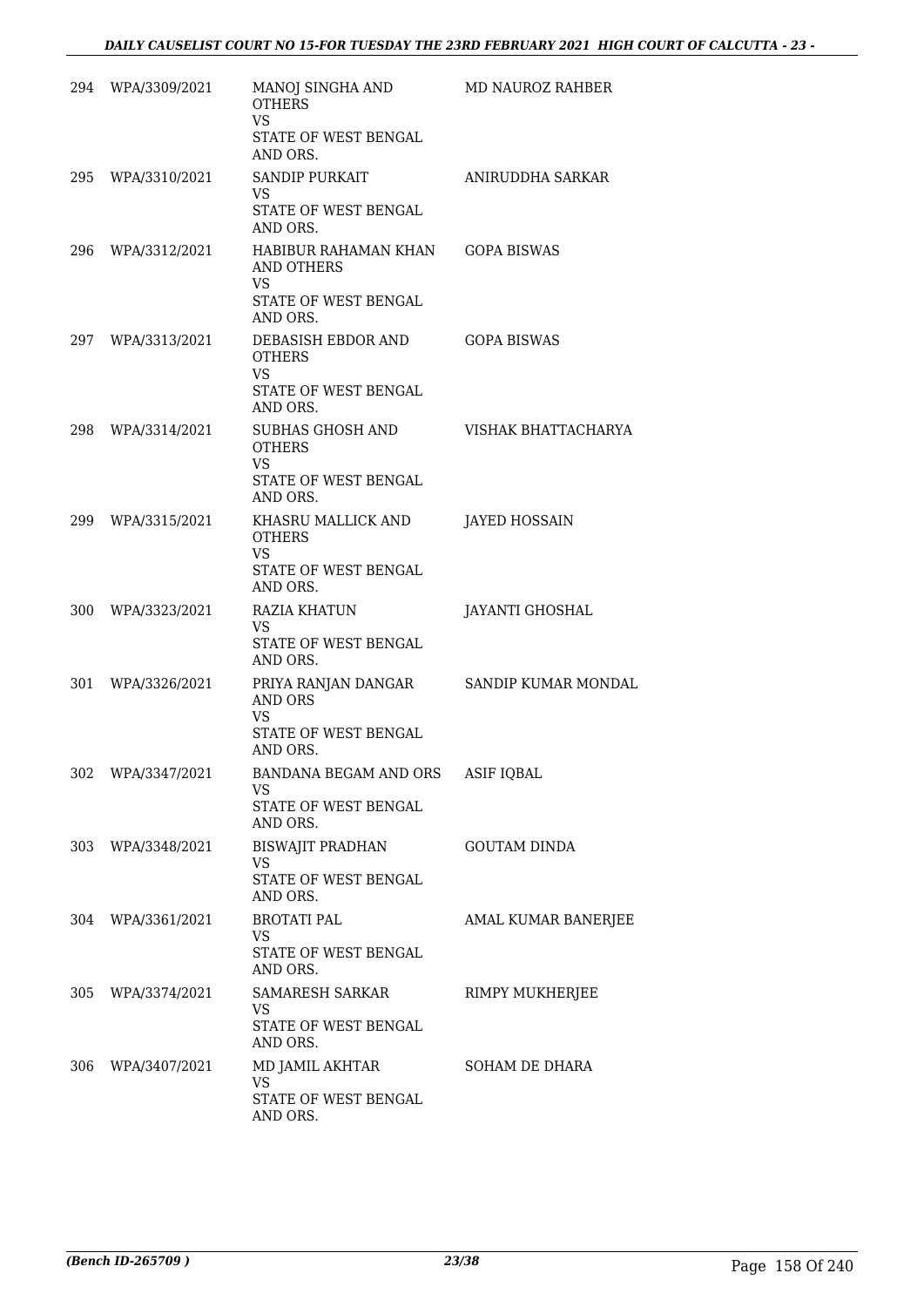| 294 | WPA/3309/2021 | MANOJ SINGHA AND OTHERS<br>VS<br>STATE OF WEST BENGAL AND ORS. | MD NAUROZ RAHBER |
|---|---|---|---|
| 295 | WPA/3310/2021 | SANDIP PURKAIT<br>VS<br>STATE OF WEST BENGAL AND ORS. | ANIRUDDHA SARKAR |
| 296 | WPA/3312/2021 | HABIBUR RAHAMAN KHAN AND OTHERS<br>VS<br>STATE OF WEST BENGAL AND ORS. | GOPA BISWAS |
| 297 | WPA/3313/2021 | DEBASISH EBDOR AND OTHERS<br>VS<br>STATE OF WEST BENGAL AND ORS. | GOPA BISWAS |
| 298 | WPA/3314/2021 | SUBHAS GHOSH AND OTHERS<br>VS<br>STATE OF WEST BENGAL AND ORS. | VISHAK BHATTACHARYA |
| 299 | WPA/3315/2021 | KHASRU MALLICK AND OTHERS<br>VS<br>STATE OF WEST BENGAL AND ORS. | JAYED HOSSAIN |
| 300 | WPA/3323/2021 | RAZIA KHATUN<br>VS<br>STATE OF WEST BENGAL AND ORS. | JAYANTI GHOSHAL |
| 301 | WPA/3326/2021 | PRIYA RANJAN DANGAR AND ORS<br>VS<br>STATE OF WEST BENGAL AND ORS. | SANDIP KUMAR MONDAL |
| 302 | WPA/3347/2021 | BANDANA BEGAM AND ORS<br>VS<br>STATE OF WEST BENGAL AND ORS. | ASIF IQBAL |
| 303 | WPA/3348/2021 | BISWAJIT PRADHAN<br>VS<br>STATE OF WEST BENGAL AND ORS. | GOUTAM DINDA |
| 304 | WPA/3361/2021 | BROTATI PAL<br>VS<br>STATE OF WEST BENGAL AND ORS. | AMAL KUMAR BANERJEE |
| 305 | WPA/3374/2021 | SAMARESH SARKAR<br>VS<br>STATE OF WEST BENGAL AND ORS. | RIMPY MUKHERJEE |
| 306 | WPA/3407/2021 | MD JAMIL AKHTAR<br>VS<br>STATE OF WEST BENGAL AND ORS. | SOHAM DE DHARA |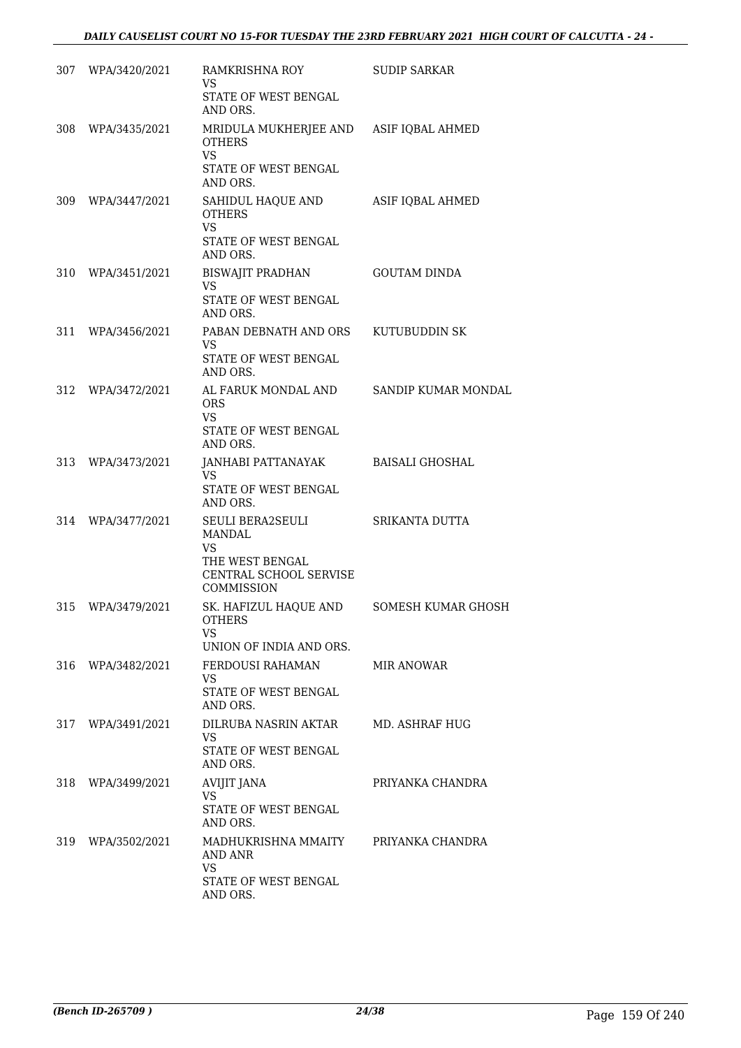| | | | |
|---|---|---|---|
| 307 | WPA/3420/2021 | RAMKRISHNA ROY<br>VS<br>STATE OF WEST BENGAL AND ORS. | SUDIP SARKAR |
| 308 | WPA/3435/2021 | MRIDULA MUKHERJEE AND OTHERS<br>VS<br>STATE OF WEST BENGAL AND ORS. | ASIF IQBAL AHMED |
| 309 | WPA/3447/2021 | SAHIDUL HAQUE AND OTHERS<br>VS<br>STATE OF WEST BENGAL AND ORS. | ASIF IQBAL AHMED |
| 310 | WPA/3451/2021 | BISWAJIT PRADHAN<br>VS<br>STATE OF WEST BENGAL AND ORS. | GOUTAM DINDA |
| 311 | WPA/3456/2021 | PABAN DEBNATH AND ORS<br>VS<br>STATE OF WEST BENGAL AND ORS. | KUTUBUDDIN SK |
| 312 | WPA/3472/2021 | AL FARUK MONDAL AND ORS<br>VS<br>STATE OF WEST BENGAL AND ORS. | SANDIP KUMAR MONDAL |
| 313 | WPA/3473/2021 | JANHABI PATTANAYAK<br>VS<br>STATE OF WEST BENGAL AND ORS. | BAISALI GHOSHAL |
| 314 | WPA/3477/2021 | SEULI BERA2SEULI MANDAL<br>VS<br>THE WEST BENGAL CENTRAL SCHOOL SERVISE COMMISSION | SRIKANTA DUTTA |
| 315 | WPA/3479/2021 | SK. HAFIZUL HAQUE AND OTHERS<br>VS<br>UNION OF INDIA AND ORS. | SOMESH KUMAR GHOSH |
| 316 | WPA/3482/2021 | FERDOUSI RAHAMAN<br>VS<br>STATE OF WEST BENGAL AND ORS. | MIR ANOWAR |
| 317 | WPA/3491/2021 | DILRUBA NASRIN AKTAR<br>VS<br>STATE OF WEST BENGAL AND ORS. | MD. ASHRAF HUG |
| 318 | WPA/3499/2021 | AVIJIT JANA<br>VS<br>STATE OF WEST BENGAL AND ORS. | PRIYANKA CHANDRA |
| 319 | WPA/3502/2021 | MADHUKRISHNA MMAITY AND ANR<br>VS<br>STATE OF WEST BENGAL AND ORS. | PRIYANKA CHANDRA |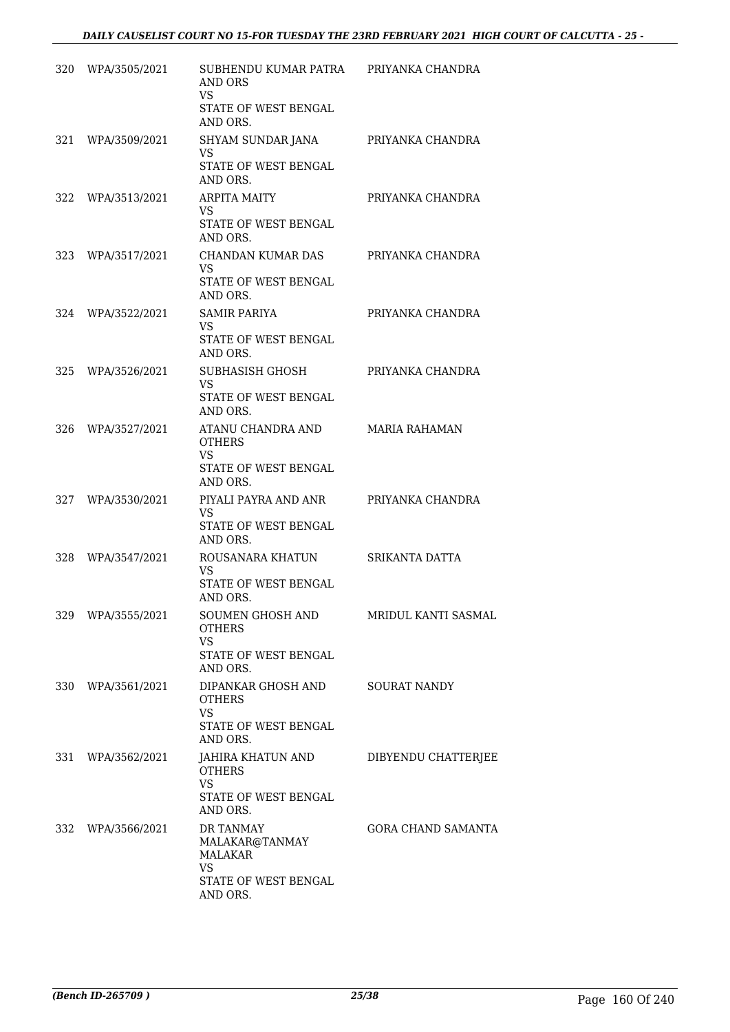| 320 | WPA/3505/2021 | SUBHENDU KUMAR PATRA AND ORS<br>VS<br>STATE OF WEST BENGAL AND ORS. | PRIYANKA CHANDRA |
|---|---|---|---|
| 321 | WPA/3509/2021 | SHYAM SUNDAR JANA<br>VS<br>STATE OF WEST BENGAL AND ORS. | PRIYANKA CHANDRA |
| 322 | WPA/3513/2021 | ARPITA MAITY<br>VS<br>STATE OF WEST BENGAL AND ORS. | PRIYANKA CHANDRA |
| 323 | WPA/3517/2021 | CHANDAN KUMAR DAS<br>VS<br>STATE OF WEST BENGAL AND ORS. | PRIYANKA CHANDRA |
| 324 | WPA/3522/2021 | SAMIR PARIYA<br>VS<br>STATE OF WEST BENGAL AND ORS. | PRIYANKA CHANDRA |
| 325 | WPA/3526/2021 | SUBHASISH GHOSH<br>VS<br>STATE OF WEST BENGAL AND ORS. | PRIYANKA CHANDRA |
| 326 | WPA/3527/2021 | ATANU CHANDRA AND OTHERS<br>VS<br>STATE OF WEST BENGAL AND ORS. | MARIA RAHAMAN |
| 327 | WPA/3530/2021 | PIYALI PAYRA AND ANR<br>VS<br>STATE OF WEST BENGAL AND ORS. | PRIYANKA CHANDRA |
| 328 | WPA/3547/2021 | ROUSANARA KHATUN<br>VS<br>STATE OF WEST BENGAL AND ORS. | SRIKANTA DATTA |
| 329 | WPA/3555/2021 | SOUMEN GHOSH AND OTHERS<br>VS<br>STATE OF WEST BENGAL AND ORS. | MRIDUL KANTI SASMAL |
| 330 | WPA/3561/2021 | DIPANKAR GHOSH AND OTHERS<br>VS<br>STATE OF WEST BENGAL AND ORS. | SOURAT NANDY |
| 331 | WPA/3562/2021 | JAHIRA KHATUN AND OTHERS<br>VS<br>STATE OF WEST BENGAL AND ORS. | DIBYENDU CHATTERJEE |
| 332 | WPA/3566/2021 | DR TANMAY MALAKAR@TANMAY MALAKAR<br>VS<br>STATE OF WEST BENGAL AND ORS. | GORA CHAND SAMANTA |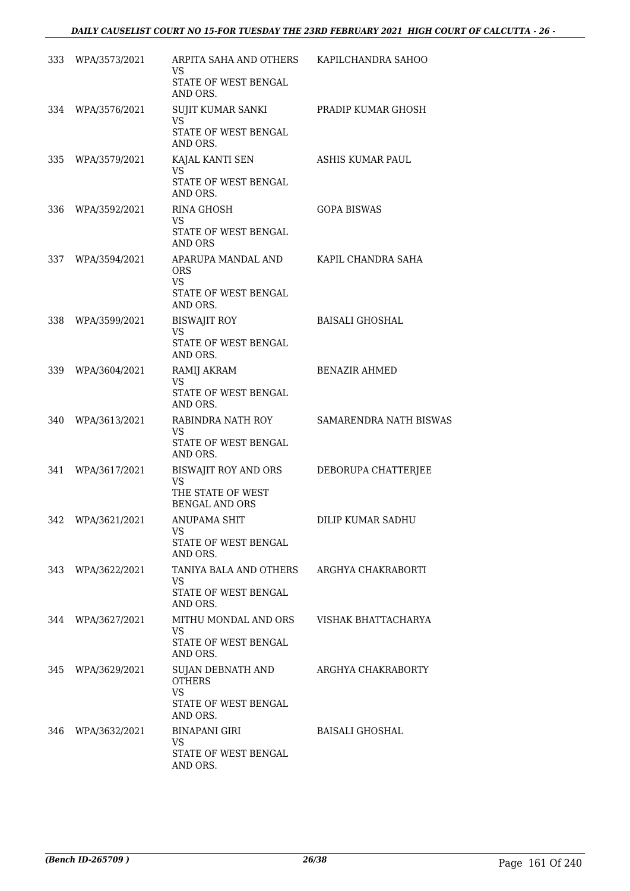| | | | |
|---|---|---|---|
| 333 | WPA/3573/2021 | ARPITA SAHA AND OTHERS<br>VS<br>STATE OF WEST BENGAL AND ORS. | KAPILCHANDRA SAHOO |
| 334 | WPA/3576/2021 | SUJIT KUMAR SANKI<br>VS<br>STATE OF WEST BENGAL AND ORS. | PRADIP KUMAR GHOSH |
| 335 | WPA/3579/2021 | KAJAL KANTI SEN<br>VS<br>STATE OF WEST BENGAL AND ORS. | ASHIS KUMAR PAUL |
| 336 | WPA/3592/2021 | RINA GHOSH<br>VS<br>STATE OF WEST BENGAL AND ORS | GOPA BISWAS |
| 337 | WPA/3594/2021 | APARUPA MANDAL AND ORS<br>VS<br>STATE OF WEST BENGAL AND ORS. | KAPIL CHANDRA SAHA |
| 338 | WPA/3599/2021 | BISWAJIT ROY<br>VS<br>STATE OF WEST BENGAL AND ORS. | BAISALI GHOSHAL |
| 339 | WPA/3604/2021 | RAMIJ AKRAM<br>VS<br>STATE OF WEST BENGAL AND ORS. | BENAZIR AHMED |
| 340 | WPA/3613/2021 | RABINDRA NATH ROY<br>VS<br>STATE OF WEST BENGAL AND ORS. | SAMARENDRA NATH BISWAS |
| 341 | WPA/3617/2021 | BISWAJIT ROY AND ORS<br>VS<br>THE STATE OF WEST BENGAL AND ORS | DEBORUPA CHATTERJEE |
| 342 | WPA/3621/2021 | ANUPAMA SHIT<br>VS<br>STATE OF WEST BENGAL AND ORS. | DILIP KUMAR SADHU |
| 343 | WPA/3622/2021 | TANIYA BALA AND OTHERS<br>VS<br>STATE OF WEST BENGAL AND ORS. | ARGHYA CHAKRABORTI |
| 344 | WPA/3627/2021 | MITHU MONDAL AND ORS<br>VS<br>STATE OF WEST BENGAL AND ORS. | VISHAK BHATTACHARYA |
| 345 | WPA/3629/2021 | SUJAN DEBNATH AND OTHERS<br>VS<br>STATE OF WEST BENGAL AND ORS. | ARGHYA CHAKRABORTY |
| 346 | WPA/3632/2021 | BINAPANI GIRI<br>VS<br>STATE OF WEST BENGAL AND ORS. | BAISALI GHOSHAL |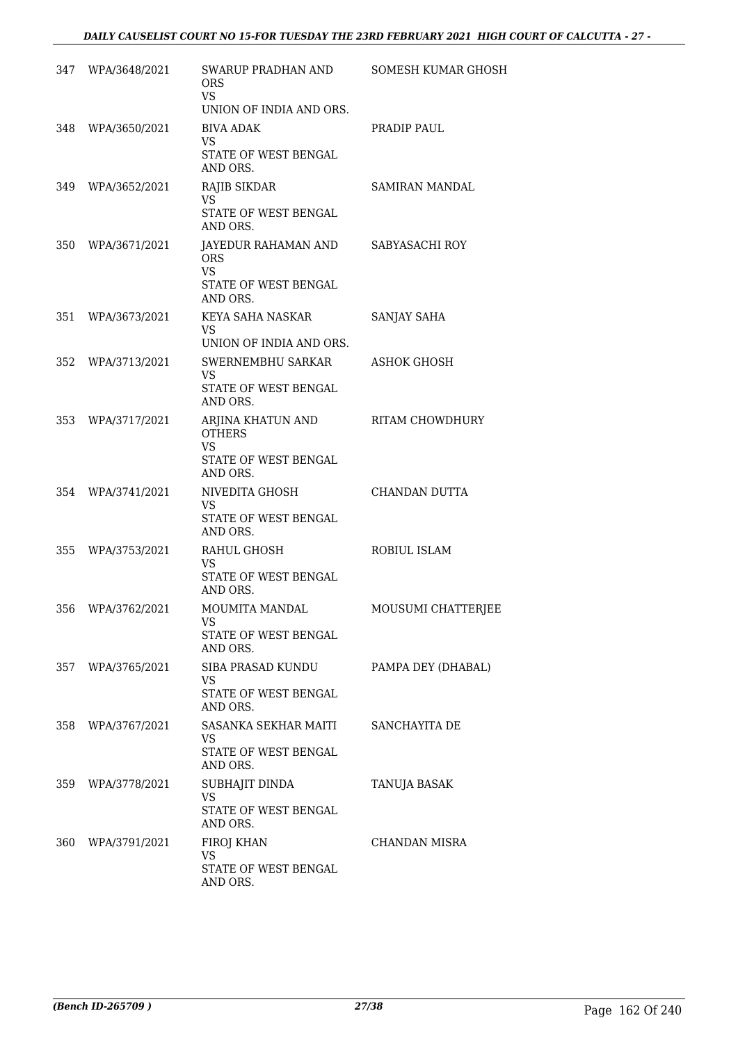| | | | |
|---|---|---|---|
| 347 | WPA/3648/2021 | SWARUP PRADHAN AND ORS<br>VS<br>UNION OF INDIA AND ORS. | SOMESH KUMAR GHOSH |
| 348 | WPA/3650/2021 | BIVA ADAK<br>VS<br>STATE OF WEST BENGAL AND ORS. | PRADIP PAUL |
| 349 | WPA/3652/2021 | RAJIB SIKDAR<br>VS<br>STATE OF WEST BENGAL AND ORS. | SAMIRAN MANDAL |
| 350 | WPA/3671/2021 | JAYEDUR RAHAMAN AND ORS<br>VS<br>STATE OF WEST BENGAL AND ORS. | SABYASACHI ROY |
| 351 | WPA/3673/2021 | KEYA SAHA NASKAR<br>VS<br>UNION OF INDIA AND ORS. | SANJAY SAHA |
| 352 | WPA/3713/2021 | SWERNEMBHU SARKAR<br>VS<br>STATE OF WEST BENGAL AND ORS. | ASHOK GHOSH |
| 353 | WPA/3717/2021 | ARJINA KHATUN AND OTHERS<br>VS<br>STATE OF WEST BENGAL AND ORS. | RITAM CHOWDHURY |
| 354 | WPA/3741/2021 | NIVEDITA GHOSH<br>VS<br>STATE OF WEST BENGAL AND ORS. | CHANDAN DUTTA |
| 355 | WPA/3753/2021 | RAHUL GHOSH<br>VS<br>STATE OF WEST BENGAL AND ORS. | ROBIUL ISLAM |
| 356 | WPA/3762/2021 | MOUMITA MANDAL<br>VS<br>STATE OF WEST BENGAL AND ORS. | MOUSUMI CHATTERJEE |
| 357 | WPA/3765/2021 | SIBA PRASAD KUNDU<br>VS<br>STATE OF WEST BENGAL AND ORS. | PAMPA DEY (DHABAL) |
| 358 | WPA/3767/2021 | SASANKA SEKHAR MAITI<br>VS<br>STATE OF WEST BENGAL AND ORS. | SANCHAYITA DE |
| 359 | WPA/3778/2021 | SUBHAJIT DINDA<br>VS<br>STATE OF WEST BENGAL AND ORS. | TANUJA BASAK |
| 360 | WPA/3791/2021 | FIROJ KHAN<br>VS<br>STATE OF WEST BENGAL AND ORS. | CHANDAN MISRA |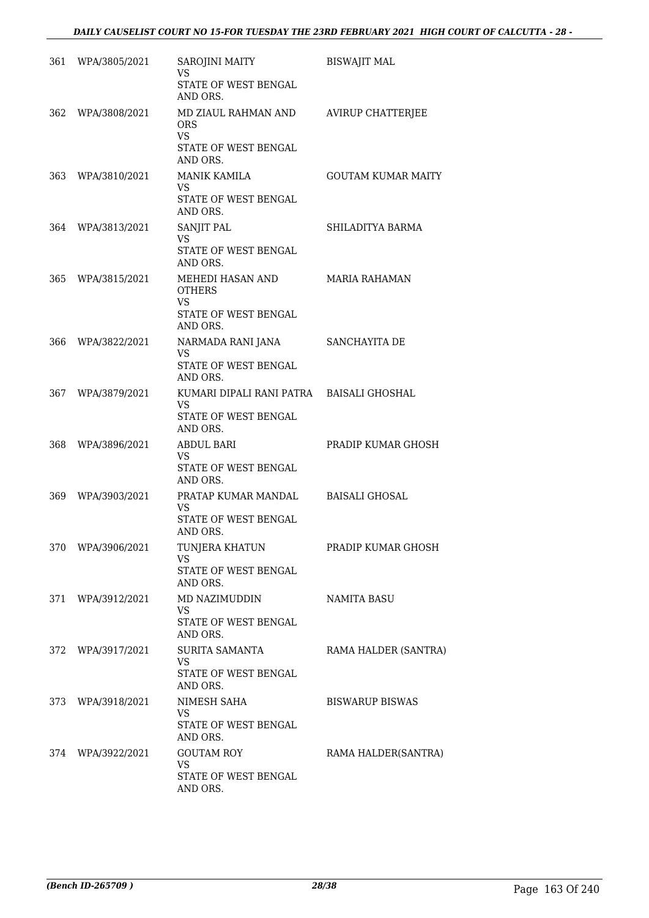| | | | |
|---|---|---|---|
| 361 | WPA/3805/2021 | SAROJINI MAITY<br>VS<br>STATE OF WEST BENGAL AND ORS. | BISWAJIT MAL |
| 362 | WPA/3808/2021 | MD ZIAUL RAHMAN AND ORS<br>VS<br>STATE OF WEST BENGAL AND ORS. | AVIRUP CHATTERJEE |
| 363 | WPA/3810/2021 | MANIK KAMILA<br>VS<br>STATE OF WEST BENGAL AND ORS. | GOUTAM KUMAR MAITY |
| 364 | WPA/3813/2021 | SANJIT PAL<br>VS<br>STATE OF WEST BENGAL AND ORS. | SHILADITYA BARMA |
| 365 | WPA/3815/2021 | MEHEDI HASAN AND OTHERS<br>VS<br>STATE OF WEST BENGAL AND ORS. | MARIA RAHAMAN |
| 366 | WPA/3822/2021 | NARMADA RANI JANA<br>VS<br>STATE OF WEST BENGAL AND ORS. | SANCHAYITA DE |
| 367 | WPA/3879/2021 | KUMARI DIPALI RANI PATRA<br>VS<br>STATE OF WEST BENGAL AND ORS. | BAISALI GHOSHAL |
| 368 | WPA/3896/2021 | ABDUL BARI<br>VS<br>STATE OF WEST BENGAL AND ORS. | PRADIP KUMAR GHOSH |
| 369 | WPA/3903/2021 | PRATAP KUMAR MANDAL<br>VS<br>STATE OF WEST BENGAL AND ORS. | BAISALI GHOSAL |
| 370 | WPA/3906/2021 | TUNJERA KHATUN<br>VS<br>STATE OF WEST BENGAL AND ORS. | PRADIP KUMAR GHOSH |
| 371 | WPA/3912/2021 | MD NAZIMUDDIN<br>VS<br>STATE OF WEST BENGAL AND ORS. | NAMITA BASU |
| 372 | WPA/3917/2021 | SURITA SAMANTA<br>VS<br>STATE OF WEST BENGAL AND ORS. | RAMA HALDER (SANTRA) |
| 373 | WPA/3918/2021 | NIMESH SAHA<br>VS<br>STATE OF WEST BENGAL AND ORS. | BISWARUP BISWAS |
| 374 | WPA/3922/2021 | GOUTAM ROY<br>VS<br>STATE OF WEST BENGAL AND ORS. | RAMA HALDER(SANTRA) |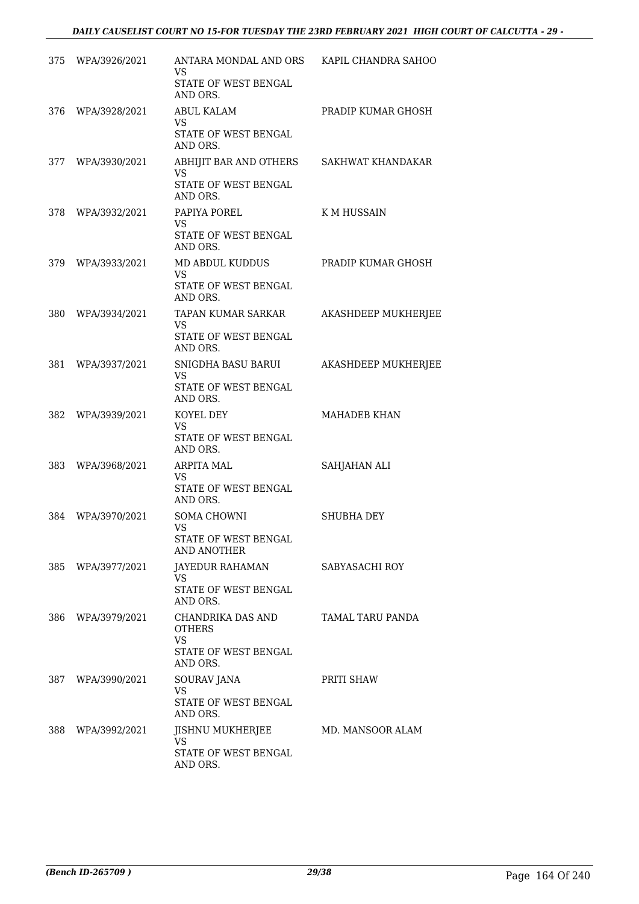| 375 | WPA/3926/2021 | ANTARA MONDAL AND ORS<br>VS<br>STATE OF WEST BENGAL AND ORS. | KAPIL CHANDRA SAHOO |
|---|---|---|---|
| 376 | WPA/3928/2021 | ABUL KALAM<br>VS<br>STATE OF WEST BENGAL AND ORS. | PRADIP KUMAR GHOSH |
| 377 | WPA/3930/2021 | ABHIJIT BAR AND OTHERS<br>VS<br>STATE OF WEST BENGAL AND ORS. | SAKHWAT KHANDAKAR |
| 378 | WPA/3932/2021 | PAPIYA POREL<br>VS<br>STATE OF WEST BENGAL AND ORS. | K M HUSSAIN |
| 379 | WPA/3933/2021 | MD ABDUL KUDDUS<br>VS<br>STATE OF WEST BENGAL AND ORS. | PRADIP KUMAR GHOSH |
| 380 | WPA/3934/2021 | TAPAN KUMAR SARKAR<br>VS<br>STATE OF WEST BENGAL AND ORS. | AKASHDEEP MUKHERJEE |
| 381 | WPA/3937/2021 | SNIGDHA BASU BARUI<br>VS<br>STATE OF WEST BENGAL AND ORS. | AKASHDEEP MUKHERJEE |
| 382 | WPA/3939/2021 | KOYEL DEY<br>VS<br>STATE OF WEST BENGAL AND ORS. | MAHADEB KHAN |
| 383 | WPA/3968/2021 | ARPITA MAL<br>VS<br>STATE OF WEST BENGAL AND ORS. | SAHJAHAN ALI |
| 384 | WPA/3970/2021 | SOMA CHOWNI<br>VS<br>STATE OF WEST BENGAL AND ANOTHER | SHUBHA DEY |
| 385 | WPA/3977/2021 | JAYEDUR RAHAMAN<br>VS<br>STATE OF WEST BENGAL AND ORS. | SABYASACHI ROY |
| 386 | WPA/3979/2021 | CHANDRIKA DAS AND OTHERS<br>VS<br>STATE OF WEST BENGAL AND ORS. | TAMAL TARU PANDA |
| 387 | WPA/3990/2021 | SOURAV JANA<br>VS<br>STATE OF WEST BENGAL AND ORS. | PRITI SHAW |
| 388 | WPA/3992/2021 | JISHNU MUKHERJEE<br>VS<br>STATE OF WEST BENGAL AND ORS. | MD. MANSOOR ALAM |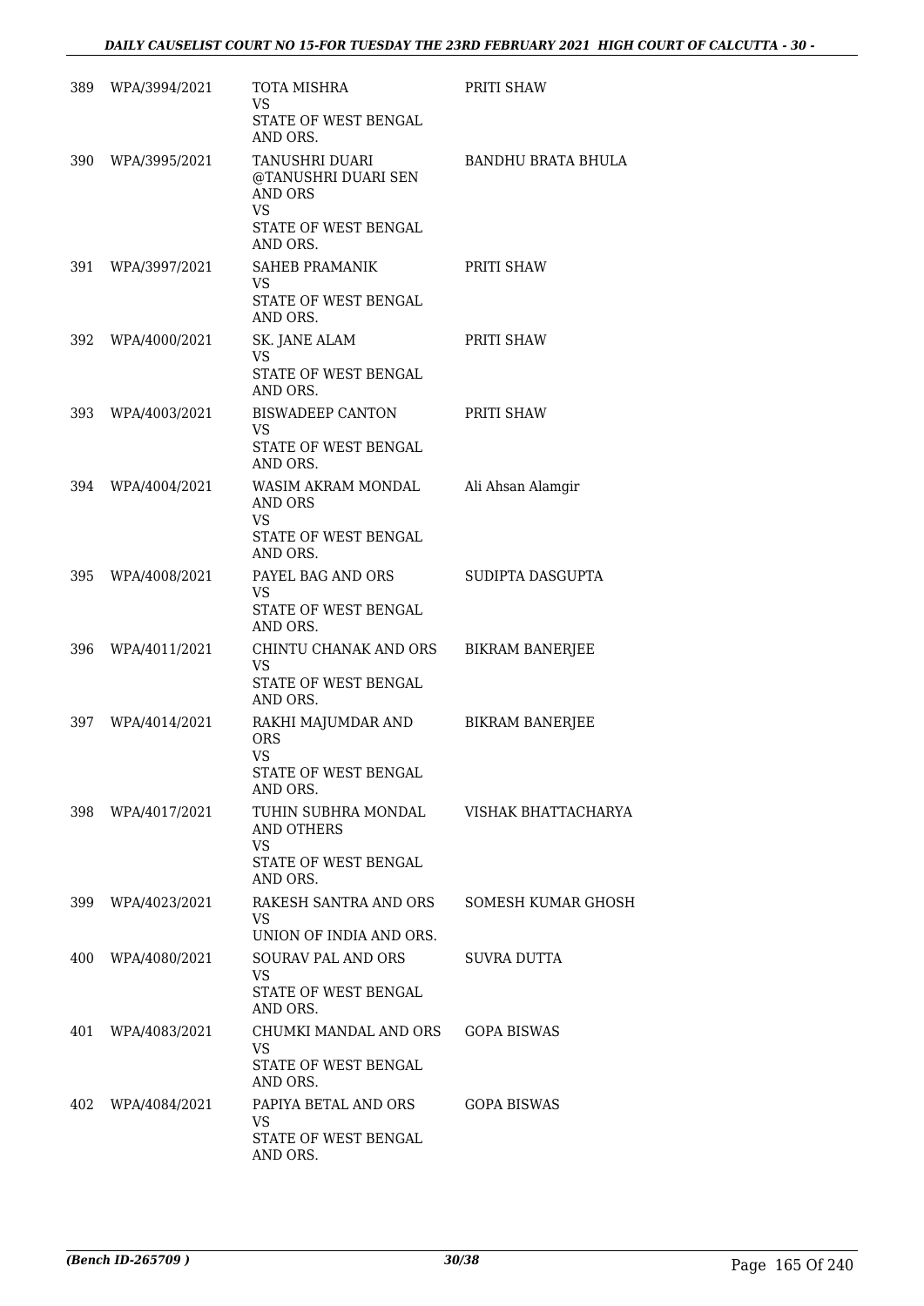| | | | |
|---|---|---|---|
| 389 | WPA/3994/2021 | TOTA MISHRA<br>VS<br>STATE OF WEST BENGAL AND ORS. | PRITI SHAW |
| 390 | WPA/3995/2021 | TANUSHRI DUARI @TANUSHRI DUARI SEN AND ORS<br>VS<br>STATE OF WEST BENGAL AND ORS. | BANDHU BRATA BHULA |
| 391 | WPA/3997/2021 | SAHEB PRAMANIK<br>VS<br>STATE OF WEST BENGAL AND ORS. | PRITI SHAW |
| 392 | WPA/4000/2021 | SK. JANE ALAM<br>VS<br>STATE OF WEST BENGAL AND ORS. | PRITI SHAW |
| 393 | WPA/4003/2021 | BISWADEEP CANTON<br>VS<br>STATE OF WEST BENGAL AND ORS. | PRITI SHAW |
| 394 | WPA/4004/2021 | WASIM AKRAM MONDAL AND ORS<br>VS<br>STATE OF WEST BENGAL AND ORS. | Ali Ahsan Alamgir |
| 395 | WPA/4008/2021 | PAYEL BAG AND ORS<br>VS<br>STATE OF WEST BENGAL AND ORS. | SUDIPTA DASGUPTA |
| 396 | WPA/4011/2021 | CHINTU CHANAK AND ORS<br>VS<br>STATE OF WEST BENGAL AND ORS. | BIKRAM BANERJEE |
| 397 | WPA/4014/2021 | RAKHI MAJUMDAR AND ORS<br>VS<br>STATE OF WEST BENGAL AND ORS. | BIKRAM BANERJEE |
| 398 | WPA/4017/2021 | TUHIN SUBHRA MONDAL AND OTHERS<br>VS<br>STATE OF WEST BENGAL AND ORS. | VISHAK BHATTACHARYA |
| 399 | WPA/4023/2021 | RAKESH SANTRA AND ORS<br>VS<br>UNION OF INDIA AND ORS. | SOMESH KUMAR GHOSH |
| 400 | WPA/4080/2021 | SOURAV PAL AND ORS<br>VS<br>STATE OF WEST BENGAL AND ORS. | SUVRA DUTTA |
| 401 | WPA/4083/2021 | CHUMKI MANDAL AND ORS<br>VS<br>STATE OF WEST BENGAL AND ORS. | GOPA BISWAS |
| 402 | WPA/4084/2021 | PAPIYA BETAL AND ORS<br>VS<br>STATE OF WEST BENGAL AND ORS. | GOPA BISWAS |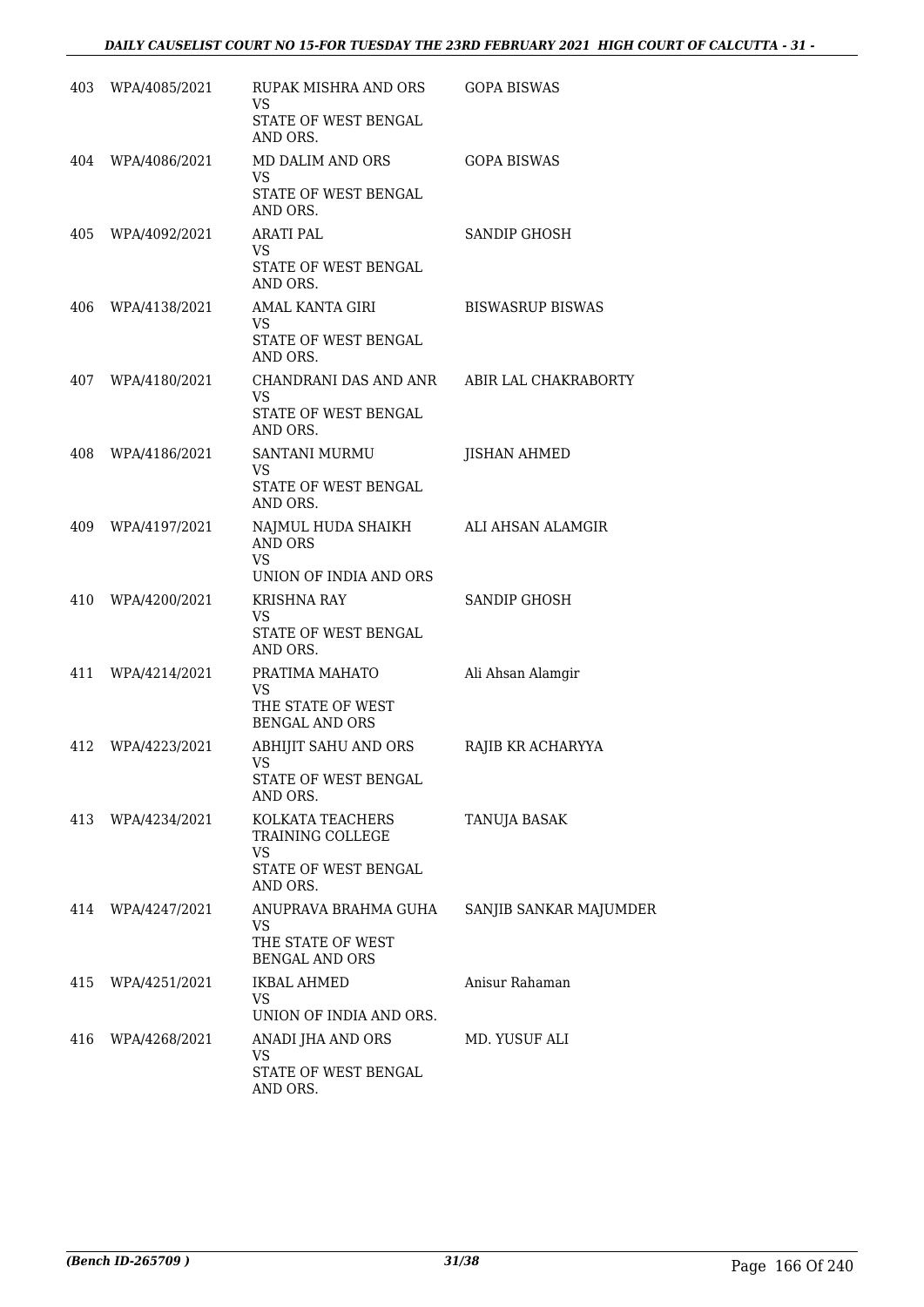| | | | |
|---|---|---|---|
| 403 | WPA/4085/2021 | RUPAK MISHRA AND ORS<br>VS<br>STATE OF WEST BENGAL AND ORS. | GOPA BISWAS |
| 404 | WPA/4086/2021 | MD DALIM AND ORS<br>VS<br>STATE OF WEST BENGAL AND ORS. | GOPA BISWAS |
| 405 | WPA/4092/2021 | ARATI PAL<br>VS<br>STATE OF WEST BENGAL AND ORS. | SANDIP GHOSH |
| 406 | WPA/4138/2021 | AMAL KANTA GIRI<br>VS<br>STATE OF WEST BENGAL AND ORS. | BISWASRUP BISWAS |
| 407 | WPA/4180/2021 | CHANDRANI DAS AND ANR<br>VS<br>STATE OF WEST BENGAL AND ORS. | ABIR LAL CHAKRABORTY |
| 408 | WPA/4186/2021 | SANTANI MURMU<br>VS<br>STATE OF WEST BENGAL AND ORS. | JISHAN AHMED |
| 409 | WPA/4197/2021 | NAJMUL HUDA SHAIKH AND ORS<br>VS<br>UNION OF INDIA AND ORS | ALI AHSAN ALAMGIR |
| 410 | WPA/4200/2021 | KRISHNA RAY<br>VS<br>STATE OF WEST BENGAL AND ORS. | SANDIP GHOSH |
| 411 | WPA/4214/2021 | PRATIMA MAHATO<br>VS<br>THE STATE OF WEST BENGAL AND ORS | Ali Ahsan Alamgir |
| 412 | WPA/4223/2021 | ABHIJIT SAHU AND ORS<br>VS<br>STATE OF WEST BENGAL AND ORS. | RAJIB KR ACHARYYA |
| 413 | WPA/4234/2021 | KOLKATA TEACHERS TRAINING COLLEGE<br>VS<br>STATE OF WEST BENGAL AND ORS. | TANUJA BASAK |
| 414 | WPA/4247/2021 | ANUPRAVA BRAHMA GUHA<br>VS<br>THE STATE OF WEST BENGAL AND ORS | SANJIB SANKAR MAJUMDER |
| 415 | WPA/4251/2021 | IKBAL AHMED<br>VS<br>UNION OF INDIA AND ORS. | Anisur Rahaman |
| 416 | WPA/4268/2021 | ANADI JHA AND ORS<br>VS<br>STATE OF WEST BENGAL AND ORS. | MD. YUSUF ALI |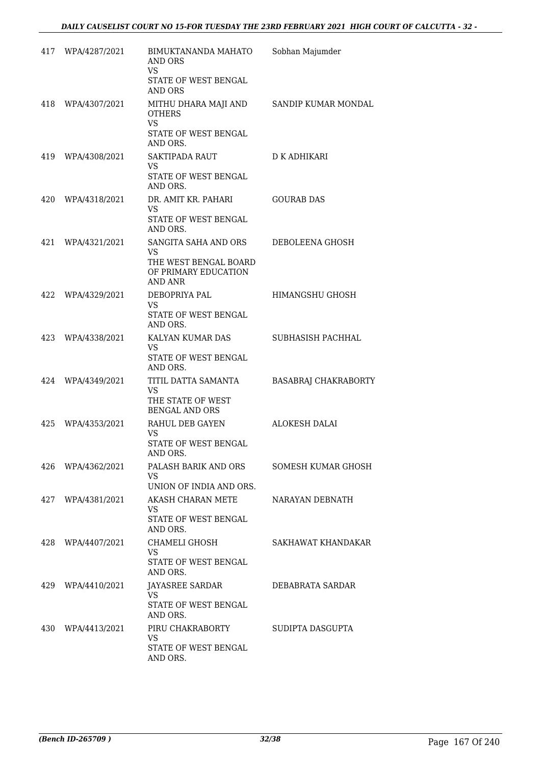| | | | |
|---|---|---|---|
| 417 | WPA/4287/2021 | BIMUKTANANDA MAHATO AND ORS<br>VS<br>STATE OF WEST BENGAL AND ORS | Sobhan Majumder |
| 418 | WPA/4307/2021 | MITHU DHARA MAJI AND OTHERS<br>VS<br>STATE OF WEST BENGAL AND ORS. | SANDIP KUMAR MONDAL |
| 419 | WPA/4308/2021 | SAKTIPADA RAUT<br>VS<br>STATE OF WEST BENGAL AND ORS. | D K ADHIKARI |
| 420 | WPA/4318/2021 | DR. AMIT KR. PAHARI<br>VS<br>STATE OF WEST BENGAL AND ORS. | GOURAB DAS |
| 421 | WPA/4321/2021 | SANGITA SAHA AND ORS<br>VS<br>THE WEST BENGAL BOARD OF PRIMARY EDUCATION AND ANR | DEBOLEENA GHOSH |
| 422 | WPA/4329/2021 | DEBOPRIYA PAL<br>VS<br>STATE OF WEST BENGAL AND ORS. | HIMANGSHU GHOSH |
| 423 | WPA/4338/2021 | KALYAN KUMAR DAS<br>VS<br>STATE OF WEST BENGAL AND ORS. | SUBHASISH PACHHAL |
| 424 | WPA/4349/2021 | TITIL DATTA SAMANTA<br>VS<br>THE STATE OF WEST BENGAL AND ORS | BASABRAJ CHAKRABORTY |
| 425 | WPA/4353/2021 | RAHUL DEB GAYEN<br>VS<br>STATE OF WEST BENGAL AND ORS. | ALOKESH DALAI |
| 426 | WPA/4362/2021 | PALASH BARIK AND ORS<br>VS<br>UNION OF INDIA AND ORS. | SOMESH KUMAR GHOSH |
| 427 | WPA/4381/2021 | AKASH CHARAN METE<br>VS<br>STATE OF WEST BENGAL AND ORS. | NARAYAN DEBNATH |
| 428 | WPA/4407/2021 | CHAMELI GHOSH<br>VS<br>STATE OF WEST BENGAL AND ORS. | SAKHAWAT KHANDAKAR |
| 429 | WPA/4410/2021 | JAYASREE SARDAR<br>VS<br>STATE OF WEST BENGAL AND ORS. | DEBABRATA SARDAR |
| 430 | WPA/4413/2021 | PIRU CHAKRABORTY<br>VS<br>STATE OF WEST BENGAL AND ORS. | SUDIPTA DASGUPTA |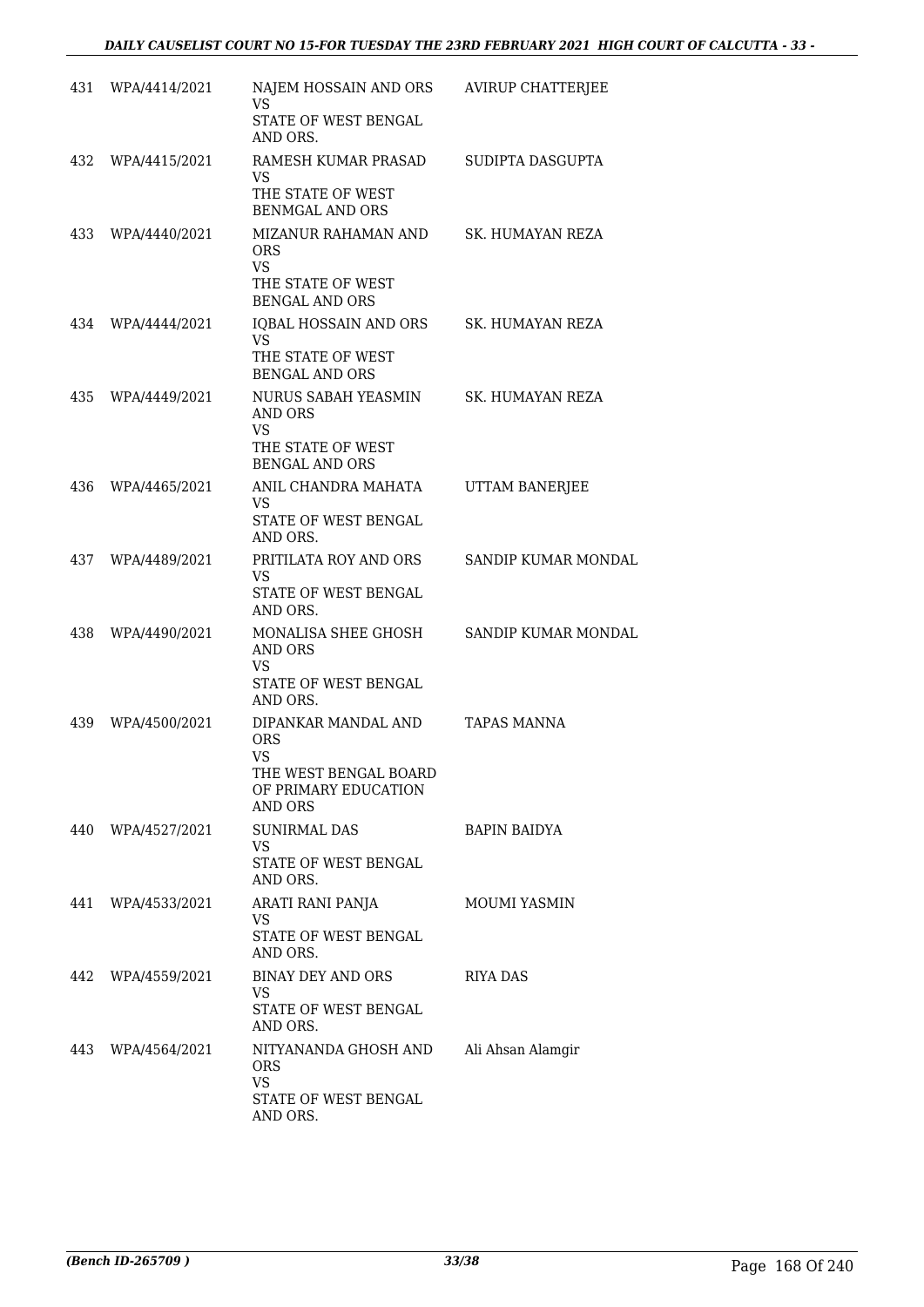| | | | |
|---|---|---|---|
| 431 | WPA/4414/2021 | NAJEM HOSSAIN AND ORS<br>VS<br>STATE OF WEST BENGAL AND ORS. | AVIRUP CHATTERJEE |
| 432 | WPA/4415/2021 | RAMESH KUMAR PRASAD<br>VS<br>THE STATE OF WEST BENMGAL AND ORS | SUDIPTA DASGUPTA |
| 433 | WPA/4440/2021 | MIZANUR RAHAMAN AND ORS<br>VS<br>THE STATE OF WEST BENGAL AND ORS | SK. HUMAYAN REZA |
| 434 | WPA/4444/2021 | IQBAL HOSSAIN AND ORS<br>VS<br>THE STATE OF WEST BENGAL AND ORS | SK. HUMAYAN REZA |
| 435 | WPA/4449/2021 | NURUS SABAH YEASMIN AND ORS<br>VS<br>THE STATE OF WEST BENGAL AND ORS | SK. HUMAYAN REZA |
| 436 | WPA/4465/2021 | ANIL CHANDRA MAHATA<br>VS<br>STATE OF WEST BENGAL AND ORS. | UTTAM BANERJEE |
| 437 | WPA/4489/2021 | PRITILATA ROY AND ORS<br>VS<br>STATE OF WEST BENGAL AND ORS. | SANDIP KUMAR MONDAL |
| 438 | WPA/4490/2021 | MONALISA SHEE GHOSH AND ORS<br>VS<br>STATE OF WEST BENGAL AND ORS. | SANDIP KUMAR MONDAL |
| 439 | WPA/4500/2021 | DIPANKAR MANDAL AND ORS<br>VS<br>THE WEST BENGAL BOARD OF PRIMARY EDUCATION AND ORS | TAPAS MANNA |
| 440 | WPA/4527/2021 | SUNIRMAL DAS<br>VS<br>STATE OF WEST BENGAL AND ORS. | BAPIN BAIDYA |
| 441 | WPA/4533/2021 | ARATI RANI PANJA<br>VS<br>STATE OF WEST BENGAL AND ORS. | MOUMI YASMIN |
| 442 | WPA/4559/2021 | BINAY DEY AND ORS<br>VS<br>STATE OF WEST BENGAL AND ORS. | RIYA DAS |
| 443 | WPA/4564/2021 | NITYANANDA GHOSH AND ORS<br>VS<br>STATE OF WEST BENGAL AND ORS. | Ali Ahsan Alamgir |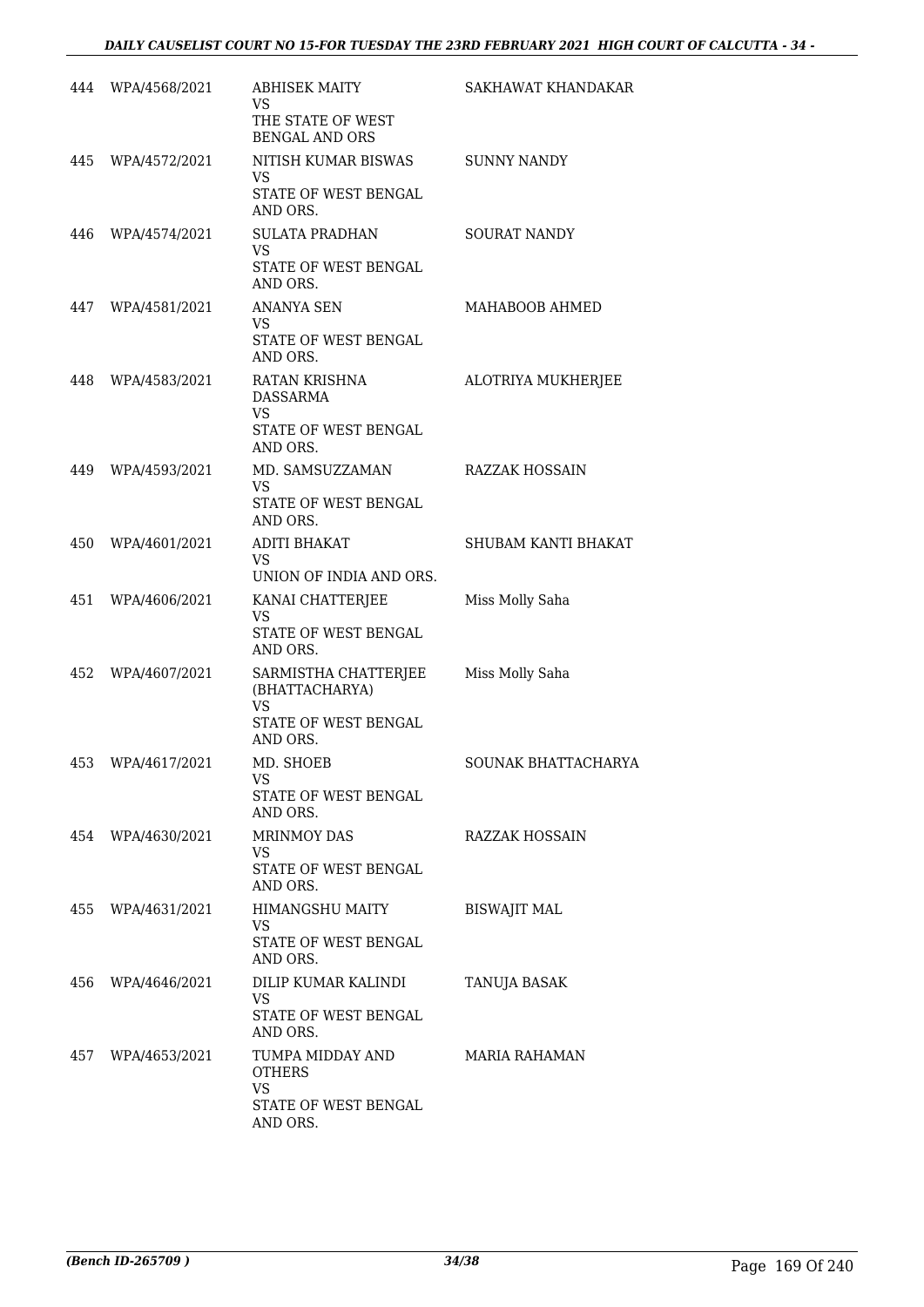| | | | |
|---|---|---|---|
| 444 | WPA/4568/2021 | ABHISEK MAITY<br>VS<br>THE STATE OF WEST BENGAL AND ORS | SAKHAWAT KHANDAKAR |
| 445 | WPA/4572/2021 | NITISH KUMAR BISWAS<br>VS<br>STATE OF WEST BENGAL AND ORS. | SUNNY NANDY |
| 446 | WPA/4574/2021 | SULATA PRADHAN<br>VS<br>STATE OF WEST BENGAL AND ORS. | SOURAT NANDY |
| 447 | WPA/4581/2021 | ANANYA SEN<br>VS<br>STATE OF WEST BENGAL AND ORS. | MAHABOOB AHMED |
| 448 | WPA/4583/2021 | RATAN KRISHNA DASSARMA<br>VS<br>STATE OF WEST BENGAL AND ORS. | ALOTRIYA MUKHERJEE |
| 449 | WPA/4593/2021 | MD. SAMSUZZAMAN<br>VS<br>STATE OF WEST BENGAL AND ORS. | RAZZAK HOSSAIN |
| 450 | WPA/4601/2021 | ADITI BHAKAT<br>VS<br>UNION OF INDIA AND ORS. | SHUBAM KANTI BHAKAT |
| 451 | WPA/4606/2021 | KANAI CHATTERJEE<br>VS<br>STATE OF WEST BENGAL AND ORS. | Miss Molly Saha |
| 452 | WPA/4607/2021 | SARMISTHA CHATTERJEE (BHATTACHARYA)<br>VS<br>STATE OF WEST BENGAL AND ORS. | Miss Molly Saha |
| 453 | WPA/4617/2021 | MD. SHOEB<br>VS<br>STATE OF WEST BENGAL AND ORS. | SOUNAK BHATTACHARYA |
| 454 | WPA/4630/2021 | MRINMOY DAS<br>VS<br>STATE OF WEST BENGAL AND ORS. | RAZZAK HOSSAIN |
| 455 | WPA/4631/2021 | HIMANGSHU MAITY<br>VS<br>STATE OF WEST BENGAL AND ORS. | BISWAJIT MAL |
| 456 | WPA/4646/2021 | DILIP KUMAR KALINDI<br>VS<br>STATE OF WEST BENGAL AND ORS. | TANUJA BASAK |
| 457 | WPA/4653/2021 | TUMPA MIDDAY AND OTHERS<br>VS<br>STATE OF WEST BENGAL AND ORS. | MARIA RAHAMAN |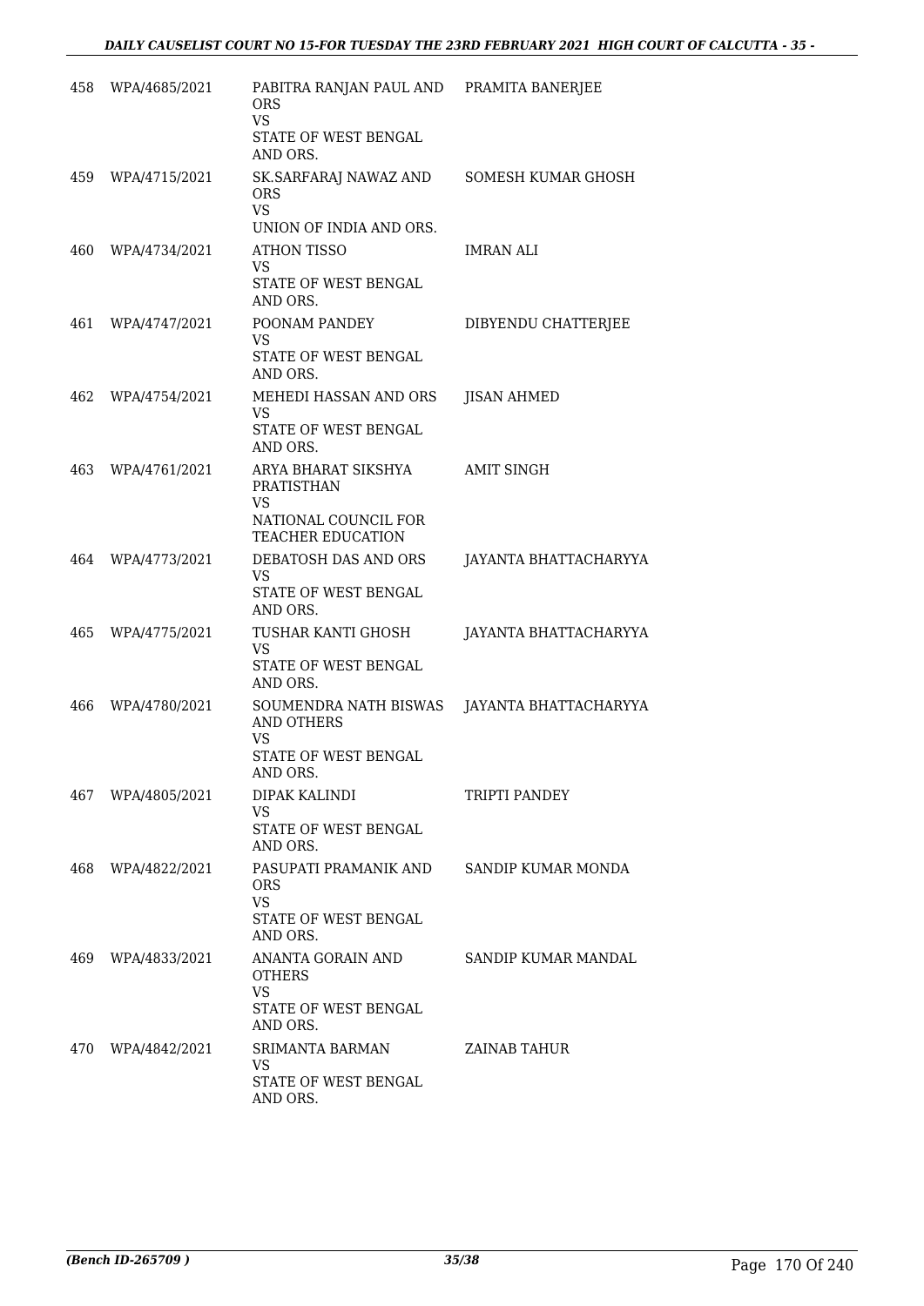| 458 | WPA/4685/2021 | PABITRA RANJAN PAUL AND ORS<br>VS<br>STATE OF WEST BENGAL AND ORS. | PRAMITA BANERJEE |
|---|---|---|---|
| 459 | WPA/4715/2021 | SK.SARFARAJ NAWAZ AND ORS<br>VS<br>UNION OF INDIA AND ORS. | SOMESH KUMAR GHOSH |
| 460 | WPA/4734/2021 | ATHON TISSO<br>VS<br>STATE OF WEST BENGAL AND ORS. | IMRAN ALI |
| 461 | WPA/4747/2021 | POONAM PANDEY<br>VS<br>STATE OF WEST BENGAL AND ORS. | DIBYENDU CHATTERJEE |
| 462 | WPA/4754/2021 | MEHEDI HASSAN AND ORS<br>VS<br>STATE OF WEST BENGAL AND ORS. | JISAN AHMED |
| 463 | WPA/4761/2021 | ARYA BHARAT SIKSHYA PRATISTHAN<br>VS<br>NATIONAL COUNCIL FOR TEACHER EDUCATION | AMIT SINGH |
| 464 | WPA/4773/2021 | DEBATOSH DAS AND ORS<br>VS<br>STATE OF WEST BENGAL AND ORS. | JAYANTA BHATTACHARYYA |
| 465 | WPA/4775/2021 | TUSHAR KANTI GHOSH<br>VS<br>STATE OF WEST BENGAL AND ORS. | JAYANTA BHATTACHARYYA |
| 466 | WPA/4780/2021 | SOUMENDRA NATH BISWAS AND OTHERS<br>VS<br>STATE OF WEST BENGAL AND ORS. | JAYANTA BHATTACHARYYA |
| 467 | WPA/4805/2021 | DIPAK KALINDI<br>VS<br>STATE OF WEST BENGAL AND ORS. | TRIPTI PANDEY |
| 468 | WPA/4822/2021 | PASUPATI PRAMANIK AND ORS<br>VS<br>STATE OF WEST BENGAL AND ORS. | SANDIP KUMAR MONDA |
| 469 | WPA/4833/2021 | ANANTA GORAIN AND OTHERS<br>VS<br>STATE OF WEST BENGAL AND ORS. | SANDIP KUMAR MANDAL |
| 470 | WPA/4842/2021 | SRIMANTA BARMAN<br>VS<br>STATE OF WEST BENGAL AND ORS. | ZAINAB TAHUR |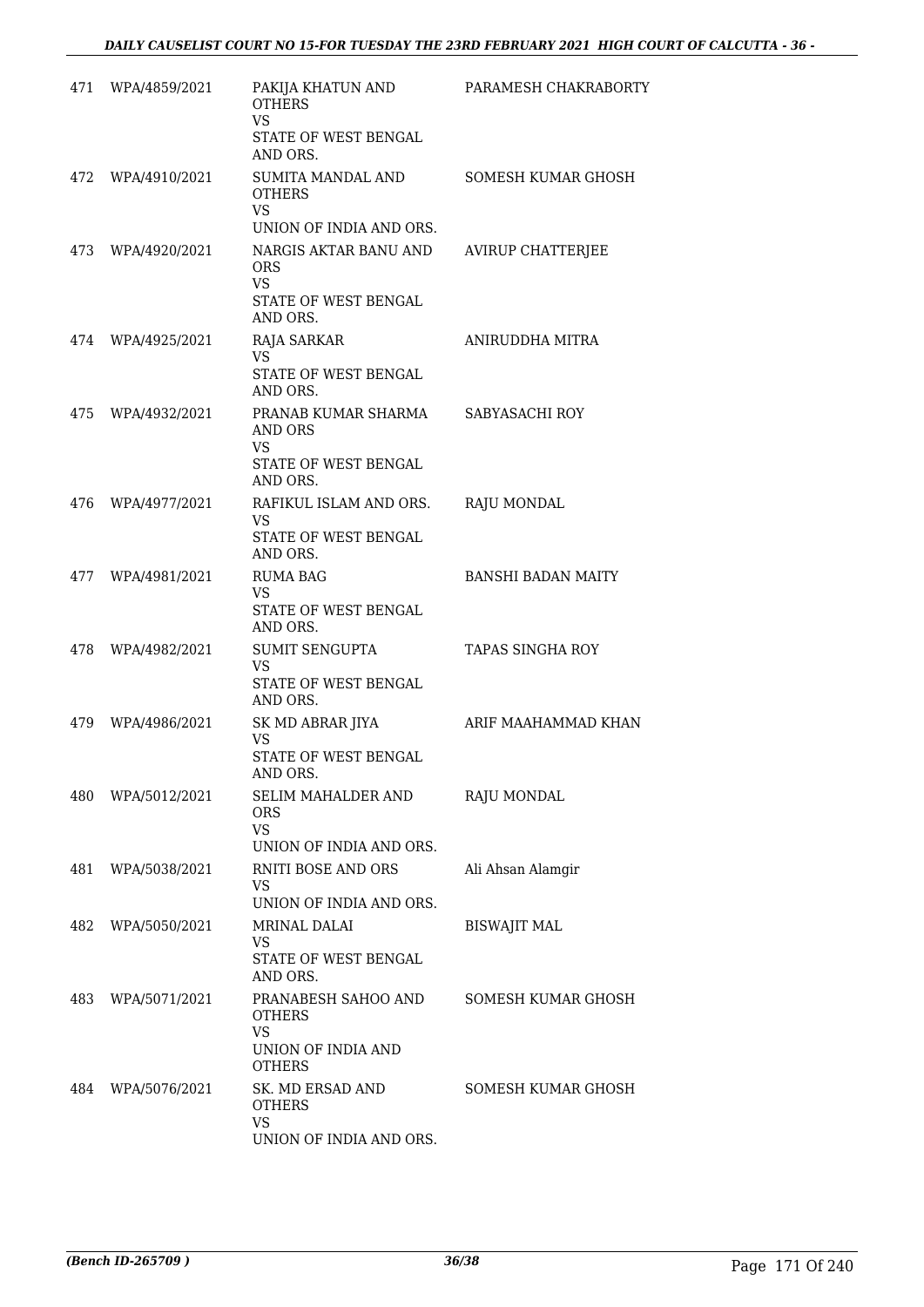| | | | |
|---|---|---|---|
| 471 | WPA/4859/2021 | PAKIJA KHATUN AND OTHERS<br>VS<br>STATE OF WEST BENGAL AND ORS. | PARAMESH CHAKRABORTY |
| 472 | WPA/4910/2021 | SUMITA MANDAL AND OTHERS<br>VS<br>UNION OF INDIA AND ORS. | SOMESH KUMAR GHOSH |
| 473 | WPA/4920/2021 | NARGIS AKTAR BANU AND ORS<br>VS<br>STATE OF WEST BENGAL AND ORS. | AVIRUP CHATTERJEE |
| 474 | WPA/4925/2021 | RAJA SARKAR<br>VS<br>STATE OF WEST BENGAL AND ORS. | ANIRUDDHA MITRA |
| 475 | WPA/4932/2021 | PRANAB KUMAR SHARMA AND ORS<br>VS<br>STATE OF WEST BENGAL AND ORS. | SABYASACHI ROY |
| 476 | WPA/4977/2021 | RAFIKUL ISLAM AND ORS.<br>VS<br>STATE OF WEST BENGAL AND ORS. | RAJU MONDAL |
| 477 | WPA/4981/2021 | RUMA BAG<br>VS<br>STATE OF WEST BENGAL AND ORS. | BANSHI BADAN MAITY |
| 478 | WPA/4982/2021 | SUMIT SENGUPTA<br>VS<br>STATE OF WEST BENGAL AND ORS. | TAPAS SINGHA ROY |
| 479 | WPA/4986/2021 | SK MD ABRAR JIYA<br>VS<br>STATE OF WEST BENGAL AND ORS. | ARIF MAAHAMMAD KHAN |
| 480 | WPA/5012/2021 | SELIM MAHALDER AND ORS<br>VS<br>UNION OF INDIA AND ORS. | RAJU MONDAL |
| 481 | WPA/5038/2021 | RNITI BOSE AND ORS<br>VS<br>UNION OF INDIA AND ORS. | Ali Ahsan Alamgir |
| 482 | WPA/5050/2021 | MRINAL DALAI<br>VS<br>STATE OF WEST BENGAL AND ORS. | BISWAJIT MAL |
| 483 | WPA/5071/2021 | PRANABESH SAHOO AND OTHERS<br>VS<br>UNION OF INDIA AND OTHERS | SOMESH KUMAR GHOSH |
| 484 | WPA/5076/2021 | SK. MD ERSAD AND OTHERS<br>VS<br>UNION OF INDIA AND ORS. | SOMESH KUMAR GHOSH |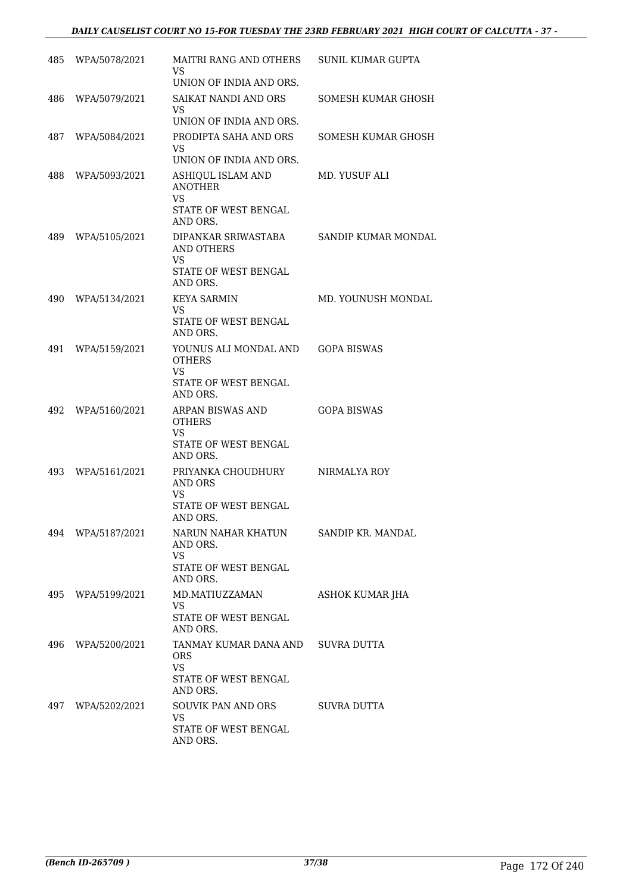| | | | |
|---|---|---|---|
| 485 | WPA/5078/2021 | MAITRI RANG AND OTHERS<br>VS<br>UNION OF INDIA AND ORS. | SUNIL KUMAR GUPTA |
| 486 | WPA/5079/2021 | SAIKAT NANDI AND ORS<br>VS<br>UNION OF INDIA AND ORS. | SOMESH KUMAR GHOSH |
| 487 | WPA/5084/2021 | PRODIPTA SAHA AND ORS<br>VS<br>UNION OF INDIA AND ORS. | SOMESH KUMAR GHOSH |
| 488 | WPA/5093/2021 | ASHIQUL ISLAM AND ANOTHER<br>VS<br>STATE OF WEST BENGAL AND ORS. | MD. YUSUF ALI |
| 489 | WPA/5105/2021 | DIPANKAR SRIWASTABA AND OTHERS<br>VS<br>STATE OF WEST BENGAL AND ORS. | SANDIP KUMAR MONDAL |
| 490 | WPA/5134/2021 | KEYA SARMIN<br>VS<br>STATE OF WEST BENGAL AND ORS. | MD. YOUNUSH MONDAL |
| 491 | WPA/5159/2021 | YOUNUS ALI MONDAL AND OTHERS<br>VS<br>STATE OF WEST BENGAL AND ORS. | GOPA BISWAS |
| 492 | WPA/5160/2021 | ARPAN BISWAS AND OTHERS<br>VS<br>STATE OF WEST BENGAL AND ORS. | GOPA BISWAS |
| 493 | WPA/5161/2021 | PRIYANKA CHOUDHURY AND ORS<br>VS<br>STATE OF WEST BENGAL AND ORS. | NIRMALYA ROY |
| 494 | WPA/5187/2021 | NARUN NAHAR KHATUN AND ORS.<br>VS<br>STATE OF WEST BENGAL AND ORS. | SANDIP KR. MANDAL |
| 495 | WPA/5199/2021 | MD.MATIUZZAMAN<br>VS<br>STATE OF WEST BENGAL AND ORS. | ASHOK KUMAR JHA |
| 496 | WPA/5200/2021 | TANMAY KUMAR DANA AND ORS<br>VS<br>STATE OF WEST BENGAL AND ORS. | SUVRA DUTTA |
| 497 | WPA/5202/2021 | SOUVIK PAN AND ORS<br>VS<br>STATE OF WEST BENGAL AND ORS. | SUVRA DUTTA |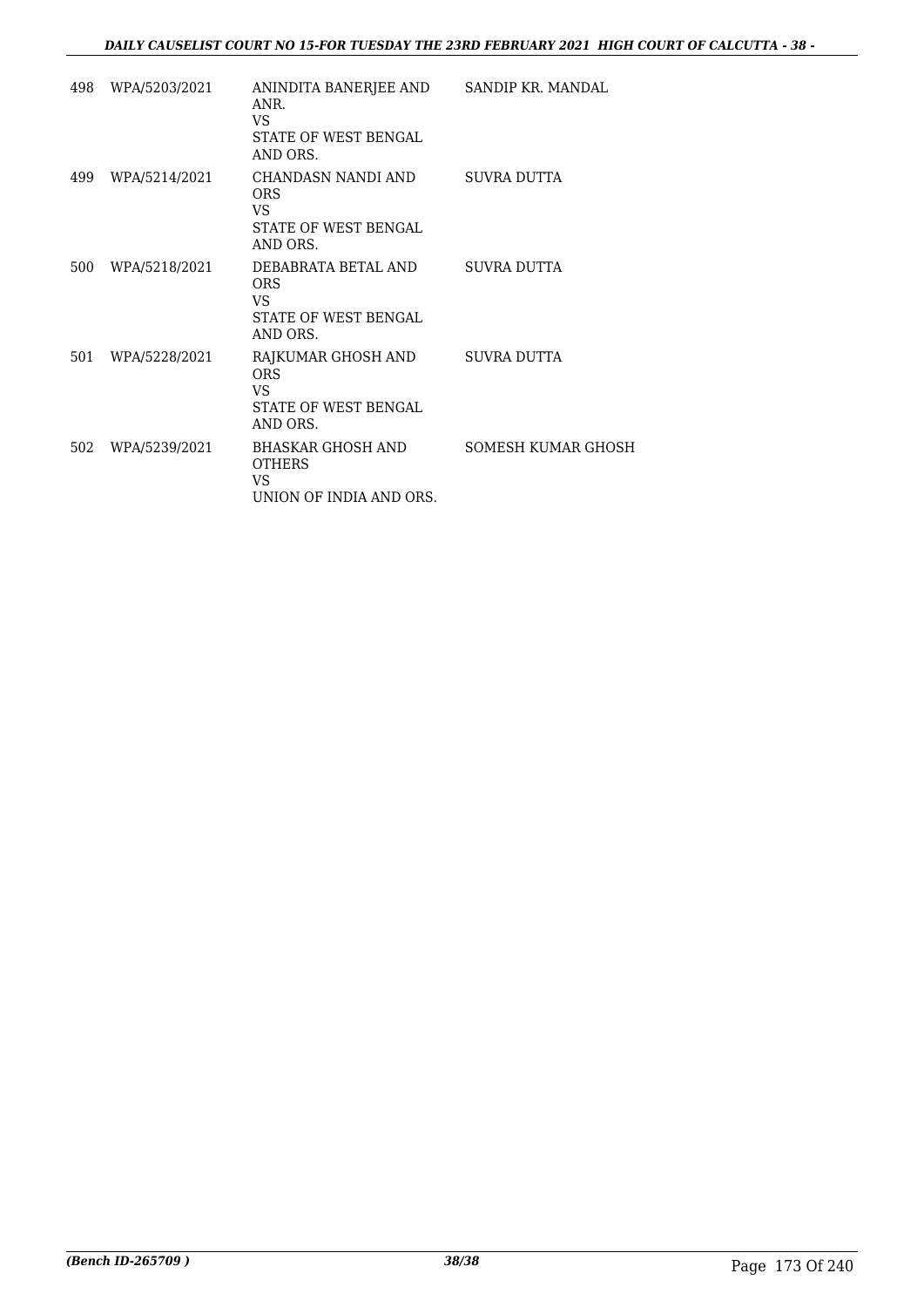| | | | |
|---|---|---|---|
| 498 | WPA/5203/2021 | ANINDITA BANERJEE AND ANR.<br>VS<br>STATE OF WEST BENGAL AND ORS. | SANDIP KR. MANDAL |
| 499 | WPA/5214/2021 | CHANDASN NANDI AND ORS<br>VS<br>STATE OF WEST BENGAL AND ORS. | SUVRA DUTTA |
| 500 | WPA/5218/2021 | DEBABRATA BETAL AND ORS<br>VS<br>STATE OF WEST BENGAL AND ORS. | SUVRA DUTTA |
| 501 | WPA/5228/2021 | RAJKUMAR GHOSH AND ORS<br>VS<br>STATE OF WEST BENGAL AND ORS. | SUVRA DUTTA |
| 502 | WPA/5239/2021 | BHASKAR GHOSH AND OTHERS<br>VS<br>UNION OF INDIA AND ORS. | SOMESH KUMAR GHOSH |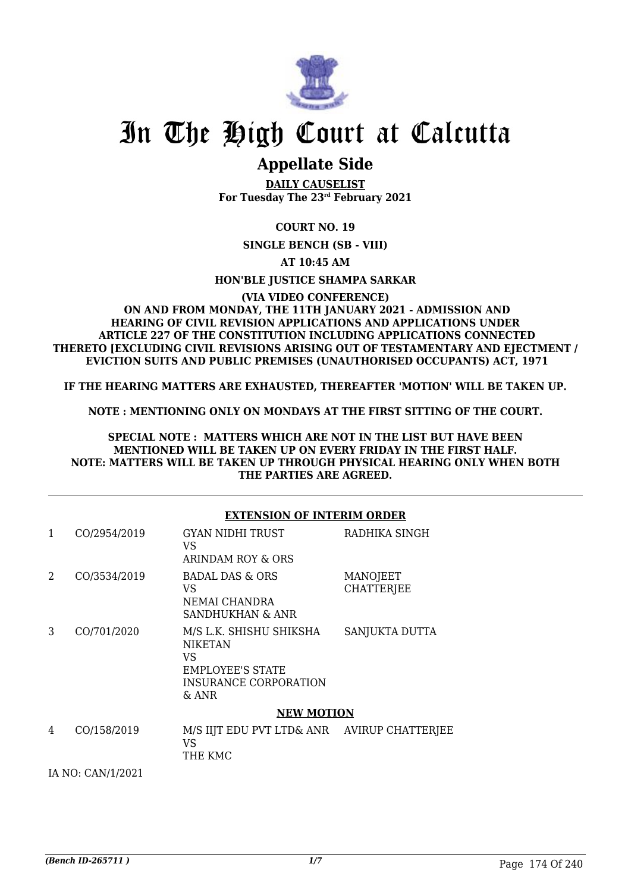# In The High Court at Calcutta

## Appellate Side

**DAILY CAUSELIST**
**For Tuesday The 23rd February 2021**

**COURT NO. 19**

**SINGLE BENCH (SB - VIII)**

**AT 10:45 AM**

**HON'BLE JUSTICE SHAMPA SARKAR**

**(VIA VIDEO CONFERENCE)**
**ON AND FROM MONDAY, THE 11TH JANUARY 2021 - ADMISSION AND HEARING OF CIVIL REVISION APPLICATIONS AND APPLICATIONS UNDER ARTICLE 227 OF THE CONSTITUTION INCLUDING APPLICATIONS CONNECTED THERETO [EXCLUDING CIVIL REVISIONS ARISING OUT OF TESTAMENTARY AND EJECTMENT / EVICTION SUITS AND PUBLIC PREMISES (UNAUTHORISED OCCUPANTS) ACT, 1971**

**IF THE HEARING MATTERS ARE EXHAUSTED, THEREAFTER 'MOTION' WILL BE TAKEN UP.**

**NOTE : MENTIONING ONLY ON MONDAYS AT THE FIRST SITTING OF THE COURT.**

**SPECIAL NOTE : MATTERS WHICH ARE NOT IN THE LIST BUT HAVE BEEN MENTIONED WILL BE TAKEN UP ON EVERY FRIDAY IN THE FIRST HALF.**
**NOTE: MATTERS WILL BE TAKEN UP THROUGH PHYSICAL HEARING ONLY WHEN BOTH THE PARTIES ARE AGREED.**

---

**EXTENSION OF INTERIM ORDER**

| | | | |
|---|---|---|---|
| 1 | CO/2954/2019 | GYAN NIDHI TRUST<br>VS<br>ARINDAM ROY & ORS | RADHIKA SINGH |
| 2 | CO/3534/2019 | BADAL DAS & ORS<br>VS<br>NEMAI CHANDRA SANDHUKHAN & ANR | MANOJEET CHATTERJEE |
| 3 | CO/701/2020 | M/S L.K. SHISHU SHIKSHA NIKETAN<br>VS<br>EMPLOYEE'S STATE INSURANCE CORPORATION & ANR | SANJUKTA DUTTA |

**NEW MOTION**

| | | | |
|---|---|---|---|
| 4 | CO/158/2019 | M/S IIJT EDU PVT LTD& ANR<br>VS<br>THE KMC | AVIRUP CHATTERJEE |

IA NO: CAN/1/2021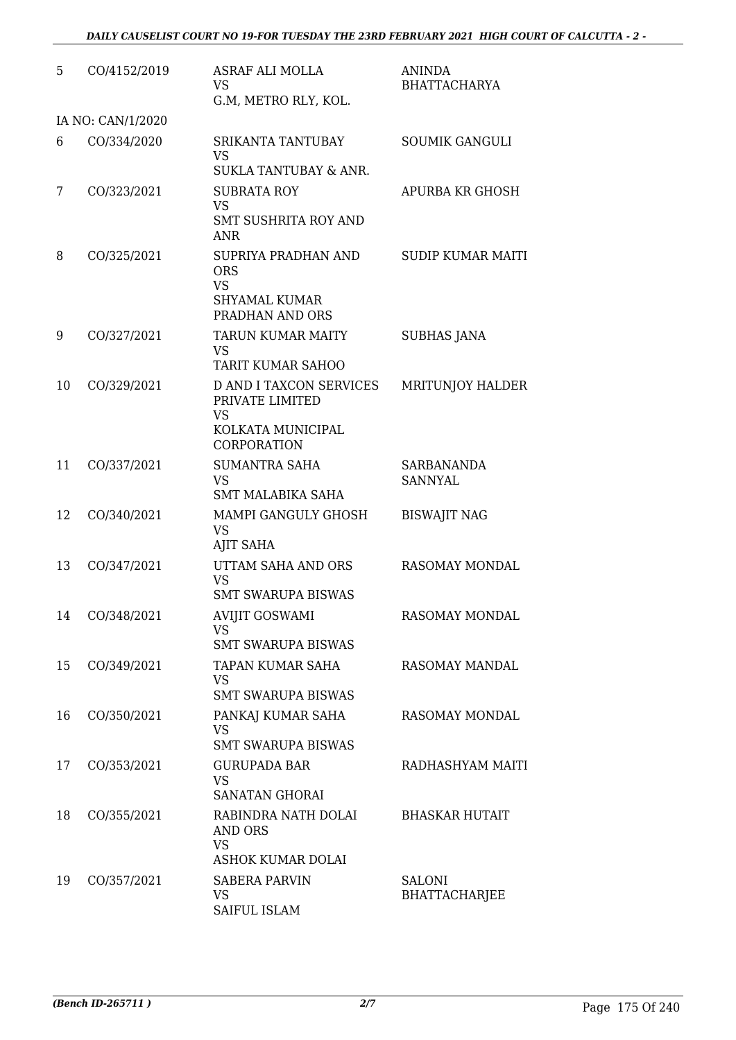| | | | |
|---|---|---|---|
| 5 | CO/4152/2019 | ASRAF ALI MOLLA<br>VS<br>G.M, METRO RLY, KOL. | ANINDA BHATTACHARYA |
| | IA NO: CAN/1/2020 | | |
| 6 | CO/334/2020 | SRIKANTA TANTUBAY<br>VS<br>SUKLA TANTUBAY & ANR. | SOUMIK GANGULI |
| 7 | CO/323/2021 | SUBRATA ROY<br>VS<br>SMT SUSHRITA ROY AND ANR | APURBA KR GHOSH |
| 8 | CO/325/2021 | SUPRIYA PRADHAN AND ORS<br>VS<br>SHYAMAL KUMAR PRADHAN AND ORS | SUDIP KUMAR MAITI |
| 9 | CO/327/2021 | TARUN KUMAR MAITY<br>VS<br>TARIT KUMAR SAHOO | SUBHAS JANA |
| 10 | CO/329/2021 | D AND I TAXCON SERVICES PRIVATE LIMITED<br>VS<br>KOLKATA MUNICIPAL CORPORATION | MRITUNJOY HALDER |
| 11 | CO/337/2021 | SUMANTRA SAHA<br>VS<br>SMT MALABIKA SAHA | SARBANANDA SANNYAL |
| 12 | CO/340/2021 | MAMPI GANGULY GHOSH<br>VS<br>AJIT SAHA | BISWAJIT NAG |
| 13 | CO/347/2021 | UTTAM SAHA AND ORS<br>VS<br>SMT SWARUPA BISWAS | RASOMAY MONDAL |
| 14 | CO/348/2021 | AVIJIT GOSWAMI<br>VS<br>SMT SWARUPA BISWAS | RASOMAY MONDAL |
| 15 | CO/349/2021 | TAPAN KUMAR SAHA<br>VS<br>SMT SWARUPA BISWAS | RASOMAY MANDAL |
| 16 | CO/350/2021 | PANKAJ KUMAR SAHA<br>VS<br>SMT SWARUPA BISWAS | RASOMAY MONDAL |
| 17 | CO/353/2021 | GURUPADA BAR<br>VS<br>SANATAN GHORAI | RADHASHYAM MAITI |
| 18 | CO/355/2021 | RABINDRA NATH DOLAI AND ORS<br>VS<br>ASHOK KUMAR DOLAI | BHASKAR HUTAIT |
| 19 | CO/357/2021 | SABERA PARVIN<br>VS<br>SAIFUL ISLAM | SALONI BHATTACHARJEE |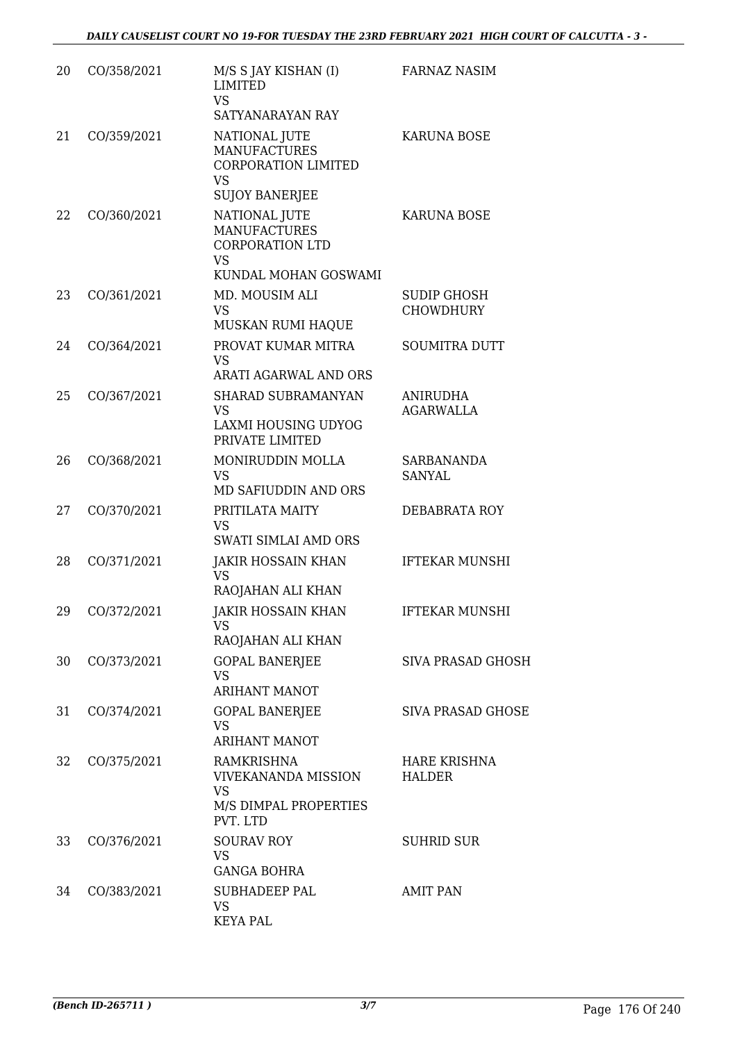| | | | |
|---|---|---|---|
| 20 | CO/358/2021 | M/S S JAY KISHAN (I) LIMITED<br>VS<br>SATYANARAYAN RAY | FARNAZ NASIM |
| 21 | CO/359/2021 | NATIONAL JUTE MANUFACTURES CORPORATION LIMITED<br>VS<br>SUJOY BANERJEE | KARUNA BOSE |
| 22 | CO/360/2021 | NATIONAL JUTE MANUFACTURES CORPORATION LTD<br>VS<br>KUNDAL MOHAN GOSWAMI | KARUNA BOSE |
| 23 | CO/361/2021 | MD. MOUSIM ALI<br>VS<br>MUSKAN RUMI HAQUE | SUDIP GHOSH CHOWDHURY |
| 24 | CO/364/2021 | PROVAT KUMAR MITRA<br>VS<br>ARATI AGARWAL AND ORS | SOUMITRA DUTT |
| 25 | CO/367/2021 | SHARAD SUBRAMANYAN<br>VS<br>LAXMI HOUSING UDYOG PRIVATE LIMITED | ANIRUDHA AGARWALLA |
| 26 | CO/368/2021 | MONIRUDDIN MOLLA<br>VS<br>MD SAFIUDDIN AND ORS | SARBANANDA SANYAL |
| 27 | CO/370/2021 | PRITILATA MAITY<br>VS<br>SWATI SIMLAI AMD ORS | DEBABRATA ROY |
| 28 | CO/371/2021 | JAKIR HOSSAIN KHAN<br>VS<br>RAOJAHAN ALI KHAN | IFTEKAR MUNSHI |
| 29 | CO/372/2021 | JAKIR HOSSAIN KHAN<br>VS<br>RAOJAHAN ALI KHAN | IFTEKAR MUNSHI |
| 30 | CO/373/2021 | GOPAL BANERJEE<br>VS<br>ARIHANT MANOT | SIVA PRASAD GHOSH |
| 31 | CO/374/2021 | GOPAL BANERJEE<br>VS<br>ARIHANT MANOT | SIVA PRASAD GHOSE |
| 32 | CO/375/2021 | RAMKRISHNA VIVEKANANDA MISSION<br>VS<br>M/S DIMPAL PROPERTIES PVT. LTD | HARE KRISHNA HALDER |
| 33 | CO/376/2021 | SOURAV ROY<br>VS<br>GANGA BOHRA | SUHRID SUR |
| 34 | CO/383/2021 | SUBHADEEP PAL<br>VS<br>KEYA PAL | AMIT PAN |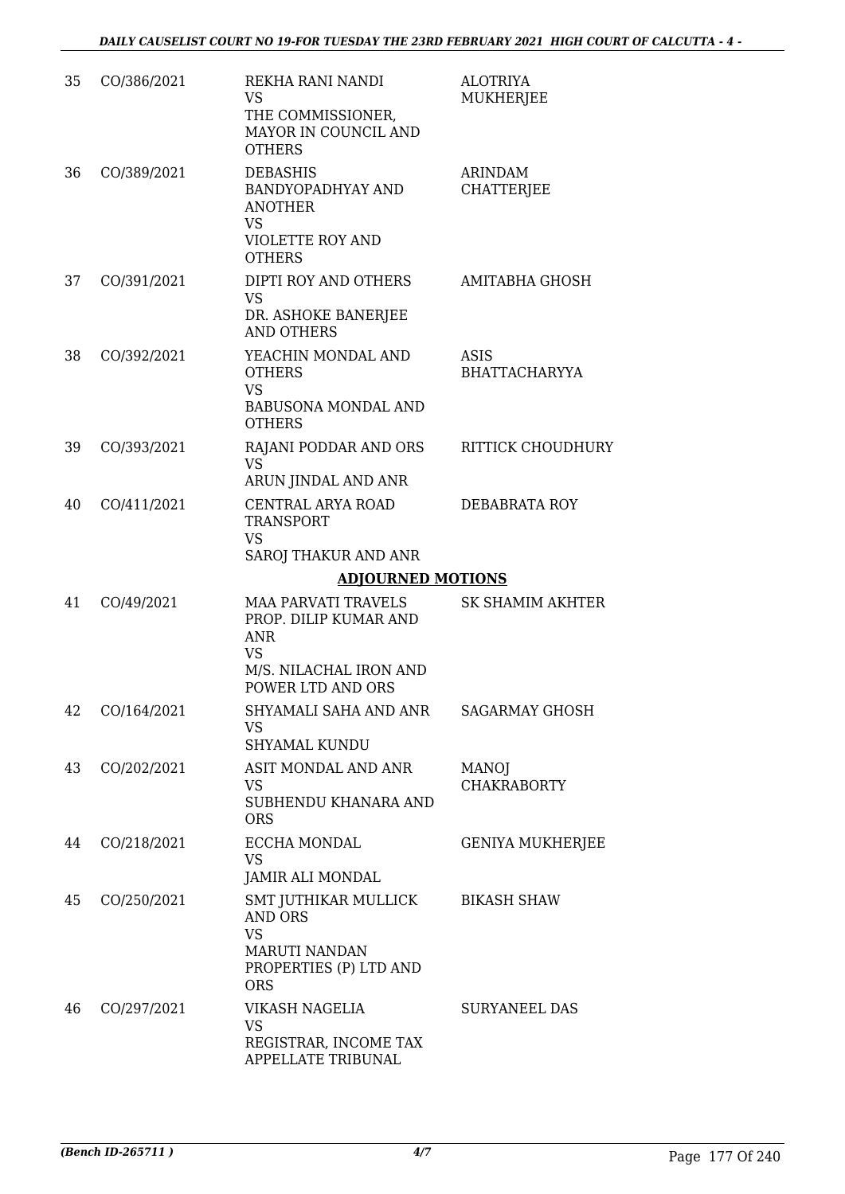| | | | |
|---|---|---|---|
| 35 | CO/386/2021 | REKHA RANI NANDI<br>VS<br>THE COMMISSIONER, MAYOR IN COUNCIL AND OTHERS | ALOTRIYA MUKHERJEE |
| 36 | CO/389/2021 | DEBASHIS BANDYOPADHYAY AND ANOTHER<br>VS<br>VIOLETTE ROY AND OTHERS | ARINDAM CHATTERJEE |
| 37 | CO/391/2021 | DIPTI ROY AND OTHERS<br>VS<br>DR. ASHOKE BANERJEE AND OTHERS | AMITABHA GHOSH |
| 38 | CO/392/2021 | YEACHIN MONDAL AND OTHERS<br>VS<br>BABUSONA MONDAL AND OTHERS | ASIS BHATTACHARYYA |
| 39 | CO/393/2021 | RAJANI PODDAR AND ORS<br>VS<br>ARUN JINDAL AND ANR | RITTICK CHOUDHURY |
| 40 | CO/411/2021 | CENTRAL ARYA ROAD TRANSPORT<br>VS<br>SAROJ THAKUR AND ANR | DEBABRATA ROY |

**ADJOURNED MOTIONS**

| | | | |
|---|---|---|---|
| 41 | CO/49/2021 | MAA PARVATI TRAVELS PROP. DILIP KUMAR AND ANR<br>VS<br>M/S. NILACHAL IRON AND POWER LTD AND ORS | SK SHAMIM AKHTER |
| 42 | CO/164/2021 | SHYAMALI SAHA AND ANR<br>VS<br>SHYAMAL KUNDU | SAGARMAY GHOSH |
| 43 | CO/202/2021 | ASIT MONDAL AND ANR<br>VS<br>SUBHENDU KHANARA AND ORS | MANOJ CHAKRABORTY |
| 44 | CO/218/2021 | ECCHA MONDAL<br>VS<br>JAMIR ALI MONDAL | GENIYA MUKHERJEE |
| 45 | CO/250/2021 | SMT JUTHIKAR MULLICK AND ORS<br>VS<br>MARUTI NANDAN PROPERTIES (P) LTD AND ORS | BIKASH SHAW |
| 46 | CO/297/2021 | VIKASH NAGELIA<br>VS<br>REGISTRAR, INCOME TAX APPELLATE TRIBUNAL | SURYANEEL DAS |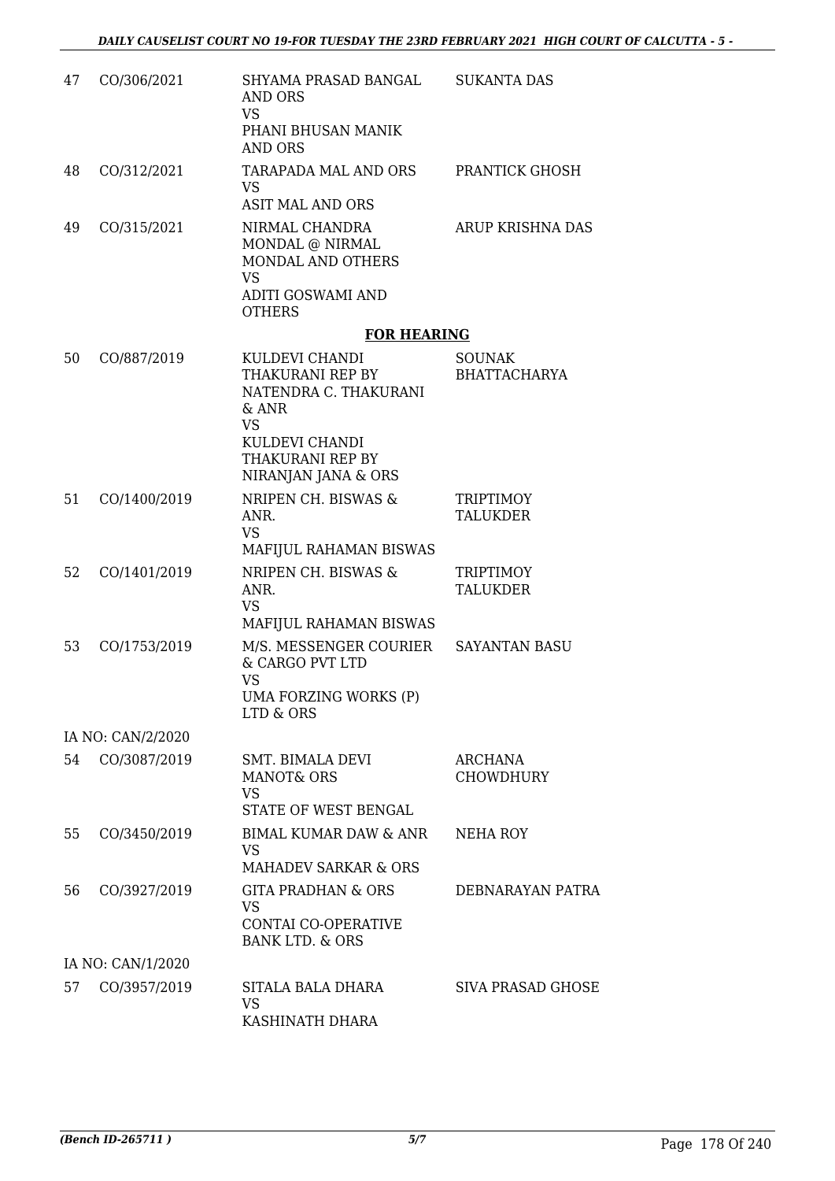| | | | |
|---|---|---|---|
| 47 | CO/306/2021 | SHYAMA PRASAD BANGAL AND ORS<br>VS<br>PHANI BHUSAN MANIK AND ORS | SUKANTA DAS |
| 48 | CO/312/2021 | TARAPADA MAL AND ORS<br>VS<br>ASIT MAL AND ORS | PRANTICK GHOSH |
| 49 | CO/315/2021 | NIRMAL CHANDRA MONDAL @ NIRMAL MONDAL AND OTHERS<br>VS<br>ADITI GOSWAMI AND OTHERS | ARUP KRISHNA DAS |

**FOR HEARING**

| | | | |
|---|---|---|---|
| 50 | CO/887/2019 | KULDEVI CHANDI THAKURANI REP BY NATENDRA C. THAKURANI & ANR<br>VS<br>KULDEVI CHANDI THAKURANI REP BY NIRANJAN JANA & ORS | SOUNAK BHATTACHARYA |
| 51 | CO/1400/2019 | NRIPEN CH. BISWAS & ANR.<br>VS<br>MAFIJUL RAHAMAN BISWAS | TRIPTIMOY TALUKDER |
| 52 | CO/1401/2019 | NRIPEN CH. BISWAS & ANR.<br>VS<br>MAFIJUL RAHAMAN BISWAS | TRIPTIMOY TALUKDER |
| 53 | CO/1753/2019 | M/S. MESSENGER COURIER & CARGO PVT LTD<br>VS<br>UMA FORZING WORKS (P) LTD & ORS | SAYANTAN BASU |
| | IA NO: CAN/2/2020 | | |
| 54 | CO/3087/2019 | SMT. BIMALA DEVI MANOT& ORS<br>VS<br>STATE OF WEST BENGAL | ARCHANA CHOWDHURY |
| 55 | CO/3450/2019 | BIMAL KUMAR DAW & ANR<br>VS<br>MAHADEV SARKAR & ORS | NEHA ROY |
| 56 | CO/3927/2019 | GITA PRADHAN & ORS<br>VS<br>CONTAI CO-OPERATIVE BANK LTD. & ORS | DEBNARAYAN PATRA |
| | IA NO: CAN/1/2020 | | |
| 57 | CO/3957/2019 | SITALA BALA DHARA<br>VS<br>KASHINATH DHARA | SIVA PRASAD GHOSE |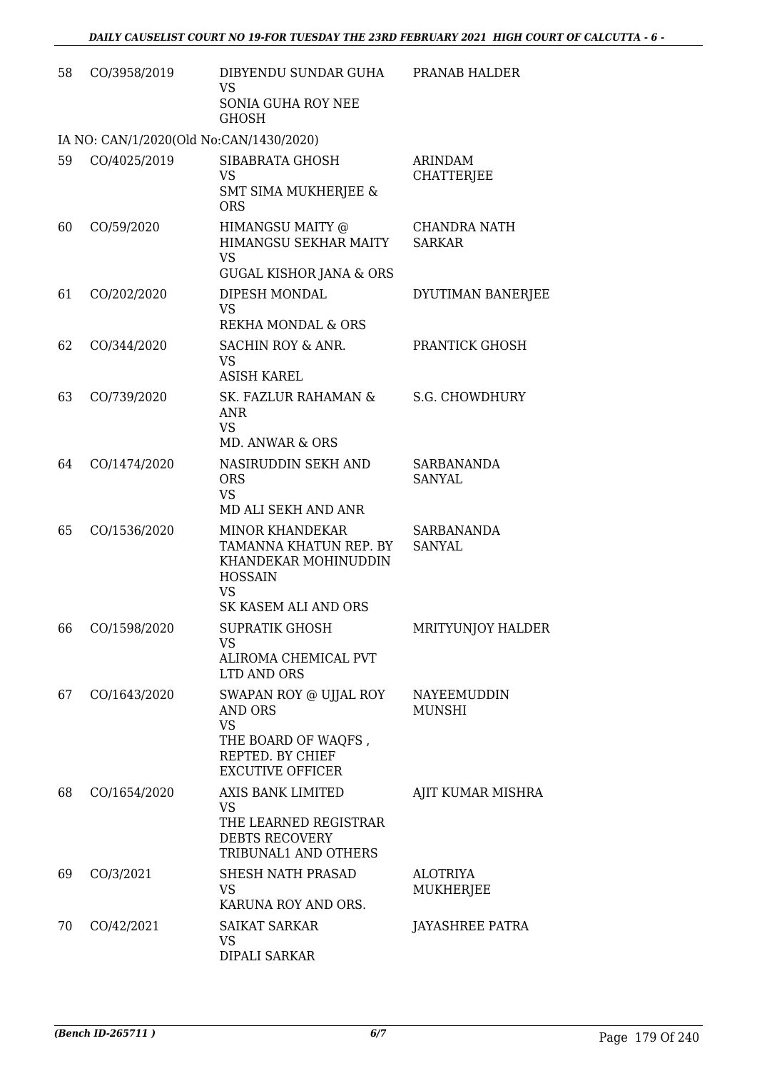| | | | |
|---|---|---|---|
| 58 | CO/3958/2019 | DIBYENDU SUNDAR GUHA<br>VS<br>SONIA GUHA ROY NEE GHOSH | PRANAB HALDER |
| IA NO: CAN/1/2020(Old No:CAN/1430/2020) | | | |
| 59 | CO/4025/2019 | SIBABRATA GHOSH<br>VS<br>SMT SIMA MUKHERJEE & ORS | ARINDAM CHATTERJEE |
| 60 | CO/59/2020 | HIMANGSU MAITY @ HIMANGSU SEKHAR MAITY<br>VS<br>GUGAL KISHOR JANA & ORS | CHANDRA NATH SARKAR |
| 61 | CO/202/2020 | DIPESH MONDAL<br>VS<br>REKHA MONDAL & ORS | DYUTIMAN BANERJEE |
| 62 | CO/344/2020 | SACHIN ROY & ANR.<br>VS<br>ASISH KAREL | PRANTICK GHOSH |
| 63 | CO/739/2020 | SK. FAZLUR RAHAMAN & ANR<br>VS<br>MD. ANWAR & ORS | S.G. CHOWDHURY |
| 64 | CO/1474/2020 | NASIRUDDIN SEKH AND ORS<br>VS<br>MD ALI SEKH AND ANR | SARBANANDA SANYAL |
| 65 | CO/1536/2020 | MINOR KHANDEKAR TAMANNA KHATUN REP. BY KHANDEKAR MOHINUDDIN HOSSAIN<br>VS<br>SK KASEM ALI AND ORS | SARBANANDA SANYAL |
| 66 | CO/1598/2020 | SUPRATIK GHOSH<br>VS<br>ALIROMA CHEMICAL PVT LTD AND ORS | MRITYUNJOY HALDER |
| 67 | CO/1643/2020 | SWAPAN ROY @ UJJAL ROY AND ORS<br>VS<br>THE BOARD OF WAQFS , REPTED. BY CHIEF EXCUTIVE OFFICER | NAYEEMUDDIN MUNSHI |
| 68 | CO/1654/2020 | AXIS BANK LIMITED<br>VS<br>THE LEARNED REGISTRAR DEBTS RECOVERY TRIBUNAL1 AND OTHERS | AJIT KUMAR MISHRA |
| 69 | CO/3/2021 | SHESH NATH PRASAD<br>VS<br>KARUNA ROY AND ORS. | ALOTRIYA MUKHERJEE |
| 70 | CO/42/2021 | SAIKAT SARKAR<br>VS<br>DIPALI SARKAR | JAYASHREE PATRA |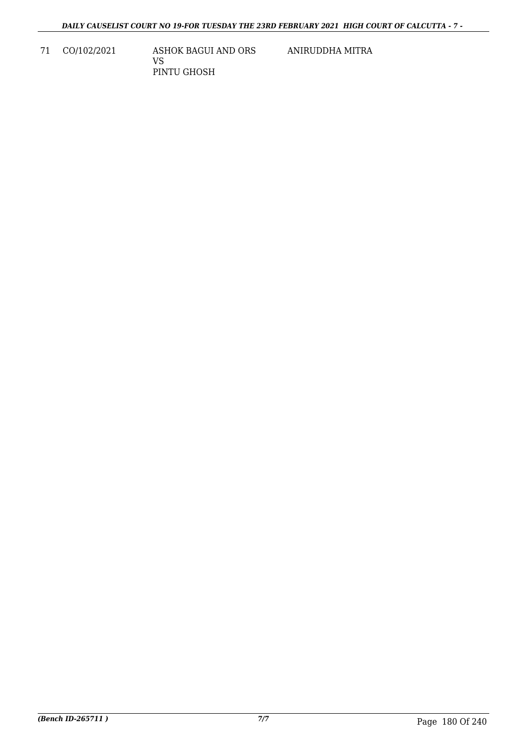| 71 | CO/102/2021 | ASHOK BAGUI AND ORS<br>VS<br>PINTU GHOSH | ANIRUDDHA MITRA |
|---|---|---|---|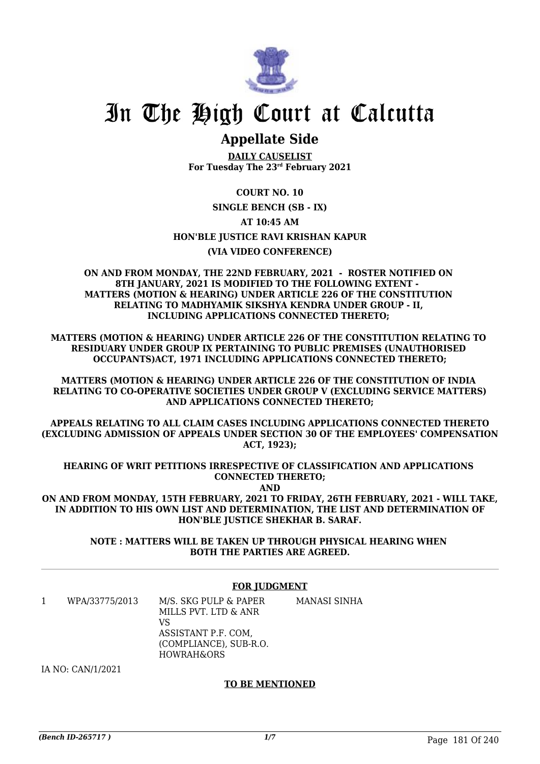# In The High Court at Calcutta

## Appellate Side

**DAILY CAUSELIST**
**For Tuesday The 23rd February 2021**

**COURT NO. 10**

**SINGLE BENCH (SB - IX)**

**AT 10:45 AM**

**HON'BLE JUSTICE RAVI KRISHAN KAPUR**

**(VIA VIDEO CONFERENCE)**

**ON AND FROM MONDAY, THE 22ND FEBRUARY, 2021 - ROSTER NOTIFIED ON 8TH JANUARY, 2021 IS MODIFIED TO THE FOLLOWING EXTENT - MATTERS (MOTION & HEARING) UNDER ARTICLE 226 OF THE CONSTITUTION RELATING TO MADHYAMIK SIKSHYA KENDRA UNDER GROUP - II, INCLUDING APPLICATIONS CONNECTED THERETO;**

**MATTERS (MOTION & HEARING) UNDER ARTICLE 226 OF THE CONSTITUTION RELATING TO RESIDUARY UNDER GROUP IX PERTAINING TO PUBLIC PREMISES (UNAUTHORISED OCCUPANTS)ACT, 1971 INCLUDING APPLICATIONS CONNECTED THERETO;**

**MATTERS (MOTION & HEARING) UNDER ARTICLE 226 OF THE CONSTITUTION OF INDIA RELATING TO CO-OPERATIVE SOCIETIES UNDER GROUP V (EXCLUDING SERVICE MATTERS) AND APPLICATIONS CONNECTED THERETO;**

**APPEALS RELATING TO ALL CLAIM CASES INCLUDING APPLICATIONS CONNECTED THERETO (EXCLUDING ADMISSION OF APPEALS UNDER SECTION 30 OF THE EMPLOYEES' COMPENSATION ACT, 1923);**

**HEARING OF WRIT PETITIONS IRRESPECTIVE OF CLASSIFICATION AND APPLICATIONS CONNECTED THERETO;**

**AND**

**ON AND FROM MONDAY, 15TH FEBRUARY, 2021 TO FRIDAY, 26TH FEBRUARY, 2021 - WILL TAKE, IN ADDITION TO HIS OWN LIST AND DETERMINATION, THE LIST AND DETERMINATION OF HON'BLE JUSTICE SHEKHAR B. SARAF.**

**NOTE : MATTERS WILL BE TAKEN UP THROUGH PHYSICAL HEARING WHEN BOTH THE PARTIES ARE AGREED.**

**FOR JUDGMENT**

| | | | |
|---|---|---|---|
| 1 | WPA/33775/2013 | M/S. SKG PULP & PAPER MILLS PVT. LTD & ANR<br>VS<br>ASSISTANT P.F. COM, (COMPLIANCE), SUB-R.O. HOWRAH&ORS | MANASI SINHA |

IA NO: CAN/1/2021

**TO BE MENTIONED**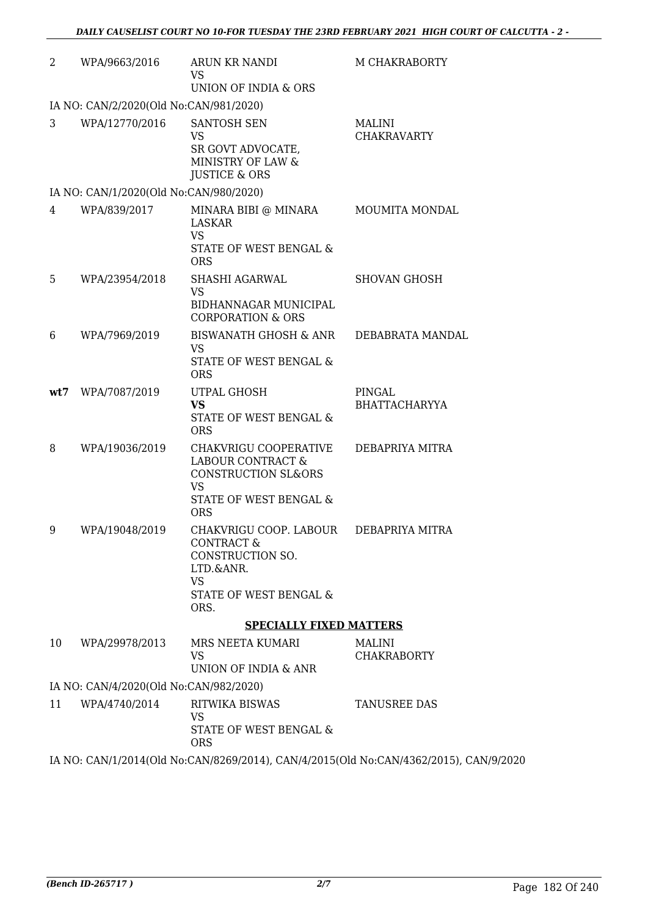| | | | |
|---|---|---|---|
| 2 | WPA/9663/2016 | ARUN KR NANDI<br>VS<br>UNION OF INDIA & ORS | M CHAKRABORTY |
| IA NO: CAN/2/2020(Old No:CAN/981/2020) | | | |
| 3 | WPA/12770/2016 | SANTOSH SEN<br>VS<br>SR GOVT ADVOCATE, MINISTRY OF LAW & JUSTICE & ORS | MALINI CHAKRAVARTY |
| IA NO: CAN/1/2020(Old No:CAN/980/2020) | | | |
| 4 | WPA/839/2017 | MINARA BIBI @ MINARA LASKAR<br>VS<br>STATE OF WEST BENGAL & ORS | MOUMITA MONDAL |
| 5 | WPA/23954/2018 | SHASHI AGARWAL<br>VS<br>BIDHANNAGAR MUNICIPAL CORPORATION & ORS | SHOVAN GHOSH |
| 6 | WPA/7969/2019 | BISWANATH GHOSH & ANR<br>VS<br>STATE OF WEST BENGAL & ORS | DEBABRATA MANDAL |
| **wt7** | WPA/7087/2019 | UTPAL GHOSH<br>**VS**<br>STATE OF WEST BENGAL & ORS | PINGAL BHATTACHARYYA |
| 8 | WPA/19036/2019 | CHAKVRIGU COOPERATIVE LABOUR CONTRACT & CONSTRUCTION SL&ORS<br>VS<br>STATE OF WEST BENGAL & ORS | DEBAPRIYA MITRA |
| 9 | WPA/19048/2019 | CHAKVRIGU COOP. LABOUR CONTRACT & CONSTRUCTION SO. LTD.&ANR.<br>VS<br>STATE OF WEST BENGAL & ORS. | DEBAPRIYA MITRA |

**SPECIALLY FIXED MATTERS**

| | | | |
|---|---|---|---|
| 10 | WPA/29978/2013 | MRS NEETA KUMARI<br>VS<br>UNION OF INDIA & ANR | MALINI CHAKRABORTY |
| IA NO: CAN/4/2020(Old No:CAN/982/2020) | | | |
| 11 | WPA/4740/2014 | RITWIKA BISWAS<br>VS<br>STATE OF WEST BENGAL & ORS | TANUSREE DAS |

IA NO: CAN/1/2014(Old No:CAN/8269/2014), CAN/4/2015(Old No:CAN/4362/2015), CAN/9/2020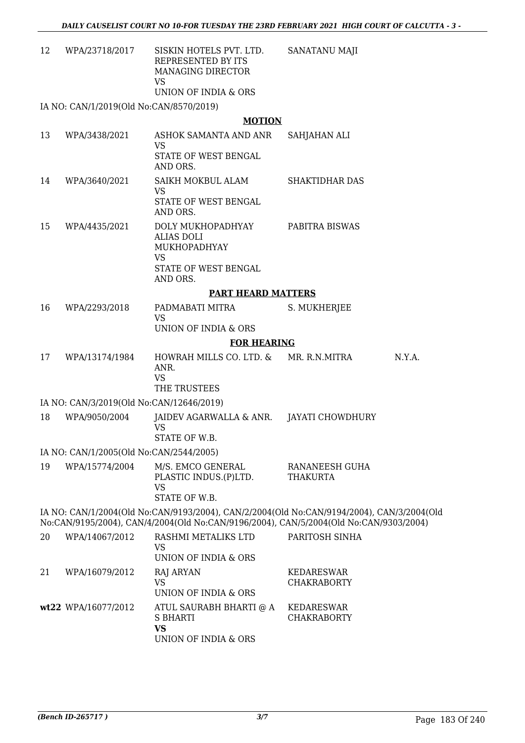| 12 | WPA/23718/2017 | SISKIN HOTELS PVT. LTD. REPRESENTED BY ITS MANAGING DIRECTOR VS UNION OF INDIA & ORS | SANATANU MAJI | |
|---|---|---|---|---|

IA NO: CAN/1/2019(Old No:CAN/8570/2019)

**MOTION**

| | | | | |
|---|---|---|---|---|
| 13 | WPA/3438/2021 | ASHOK SAMANTA AND ANR VS STATE OF WEST BENGAL AND ORS. | SAHJAHAN ALI | |
| 14 | WPA/3640/2021 | SAIKH MOKBUL ALAM VS STATE OF WEST BENGAL AND ORS. | SHAKTIDHAR DAS | |
| 15 | WPA/4435/2021 | DOLY MUKHOPADHYAY ALIAS DOLI MUKHOPADHYAY VS STATE OF WEST BENGAL AND ORS. | PABITRA BISWAS | |

**PART HEARD MATTERS**

| | | | | |
|---|---|---|---|---|
| 16 | WPA/2293/2018 | PADMABATI MITRA VS UNION OF INDIA & ORS | S. MUKHERJEE | |

**FOR HEARING**

| | | | | |
|---|---|---|---|---|
| 17 | WPA/13174/1984 | HOWRAH MILLS CO. LTD. & ANR. VS THE TRUSTEES | MR. R.N.MITRA | N.Y.A. |

IA NO: CAN/3/2019(Old No:CAN/12646/2019)

| | | | | |
|---|---|---|---|---|
| 18 | WPA/9050/2004 | JAIDEV AGARWALLA & ANR. VS STATE OF W.B. | JAYATI CHOWDHURY | |

IA NO: CAN/1/2005(Old No:CAN/2544/2005)

| | | | | |
|---|---|---|---|---|
| 19 | WPA/15774/2004 | M/S. EMCO GENERAL PLASTIC INDUS.(P)LTD. VS STATE OF W.B. | RANANEESH GUHA THAKURTA | |

IA NO: CAN/1/2004(Old No:CAN/9193/2004), CAN/2/2004(Old No:CAN/9194/2004), CAN/3/2004(Old No:CAN/9195/2004), CAN/4/2004(Old No:CAN/9196/2004), CAN/5/2004(Old No:CAN/9303/2004)

| | | | | |
|---|---|---|---|---|
| 20 | WPA/14067/2012 | RASHMI METALIKS LTD VS UNION OF INDIA & ORS | PARITOSH SINHA | |
| 21 | WPA/16079/2012 | RAJ ARYAN VS UNION OF INDIA & ORS | KEDARESWAR CHAKRABORTY | |
| **wt22** | WPA/16077/2012 | ATUL SAURABH BHARTI @ A S BHARTI **VS** UNION OF INDIA & ORS | KEDARESWAR CHAKRABORTY | |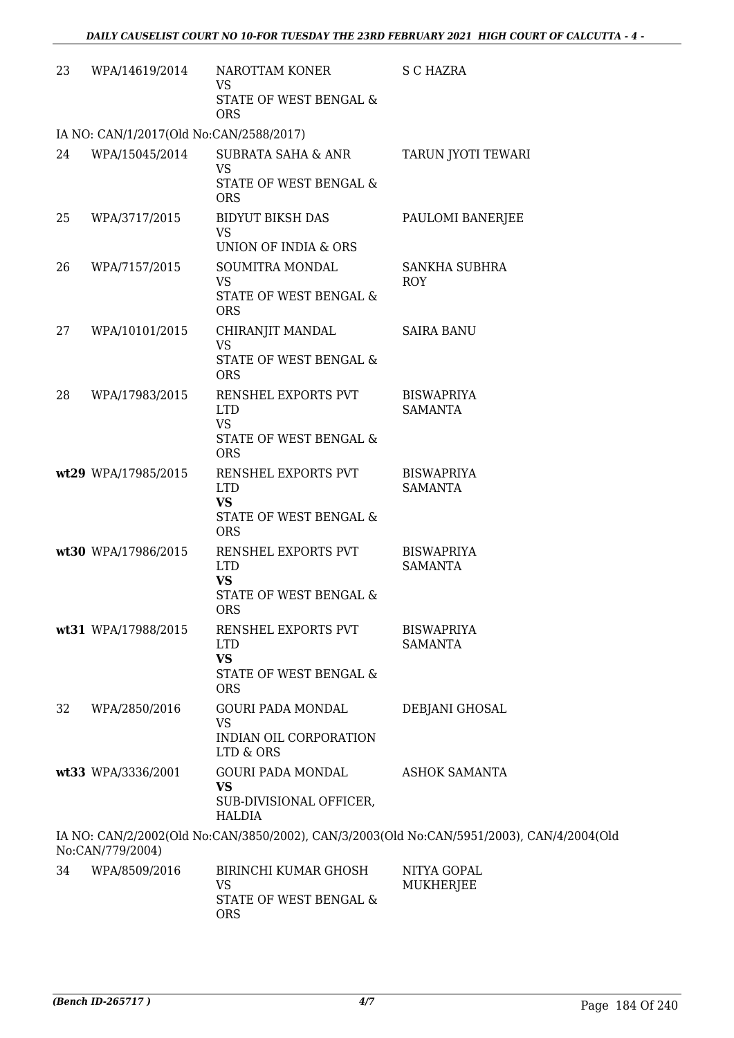| | | | |
|---|---|---|---|
| 23 | WPA/14619/2014 | NAROTTAM KONER<br>VS<br>STATE OF WEST BENGAL & ORS | S C HAZRA |

IA NO: CAN/1/2017(Old No:CAN/2588/2017)

| | | | |
|---|---|---|---|
| 24 | WPA/15045/2014 | SUBRATA SAHA & ANR<br>VS<br>STATE OF WEST BENGAL & ORS | TARUN JYOTI TEWARI |
| 25 | WPA/3717/2015 | BIDYUT BIKSH DAS<br>VS<br>UNION OF INDIA & ORS | PAULOMI BANERJEE |
| 26 | WPA/7157/2015 | SOUMITRA MONDAL<br>VS<br>STATE OF WEST BENGAL & ORS | SANKHA SUBHRA ROY |
| 27 | WPA/10101/2015 | CHIRANJIT MANDAL<br>VS<br>STATE OF WEST BENGAL & ORS | SAIRA BANU |
| 28 | WPA/17983/2015 | RENSHEL EXPORTS PVT LTD<br>VS<br>STATE OF WEST BENGAL & ORS | BISWAPRIYA SAMANTA |
| **wt29** | WPA/17985/2015 | RENSHEL EXPORTS PVT LTD<br>**VS**<br>STATE OF WEST BENGAL & ORS | BISWAPRIYA SAMANTA |
| **wt30** | WPA/17986/2015 | RENSHEL EXPORTS PVT LTD<br>**VS**<br>STATE OF WEST BENGAL & ORS | BISWAPRIYA SAMANTA |
| **wt31** | WPA/17988/2015 | RENSHEL EXPORTS PVT LTD<br>**VS**<br>STATE OF WEST BENGAL & ORS | BISWAPRIYA SAMANTA |
| 32 | WPA/2850/2016 | GOURI PADA MONDAL<br>VS<br>INDIAN OIL CORPORATION LTD & ORS | DEBJANI GHOSAL |
| **wt33** | WPA/3336/2001 | GOURI PADA MONDAL<br>**VS**<br>SUB-DIVISIONAL OFFICER, HALDIA | ASHOK SAMANTA |

IA NO: CAN/2/2002(Old No:CAN/3850/2002), CAN/3/2003(Old No:CAN/5951/2003), CAN/4/2004(Old No:CAN/779/2004)

| | | | |
|---|---|---|---|
| 34 | WPA/8509/2016 | BIRINCHI KUMAR GHOSH<br>VS<br>STATE OF WEST BENGAL & ORS | NITYA GOPAL MUKHERJEE |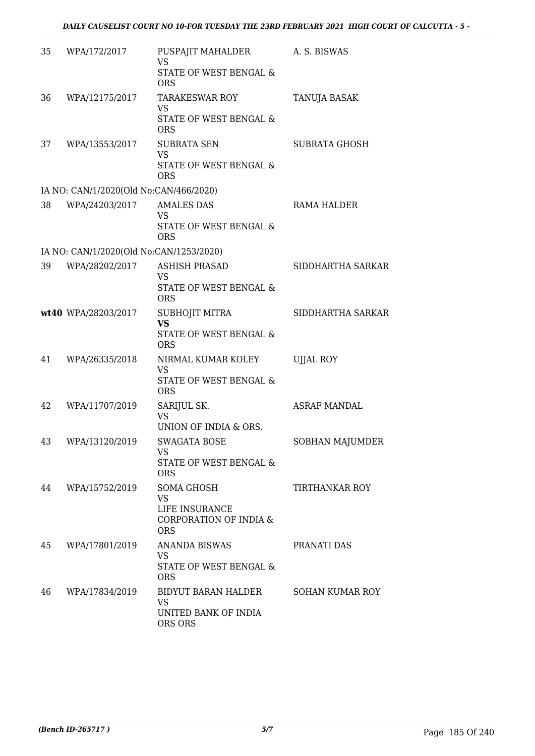| | | | |
|---|---|---|---|
| 35 | WPA/172/2017 | PUSPAJIT MAHALDER<br>VS<br>STATE OF WEST BENGAL & ORS | A. S. BISWAS |
| 36 | WPA/12175/2017 | TARAKESWAR ROY<br>VS<br>STATE OF WEST BENGAL & ORS | TANUJA BASAK |
| 37 | WPA/13553/2017 | SUBRATA SEN<br>VS<br>STATE OF WEST BENGAL & ORS | SUBRATA GHOSH |
| IA NO: CAN/1/2020(Old No:CAN/466/2020) | | | |
| 38 | WPA/24203/2017 | AMALES DAS<br>VS<br>STATE OF WEST BENGAL & ORS | RAMA HALDER |
| IA NO: CAN/1/2020(Old No:CAN/1253/2020) | | | |
| 39 | WPA/28202/2017 | ASHISH PRASAD<br>VS<br>STATE OF WEST BENGAL & ORS | SIDDHARTHA SARKAR |
| **wt40** | WPA/28203/2017 | SUBHOJIT MITRA<br>**VS**<br>STATE OF WEST BENGAL & ORS | SIDDHARTHA SARKAR |
| 41 | WPA/26335/2018 | NIRMAL KUMAR KOLEY<br>VS<br>STATE OF WEST BENGAL & ORS | UJJAL ROY |
| 42 | WPA/11707/2019 | SARIJUL SK.<br>VS<br>UNION OF INDIA & ORS. | ASRAF MANDAL |
| 43 | WPA/13120/2019 | SWAGATA BOSE<br>VS<br>STATE OF WEST BENGAL & ORS | SOBHAN MAJUMDER |
| 44 | WPA/15752/2019 | SOMA GHOSH<br>VS<br>LIFE INSURANCE CORPORATION OF INDIA & ORS | TIRTHANKAR ROY |
| 45 | WPA/17801/2019 | ANANDA BISWAS<br>VS<br>STATE OF WEST BENGAL & ORS | PRANATI DAS |
| 46 | WPA/17834/2019 | BIDYUT BARAN HALDER<br>VS<br>UNITED BANK OF INDIA ORS ORS | SOHAN KUMAR ROY |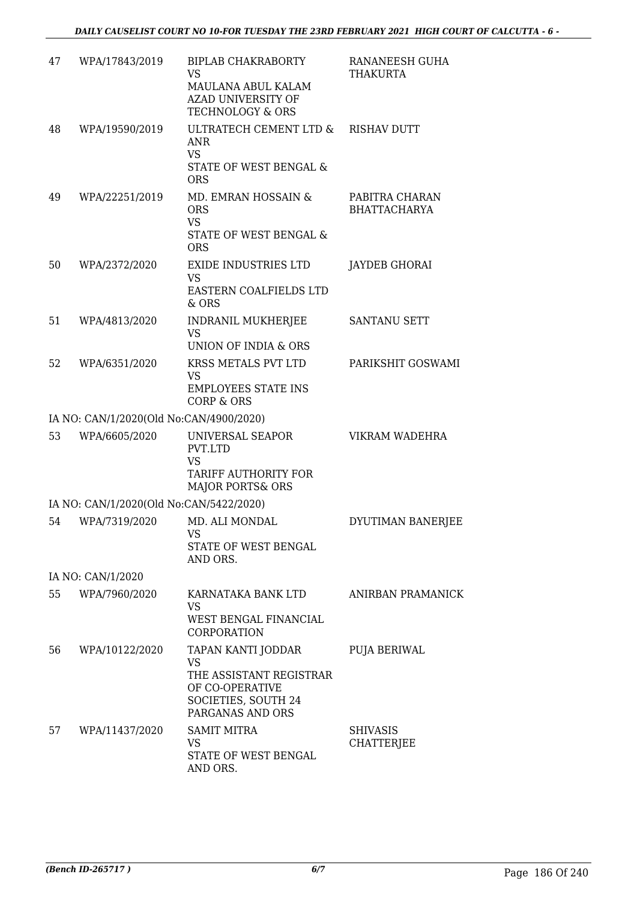| | | | |
|---|---|---|---|
| 47 | WPA/17843/2019 | BIPLAB CHAKRABORTY<br>VS<br>MAULANA ABUL KALAM AZAD UNIVERSITY OF TECHNOLOGY & ORS | RANANEESH GUHA THAKURTA |
| 48 | WPA/19590/2019 | ULTRATECH CEMENT LTD & ANR<br>VS<br>STATE OF WEST BENGAL & ORS | RISHAV DUTT |
| 49 | WPA/22251/2019 | MD. EMRAN HOSSAIN & ORS<br>VS<br>STATE OF WEST BENGAL & ORS | PABITRA CHARAN BHATTACHARYA |
| 50 | WPA/2372/2020 | EXIDE INDUSTRIES LTD<br>VS<br>EASTERN COALFIELDS LTD & ORS | JAYDEB GHORAI |
| 51 | WPA/4813/2020 | INDRANIL MUKHERJEE<br>VS<br>UNION OF INDIA & ORS | SANTANU SETT |
| 52 | WPA/6351/2020 | KRSS METALS PVT LTD<br>VS<br>EMPLOYEES STATE INS CORP & ORS | PARIKSHIT GOSWAMI |
| IA NO: CAN/1/2020(Old No:CAN/4900/2020) | | | |
| 53 | WPA/6605/2020 | UNIVERSAL SEAPOR PVT.LTD<br>VS<br>TARIFF AUTHORITY FOR MAJOR PORTS& ORS | VIKRAM WADEHRA |
| IA NO: CAN/1/2020(Old No:CAN/5422/2020) | | | |
| 54 | WPA/7319/2020 | MD. ALI MONDAL<br>VS<br>STATE OF WEST BENGAL AND ORS. | DYUTIMAN BANERJEE |
| IA NO: CAN/1/2020 | | | |
| 55 | WPA/7960/2020 | KARNATAKA BANK LTD<br>VS<br>WEST BENGAL FINANCIAL CORPORATION | ANIRBAN PRAMANICK |
| 56 | WPA/10122/2020 | TAPAN KANTI JODDAR<br>VS<br>THE ASSISTANT REGISTRAR OF CO-OPERATIVE SOCIETIES, SOUTH 24 PARGANAS AND ORS | PUJA BERIWAL |
| 57 | WPA/11437/2020 | SAMIT MITRA<br>VS<br>STATE OF WEST BENGAL AND ORS. | SHIVASIS CHATTERJEE |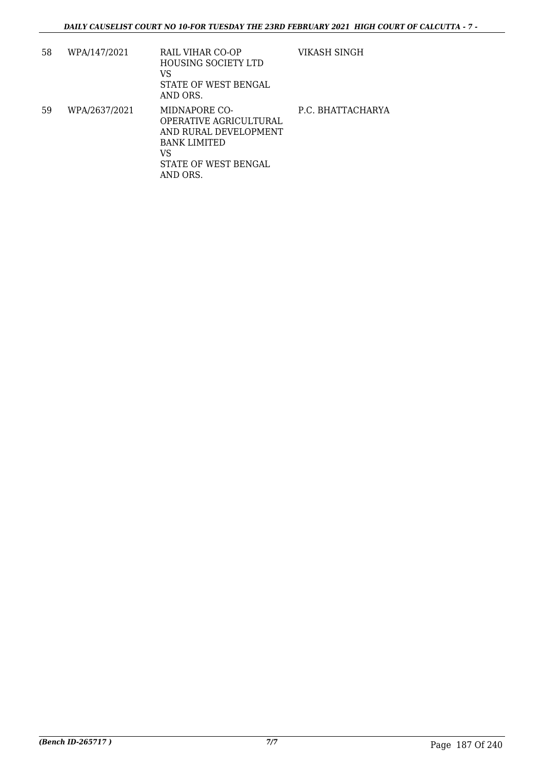| 58 | WPA/147/2021 | RAIL VIHAR CO-OP HOUSING SOCIETY LTD<br>VS<br>STATE OF WEST BENGAL AND ORS. | VIKASH SINGH |
|---|---|---|---|
| 59 | WPA/2637/2021 | MIDNAPORE CO-OPERATIVE AGRICULTURAL AND RURAL DEVELOPMENT BANK LIMITED<br>VS<br>STATE OF WEST BENGAL AND ORS. | P.C. BHATTACHARYA |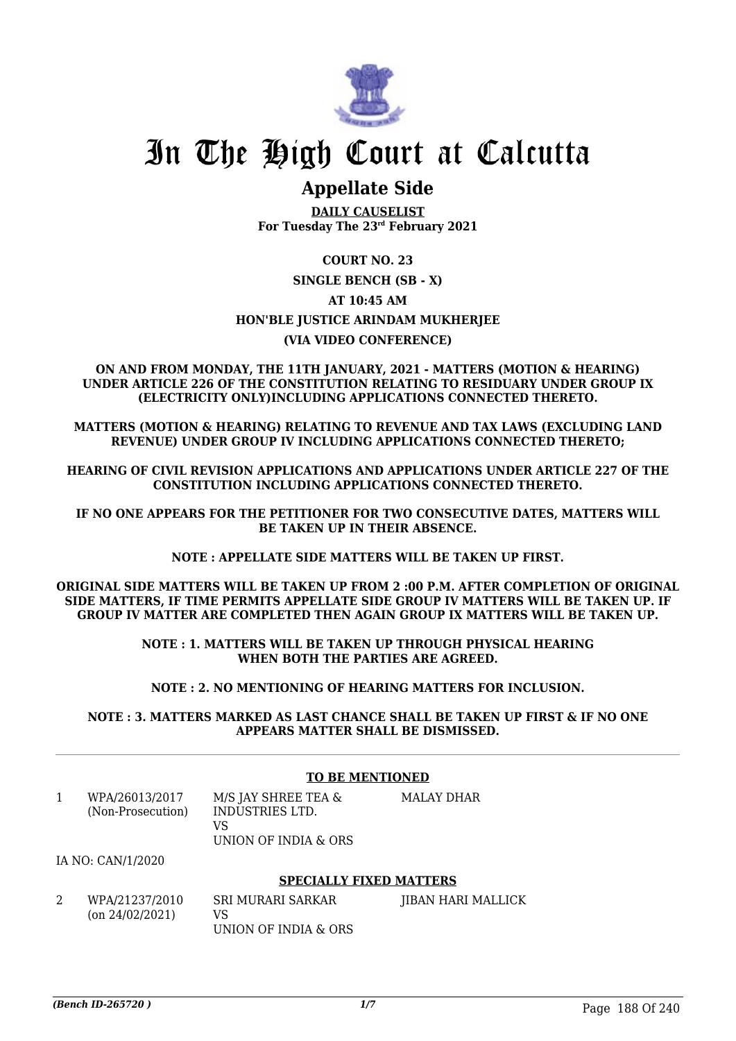# In The High Court at Calcutta

## Appellate Side

**DAILY CAUSELIST**
**For Tuesday The 23rd February 2021**

**COURT NO. 23**

**SINGLE BENCH (SB - X)**

**AT 10:45 AM**

**HON'BLE JUSTICE ARINDAM MUKHERJEE**

**(VIA VIDEO CONFERENCE)**

**ON AND FROM MONDAY, THE 11TH JANUARY, 2021 - MATTERS (MOTION & HEARING) UNDER ARTICLE 226 OF THE CONSTITUTION RELATING TO RESIDUARY UNDER GROUP IX (ELECTRICITY ONLY)INCLUDING APPLICATIONS CONNECTED THERETO.**

**MATTERS (MOTION & HEARING) RELATING TO REVENUE AND TAX LAWS (EXCLUDING LAND REVENUE) UNDER GROUP IV INCLUDING APPLICATIONS CONNECTED THERETO;**

**HEARING OF CIVIL REVISION APPLICATIONS AND APPLICATIONS UNDER ARTICLE 227 OF THE CONSTITUTION INCLUDING APPLICATIONS CONNECTED THERETO.**

**IF NO ONE APPEARS FOR THE PETITIONER FOR TWO CONSECUTIVE DATES, MATTERS WILL BE TAKEN UP IN THEIR ABSENCE.**

**NOTE : APPELLATE SIDE MATTERS WILL BE TAKEN UP FIRST.**

**ORIGINAL SIDE MATTERS WILL BE TAKEN UP FROM 2 :00 P.M. AFTER COMPLETION OF ORIGINAL SIDE MATTERS, IF TIME PERMITS APPELLATE SIDE GROUP IV MATTERS WILL BE TAKEN UP. IF GROUP IV MATTER ARE COMPLETED THEN AGAIN GROUP IX MATTERS WILL BE TAKEN UP.**

**NOTE : 1. MATTERS WILL BE TAKEN UP THROUGH PHYSICAL HEARING WHEN BOTH THE PARTIES ARE AGREED.**

**NOTE : 2. NO MENTIONING OF HEARING MATTERS FOR INCLUSION.**

**NOTE : 3. MATTERS MARKED AS LAST CHANCE SHALL BE TAKEN UP FIRST & IF NO ONE APPEARS MATTER SHALL BE DISMISSED.**

---

**TO BE MENTIONED**

| | | | |
|---|---|---|---|
| 1 | WPA/26013/2017 (Non-Prosecution) | M/S JAY SHREE TEA & INDUSTRIES LTD. VS UNION OF INDIA & ORS | MALAY DHAR |

IA NO: CAN/1/2020

**SPECIALLY FIXED MATTERS**

| | | | |
|---|---|---|---|
| 2 | WPA/21237/2010 (on 24/02/2021) | SRI MURARI SARKAR VS UNION OF INDIA & ORS | JIBAN HARI MALLICK |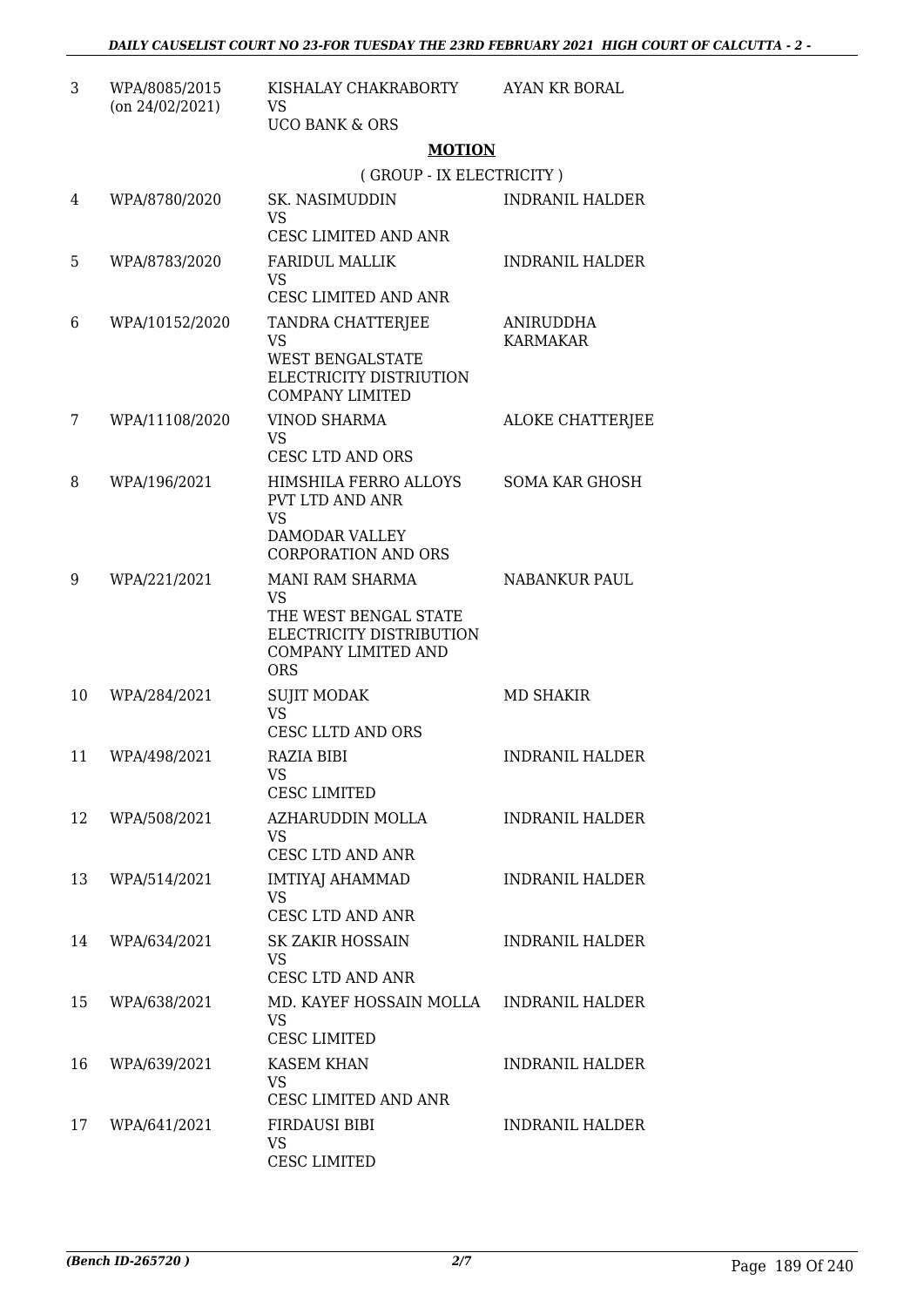| 3 | WPA/8085/2015 (on 24/02/2021) | KISHALAY CHAKRABORTY VS UCO BANK & ORS | AYAN KR BORAL |
|---|---|---|---|

**MOTION**

( GROUP - IX ELECTRICITY )

| | | | |
|---|---|---|---|
| 4 | WPA/8780/2020 | SK. NASIMUDDIN VS CESC LIMITED AND ANR | INDRANIL HALDER |
| 5 | WPA/8783/2020 | FARIDUL MALLIK VS CESC LIMITED AND ANR | INDRANIL HALDER |
| 6 | WPA/10152/2020 | TANDRA CHATTERJEE VS WEST BENGALSTATE ELECTRICITY DISTRIUTION COMPANY LIMITED | ANIRUDDHA KARMAKAR |
| 7 | WPA/11108/2020 | VINOD SHARMA VS CESC LTD AND ORS | ALOKE CHATTERJEE |
| 8 | WPA/196/2021 | HIMSHILA FERRO ALLOYS PVT LTD AND ANR VS DAMODAR VALLEY CORPORATION AND ORS | SOMA KAR GHOSH |
| 9 | WPA/221/2021 | MANI RAM SHARMA VS THE WEST BENGAL STATE ELECTRICITY DISTRIBUTION COMPANY LIMITED AND ORS | NABANKUR PAUL |
| 10 | WPA/284/2021 | SUJIT MODAK VS CESC LLTD AND ORS | MD SHAKIR |
| 11 | WPA/498/2021 | RAZIA BIBI VS CESC LIMITED | INDRANIL HALDER |
| 12 | WPA/508/2021 | AZHARUDDIN MOLLA VS CESC LTD AND ANR | INDRANIL HALDER |
| 13 | WPA/514/2021 | IMTIYAJ AHAMMAD VS CESC LTD AND ANR | INDRANIL HALDER |
| 14 | WPA/634/2021 | SK ZAKIR HOSSAIN VS CESC LTD AND ANR | INDRANIL HALDER |
| 15 | WPA/638/2021 | MD. KAYEF HOSSAIN MOLLA VS CESC LIMITED | INDRANIL HALDER |
| 16 | WPA/639/2021 | KASEM KHAN VS CESC LIMITED AND ANR | INDRANIL HALDER |
| 17 | WPA/641/2021 | FIRDAUSI BIBI VS CESC LIMITED | INDRANIL HALDER |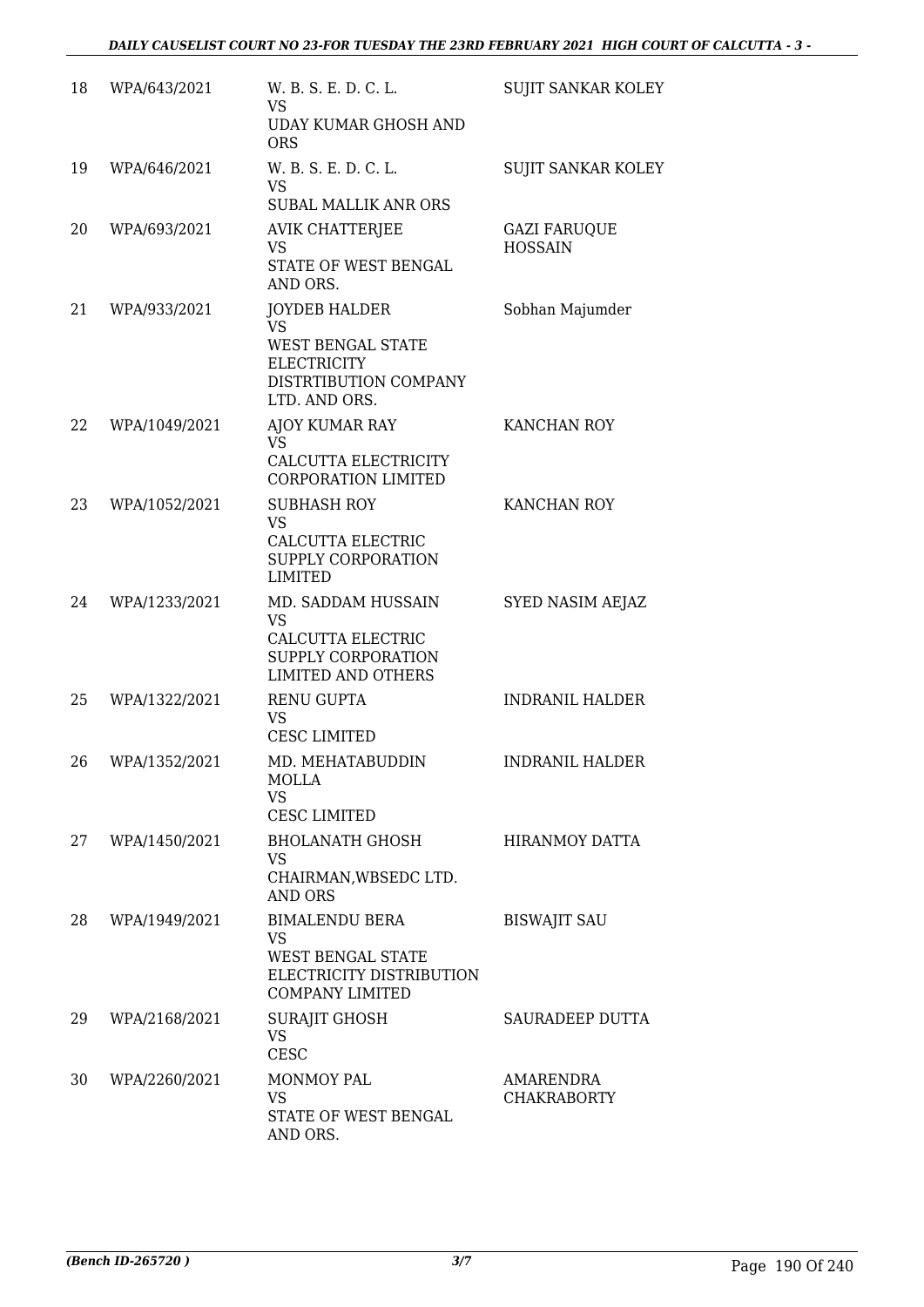| | | | |
|---|---|---|---|
| 18 | WPA/643/2021 | W. B. S. E. D. C. L.<br>VS<br>UDAY KUMAR GHOSH AND ORS | SUJIT SANKAR KOLEY |
| 19 | WPA/646/2021 | W. B. S. E. D. C. L.<br>VS<br>SUBAL MALLIK ANR ORS | SUJIT SANKAR KOLEY |
| 20 | WPA/693/2021 | AVIK CHATTERJEE<br>VS<br>STATE OF WEST BENGAL AND ORS. | GAZI FARUQUE HOSSAIN |
| 21 | WPA/933/2021 | JOYDEB HALDER<br>VS<br>WEST BENGAL STATE ELECTRICITY DISTRTIBUTION COMPANY LTD. AND ORS. | Sobhan Majumder |
| 22 | WPA/1049/2021 | AJOY KUMAR RAY<br>VS<br>CALCUTTA ELECTRICITY CORPORATION LIMITED | KANCHAN ROY |
| 23 | WPA/1052/2021 | SUBHASH ROY<br>VS<br>CALCUTTA ELECTRIC SUPPLY CORPORATION LIMITED | KANCHAN ROY |
| 24 | WPA/1233/2021 | MD. SADDAM HUSSAIN<br>VS<br>CALCUTTA ELECTRIC SUPPLY CORPORATION LIMITED AND OTHERS | SYED NASIM AEJAZ |
| 25 | WPA/1322/2021 | RENU GUPTA<br>VS<br>CESC LIMITED | INDRANIL HALDER |
| 26 | WPA/1352/2021 | MD. MEHATABUDDIN MOLLA<br>VS<br>CESC LIMITED | INDRANIL HALDER |
| 27 | WPA/1450/2021 | BHOLANATH GHOSH<br>VS<br>CHAIRMAN,WBSEDC LTD. AND ORS | HIRANMOY DATTA |
| 28 | WPA/1949/2021 | BIMALENDU BERA<br>VS<br>WEST BENGAL STATE ELECTRICITY DISTRIBUTION COMPANY LIMITED | BISWAJIT SAU |
| 29 | WPA/2168/2021 | SURAJIT GHOSH<br>VS<br>CESC | SAURADEEP DUTTA |
| 30 | WPA/2260/2021 | MONMOY PAL<br>VS<br>STATE OF WEST BENGAL AND ORS. | AMARENDRA CHAKRABORTY |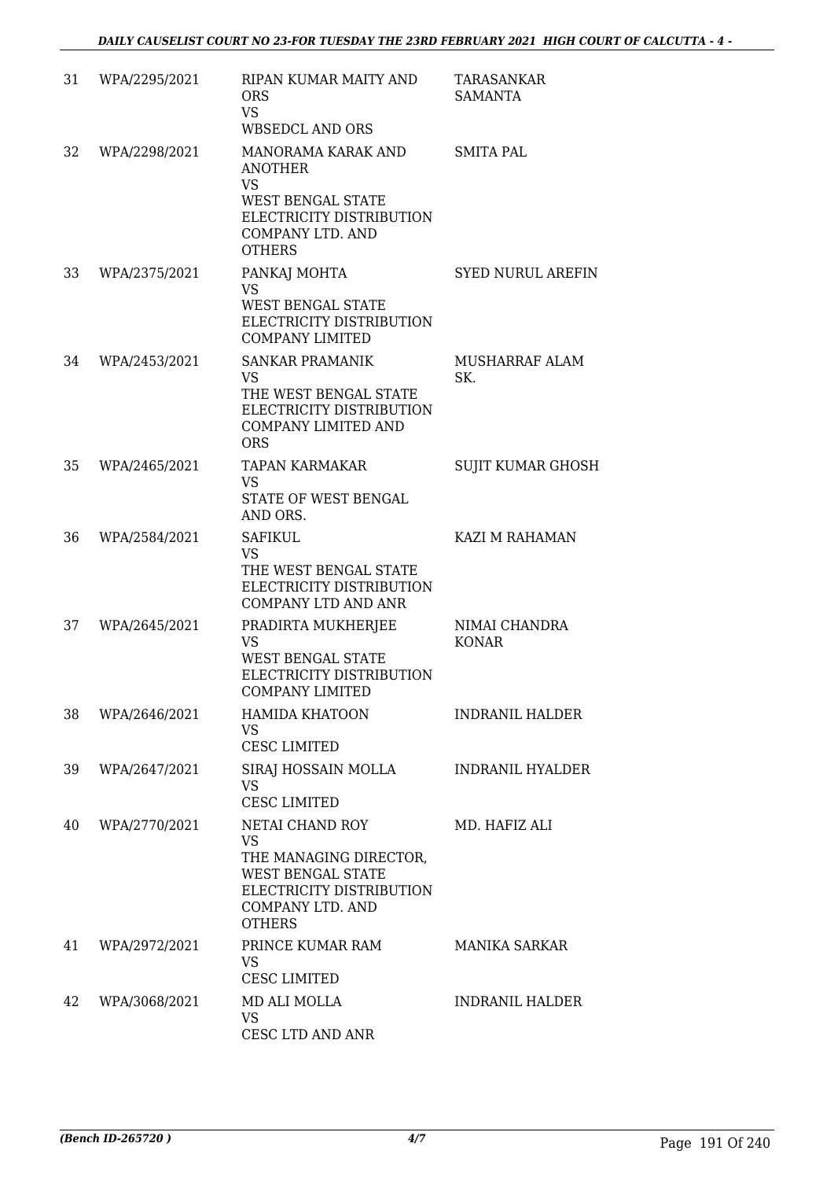| 31 | WPA/2295/2021 | RIPAN KUMAR MAITY AND ORS<br>VS<br>WBSEDCL AND ORS | TARASANKAR SAMANTA |
|---|---|---|---|
| 32 | WPA/2298/2021 | MANORAMA KARAK AND ANOTHER<br>VS<br>WEST BENGAL STATE ELECTRICITY DISTRIBUTION COMPANY LTD. AND OTHERS | SMITA PAL |
| 33 | WPA/2375/2021 | PANKAJ MOHTA<br>VS<br>WEST BENGAL STATE ELECTRICITY DISTRIBUTION COMPANY LIMITED | SYED NURUL AREFIN |
| 34 | WPA/2453/2021 | SANKAR PRAMANIK<br>VS<br>THE WEST BENGAL STATE ELECTRICITY DISTRIBUTION COMPANY LIMITED AND ORS | MUSHARRAF ALAM SK. |
| 35 | WPA/2465/2021 | TAPAN KARMAKAR<br>VS<br>STATE OF WEST BENGAL AND ORS. | SUJIT KUMAR GHOSH |
| 36 | WPA/2584/2021 | SAFIKUL<br>VS<br>THE WEST BENGAL STATE ELECTRICITY DISTRIBUTION COMPANY LTD AND ANR | KAZI M RAHAMAN |
| 37 | WPA/2645/2021 | PRADIRTA MUKHERJEE<br>VS<br>WEST BENGAL STATE ELECTRICITY DISTRIBUTION COMPANY LIMITED | NIMAI CHANDRA KONAR |
| 38 | WPA/2646/2021 | HAMIDA KHATOON<br>VS<br>CESC LIMITED | INDRANIL HALDER |
| 39 | WPA/2647/2021 | SIRAJ HOSSAIN MOLLA<br>VS<br>CESC LIMITED | INDRANIL HYALDER |
| 40 | WPA/2770/2021 | NETAI CHAND ROY<br>VS<br>THE MANAGING DIRECTOR, WEST BENGAL STATE ELECTRICITY DISTRIBUTION COMPANY LTD. AND OTHERS | MD. HAFIZ ALI |
| 41 | WPA/2972/2021 | PRINCE KUMAR RAM<br>VS<br>CESC LIMITED | MANIKA SARKAR |
| 42 | WPA/3068/2021 | MD ALI MOLLA<br>VS<br>CESC LTD AND ANR | INDRANIL HALDER |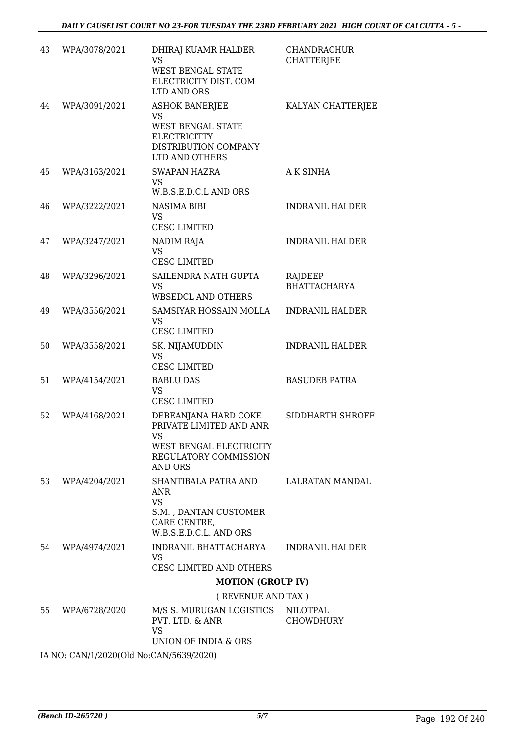| | | | |
|---|---|---|---|
| 43 | WPA/3078/2021 | DHIRAJ KUAMR HALDER<br>VS<br>WEST BENGAL STATE ELECTRICITY DIST. COM LTD AND ORS | CHANDRACHUR CHATTERJEE |
| 44 | WPA/3091/2021 | ASHOK BANERJEE<br>VS<br>WEST BENGAL STATE ELECTRICITTY DISTRIBUTION COMPANY LTD AND OTHERS | KALYAN CHATTERJEE |
| 45 | WPA/3163/2021 | SWAPAN HAZRA<br>VS<br>W.B.S.E.D.C.L AND ORS | A K SINHA |
| 46 | WPA/3222/2021 | NASIMA BIBI<br>VS<br>CESC LIMITED | INDRANIL HALDER |
| 47 | WPA/3247/2021 | NADIM RAJA<br>VS<br>CESC LIMITED | INDRANIL HALDER |
| 48 | WPA/3296/2021 | SAILENDRA NATH GUPTA<br>VS<br>WBSEDCL AND OTHERS | RAJDEEP BHATTACHARYA |
| 49 | WPA/3556/2021 | SAMSIYAR HOSSAIN MOLLA<br>VS<br>CESC LIMITED | INDRANIL HALDER |
| 50 | WPA/3558/2021 | SK. NIJAMUDDIN<br>VS<br>CESC LIMITED | INDRANIL HALDER |
| 51 | WPA/4154/2021 | BABLU DAS<br>VS<br>CESC LIMITED | BASUDEB PATRA |
| 52 | WPA/4168/2021 | DEBEANJANA HARD COKE PRIVATE LIMITED AND ANR<br>VS<br>WEST BENGAL ELECTRICITY REGULATORY COMMISSION AND ORS | SIDDHARTH SHROFF |
| 53 | WPA/4204/2021 | SHANTIBALA PATRA AND ANR<br>VS<br>S.M. , DANTAN CUSTOMER CARE CENTRE, W.B.S.E.D.C.L. AND ORS | LALRATAN MANDAL |
| 54 | WPA/4974/2021 | INDRANIL BHATTACHARYA<br>VS<br>CESC LIMITED AND OTHERS | INDRANIL HALDER |

**MOTION (GROUP IV)**

( REVENUE AND TAX )

| | | | |
|---|---|---|---|
| 55 | WPA/6728/2020 | M/S S. MURUGAN LOGISTICS PVT. LTD. & ANR<br>VS<br>UNION OF INDIA & ORS | NILOTPAL CHOWDHURY |

IA NO: CAN/1/2020(Old No:CAN/5639/2020)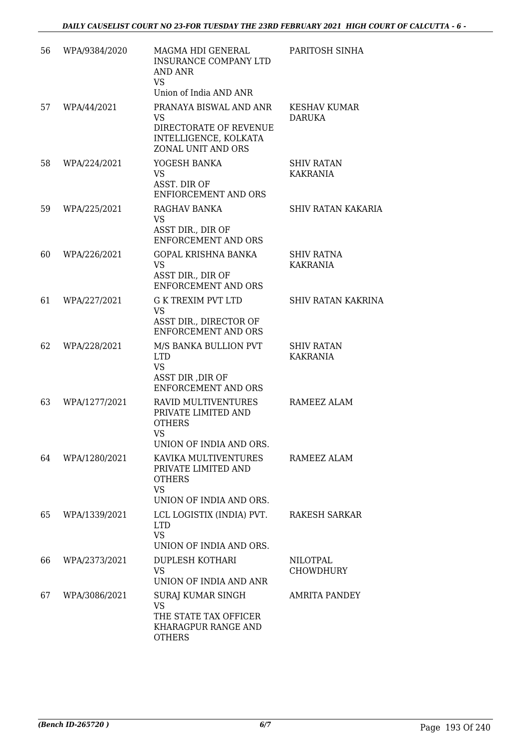| 56 | WPA/9384/2020 | MAGMA HDI GENERAL INSURANCE COMPANY LTD AND ANR<br>VS<br>Union of India AND ANR | PARITOSH SINHA |
|---|---|---|---|
| 57 | WPA/44/2021 | PRANAYA BISWAL AND ANR<br>VS<br>DIRECTORATE OF REVENUE INTELLIGENCE, KOLKATA ZONAL UNIT AND ORS | KESHAV KUMAR DARUKA |
| 58 | WPA/224/2021 | YOGESH BANKA<br>VS<br>ASST. DIR OF ENFIORCEMENT AND ORS | SHIV RATAN KAKRANIA |
| 59 | WPA/225/2021 | RAGHAV BANKA<br>VS<br>ASST DIR., DIR OF ENFORCEMENT AND ORS | SHIV RATAN KAKARIA |
| 60 | WPA/226/2021 | GOPAL KRISHNA BANKA<br>VS<br>ASST DIR., DIR OF ENFORCEMENT AND ORS | SHIV RATNA KAKRANIA |
| 61 | WPA/227/2021 | G K TREXIM PVT LTD<br>VS<br>ASST DIR., DIRECTOR OF ENFORCEMENT AND ORS | SHIV RATAN KAKRINA |
| 62 | WPA/228/2021 | M/S BANKA BULLION PVT LTD<br>VS<br>ASST DIR ,DIR OF ENFORCEMENT AND ORS | SHIV RATAN KAKRANIA |
| 63 | WPA/1277/2021 | RAVID MULTIVENTURES PRIVATE LIMITED AND OTHERS<br>VS<br>UNION OF INDIA AND ORS. | RAMEEZ ALAM |
| 64 | WPA/1280/2021 | KAVIKA MULTIVENTURES PRIVATE LIMITED AND OTHERS<br>VS<br>UNION OF INDIA AND ORS. | RAMEEZ ALAM |
| 65 | WPA/1339/2021 | LCL LOGISTIX (INDIA) PVT. LTD<br>VS<br>UNION OF INDIA AND ORS. | RAKESH SARKAR |
| 66 | WPA/2373/2021 | DUPLESH KOTHARI<br>VS<br>UNION OF INDIA AND ANR | NILOTPAL CHOWDHURY |
| 67 | WPA/3086/2021 | SURAJ KUMAR SINGH<br>VS<br>THE STATE TAX OFFICER KHARAGPUR RANGE AND OTHERS | AMRITA PANDEY |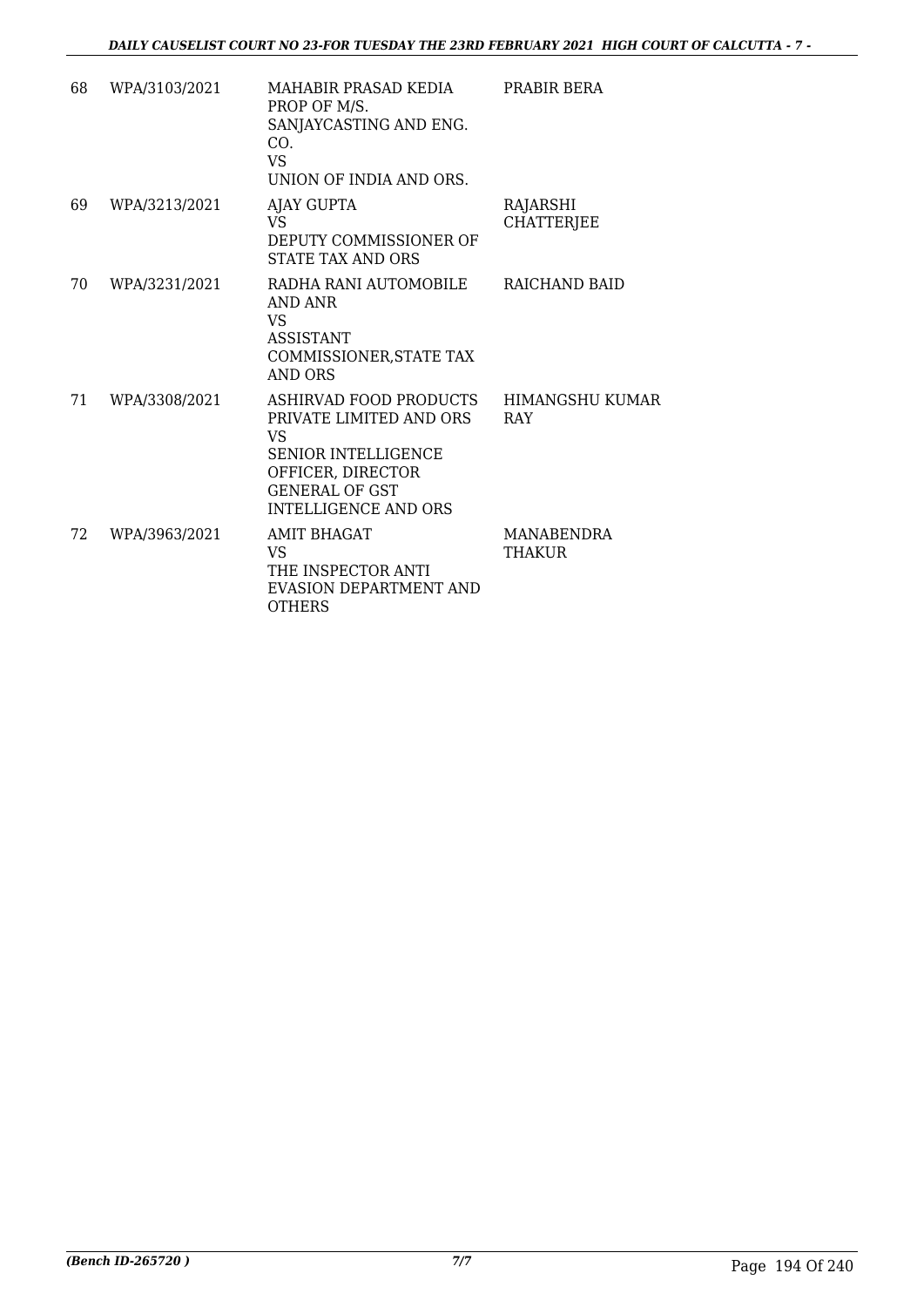| 68 | WPA/3103/2021 | MAHABIR PRASAD KEDIA PROP OF M/S. SANJAYCASTING AND ENG. CO. VS UNION OF INDIA AND ORS. | PRABIR BERA |
|---|---|---|---|
| 69 | WPA/3213/2021 | AJAY GUPTA VS DEPUTY COMMISSIONER OF STATE TAX AND ORS | RAJARSHI CHATTERJEE |
| 70 | WPA/3231/2021 | RADHA RANI AUTOMOBILE AND ANR VS ASSISTANT COMMISSIONER,STATE TAX AND ORS | RAICHAND BAID |
| 71 | WPA/3308/2021 | ASHIRVAD FOOD PRODUCTS PRIVATE LIMITED AND ORS VS SENIOR INTELLIGENCE OFFICER, DIRECTOR GENERAL OF GST INTELLIGENCE AND ORS | HIMANGSHU KUMAR RAY |
| 72 | WPA/3963/2021 | AMIT BHAGAT VS THE INSPECTOR ANTI EVASION DEPARTMENT AND OTHERS | MANABENDRA THAKUR |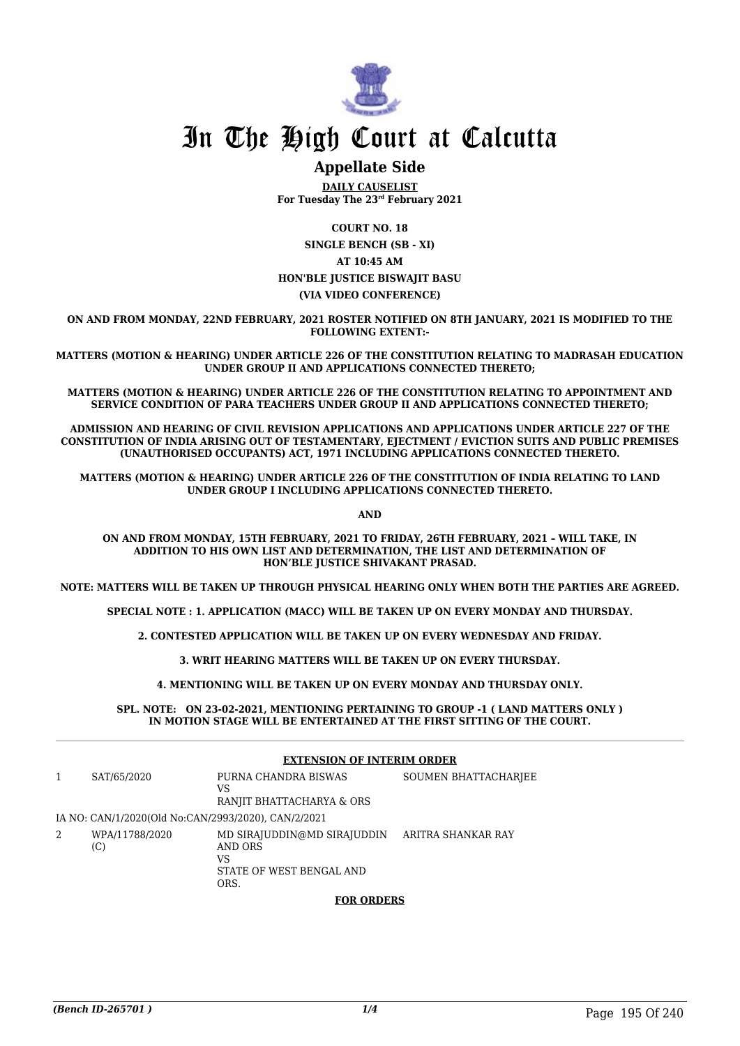# In The High Court at Calcutta

## Appellate Side

**DAILY CAUSELIST**
**For Tuesday The 23rd February 2021**

**COURT NO. 18**

**SINGLE BENCH (SB - XI)**

**AT 10:45 AM**

**HON'BLE JUSTICE BISWAJIT BASU**

**(VIA VIDEO CONFERENCE)**

**ON AND FROM MONDAY, 22ND FEBRUARY, 2021 ROSTER NOTIFIED ON 8TH JANUARY, 2021 IS MODIFIED TO THE FOLLOWING EXTENT:-**

**MATTERS (MOTION & HEARING) UNDER ARTICLE 226 OF THE CONSTITUTION RELATING TO MADRASAH EDUCATION UNDER GROUP II AND APPLICATIONS CONNECTED THERETO;**

**MATTERS (MOTION & HEARING) UNDER ARTICLE 226 OF THE CONSTITUTION RELATING TO APPOINTMENT AND SERVICE CONDITION OF PARA TEACHERS UNDER GROUP II AND APPLICATIONS CONNECTED THERETO;**

**ADMISSION AND HEARING OF CIVIL REVISION APPLICATIONS AND APPLICATIONS UNDER ARTICLE 227 OF THE CONSTITUTION OF INDIA ARISING OUT OF TESTAMENTARY, EJECTMENT / EVICTION SUITS AND PUBLIC PREMISES (UNAUTHORISED OCCUPANTS) ACT, 1971 INCLUDING APPLICATIONS CONNECTED THERETO.**

**MATTERS (MOTION & HEARING) UNDER ARTICLE 226 OF THE CONSTITUTION OF INDIA RELATING TO LAND UNDER GROUP I INCLUDING APPLICATIONS CONNECTED THERETO.**

**AND**

**ON AND FROM MONDAY, 15TH FEBRUARY, 2021 TO FRIDAY, 26TH FEBRUARY, 2021 – WILL TAKE, IN ADDITION TO HIS OWN LIST AND DETERMINATION, THE LIST AND DETERMINATION OF HON'BLE JUSTICE SHIVAKANT PRASAD.**

**NOTE: MATTERS WILL BE TAKEN UP THROUGH PHYSICAL HEARING ONLY WHEN BOTH THE PARTIES ARE AGREED.**

**SPECIAL NOTE : 1. APPLICATION (MACC) WILL BE TAKEN UP ON EVERY MONDAY AND THURSDAY.**

**2. CONTESTED APPLICATION WILL BE TAKEN UP ON EVERY WEDNESDAY AND FRIDAY.**

**3. WRIT HEARING MATTERS WILL BE TAKEN UP ON EVERY THURSDAY.**

**4. MENTIONING WILL BE TAKEN UP ON EVERY MONDAY AND THURSDAY ONLY.**

**SPL. NOTE: ON 23-02-2021, MENTIONING PERTAINING TO GROUP -1 ( LAND MATTERS ONLY ) IN MOTION STAGE WILL BE ENTERTAINED AT THE FIRST SITTING OF THE COURT.**

**EXTENSION OF INTERIM ORDER**

| | | | |
|---|---|---|---|
| 1 | SAT/65/2020 | PURNA CHANDRA BISWAS<br>VS<br>RANJIT BHATTACHARYA & ORS | SOUMEN BHATTACHARJEE |
| | IA NO: CAN/1/2020(Old No:CAN/2993/2020), CAN/2/2021 | | |
| 2 | WPA/11788/2020 (C) | MD SIRAJUDDIN@MD SIRAJUDDIN AND ORS<br>VS<br>STATE OF WEST BENGAL AND ORS. | ARITRA SHANKAR RAY |

**FOR ORDERS**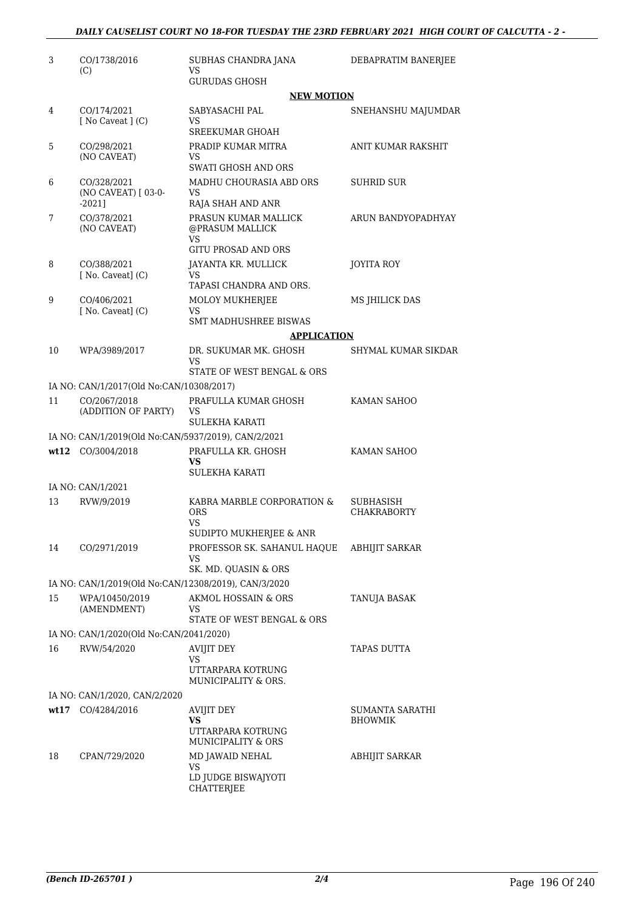| | | | |
|---|---|---|---|
| 3 | CO/1738/2016 (C) | SUBHAS CHANDRA JANA VS GURUDAS GHOSH | DEBAPRATIM BANERJEE |

**NEW MOTION**

| | | | |
|---|---|---|---|
| 4 | CO/174/2021 [ No Caveat ] (C) | SABYASACHI PAL VS SREEKUMAR GHOAH | SNEHANSHU MAJUMDAR |
| 5 | CO/298/2021 (NO CAVEAT) | PRADIP KUMAR MITRA VS SWATI GHOSH AND ORS | ANIT KUMAR RAKSHIT |
| 6 | CO/328/2021 (NO CAVEAT) [ 03-0- -2021] | MADHU CHOURASIA ABD ORS VS RAJA SHAH AND ANR | SUHRID SUR |
| 7 | CO/378/2021 (NO CAVEAT) | PRASUN KUMAR MALLICK @PRASUM MALLICK VS GITU PROSAD AND ORS | ARUN BANDYOPADHYAY |
| 8 | CO/388/2021 [ No. Caveat] (C) | JAYANTA KR. MULLICK VS TAPASI CHANDRA AND ORS. | JOYITA ROY |
| 9 | CO/406/2021 [ No. Caveat] (C) | MOLOY MUKHERJEE VS SMT MADHUSHREE BISWAS | MS JHILICK DAS |

**APPLICATION**

| | | | |
|---|---|---|---|
| 10 | WPA/3989/2017 | DR. SUKUMAR MK. GHOSH VS STATE OF WEST BENGAL & ORS | SHYMAL KUMAR SIKDAR |
| | IA NO: CAN/1/2017(Old No:CAN/10308/2017) | | |
| 11 | CO/2067/2018 (ADDITION OF PARTY) | PRAFULLA KUMAR GHOSH VS SULEKHA KARATI | KAMAN SAHOO |
| | IA NO: CAN/1/2019(Old No:CAN/5937/2019), CAN/2/2021 | | |
| wt12 | CO/3004/2018 | PRAFULLA KR. GHOSH **VS** SULEKHA KARATI | KAMAN SAHOO |
| | IA NO: CAN/1/2021 | | |
| 13 | RVW/9/2019 | KABRA MARBLE CORPORATION & ORS VS SUDIPTO MUKHERJEE & ANR | SUBHASISH CHAKRABORTY |
| 14 | CO/2971/2019 | PROFESSOR SK. SAHANUL HAQUE VS SK. MD. QUASIN & ORS | ABHIJIT SARKAR |
| | IA NO: CAN/1/2019(Old No:CAN/12308/2019), CAN/3/2020 | | |
| 15 | WPA/10450/2019 (AMENDMENT) | AKMOL HOSSAIN & ORS VS STATE OF WEST BENGAL & ORS | TANUJA BASAK |
| | IA NO: CAN/1/2020(Old No:CAN/2041/2020) | | |
| 16 | RVW/54/2020 | AVIJIT DEY VS UTTARPARA KOTRUNG MUNICIPALITY & ORS. | TAPAS DUTTA |
| | IA NO: CAN/1/2020, CAN/2/2020 | | |
| wt17 | CO/4284/2016 | AVIJIT DEY **VS** UTTARPARA KOTRUNG MUNICIPALITY & ORS | SUMANTA SARATHI BHOWMIK |
| 18 | CPAN/729/2020 | MD JAWAID NEHAL VS LD JUDGE BISWAJYOTI CHATTERJEE | ABHIJIT SARKAR |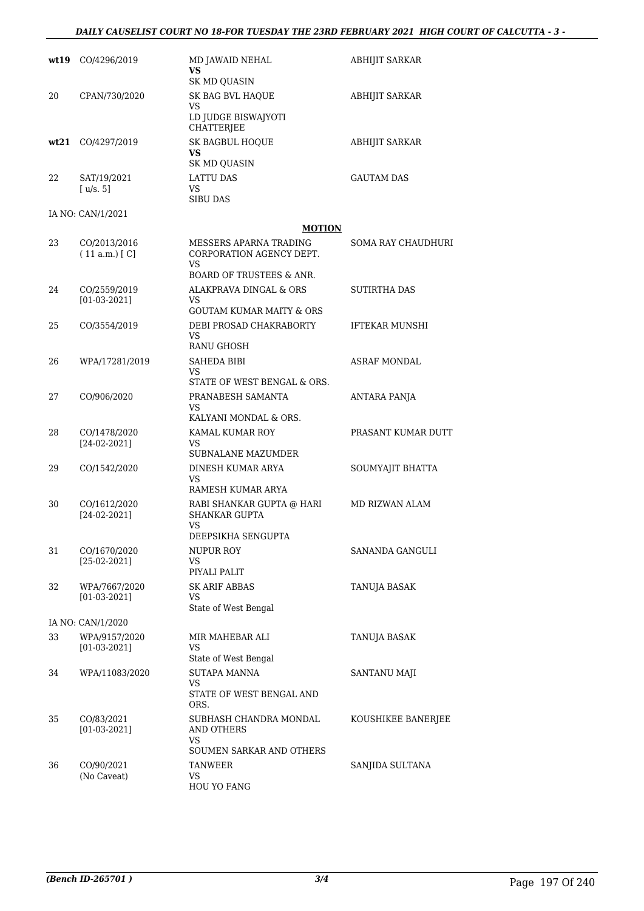| | | | |
|---|---|---|---|
| **wt19** | CO/4296/2019 | MD JAWAID NEHAL<br>**VS**<br>SK MD QUASIN | ABHIJIT SARKAR |
| 20 | CPAN/730/2020 | SK BAG BVL HAQUE<br>VS<br>LD JUDGE BISWAJYOTI CHATTERJEE | ABHIJIT SARKAR |
| **wt21** | CO/4297/2019 | SK BAGBUL HOQUE<br>**VS**<br>SK MD QUASIN | ABHIJIT SARKAR |
| 22 | SAT/19/2021<br>[ u/s. 5] | LATTU DAS<br>VS<br>SIBU DAS | GAUTAM DAS |
| IA NO: CAN/1/2021 | | | |

**MOTION**

| | | | |
|---|---|---|---|
| 23 | CO/2013/2016<br>( 11 a.m.) [ C] | MESSERS APARNA TRADING CORPORATION AGENCY DEPT.<br>VS<br>BOARD OF TRUSTEES & ANR. | SOMA RAY CHAUDHURI |
| 24 | CO/2559/2019<br>[01-03-2021] | ALAKPRAVA DINGAL & ORS<br>VS<br>GOUTAM KUMAR MAITY & ORS | SUTIRTHA DAS |
| 25 | CO/3554/2019 | DEBI PROSAD CHAKRABORTY<br>VS<br>RANU GHOSH | IFTEKAR MUNSHI |
| 26 | WPA/17281/2019 | SAHEDA BIBI<br>VS<br>STATE OF WEST BENGAL & ORS. | ASRAF MONDAL |
| 27 | CO/906/2020 | PRANABESH SAMANTA<br>VS<br>KALYANI MONDAL & ORS. | ANTARA PANJA |
| 28 | CO/1478/2020<br>[24-02-2021] | KAMAL KUMAR ROY<br>VS<br>SUBNALANE MAZUMDER | PRASANT KUMAR DUTT |
| 29 | CO/1542/2020 | DINESH KUMAR ARYA<br>VS<br>RAMESH KUMAR ARYA | SOUMYAJIT BHATTA |
| 30 | CO/1612/2020<br>[24-02-2021] | RABI SHANKAR GUPTA @ HARI SHANKAR GUPTA<br>VS<br>DEEPSIKHA SENGUPTA | MD RIZWAN ALAM |
| 31 | CO/1670/2020<br>[25-02-2021] | NUPUR ROY<br>VS<br>PIYALI PALIT | SANANDA GANGULI |
| 32 | WPA/7667/2020<br>[01-03-2021] | SK ARIF ABBAS<br>VS<br>State of West Bengal | TANUJA BASAK |
| IA NO: CAN/1/2020 | | | |
| 33 | WPA/9157/2020<br>[01-03-2021] | MIR MAHEBAR ALI<br>VS<br>State of West Bengal | TANUJA BASAK |
| 34 | WPA/11083/2020 | SUTAPA MANNA<br>VS<br>STATE OF WEST BENGAL AND ORS. | SANTANU MAJI |
| 35 | CO/83/2021<br>[01-03-2021] | SUBHASH CHANDRA MONDAL AND OTHERS<br>VS<br>SOUMEN SARKAR AND OTHERS | KOUSHIKEE BANERJEE |
| 36 | CO/90/2021<br>(No Caveat) | TANWEER<br>VS<br>HOU YO FANG | SANJIDA SULTANA |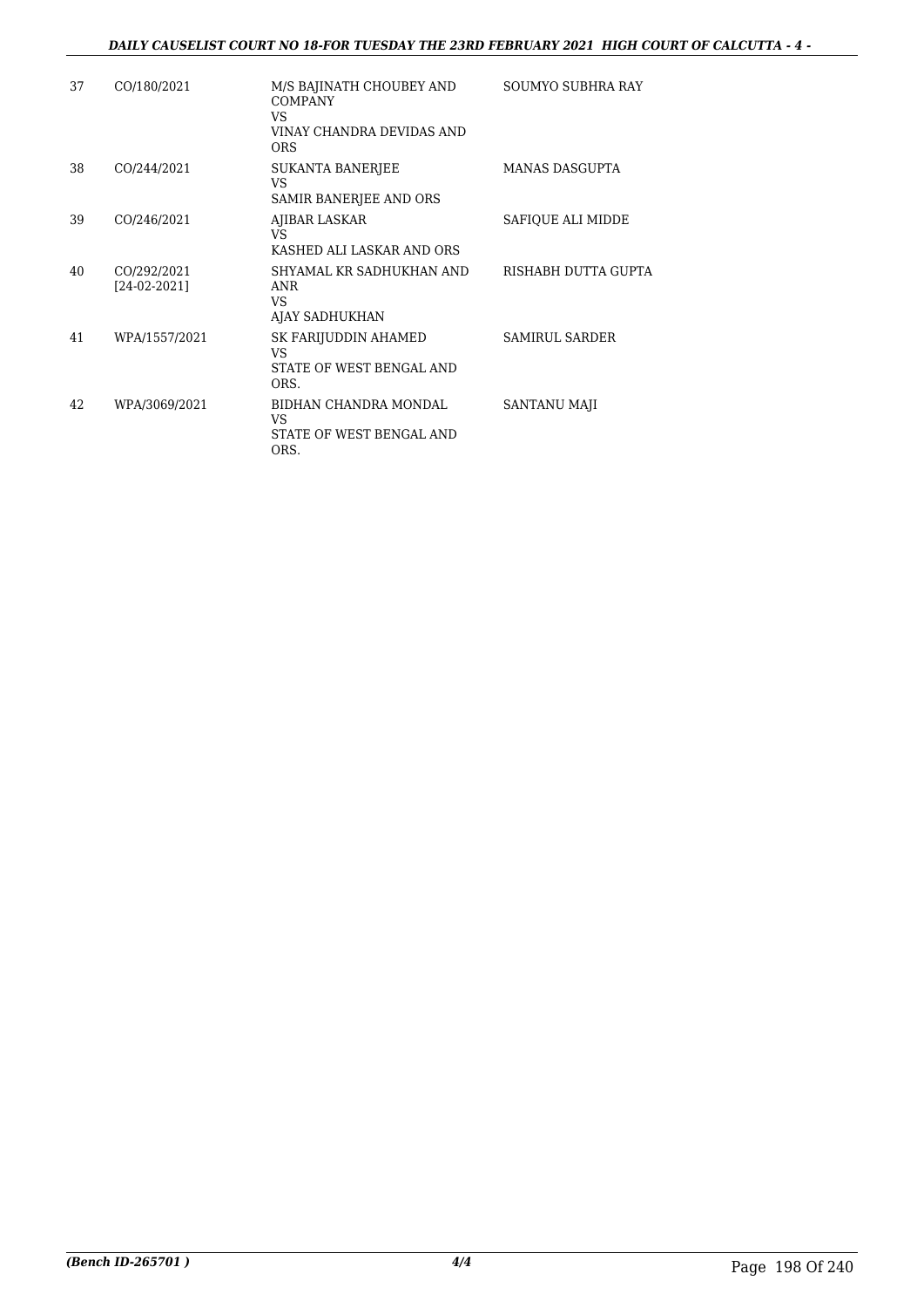| 37 | CO/180/2021 | M/S BAJINATH CHOUBEY AND COMPANY<br>VS<br>VINAY CHANDRA DEVIDAS AND ORS | SOUMYO SUBHRA RAY |
|---|---|---|---|
| 38 | CO/244/2021 | SUKANTA BANERJEE<br>VS<br>SAMIR BANERJEE AND ORS | MANAS DASGUPTA |
| 39 | CO/246/2021 | AJIBAR LASKAR<br>VS<br>KASHED ALI LASKAR AND ORS | SAFIQUE ALI MIDDE |
| 40 | CO/292/2021<br>[24-02-2021] | SHYAMAL KR SADHUKHAN AND ANR<br>VS<br>AJAY SADHUKHAN | RISHABH DUTTA GUPTA |
| 41 | WPA/1557/2021 | SK FARIJUDDIN AHAMED<br>VS<br>STATE OF WEST BENGAL AND ORS. | SAMIRUL SARDER |
| 42 | WPA/3069/2021 | BIDHAN CHANDRA MONDAL<br>VS<br>STATE OF WEST BENGAL AND ORS. | SANTANU MAJI |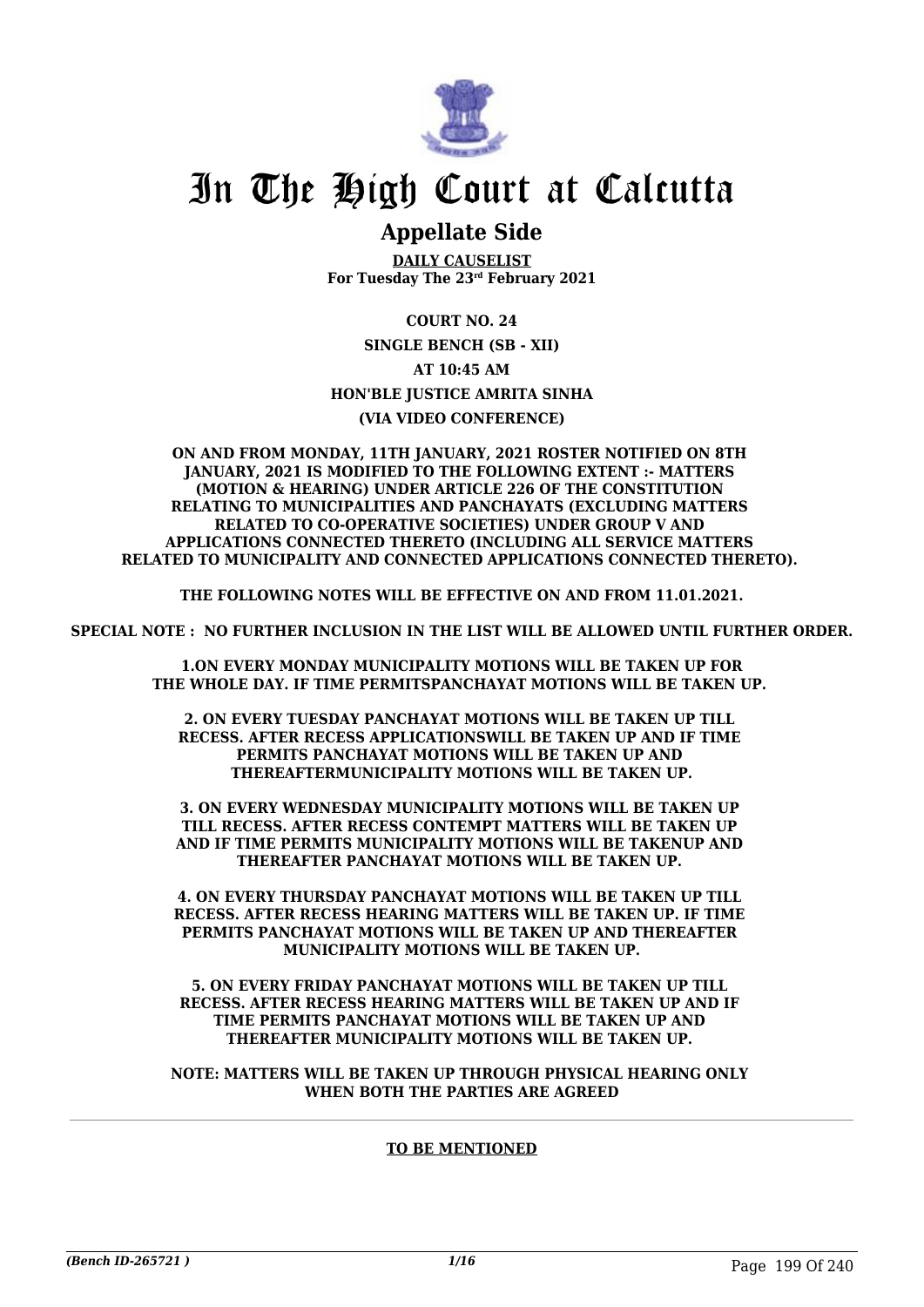# In The High Court at Calcutta

## Appellate Side

**DAILY CAUSELIST**
**For Tuesday The 23rd February 2021**

**COURT NO. 24**

**SINGLE BENCH (SB - XII)**

**AT 10:45 AM**

**HON'BLE JUSTICE AMRITA SINHA**

**(VIA VIDEO CONFERENCE)**

**ON AND FROM MONDAY, 11TH JANUARY, 2021 ROSTER NOTIFIED ON 8TH JANUARY, 2021 IS MODIFIED TO THE FOLLOWING EXTENT :- MATTERS (MOTION & HEARING) UNDER ARTICLE 226 OF THE CONSTITUTION RELATING TO MUNICIPALITIES AND PANCHAYATS (EXCLUDING MATTERS RELATED TO CO-OPERATIVE SOCIETIES) UNDER GROUP V AND APPLICATIONS CONNECTED THERETO (INCLUDING ALL SERVICE MATTERS RELATED TO MUNICIPALITY AND CONNECTED APPLICATIONS CONNECTED THERETO).**

**THE FOLLOWING NOTES WILL BE EFFECTIVE ON AND FROM 11.01.2021.**

**SPECIAL NOTE : NO FURTHER INCLUSION IN THE LIST WILL BE ALLOWED UNTIL FURTHER ORDER.**

**1.ON EVERY MONDAY MUNICIPALITY MOTIONS WILL BE TAKEN UP FOR THE WHOLE DAY. IF TIME PERMITSPANCHAYAT MOTIONS WILL BE TAKEN UP.**

**2. ON EVERY TUESDAY PANCHAYAT MOTIONS WILL BE TAKEN UP TILL RECESS. AFTER RECESS APPLICATIONSWILL BE TAKEN UP AND IF TIME PERMITS PANCHAYAT MOTIONS WILL BE TAKEN UP AND THEREAFTERMUNICIPALITY MOTIONS WILL BE TAKEN UP.**

**3. ON EVERY WEDNESDAY MUNICIPALITY MOTIONS WILL BE TAKEN UP TILL RECESS. AFTER RECESS CONTEMPT MATTERS WILL BE TAKEN UP AND IF TIME PERMITS MUNICIPALITY MOTIONS WILL BE TAKENUP AND THEREAFTER PANCHAYAT MOTIONS WILL BE TAKEN UP.**

**4. ON EVERY THURSDAY PANCHAYAT MOTIONS WILL BE TAKEN UP TILL RECESS. AFTER RECESS HEARING MATTERS WILL BE TAKEN UP. IF TIME PERMITS PANCHAYAT MOTIONS WILL BE TAKEN UP AND THEREAFTER MUNICIPALITY MOTIONS WILL BE TAKEN UP.**

**5. ON EVERY FRIDAY PANCHAYAT MOTIONS WILL BE TAKEN UP TILL RECESS. AFTER RECESS HEARING MATTERS WILL BE TAKEN UP AND IF TIME PERMITS PANCHAYAT MOTIONS WILL BE TAKEN UP AND THEREAFTER MUNICIPALITY MOTIONS WILL BE TAKEN UP.**

**NOTE: MATTERS WILL BE TAKEN UP THROUGH PHYSICAL HEARING ONLY WHEN BOTH THE PARTIES ARE AGREED**

---

**TO BE MENTIONED**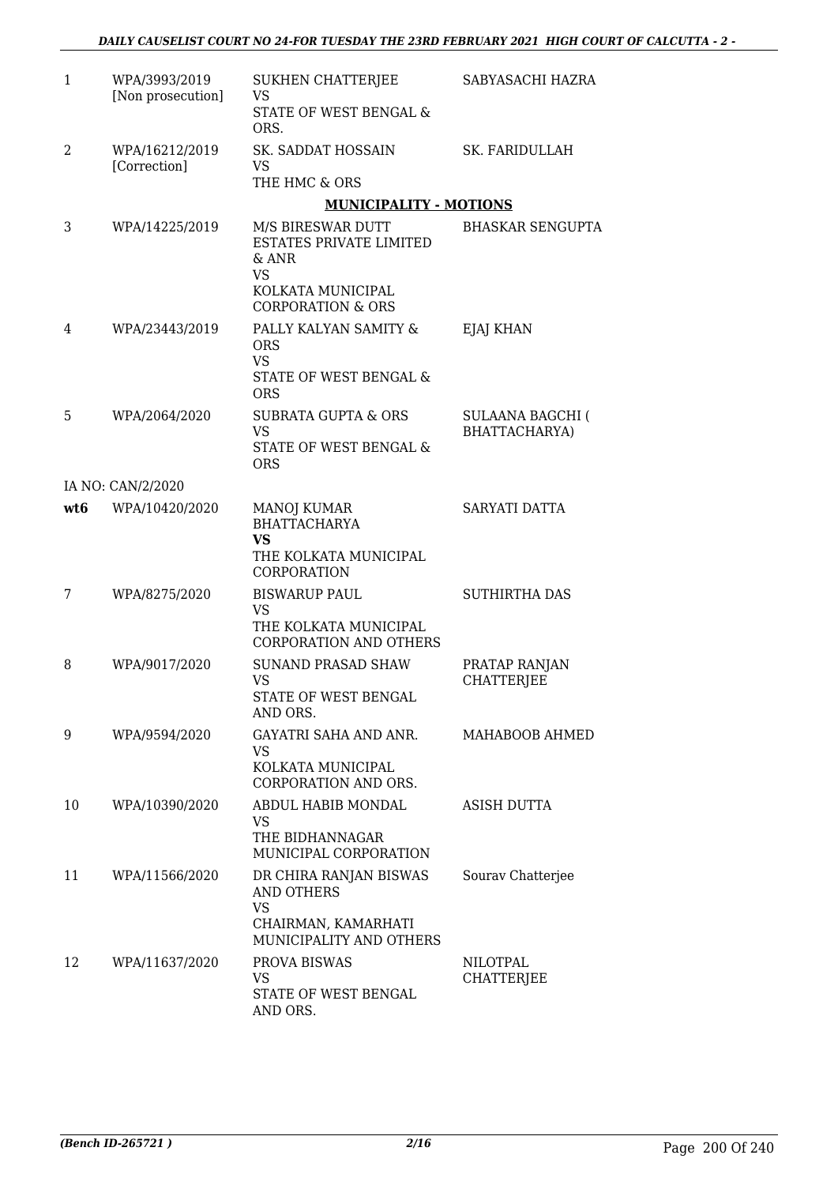| | | | |
|---|---|---|---|
| 1 | WPA/3993/2019 [Non prosecution] | SUKHEN CHATTERJEE VS STATE OF WEST BENGAL & ORS. | SABYASACHI HAZRA |
| 2 | WPA/16212/2019 [Correction] | SK. SADDAT HOSSAIN VS THE HMC & ORS | SK. FARIDULLAH |

**MUNICIPALITY - MOTIONS**

| | | | |
|---|---|---|---|
| 3 | WPA/14225/2019 | M/S BIRESWAR DUTT ESTATES PRIVATE LIMITED & ANR VS KOLKATA MUNICIPAL CORPORATION & ORS | BHASKAR SENGUPTA |
| 4 | WPA/23443/2019 | PALLY KALYAN SAMITY & ORS VS STATE OF WEST BENGAL & ORS | EJAJ KHAN |
| 5 | WPA/2064/2020 | SUBRATA GUPTA & ORS VS STATE OF WEST BENGAL & ORS | SULAANA BAGCHI ( BHATTACHARYA) |
| | IA NO: CAN/2/2020 | | |
| **wt6** | WPA/10420/2020 | MANOJ KUMAR BHATTACHARYA **VS** THE KOLKATA MUNICIPAL CORPORATION | SARYATI DATTA |
| 7 | WPA/8275/2020 | BISWARUP PAUL VS THE KOLKATA MUNICIPAL CORPORATION AND OTHERS | SUTHIRTHA DAS |
| 8 | WPA/9017/2020 | SUNAND PRASAD SHAW VS STATE OF WEST BENGAL AND ORS. | PRATAP RANJAN CHATTERJEE |
| 9 | WPA/9594/2020 | GAYATRI SAHA AND ANR. VS KOLKATA MUNICIPAL CORPORATION AND ORS. | MAHABOOB AHMED |
| 10 | WPA/10390/2020 | ABDUL HABIB MONDAL VS THE BIDHANNAGAR MUNICIPAL CORPORATION | ASISH DUTTA |
| 11 | WPA/11566/2020 | DR CHIRA RANJAN BISWAS AND OTHERS VS CHAIRMAN, KAMARHATI MUNICIPALITY AND OTHERS | Sourav Chatterjee |
| 12 | WPA/11637/2020 | PROVA BISWAS VS STATE OF WEST BENGAL AND ORS. | NILOTPAL CHATTERJEE |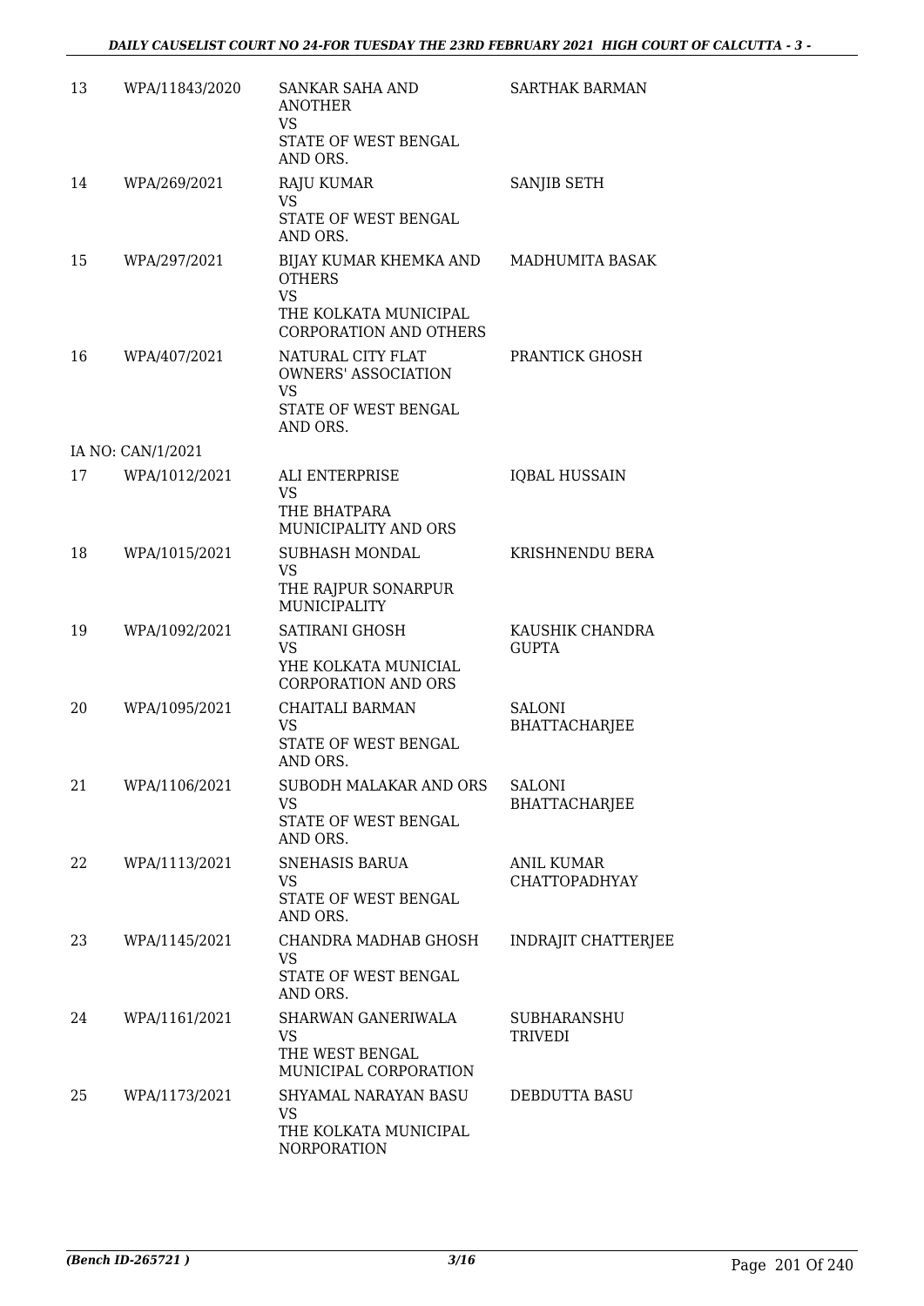| 13 | WPA/11843/2020 | SANKAR SAHA AND ANOTHER<br>VS<br>STATE OF WEST BENGAL AND ORS. | SARTHAK BARMAN |
|---|---|---|---|
| 14 | WPA/269/2021 | RAJU KUMAR<br>VS<br>STATE OF WEST BENGAL AND ORS. | SANJIB SETH |
| 15 | WPA/297/2021 | BIJAY KUMAR KHEMKA AND OTHERS<br>VS<br>THE KOLKATA MUNICIPAL CORPORATION AND OTHERS | MADHUMITA BASAK |
| 16 | WPA/407/2021 | NATURAL CITY FLAT OWNERS' ASSOCIATION<br>VS<br>STATE OF WEST BENGAL AND ORS. | PRANTICK GHOSH |
| IA NO: CAN/1/2021 | | | |
| 17 | WPA/1012/2021 | ALI ENTERPRISE<br>VS<br>THE BHATPARA MUNICIPALITY AND ORS | IQBAL HUSSAIN |
| 18 | WPA/1015/2021 | SUBHASH MONDAL<br>VS<br>THE RAJPUR SONARPUR MUNICIPALITY | KRISHNENDU BERA |
| 19 | WPA/1092/2021 | SATIRANI GHOSH<br>VS<br>YHE KOLKATA MUNICIAL CORPORATION AND ORS | KAUSHIK CHANDRA GUPTA |
| 20 | WPA/1095/2021 | CHAITALI BARMAN<br>VS<br>STATE OF WEST BENGAL AND ORS. | SALONI BHATTACHARJEE |
| 21 | WPA/1106/2021 | SUBODH MALAKAR AND ORS<br>VS<br>STATE OF WEST BENGAL AND ORS. | SALONI BHATTACHARJEE |
| 22 | WPA/1113/2021 | SNEHASIS BARUA<br>VS<br>STATE OF WEST BENGAL AND ORS. | ANIL KUMAR CHATTOPADHYAY |
| 23 | WPA/1145/2021 | CHANDRA MADHAB GHOSH<br>VS<br>STATE OF WEST BENGAL AND ORS. | INDRAJIT CHATTERJEE |
| 24 | WPA/1161/2021 | SHARWAN GANERIWALA<br>VS<br>THE WEST BENGAL MUNICIPAL CORPORATION | SUBHARANSHU TRIVEDI |
| 25 | WPA/1173/2021 | SHYAMAL NARAYAN BASU<br>VS<br>THE KOLKATA MUNICIPAL NORPORATION | DEBDUTTA BASU |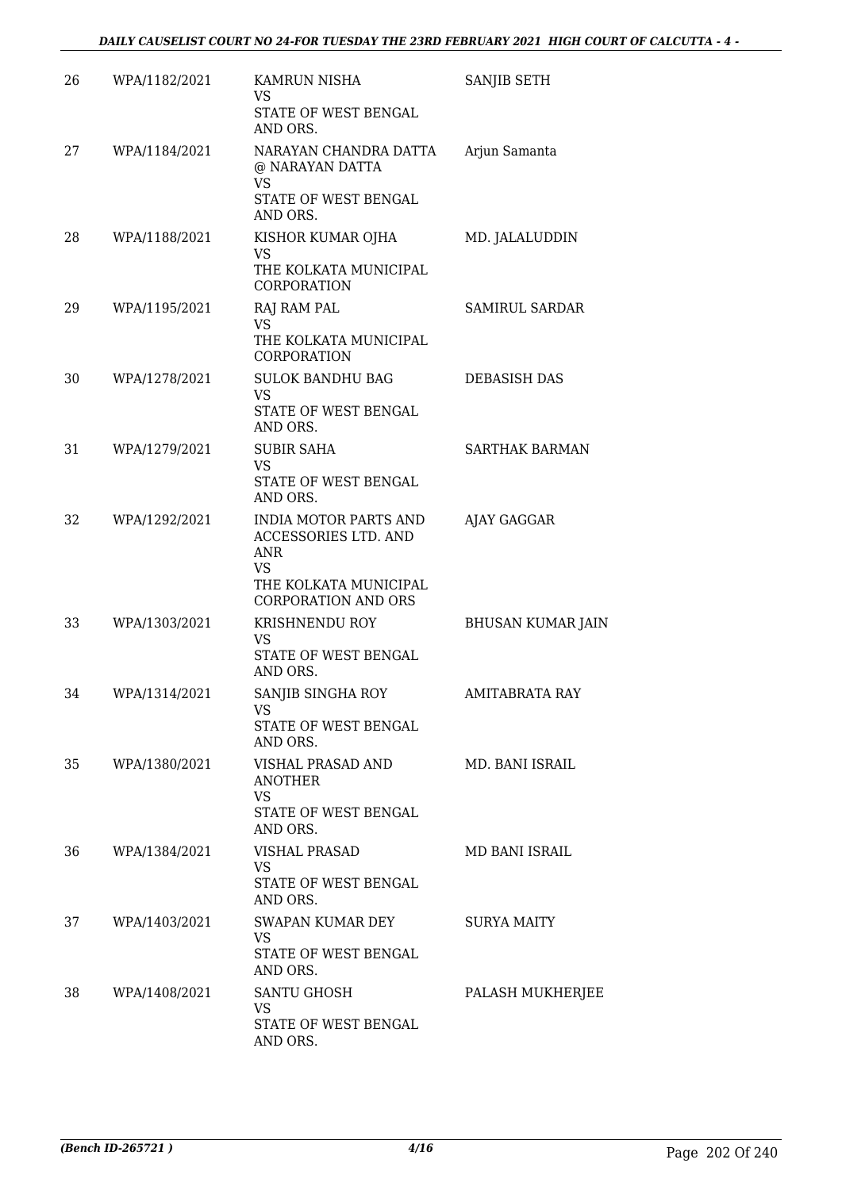| 26 | WPA/1182/2021 | KAMRUN NISHA<br>VS<br>STATE OF WEST BENGAL AND ORS. | SANJIB SETH |
|---|---|---|---|
| 27 | WPA/1184/2021 | NARAYAN CHANDRA DATTA @ NARAYAN DATTA<br>VS<br>STATE OF WEST BENGAL AND ORS. | Arjun Samanta |
| 28 | WPA/1188/2021 | KISHOR KUMAR OJHA<br>VS<br>THE KOLKATA MUNICIPAL CORPORATION | MD. JALALUDDIN |
| 29 | WPA/1195/2021 | RAJ RAM PAL<br>VS<br>THE KOLKATA MUNICIPAL CORPORATION | SAMIRUL SARDAR |
| 30 | WPA/1278/2021 | SULOK BANDHU BAG<br>VS<br>STATE OF WEST BENGAL AND ORS. | DEBASISH DAS |
| 31 | WPA/1279/2021 | SUBIR SAHA<br>VS<br>STATE OF WEST BENGAL AND ORS. | SARTHAK BARMAN |
| 32 | WPA/1292/2021 | INDIA MOTOR PARTS AND ACCESSORIES LTD. AND ANR<br>VS<br>THE KOLKATA MUNICIPAL CORPORATION AND ORS | AJAY GAGGAR |
| 33 | WPA/1303/2021 | KRISHNENDU ROY<br>VS<br>STATE OF WEST BENGAL AND ORS. | BHUSAN KUMAR JAIN |
| 34 | WPA/1314/2021 | SANJIB SINGHA ROY<br>VS<br>STATE OF WEST BENGAL AND ORS. | AMITABRATA RAY |
| 35 | WPA/1380/2021 | VISHAL PRASAD AND ANOTHER<br>VS<br>STATE OF WEST BENGAL AND ORS. | MD. BANI ISRAIL |
| 36 | WPA/1384/2021 | VISHAL PRASAD<br>VS<br>STATE OF WEST BENGAL AND ORS. | MD BANI ISRAIL |
| 37 | WPA/1403/2021 | SWAPAN KUMAR DEY<br>VS<br>STATE OF WEST BENGAL AND ORS. | SURYA MAITY |
| 38 | WPA/1408/2021 | SANTU GHOSH<br>VS<br>STATE OF WEST BENGAL AND ORS. | PALASH MUKHERJEE |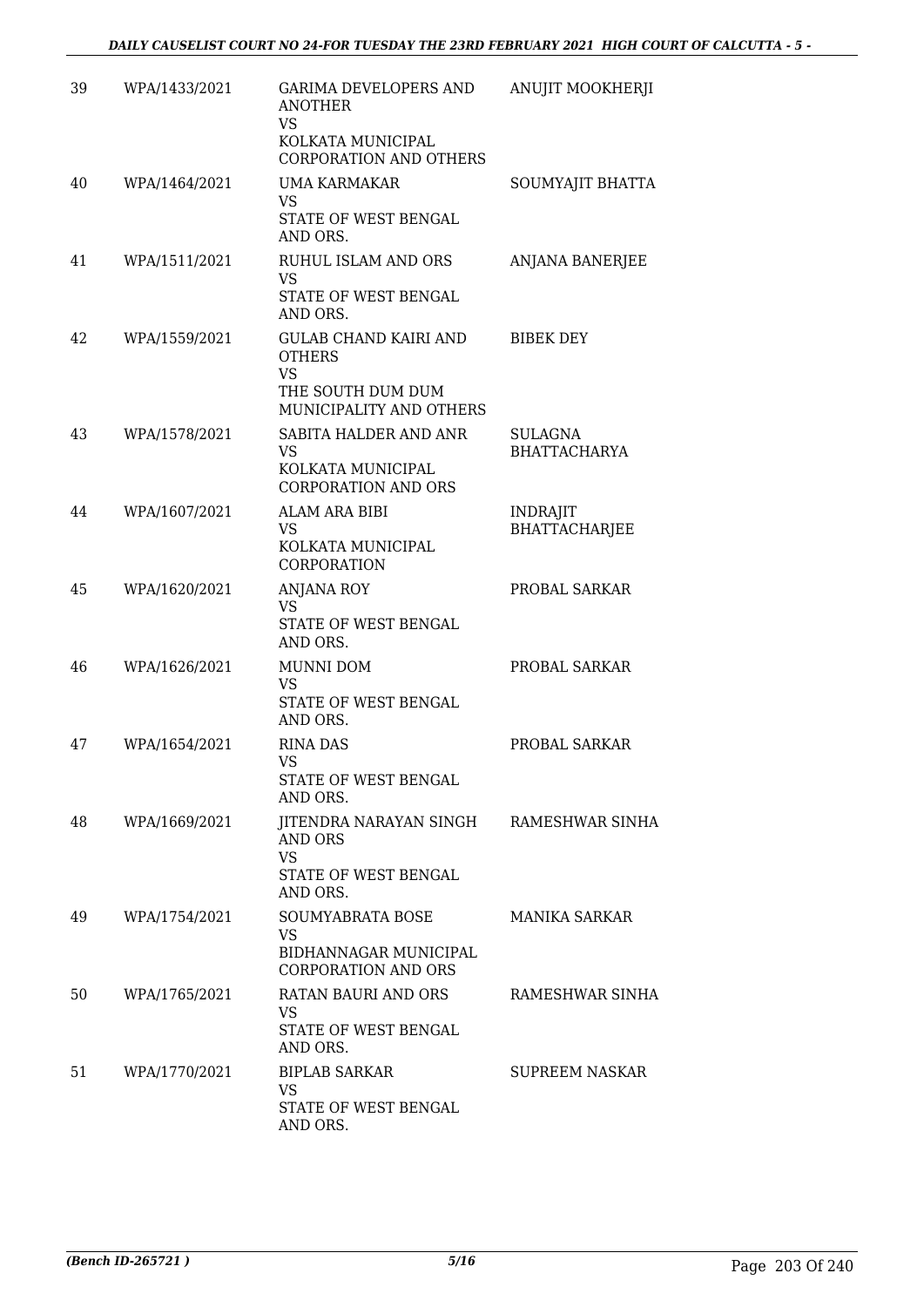| 39 | WPA/1433/2021 | GARIMA DEVELOPERS AND ANOTHER<br>VS<br>KOLKATA MUNICIPAL CORPORATION AND OTHERS | ANUJIT MOOKHERJI |
|---|---|---|---|
| 40 | WPA/1464/2021 | UMA KARMAKAR<br>VS<br>STATE OF WEST BENGAL AND ORS. | SOUMYAJIT BHATTA |
| 41 | WPA/1511/2021 | RUHUL ISLAM AND ORS<br>VS<br>STATE OF WEST BENGAL AND ORS. | ANJANA BANERJEE |
| 42 | WPA/1559/2021 | GULAB CHAND KAIRI AND OTHERS<br>VS<br>THE SOUTH DUM DUM MUNICIPALITY AND OTHERS | BIBEK DEY |
| 43 | WPA/1578/2021 | SABITA HALDER AND ANR<br>VS<br>KOLKATA MUNICIPAL CORPORATION AND ORS | SULAGNA BHATTACHARYA |
| 44 | WPA/1607/2021 | ALAM ARA BIBI<br>VS<br>KOLKATA MUNICIPAL CORPORATION | INDRAJIT BHATTACHARJEE |
| 45 | WPA/1620/2021 | ANJANA ROY<br>VS<br>STATE OF WEST BENGAL AND ORS. | PROBAL SARKAR |
| 46 | WPA/1626/2021 | MUNNI DOM<br>VS<br>STATE OF WEST BENGAL AND ORS. | PROBAL SARKAR |
| 47 | WPA/1654/2021 | RINA DAS<br>VS<br>STATE OF WEST BENGAL AND ORS. | PROBAL SARKAR |
| 48 | WPA/1669/2021 | JITENDRA NARAYAN SINGH AND ORS<br>VS<br>STATE OF WEST BENGAL AND ORS. | RAMESHWAR SINHA |
| 49 | WPA/1754/2021 | SOUMYABRATA BOSE<br>VS<br>BIDHANNAGAR MUNICIPAL CORPORATION AND ORS | MANIKA SARKAR |
| 50 | WPA/1765/2021 | RATAN BAURI AND ORS<br>VS<br>STATE OF WEST BENGAL AND ORS. | RAMESHWAR SINHA |
| 51 | WPA/1770/2021 | BIPLAB SARKAR<br>VS<br>STATE OF WEST BENGAL AND ORS. | SUPREEM NASKAR |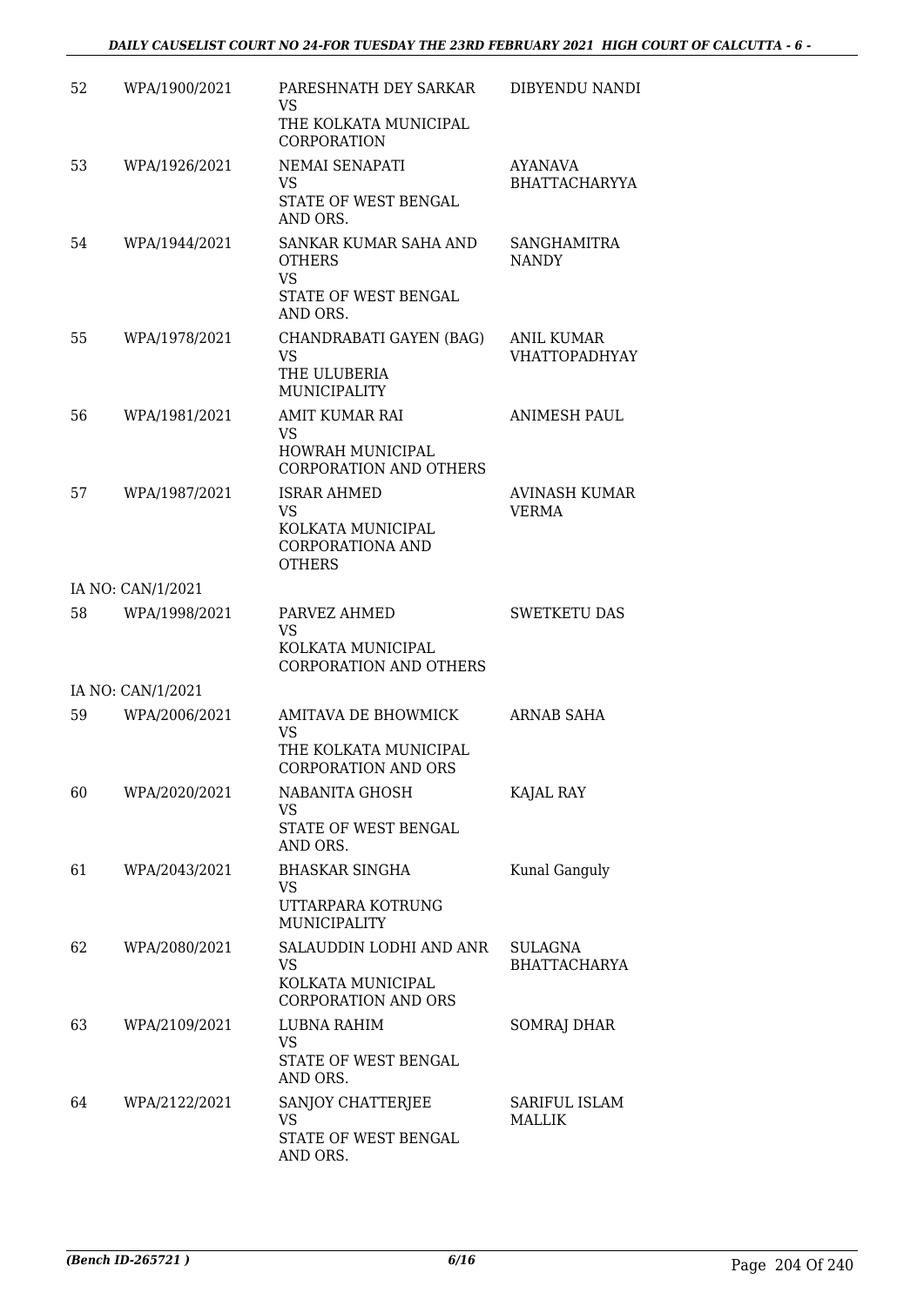| | | | |
|---|---|---|---|
| 52 | WPA/1900/2021 | PARESHNATH DEY SARKAR<br>VS<br>THE KOLKATA MUNICIPAL CORPORATION | DIBYENDU NANDI |
| 53 | WPA/1926/2021 | NEMAI SENAPATI<br>VS<br>STATE OF WEST BENGAL AND ORS. | AYANAVA BHATTACHARYYA |
| 54 | WPA/1944/2021 | SANKAR KUMAR SAHA AND OTHERS<br>VS<br>STATE OF WEST BENGAL AND ORS. | SANGHAMITRA NANDY |
| 55 | WPA/1978/2021 | CHANDRABATI GAYEN (BAG)<br>VS<br>THE ULUBERIA MUNICIPALITY | ANIL KUMAR VHATTOPADHYAY |
| 56 | WPA/1981/2021 | AMIT KUMAR RAI<br>VS<br>HOWRAH MUNICIPAL CORPORATION AND OTHERS | ANIMESH PAUL |
| 57 | WPA/1987/2021 | ISRAR AHMED<br>VS<br>KOLKATA MUNICIPAL CORPORATIONA AND OTHERS | AVINASH KUMAR VERMA |
| | IA NO: CAN/1/2021 | | |
| 58 | WPA/1998/2021 | PARVEZ AHMED<br>VS<br>KOLKATA MUNICIPAL CORPORATION AND OTHERS | SWETKETU DAS |
| | IA NO: CAN/1/2021 | | |
| 59 | WPA/2006/2021 | AMITAVA DE BHOWMICK<br>VS<br>THE KOLKATA MUNICIPAL CORPORATION AND ORS | ARNAB SAHA |
| 60 | WPA/2020/2021 | NABANITA GHOSH<br>VS<br>STATE OF WEST BENGAL AND ORS. | KAJAL RAY |
| 61 | WPA/2043/2021 | BHASKAR SINGHA<br>VS<br>UTTARPARA KOTRUNG MUNICIPALITY | Kunal Ganguly |
| 62 | WPA/2080/2021 | SALAUDDIN LODHI AND ANR<br>VS<br>KOLKATA MUNICIPAL CORPORATION AND ORS | SULAGNA BHATTACHARYA |
| 63 | WPA/2109/2021 | LUBNA RAHIM<br>VS<br>STATE OF WEST BENGAL AND ORS. | SOMRAJ DHAR |
| 64 | WPA/2122/2021 | SANJOY CHATTERJEE<br>VS<br>STATE OF WEST BENGAL AND ORS. | SARIFUL ISLAM MALLIK |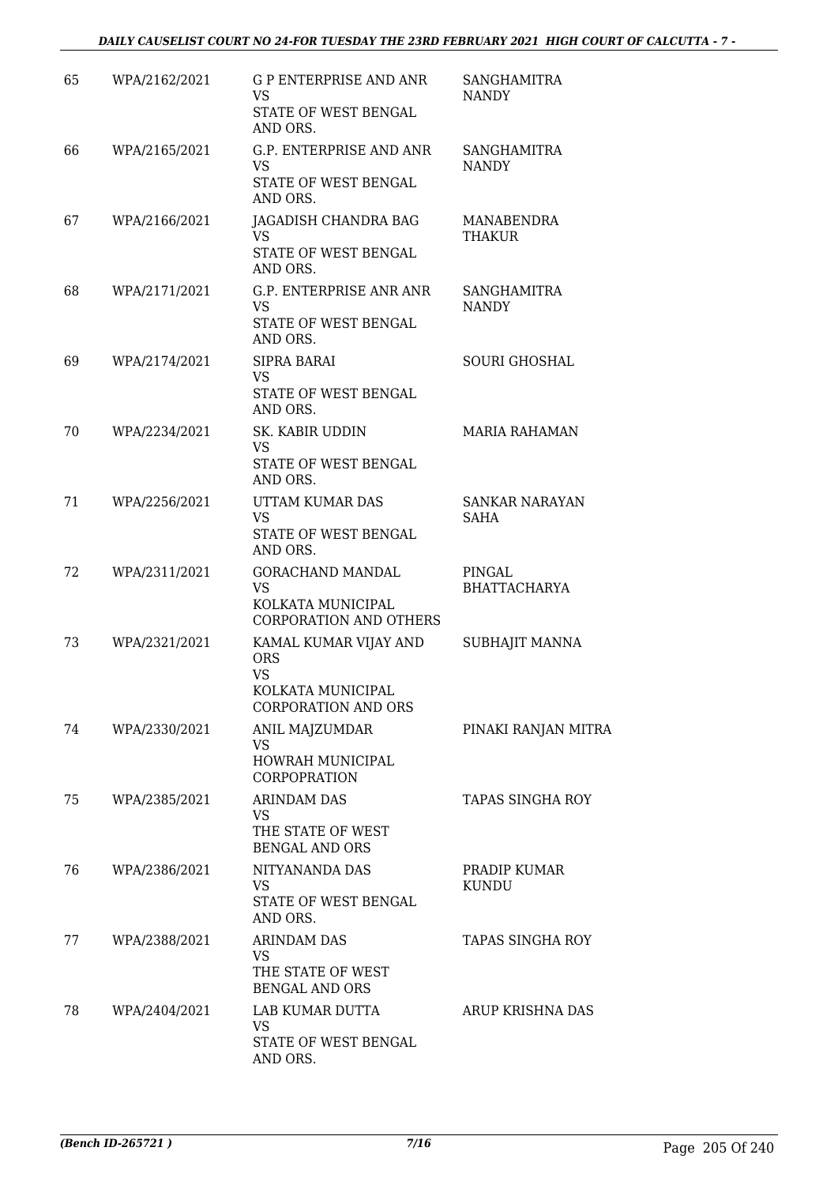| | | | |
|---|---|---|---|
| 65 | WPA/2162/2021 | G P ENTERPRISE AND ANR<br>VS<br>STATE OF WEST BENGAL AND ORS. | SANGHAMITRA NANDY |
| 66 | WPA/2165/2021 | G.P. ENTERPRISE AND ANR<br>VS<br>STATE OF WEST BENGAL AND ORS. | SANGHAMITRA NANDY |
| 67 | WPA/2166/2021 | JAGADISH CHANDRA BAG<br>VS<br>STATE OF WEST BENGAL AND ORS. | MANABENDRA THAKUR |
| 68 | WPA/2171/2021 | G.P. ENTERPRISE ANR ANR<br>VS<br>STATE OF WEST BENGAL AND ORS. | SANGHAMITRA NANDY |
| 69 | WPA/2174/2021 | SIPRA BARAI<br>VS<br>STATE OF WEST BENGAL AND ORS. | SOURI GHOSHAL |
| 70 | WPA/2234/2021 | SK. KABIR UDDIN<br>VS<br>STATE OF WEST BENGAL AND ORS. | MARIA RAHAMAN |
| 71 | WPA/2256/2021 | UTTAM KUMAR DAS<br>VS<br>STATE OF WEST BENGAL AND ORS. | SANKAR NARAYAN SAHA |
| 72 | WPA/2311/2021 | GORACHAND MANDAL<br>VS<br>KOLKATA MUNICIPAL CORPORATION AND OTHERS | PINGAL BHATTACHARYA |
| 73 | WPA/2321/2021 | KAMAL KUMAR VIJAY AND ORS<br>VS<br>KOLKATA MUNICIPAL CORPORATION AND ORS | SUBHAJIT MANNA |
| 74 | WPA/2330/2021 | ANIL MAJZUMDAR<br>VS<br>HOWRAH MUNICIPAL CORPOPRATION | PINAKI RANJAN MITRA |
| 75 | WPA/2385/2021 | ARINDAM DAS<br>VS<br>THE STATE OF WEST BENGAL AND ORS | TAPAS SINGHA ROY |
| 76 | WPA/2386/2021 | NITYANANDA DAS<br>VS<br>STATE OF WEST BENGAL AND ORS. | PRADIP KUMAR KUNDU |
| 77 | WPA/2388/2021 | ARINDAM DAS<br>VS<br>THE STATE OF WEST BENGAL AND ORS | TAPAS SINGHA ROY |
| 78 | WPA/2404/2021 | LAB KUMAR DUTTA<br>VS<br>STATE OF WEST BENGAL AND ORS. | ARUP KRISHNA DAS |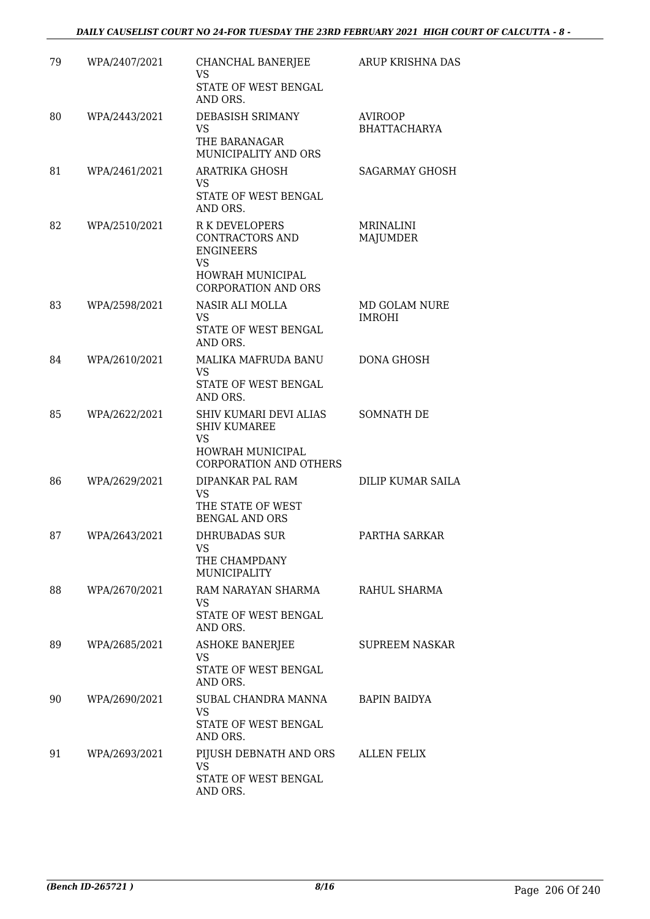| | | | |
|---|---|---|---|
| 79 | WPA/2407/2021 | CHANCHAL BANERJEE<br>VS<br>STATE OF WEST BENGAL AND ORS. | ARUP KRISHNA DAS |
| 80 | WPA/2443/2021 | DEBASISH SRIMANY<br>VS<br>THE BARANAGAR MUNICIPALITY AND ORS | AVIROOP BHATTACHARYA |
| 81 | WPA/2461/2021 | ARATRIKA GHOSH<br>VS<br>STATE OF WEST BENGAL AND ORS. | SAGARMAY GHOSH |
| 82 | WPA/2510/2021 | R K DEVELOPERS CONTRACTORS AND ENGINEERS<br>VS<br>HOWRAH MUNICIPAL CORPORATION AND ORS | MRINALINI MAJUMDER |
| 83 | WPA/2598/2021 | NASIR ALI MOLLA<br>VS<br>STATE OF WEST BENGAL AND ORS. | MD GOLAM NURE IMROHI |
| 84 | WPA/2610/2021 | MALIKA MAFRUDA BANU<br>VS<br>STATE OF WEST BENGAL AND ORS. | DONA GHOSH |
| 85 | WPA/2622/2021 | SHIV KUMARI DEVI ALIAS SHIV KUMAREE<br>VS<br>HOWRAH MUNICIPAL CORPORATION AND OTHERS | SOMNATH DE |
| 86 | WPA/2629/2021 | DIPANKAR PAL RAM<br>VS<br>THE STATE OF WEST BENGAL AND ORS | DILIP KUMAR SAILA |
| 87 | WPA/2643/2021 | DHRUBADAS SUR<br>VS<br>THE CHAMPDANY MUNICIPALITY | PARTHA SARKAR |
| 88 | WPA/2670/2021 | RAM NARAYAN SHARMA<br>VS<br>STATE OF WEST BENGAL AND ORS. | RAHUL SHARMA |
| 89 | WPA/2685/2021 | ASHOKE BANERJEE<br>VS<br>STATE OF WEST BENGAL AND ORS. | SUPREEM NASKAR |
| 90 | WPA/2690/2021 | SUBAL CHANDRA MANNA<br>VS<br>STATE OF WEST BENGAL AND ORS. | BAPIN BAIDYA |
| 91 | WPA/2693/2021 | PIJUSH DEBNATH AND ORS<br>VS<br>STATE OF WEST BENGAL AND ORS. | ALLEN FELIX |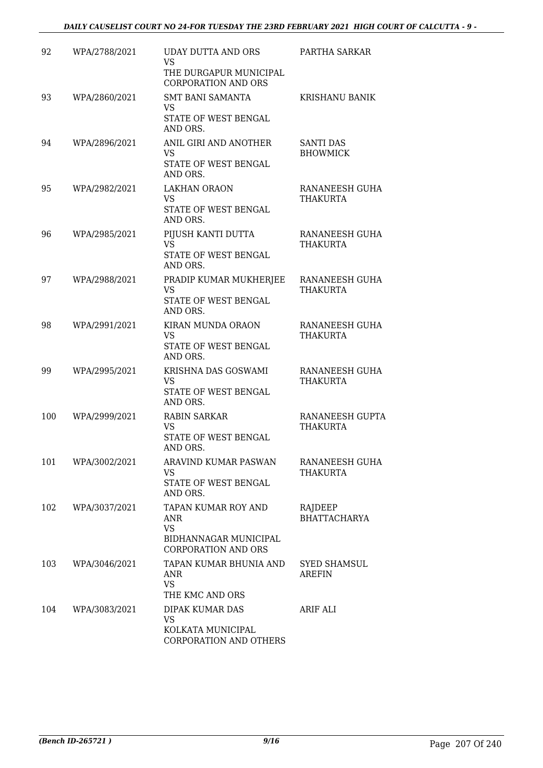| 92 | WPA/2788/2021 | UDAY DUTTA AND ORS<br>VS<br>THE DURGAPUR MUNICIPAL CORPORATION AND ORS | PARTHA SARKAR |
|---|---|---|---|
| 93 | WPA/2860/2021 | SMT BANI SAMANTA<br>VS<br>STATE OF WEST BENGAL AND ORS. | KRISHANU BANIK |
| 94 | WPA/2896/2021 | ANIL GIRI AND ANOTHER<br>VS<br>STATE OF WEST BENGAL AND ORS. | SANTI DAS BHOWMICK |
| 95 | WPA/2982/2021 | LAKHAN ORAON<br>VS<br>STATE OF WEST BENGAL AND ORS. | RANANEESH GUHA THAKURTA |
| 96 | WPA/2985/2021 | PIJUSH KANTI DUTTA<br>VS<br>STATE OF WEST BENGAL AND ORS. | RANANEESH GUHA THAKURTA |
| 97 | WPA/2988/2021 | PRADIP KUMAR MUKHERJEE<br>VS<br>STATE OF WEST BENGAL AND ORS. | RANANEESH GUHA THAKURTA |
| 98 | WPA/2991/2021 | KIRAN MUNDA ORAON<br>VS<br>STATE OF WEST BENGAL AND ORS. | RANANEESH GUHA THAKURTA |
| 99 | WPA/2995/2021 | KRISHNA DAS GOSWAMI<br>VS<br>STATE OF WEST BENGAL AND ORS. | RANANEESH GUHA THAKURTA |
| 100 | WPA/2999/2021 | RABIN SARKAR<br>VS<br>STATE OF WEST BENGAL AND ORS. | RANANEESH GUPTA THAKURTA |
| 101 | WPA/3002/2021 | ARAVIND KUMAR PASWAN<br>VS<br>STATE OF WEST BENGAL AND ORS. | RANANEESH GUHA THAKURTA |
| 102 | WPA/3037/2021 | TAPAN KUMAR ROY AND ANR<br>VS<br>BIDHANNAGAR MUNICIPAL CORPORATION AND ORS | RAJDEEP BHATTACHARYA |
| 103 | WPA/3046/2021 | TAPAN KUMAR BHUNIA AND ANR<br>VS<br>THE KMC AND ORS | SYED SHAMSUL AREFIN |
| 104 | WPA/3083/2021 | DIPAK KUMAR DAS<br>VS<br>KOLKATA MUNICIPAL CORPORATION AND OTHERS | ARIF ALI |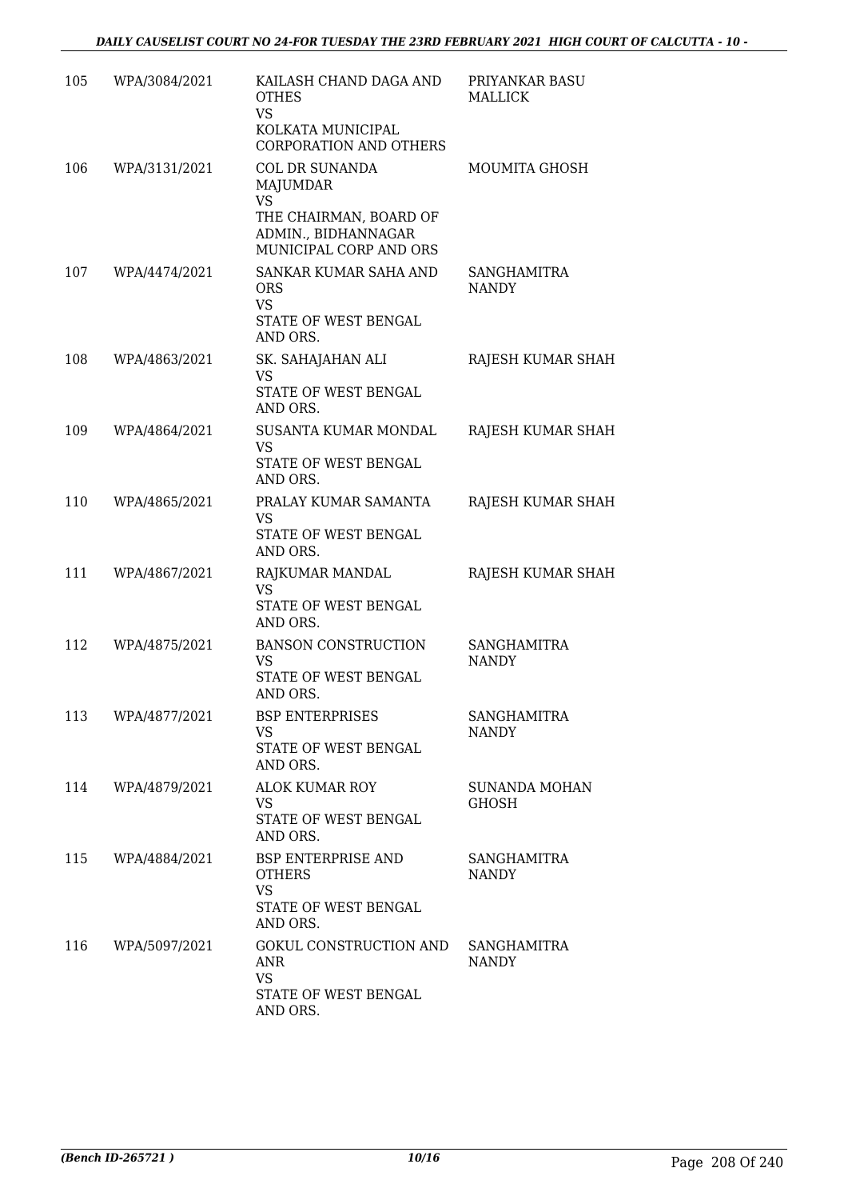| | | | |
|---|---|---|---|
| 105 | WPA/3084/2021 | KAILASH CHAND DAGA AND OTHES<br>VS<br>KOLKATA MUNICIPAL CORPORATION AND OTHERS | PRIYANKAR BASU MALLICK |
| 106 | WPA/3131/2021 | COL DR SUNANDA MAJUMDAR<br>VS<br>THE CHAIRMAN, BOARD OF ADMIN., BIDHANNAGAR MUNICIPAL CORP AND ORS | MOUMITA GHOSH |
| 107 | WPA/4474/2021 | SANKAR KUMAR SAHA AND ORS<br>VS<br>STATE OF WEST BENGAL AND ORS. | SANGHAMITRA NANDY |
| 108 | WPA/4863/2021 | SK. SAHAJAHAN ALI<br>VS<br>STATE OF WEST BENGAL AND ORS. | RAJESH KUMAR SHAH |
| 109 | WPA/4864/2021 | SUSANTA KUMAR MONDAL<br>VS<br>STATE OF WEST BENGAL AND ORS. | RAJESH KUMAR SHAH |
| 110 | WPA/4865/2021 | PRALAY KUMAR SAMANTA<br>VS<br>STATE OF WEST BENGAL AND ORS. | RAJESH KUMAR SHAH |
| 111 | WPA/4867/2021 | RAJKUMAR MANDAL<br>VS<br>STATE OF WEST BENGAL AND ORS. | RAJESH KUMAR SHAH |
| 112 | WPA/4875/2021 | BANSON CONSTRUCTION<br>VS<br>STATE OF WEST BENGAL AND ORS. | SANGHAMITRA NANDY |
| 113 | WPA/4877/2021 | BSP ENTERPRISES<br>VS<br>STATE OF WEST BENGAL AND ORS. | SANGHAMITRA NANDY |
| 114 | WPA/4879/2021 | ALOK KUMAR ROY<br>VS<br>STATE OF WEST BENGAL AND ORS. | SUNANDA MOHAN GHOSH |
| 115 | WPA/4884/2021 | BSP ENTERPRISE AND OTHERS<br>VS<br>STATE OF WEST BENGAL AND ORS. | SANGHAMITRA NANDY |
| 116 | WPA/5097/2021 | GOKUL CONSTRUCTION AND ANR<br>VS<br>STATE OF WEST BENGAL AND ORS. | SANGHAMITRA NANDY |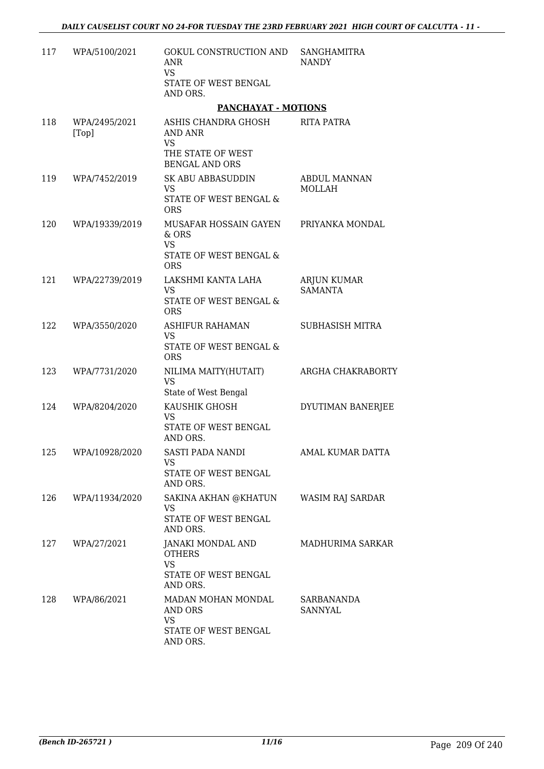| | | | |
|---|---|---|---|
| 117 | WPA/5100/2021 | GOKUL CONSTRUCTION AND ANR<br>VS<br>STATE OF WEST BENGAL AND ORS. | SANGHAMITRA NANDY |

**PANCHAYAT - MOTIONS**

| | | | |
|---|---|---|---|
| 118 | WPA/2495/2021 [Top] | ASHIS CHANDRA GHOSH AND ANR<br>VS<br>THE STATE OF WEST BENGAL AND ORS | RITA PATRA |
| 119 | WPA/7452/2019 | SK ABU ABBASUDDIN<br>VS<br>STATE OF WEST BENGAL & ORS | ABDUL MANNAN MOLLAH |
| 120 | WPA/19339/2019 | MUSAFAR HOSSAIN GAYEN & ORS<br>VS<br>STATE OF WEST BENGAL & ORS | PRIYANKA MONDAL |
| 121 | WPA/22739/2019 | LAKSHMI KANTA LAHA<br>VS<br>STATE OF WEST BENGAL & ORS | ARJUN KUMAR SAMANTA |
| 122 | WPA/3550/2020 | ASHIFUR RAHAMAN<br>VS<br>STATE OF WEST BENGAL & ORS | SUBHASISH MITRA |
| 123 | WPA/7731/2020 | NILIMA MAITY(HUTAIT)<br>VS<br>State of West Bengal | ARGHA CHAKRABORTY |
| 124 | WPA/8204/2020 | KAUSHIK GHOSH<br>VS<br>STATE OF WEST BENGAL AND ORS. | DYUTIMAN BANERJEE |
| 125 | WPA/10928/2020 | SASTI PADA NANDI<br>VS<br>STATE OF WEST BENGAL AND ORS. | AMAL KUMAR DATTA |
| 126 | WPA/11934/2020 | SAKINA AKHAN @KHATUN<br>VS<br>STATE OF WEST BENGAL AND ORS. | WASIM RAJ SARDAR |
| 127 | WPA/27/2021 | JANAKI MONDAL AND OTHERS<br>VS<br>STATE OF WEST BENGAL AND ORS. | MADHURIMA SARKAR |
| 128 | WPA/86/2021 | MADAN MOHAN MONDAL AND ORS<br>VS<br>STATE OF WEST BENGAL AND ORS. | SARBANANDA SANNYAL |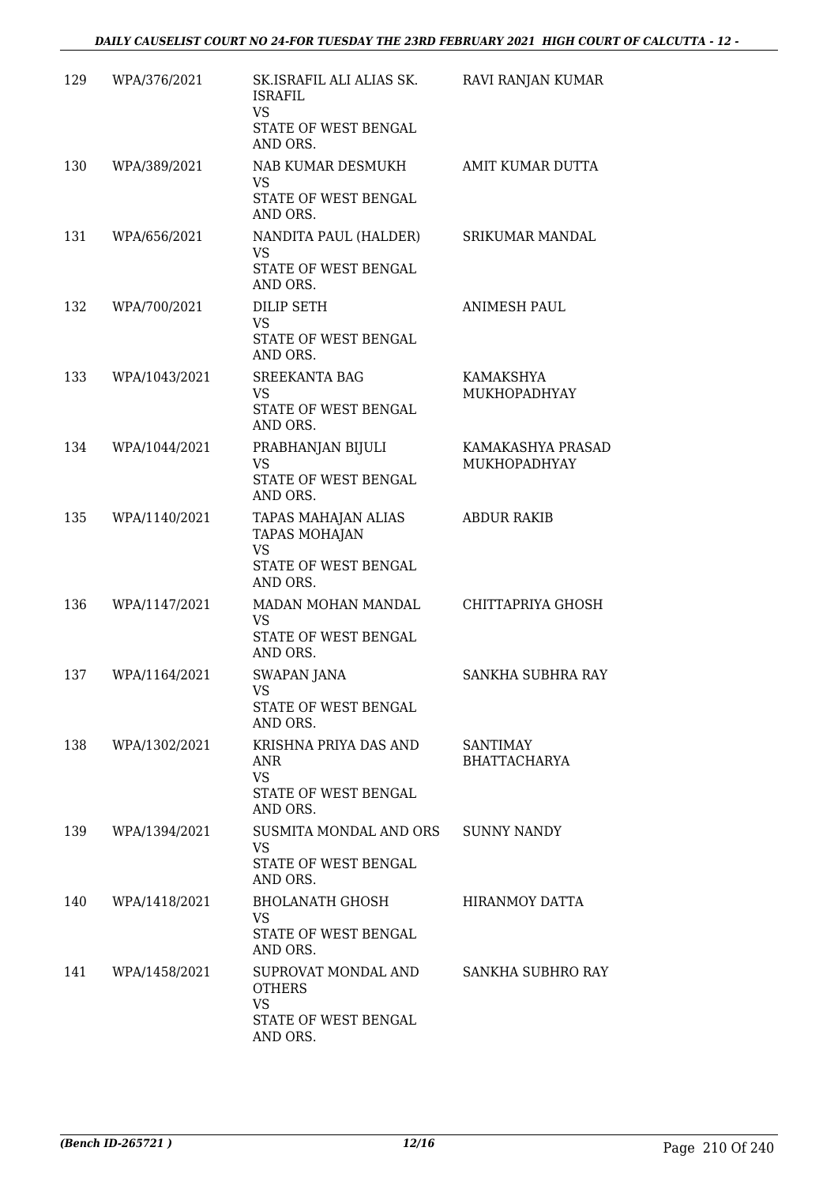| 129 | WPA/376/2021 | SK.ISRAFIL ALI ALIAS SK. ISRAFIL<br>VS<br>STATE OF WEST BENGAL AND ORS. | RAVI RANJAN KUMAR |
|---|---|---|---|
| 130 | WPA/389/2021 | NAB KUMAR DESMUKH<br>VS<br>STATE OF WEST BENGAL AND ORS. | AMIT KUMAR DUTTA |
| 131 | WPA/656/2021 | NANDITA PAUL (HALDER)<br>VS<br>STATE OF WEST BENGAL AND ORS. | SRIKUMAR MANDAL |
| 132 | WPA/700/2021 | DILIP SETH<br>VS<br>STATE OF WEST BENGAL AND ORS. | ANIMESH PAUL |
| 133 | WPA/1043/2021 | SREEKANTA BAG<br>VS<br>STATE OF WEST BENGAL AND ORS. | KAMAKSHYA MUKHOPADHYAY |
| 134 | WPA/1044/2021 | PRABHANJAN BIJULI<br>VS<br>STATE OF WEST BENGAL AND ORS. | KAMAKASHYA PRASAD MUKHOPADHYAY |
| 135 | WPA/1140/2021 | TAPAS MAHAJAN ALIAS TAPAS MOHAJAN<br>VS<br>STATE OF WEST BENGAL AND ORS. | ABDUR RAKIB |
| 136 | WPA/1147/2021 | MADAN MOHAN MANDAL<br>VS<br>STATE OF WEST BENGAL AND ORS. | CHITTAPRIYA GHOSH |
| 137 | WPA/1164/2021 | SWAPAN JANA<br>VS<br>STATE OF WEST BENGAL AND ORS. | SANKHA SUBHRA RAY |
| 138 | WPA/1302/2021 | KRISHNA PRIYA DAS AND ANR<br>VS<br>STATE OF WEST BENGAL AND ORS. | SANTIMAY BHATTACHARYA |
| 139 | WPA/1394/2021 | SUSMITA MONDAL AND ORS<br>VS<br>STATE OF WEST BENGAL AND ORS. | SUNNY NANDY |
| 140 | WPA/1418/2021 | BHOLANATH GHOSH<br>VS<br>STATE OF WEST BENGAL AND ORS. | HIRANMOY DATTA |
| 141 | WPA/1458/2021 | SUPROVAT MONDAL AND OTHERS<br>VS<br>STATE OF WEST BENGAL AND ORS. | SANKHA SUBHRO RAY |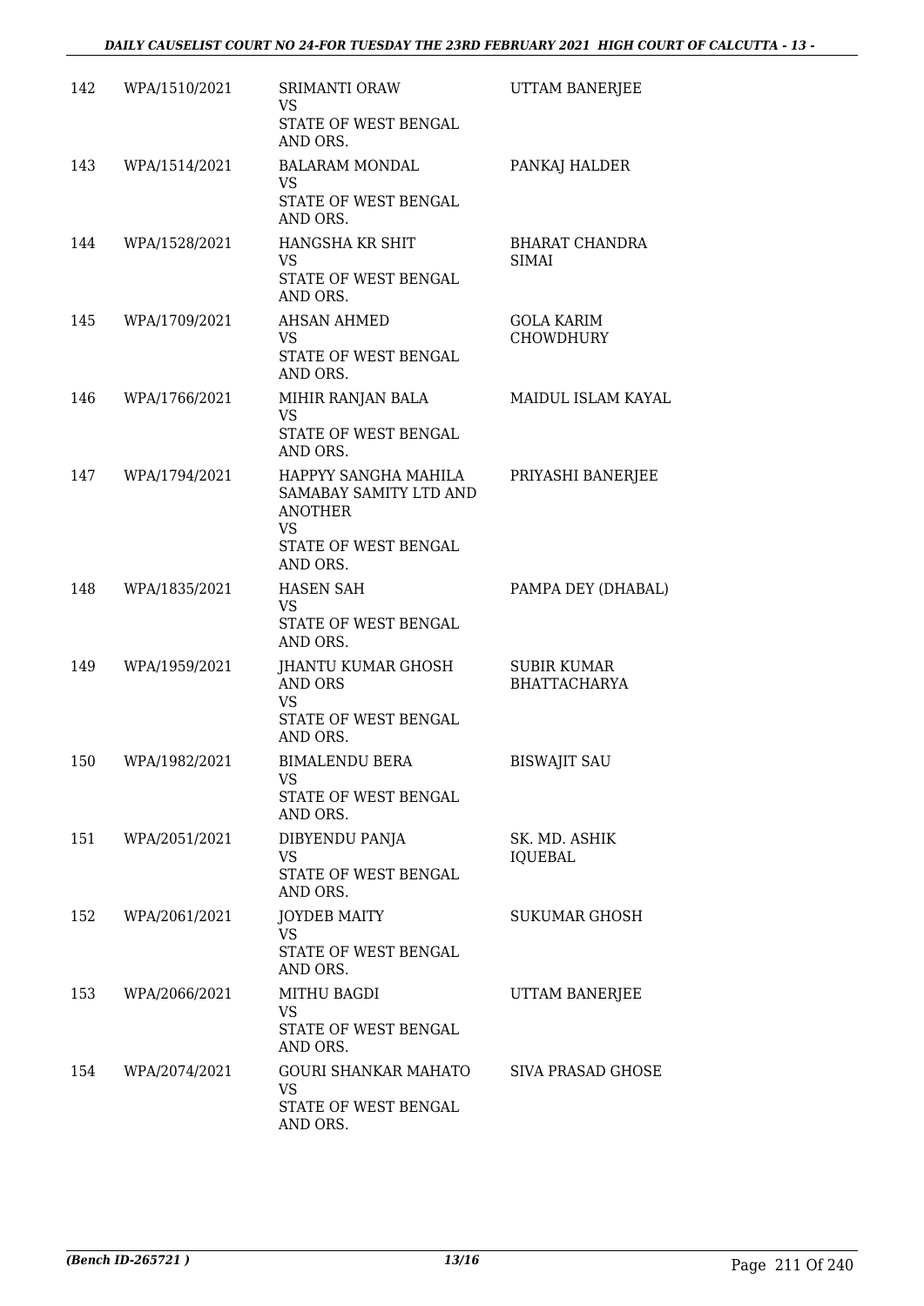| | | | |
|---|---|---|---|
| 142 | WPA/1510/2021 | SRIMANTI ORAW<br>VS<br>STATE OF WEST BENGAL AND ORS. | UTTAM BANERJEE |
| 143 | WPA/1514/2021 | BALARAM MONDAL<br>VS<br>STATE OF WEST BENGAL AND ORS. | PANKAJ HALDER |
| 144 | WPA/1528/2021 | HANGSHA KR SHIT<br>VS<br>STATE OF WEST BENGAL AND ORS. | BHARAT CHANDRA SIMAI |
| 145 | WPA/1709/2021 | AHSAN AHMED<br>VS<br>STATE OF WEST BENGAL AND ORS. | GOLA KARIM CHOWDHURY |
| 146 | WPA/1766/2021 | MIHIR RANJAN BALA<br>VS<br>STATE OF WEST BENGAL AND ORS. | MAIDUL ISLAM KAYAL |
| 147 | WPA/1794/2021 | HAPPYY SANGHA MAHILA SAMABAY SAMITY LTD AND ANOTHER<br>VS<br>STATE OF WEST BENGAL AND ORS. | PRIYASHI BANERJEE |
| 148 | WPA/1835/2021 | HASEN SAH<br>VS<br>STATE OF WEST BENGAL AND ORS. | PAMPA DEY (DHABAL) |
| 149 | WPA/1959/2021 | JHANTU KUMAR GHOSH AND ORS<br>VS<br>STATE OF WEST BENGAL AND ORS. | SUBIR KUMAR BHATTACHARYA |
| 150 | WPA/1982/2021 | BIMALENDU BERA<br>VS<br>STATE OF WEST BENGAL AND ORS. | BISWAJIT SAU |
| 151 | WPA/2051/2021 | DIBYENDU PANJA<br>VS<br>STATE OF WEST BENGAL AND ORS. | SK. MD. ASHIK IQUEBAL |
| 152 | WPA/2061/2021 | JOYDEB MAITY<br>VS<br>STATE OF WEST BENGAL AND ORS. | SUKUMAR GHOSH |
| 153 | WPA/2066/2021 | MITHU BAGDI<br>VS<br>STATE OF WEST BENGAL AND ORS. | UTTAM BANERJEE |
| 154 | WPA/2074/2021 | GOURI SHANKAR MAHATO<br>VS<br>STATE OF WEST BENGAL AND ORS. | SIVA PRASAD GHOSE |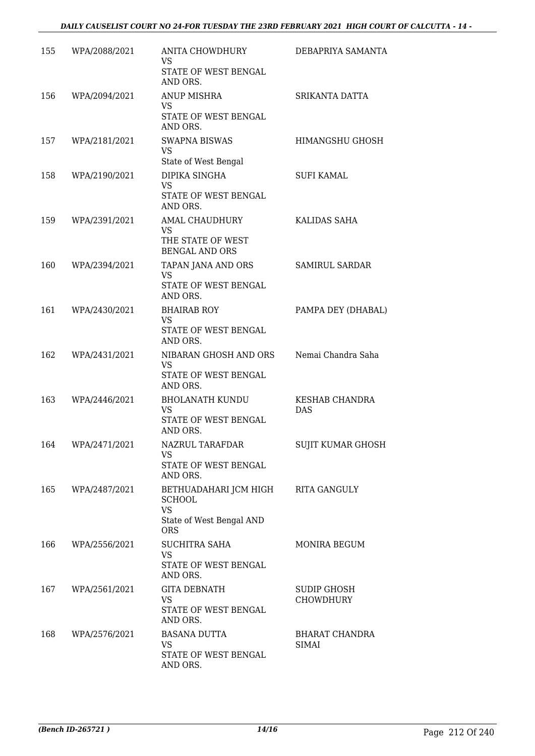| 155 | WPA/2088/2021 | ANITA CHOWDHURY<br>VS<br>STATE OF WEST BENGAL AND ORS. | DEBAPRIYA SAMANTA |
|---|---|---|---|
| 156 | WPA/2094/2021 | ANUP MISHRA<br>VS<br>STATE OF WEST BENGAL AND ORS. | SRIKANTA DATTA |
| 157 | WPA/2181/2021 | SWAPNA BISWAS<br>VS<br>State of West Bengal | HIMANGSHU GHOSH |
| 158 | WPA/2190/2021 | DIPIKA SINGHA<br>VS<br>STATE OF WEST BENGAL AND ORS. | SUFI KAMAL |
| 159 | WPA/2391/2021 | AMAL CHAUDHURY<br>VS<br>THE STATE OF WEST BENGAL AND ORS | KALIDAS SAHA |
| 160 | WPA/2394/2021 | TAPAN JANA AND ORS<br>VS<br>STATE OF WEST BENGAL AND ORS. | SAMIRUL SARDAR |
| 161 | WPA/2430/2021 | BHAIRAB ROY<br>VS<br>STATE OF WEST BENGAL AND ORS. | PAMPA DEY (DHABAL) |
| 162 | WPA/2431/2021 | NIBARAN GHOSH AND ORS<br>VS<br>STATE OF WEST BENGAL AND ORS. | Nemai Chandra Saha |
| 163 | WPA/2446/2021 | BHOLANATH KUNDU<br>VS<br>STATE OF WEST BENGAL AND ORS. | KESHAB CHANDRA DAS |
| 164 | WPA/2471/2021 | NAZRUL TARAFDAR<br>VS<br>STATE OF WEST BENGAL AND ORS. | SUJIT KUMAR GHOSH |
| 165 | WPA/2487/2021 | BETHUADAHARI JCM HIGH SCHOOL<br>VS<br>State of West Bengal AND ORS | RITA GANGULY |
| 166 | WPA/2556/2021 | SUCHITRA SAHA<br>VS<br>STATE OF WEST BENGAL AND ORS. | MONIRA BEGUM |
| 167 | WPA/2561/2021 | GITA DEBNATH<br>VS<br>STATE OF WEST BENGAL AND ORS. | SUDIP GHOSH CHOWDHURY |
| 168 | WPA/2576/2021 | BASANA DUTTA<br>VS<br>STATE OF WEST BENGAL AND ORS. | BHARAT CHANDRA SIMAI |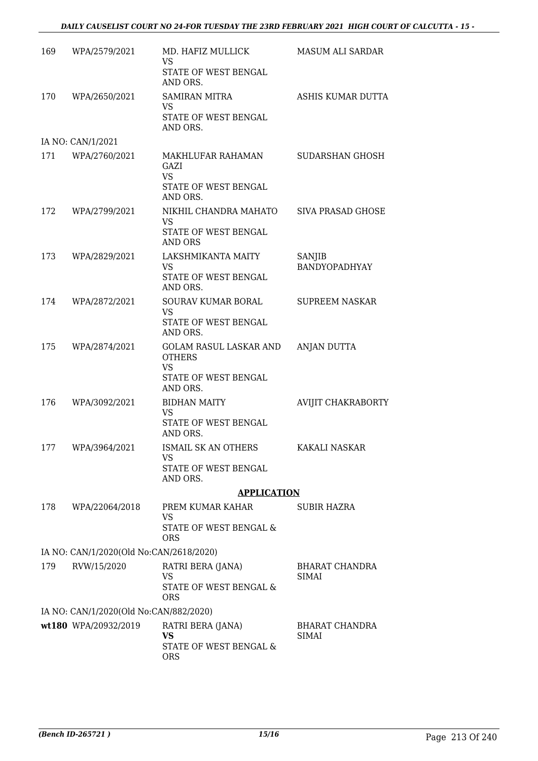| | | | |
|---|---|---|---|
| 169 | WPA/2579/2021 | MD. HAFIZ MULLICK<br>VS<br>STATE OF WEST BENGAL AND ORS. | MASUM ALI SARDAR |
| 170 | WPA/2650/2021 | SAMIRAN MITRA<br>VS<br>STATE OF WEST BENGAL AND ORS. | ASHIS KUMAR DUTTA |
| | IA NO: CAN/1/2021 | | |
| 171 | WPA/2760/2021 | MAKHLUFAR RAHAMAN GAZI<br>VS<br>STATE OF WEST BENGAL AND ORS. | SUDARSHAN GHOSH |
| 172 | WPA/2799/2021 | NIKHIL CHANDRA MAHATO<br>VS<br>STATE OF WEST BENGAL AND ORS | SIVA PRASAD GHOSE |
| 173 | WPA/2829/2021 | LAKSHMIKANTA MAITY<br>VS<br>STATE OF WEST BENGAL AND ORS. | SANJIB BANDYOPADHYAY |
| 174 | WPA/2872/2021 | SOURAV KUMAR BORAL<br>VS<br>STATE OF WEST BENGAL AND ORS. | SUPREEM NASKAR |
| 175 | WPA/2874/2021 | GOLAM RASUL LASKAR AND OTHERS<br>VS<br>STATE OF WEST BENGAL AND ORS. | ANJAN DUTTA |
| 176 | WPA/3092/2021 | BIDHAN MAITY<br>VS<br>STATE OF WEST BENGAL AND ORS. | AVIJIT CHAKRABORTY |
| 177 | WPA/3964/2021 | ISMAIL SK AN OTHERS<br>VS<br>STATE OF WEST BENGAL AND ORS. | KAKALI NASKAR |

**APPLICATION**

| | | | |
|---|---|---|---|
| 178 | WPA/22064/2018 | PREM KUMAR KAHAR<br>VS<br>STATE OF WEST BENGAL & ORS | SUBIR HAZRA |
| | IA NO: CAN/1/2020(Old No:CAN/2618/2020) | | |
| 179 | RVW/15/2020 | RATRI BERA (JANA)<br>VS<br>STATE OF WEST BENGAL & ORS | BHARAT CHANDRA SIMAI |
| | IA NO: CAN/1/2020(Old No:CAN/882/2020) | | |
| **wt180** | WPA/20932/2019 | RATRI BERA (JANA)<br>**VS**<br>STATE OF WEST BENGAL & ORS | BHARAT CHANDRA SIMAI |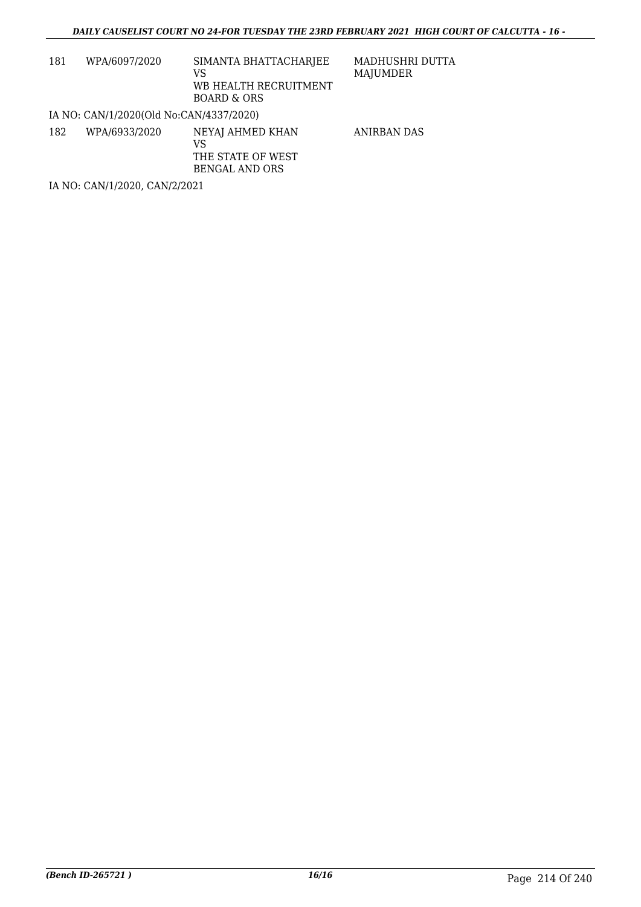| | | | |
|---|---|---|---|
| 181 | WPA/6097/2020 | SIMANTA BHATTACHARJEE<br>VS<br>WB HEALTH RECRUITMENT BOARD & ORS | MADHUSHRI DUTTA MAJUMDER |

IA NO: CAN/1/2020(Old No:CAN/4337/2020)

| | | | |
|---|---|---|---|
| 182 | WPA/6933/2020 | NEYAJ AHMED KHAN<br>VS<br>THE STATE OF WEST BENGAL AND ORS | ANIRBAN DAS |

IA NO: CAN/1/2020, CAN/2/2021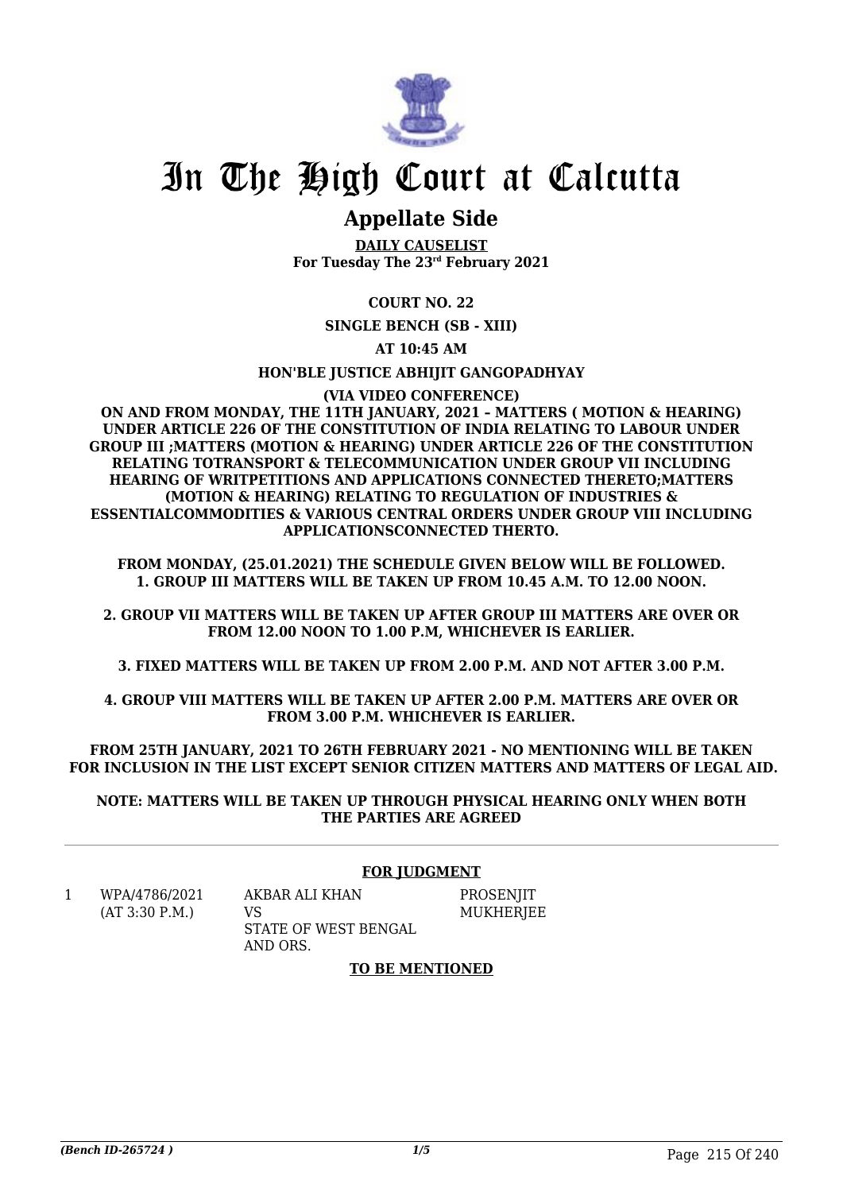# In The High Court at Calcutta

## Appellate Side

**DAILY CAUSELIST**
**For Tuesday The 23rd February 2021**

**COURT NO. 22**

**SINGLE BENCH (SB - XIII)**

**AT 10:45 AM**

**HON'BLE JUSTICE ABHIJIT GANGOPADHYAY**

**(VIA VIDEO CONFERENCE)**

**ON AND FROM MONDAY, THE 11TH JANUARY, 2021 – MATTERS ( MOTION & HEARING) UNDER ARTICLE 226 OF THE CONSTITUTION OF INDIA RELATING TO LABOUR UNDER GROUP III ;MATTERS (MOTION & HEARING) UNDER ARTICLE 226 OF THE CONSTITUTION RELATING TOTRANSPORT & TELECOMMUNICATION UNDER GROUP VII INCLUDING HEARING OF WRITPETITIONS AND APPLICATIONS CONNECTED THERETO;MATTERS (MOTION & HEARING) RELATING TO REGULATION OF INDUSTRIES & ESSENTIALCOMMODITIES & VARIOUS CENTRAL ORDERS UNDER GROUP VIII INCLUDING APPLICATIONSCONNECTED THERTO.**

**FROM MONDAY, (25.01.2021) THE SCHEDULE GIVEN BELOW WILL BE FOLLOWED.**
**1. GROUP III MATTERS WILL BE TAKEN UP FROM 10.45 A.M. TO 12.00 NOON.**

**2. GROUP VII MATTERS WILL BE TAKEN UP AFTER GROUP III MATTERS ARE OVER OR FROM 12.00 NOON TO 1.00 P.M, WHICHEVER IS EARLIER.**

**3. FIXED MATTERS WILL BE TAKEN UP FROM 2.00 P.M. AND NOT AFTER 3.00 P.M.**

**4. GROUP VIII MATTERS WILL BE TAKEN UP AFTER 2.00 P.M. MATTERS ARE OVER OR FROM 3.00 P.M. WHICHEVER IS EARLIER.**

**FROM 25TH JANUARY, 2021 TO 26TH FEBRUARY 2021 - NO MENTIONING WILL BE TAKEN FOR INCLUSION IN THE LIST EXCEPT SENIOR CITIZEN MATTERS AND MATTERS OF LEGAL AID.**

**NOTE: MATTERS WILL BE TAKEN UP THROUGH PHYSICAL HEARING ONLY WHEN BOTH THE PARTIES ARE AGREED**

**FOR JUDGMENT**

| | | | |
|---|---|---|---|
| 1 | WPA/4786/2021 (AT 3:30 P.M.) | AKBAR ALI KHAN VS STATE OF WEST BENGAL AND ORS. | PROSENJIT MUKHERJEE |

**TO BE MENTIONED**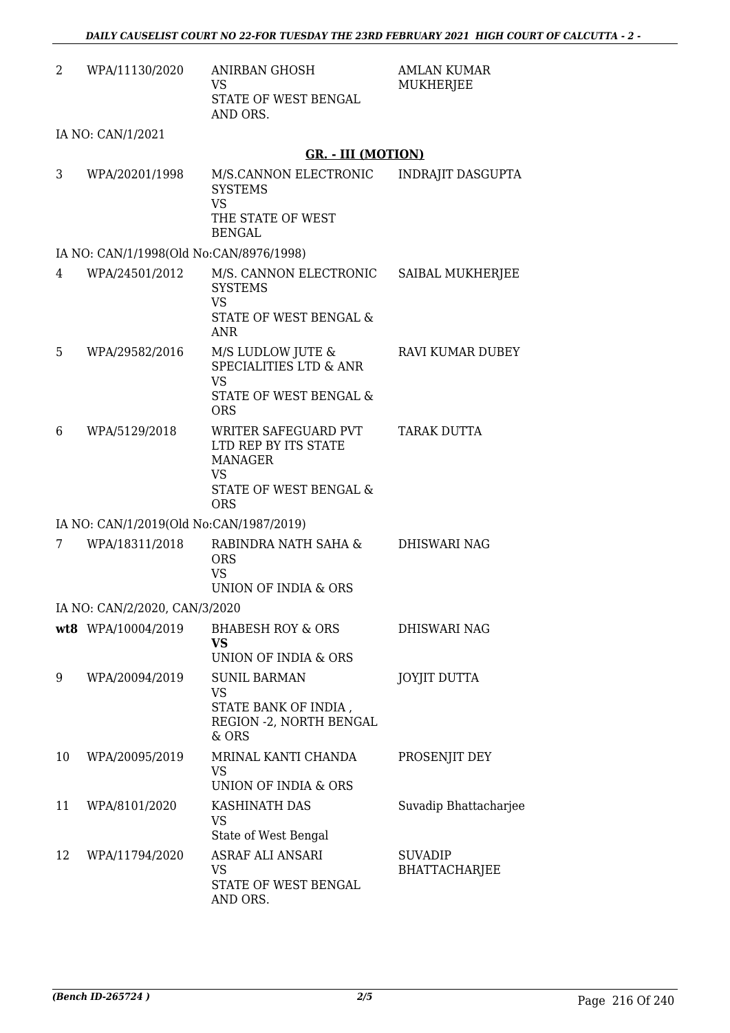| | | | |
|---|---|---|---|
| 2 | WPA/11130/2020 | ANIRBAN GHOSH<br>VS<br>STATE OF WEST BENGAL AND ORS. | AMLAN KUMAR MUKHERJEE |

IA NO: CAN/1/2021

## GR. - III (MOTION)

| | | | |
|---|---|---|---|
| 3 | WPA/20201/1998 | M/S.CANNON ELECTRONIC SYSTEMS<br>VS<br>THE STATE OF WEST BENGAL | INDRAJIT DASGUPTA |
| | IA NO: CAN/1/1998(Old No:CAN/8976/1998) | | |
| 4 | WPA/24501/2012 | M/S. CANNON ELECTRONIC SYSTEMS<br>VS<br>STATE OF WEST BENGAL & ANR | SAIBAL MUKHERJEE |
| 5 | WPA/29582/2016 | M/S LUDLOW JUTE & SPECIALITIES LTD & ANR<br>VS<br>STATE OF WEST BENGAL & ORS | RAVI KUMAR DUBEY |
| 6 | WPA/5129/2018 | WRITER SAFEGUARD PVT LTD REP BY ITS STATE MANAGER<br>VS<br>STATE OF WEST BENGAL & ORS | TARAK DUTTA |
| | IA NO: CAN/1/2019(Old No:CAN/1987/2019) | | |
| 7 | WPA/18311/2018 | RABINDRA NATH SAHA & ORS<br>VS<br>UNION OF INDIA & ORS | DHISWARI NAG |
| | IA NO: CAN/2/2020, CAN/3/2020 | | |
| **wt8** | WPA/10004/2019 | BHABESH ROY & ORS<br>**VS**<br>UNION OF INDIA & ORS | DHISWARI NAG |
| 9 | WPA/20094/2019 | SUNIL BARMAN<br>VS<br>STATE BANK OF INDIA , REGION -2, NORTH BENGAL & ORS | JOYJIT DUTTA |
| 10 | WPA/20095/2019 | MRINAL KANTI CHANDA<br>VS<br>UNION OF INDIA & ORS | PROSENJIT DEY |
| 11 | WPA/8101/2020 | KASHINATH DAS<br>VS<br>State of West Bengal | Suvadip Bhattacharjee |
| 12 | WPA/11794/2020 | ASRAF ALI ANSARI<br>VS<br>STATE OF WEST BENGAL AND ORS. | SUVADIP BHATTACHARJEE |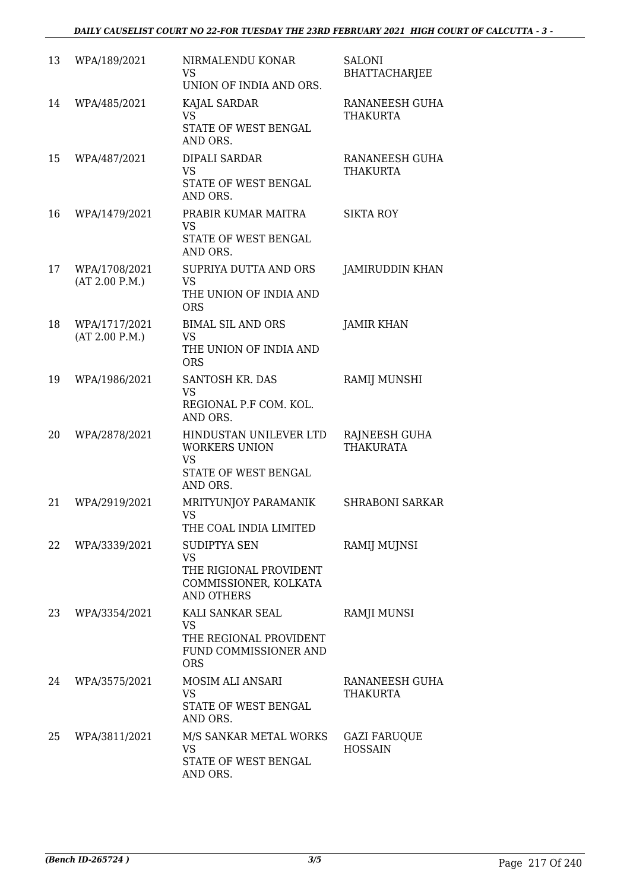| 13 | WPA/189/2021 | NIRMALENDU KONAR<br>VS<br>UNION OF INDIA AND ORS. | SALONI BHATTACHARJEE |
|---|---|---|---|
| 14 | WPA/485/2021 | KAJAL SARDAR<br>VS<br>STATE OF WEST BENGAL AND ORS. | RANANEESH GUHA THAKURTA |
| 15 | WPA/487/2021 | DIPALI SARDAR<br>VS<br>STATE OF WEST BENGAL AND ORS. | RANANEESH GUHA THAKURTA |
| 16 | WPA/1479/2021 | PRABIR KUMAR MAITRA<br>VS<br>STATE OF WEST BENGAL AND ORS. | SIKTA ROY |
| 17 | WPA/1708/2021<br>(AT 2.00 P.M.) | SUPRIYA DUTTA AND ORS<br>VS<br>THE UNION OF INDIA AND ORS | JAMIRUDDIN KHAN |
| 18 | WPA/1717/2021<br>(AT 2.00 P.M.) | BIMAL SIL AND ORS<br>VS<br>THE UNION OF INDIA AND ORS | JAMIR KHAN |
| 19 | WPA/1986/2021 | SANTOSH KR. DAS<br>VS<br>REGIONAL P.F COM. KOL. AND ORS. | RAMIJ MUNSHI |
| 20 | WPA/2878/2021 | HINDUSTAN UNILEVER LTD WORKERS UNION<br>VS<br>STATE OF WEST BENGAL AND ORS. | RAJNEESH GUHA THAKURATA |
| 21 | WPA/2919/2021 | MRITYUNJOY PARAMANIK<br>VS<br>THE COAL INDIA LIMITED | SHRABONI SARKAR |
| 22 | WPA/3339/2021 | SUDIPTYA SEN<br>VS<br>THE RIGIONAL PROVIDENT COMMISSIONER, KOLKATA AND OTHERS | RAMIJ MUJNSI |
| 23 | WPA/3354/2021 | KALI SANKAR SEAL<br>VS<br>THE REGIONAL PROVIDENT FUND COMMISSIONER AND ORS | RAMJI MUNSI |
| 24 | WPA/3575/2021 | MOSIM ALI ANSARI<br>VS<br>STATE OF WEST BENGAL AND ORS. | RANANEESH GUHA THAKURTA |
| 25 | WPA/3811/2021 | M/S SANKAR METAL WORKS<br>VS<br>STATE OF WEST BENGAL AND ORS. | GAZI FARUQUE HOSSAIN |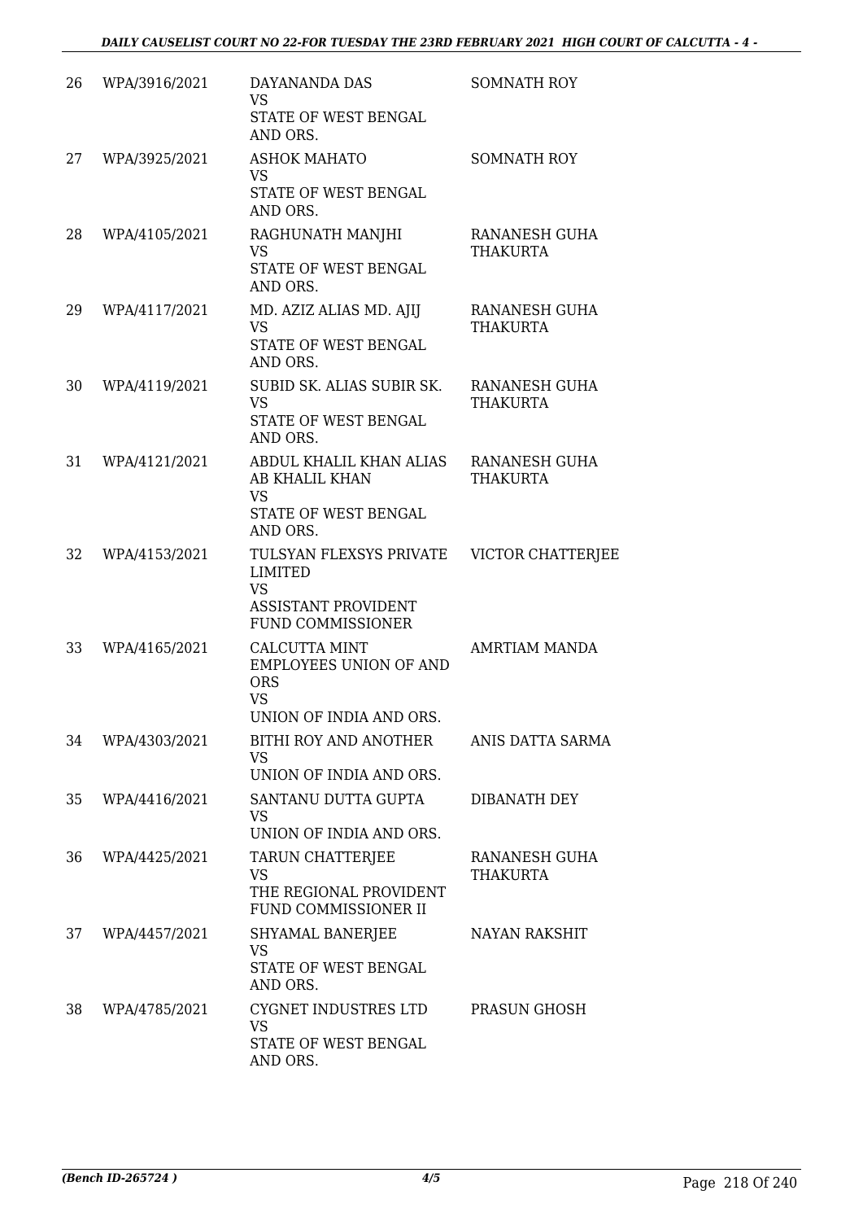| 26 | WPA/3916/2021 | DAYANANDA DAS<br>VS<br>STATE OF WEST BENGAL AND ORS. | SOMNATH ROY |
|---|---|---|---|
| 27 | WPA/3925/2021 | ASHOK MAHATO<br>VS<br>STATE OF WEST BENGAL AND ORS. | SOMNATH ROY |
| 28 | WPA/4105/2021 | RAGHUNATH MANJHI<br>VS<br>STATE OF WEST BENGAL AND ORS. | RANANESH GUHA THAKURTA |
| 29 | WPA/4117/2021 | MD. AZIZ ALIAS MD. AJIJ<br>VS<br>STATE OF WEST BENGAL AND ORS. | RANANESH GUHA THAKURTA |
| 30 | WPA/4119/2021 | SUBID SK. ALIAS SUBIR SK.<br>VS<br>STATE OF WEST BENGAL AND ORS. | RANANESH GUHA THAKURTA |
| 31 | WPA/4121/2021 | ABDUL KHALIL KHAN ALIAS AB KHALIL KHAN<br>VS<br>STATE OF WEST BENGAL AND ORS. | RANANESH GUHA THAKURTA |
| 32 | WPA/4153/2021 | TULSYAN FLEXSYS PRIVATE LIMITED<br>VS<br>ASSISTANT PROVIDENT FUND COMMISSIONER | VICTOR CHATTERJEE |
| 33 | WPA/4165/2021 | CALCUTTA MINT EMPLOYEES UNION OF AND ORS<br>VS<br>UNION OF INDIA AND ORS. | AMRTIAM MANDA |
| 34 | WPA/4303/2021 | BITHI ROY AND ANOTHER<br>VS<br>UNION OF INDIA AND ORS. | ANIS DATTA SARMA |
| 35 | WPA/4416/2021 | SANTANU DUTTA GUPTA<br>VS<br>UNION OF INDIA AND ORS. | DIBANATH DEY |
| 36 | WPA/4425/2021 | TARUN CHATTERJEE<br>VS<br>THE REGIONAL PROVIDENT FUND COMMISSIONER II | RANANESH GUHA THAKURTA |
| 37 | WPA/4457/2021 | SHYAMAL BANERJEE<br>VS<br>STATE OF WEST BENGAL AND ORS. | NAYAN RAKSHIT |
| 38 | WPA/4785/2021 | CYGNET INDUSTRES LTD<br>VS<br>STATE OF WEST BENGAL AND ORS. | PRASUN GHOSH |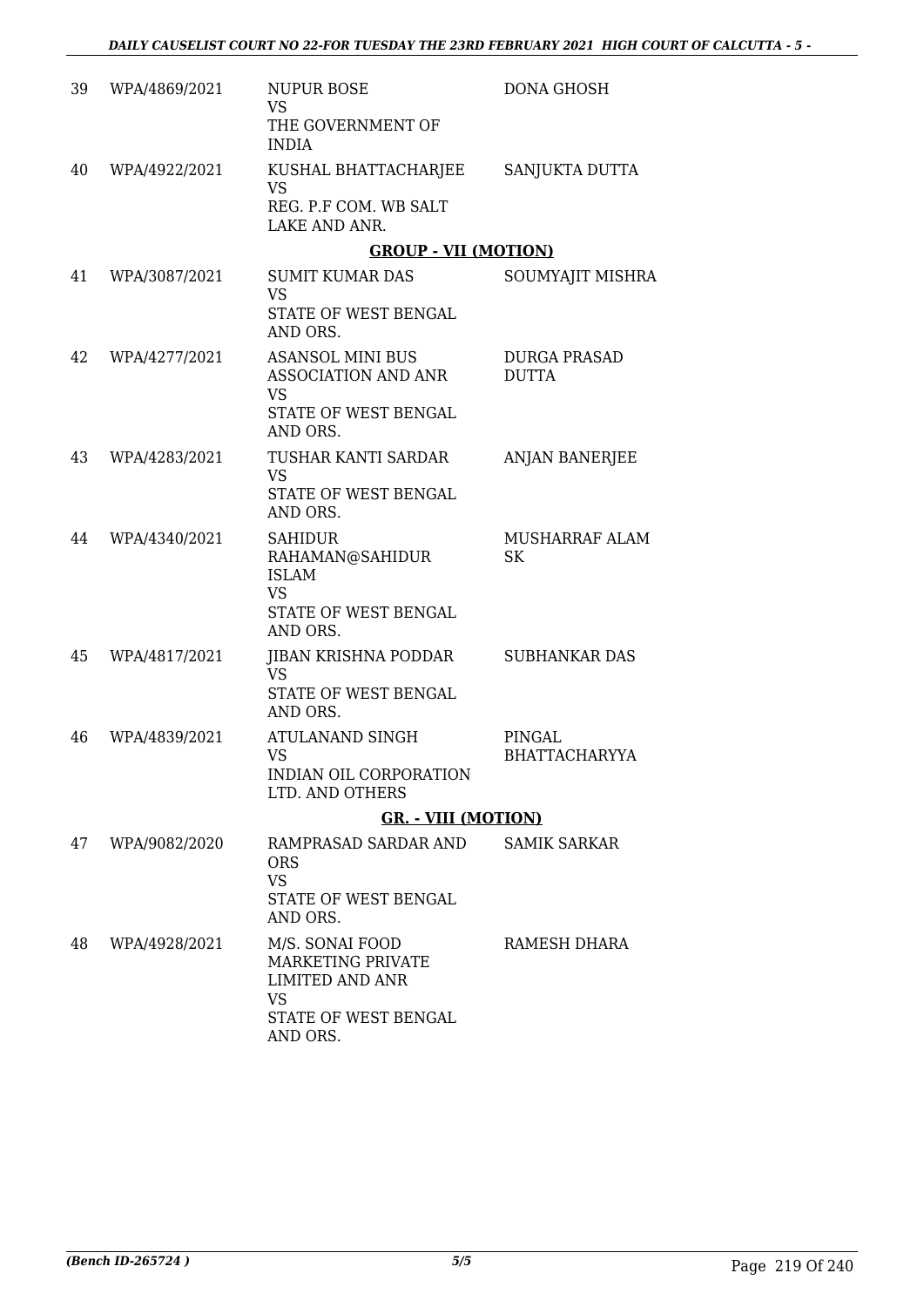| | | | |
|---|---|---|---|
| 39 | WPA/4869/2021 | NUPUR BOSE<br>VS<br>THE GOVERNMENT OF INDIA | DONA GHOSH |
| 40 | WPA/4922/2021 | KUSHAL BHATTACHARJEE<br>VS<br>REG. P.F COM. WB SALT LAKE AND ANR. | SANJUKTA DUTTA |

**GROUP - VII (MOTION)**

| | | | |
|---|---|---|---|
| 41 | WPA/3087/2021 | SUMIT KUMAR DAS<br>VS<br>STATE OF WEST BENGAL AND ORS. | SOUMYAJIT MISHRA |
| 42 | WPA/4277/2021 | ASANSOL MINI BUS ASSOCIATION AND ANR<br>VS<br>STATE OF WEST BENGAL AND ORS. | DURGA PRASAD DUTTA |
| 43 | WPA/4283/2021 | TUSHAR KANTI SARDAR<br>VS<br>STATE OF WEST BENGAL AND ORS. | ANJAN BANERJEE |
| 44 | WPA/4340/2021 | SAHIDUR RAHAMAN@SAHIDUR ISLAM<br>VS<br>STATE OF WEST BENGAL AND ORS. | MUSHARRAF ALAM SK |
| 45 | WPA/4817/2021 | JIBAN KRISHNA PODDAR<br>VS<br>STATE OF WEST BENGAL AND ORS. | SUBHANKAR DAS |
| 46 | WPA/4839/2021 | ATULANAND SINGH<br>VS<br>INDIAN OIL CORPORATION LTD. AND OTHERS | PINGAL BHATTACHARYYA |

**GR. - VIII (MOTION)**

| | | | |
|---|---|---|---|
| 47 | WPA/9082/2020 | RAMPRASAD SARDAR AND ORS<br>VS<br>STATE OF WEST BENGAL AND ORS. | SAMIK SARKAR |
| 48 | WPA/4928/2021 | M/S. SONAI FOOD MARKETING PRIVATE LIMITED AND ANR<br>VS<br>STATE OF WEST BENGAL AND ORS. | RAMESH DHARA |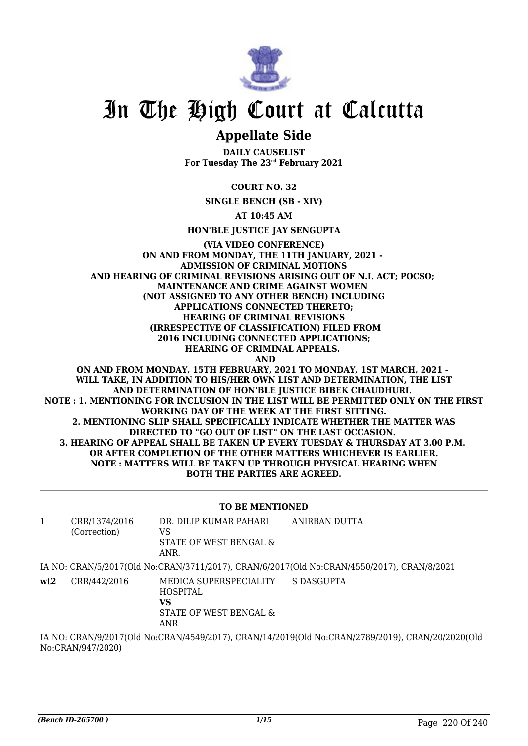# In The High Court at Calcutta

## Appellate Side

**DAILY CAUSELIST**
**For Tuesday The 23rd February 2021**

**COURT NO. 32**

**SINGLE BENCH (SB - XIV)**

**AT 10:45 AM**

**HON'BLE JUSTICE JAY SENGUPTA**

**(VIA VIDEO CONFERENCE)**
**ON AND FROM MONDAY, THE 11TH JANUARY, 2021 -**
**ADMISSION OF CRIMINAL MOTIONS**
**AND HEARING OF CRIMINAL REVISIONS ARISING OUT OF N.I. ACT; POCSO; MAINTENANCE AND CRIME AGAINST WOMEN**
**(NOT ASSIGNED TO ANY OTHER BENCH) INCLUDING APPLICATIONS CONNECTED THERETO;**
**HEARING OF CRIMINAL REVISIONS (IRRESPECTIVE OF CLASSIFICATION) FILED FROM 2016 INCLUDING CONNECTED APPLICATIONS;**
**HEARING OF CRIMINAL APPEALS.**
**AND**
**ON AND FROM MONDAY, 15TH FEBRUARY, 2021 TO MONDAY, 1ST MARCH, 2021 - WILL TAKE, IN ADDITION TO HIS/HER OWN LIST AND DETERMINATION, THE LIST AND DETERMINATION OF HON'BLE JUSTICE BIBEK CHAUDHURI.**
**NOTE : 1. MENTIONING FOR INCLUSION IN THE LIST WILL BE PERMITTED ONLY ON THE FIRST WORKING DAY OF THE WEEK AT THE FIRST SITTING.**
**2. MENTIONING SLIP SHALL SPECIFICALLY INDICATE WHETHER THE MATTER WAS DIRECTED TO "GO OUT OF LIST" ON THE LAST OCCASION.**
**3. HEARING OF APPEAL SHALL BE TAKEN UP EVERY TUESDAY & THURSDAY AT 3.00 P.M. OR AFTER COMPLETION OF THE OTHER MATTERS WHICHEVER IS EARLIER.**
**NOTE : MATTERS WILL BE TAKEN UP THROUGH PHYSICAL HEARING WHEN BOTH THE PARTIES ARE AGREED.**

**TO BE MENTIONED**

| | | | |
|---|---|---|---|
| 1 | CRR/1374/2016 (Correction) | DR. DILIP KUMAR PAHARI<br>VS<br>STATE OF WEST BENGAL & ANR. | ANIRBAN DUTTA |

IA NO: CRAN/5/2017(Old No:CRAN/3711/2017), CRAN/6/2017(Old No:CRAN/4550/2017), CRAN/8/2021

| | | | |
|---|---|---|---|
| **wt2** | CRR/442/2016 | MEDICA SUPERSPECIALITY HOSPITAL<br>**VS**<br>STATE OF WEST BENGAL & ANR | S DASGUPTA |

IA NO: CRAN/9/2017(Old No:CRAN/4549/2017), CRAN/14/2019(Old No:CRAN/2789/2019), CRAN/20/2020(Old No:CRAN/947/2020)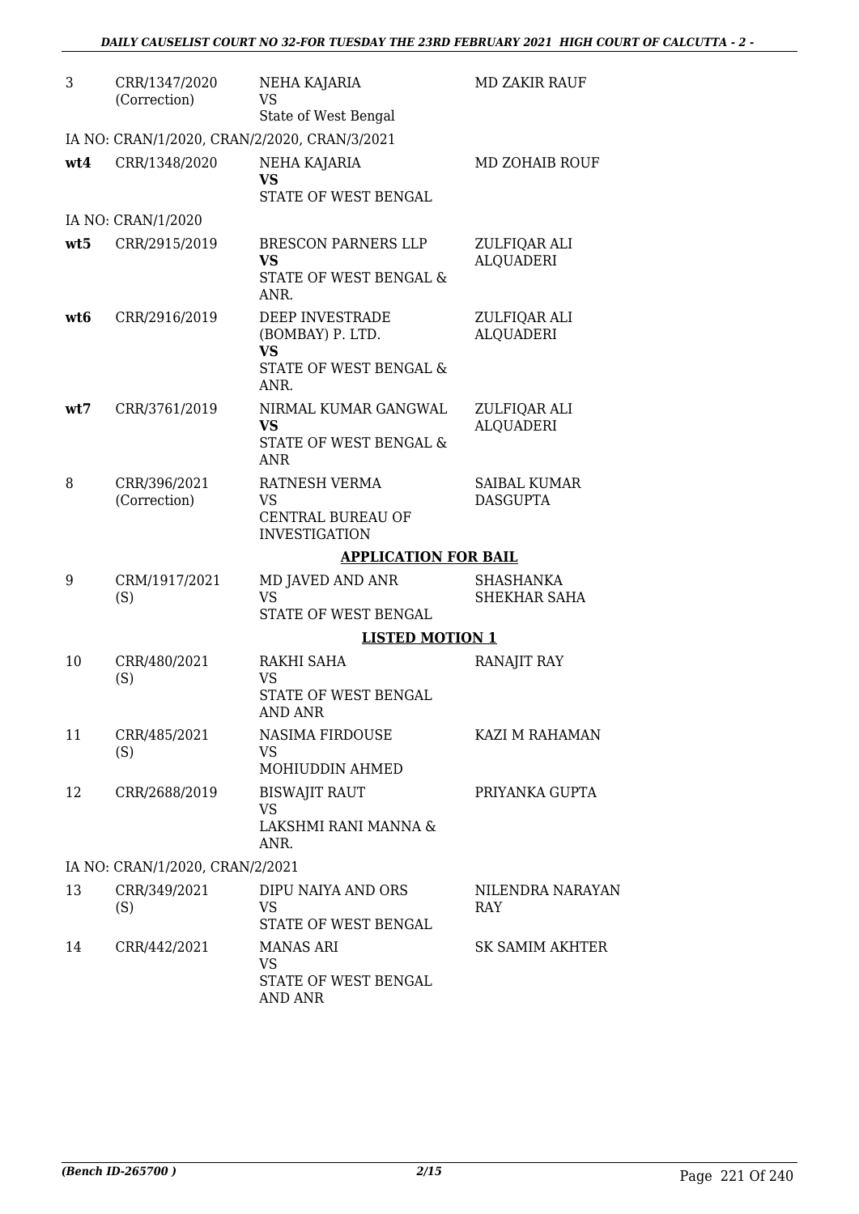| | | | |
|---|---|---|---|
| 3 | CRR/1347/2020 (Correction) | NEHA KAJARIA VS State of West Bengal | MD ZAKIR RAUF |
| | IA NO: CRAN/1/2020, CRAN/2/2020, CRAN/3/2021 | | |
| **wt4** | CRR/1348/2020 | NEHA KAJARIA **VS** STATE OF WEST BENGAL | MD ZOHAIB ROUF |
| | IA NO: CRAN/1/2020 | | |
| **wt5** | CRR/2915/2019 | BRESCON PARNERS LLP **VS** STATE OF WEST BENGAL & ANR. | ZULFIQAR ALI ALQUADERI |
| **wt6** | CRR/2916/2019 | DEEP INVESTRADE (BOMBAY) P. LTD. **VS** STATE OF WEST BENGAL & ANR. | ZULFIQAR ALI ALQUADERI |
| **wt7** | CRR/3761/2019 | NIRMAL KUMAR GANGWAL **VS** STATE OF WEST BENGAL & ANR | ZULFIQAR ALI ALQUADERI |
| 8 | CRR/396/2021 (Correction) | RATNESH VERMA VS CENTRAL BUREAU OF INVESTIGATION | SAIBAL KUMAR DASGUPTA |
| | | **APPLICATION FOR BAIL** | |
| 9 | CRM/1917/2021 (S) | MD JAVED AND ANR VS STATE OF WEST BENGAL | SHASHANKA SHEKHAR SAHA |
| | | **LISTED MOTION 1** | |
| 10 | CRR/480/2021 (S) | RAKHI SAHA VS STATE OF WEST BENGAL AND ANR | RANAJIT RAY |
| 11 | CRR/485/2021 (S) | NASIMA FIRDOUSE VS MOHIUDDIN AHMED | KAZI M RAHAMAN |
| 12 | CRR/2688/2019 | BISWAJIT RAUT VS LAKSHMI RANI MANNA & ANR. | PRIYANKA GUPTA |
| | IA NO: CRAN/1/2020, CRAN/2/2021 | | |
| 13 | CRR/349/2021 (S) | DIPU NAIYA AND ORS VS STATE OF WEST BENGAL | NILENDRA NARAYAN RAY |
| 14 | CRR/442/2021 | MANAS ARI VS STATE OF WEST BENGAL AND ANR | SK SAMIM AKHTER |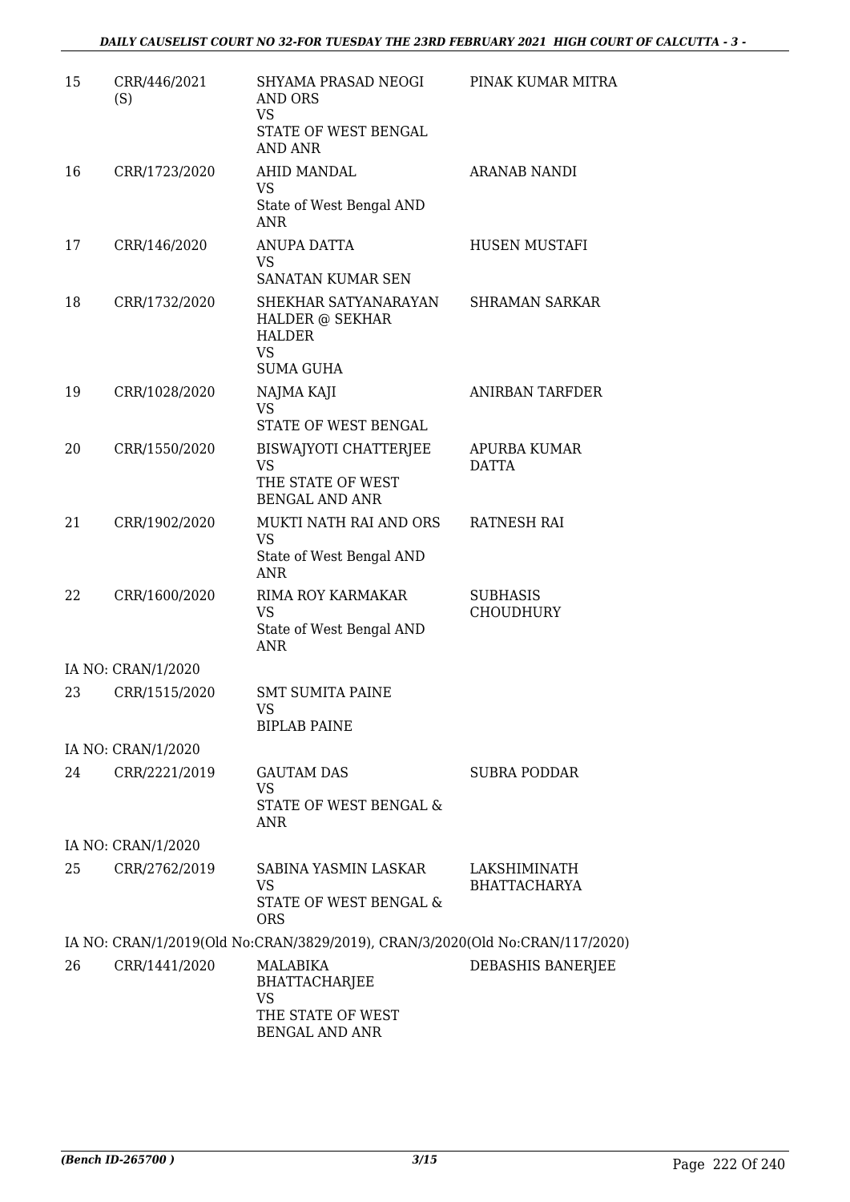| 15 | CRR/446/2021 (S) | SHYAMA PRASAD NEOGI AND ORS<br>VS<br>STATE OF WEST BENGAL AND ANR | PINAK KUMAR MITRA |
|---|---|---|---|
| 16 | CRR/1723/2020 | AHID MANDAL<br>VS<br>State of West Bengal AND ANR | ARANAB NANDI |
| 17 | CRR/146/2020 | ANUPA DATTA<br>VS<br>SANATAN KUMAR SEN | HUSEN MUSTAFI |
| 18 | CRR/1732/2020 | SHEKHAR SATYANARAYAN HALDER @ SEKHAR HALDER<br>VS<br>SUMA GUHA | SHRAMAN SARKAR |
| 19 | CRR/1028/2020 | NAJMA KAJI<br>VS<br>STATE OF WEST BENGAL | ANIRBAN TARFDER |
| 20 | CRR/1550/2020 | BISWAJYOTI CHATTERJEE<br>VS<br>THE STATE OF WEST BENGAL AND ANR | APURBA KUMAR DATTA |
| 21 | CRR/1902/2020 | MUKTI NATH RAI AND ORS<br>VS<br>State of West Bengal AND ANR | RATNESH RAI |
| 22 | CRR/1600/2020 | RIMA ROY KARMAKAR<br>VS<br>State of West Bengal AND ANR | SUBHASIS CHOUDHURY |
| | IA NO: CRAN/1/2020 | | |
| 23 | CRR/1515/2020 | SMT SUMITA PAINE<br>VS<br>BIPLAB PAINE | |
| | IA NO: CRAN/1/2020 | | |
| 24 | CRR/2221/2019 | GAUTAM DAS<br>VS<br>STATE OF WEST BENGAL & ANR | SUBRA PODDAR |
| | IA NO: CRAN/1/2020 | | |
| 25 | CRR/2762/2019 | SABINA YASMIN LASKAR<br>VS<br>STATE OF WEST BENGAL & ORS | LAKSHIMINATH BHATTACHARYA |
| | IA NO: CRAN/1/2019(Old No:CRAN/3829/2019), CRAN/3/2020(Old No:CRAN/117/2020) | | |
| 26 | CRR/1441/2020 | MALABIKA BHATTACHARJEE<br>VS<br>THE STATE OF WEST BENGAL AND ANR | DEBASHIS BANERJEE |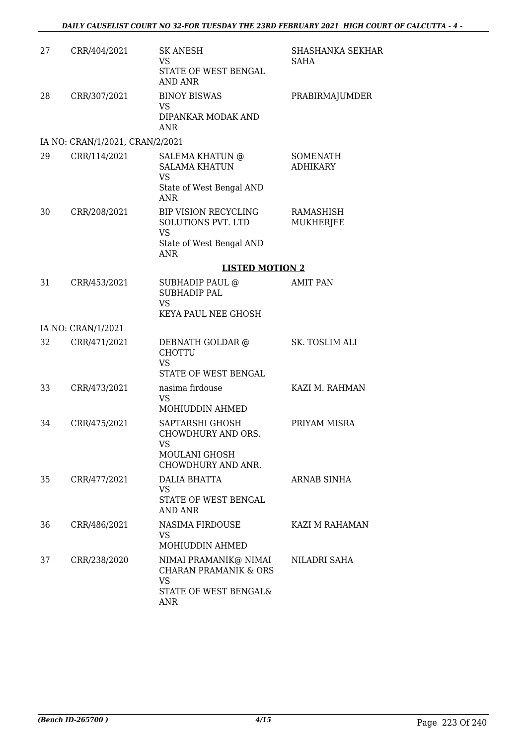| | | | |
|---|---|---|---|
| 27 | CRR/404/2021 | SK ANESH<br>VS<br>STATE OF WEST BENGAL AND ANR | SHASHANKA SEKHAR SAHA |
| 28 | CRR/307/2021 | BINOY BISWAS<br>VS<br>DIPANKAR MODAK AND ANR | PRABIRMAJUMDER |
| | IA NO: CRAN/1/2021, CRAN/2/2021 | | |
| 29 | CRR/114/2021 | SALEMA KHATUN @ SALAMA KHATUN<br>VS<br>State of West Bengal AND ANR | SOMENATH ADHIKARY |
| 30 | CRR/208/2021 | BIP VISION RECYCLING SOLUTIONS PVT. LTD<br>VS<br>State of West Bengal AND ANR | RAMASHISH MUKHERJEE |

**LISTED MOTION 2**

| | | | |
|---|---|---|---|
| 31 | CRR/453/2021 | SUBHADIP PAUL @ SUBHADIP PAL<br>VS<br>KEYA PAUL NEE GHOSH | AMIT PAN |
| | IA NO: CRAN/1/2021 | | |
| 32 | CRR/471/2021 | DEBNATH GOLDAR @ CHOTTU<br>VS<br>STATE OF WEST BENGAL | SK. TOSLIM ALI |
| 33 | CRR/473/2021 | nasima firdouse<br>VS<br>MOHIUDDIN AHMED | KAZI M. RAHMAN |
| 34 | CRR/475/2021 | SAPTARSHI GHOSH CHOWDHURY AND ORS.<br>VS<br>MOULANI GHOSH CHOWDHURY AND ANR. | PRIYAM MISRA |
| 35 | CRR/477/2021 | DALIA BHATTA<br>VS<br>STATE OF WEST BENGAL AND ANR | ARNAB SINHA |
| 36 | CRR/486/2021 | NASIMA FIRDOUSE<br>VS<br>MOHIUDDIN AHMED | KAZI M RAHAMAN |
| 37 | CRR/238/2020 | NIMAI PRAMANIK@ NIMAI CHARAN PRAMANIK & ORS<br>VS<br>STATE OF WEST BENGAL& ANR | NILADRI SAHA |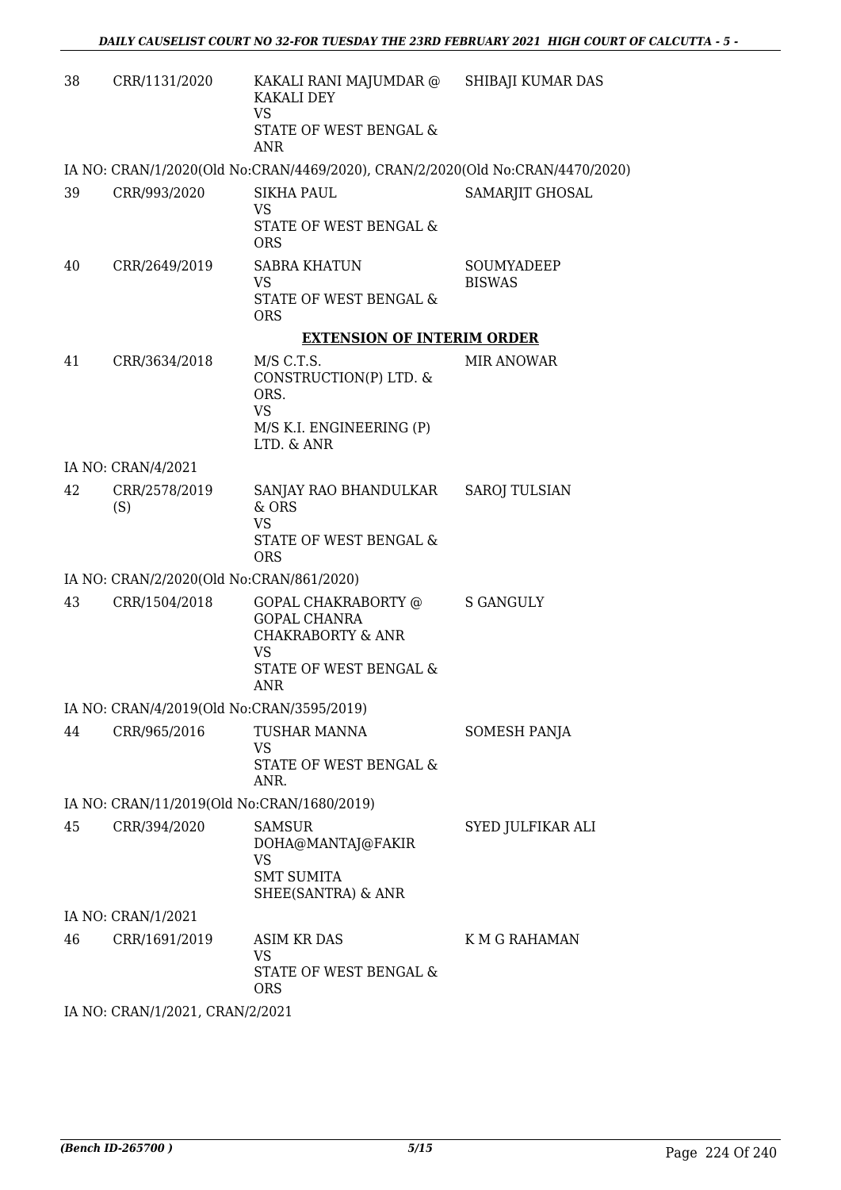| | | | |
|---|---|---|---|
| 38 | CRR/1131/2020 | KAKALI RANI MAJUMDAR @ KAKALI DEY<br>VS<br>STATE OF WEST BENGAL & ANR | SHIBAJI KUMAR DAS |
| | IA NO: CRAN/1/2020(Old No:CRAN/4469/2020), CRAN/2/2020(Old No:CRAN/4470/2020) | | |
| 39 | CRR/993/2020 | SIKHA PAUL<br>VS<br>STATE OF WEST BENGAL & ORS | SAMARJIT GHOSAL |
| 40 | CRR/2649/2019 | SABRA KHATUN<br>VS<br>STATE OF WEST BENGAL & ORS | SOUMYADEEP BISWAS |

**EXTENSION OF INTERIM ORDER**

| | | | |
|---|---|---|---|
| 41 | CRR/3634/2018 | M/S C.T.S. CONSTRUCTION(P) LTD. & ORS.<br>VS<br>M/S K.I. ENGINEERING (P) LTD. & ANR | MIR ANOWAR |
| | IA NO: CRAN/4/2021 | | |
| 42 | CRR/2578/2019 (S) | SANJAY RAO BHANDULKAR & ORS<br>VS<br>STATE OF WEST BENGAL & ORS | SAROJ TULSIAN |
| | IA NO: CRAN/2/2020(Old No:CRAN/861/2020) | | |
| 43 | CRR/1504/2018 | GOPAL CHAKRABORTY @ GOPAL CHANRA CHAKRABORTY & ANR<br>VS<br>STATE OF WEST BENGAL & ANR | S GANGULY |
| | IA NO: CRAN/4/2019(Old No:CRAN/3595/2019) | | |
| 44 | CRR/965/2016 | TUSHAR MANNA<br>VS<br>STATE OF WEST BENGAL & ANR. | SOMESH PANJA |
| | IA NO: CRAN/11/2019(Old No:CRAN/1680/2019) | | |
| 45 | CRR/394/2020 | SAMSUR DOHA@MANTAJ@FAKIR<br>VS<br>SMT SUMITA SHEE(SANTRA) & ANR | SYED JULFIKAR ALI |
| | IA NO: CRAN/1/2021 | | |
| 46 | CRR/1691/2019 | ASIM KR DAS<br>VS<br>STATE OF WEST BENGAL & ORS | K M G RAHAMAN |
| | IA NO: CRAN/1/2021, CRAN/2/2021 | | |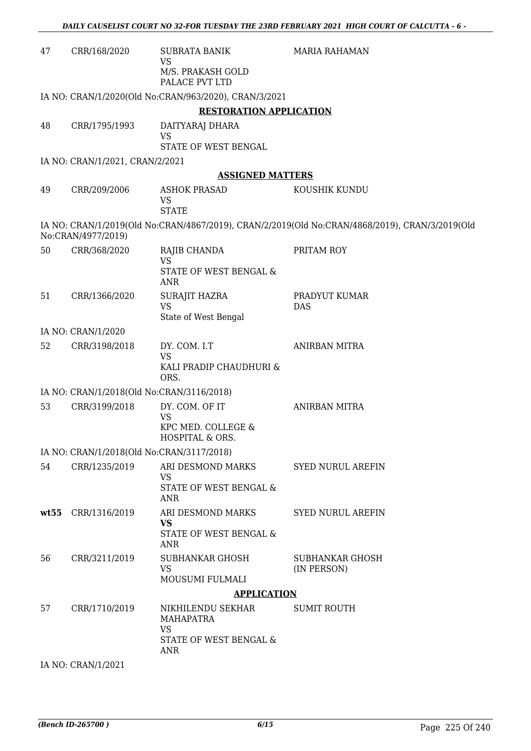| | | | |
|---|---|---|---|
| 47 | CRR/168/2020 | SUBRATA BANIK<br>VS<br>M/S. PRAKASH GOLD PALACE PVT LTD | MARIA RAHAMAN |

IA NO: CRAN/1/2020(Old No:CRAN/963/2020), CRAN/3/2021

### RESTORATION APPLICATION

| | | | |
|---|---|---|---|
| 48 | CRR/1795/1993 | DAITYARAJ DHARA<br>VS<br>STATE OF WEST BENGAL | |

IA NO: CRAN/1/2021, CRAN/2/2021

### ASSIGNED MATTERS

| | | | |
|---|---|---|---|
| 49 | CRR/209/2006 | ASHOK PRASAD<br>VS<br>STATE | KOUSHIK KUNDU |

IA NO: CRAN/1/2019(Old No:CRAN/4867/2019), CRAN/2/2019(Old No:CRAN/4868/2019), CRAN/3/2019(Old No:CRAN/4977/2019)

| | | | |
|---|---|---|---|
| 50 | CRR/368/2020 | RAJIB CHANDA<br>VS<br>STATE OF WEST BENGAL & ANR | PRITAM ROY |
| 51 | CRR/1366/2020 | SURAJIT HAZRA<br>VS<br>State of West Bengal | PRADYUT KUMAR DAS |

IA NO: CRAN/1/2020

| | | | |
|---|---|---|---|
| 52 | CRR/3198/2018 | DY. COM. I.T<br>VS<br>KALI PRADIP CHAUDHURI & ORS. | ANIRBAN MITRA |

IA NO: CRAN/1/2018(Old No:CRAN/3116/2018)

| | | | |
|---|---|---|---|
| 53 | CRR/3199/2018 | DY. COM. OF IT<br>VS<br>KPC MED. COLLEGE & HOSPITAL & ORS. | ANIRBAN MITRA |

IA NO: CRAN/1/2018(Old No:CRAN/3117/2018)

| | | | |
|---|---|---|---|
| 54 | CRR/1235/2019 | ARI DESMOND MARKS<br>VS<br>STATE OF WEST BENGAL & ANR | SYED NURUL AREFIN |
| **wt55** | CRR/1316/2019 | ARI DESMOND MARKS<br>**VS**<br>STATE OF WEST BENGAL & ANR | SYED NURUL AREFIN |
| 56 | CRR/3211/2019 | SUBHANKAR GHOSH<br>VS<br>MOUSUMI FULMALI | SUBHANKAR GHOSH (IN PERSON) |

### APPLICATION

| | | | |
|---|---|---|---|
| 57 | CRR/1710/2019 | NIKHILENDU SEKHAR MAHAPATRA<br>VS<br>STATE OF WEST BENGAL & ANR | SUMIT ROUTH |

IA NO: CRAN/1/2021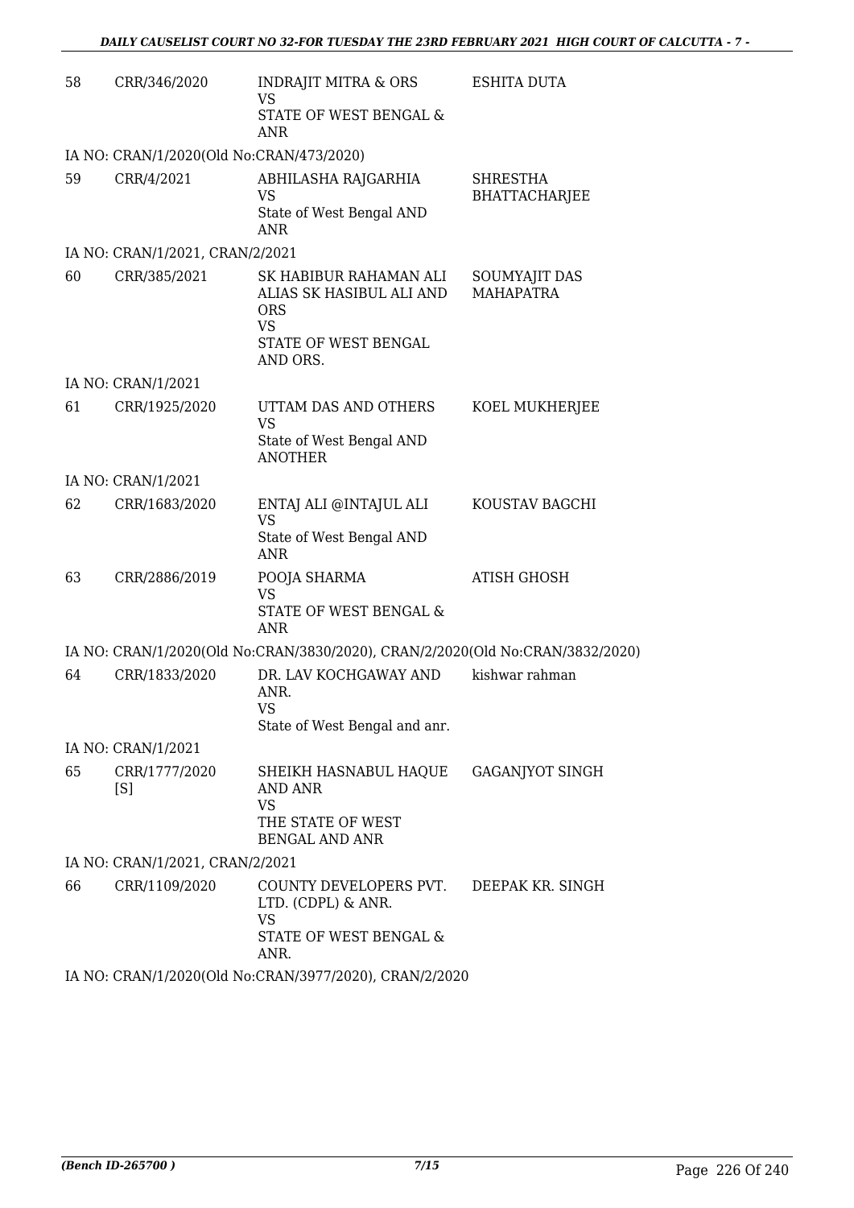| | | | |
|---|---|---|---|
| 58 | CRR/346/2020 | INDRAJIT MITRA & ORS<br>VS<br>STATE OF WEST BENGAL & ANR | ESHITA DUTA |
| IA NO: CRAN/1/2020(Old No:CRAN/473/2020) | | | |
| 59 | CRR/4/2021 | ABHILASHA RAJGARHIA<br>VS<br>State of West Bengal AND ANR | SHRESTHA BHATTACHARJEE |
| IA NO: CRAN/1/2021, CRAN/2/2021 | | | |
| 60 | CRR/385/2021 | SK HABIBUR RAHAMAN ALI ALIAS SK HASIBUL ALI AND ORS<br>VS<br>STATE OF WEST BENGAL AND ORS. | SOUMYAJIT DAS MAHAPATRA |
| IA NO: CRAN/1/2021 | | | |
| 61 | CRR/1925/2020 | UTTAM DAS AND OTHERS<br>VS<br>State of West Bengal AND ANOTHER | KOEL MUKHERJEE |
| IA NO: CRAN/1/2021 | | | |
| 62 | CRR/1683/2020 | ENTAJ ALI @INTAJUL ALI<br>VS<br>State of West Bengal AND ANR | KOUSTAV BAGCHI |
| 63 | CRR/2886/2019 | POOJA SHARMA<br>VS<br>STATE OF WEST BENGAL & ANR | ATISH GHOSH |
| IA NO: CRAN/1/2020(Old No:CRAN/3830/2020), CRAN/2/2020(Old No:CRAN/3832/2020) | | | |
| 64 | CRR/1833/2020 | DR. LAV KOCHGAWAY AND ANR.<br>VS<br>State of West Bengal and anr. | kishwar rahman |
| IA NO: CRAN/1/2021 | | | |
| 65 | CRR/1777/2020 [S] | SHEIKH HASNABUL HAQUE AND ANR<br>VS<br>THE STATE OF WEST BENGAL AND ANR | GAGANJYOT SINGH |
| IA NO: CRAN/1/2021, CRAN/2/2021 | | | |
| 66 | CRR/1109/2020 | COUNTY DEVELOPERS PVT. LTD. (CDPL) & ANR.<br>VS<br>STATE OF WEST BENGAL & ANR. | DEEPAK KR. SINGH |
| IA NO: CRAN/1/2020(Old No:CRAN/3977/2020), CRAN/2/2020 | | | |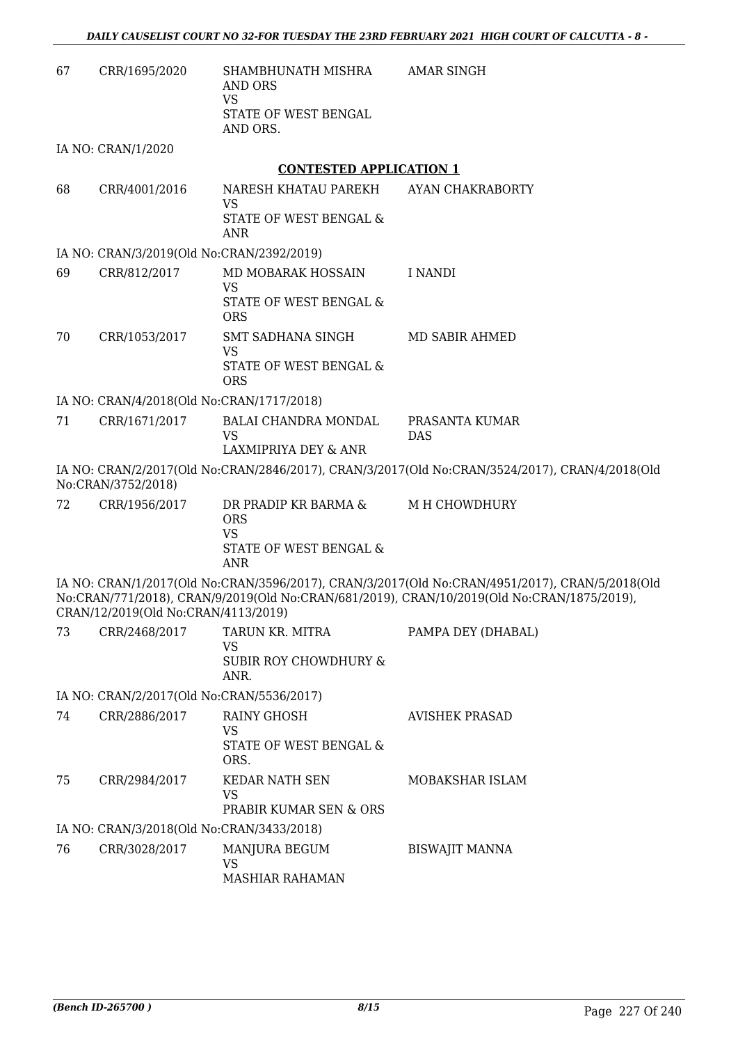| | | | |
|---|---|---|---|
| 67 | CRR/1695/2020 | SHAMBHUNATH MISHRA AND ORS<br>VS<br>STATE OF WEST BENGAL AND ORS. | AMAR SINGH |

IA NO: CRAN/1/2020

**CONTESTED APPLICATION 1**

| | | | |
|---|---|---|---|
| 68 | CRR/4001/2016 | NARESH KHATAU PAREKH<br>VS<br>STATE OF WEST BENGAL & ANR | AYAN CHAKRABORTY |

IA NO: CRAN/3/2019(Old No:CRAN/2392/2019)

| | | | |
|---|---|---|---|
| 69 | CRR/812/2017 | MD MOBARAK HOSSAIN<br>VS<br>STATE OF WEST BENGAL & ORS | I NANDI |
| 70 | CRR/1053/2017 | SMT SADHANA SINGH<br>VS<br>STATE OF WEST BENGAL & ORS | MD SABIR AHMED |

IA NO: CRAN/4/2018(Old No:CRAN/1717/2018)

| | | | |
|---|---|---|---|
| 71 | CRR/1671/2017 | BALAI CHANDRA MONDAL<br>VS<br>LAXMIPRIYA DEY & ANR | PRASANTA KUMAR DAS |

IA NO: CRAN/2/2017(Old No:CRAN/2846/2017), CRAN/3/2017(Old No:CRAN/3524/2017), CRAN/4/2018(Old No:CRAN/3752/2018)

| | | | |
|---|---|---|---|
| 72 | CRR/1956/2017 | DR PRADIP KR BARMA & ORS<br>VS<br>STATE OF WEST BENGAL & ANR | M H CHOWDHURY |

IA NO: CRAN/1/2017(Old No:CRAN/3596/2017), CRAN/3/2017(Old No:CRAN/4951/2017), CRAN/5/2018(Old No:CRAN/771/2018), CRAN/9/2019(Old No:CRAN/681/2019), CRAN/10/2019(Old No:CRAN/1875/2019), CRAN/12/2019(Old No:CRAN/4113/2019)

| | | | |
|---|---|---|---|
| 73 | CRR/2468/2017 | TARUN KR. MITRA<br>VS<br>SUBIR ROY CHOWDHURY & ANR. | PAMPA DEY (DHABAL) |

IA NO: CRAN/2/2017(Old No:CRAN/5536/2017)

| | | | |
|---|---|---|---|
| 74 | CRR/2886/2017 | RAINY GHOSH<br>VS<br>STATE OF WEST BENGAL & ORS. | AVISHEK PRASAD |
| 75 | CRR/2984/2017 | KEDAR NATH SEN<br>VS<br>PRABIR KUMAR SEN & ORS | MOBAKSHAR ISLAM |

IA NO: CRAN/3/2018(Old No:CRAN/3433/2018)

| | | | |
|---|---|---|---|
| 76 | CRR/3028/2017 | MANJURA BEGUM<br>VS<br>MASHIAR RAHAMAN | BISWAJIT MANNA |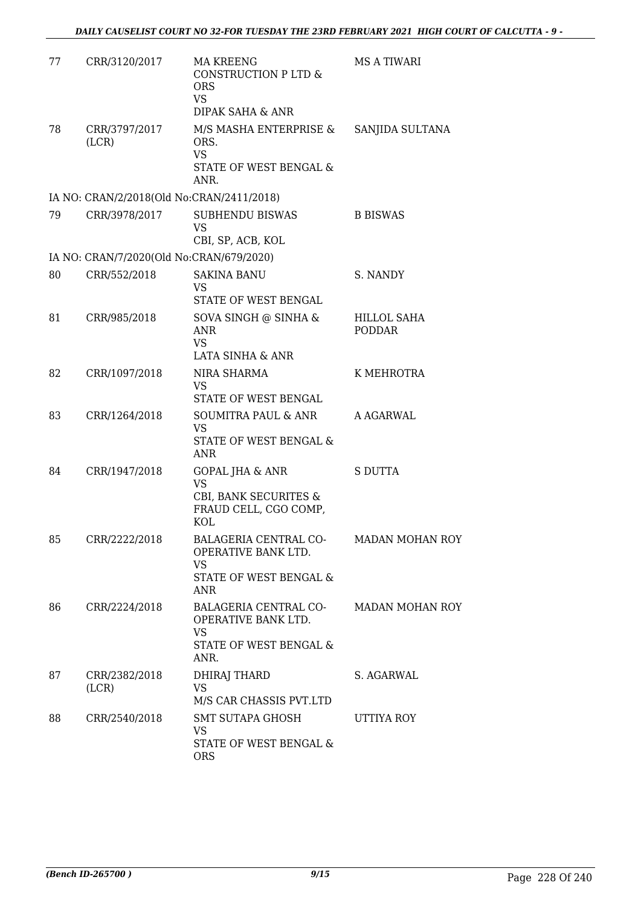| | | | |
|---|---|---|---|
| 77 | CRR/3120/2017 | MA KREENG CONSTRUCTION P LTD & ORS<br>VS<br>DIPAK SAHA & ANR | MS A TIWARI |
| 78 | CRR/3797/2017 (LCR) | M/S MASHA ENTERPRISE & ORS.<br>VS<br>STATE OF WEST BENGAL & ANR. | SANJIDA SULTANA |

IA NO: CRAN/2/2018(Old No:CRAN/2411/2018)

| | | | |
|---|---|---|---|
| 79 | CRR/3978/2017 | SUBHENDU BISWAS<br>VS<br>CBI, SP, ACB, KOL | B BISWAS |

IA NO: CRAN/7/2020(Old No:CRAN/679/2020)

| | | | |
|---|---|---|---|
| 80 | CRR/552/2018 | SAKINA BANU<br>VS<br>STATE OF WEST BENGAL | S. NANDY |
| 81 | CRR/985/2018 | SOVA SINGH @ SINHA & ANR<br>VS<br>LATA SINHA & ANR | HILLOL SAHA PODDAR |
| 82 | CRR/1097/2018 | NIRA SHARMA<br>VS<br>STATE OF WEST BENGAL | K MEHROTRA |
| 83 | CRR/1264/2018 | SOUMITRA PAUL & ANR<br>VS<br>STATE OF WEST BENGAL & ANR | A AGARWAL |
| 84 | CRR/1947/2018 | GOPAL JHA & ANR<br>VS<br>CBI, BANK SECURITES & FRAUD CELL, CGO COMP, KOL | S DUTTA |
| 85 | CRR/2222/2018 | BALAGERIA CENTRAL CO-OPERATIVE BANK LTD.<br>VS<br>STATE OF WEST BENGAL & ANR | MADAN MOHAN ROY |
| 86 | CRR/2224/2018 | BALAGERIA CENTRAL CO-OPERATIVE BANK LTD.<br>VS<br>STATE OF WEST BENGAL & ANR. | MADAN MOHAN ROY |
| 87 | CRR/2382/2018 (LCR) | DHIRAJ THARD<br>VS<br>M/S CAR CHASSIS PVT.LTD | S. AGARWAL |
| 88 | CRR/2540/2018 | SMT SUTAPA GHOSH<br>VS<br>STATE OF WEST BENGAL & ORS | UTTIYA ROY |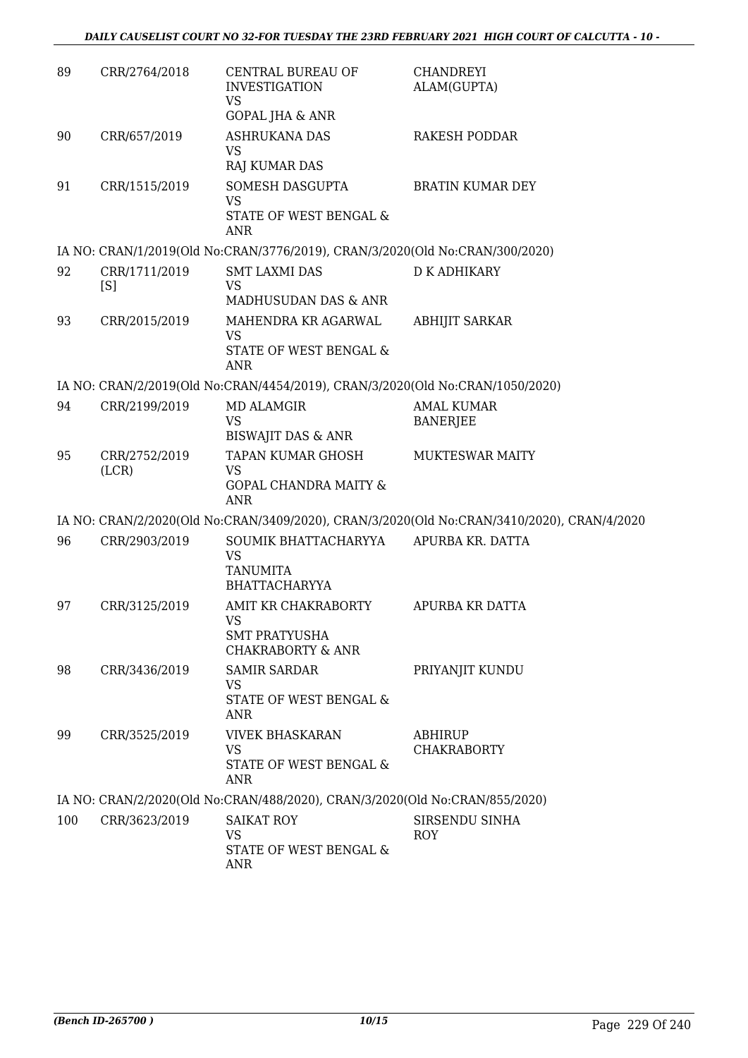| 89 | CRR/2764/2018 | CENTRAL BUREAU OF INVESTIGATION<br>VS<br>GOPAL JHA & ANR | CHANDREYI ALAM(GUPTA) |
|---|---|---|---|
| 90 | CRR/657/2019 | ASHRUKANA DAS<br>VS<br>RAJ KUMAR DAS | RAKESH PODDAR |
| 91 | CRR/1515/2019 | SOMESH DASGUPTA<br>VS<br>STATE OF WEST BENGAL & ANR | BRATIN KUMAR DEY |
| | IA NO: CRAN/1/2019(Old No:CRAN/3776/2019), CRAN/3/2020(Old No:CRAN/300/2020) | | |
| 92 | CRR/1711/2019 [S] | SMT LAXMI DAS<br>VS<br>MADHUSUDAN DAS & ANR | D K ADHIKARY |
| 93 | CRR/2015/2019 | MAHENDRA KR AGARWAL<br>VS<br>STATE OF WEST BENGAL & ANR | ABHIJIT SARKAR |
| | IA NO: CRAN/2/2019(Old No:CRAN/4454/2019), CRAN/3/2020(Old No:CRAN/1050/2020) | | |
| 94 | CRR/2199/2019 | MD ALAMGIR<br>VS<br>BISWAJIT DAS & ANR | AMAL KUMAR BANERJEE |
| 95 | CRR/2752/2019 (LCR) | TAPAN KUMAR GHOSH<br>VS<br>GOPAL CHANDRA MAITY & ANR | MUKTESWAR MAITY |
| | IA NO: CRAN/2/2020(Old No:CRAN/3409/2020), CRAN/3/2020(Old No:CRAN/3410/2020), CRAN/4/2020 | | |
| 96 | CRR/2903/2019 | SOUMIK BHATTACHARYYA<br>VS<br>TANUMITA BHATTACHARYYA | APURBA KR. DATTA |
| 97 | CRR/3125/2019 | AMIT KR CHAKRABORTY<br>VS<br>SMT PRATYUSHA CHAKRABORTY & ANR | APURBA KR DATTA |
| 98 | CRR/3436/2019 | SAMIR SARDAR<br>VS<br>STATE OF WEST BENGAL & ANR | PRIYANJIT KUNDU |
| 99 | CRR/3525/2019 | VIVEK BHASKARAN<br>VS<br>STATE OF WEST BENGAL & ANR | ABHIRUP CHAKRABORTY |
| | IA NO: CRAN/2/2020(Old No:CRAN/488/2020), CRAN/3/2020(Old No:CRAN/855/2020) | | |
| 100 | CRR/3623/2019 | SAIKAT ROY<br>VS<br>STATE OF WEST BENGAL & ANR | SIRSENDU SINHA ROY |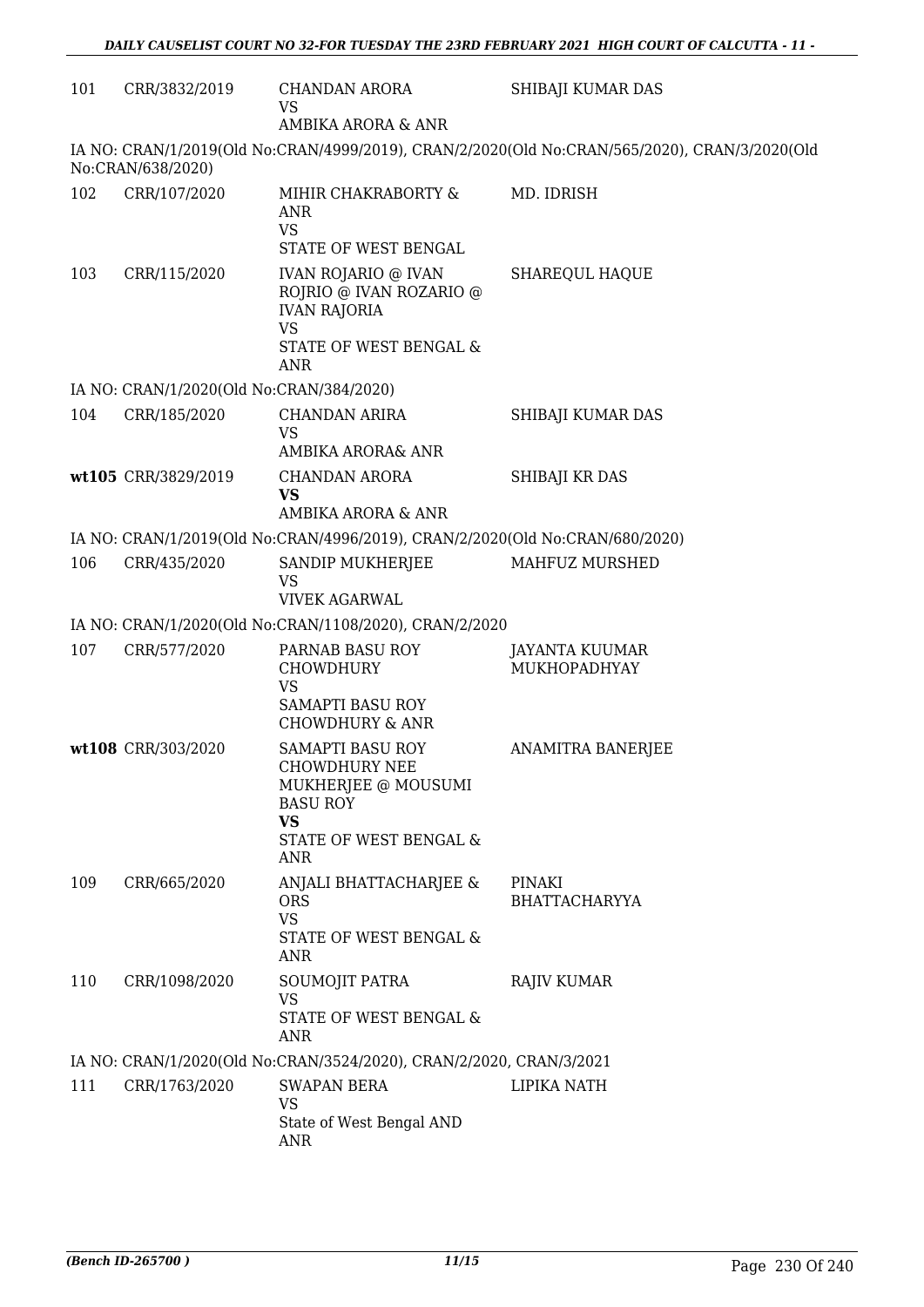| | | | |
|---|---|---|---|
| 101 | CRR/3832/2019 | CHANDAN ARORA<br>VS<br>AMBIKA ARORA & ANR | SHIBAJI KUMAR DAS |

IA NO: CRAN/1/2019(Old No:CRAN/4999/2019), CRAN/2/2020(Old No:CRAN/565/2020), CRAN/3/2020(Old No:CRAN/638/2020)

| | | | |
|---|---|---|---|
| 102 | CRR/107/2020 | MIHIR CHAKRABORTY & ANR<br>VS<br>STATE OF WEST BENGAL | MD. IDRISH |
| 103 | CRR/115/2020 | IVAN ROJARIO @ IVAN ROJRIO @ IVAN ROZARIO @ IVAN RAJORIA<br>VS<br>STATE OF WEST BENGAL & ANR | SHAREQUL HAQUE |

IA NO: CRAN/1/2020(Old No:CRAN/384/2020)

| | | | |
|---|---|---|---|
| 104 | CRR/185/2020 | CHANDAN ARIRA<br>VS<br>AMBIKA ARORA& ANR | SHIBAJI KUMAR DAS |
| **wt105** | CRR/3829/2019 | CHANDAN ARORA<br>**VS**<br>AMBIKA ARORA & ANR | SHIBAJI KR DAS |

IA NO: CRAN/1/2019(Old No:CRAN/4996/2019), CRAN/2/2020(Old No:CRAN/680/2020)

| | | | |
|---|---|---|---|
| 106 | CRR/435/2020 | SANDIP MUKHERJEE<br>VS<br>VIVEK AGARWAL | MAHFUZ MURSHED |

IA NO: CRAN/1/2020(Old No:CRAN/1108/2020), CRAN/2/2020

| | | | |
|---|---|---|---|
| 107 | CRR/577/2020 | PARNAB BASU ROY CHOWDHURY<br>VS<br>SAMAPTI BASU ROY CHOWDHURY & ANR | JAYANTA KUUMAR MUKHOPADHYAY |
| **wt108** | CRR/303/2020 | SAMAPTI BASU ROY CHOWDHURY NEE MUKHERJEE @ MOUSUMI BASU ROY<br>**VS**<br>STATE OF WEST BENGAL & ANR | ANAMITRA BANERJEE |
| 109 | CRR/665/2020 | ANJALI BHATTACHARJEE & ORS<br>VS<br>STATE OF WEST BENGAL & ANR | PINAKI BHATTACHARYYA |
| 110 | CRR/1098/2020 | SOUMOJIT PATRA<br>VS<br>STATE OF WEST BENGAL & ANR | RAJIV KUMAR |

IA NO: CRAN/1/2020(Old No:CRAN/3524/2020), CRAN/2/2020, CRAN/3/2021

| | | | |
|---|---|---|---|
| 111 | CRR/1763/2020 | SWAPAN BERA<br>VS<br>State of West Bengal AND ANR | LIPIKA NATH |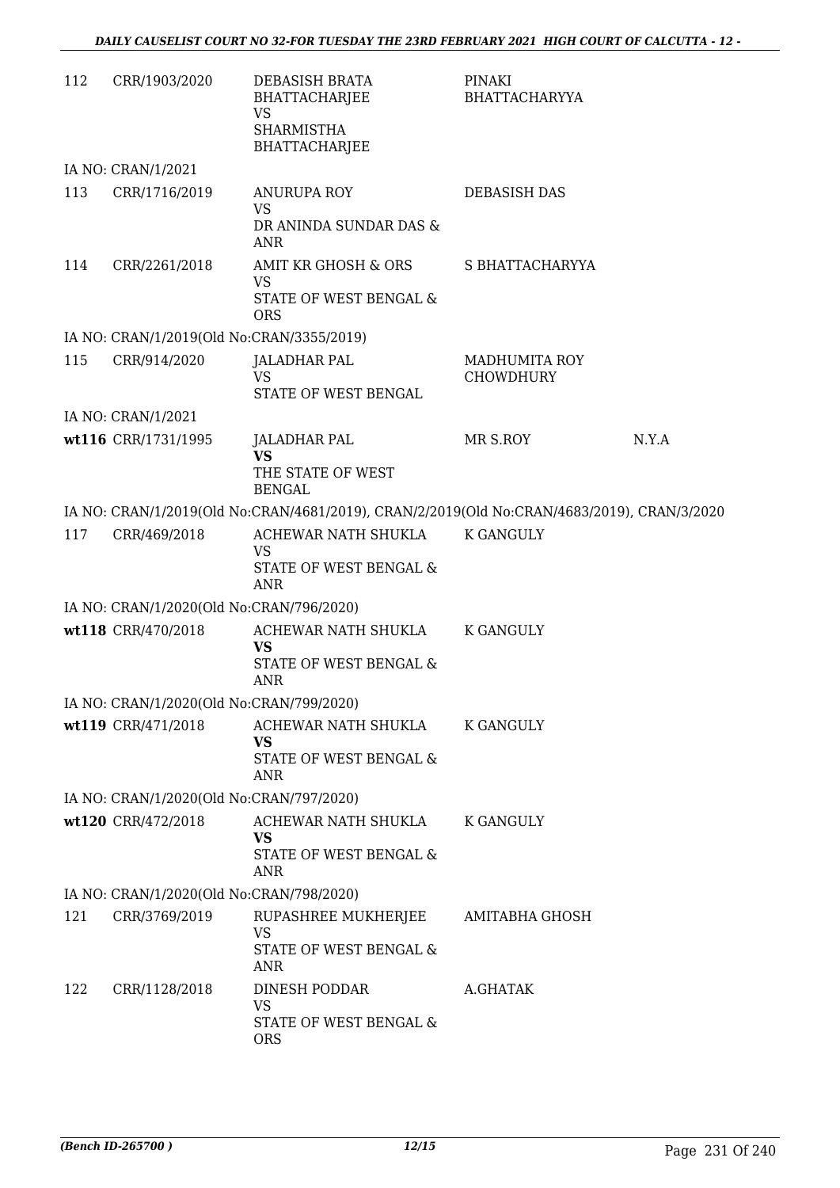| | | | | |
|---|---|---|---|---|
| 112 | CRR/1903/2020 | DEBASISH BRATA BHATTACHARJEE VS SHARMISTHA BHATTACHARJEE | PINAKI BHATTACHARYYA | |
| IA NO: CRAN/1/2021 | | | | |
| 113 | CRR/1716/2019 | ANURUPA ROY VS DR ANINDA SUNDAR DAS & ANR | DEBASISH DAS | |
| 114 | CRR/2261/2018 | AMIT KR GHOSH & ORS VS STATE OF WEST BENGAL & ORS | S BHATTACHARYYA | |
| IA NO: CRAN/1/2019(Old No:CRAN/3355/2019) | | | | |
| 115 | CRR/914/2020 | JALADHAR PAL VS STATE OF WEST BENGAL | MADHUMITA ROY CHOWDHURY | |
| IA NO: CRAN/1/2021 | | | | |
| wt116 | CRR/1731/1995 | JALADHAR PAL **VS** THE STATE OF WEST BENGAL | MR S.ROY | N.Y.A |
| IA NO: CRAN/1/2019(Old No:CRAN/4681/2019), CRAN/2/2019(Old No:CRAN/4683/2019), CRAN/3/2020 | | | | |
| 117 | CRR/469/2018 | ACHEWAR NATH SHUKLA VS STATE OF WEST BENGAL & ANR | K GANGULY | |
| IA NO: CRAN/1/2020(Old No:CRAN/796/2020) | | | | |
| wt118 | CRR/470/2018 | ACHEWAR NATH SHUKLA **VS** STATE OF WEST BENGAL & ANR | K GANGULY | |
| IA NO: CRAN/1/2020(Old No:CRAN/799/2020) | | | | |
| wt119 | CRR/471/2018 | ACHEWAR NATH SHUKLA **VS** STATE OF WEST BENGAL & ANR | K GANGULY | |
| IA NO: CRAN/1/2020(Old No:CRAN/797/2020) | | | | |
| wt120 | CRR/472/2018 | ACHEWAR NATH SHUKLA **VS** STATE OF WEST BENGAL & ANR | K GANGULY | |
| IA NO: CRAN/1/2020(Old No:CRAN/798/2020) | | | | |
| 121 | CRR/3769/2019 | RUPASHREE MUKHERJEE VS STATE OF WEST BENGAL & ANR | AMITABHA GHOSH | |
| 122 | CRR/1128/2018 | DINESH PODDAR VS STATE OF WEST BENGAL & ORS | A.GHATAK | |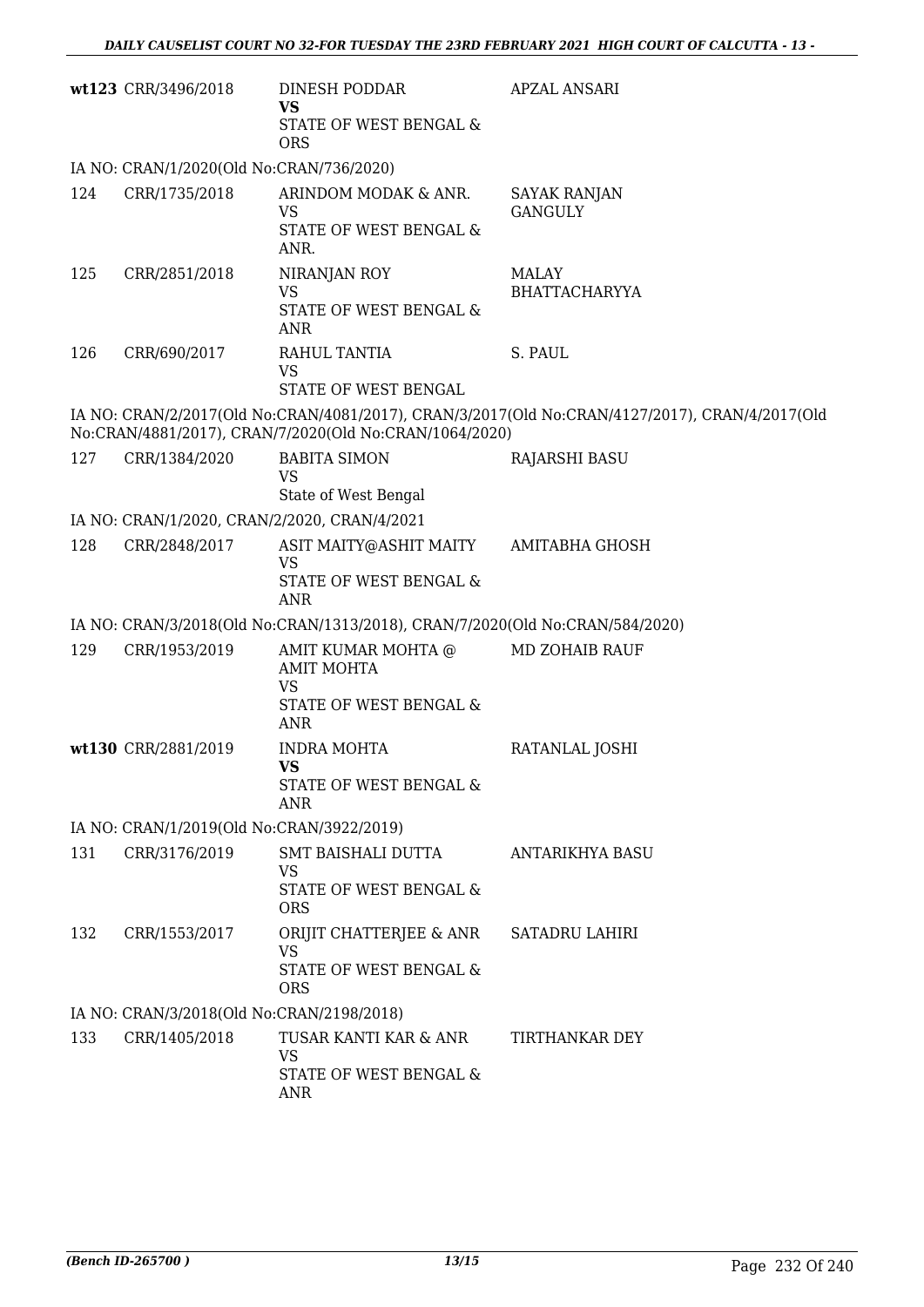| | | | |
|---|---|---|---|
| **wt123** | CRR/3496/2018 | DINESH PODDAR<br>**VS**<br>STATE OF WEST BENGAL & ORS | APZAL ANSARI |

IA NO: CRAN/1/2020(Old No:CRAN/736/2020)

| | | | |
|---|---|---|---|
| 124 | CRR/1735/2018 | ARINDOM MODAK & ANR.<br>VS<br>STATE OF WEST BENGAL & ANR. | SAYAK RANJAN GANGULY |
| 125 | CRR/2851/2018 | NIRANJAN ROY<br>VS<br>STATE OF WEST BENGAL & ANR | MALAY BHATTACHARYYA |
| 126 | CRR/690/2017 | RAHUL TANTIA<br>VS<br>STATE OF WEST BENGAL | S. PAUL |

IA NO: CRAN/2/2017(Old No:CRAN/4081/2017), CRAN/3/2017(Old No:CRAN/4127/2017), CRAN/4/2017(Old No:CRAN/4881/2017), CRAN/7/2020(Old No:CRAN/1064/2020)

| | | | |
|---|---|---|---|
| 127 | CRR/1384/2020 | BABITA SIMON<br>VS<br>State of West Bengal | RAJARSHI BASU |

IA NO: CRAN/1/2020, CRAN/2/2020, CRAN/4/2021

| | | | |
|---|---|---|---|
| 128 | CRR/2848/2017 | ASIT MAITY@ASHIT MAITY<br>VS<br>STATE OF WEST BENGAL & ANR | AMITABHA GHOSH |

IA NO: CRAN/3/2018(Old No:CRAN/1313/2018), CRAN/7/2020(Old No:CRAN/584/2020)

| | | | |
|---|---|---|---|
| 129 | CRR/1953/2019 | AMIT KUMAR MOHTA @ AMIT MOHTA<br>VS<br>STATE OF WEST BENGAL & ANR | MD ZOHAIB RAUF |
| **wt130** | CRR/2881/2019 | INDRA MOHTA<br>**VS**<br>STATE OF WEST BENGAL & ANR | RATANLAL JOSHI |

IA NO: CRAN/1/2019(Old No:CRAN/3922/2019)

| | | | |
|---|---|---|---|
| 131 | CRR/3176/2019 | SMT BAISHALI DUTTA<br>VS<br>STATE OF WEST BENGAL & ORS | ANTARIKHYA BASU |
| 132 | CRR/1553/2017 | ORIJIT CHATTERJEE & ANR<br>VS<br>STATE OF WEST BENGAL & ORS | SATADRU LAHIRI |

IA NO: CRAN/3/2018(Old No:CRAN/2198/2018)

| | | | |
|---|---|---|---|
| 133 | CRR/1405/2018 | TUSAR KANTI KAR & ANR<br>VS<br>STATE OF WEST BENGAL & ANR | TIRTHANKAR DEY |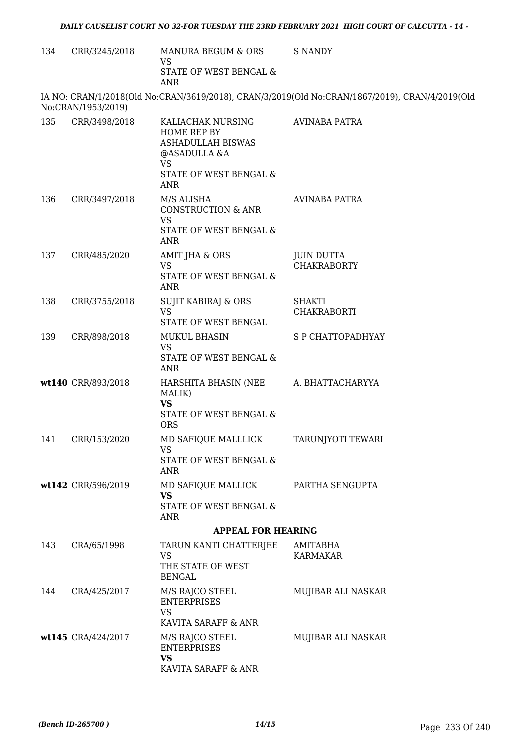| 134 | CRR/3245/2018 | MANURA BEGUM & ORS<br>VS<br>STATE OF WEST BENGAL & ANR | S NANDY |
|---|---|---|---|

IA NO: CRAN/1/2018(Old No:CRAN/3619/2018), CRAN/3/2019(Old No:CRAN/1867/2019), CRAN/4/2019(Old No:CRAN/1953/2019)

| | | | |
|---|---|---|---|
| 135 | CRR/3498/2018 | KALIACHAK NURSING HOME REP BY ASHADULLAH BISWAS @ASADULLA &A<br>VS<br>STATE OF WEST BENGAL & ANR | AVINABA PATRA |
| 136 | CRR/3497/2018 | M/S ALISHA CONSTRUCTION & ANR<br>VS<br>STATE OF WEST BENGAL & ANR | AVINABA PATRA |
| 137 | CRR/485/2020 | AMIT JHA & ORS<br>VS<br>STATE OF WEST BENGAL & ANR | JUIN DUTTA CHAKRABORTY |
| 138 | CRR/3755/2018 | SUJIT KABIRAJ & ORS<br>VS<br>STATE OF WEST BENGAL | SHAKTI CHAKRABORTI |
| 139 | CRR/898/2018 | MUKUL BHASIN<br>VS<br>STATE OF WEST BENGAL & ANR | S P CHATTOPADHYAY |
| **wt140** | CRR/893/2018 | HARSHITA BHASIN (NEE MALIK)<br>**VS**<br>STATE OF WEST BENGAL & ORS | A. BHATTACHARYYA |
| 141 | CRR/153/2020 | MD SAFIQUE MALLLICK<br>VS<br>STATE OF WEST BENGAL & ANR | TARUNJYOTI TEWARI |
| **wt142** | CRR/596/2019 | MD SAFIQUE MALLICK<br>**VS**<br>STATE OF WEST BENGAL & ANR | PARTHA SENGUPTA |

**APPEAL FOR HEARING**

| | | | |
|---|---|---|---|
| 143 | CRA/65/1998 | TARUN KANTI CHATTERJEE<br>VS<br>THE STATE OF WEST BENGAL | AMITABHA KARMAKAR |
| 144 | CRA/425/2017 | M/S RAJCO STEEL ENTERPRISES<br>VS<br>KAVITA SARAFF & ANR | MUJIBAR ALI NASKAR |
| **wt145** | CRA/424/2017 | M/S RAJCO STEEL ENTERPRISES<br>**VS**<br>KAVITA SARAFF & ANR | MUJIBAR ALI NASKAR |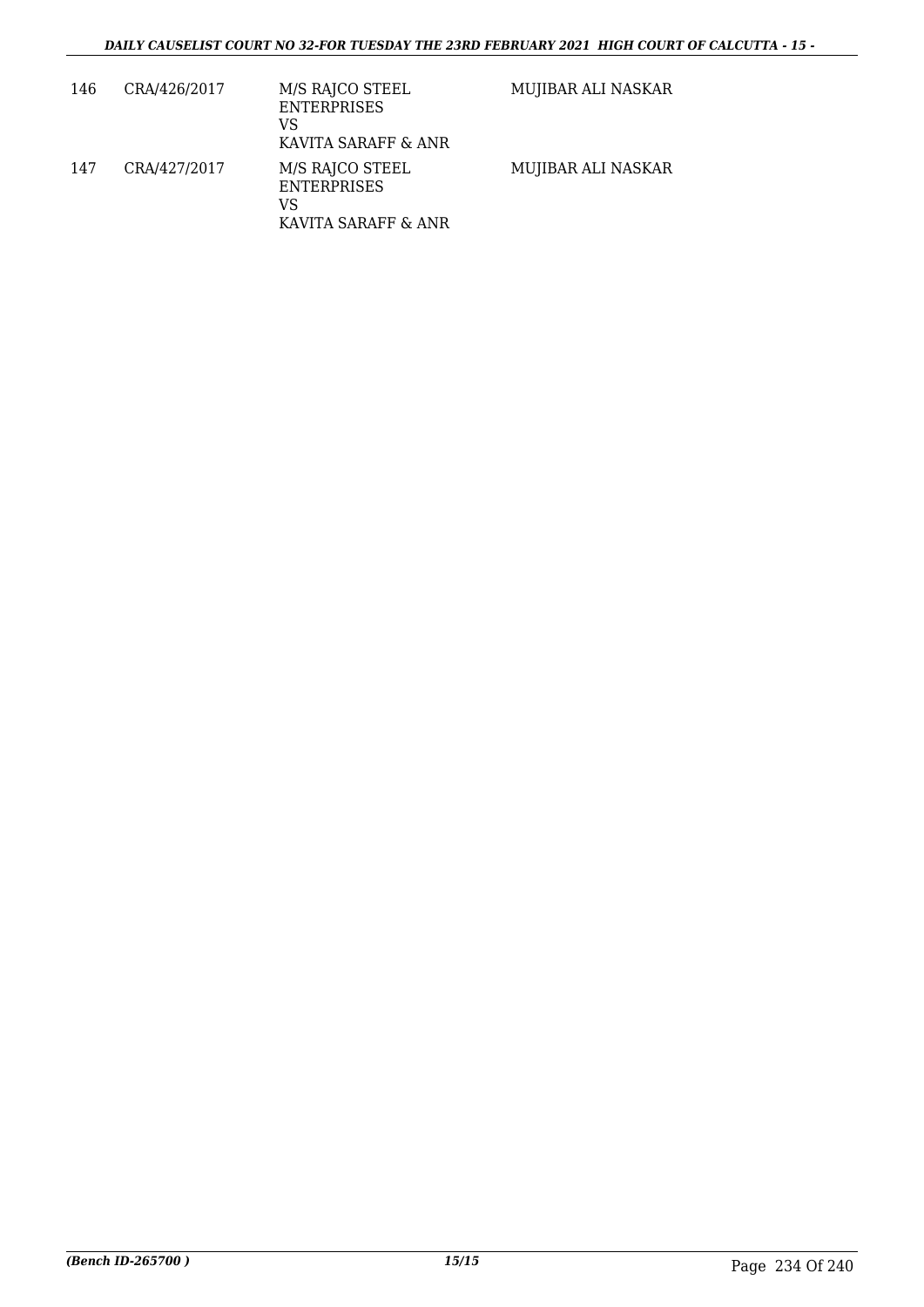| 146 | CRA/426/2017 | M/S RAJCO STEEL ENTERPRISES<br>VS<br>KAVITA SARAFF & ANR | MUJIBAR ALI NASKAR |
|---|---|---|---|
| 147 | CRA/427/2017 | M/S RAJCO STEEL ENTERPRISES<br>VS<br>KAVITA SARAFF & ANR | MUJIBAR ALI NASKAR |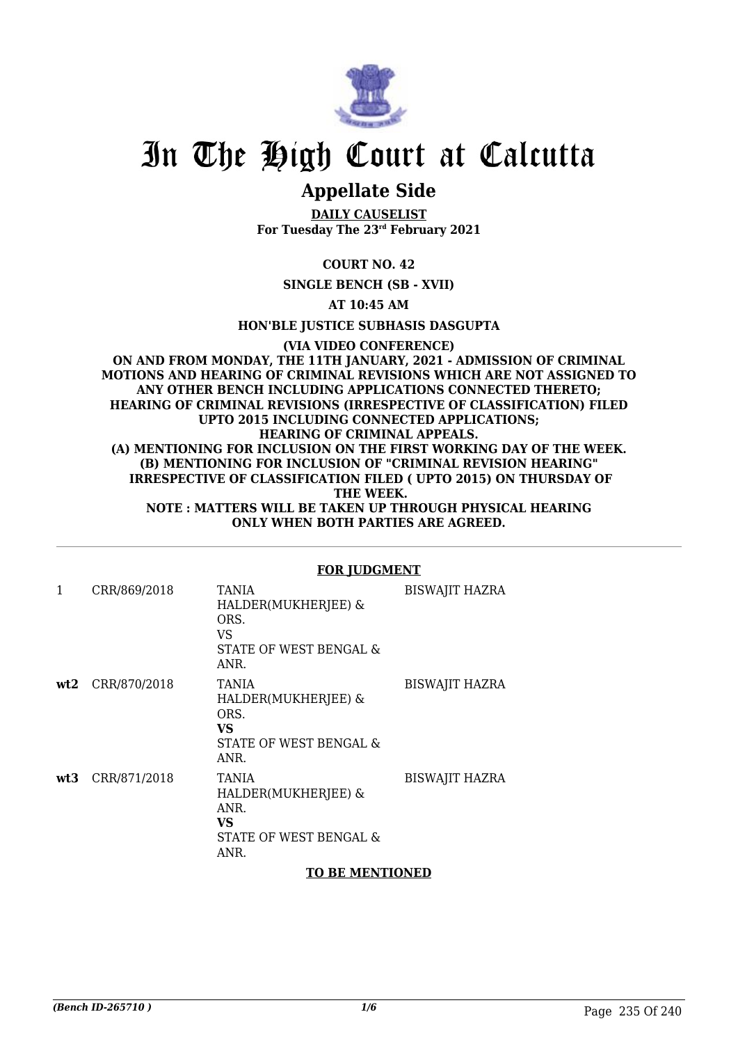# In The High Court at Calcutta

## Appellate Side

**DAILY CAUSELIST**
**For Tuesday The 23rd February 2021**

**COURT NO. 42**

**SINGLE BENCH (SB - XVII)**

**AT 10:45 AM**

**HON'BLE JUSTICE SUBHASIS DASGUPTA**

**(VIA VIDEO CONFERENCE)**
**ON AND FROM MONDAY, THE 11TH JANUARY, 2021 - ADMISSION OF CRIMINAL MOTIONS AND HEARING OF CRIMINAL REVISIONS WHICH ARE NOT ASSIGNED TO ANY OTHER BENCH INCLUDING APPLICATIONS CONNECTED THERETO; HEARING OF CRIMINAL REVISIONS (IRRESPECTIVE OF CLASSIFICATION) FILED UPTO 2015 INCLUDING CONNECTED APPLICATIONS; HEARING OF CRIMINAL APPEALS.**
**(A) MENTIONING FOR INCLUSION ON THE FIRST WORKING DAY OF THE WEEK.**
**(B) MENTIONING FOR INCLUSION OF "CRIMINAL REVISION HEARING" IRRESPECTIVE OF CLASSIFICATION FILED ( UPTO 2015) ON THURSDAY OF THE WEEK.**
**NOTE : MATTERS WILL BE TAKEN UP THROUGH PHYSICAL HEARING ONLY WHEN BOTH PARTIES ARE AGREED.**

**FOR JUDGMENT**

| | | | |
|---|---|---|---|
| 1 | CRR/869/2018 | TANIA HALDER(MUKHERJEE) & ORS.<br>VS<br>STATE OF WEST BENGAL & ANR. | BISWAJIT HAZRA |
| **wt2** | CRR/870/2018 | TANIA HALDER(MUKHERJEE) & ORS.<br>**VS**<br>STATE OF WEST BENGAL & ANR. | BISWAJIT HAZRA |
| **wt3** | CRR/871/2018 | TANIA HALDER(MUKHERJEE) & ANR.<br>**VS**<br>STATE OF WEST BENGAL & ANR. | BISWAJIT HAZRA |

**TO BE MENTIONED**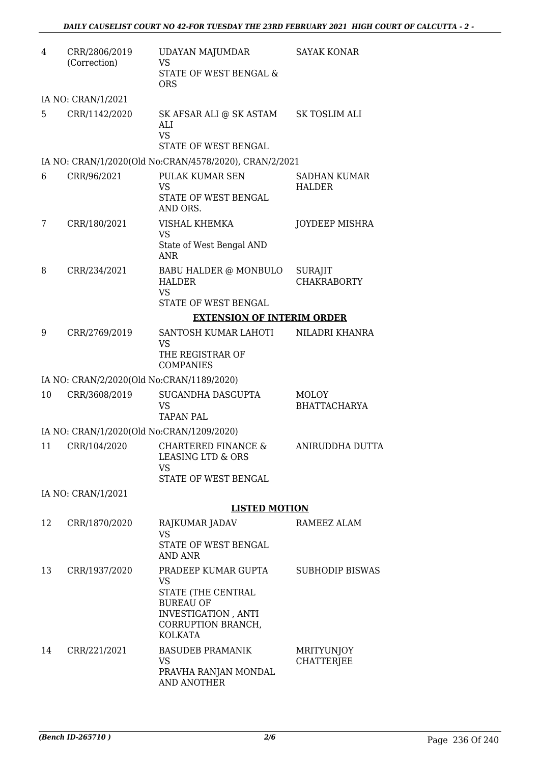| | | | |
|---|---|---|---|
| 4 | CRR/2806/2019 (Correction) | UDAYAN MAJUMDAR VS STATE OF WEST BENGAL & ORS | SAYAK KONAR |
| | IA NO: CRAN/1/2021 | | |
| 5 | CRR/1142/2020 | SK AFSAR ALI @ SK ASTAM ALI VS STATE OF WEST BENGAL | SK TOSLIM ALI |
| | IA NO: CRAN/1/2020(Old No:CRAN/4578/2020), CRAN/2/2021 | | |
| 6 | CRR/96/2021 | PULAK KUMAR SEN VS STATE OF WEST BENGAL AND ORS. | SADHAN KUMAR HALDER |
| 7 | CRR/180/2021 | VISHAL KHEMKA VS State of West Bengal AND ANR | JOYDEEP MISHRA |
| 8 | CRR/234/2021 | BABU HALDER @ MONBULO HALDER VS STATE OF WEST BENGAL | SURAJIT CHAKRABORTY |

**EXTENSION OF INTERIM ORDER**

| | | | |
|---|---|---|---|
| 9 | CRR/2769/2019 | SANTOSH KUMAR LAHOTI VS THE REGISTRAR OF COMPANIES | NILADRI KHANRA |
| | IA NO: CRAN/2/2020(Old No:CRAN/1189/2020) | | |
| 10 | CRR/3608/2019 | SUGANDHA DASGUPTA VS TAPAN PAL | MOLOY BHATTACHARYA |
| | IA NO: CRAN/1/2020(Old No:CRAN/1209/2020) | | |
| 11 | CRR/104/2020 | CHARTERED FINANCE & LEASING LTD & ORS VS STATE OF WEST BENGAL | ANIRUDDHA DUTTA |
| | IA NO: CRAN/1/2021 | | |

**LISTED MOTION**

| | | | |
|---|---|---|---|
| 12 | CRR/1870/2020 | RAJKUMAR JADAV VS STATE OF WEST BENGAL AND ANR | RAMEEZ ALAM |
| 13 | CRR/1937/2020 | PRADEEP KUMAR GUPTA VS STATE (THE CENTRAL BUREAU OF INVESTIGATION , ANTI CORRUPTION BRANCH, KOLKATA | SUBHODIP BISWAS |
| 14 | CRR/221/2021 | BASUDEB PRAMANIK VS PRAVHA RANJAN MONDAL AND ANOTHER | MRITYUNJOY CHATTERJEE |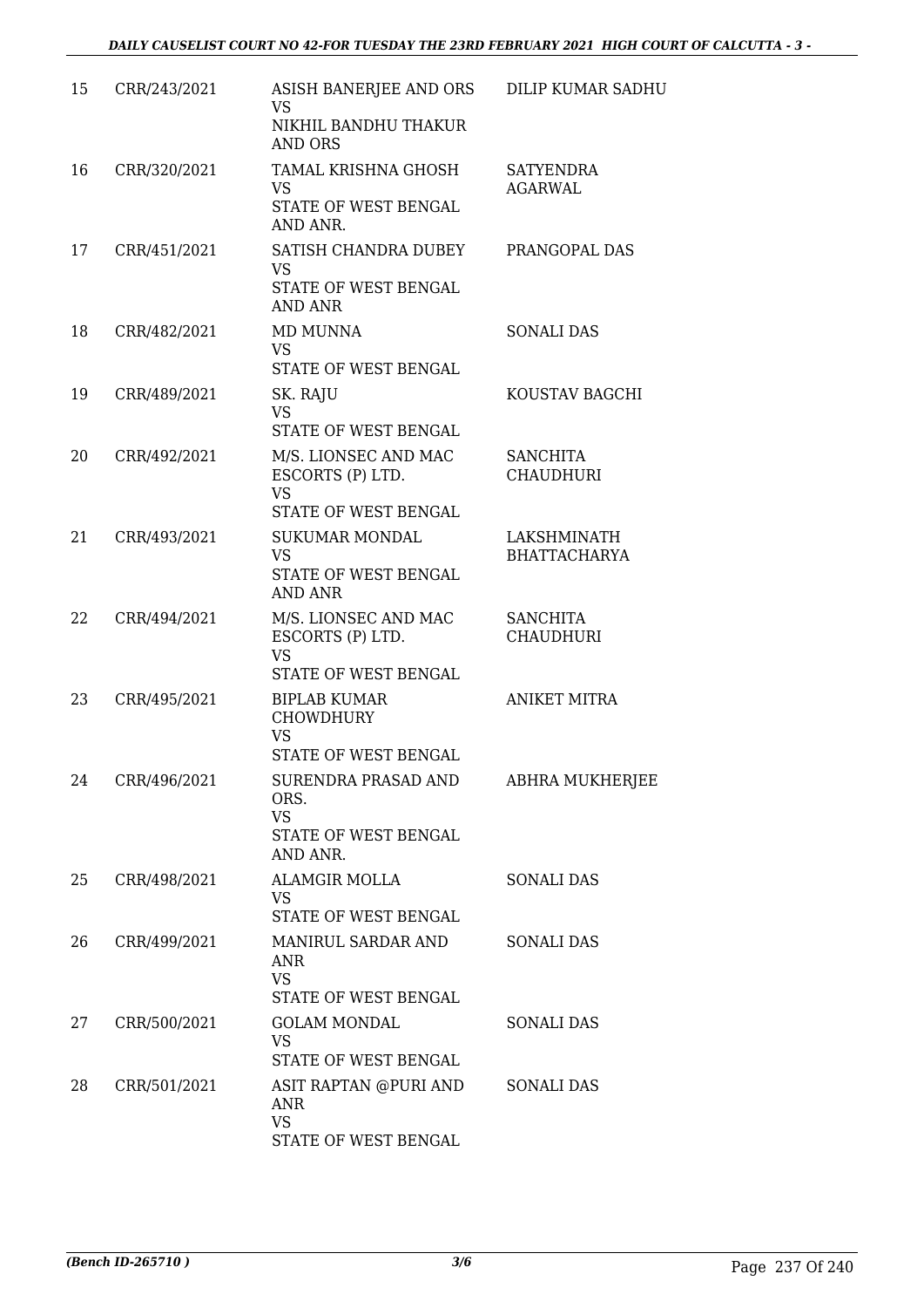| 15 | CRR/243/2021 | ASISH BANERJEE AND ORS<br>VS<br>NIKHIL BANDHU THAKUR AND ORS | DILIP KUMAR SADHU |
|---|---|---|---|
| 16 | CRR/320/2021 | TAMAL KRISHNA GHOSH<br>VS<br>STATE OF WEST BENGAL AND ANR. | SATYENDRA AGARWAL |
| 17 | CRR/451/2021 | SATISH CHANDRA DUBEY<br>VS<br>STATE OF WEST BENGAL AND ANR | PRANGOPAL DAS |
| 18 | CRR/482/2021 | MD MUNNA<br>VS<br>STATE OF WEST BENGAL | SONALI DAS |
| 19 | CRR/489/2021 | SK. RAJU<br>VS<br>STATE OF WEST BENGAL | KOUSTAV BAGCHI |
| 20 | CRR/492/2021 | M/S. LIONSEC AND MAC ESCORTS (P) LTD.<br>VS<br>STATE OF WEST BENGAL | SANCHITA CHAUDHURI |
| 21 | CRR/493/2021 | SUKUMAR MONDAL<br>VS<br>STATE OF WEST BENGAL AND ANR | LAKSHMINATH BHATTACHARYA |
| 22 | CRR/494/2021 | M/S. LIONSEC AND MAC ESCORTS (P) LTD.<br>VS<br>STATE OF WEST BENGAL | SANCHITA CHAUDHURI |
| 23 | CRR/495/2021 | BIPLAB KUMAR CHOWDHURY<br>VS<br>STATE OF WEST BENGAL | ANIKET MITRA |
| 24 | CRR/496/2021 | SURENDRA PRASAD AND ORS.<br>VS<br>STATE OF WEST BENGAL AND ANR. | ABHRA MUKHERJEE |
| 25 | CRR/498/2021 | ALAMGIR MOLLA<br>VS<br>STATE OF WEST BENGAL | SONALI DAS |
| 26 | CRR/499/2021 | MANIRUL SARDAR AND ANR<br>VS<br>STATE OF WEST BENGAL | SONALI DAS |
| 27 | CRR/500/2021 | GOLAM MONDAL<br>VS<br>STATE OF WEST BENGAL | SONALI DAS |
| 28 | CRR/501/2021 | ASIT RAPTAN @PURI AND ANR<br>VS<br>STATE OF WEST BENGAL | SONALI DAS |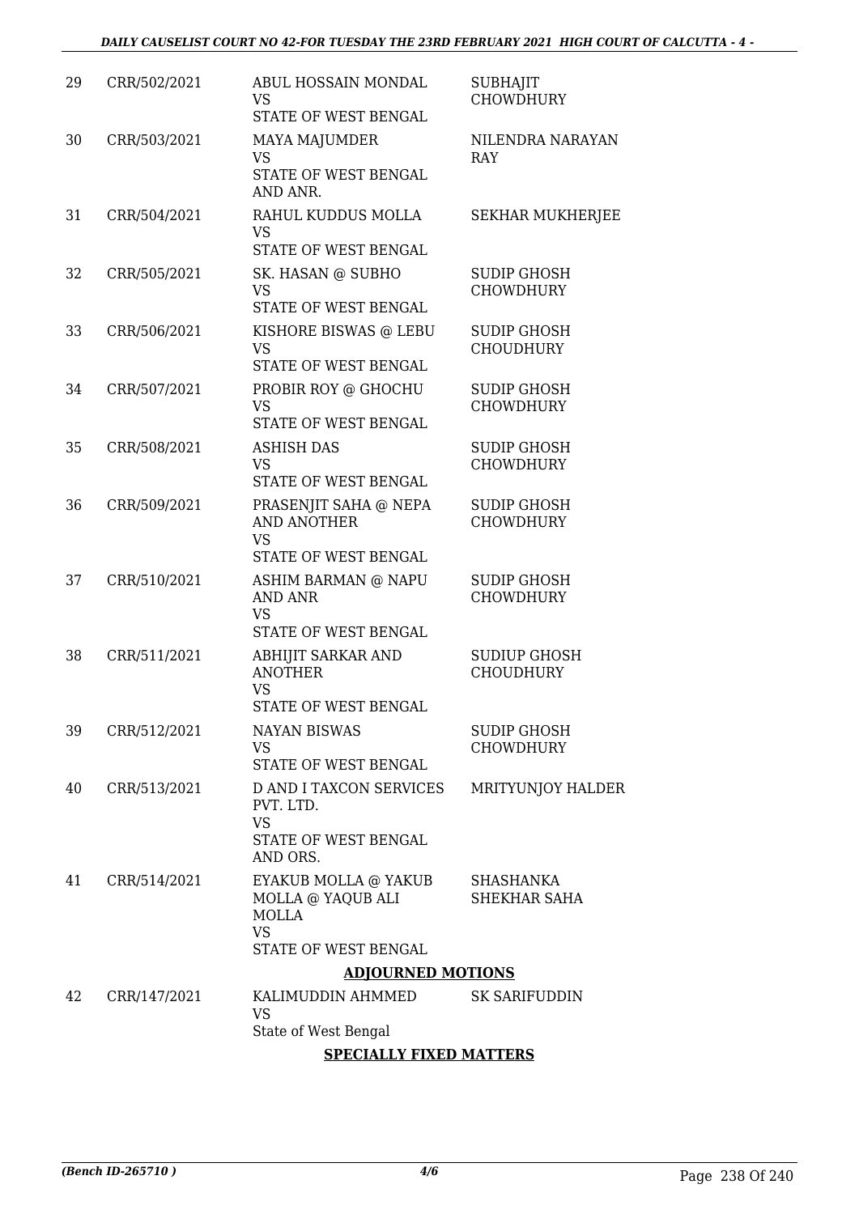| 29 | CRR/502/2021 | ABUL HOSSAIN MONDAL<br>VS<br>STATE OF WEST BENGAL | SUBHAJIT CHOWDHURY |
|---|---|---|---|
| 30 | CRR/503/2021 | MAYA MAJUMDER<br>VS<br>STATE OF WEST BENGAL AND ANR. | NILENDRA NARAYAN RAY |
| 31 | CRR/504/2021 | RAHUL KUDDUS MOLLA<br>VS<br>STATE OF WEST BENGAL | SEKHAR MUKHERJEE |
| 32 | CRR/505/2021 | SK. HASAN @ SUBHO<br>VS<br>STATE OF WEST BENGAL | SUDIP GHOSH CHOWDHURY |
| 33 | CRR/506/2021 | KISHORE BISWAS @ LEBU<br>VS<br>STATE OF WEST BENGAL | SUDIP GHOSH CHOUDHURY |
| 34 | CRR/507/2021 | PROBIR ROY @ GHOCHU<br>VS<br>STATE OF WEST BENGAL | SUDIP GHOSH CHOWDHURY |
| 35 | CRR/508/2021 | ASHISH DAS<br>VS<br>STATE OF WEST BENGAL | SUDIP GHOSH CHOWDHURY |
| 36 | CRR/509/2021 | PRASENJIT SAHA @ NEPA AND ANOTHER<br>VS<br>STATE OF WEST BENGAL | SUDIP GHOSH CHOWDHURY |
| 37 | CRR/510/2021 | ASHIM BARMAN @ NAPU AND ANR<br>VS<br>STATE OF WEST BENGAL | SUDIP GHOSH CHOWDHURY |
| 38 | CRR/511/2021 | ABHIJIT SARKAR AND ANOTHER<br>VS<br>STATE OF WEST BENGAL | SUDIUP GHOSH CHOUDHURY |
| 39 | CRR/512/2021 | NAYAN BISWAS<br>VS<br>STATE OF WEST BENGAL | SUDIP GHOSH CHOWDHURY |
| 40 | CRR/513/2021 | D AND I TAXCON SERVICES PVT. LTD.<br>VS<br>STATE OF WEST BENGAL AND ORS. | MRITYUNJOY HALDER |
| 41 | CRR/514/2021 | EYAKUB MOLLA @ YAKUB MOLLA @ YAQUB ALI MOLLA<br>VS<br>STATE OF WEST BENGAL | SHASHANKA SHEKHAR SAHA |

**ADJOURNED MOTIONS**

| 42 | CRR/147/2021 | KALIMUDDIN AHMMED<br>VS<br>State of West Bengal | SK SARIFUDDIN |
|---|---|---|---|

**SPECIALLY FIXED MATTERS**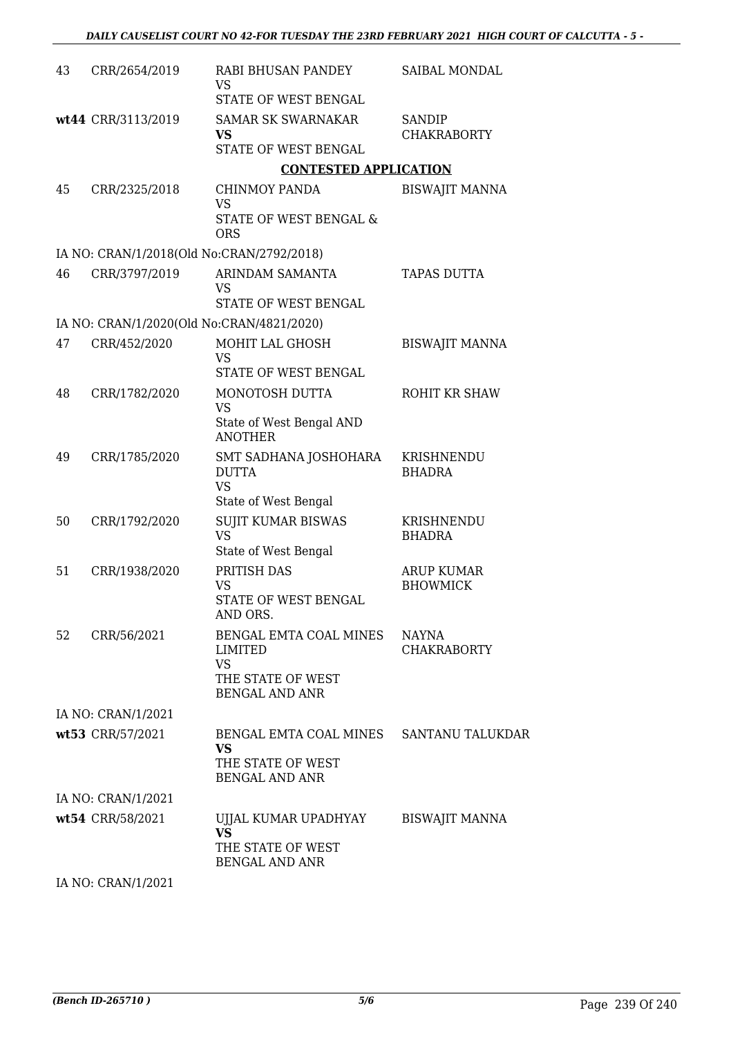| | | | |
|---|---|---|---|
| 43 | CRR/2654/2019 | RABI BHUSAN PANDEY<br>VS<br>STATE OF WEST BENGAL | SAIBAL MONDAL |
| wt44 | CRR/3113/2019 | SAMAR SK SWARNAKAR<br>**VS**<br>STATE OF WEST BENGAL | SANDIP CHAKRABORTY |

**CONTESTED APPLICATION**

| | | | |
|---|---|---|---|
| 45 | CRR/2325/2018 | CHINMOY PANDA<br>VS<br>STATE OF WEST BENGAL & ORS | BISWAJIT MANNA |
| | IA NO: CRAN/1/2018(Old No:CRAN/2792/2018) | | |
| 46 | CRR/3797/2019 | ARINDAM SAMANTA<br>VS<br>STATE OF WEST BENGAL | TAPAS DUTTA |
| | IA NO: CRAN/1/2020(Old No:CRAN/4821/2020) | | |
| 47 | CRR/452/2020 | MOHIT LAL GHOSH<br>VS<br>STATE OF WEST BENGAL | BISWAJIT MANNA |
| 48 | CRR/1782/2020 | MONOTOSH DUTTA<br>VS<br>State of West Bengal AND ANOTHER | ROHIT KR SHAW |
| 49 | CRR/1785/2020 | SMT SADHANA JOSHOHARA DUTTA<br>VS<br>State of West Bengal | KRISHNENDU BHADRA |
| 50 | CRR/1792/2020 | SUJIT KUMAR BISWAS<br>VS<br>State of West Bengal | KRISHNENDU BHADRA |
| 51 | CRR/1938/2020 | PRITISH DAS<br>VS<br>STATE OF WEST BENGAL AND ORS. | ARUP KUMAR BHOWMICK |
| 52 | CRR/56/2021 | BENGAL EMTA COAL MINES LIMITED<br>VS<br>THE STATE OF WEST BENGAL AND ANR | NAYNA CHAKRABORTY |
| | IA NO: CRAN/1/2021 | | |
| wt53 | CRR/57/2021 | BENGAL EMTA COAL MINES<br>**VS**<br>THE STATE OF WEST BENGAL AND ANR | SANTANU TALUKDAR |
| | IA NO: CRAN/1/2021 | | |
| wt54 | CRR/58/2021 | UJJAL KUMAR UPADHYAY<br>**VS**<br>THE STATE OF WEST BENGAL AND ANR | BISWAJIT MANNA |
| | IA NO: CRAN/1/2021 | | |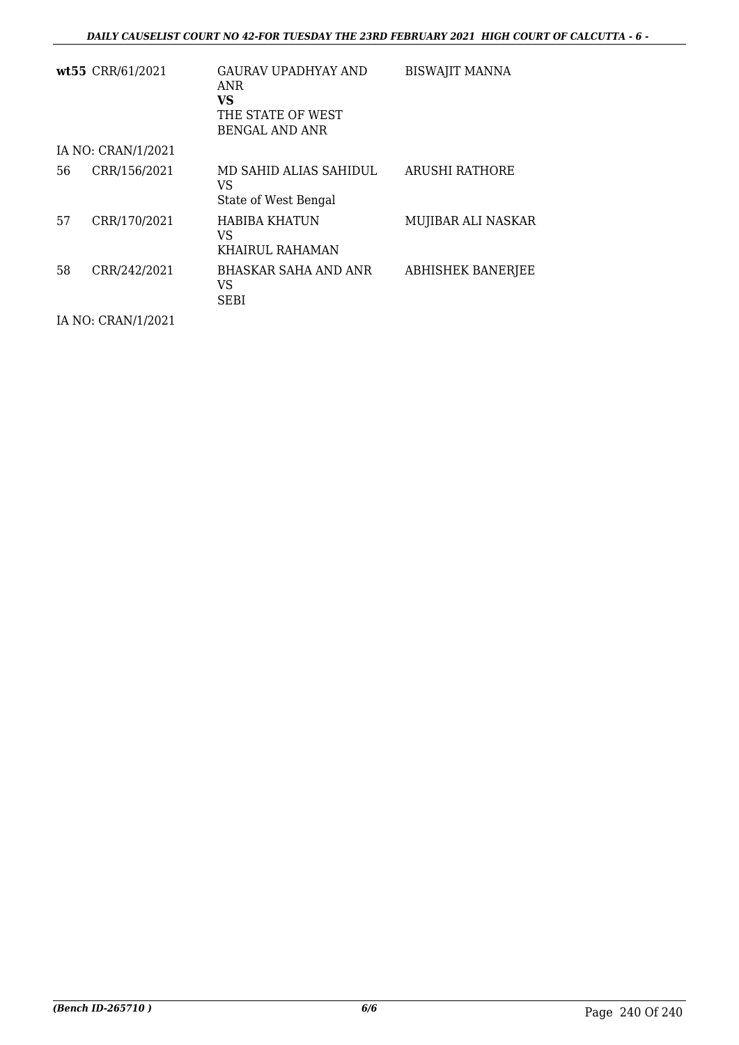| | | | |
|---|---|---|---|
| **wt55** | CRR/61/2021 | GAURAV UPADHYAY AND ANR<br>**VS**<br>THE STATE OF WEST BENGAL AND ANR | BISWAJIT MANNA |
| IA NO: CRAN/1/2021 | | | |
| 56 | CRR/156/2021 | MD SAHID ALIAS SAHIDUL<br>VS<br>State of West Bengal | ARUSHI RATHORE |
| 57 | CRR/170/2021 | HABIBA KHATUN<br>VS<br>KHAIRUL RAHAMAN | MUJIBAR ALI NASKAR |
| 58 | CRR/242/2021 | BHASKAR SAHA AND ANR<br>VS<br>SEBI | ABHISHEK BANERJEE |
| IA NO: CRAN/1/2021 | | | |